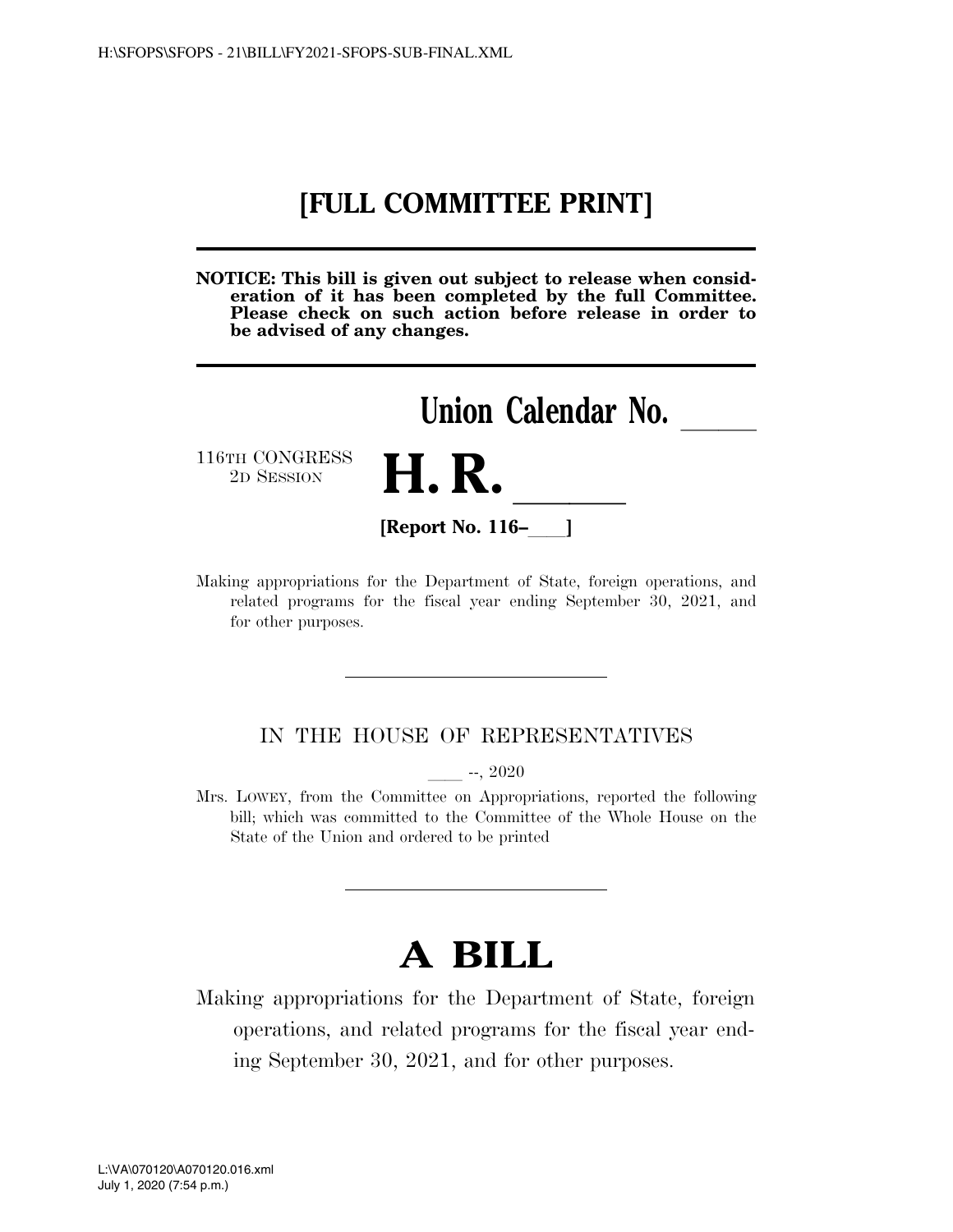# [FULL COMMITTEE PRINT]

**NOTICE: This bill is given out subject to release when consideration of it has been completed by the full Committee. Please check on such action before release in order to be advised of any changes.**

**Union Calendar No. \_\_\_\_**

116TH CONGRESS
2D SESSION

# H. R. \_\_\_\_

**[Report No. 116–\_\_\_]**

Making appropriations for the Department of State, foreign operations, and related programs for the fiscal year ending September 30, 2021, and for other purposes.

---

IN THE HOUSE OF REPRESENTATIVES

\_\_\_\_ --, 2020

Mrs. LOWEY, from the Committee on Appropriations, reported the following bill; which was committed to the Committee of the Whole House on the State of the Union and ordered to be printed

---

# A BILL

Making appropriations for the Department of State, foreign operations, and related programs for the fiscal year ending September 30, 2021, and for other purposes.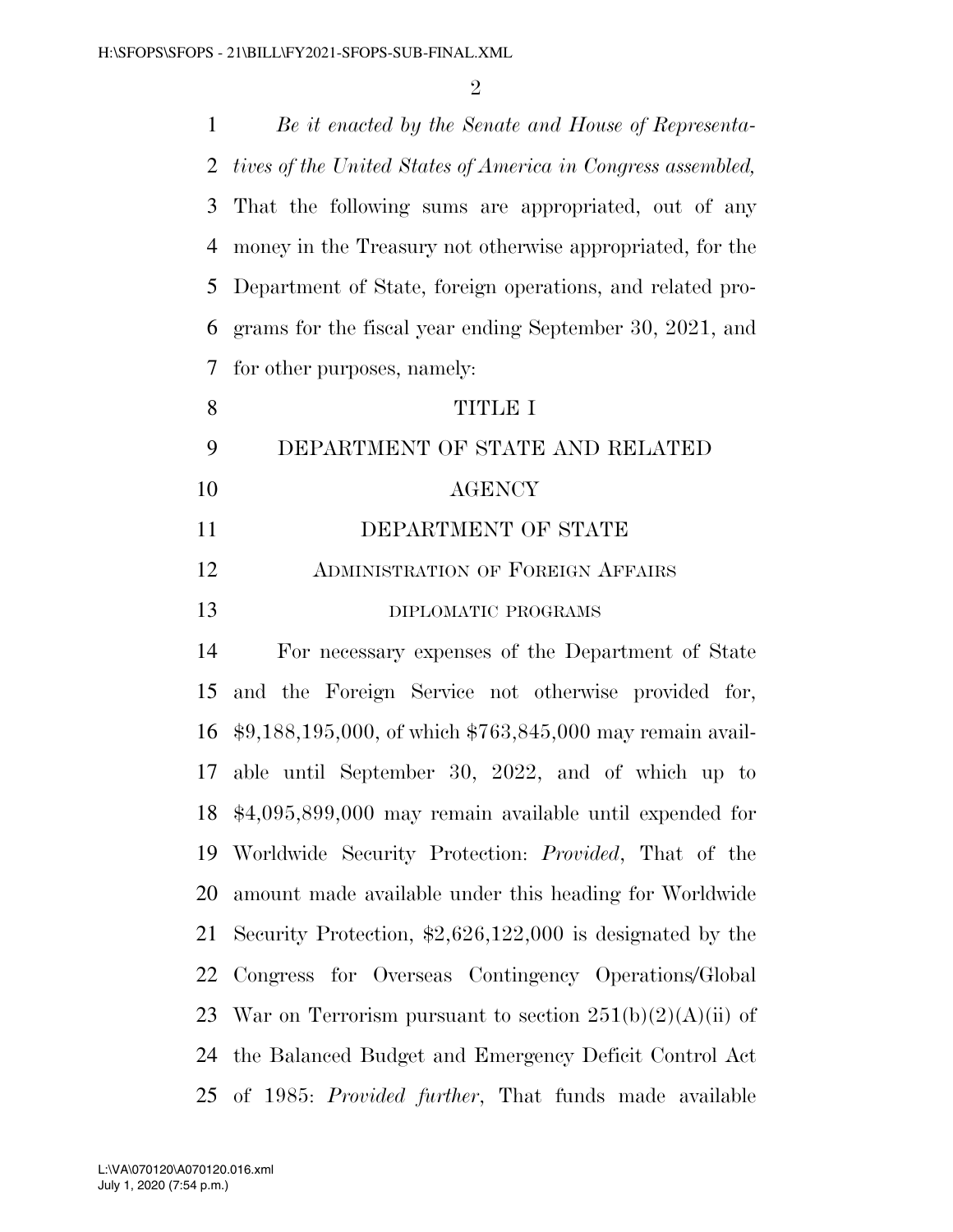*Be it enacted by the Senate and House of Representatives of the United States of America in Congress assembled,* That the following sums are appropriated, out of any money in the Treasury not otherwise appropriated, for the Department of State, foreign operations, and related programs for the fiscal year ending September 30, 2021, and for other purposes, namely:

# TITLE I

# DEPARTMENT OF STATE AND RELATED AGENCY

## DEPARTMENT OF STATE

### Administration of Foreign Affairs

#### diplomatic programs

For necessary expenses of the Department of State and the Foreign Service not otherwise provided for, $9,188,195,000, of which $763,845,000 may remain available until September 30, 2022, and of which up to $4,095,899,000 may remain available until expended for Worldwide Security Protection: *Provided*, That of the amount made available under this heading for Worldwide Security Protection, $2,626,122,000 is designated by the Congress for Overseas Contingency Operations/Global War on Terrorism pursuant to section 251(b)(2)(A)(ii) of the Balanced Budget and Emergency Deficit Control Act of 1985: *Provided further*, That funds made available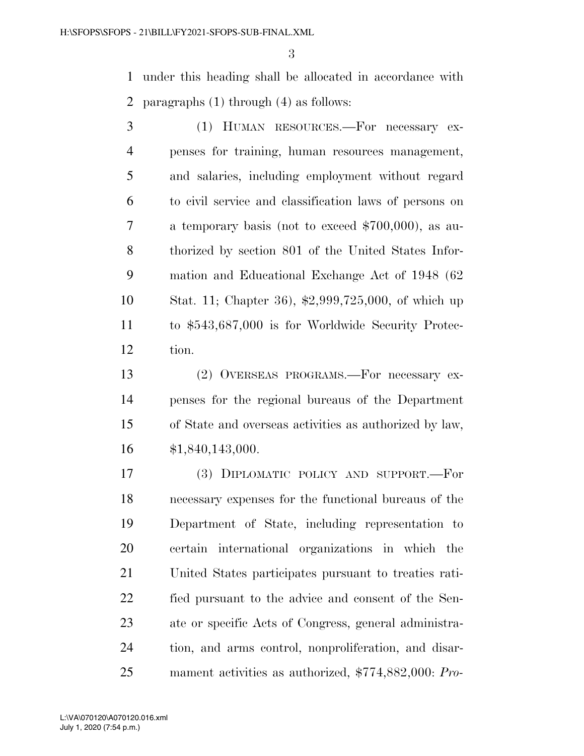under this heading shall be allocated in accordance with paragraphs (1) through (4) as follows:

(1) HUMAN RESOURCES.—For necessary expenses for training, human resources management, and salaries, including employment without regard to civil service and classification laws of persons on a temporary basis (not to exceed $700,000), as authorized by section 801 of the United States Information and Educational Exchange Act of 1948 (62 Stat. 11; Chapter 36), $2,999,725,000, of which up to $543,687,000 is for Worldwide Security Protection.

(2) OVERSEAS PROGRAMS.—For necessary expenses for the regional bureaus of the Department of State and overseas activities as authorized by law, $1,840,143,000.

(3) DIPLOMATIC POLICY AND SUPPORT.—For necessary expenses for the functional bureaus of the Department of State, including representation to certain international organizations in which the United States participates pursuant to treaties ratified pursuant to the advice and consent of the Senate or specific Acts of Congress, general administration, and arms control, nonproliferation, and disarmament activities as authorized, $774,882,000: *Pro-*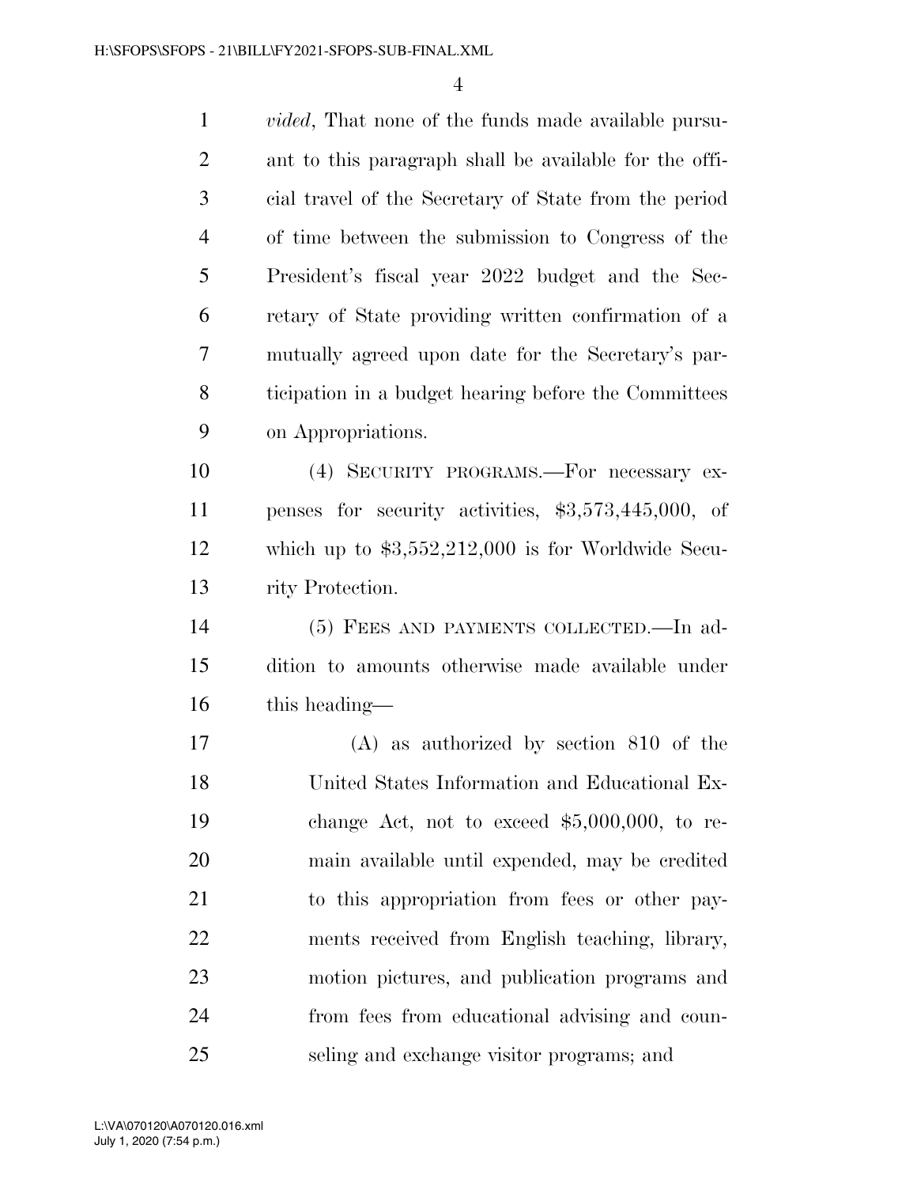*vided*, That none of the funds made available pursuant to this paragraph shall be available for the official travel of the Secretary of State from the period of time between the submission to Congress of the President's fiscal year 2022 budget and the Secretary of State providing written confirmation of a mutually agreed upon date for the Secretary's participation in a budget hearing before the Committees on Appropriations.

(4) SECURITY PROGRAMS.—For necessary expenses for security activities, \$3,573,445,000, of which up to \$3,552,212,000 is for Worldwide Security Protection.

(5) FEES AND PAYMENTS COLLECTED.—In addition to amounts otherwise made available under this heading—

(A) as authorized by section 810 of the United States Information and Educational Exchange Act, not to exceed \$5,000,000, to remain available until expended, may be credited to this appropriation from fees or other payments received from English teaching, library, motion pictures, and publication programs and from fees from educational advising and counseling and exchange visitor programs; and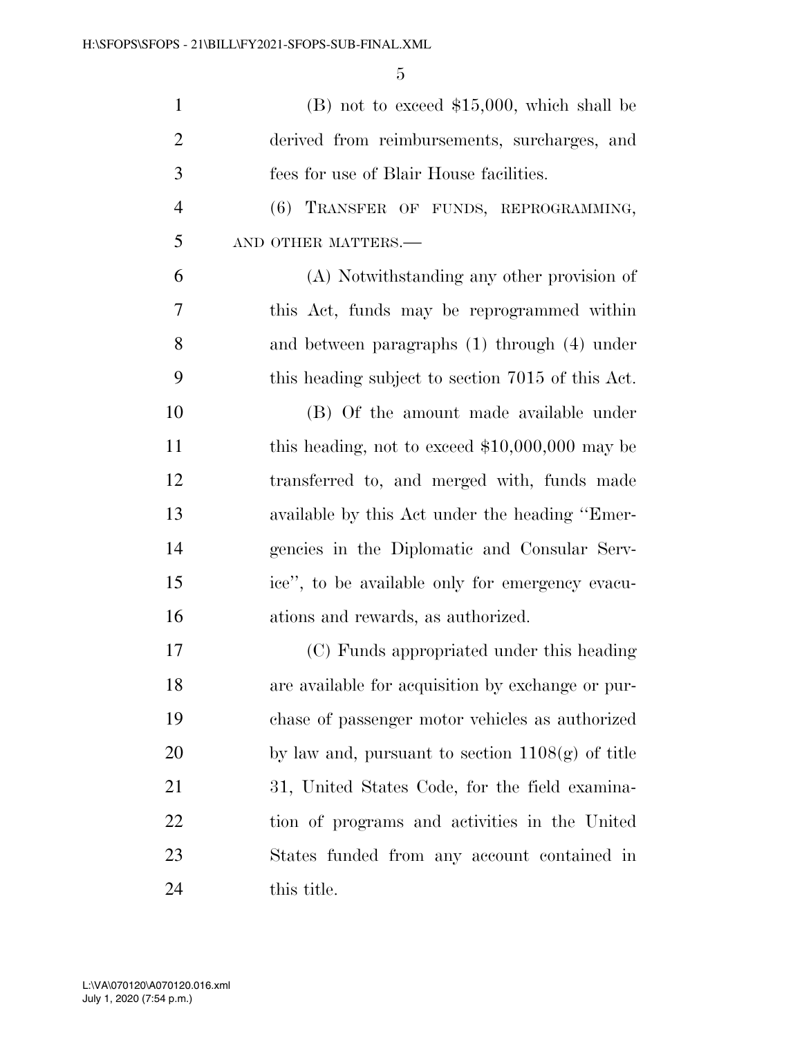(B) not to exceed $15,000, which shall be derived from reimbursements, surcharges, and fees for use of Blair House facilities.

(6) TRANSFER OF FUNDS, REPROGRAMMING, AND OTHER MATTERS.—

(A) Notwithstanding any other provision of this Act, funds may be reprogrammed within and between paragraphs (1) through (4) under this heading subject to section 7015 of this Act.

(B) Of the amount made available under this heading, not to exceed $10,000,000 may be transferred to, and merged with, funds made available by this Act under the heading "Emergencies in the Diplomatic and Consular Service", to be available only for emergency evacuations and rewards, as authorized.

(C) Funds appropriated under this heading are available for acquisition by exchange or purchase of passenger motor vehicles as authorized by law and, pursuant to section 1108(g) of title 31, United States Code, for the field examination of programs and activities in the United States funded from any account contained in this title.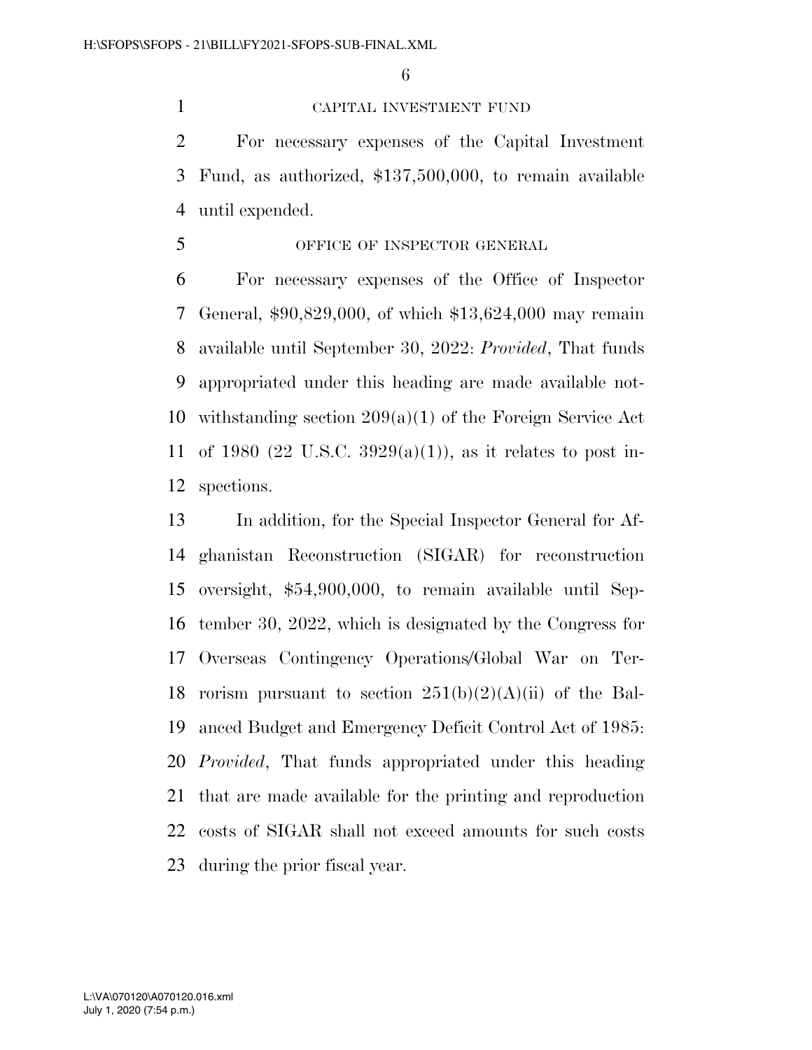CAPITAL INVESTMENT FUND

For necessary expenses of the Capital Investment Fund, as authorized, $137,500,000, to remain available until expended.

OFFICE OF INSPECTOR GENERAL

For necessary expenses of the Office of Inspector General, $90,829,000, of which $13,624,000 may remain available until September 30, 2022: *Provided*, That funds appropriated under this heading are made available notwithstanding section 209(a)(1) of the Foreign Service Act of 1980 (22 U.S.C. 3929(a)(1)), as it relates to post inspections.

In addition, for the Special Inspector General for Afghanistan Reconstruction (SIGAR) for reconstruction oversight, $54,900,000, to remain available until September 30, 2022, which is designated by the Congress for Overseas Contingency Operations/Global War on Terrorism pursuant to section 251(b)(2)(A)(ii) of the Balanced Budget and Emergency Deficit Control Act of 1985: *Provided*, That funds appropriated under this heading that are made available for the printing and reproduction costs of SIGAR shall not exceed amounts for such costs during the prior fiscal year.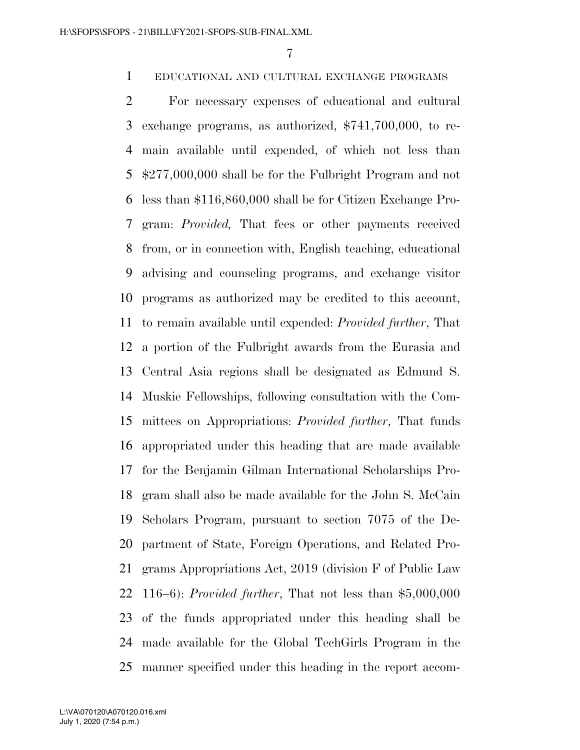EDUCATIONAL AND CULTURAL EXCHANGE PROGRAMS

For necessary expenses of educational and cultural exchange programs, as authorized, $741,700,000, to remain available until expended, of which not less than $277,000,000 shall be for the Fulbright Program and not less than $116,860,000 shall be for Citizen Exchange Program: *Provided,* That fees or other payments received from, or in connection with, English teaching, educational advising and counseling programs, and exchange visitor programs as authorized may be credited to this account, to remain available until expended: *Provided further*, That a portion of the Fulbright awards from the Eurasia and Central Asia regions shall be designated as Edmund S. Muskie Fellowships, following consultation with the Committees on Appropriations: *Provided further*, That funds appropriated under this heading that are made available for the Benjamin Gilman International Scholarships Program shall also be made available for the John S. McCain Scholars Program, pursuant to section 7075 of the Department of State, Foreign Operations, and Related Programs Appropriations Act, 2019 (division F of Public Law 116–6): *Provided further*, That not less than $5,000,000 of the funds appropriated under this heading shall be made available for the Global TechGirls Program in the manner specified under this heading in the report accom-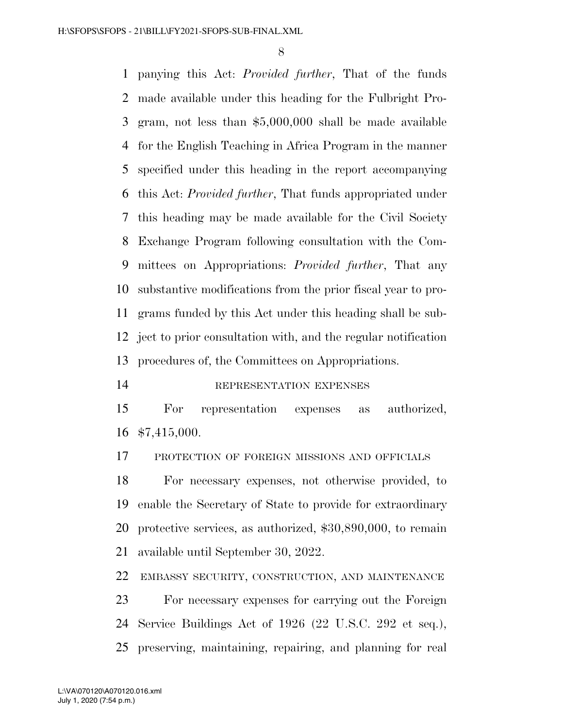panying this Act: *Provided further*, That of the funds made available under this heading for the Fulbright Program, not less than $5,000,000 shall be made available for the English Teaching in Africa Program in the manner specified under this heading in the report accompanying this Act: *Provided further*, That funds appropriated under this heading may be made available for the Civil Society Exchange Program following consultation with the Committees on Appropriations: *Provided further*, That any substantive modifications from the prior fiscal year to programs funded by this Act under this heading shall be subject to prior consultation with, and the regular notification procedures of, the Committees on Appropriations.

REPRESENTATION EXPENSES

For representation expenses as authorized, $7,415,000.

PROTECTION OF FOREIGN MISSIONS AND OFFICIALS

For necessary expenses, not otherwise provided, to enable the Secretary of State to provide for extraordinary protective services, as authorized, $30,890,000, to remain available until September 30, 2022.

EMBASSY SECURITY, CONSTRUCTION, AND MAINTENANCE

For necessary expenses for carrying out the Foreign Service Buildings Act of 1926 (22 U.S.C. 292 et seq.), preserving, maintaining, repairing, and planning for real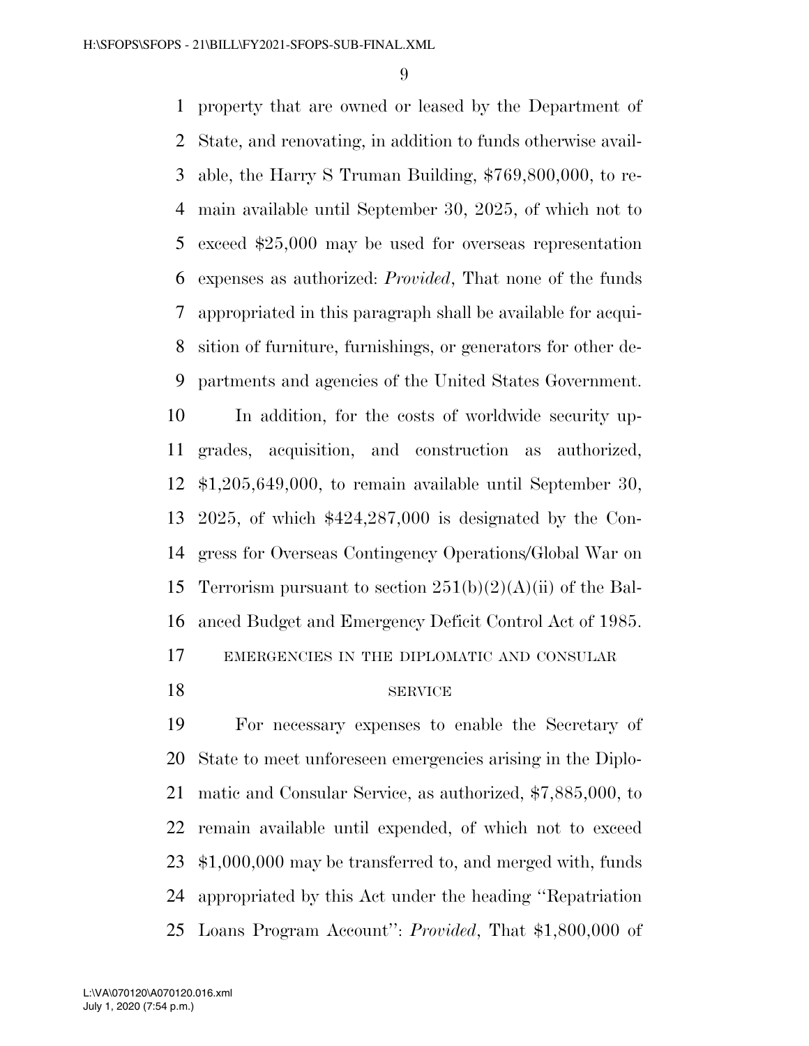property that are owned or leased by the Department of State, and renovating, in addition to funds otherwise available, the Harry S Truman Building, $769,800,000, to remain available until September 30, 2025, of which not to exceed $25,000 may be used for overseas representation expenses as authorized: *Provided*, That none of the funds appropriated in this paragraph shall be available for acquisition of furniture, furnishings, or generators for other departments and agencies of the United States Government.

In addition, for the costs of worldwide security upgrades, acquisition, and construction as authorized, $1,205,649,000, to remain available until September 30, 2025, of which $424,287,000 is designated by the Congress for Overseas Contingency Operations/Global War on Terrorism pursuant to section 251(b)(2)(A)(ii) of the Balanced Budget and Emergency Deficit Control Act of 1985.

EMERGENCIES IN THE DIPLOMATIC AND CONSULAR SERVICE

For necessary expenses to enable the Secretary of State to meet unforeseen emergencies arising in the Diplomatic and Consular Service, as authorized, $7,885,000, to remain available until expended, of which not to exceed $1,000,000 may be transferred to, and merged with, funds appropriated by this Act under the heading ''Repatriation Loans Program Account'': *Provided*, That $1,800,000 of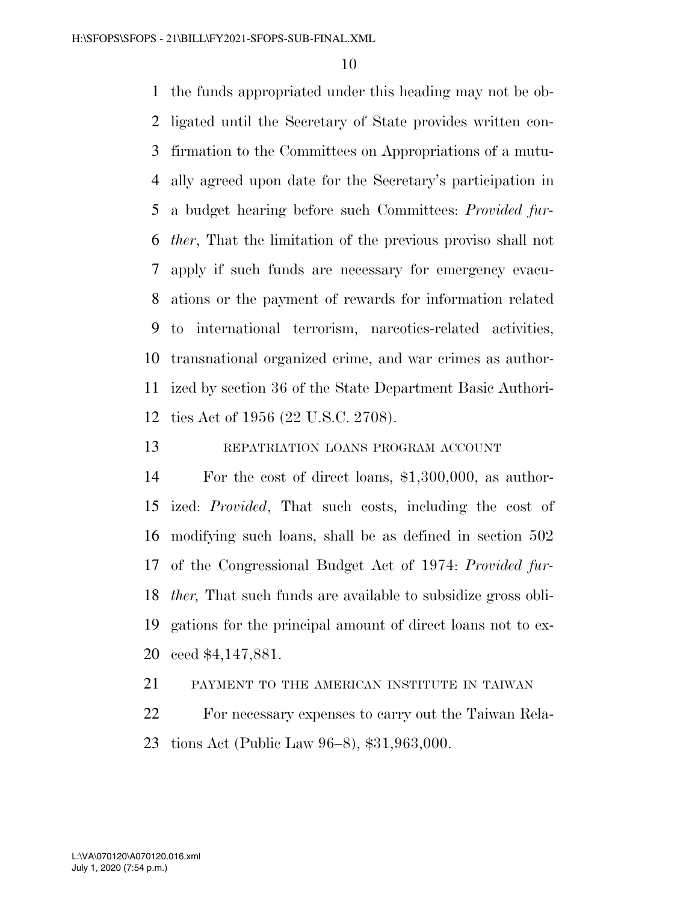the funds appropriated under this heading may not be obligated until the Secretary of State provides written confirmation to the Committees on Appropriations of a mutually agreed upon date for the Secretary's participation in a budget hearing before such Committees: *Provided further*, That the limitation of the previous proviso shall not apply if such funds are necessary for emergency evacuations or the payment of rewards for information related to international terrorism, narcotics-related activities, transnational organized crime, and war crimes as authorized by section 36 of the State Department Basic Authorities Act of 1956 (22 U.S.C. 2708).

REPATRIATION LOANS PROGRAM ACCOUNT

For the cost of direct loans, $1,300,000, as authorized: *Provided*, That such costs, including the cost of modifying such loans, shall be as defined in section 502 of the Congressional Budget Act of 1974: *Provided further,* That such funds are available to subsidize gross obligations for the principal amount of direct loans not to exceed $4,147,881.

PAYMENT TO THE AMERICAN INSTITUTE IN TAIWAN

For necessary expenses to carry out the Taiwan Relations Act (Public Law 96–8), $31,963,000.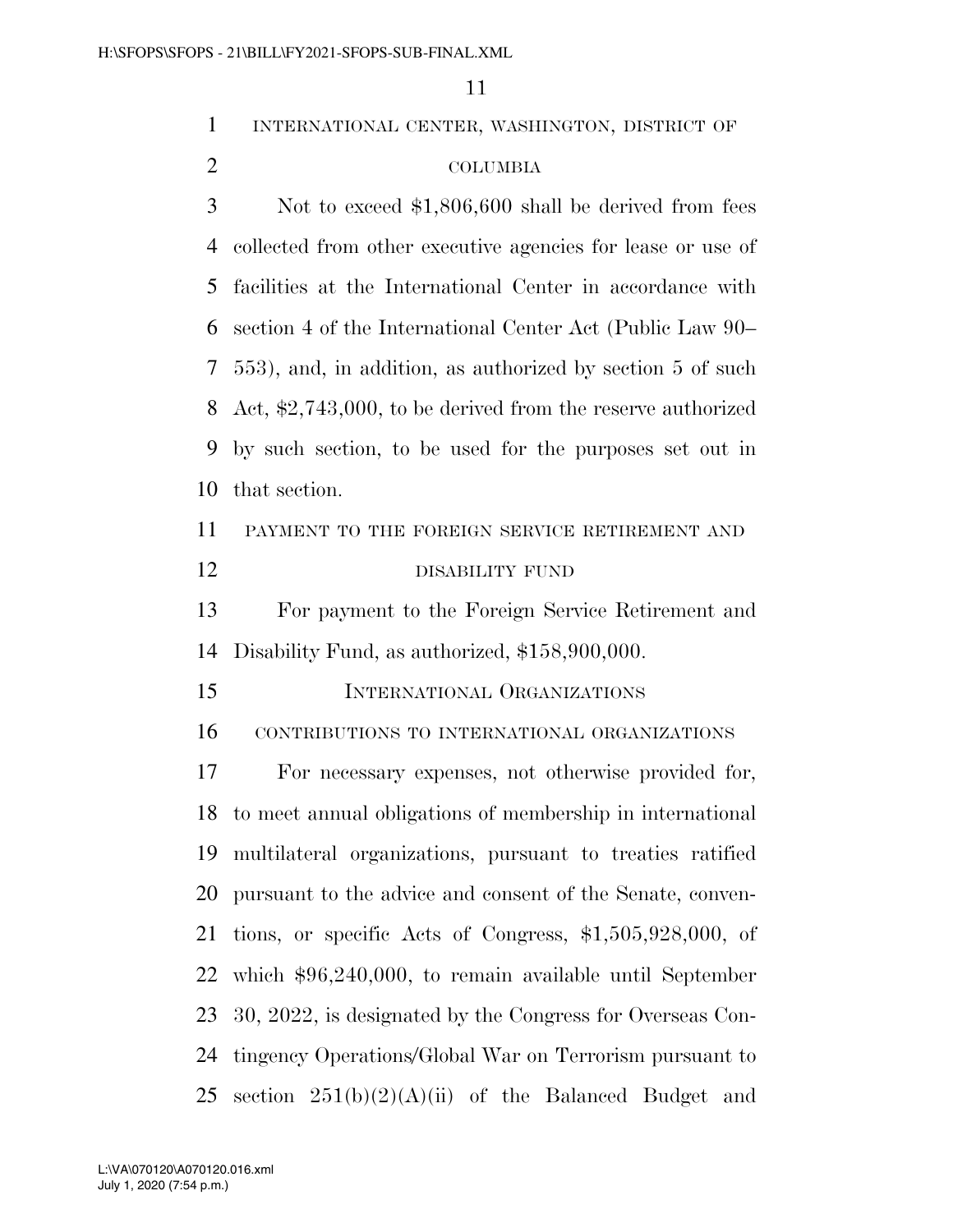INTERNATIONAL CENTER, WASHINGTON, DISTRICT OF COLUMBIA

Not to exceed $1,806,600 shall be derived from fees collected from other executive agencies for lease or use of facilities at the International Center in accordance with section 4 of the International Center Act (Public Law 90–553), and, in addition, as authorized by section 5 of such Act, $2,743,000, to be derived from the reserve authorized by such section, to be used for the purposes set out in that section.

PAYMENT TO THE FOREIGN SERVICE RETIREMENT AND DISABILITY FUND

For payment to the Foreign Service Retirement and Disability Fund, as authorized, $158,900,000.

## INTERNATIONAL ORGANIZATIONS

CONTRIBUTIONS TO INTERNATIONAL ORGANIZATIONS

For necessary expenses, not otherwise provided for, to meet annual obligations of membership in international multilateral organizations, pursuant to treaties ratified pursuant to the advice and consent of the Senate, conventions, or specific Acts of Congress, $1,505,928,000, of which $96,240,000, to remain available until September 30, 2022, is designated by the Congress for Overseas Contingency Operations/Global War on Terrorism pursuant to section 251(b)(2)(A)(ii) of the Balanced Budget and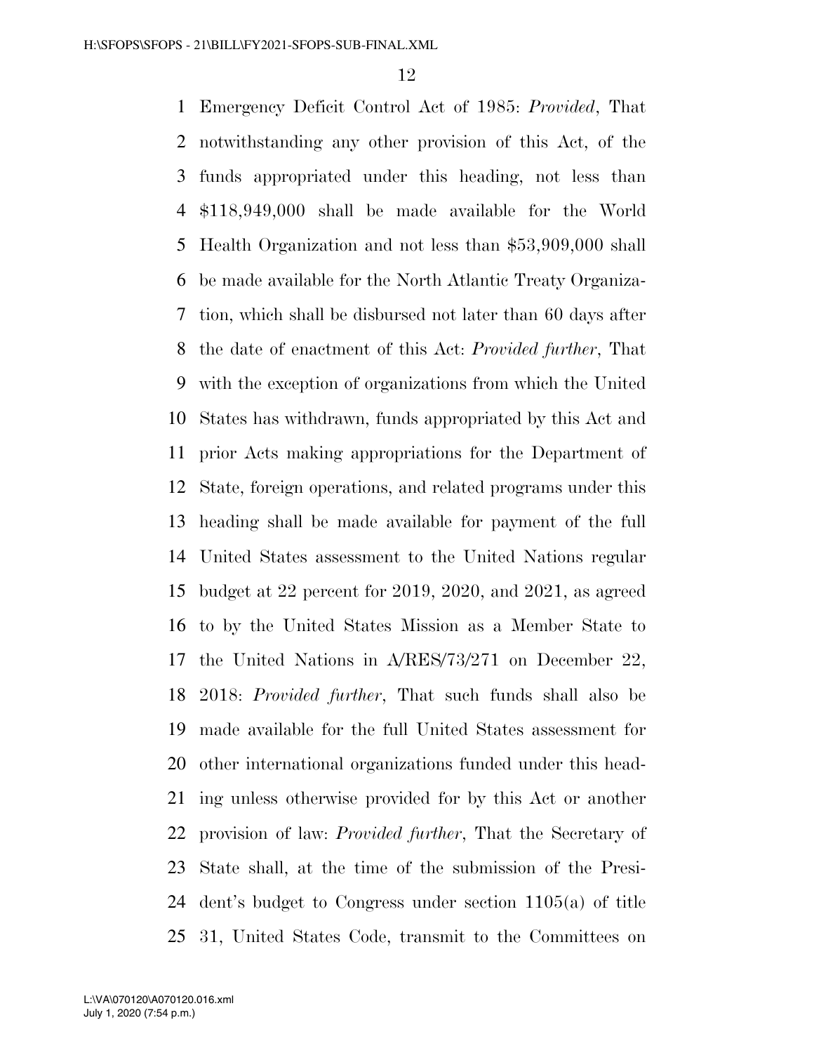Emergency Deficit Control Act of 1985: *Provided*, That notwithstanding any other provision of this Act, of the funds appropriated under this heading, not less than $118,949,000 shall be made available for the World Health Organization and not less than $53,909,000 shall be made available for the North Atlantic Treaty Organization, which shall be disbursed not later than 60 days after the date of enactment of this Act: *Provided further*, That with the exception of organizations from which the United States has withdrawn, funds appropriated by this Act and prior Acts making appropriations for the Department of State, foreign operations, and related programs under this heading shall be made available for payment of the full United States assessment to the United Nations regular budget at 22 percent for 2019, 2020, and 2021, as agreed to by the United States Mission as a Member State to the United Nations in A/RES/73/271 on December 22, 2018: *Provided further*, That such funds shall also be made available for the full United States assessment for other international organizations funded under this heading unless otherwise provided for by this Act or another provision of law: *Provided further*, That the Secretary of State shall, at the time of the submission of the President's budget to Congress under section 1105(a) of title 31, United States Code, transmit to the Committees on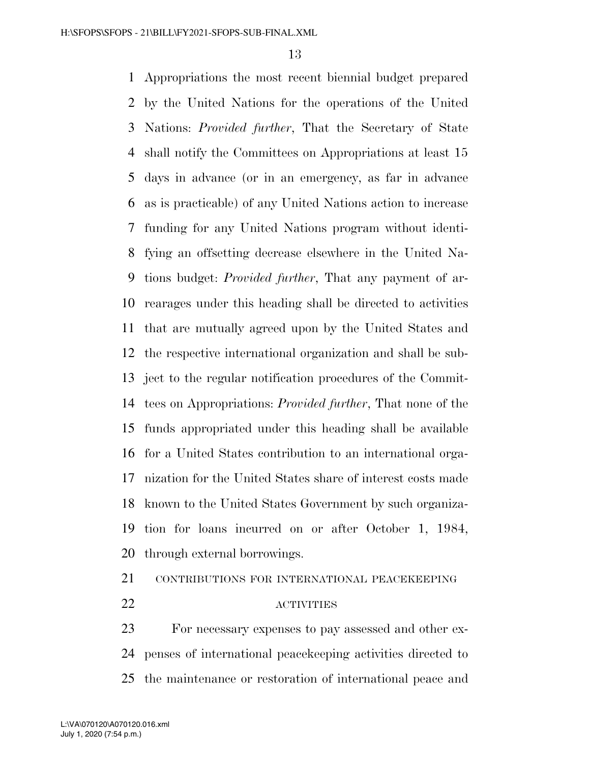Appropriations the most recent biennial budget prepared by the United Nations for the operations of the United Nations: *Provided further*, That the Secretary of State shall notify the Committees on Appropriations at least 15 days in advance (or in an emergency, as far in advance as is practicable) of any United Nations action to increase funding for any United Nations program without identifying an offsetting decrease elsewhere in the United Nations budget: *Provided further*, That any payment of arrearages under this heading shall be directed to activities that are mutually agreed upon by the United States and the respective international organization and shall be subject to the regular notification procedures of the Committees on Appropriations: *Provided further*, That none of the funds appropriated under this heading shall be available for a United States contribution to an international organization for the United States share of interest costs made known to the United States Government by such organization for loans incurred on or after October 1, 1984, through external borrowings.

CONTRIBUTIONS FOR INTERNATIONAL PEACEKEEPING ACTIVITIES

For necessary expenses to pay assessed and other expenses of international peacekeeping activities directed to the maintenance or restoration of international peace and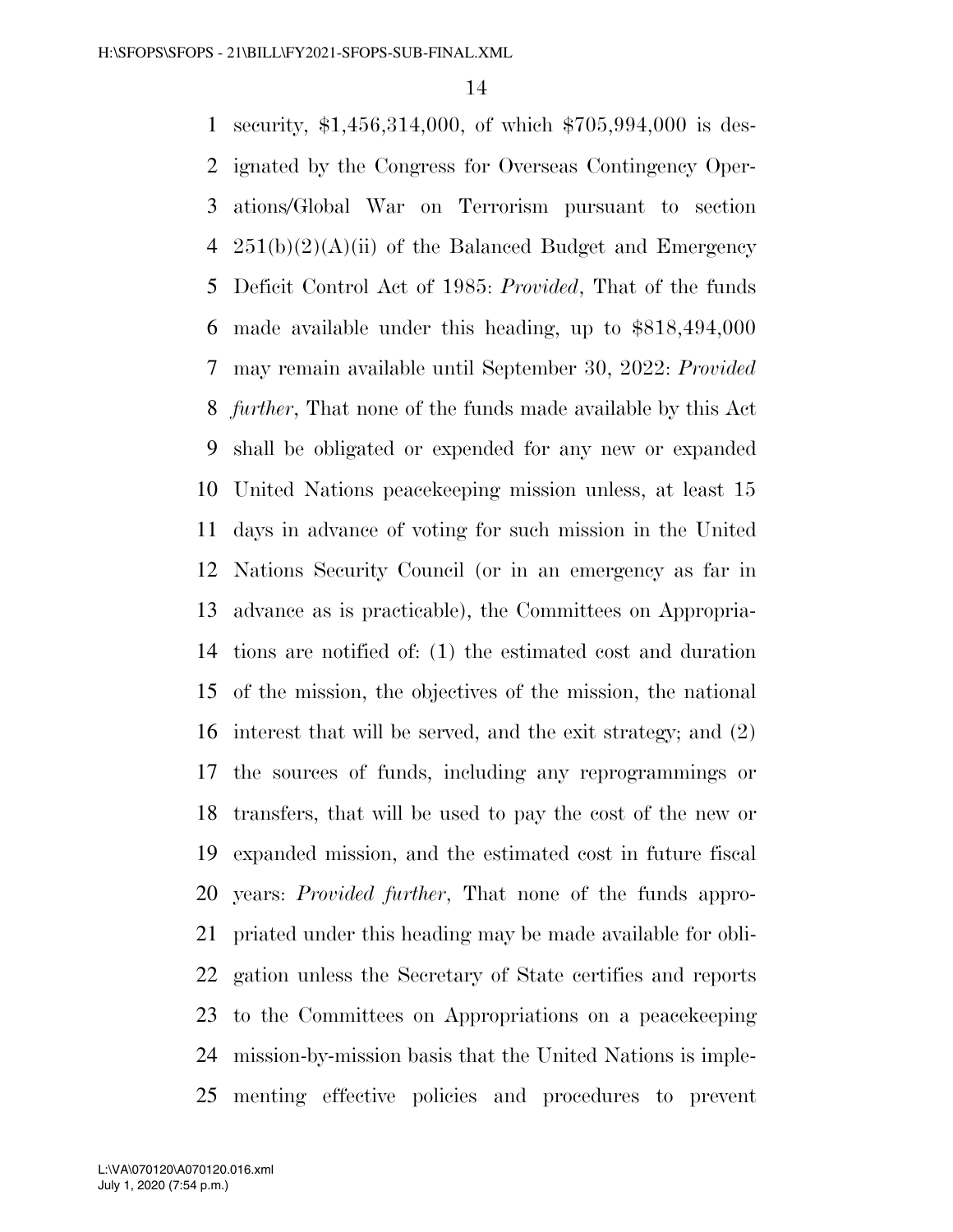security, $1,456,314,000, of which $705,994,000 is designated by the Congress for Overseas Contingency Operations/Global War on Terrorism pursuant to section 251(b)(2)(A)(ii) of the Balanced Budget and Emergency Deficit Control Act of 1985: *Provided*, That of the funds made available under this heading, up to $818,494,000 may remain available until September 30, 2022: *Provided further*, That none of the funds made available by this Act shall be obligated or expended for any new or expanded United Nations peacekeeping mission unless, at least 15 days in advance of voting for such mission in the United Nations Security Council (or in an emergency as far in advance as is practicable), the Committees on Appropriations are notified of: (1) the estimated cost and duration of the mission, the objectives of the mission, the national interest that will be served, and the exit strategy; and (2) the sources of funds, including any reprogrammings or transfers, that will be used to pay the cost of the new or expanded mission, and the estimated cost in future fiscal years: *Provided further*, That none of the funds appropriated under this heading may be made available for obligation unless the Secretary of State certifies and reports to the Committees on Appropriations on a peacekeeping mission-by-mission basis that the United Nations is implementing effective policies and procedures to prevent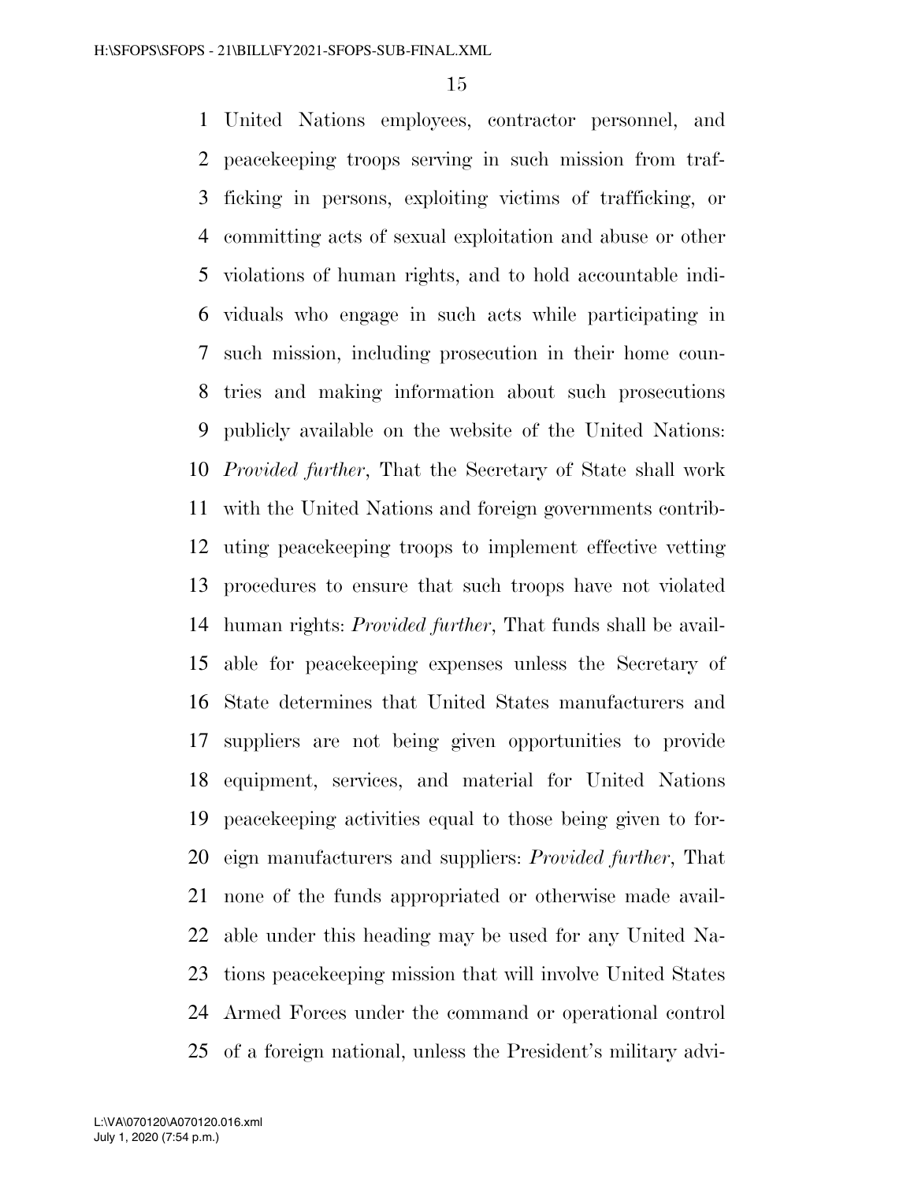United Nations employees, contractor personnel, and peacekeeping troops serving in such mission from trafficking in persons, exploiting victims of trafficking, or committing acts of sexual exploitation and abuse or other violations of human rights, and to hold accountable individuals who engage in such acts while participating in such mission, including prosecution in their home countries and making information about such prosecutions publicly available on the website of the United Nations: *Provided further*, That the Secretary of State shall work with the United Nations and foreign governments contributing peacekeeping troops to implement effective vetting procedures to ensure that such troops have not violated human rights: *Provided further*, That funds shall be available for peacekeeping expenses unless the Secretary of State determines that United States manufacturers and suppliers are not being given opportunities to provide equipment, services, and material for United Nations peacekeeping activities equal to those being given to foreign manufacturers and suppliers: *Provided further*, That none of the funds appropriated or otherwise made available under this heading may be used for any United Nations peacekeeping mission that will involve United States Armed Forces under the command or operational control of a foreign national, unless the President's military advi-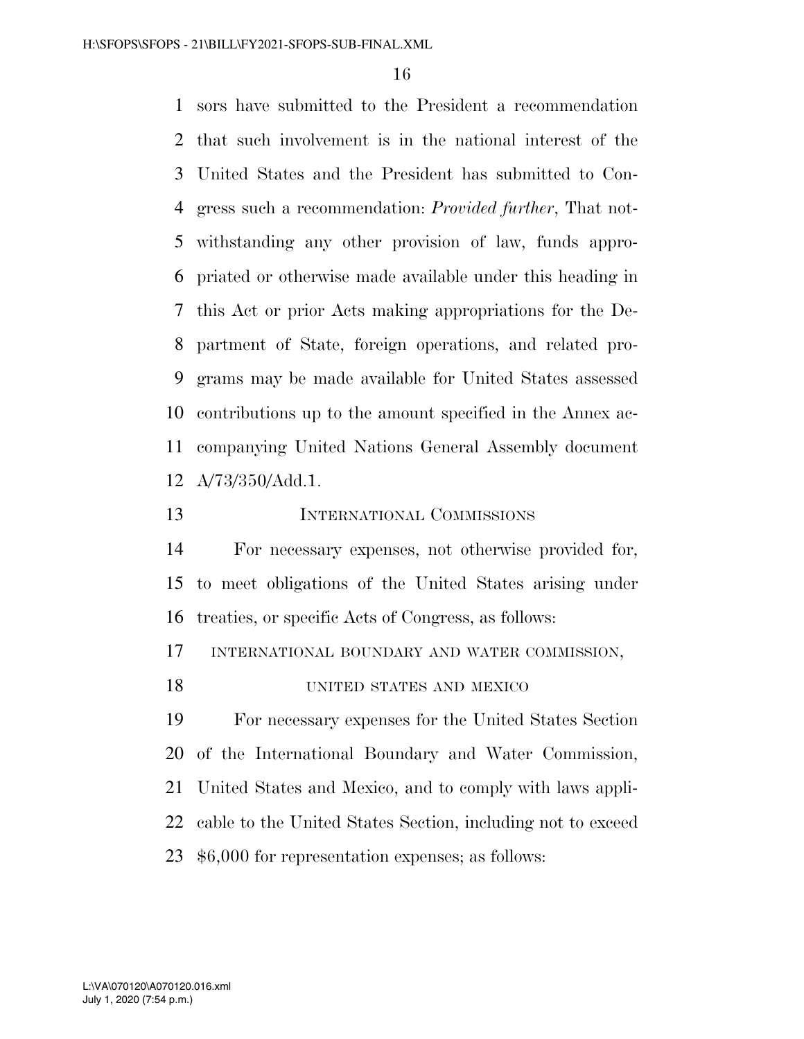sors have submitted to the President a recommendation that such involvement is in the national interest of the United States and the President has submitted to Congress such a recommendation: *Provided further*, That notwithstanding any other provision of law, funds appropriated or otherwise made available under this heading in this Act or prior Acts making appropriations for the Department of State, foreign operations, and related programs may be made available for United States assessed contributions up to the amount specified in the Annex accompanying United Nations General Assembly document A/73/350/Add.1.

## INTERNATIONAL COMMISSIONS

For necessary expenses, not otherwise provided for, to meet obligations of the United States arising under treaties, or specific Acts of Congress, as follows:

### INTERNATIONAL BOUNDARY AND WATER COMMISSION, UNITED STATES AND MEXICO

For necessary expenses for the United States Section of the International Boundary and Water Commission, United States and Mexico, and to comply with laws applicable to the United States Section, including not to exceed $6,000 for representation expenses; as follows: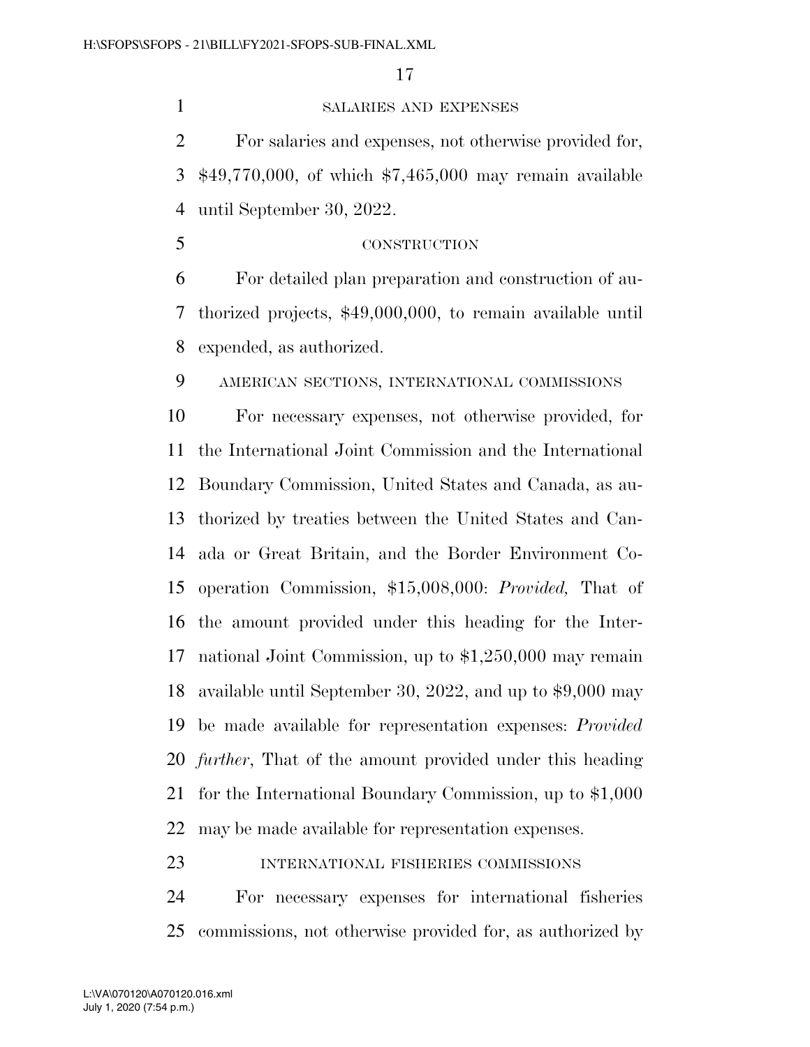SALARIES AND EXPENSES

For salaries and expenses, not otherwise provided for, $49,770,000, of which $7,465,000 may remain available until September 30, 2022.

CONSTRUCTION

For detailed plan preparation and construction of authorized projects, $49,000,000, to remain available until expended, as authorized.

AMERICAN SECTIONS, INTERNATIONAL COMMISSIONS

For necessary expenses, not otherwise provided, for the International Joint Commission and the International Boundary Commission, United States and Canada, as authorized by treaties between the United States and Canada or Great Britain, and the Border Environment Cooperation Commission, $15,008,000: *Provided,* That of the amount provided under this heading for the International Joint Commission, up to $1,250,000 may remain available until September 30, 2022, and up to $9,000 may be made available for representation expenses: *Provided further*, That of the amount provided under this heading for the International Boundary Commission, up to $1,000 may be made available for representation expenses.

INTERNATIONAL FISHERIES COMMISSIONS

For necessary expenses for international fisheries commissions, not otherwise provided for, as authorized by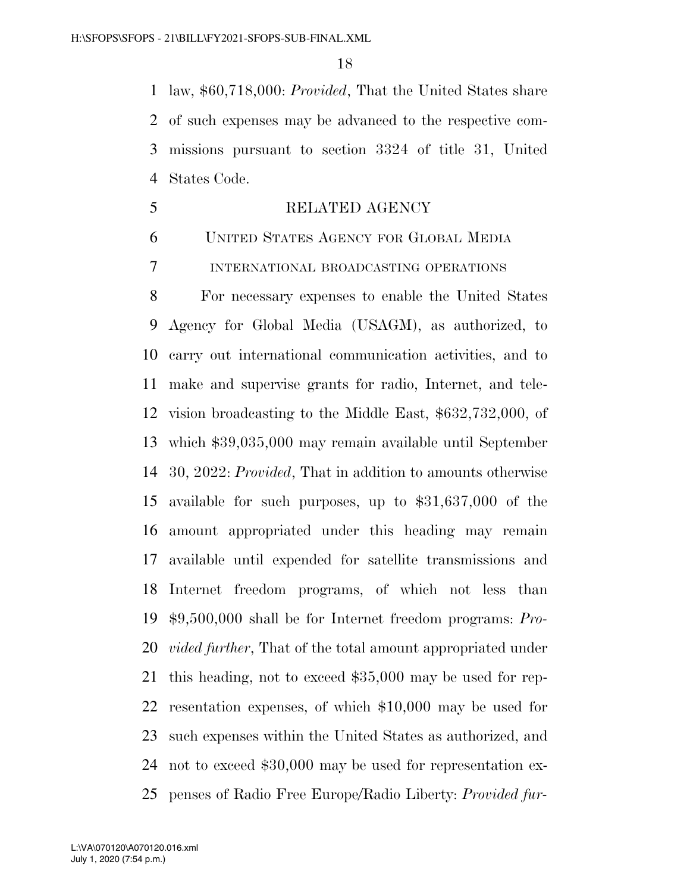law, $60,718,000: *Provided*, That the United States share of such expenses may be advanced to the respective commissions pursuant to section 3324 of title 31, United States Code.

RELATED AGENCY

UNITED STATES AGENCY FOR GLOBAL MEDIA

INTERNATIONAL BROADCASTING OPERATIONS

For necessary expenses to enable the United States Agency for Global Media (USAGM), as authorized, to carry out international communication activities, and to make and supervise grants for radio, Internet, and television broadcasting to the Middle East, $632,732,000, of which $39,035,000 may remain available until September 30, 2022: *Provided*, That in addition to amounts otherwise available for such purposes, up to $31,637,000 of the amount appropriated under this heading may remain available until expended for satellite transmissions and Internet freedom programs, of which not less than $9,500,000 shall be for Internet freedom programs: *Provided further*, That of the total amount appropriated under this heading, not to exceed $35,000 may be used for representation expenses, of which $10,000 may be used for such expenses within the United States as authorized, and not to exceed $30,000 may be used for representation expenses of Radio Free Europe/Radio Liberty: *Provided fur-*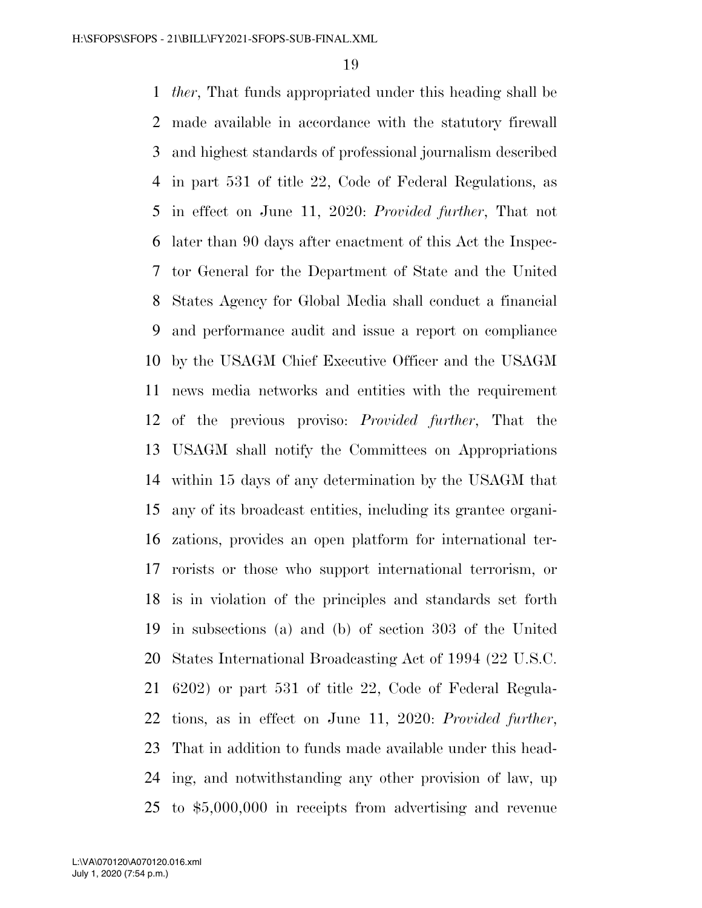*ther*, That funds appropriated under this heading shall be made available in accordance with the statutory firewall and highest standards of professional journalism described in part 531 of title 22, Code of Federal Regulations, as in effect on June 11, 2020: *Provided further*, That not later than 90 days after enactment of this Act the Inspector General for the Department of State and the United States Agency for Global Media shall conduct a financial and performance audit and issue a report on compliance by the USAGM Chief Executive Officer and the USAGM news media networks and entities with the requirement of the previous proviso: *Provided further*, That the USAGM shall notify the Committees on Appropriations within 15 days of any determination by the USAGM that any of its broadcast entities, including its grantee organizations, provides an open platform for international terrorists or those who support international terrorism, or is in violation of the principles and standards set forth in subsections (a) and (b) of section 303 of the United States International Broadcasting Act of 1994 (22 U.S.C. 6202) or part 531 of title 22, Code of Federal Regulations, as in effect on June 11, 2020: *Provided further*, That in addition to funds made available under this heading, and notwithstanding any other provision of law, up to $5,000,000 in receipts from advertising and revenue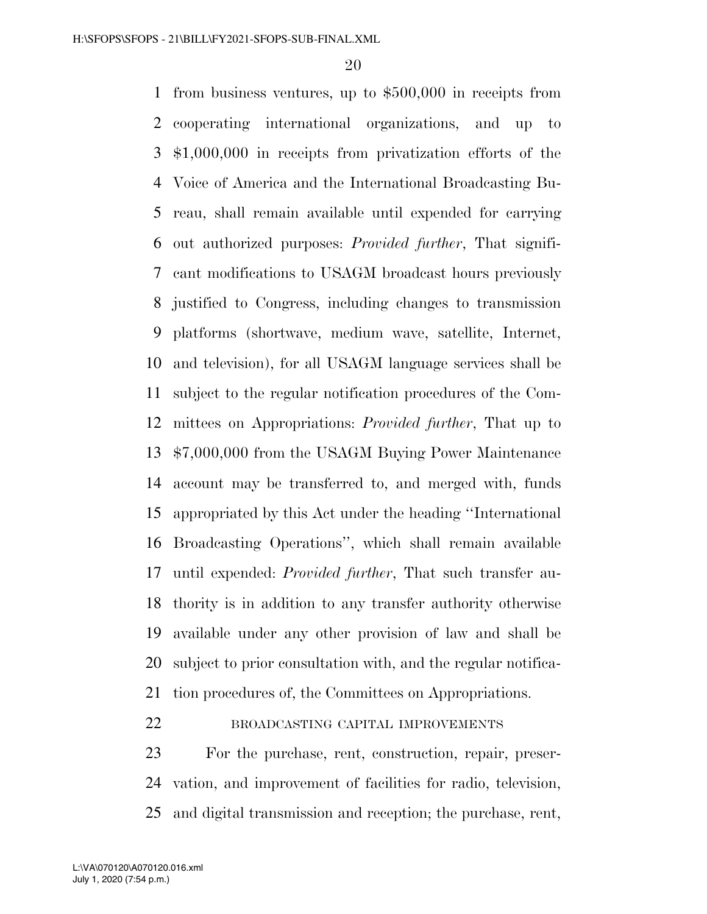from business ventures, up to $500,000 in receipts from cooperating international organizations, and up to $1,000,000 in receipts from privatization efforts of the Voice of America and the International Broadcasting Bureau, shall remain available until expended for carrying out authorized purposes: *Provided further*, That significant modifications to USAGM broadcast hours previously justified to Congress, including changes to transmission platforms (shortwave, medium wave, satellite, Internet, and television), for all USAGM language services shall be subject to the regular notification procedures of the Committees on Appropriations: *Provided further*, That up to $7,000,000 from the USAGM Buying Power Maintenance account may be transferred to, and merged with, funds appropriated by this Act under the heading ''International Broadcasting Operations'', which shall remain available until expended: *Provided further*, That such transfer authority is in addition to any transfer authority otherwise available under any other provision of law and shall be subject to prior consultation with, and the regular notification procedures of, the Committees on Appropriations.

BROADCASTING CAPITAL IMPROVEMENTS

For the purchase, rent, construction, repair, preservation, and improvement of facilities for radio, television, and digital transmission and reception; the purchase, rent,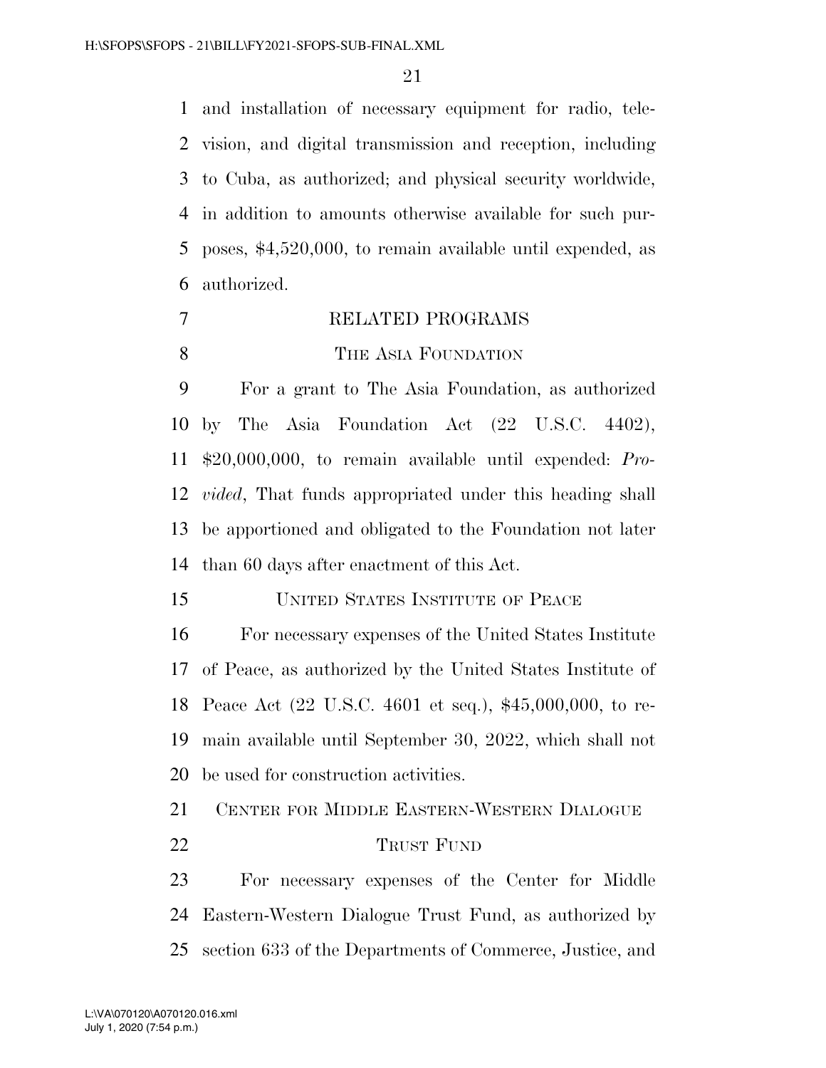and installation of necessary equipment for radio, television, and digital transmission and reception, including to Cuba, as authorized; and physical security worldwide, in addition to amounts otherwise available for such purposes, $4,520,000, to remain available until expended, as authorized.

RELATED PROGRAMS

THE ASIA FOUNDATION

For a grant to The Asia Foundation, as authorized by The Asia Foundation Act (22 U.S.C. 4402), $20,000,000, to remain available until expended: *Provided*, That funds appropriated under this heading shall be apportioned and obligated to the Foundation not later than 60 days after enactment of this Act.

UNITED STATES INSTITUTE OF PEACE

For necessary expenses of the United States Institute of Peace, as authorized by the United States Institute of Peace Act (22 U.S.C. 4601 et seq.), $45,000,000, to remain available until September 30, 2022, which shall not be used for construction activities.

CENTER FOR MIDDLE EASTERN-WESTERN DIALOGUE TRUST FUND

For necessary expenses of the Center for Middle Eastern-Western Dialogue Trust Fund, as authorized by section 633 of the Departments of Commerce, Justice, and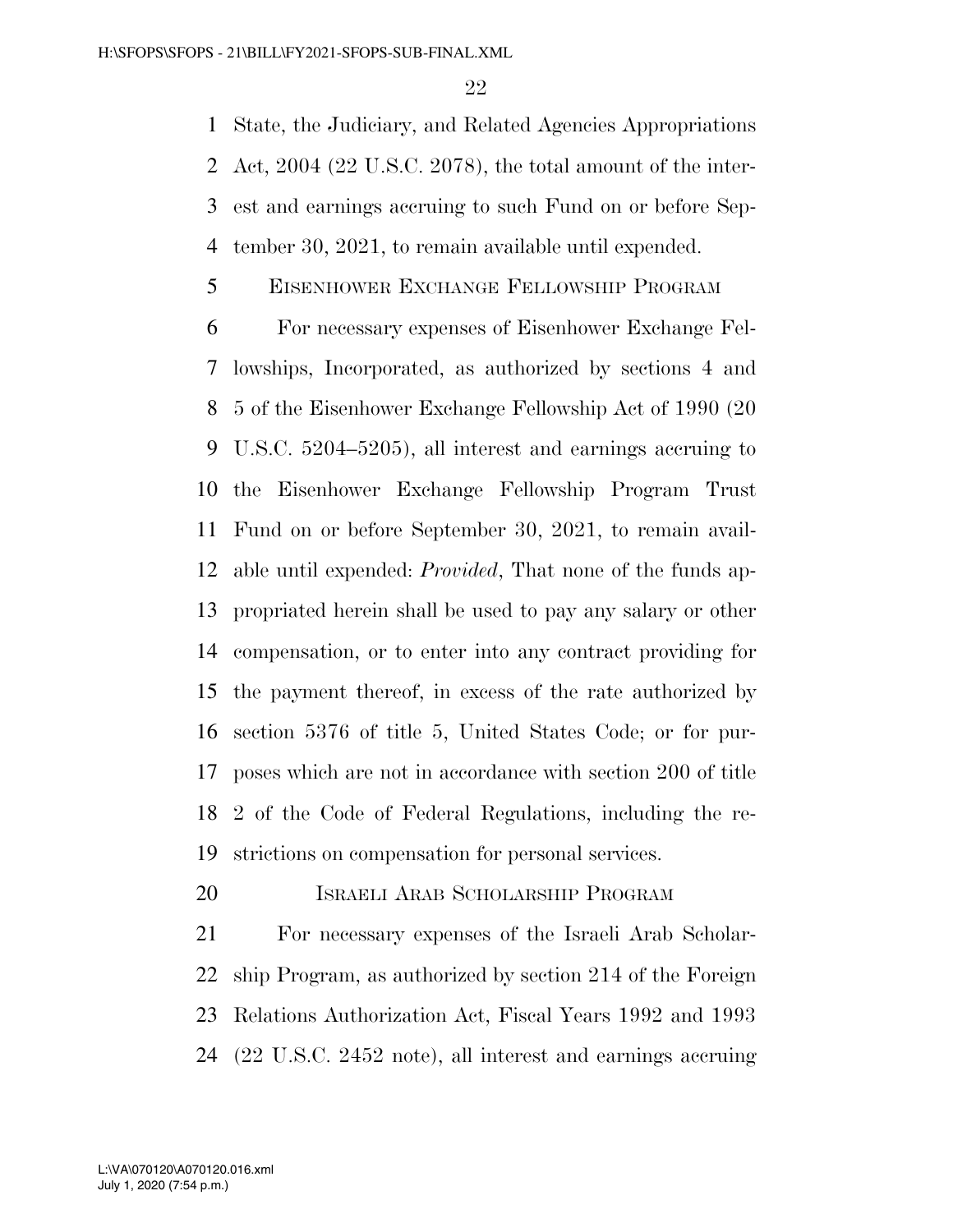State, the Judiciary, and Related Agencies Appropriations Act, 2004 (22 U.S.C. 2078), the total amount of the interest and earnings accruing to such Fund on or before September 30, 2021, to remain available until expended.

EISENHOWER EXCHANGE FELLOWSHIP PROGRAM

For necessary expenses of Eisenhower Exchange Fellowships, Incorporated, as authorized by sections 4 and 5 of the Eisenhower Exchange Fellowship Act of 1990 (20 U.S.C. 5204–5205), all interest and earnings accruing to the Eisenhower Exchange Fellowship Program Trust Fund on or before September 30, 2021, to remain available until expended: *Provided*, That none of the funds appropriated herein shall be used to pay any salary or other compensation, or to enter into any contract providing for the payment thereof, in excess of the rate authorized by section 5376 of title 5, United States Code; or for purposes which are not in accordance with section 200 of title 2 of the Code of Federal Regulations, including the restrictions on compensation for personal services.

ISRAELI ARAB SCHOLARSHIP PROGRAM

For necessary expenses of the Israeli Arab Scholarship Program, as authorized by section 214 of the Foreign Relations Authorization Act, Fiscal Years 1992 and 1993 (22 U.S.C. 2452 note), all interest and earnings accruing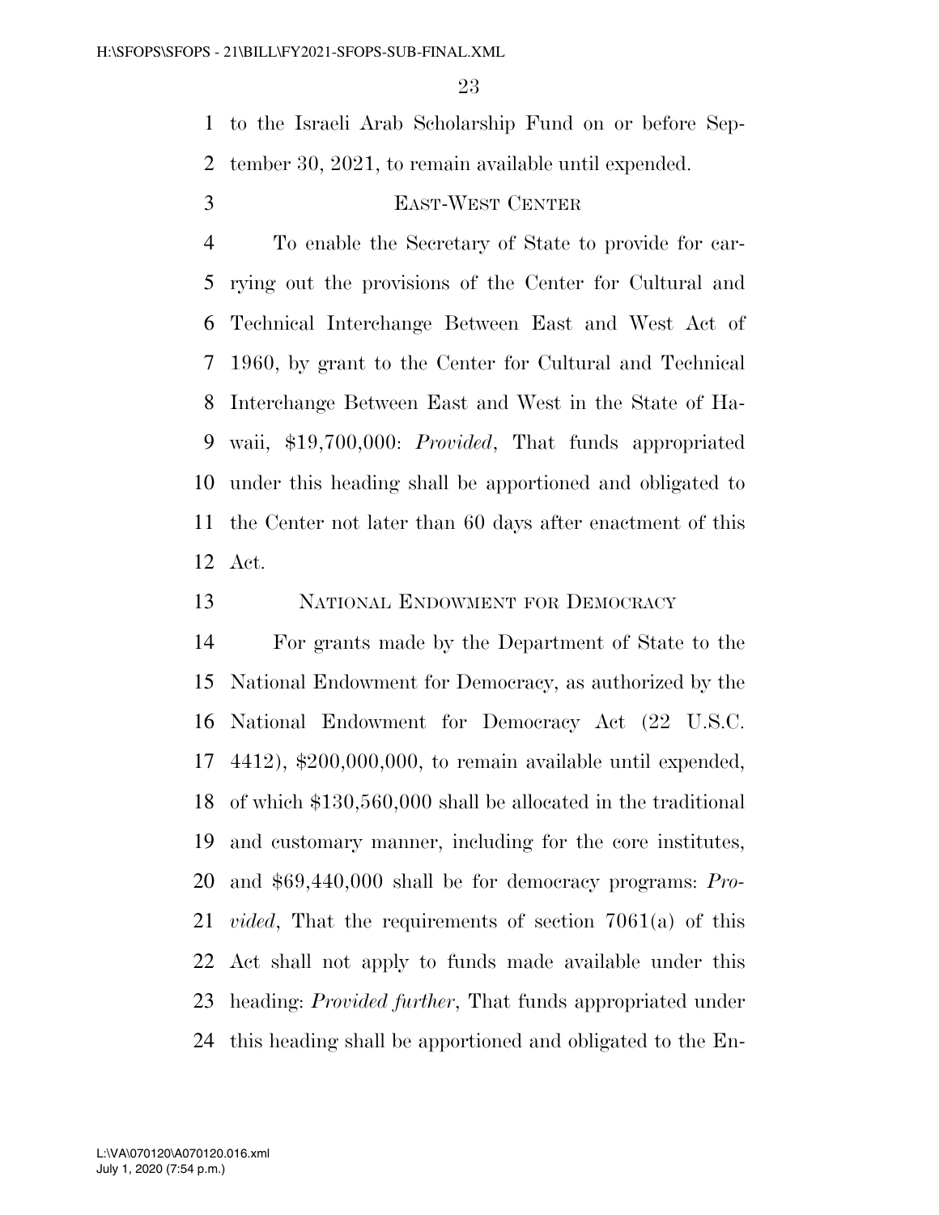to the Israeli Arab Scholarship Fund on or before September 30, 2021, to remain available until expended.

### EAST-WEST CENTER

To enable the Secretary of State to provide for carrying out the provisions of the Center for Cultural and Technical Interchange Between East and West Act of 1960, by grant to the Center for Cultural and Technical Interchange Between East and West in the State of Hawaii, $19,700,000: *Provided*, That funds appropriated under this heading shall be apportioned and obligated to the Center not later than 60 days after enactment of this Act.

### NATIONAL ENDOWMENT FOR DEMOCRACY

For grants made by the Department of State to the National Endowment for Democracy, as authorized by the National Endowment for Democracy Act (22 U.S.C. 4412), $200,000,000, to remain available until expended, of which $130,560,000 shall be allocated in the traditional and customary manner, including for the core institutes, and $69,440,000 shall be for democracy programs: *Provided*, That the requirements of section 7061(a) of this Act shall not apply to funds made available under this heading: *Provided further*, That funds appropriated under this heading shall be apportioned and obligated to the En-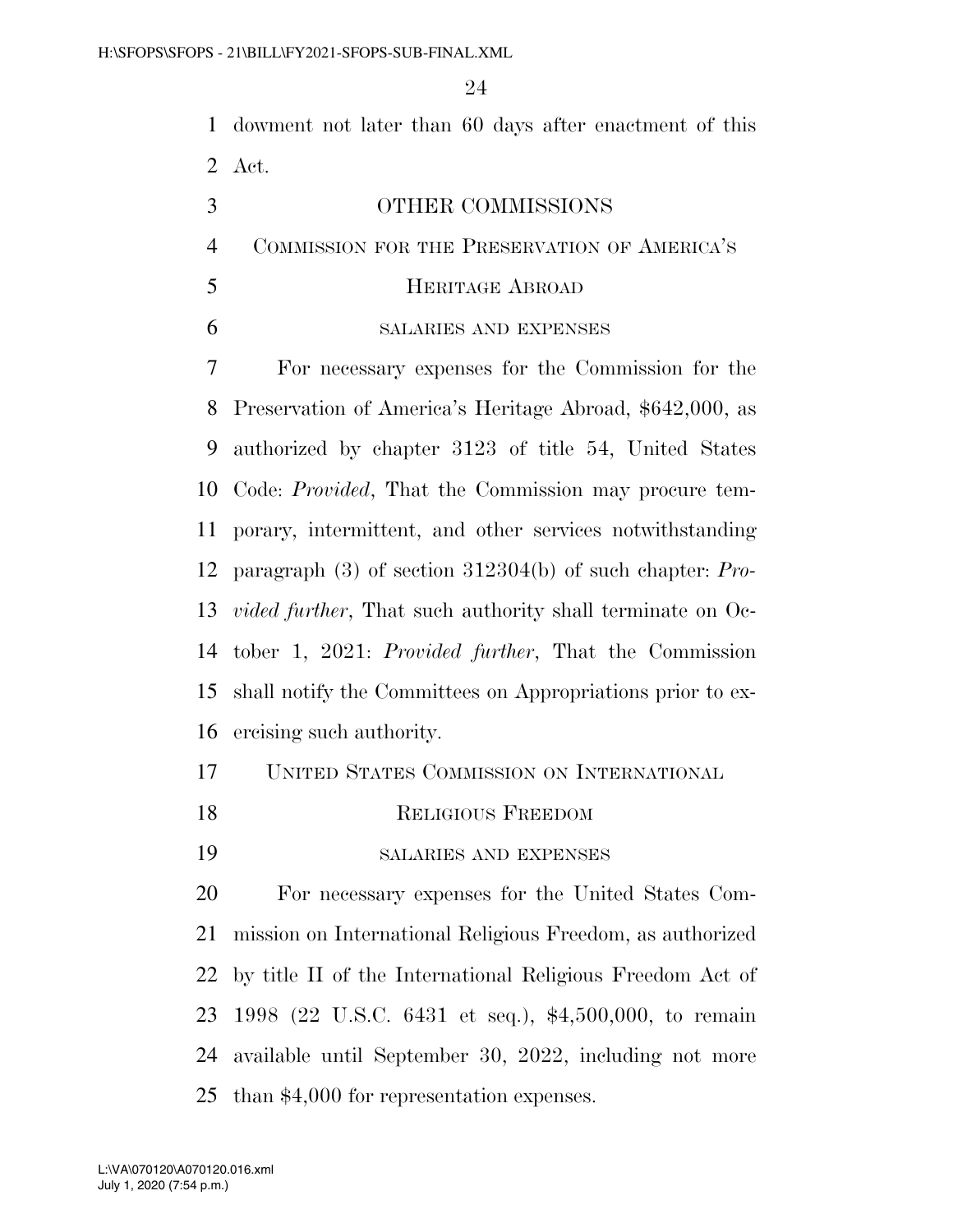dowment not later than 60 days after enactment of this Act.

## OTHER COMMISSIONS

### COMMISSION FOR THE PRESERVATION OF AMERICA'S HERITAGE ABROAD

#### SALARIES AND EXPENSES

For necessary expenses for the Commission for the Preservation of America's Heritage Abroad, $642,000, as authorized by chapter 3123 of title 54, United States Code: *Provided*, That the Commission may procure temporary, intermittent, and other services notwithstanding paragraph (3) of section 312304(b) of such chapter: *Provided further*, That such authority shall terminate on October 1, 2021: *Provided further*, That the Commission shall notify the Committees on Appropriations prior to exercising such authority.

### UNITED STATES COMMISSION ON INTERNATIONAL RELIGIOUS FREEDOM

#### SALARIES AND EXPENSES

For necessary expenses for the United States Commission on International Religious Freedom, as authorized by title II of the International Religious Freedom Act of 1998 (22 U.S.C. 6431 et seq.), $4,500,000, to remain available until September 30, 2022, including not more than $4,000 for representation expenses.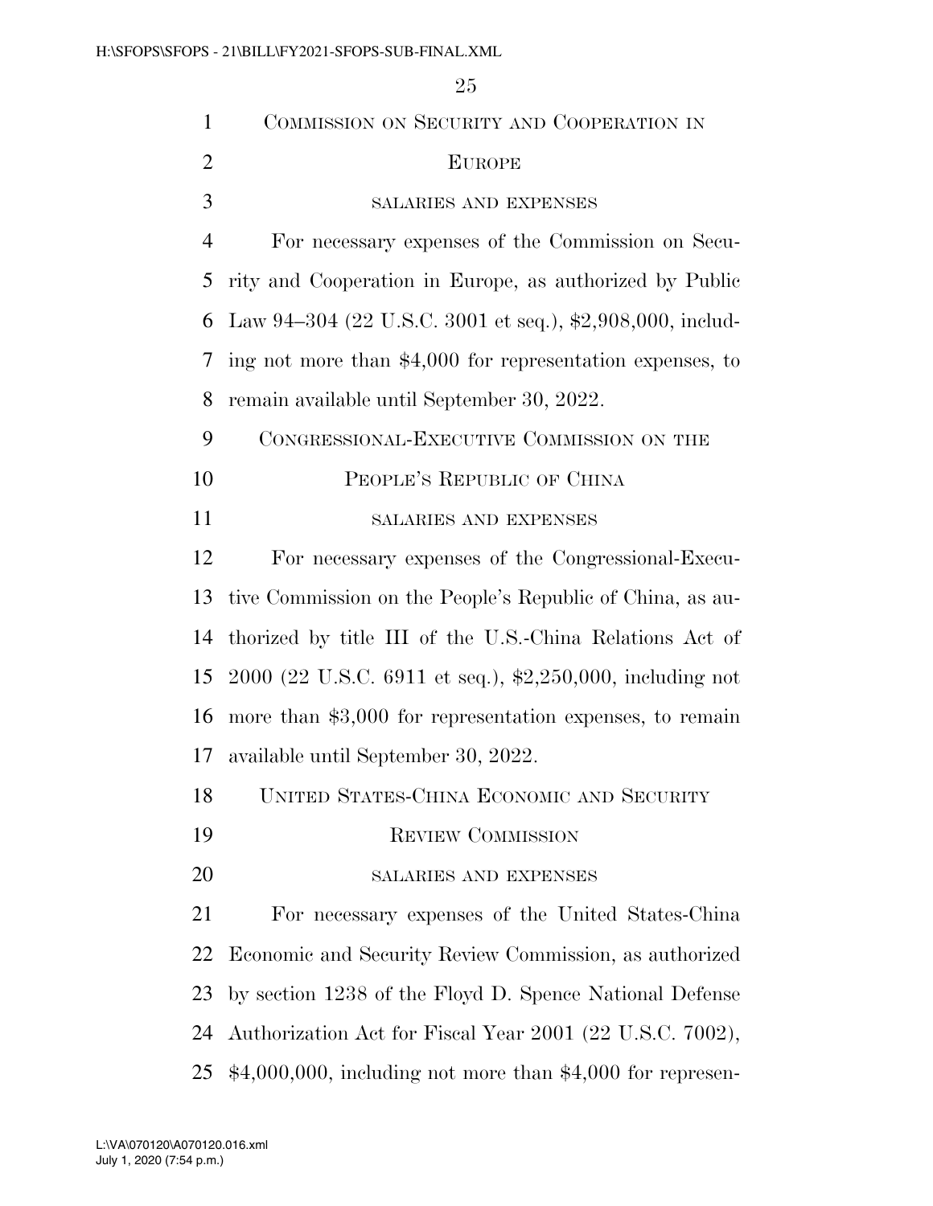## COMMISSION ON SECURITY AND COOPERATION IN EUROPE

### SALARIES AND EXPENSES

For necessary expenses of the Commission on Security and Cooperation in Europe, as authorized by Public Law 94–304 (22 U.S.C. 3001 et seq.), $2,908,000, including not more than $4,000 for representation expenses, to remain available until September 30, 2022.

## CONGRESSIONAL-EXECUTIVE COMMISSION ON THE PEOPLE'S REPUBLIC OF CHINA

### SALARIES AND EXPENSES

For necessary expenses of the Congressional-Executive Commission on the People's Republic of China, as authorized by title III of the U.S.-China Relations Act of 2000 (22 U.S.C. 6911 et seq.), $2,250,000, including not more than $3,000 for representation expenses, to remain available until September 30, 2022.

## UNITED STATES-CHINA ECONOMIC AND SECURITY REVIEW COMMISSION

### SALARIES AND EXPENSES

For necessary expenses of the United States-China Economic and Security Review Commission, as authorized by section 1238 of the Floyd D. Spence National Defense Authorization Act for Fiscal Year 2001 (22 U.S.C. 7002), $4,000,000, including not more than $4,000 for represen-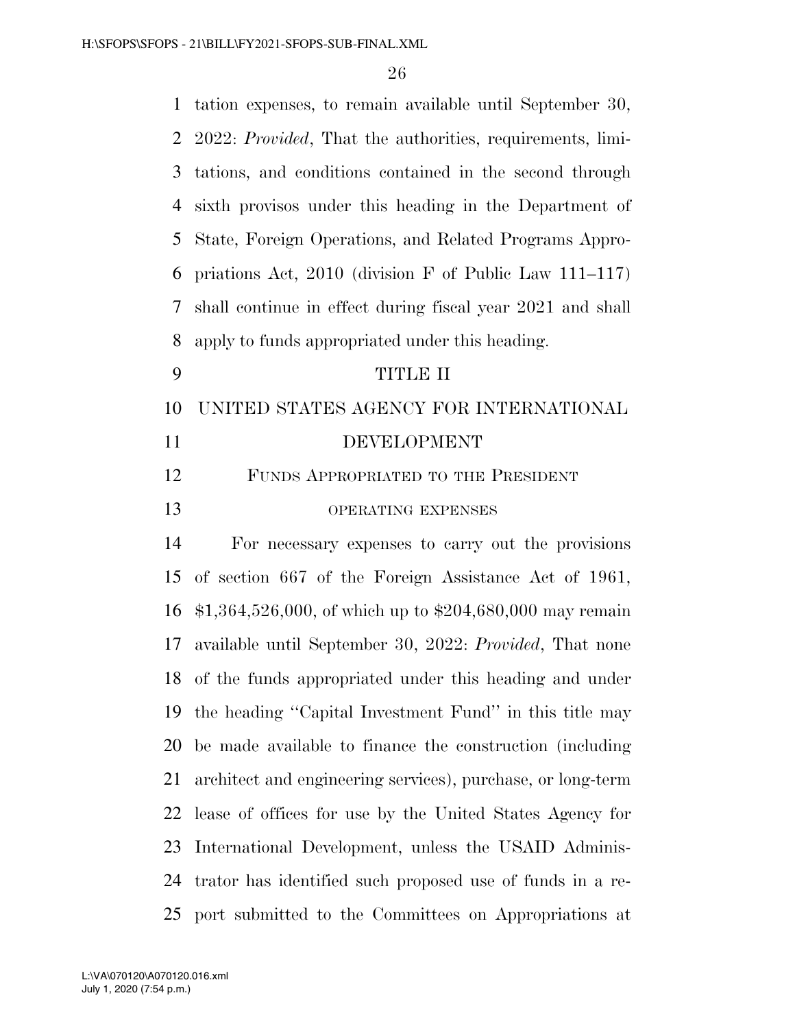tation expenses, to remain available until September 30, 2022: *Provided*, That the authorities, requirements, limitations, and conditions contained in the second through sixth provisos under this heading in the Department of State, Foreign Operations, and Related Programs Appropriations Act, 2010 (division F of Public Law 111–117) shall continue in effect during fiscal year 2021 and shall apply to funds appropriated under this heading.

# TITLE II

# UNITED STATES AGENCY FOR INTERNATIONAL DEVELOPMENT

## FUNDS APPROPRIATED TO THE PRESIDENT

### OPERATING EXPENSES

For necessary expenses to carry out the provisions of section 667 of the Foreign Assistance Act of 1961, $1,364,526,000, of which up to $204,680,000 may remain available until September 30, 2022: *Provided*, That none of the funds appropriated under this heading and under the heading ''Capital Investment Fund'' in this title may be made available to finance the construction (including architect and engineering services), purchase, or long-term lease of offices for use by the United States Agency for International Development, unless the USAID Administrator has identified such proposed use of funds in a report submitted to the Committees on Appropriations at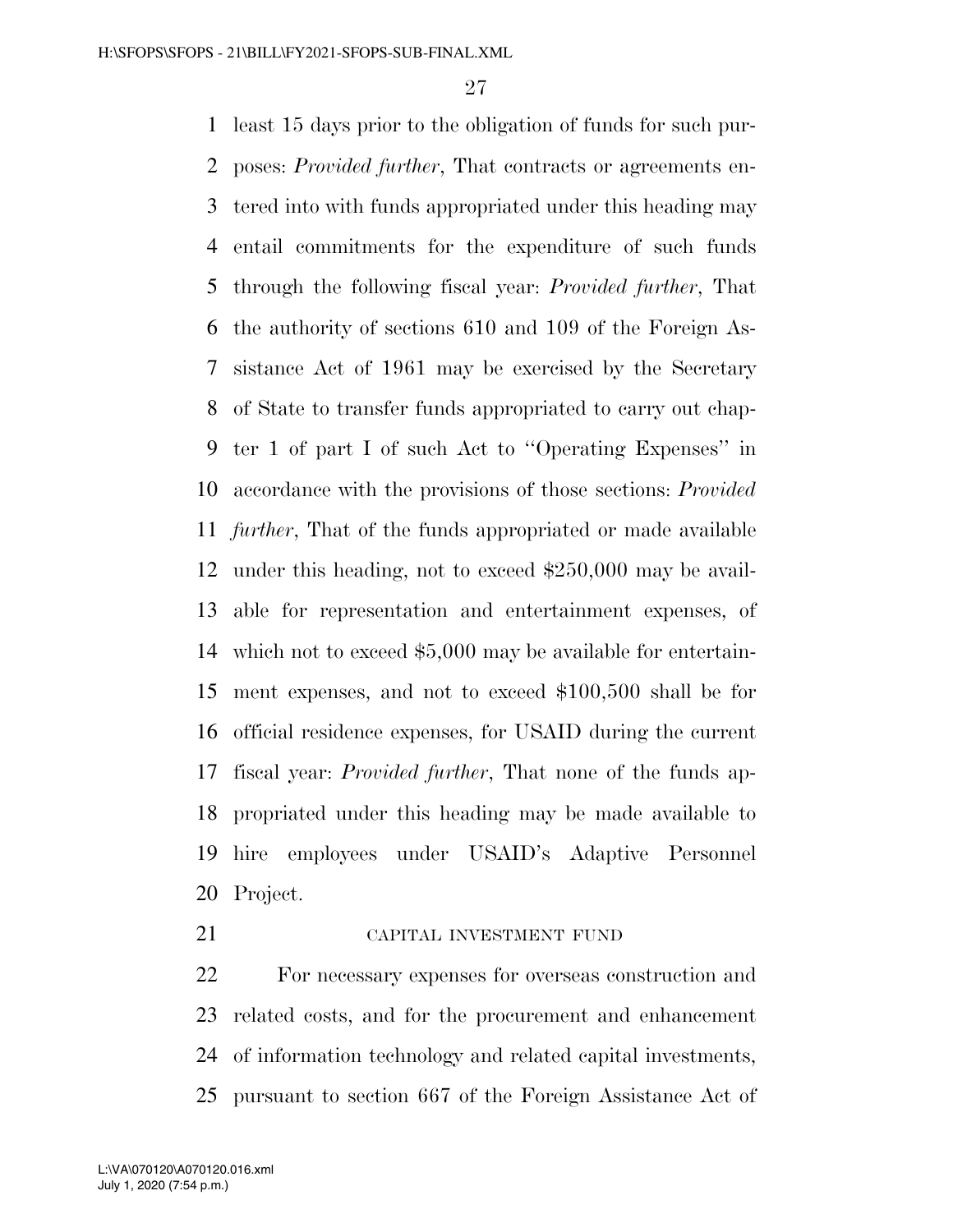least 15 days prior to the obligation of funds for such purposes: *Provided further*, That contracts or agreements entered into with funds appropriated under this heading may entail commitments for the expenditure of such funds through the following fiscal year: *Provided further*, That the authority of sections 610 and 109 of the Foreign Assistance Act of 1961 may be exercised by the Secretary of State to transfer funds appropriated to carry out chapter 1 of part I of such Act to ''Operating Expenses'' in accordance with the provisions of those sections: *Provided further*, That of the funds appropriated or made available under this heading, not to exceed $250,000 may be available for representation and entertainment expenses, of which not to exceed $5,000 may be available for entertainment expenses, and not to exceed $100,500 shall be for official residence expenses, for USAID during the current fiscal year: *Provided further*, That none of the funds appropriated under this heading may be made available to hire employees under USAID's Adaptive Personnel Project.

CAPITAL INVESTMENT FUND

For necessary expenses for overseas construction and related costs, and for the procurement and enhancement of information technology and related capital investments, pursuant to section 667 of the Foreign Assistance Act of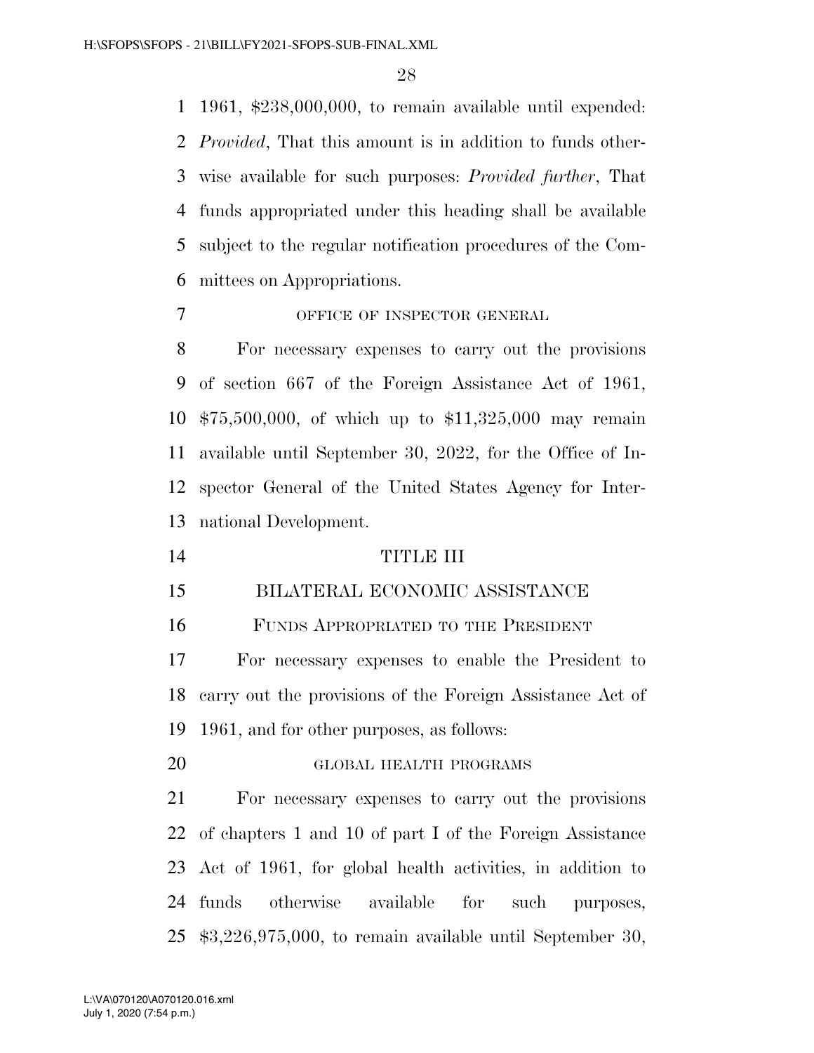1961, $238,000,000, to remain available until expended: *Provided*, That this amount is in addition to funds otherwise available for such purposes: *Provided further*, That funds appropriated under this heading shall be available subject to the regular notification procedures of the Committees on Appropriations.

OFFICE OF INSPECTOR GENERAL

For necessary expenses to carry out the provisions of section 667 of the Foreign Assistance Act of 1961, $75,500,000, of which up to $11,325,000 may remain available until September 30, 2022, for the Office of Inspector General of the United States Agency for International Development.

# TITLE III

## BILATERAL ECONOMIC ASSISTANCE

### FUNDS APPROPRIATED TO THE PRESIDENT

For necessary expenses to enable the President to carry out the provisions of the Foreign Assistance Act of 1961, and for other purposes, as follows:

GLOBAL HEALTH PROGRAMS

For necessary expenses to carry out the provisions of chapters 1 and 10 of part I of the Foreign Assistance Act of 1961, for global health activities, in addition to funds otherwise available for such purposes, $3,226,975,000, to remain available until September 30,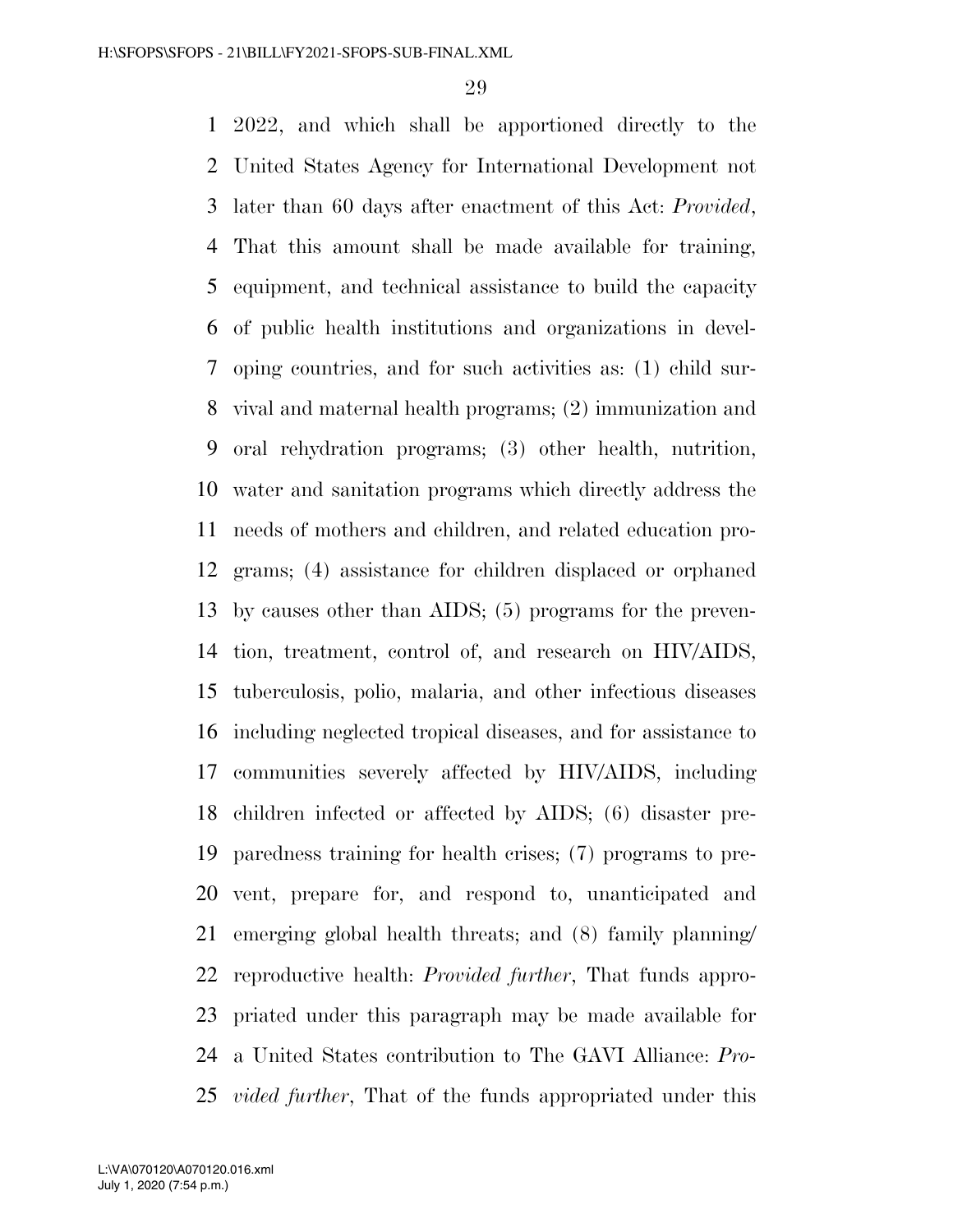2022, and which shall be apportioned directly to the United States Agency for International Development not later than 60 days after enactment of this Act: *Provided*, That this amount shall be made available for training, equipment, and technical assistance to build the capacity of public health institutions and organizations in developing countries, and for such activities as: (1) child survival and maternal health programs; (2) immunization and oral rehydration programs; (3) other health, nutrition, water and sanitation programs which directly address the needs of mothers and children, and related education programs; (4) assistance for children displaced or orphaned by causes other than AIDS; (5) programs for the prevention, treatment, control of, and research on HIV/AIDS, tuberculosis, polio, malaria, and other infectious diseases including neglected tropical diseases, and for assistance to communities severely affected by HIV/AIDS, including children infected or affected by AIDS; (6) disaster preparedness training for health crises; (7) programs to prevent, prepare for, and respond to, unanticipated and emerging global health threats; and (8) family planning/reproductive health: *Provided further*, That funds appropriated under this paragraph may be made available for a United States contribution to The GAVI Alliance: *Provided further*, That of the funds appropriated under this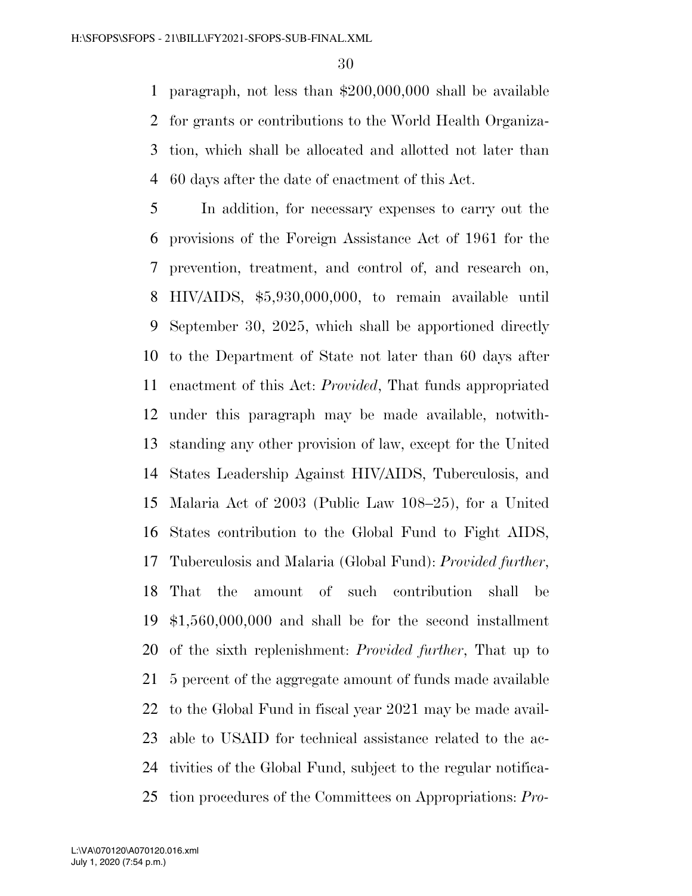paragraph, not less than $200,000,000 shall be available for grants or contributions to the World Health Organization, which shall be allocated and allotted not later than 60 days after the date of enactment of this Act.

In addition, for necessary expenses to carry out the provisions of the Foreign Assistance Act of 1961 for the prevention, treatment, and control of, and research on, HIV/AIDS, $5,930,000,000, to remain available until September 30, 2025, which shall be apportioned directly to the Department of State not later than 60 days after enactment of this Act: *Provided*, That funds appropriated under this paragraph may be made available, notwithstanding any other provision of law, except for the United States Leadership Against HIV/AIDS, Tuberculosis, and Malaria Act of 2003 (Public Law 108–25), for a United States contribution to the Global Fund to Fight AIDS, Tuberculosis and Malaria (Global Fund): *Provided further*, That the amount of such contribution shall be $1,560,000,000 and shall be for the second installment of the sixth replenishment: *Provided further*, That up to 5 percent of the aggregate amount of funds made available to the Global Fund in fiscal year 2021 may be made available to USAID for technical assistance related to the activities of the Global Fund, subject to the regular notification procedures of the Committees on Appropriations: *Pro-*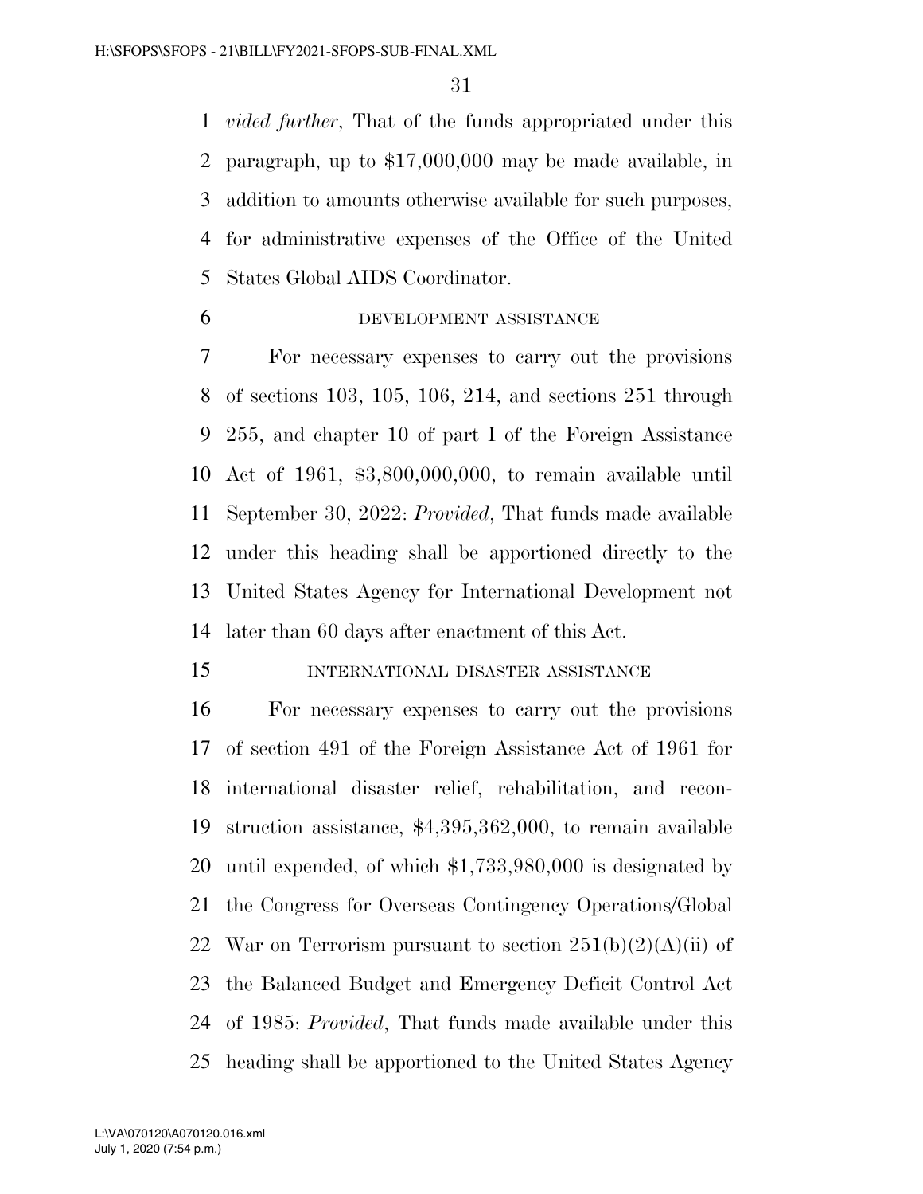*vided further*, That of the funds appropriated under this paragraph, up to $17,000,000 may be made available, in addition to amounts otherwise available for such purposes, for administrative expenses of the Office of the United States Global AIDS Coordinator.

DEVELOPMENT ASSISTANCE

For necessary expenses to carry out the provisions of sections 103, 105, 106, 214, and sections 251 through 255, and chapter 10 of part I of the Foreign Assistance Act of 1961, $3,800,000,000, to remain available until September 30, 2022: *Provided*, That funds made available under this heading shall be apportioned directly to the United States Agency for International Development not later than 60 days after enactment of this Act.

INTERNATIONAL DISASTER ASSISTANCE

For necessary expenses to carry out the provisions of section 491 of the Foreign Assistance Act of 1961 for international disaster relief, rehabilitation, and reconstruction assistance, $4,395,362,000, to remain available until expended, of which $1,733,980,000 is designated by the Congress for Overseas Contingency Operations/Global War on Terrorism pursuant to section 251(b)(2)(A)(ii) of the Balanced Budget and Emergency Deficit Control Act of 1985: *Provided*, That funds made available under this heading shall be apportioned to the United States Agency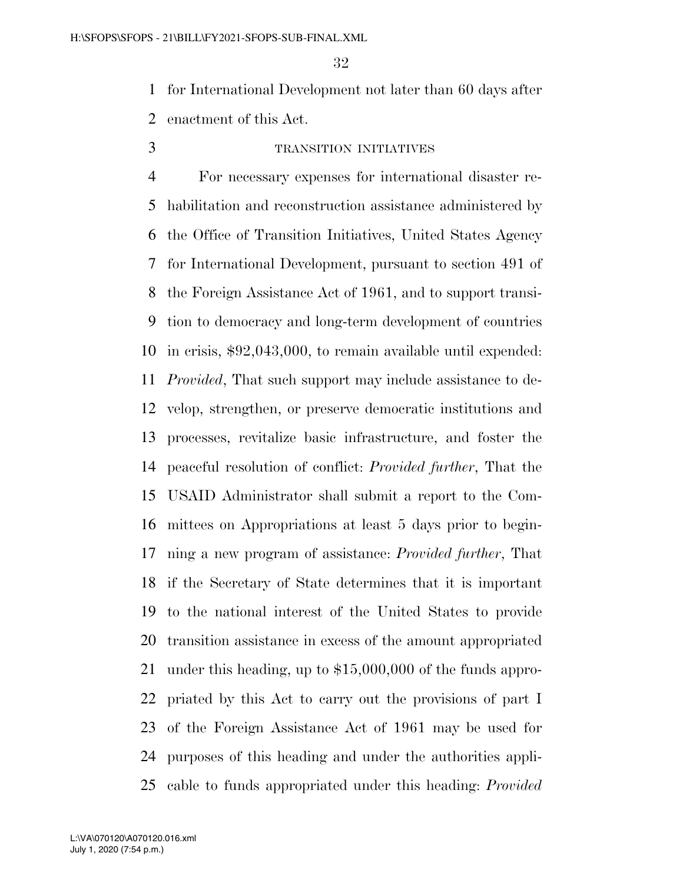for International Development not later than 60 days after enactment of this Act.

TRANSITION INITIATIVES

For necessary expenses for international disaster rehabilitation and reconstruction assistance administered by the Office of Transition Initiatives, United States Agency for International Development, pursuant to section 491 of the Foreign Assistance Act of 1961, and to support transition to democracy and long-term development of countries in crisis, $92,043,000, to remain available until expended: *Provided*, That such support may include assistance to develop, strengthen, or preserve democratic institutions and processes, revitalize basic infrastructure, and foster the peaceful resolution of conflict: *Provided further*, That the USAID Administrator shall submit a report to the Committees on Appropriations at least 5 days prior to beginning a new program of assistance: *Provided further*, That if the Secretary of State determines that it is important to the national interest of the United States to provide transition assistance in excess of the amount appropriated under this heading, up to $15,000,000 of the funds appropriated by this Act to carry out the provisions of part I of the Foreign Assistance Act of 1961 may be used for purposes of this heading and under the authorities applicable to funds appropriated under this heading: *Provided*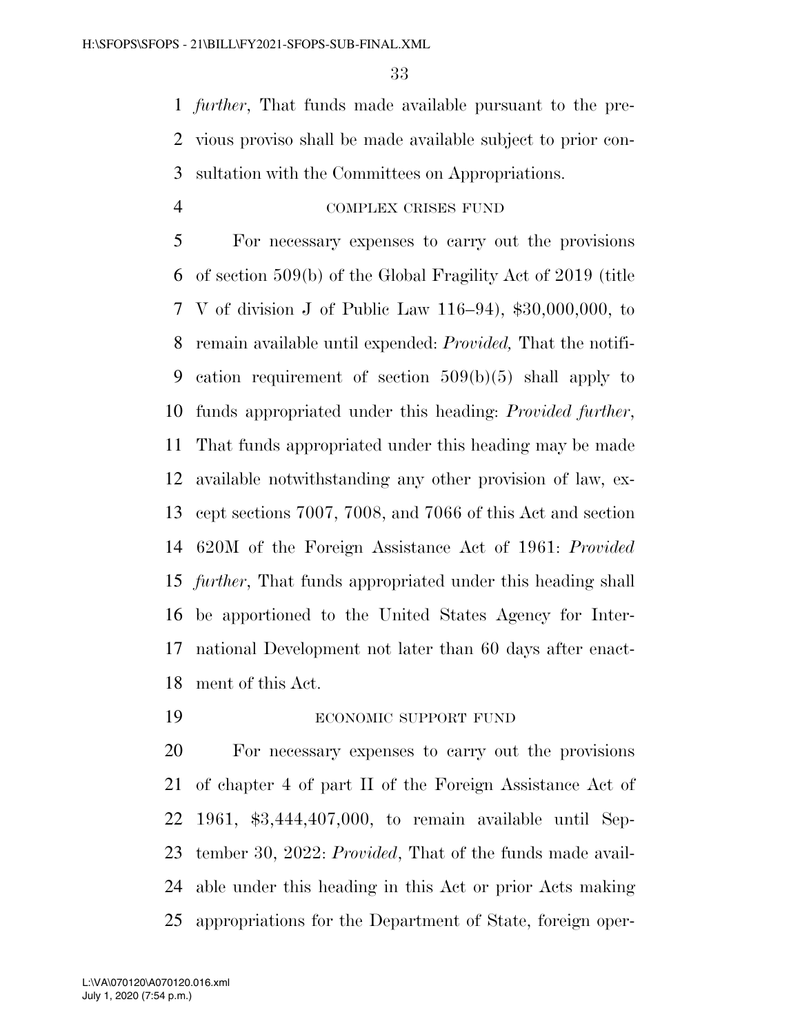*further*, That funds made available pursuant to the previous proviso shall be made available subject to prior consultation with the Committees on Appropriations.

COMPLEX CRISES FUND

For necessary expenses to carry out the provisions of section 509(b) of the Global Fragility Act of 2019 (title V of division J of Public Law 116–94), $30,000,000, to remain available until expended: *Provided,* That the notification requirement of section 509(b)(5) shall apply to funds appropriated under this heading: *Provided further*, That funds appropriated under this heading may be made available notwithstanding any other provision of law, except sections 7007, 7008, and 7066 of this Act and section 620M of the Foreign Assistance Act of 1961: *Provided further*, That funds appropriated under this heading shall be apportioned to the United States Agency for International Development not later than 60 days after enactment of this Act.

ECONOMIC SUPPORT FUND

For necessary expenses to carry out the provisions of chapter 4 of part II of the Foreign Assistance Act of 1961, $3,444,407,000, to remain available until September 30, 2022: *Provided*, That of the funds made available under this heading in this Act or prior Acts making appropriations for the Department of State, foreign oper-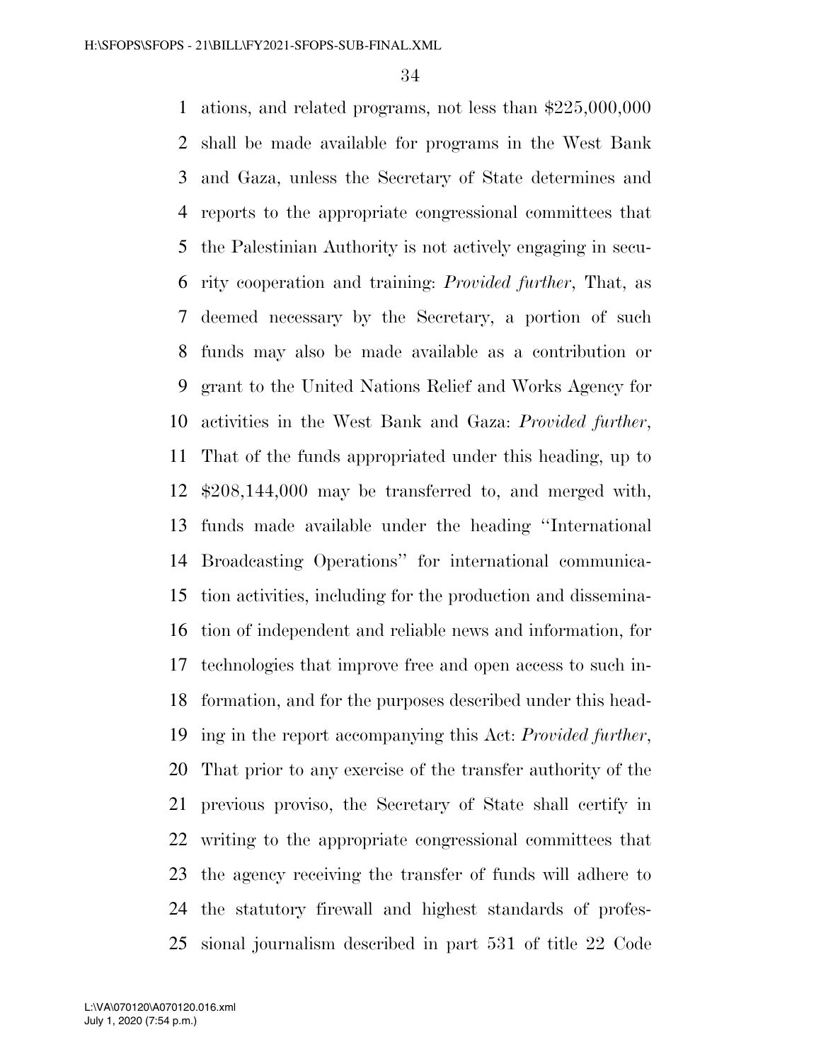ations, and related programs, not less than $225,000,000 shall be made available for programs in the West Bank and Gaza, unless the Secretary of State determines and reports to the appropriate congressional committees that the Palestinian Authority is not actively engaging in security cooperation and training: *Provided further*, That, as deemed necessary by the Secretary, a portion of such funds may also be made available as a contribution or grant to the United Nations Relief and Works Agency for activities in the West Bank and Gaza: *Provided further*, That of the funds appropriated under this heading, up to $208,144,000 may be transferred to, and merged with, funds made available under the heading ''International Broadcasting Operations'' for international communication activities, including for the production and dissemination of independent and reliable news and information, for technologies that improve free and open access to such information, and for the purposes described under this heading in the report accompanying this Act: *Provided further*, That prior to any exercise of the transfer authority of the previous proviso, the Secretary of State shall certify in writing to the appropriate congressional committees that the agency receiving the transfer of funds will adhere to the statutory firewall and highest standards of professional journalism described in part 531 of title 22 Code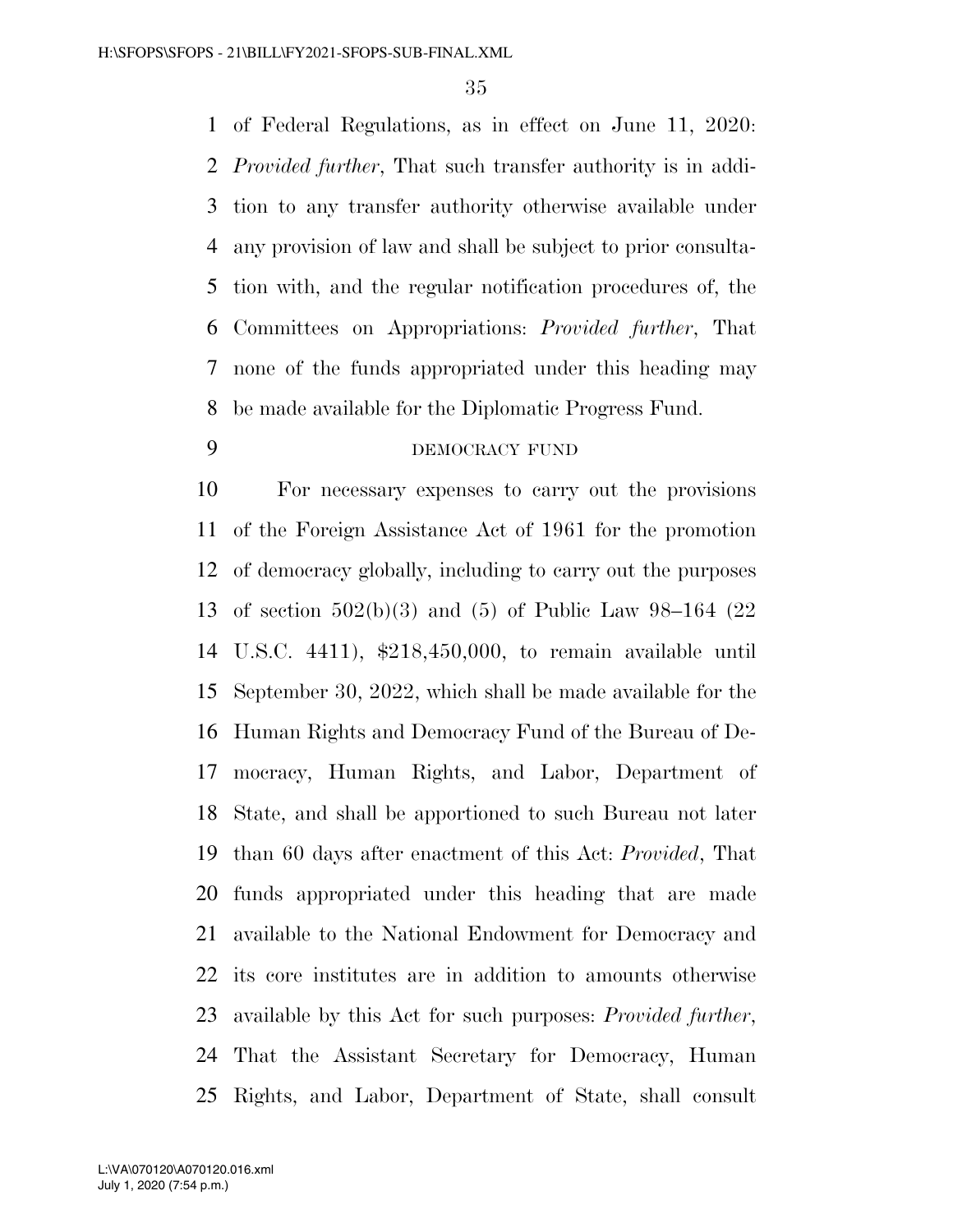of Federal Regulations, as in effect on June 11, 2020: *Provided further*, That such transfer authority is in addition to any transfer authority otherwise available under any provision of law and shall be subject to prior consultation with, and the regular notification procedures of, the Committees on Appropriations: *Provided further*, That none of the funds appropriated under this heading may be made available for the Diplomatic Progress Fund.

DEMOCRACY FUND

For necessary expenses to carry out the provisions of the Foreign Assistance Act of 1961 for the promotion of democracy globally, including to carry out the purposes of section 502(b)(3) and (5) of Public Law 98–164 (22 U.S.C. 4411), $218,450,000, to remain available until September 30, 2022, which shall be made available for the Human Rights and Democracy Fund of the Bureau of Democracy, Human Rights, and Labor, Department of State, and shall be apportioned to such Bureau not later than 60 days after enactment of this Act: *Provided*, That funds appropriated under this heading that are made available to the National Endowment for Democracy and its core institutes are in addition to amounts otherwise available by this Act for such purposes: *Provided further*, That the Assistant Secretary for Democracy, Human Rights, and Labor, Department of State, shall consult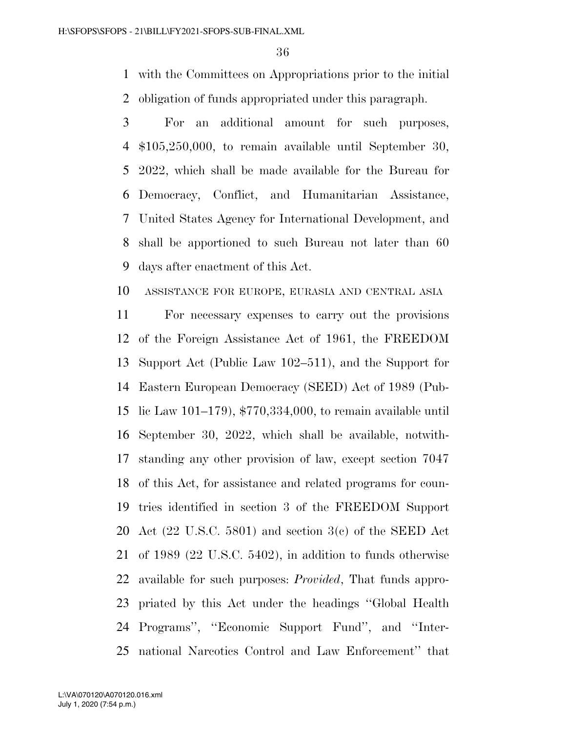with the Committees on Appropriations prior to the initial obligation of funds appropriated under this paragraph.

For an additional amount for such purposes, $105,250,000, to remain available until September 30, 2022, which shall be made available for the Bureau for Democracy, Conflict, and Humanitarian Assistance, United States Agency for International Development, and shall be apportioned to such Bureau not later than 60 days after enactment of this Act.

ASSISTANCE FOR EUROPE, EURASIA AND CENTRAL ASIA

For necessary expenses to carry out the provisions of the Foreign Assistance Act of 1961, the FREEDOM Support Act (Public Law 102–511), and the Support for Eastern European Democracy (SEED) Act of 1989 (Public Law 101–179), $770,334,000, to remain available until September 30, 2022, which shall be available, notwithstanding any other provision of law, except section 7047 of this Act, for assistance and related programs for countries identified in section 3 of the FREEDOM Support Act (22 U.S.C. 5801) and section 3(c) of the SEED Act of 1989 (22 U.S.C. 5402), in addition to funds otherwise available for such purposes: *Provided*, That funds appropriated by this Act under the headings ''Global Health Programs'', ''Economic Support Fund'', and ''International Narcotics Control and Law Enforcement'' that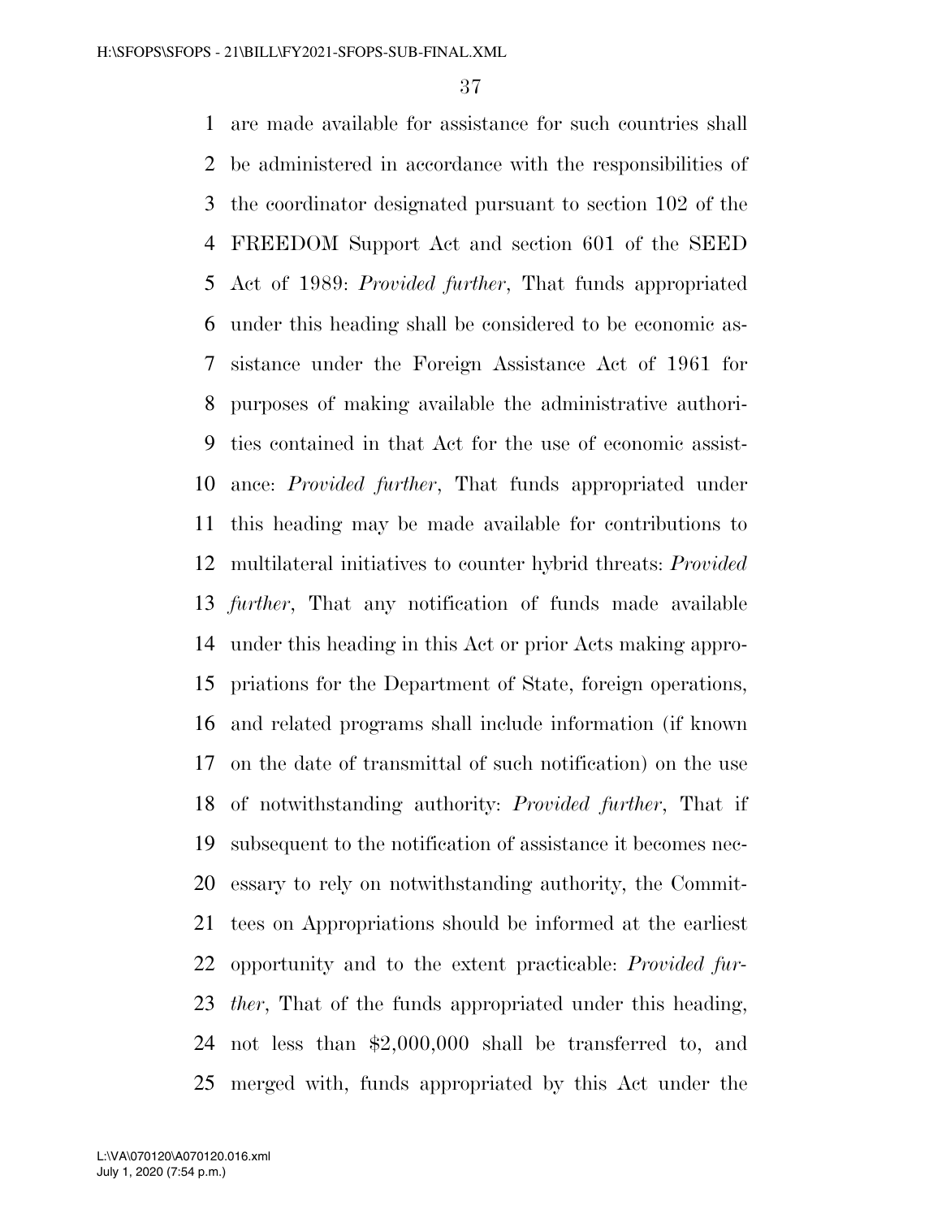are made available for assistance for such countries shall be administered in accordance with the responsibilities of the coordinator designated pursuant to section 102 of the FREEDOM Support Act and section 601 of the SEED Act of 1989: *Provided further*, That funds appropriated under this heading shall be considered to be economic assistance under the Foreign Assistance Act of 1961 for purposes of making available the administrative authorities contained in that Act for the use of economic assistance: *Provided further*, That funds appropriated under this heading may be made available for contributions to multilateral initiatives to counter hybrid threats: *Provided further*, That any notification of funds made available under this heading in this Act or prior Acts making appropriations for the Department of State, foreign operations, and related programs shall include information (if known on the date of transmittal of such notification) on the use of notwithstanding authority: *Provided further*, That if subsequent to the notification of assistance it becomes necessary to rely on notwithstanding authority, the Committees on Appropriations should be informed at the earliest opportunity and to the extent practicable: *Provided further*, That of the funds appropriated under this heading, not less than $2,000,000 shall be transferred to, and merged with, funds appropriated by this Act under the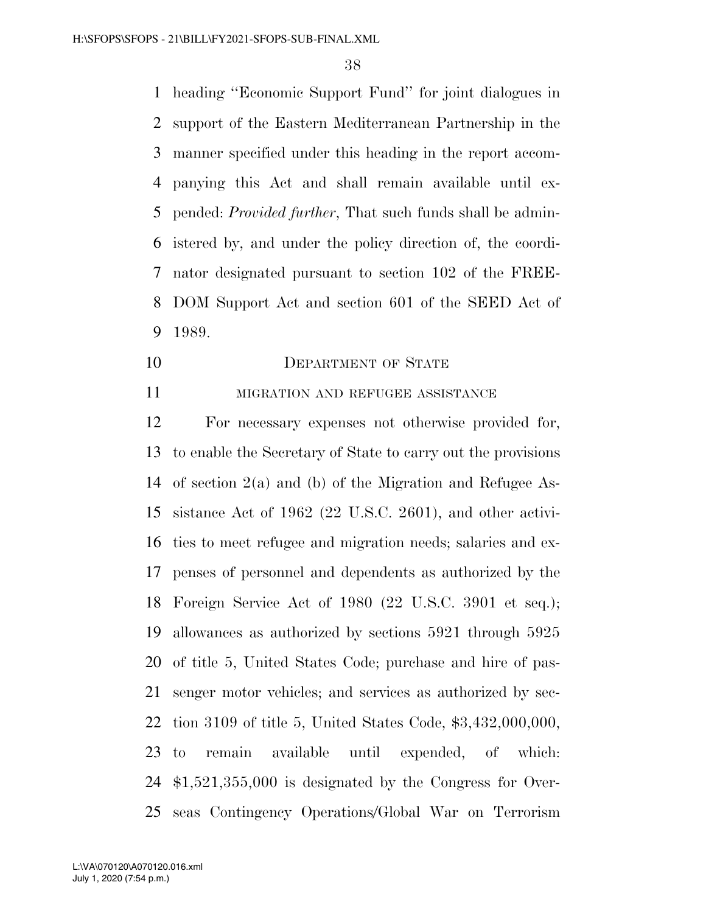heading "Economic Support Fund" for joint dialogues in support of the Eastern Mediterranean Partnership in the manner specified under this heading in the report accompanying this Act and shall remain available until expended: *Provided further*, That such funds shall be administered by, and under the policy direction of, the coordinator designated pursuant to section 102 of the FREEDOM Support Act and section 601 of the SEED Act of 1989.

## DEPARTMENT OF STATE

### MIGRATION AND REFUGEE ASSISTANCE

For necessary expenses not otherwise provided for, to enable the Secretary of State to carry out the provisions of section 2(a) and (b) of the Migration and Refugee Assistance Act of 1962 (22 U.S.C. 2601), and other activities to meet refugee and migration needs; salaries and expenses of personnel and dependents as authorized by the Foreign Service Act of 1980 (22 U.S.C. 3901 et seq.); allowances as authorized by sections 5921 through 5925 of title 5, United States Code; purchase and hire of passenger motor vehicles; and services as authorized by section 3109 of title 5, United States Code, $3,432,000,000, to remain available until expended, of which: $1,521,355,000 is designated by the Congress for Overseas Contingency Operations/Global War on Terrorism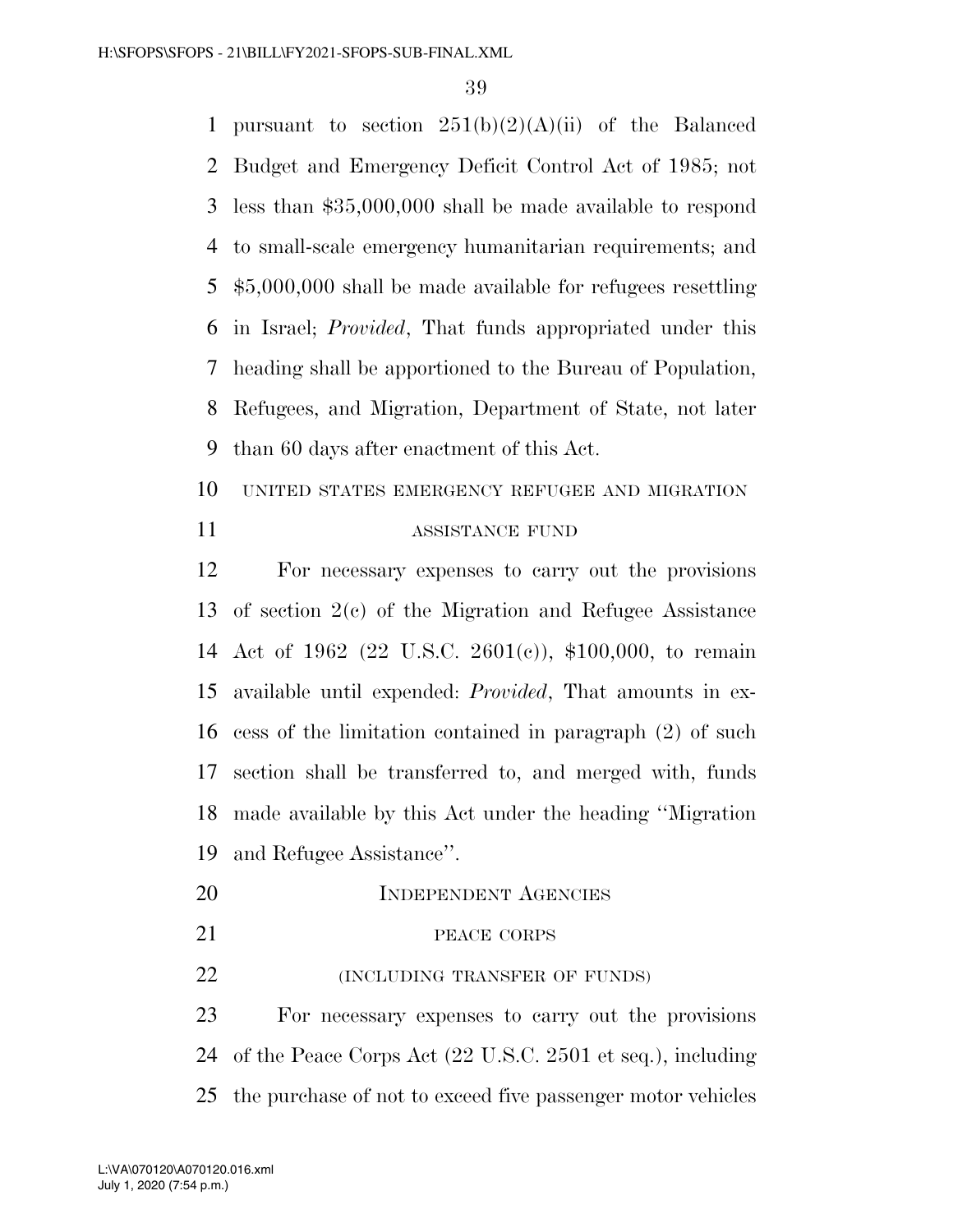pursuant to section 251(b)(2)(A)(ii) of the Balanced Budget and Emergency Deficit Control Act of 1985; not less than $35,000,000 shall be made available to respond to small-scale emergency humanitarian requirements; and $5,000,000 shall be made available for refugees resettling in Israel; *Provided*, That funds appropriated under this heading shall be apportioned to the Bureau of Population, Refugees, and Migration, Department of State, not later than 60 days after enactment of this Act.

UNITED STATES EMERGENCY REFUGEE AND MIGRATION ASSISTANCE FUND

For necessary expenses to carry out the provisions of section 2(c) of the Migration and Refugee Assistance Act of 1962 (22 U.S.C. 2601(c)), $100,000, to remain available until expended: *Provided*, That amounts in excess of the limitation contained in paragraph (2) of such section shall be transferred to, and merged with, funds made available by this Act under the heading ''Migration and Refugee Assistance''.

INDEPENDENT AGENCIES

PEACE CORPS

(INCLUDING TRANSFER OF FUNDS)

For necessary expenses to carry out the provisions of the Peace Corps Act (22 U.S.C. 2501 et seq.), including the purchase of not to exceed five passenger motor vehicles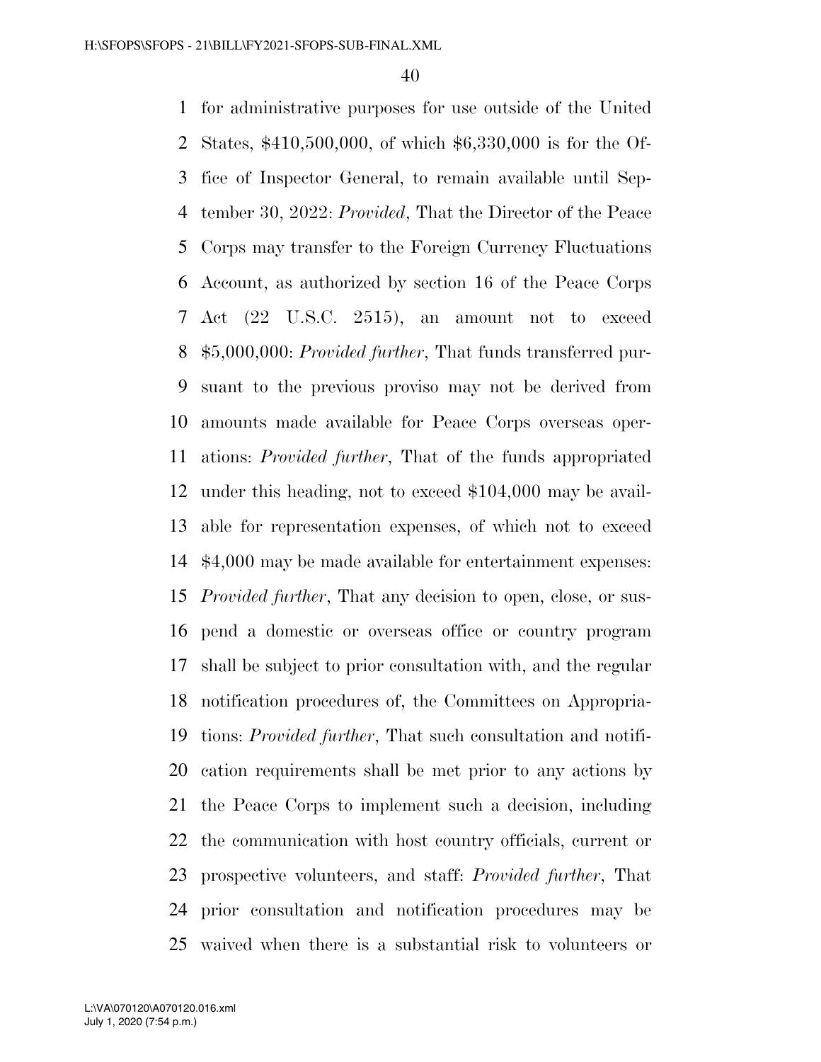for administrative purposes for use outside of the United States, $410,500,000, of which $6,330,000 is for the Office of Inspector General, to remain available until September 30, 2022: *Provided*, That the Director of the Peace Corps may transfer to the Foreign Currency Fluctuations Account, as authorized by section 16 of the Peace Corps Act (22 U.S.C. 2515), an amount not to exceed $5,000,000: *Provided further*, That funds transferred pursuant to the previous proviso may not be derived from amounts made available for Peace Corps overseas operations: *Provided further*, That of the funds appropriated under this heading, not to exceed $104,000 may be available for representation expenses, of which not to exceed $4,000 may be made available for entertainment expenses: *Provided further*, That any decision to open, close, or suspend a domestic or overseas office or country program shall be subject to prior consultation with, and the regular notification procedures of, the Committees on Appropriations: *Provided further*, That such consultation and notification requirements shall be met prior to any actions by the Peace Corps to implement such a decision, including the communication with host country officials, current or prospective volunteers, and staff: *Provided further*, That prior consultation and notification procedures may be waived when there is a substantial risk to volunteers or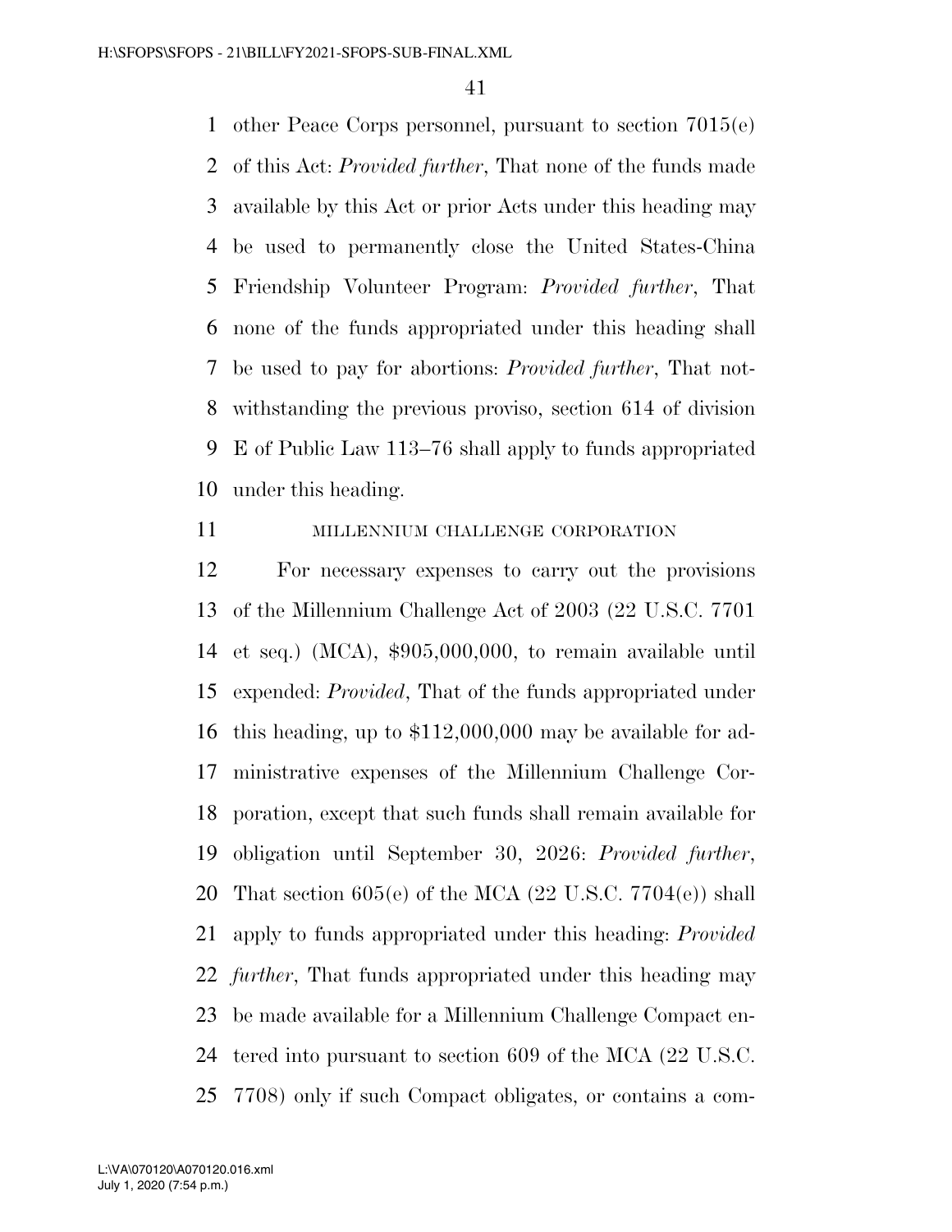other Peace Corps personnel, pursuant to section 7015(e) of this Act: *Provided further*, That none of the funds made available by this Act or prior Acts under this heading may be used to permanently close the United States-China Friendship Volunteer Program: *Provided further*, That none of the funds appropriated under this heading shall be used to pay for abortions: *Provided further*, That notwithstanding the previous proviso, section 614 of division E of Public Law 113–76 shall apply to funds appropriated under this heading.

MILLENNIUM CHALLENGE CORPORATION

For necessary expenses to carry out the provisions of the Millennium Challenge Act of 2003 (22 U.S.C. 7701 et seq.) (MCA), $905,000,000, to remain available until expended: *Provided*, That of the funds appropriated under this heading, up to $112,000,000 may be available for administrative expenses of the Millennium Challenge Corporation, except that such funds shall remain available for obligation until September 30, 2026: *Provided further*, That section 605(e) of the MCA (22 U.S.C. 7704(e)) shall apply to funds appropriated under this heading: *Provided further*, That funds appropriated under this heading may be made available for a Millennium Challenge Compact entered into pursuant to section 609 of the MCA (22 U.S.C. 7708) only if such Compact obligates, or contains a com-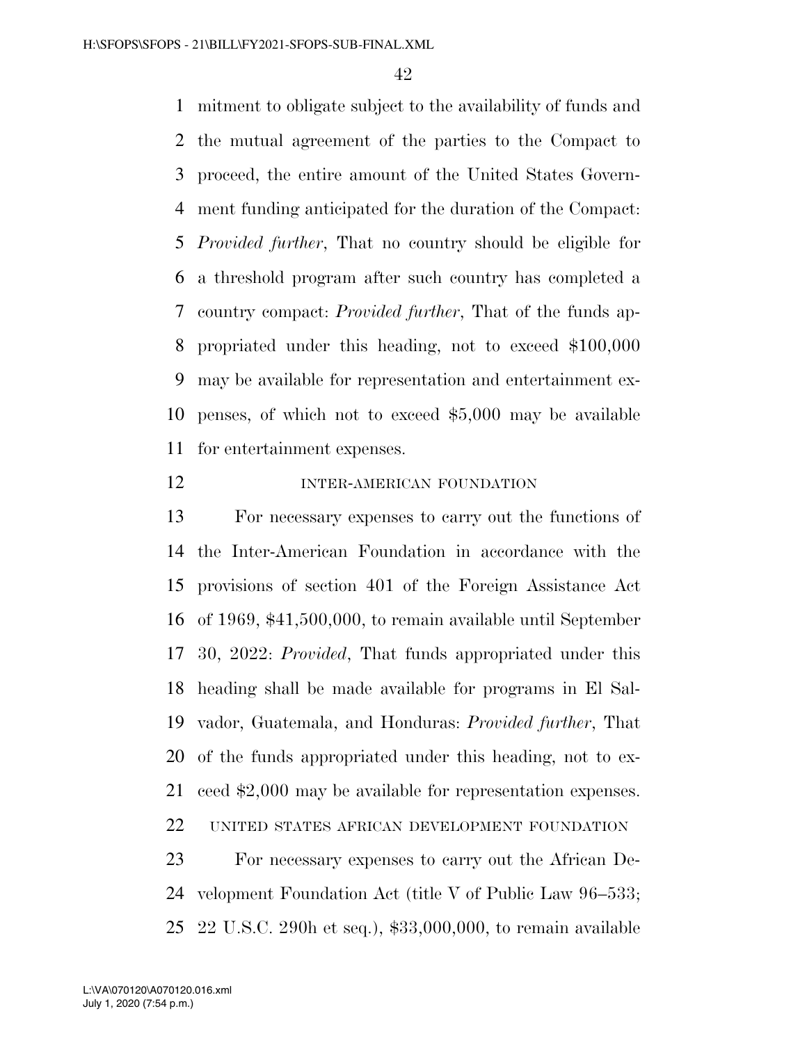mitment to obligate subject to the availability of funds and the mutual agreement of the parties to the Compact to proceed, the entire amount of the United States Government funding anticipated for the duration of the Compact: *Provided further*, That no country should be eligible for a threshold program after such country has completed a country compact: *Provided further*, That of the funds appropriated under this heading, not to exceed $100,000 may be available for representation and entertainment expenses, of which not to exceed $5,000 may be available for entertainment expenses.

INTER-AMERICAN FOUNDATION

For necessary expenses to carry out the functions of the Inter-American Foundation in accordance with the provisions of section 401 of the Foreign Assistance Act of 1969, $41,500,000, to remain available until September 30, 2022: *Provided*, That funds appropriated under this heading shall be made available for programs in El Salvador, Guatemala, and Honduras: *Provided further*, That of the funds appropriated under this heading, not to exceed $2,000 may be available for representation expenses.

UNITED STATES AFRICAN DEVELOPMENT FOUNDATION

For necessary expenses to carry out the African Development Foundation Act (title V of Public Law 96–533; 22 U.S.C. 290h et seq.), $33,000,000, to remain available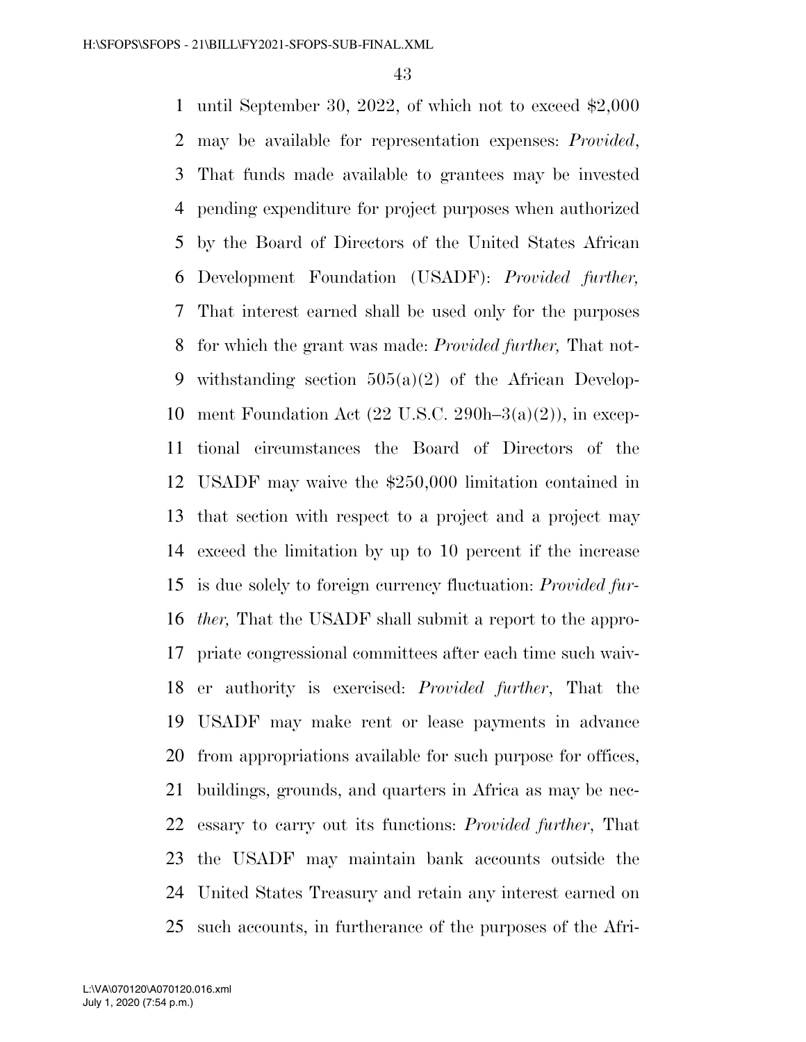until September 30, 2022, of which not to exceed $2,000 may be available for representation expenses: *Provided*, That funds made available to grantees may be invested pending expenditure for project purposes when authorized by the Board of Directors of the United States African Development Foundation (USADF): *Provided further,* That interest earned shall be used only for the purposes for which the grant was made: *Provided further,* That notwithstanding section 505(a)(2) of the African Development Foundation Act (22 U.S.C. 290h–3(a)(2)), in exceptional circumstances the Board of Directors of the USADF may waive the $250,000 limitation contained in that section with respect to a project and a project may exceed the limitation by up to 10 percent if the increase is due solely to foreign currency fluctuation: *Provided further,* That the USADF shall submit a report to the appropriate congressional committees after each time such waiver authority is exercised: *Provided further*, That the USADF may make rent or lease payments in advance from appropriations available for such purpose for offices, buildings, grounds, and quarters in Africa as may be necessary to carry out its functions: *Provided further*, That the USADF may maintain bank accounts outside the United States Treasury and retain any interest earned on such accounts, in furtherance of the purposes of the Afri-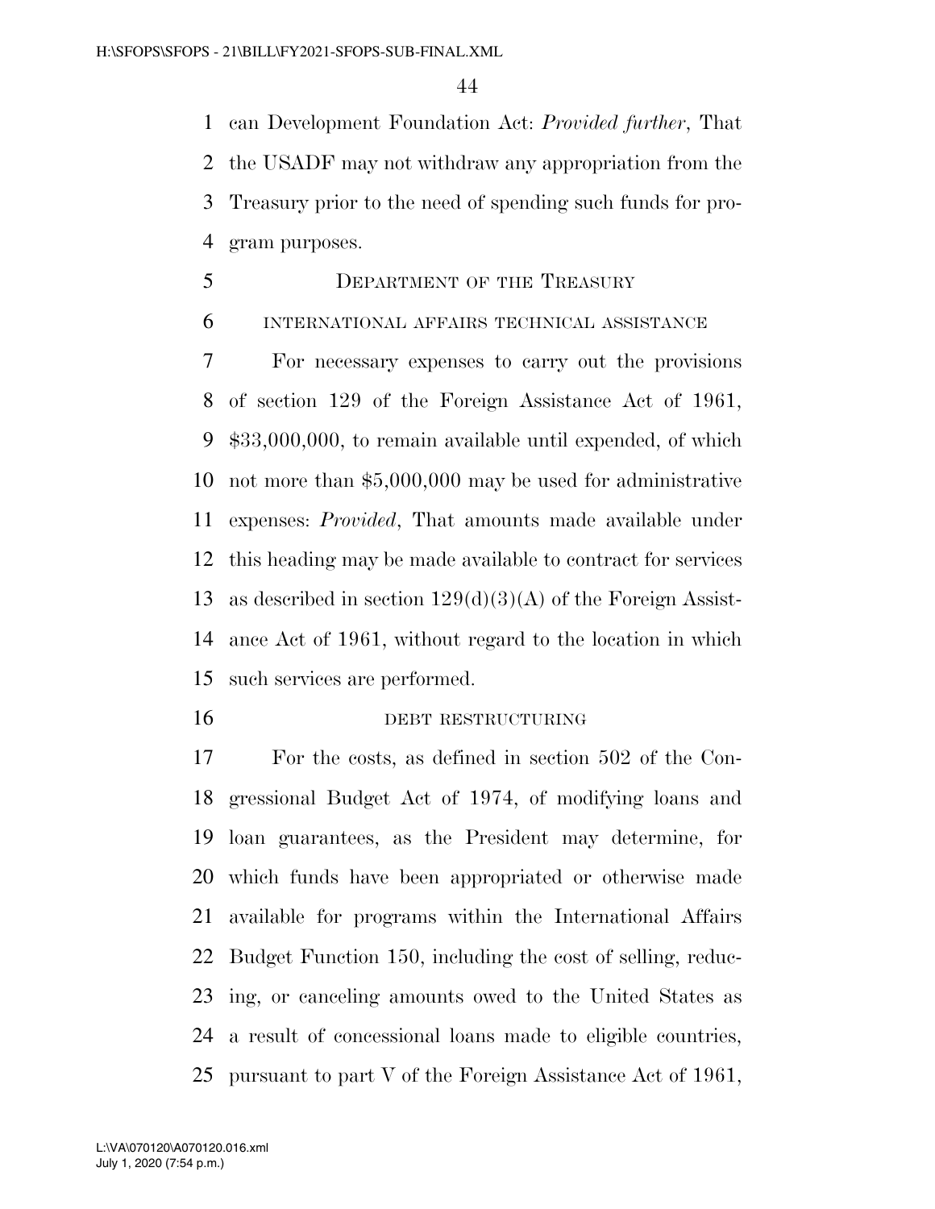can Development Foundation Act: *Provided further*, That the USADF may not withdraw any appropriation from the Treasury prior to the need of spending such funds for program purposes.

## DEPARTMENT OF THE TREASURY

### INTERNATIONAL AFFAIRS TECHNICAL ASSISTANCE

For necessary expenses to carry out the provisions of section 129 of the Foreign Assistance Act of 1961, $33,000,000, to remain available until expended, of which not more than $5,000,000 may be used for administrative expenses: *Provided*, That amounts made available under this heading may be made available to contract for services as described in section 129(d)(3)(A) of the Foreign Assistance Act of 1961, without regard to the location in which such services are performed.

### DEBT RESTRUCTURING

For the costs, as defined in section 502 of the Congressional Budget Act of 1974, of modifying loans and loan guarantees, as the President may determine, for which funds have been appropriated or otherwise made available for programs within the International Affairs Budget Function 150, including the cost of selling, reducing, or canceling amounts owed to the United States as a result of concessional loans made to eligible countries, pursuant to part V of the Foreign Assistance Act of 1961,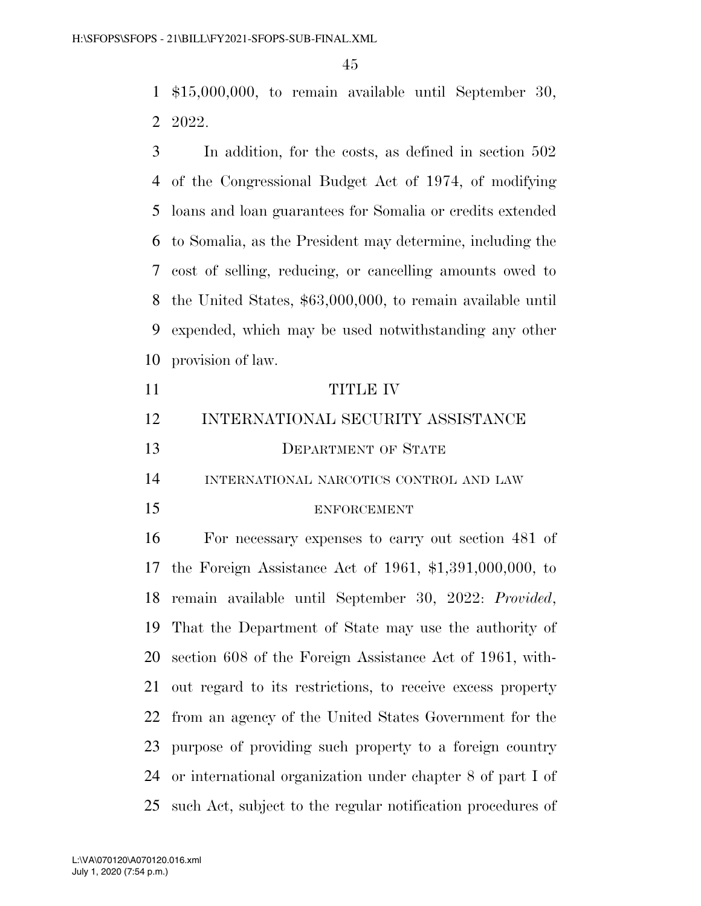$15,000,000, to remain available until September 30, 2022.

In addition, for the costs, as defined in section 502 of the Congressional Budget Act of 1974, of modifying loans and loan guarantees for Somalia or credits extended to Somalia, as the President may determine, including the cost of selling, reducing, or cancelling amounts owed to the United States, $63,000,000, to remain available until expended, which may be used notwithstanding any other provision of law.

# TITLE IV

# INTERNATIONAL SECURITY ASSISTANCE

## DEPARTMENT OF STATE

### INTERNATIONAL NARCOTICS CONTROL AND LAW ENFORCEMENT

For necessary expenses to carry out section 481 of the Foreign Assistance Act of 1961, $1,391,000,000, to remain available until September 30, 2022: *Provided*, That the Department of State may use the authority of section 608 of the Foreign Assistance Act of 1961, without regard to its restrictions, to receive excess property from an agency of the United States Government for the purpose of providing such property to a foreign country or international organization under chapter 8 of part I of such Act, subject to the regular notification procedures of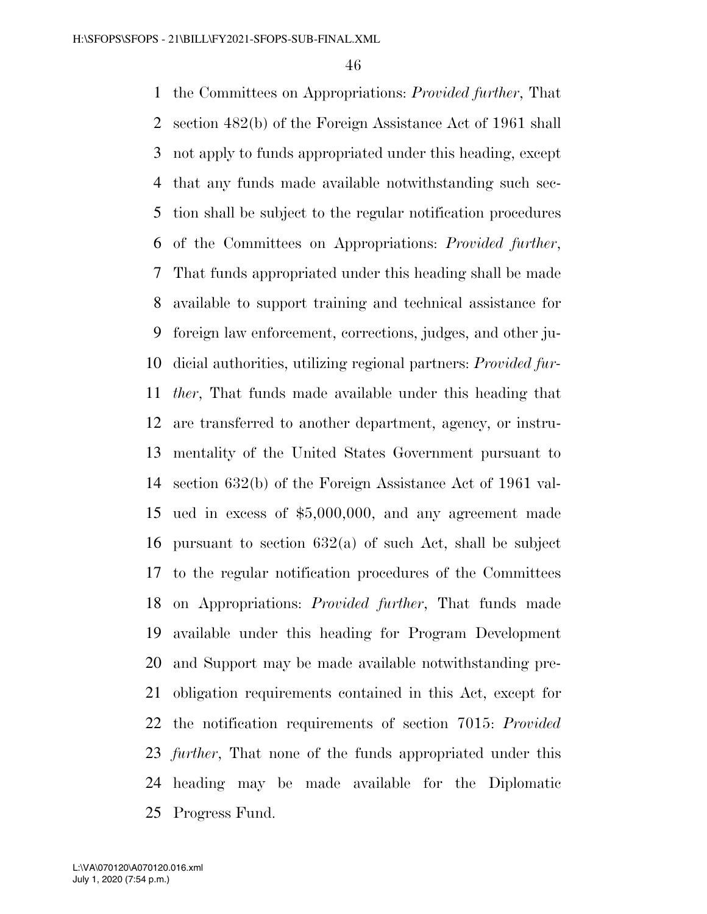the Committees on Appropriations: *Provided further*, That section 482(b) of the Foreign Assistance Act of 1961 shall not apply to funds appropriated under this heading, except that any funds made available notwithstanding such section shall be subject to the regular notification procedures of the Committees on Appropriations: *Provided further*, That funds appropriated under this heading shall be made available to support training and technical assistance for foreign law enforcement, corrections, judges, and other judicial authorities, utilizing regional partners: *Provided further*, That funds made available under this heading that are transferred to another department, agency, or instrumentality of the United States Government pursuant to section 632(b) of the Foreign Assistance Act of 1961 valued in excess of $5,000,000, and any agreement made pursuant to section 632(a) of such Act, shall be subject to the regular notification procedures of the Committees on Appropriations: *Provided further*, That funds made available under this heading for Program Development and Support may be made available notwithstanding pre-obligation requirements contained in this Act, except for the notification requirements of section 7015: *Provided further*, That none of the funds appropriated under this heading may be made available for the Diplomatic Progress Fund.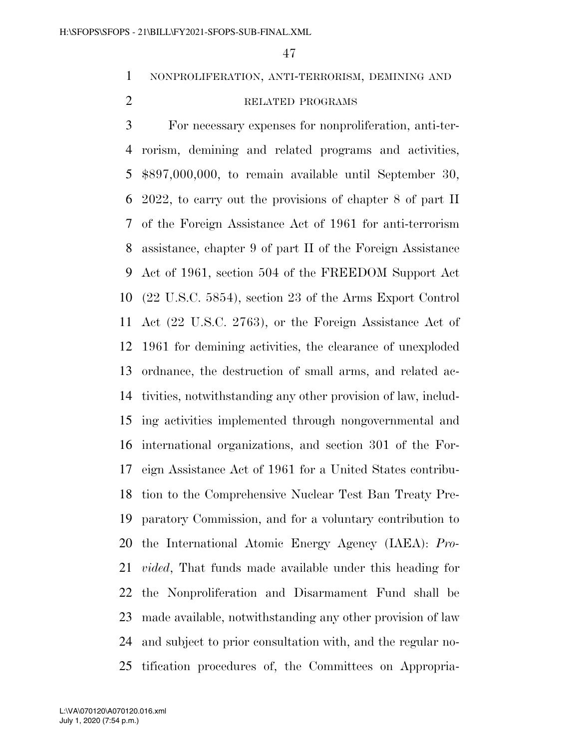NONPROLIFERATION, ANTI-TERRORISM, DEMINING AND RELATED PROGRAMS

For necessary expenses for nonproliferation, anti-terrorism, demining and related programs and activities, $897,000,000, to remain available until September 30, 2022, to carry out the provisions of chapter 8 of part II of the Foreign Assistance Act of 1961 for anti-terrorism assistance, chapter 9 of part II of the Foreign Assistance Act of 1961, section 504 of the FREEDOM Support Act (22 U.S.C. 5854), section 23 of the Arms Export Control Act (22 U.S.C. 2763), or the Foreign Assistance Act of 1961 for demining activities, the clearance of unexploded ordnance, the destruction of small arms, and related activities, notwithstanding any other provision of law, including activities implemented through nongovernmental and international organizations, and section 301 of the Foreign Assistance Act of 1961 for a United States contribution to the Comprehensive Nuclear Test Ban Treaty Preparatory Commission, and for a voluntary contribution to the International Atomic Energy Agency (IAEA): *Provided*, That funds made available under this heading for the Nonproliferation and Disarmament Fund shall be made available, notwithstanding any other provision of law and subject to prior consultation with, and the regular notification procedures of, the Committees on Appropria-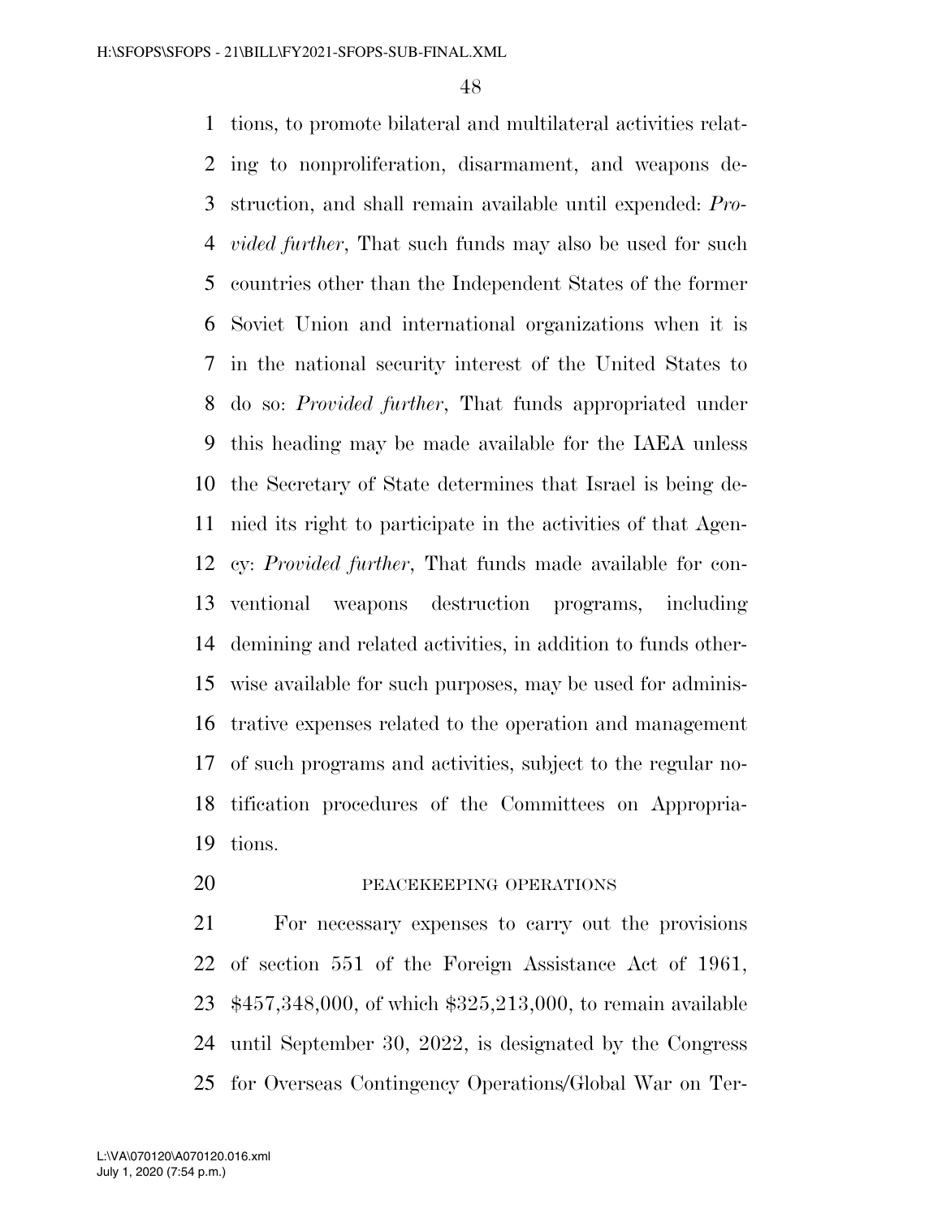tions, to promote bilateral and multilateral activities relating to nonproliferation, disarmament, and weapons destruction, and shall remain available until expended: *Provided further*, That such funds may also be used for such countries other than the Independent States of the former Soviet Union and international organizations when it is in the national security interest of the United States to do so: *Provided further*, That funds appropriated under this heading may be made available for the IAEA unless the Secretary of State determines that Israel is being denied its right to participate in the activities of that Agency: *Provided further*, That funds made available for conventional weapons destruction programs, including demining and related activities, in addition to funds otherwise available for such purposes, may be used for administrative expenses related to the operation and management of such programs and activities, subject to the regular notification procedures of the Committees on Appropriations.

PEACEKEEPING OPERATIONS

For necessary expenses to carry out the provisions of section 551 of the Foreign Assistance Act of 1961, $457,348,000, of which $325,213,000, to remain available until September 30, 2022, is designated by the Congress for Overseas Contingency Operations/Global War on Ter-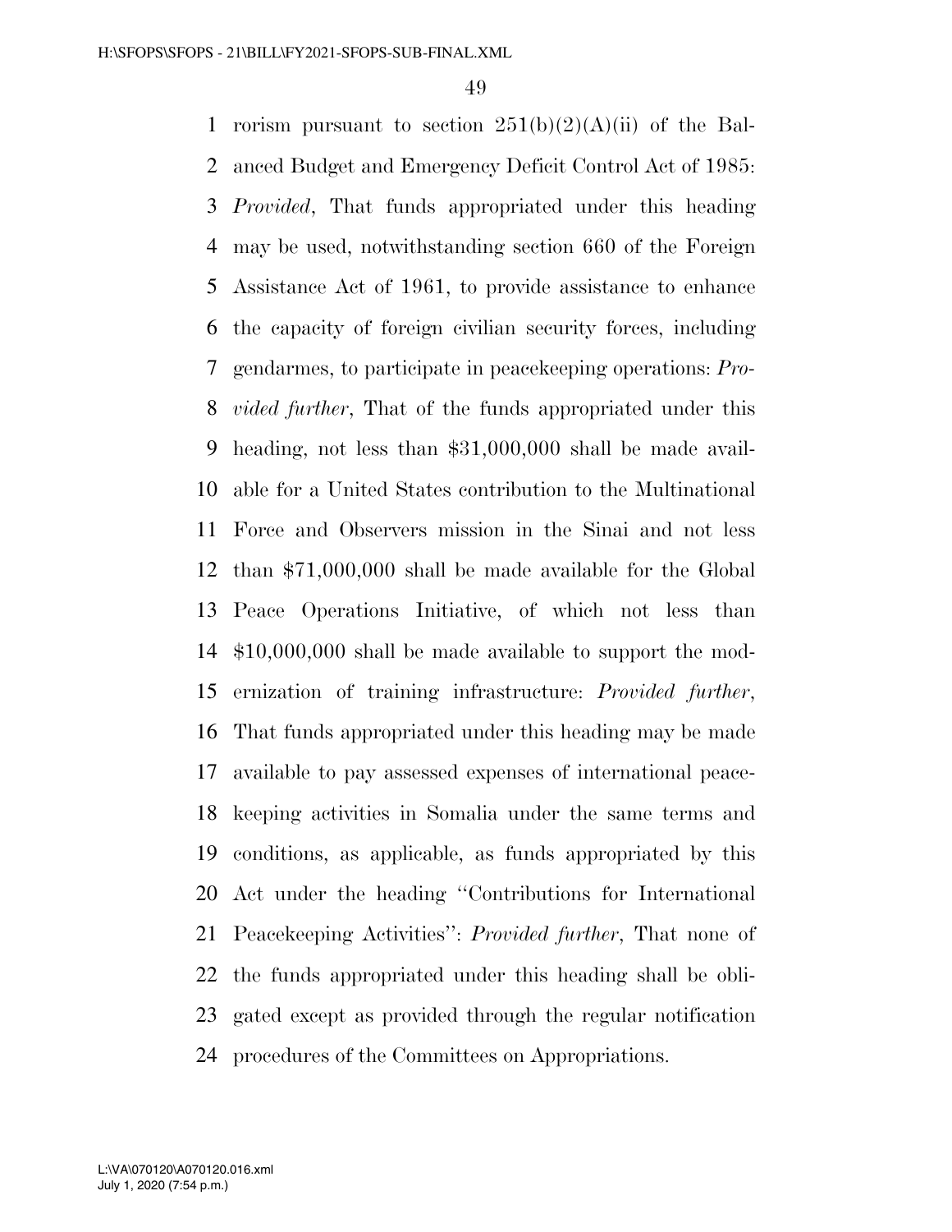rorism pursuant to section 251(b)(2)(A)(ii) of the Balanced Budget and Emergency Deficit Control Act of 1985: *Provided*, That funds appropriated under this heading may be used, notwithstanding section 660 of the Foreign Assistance Act of 1961, to provide assistance to enhance the capacity of foreign civilian security forces, including gendarmes, to participate in peacekeeping operations: *Provided further*, That of the funds appropriated under this heading, not less than $31,000,000 shall be made available for a United States contribution to the Multinational Force and Observers mission in the Sinai and not less than $71,000,000 shall be made available for the Global Peace Operations Initiative, of which not less than $10,000,000 shall be made available to support the modernization of training infrastructure: *Provided further*, That funds appropriated under this heading may be made available to pay assessed expenses of international peacekeeping activities in Somalia under the same terms and conditions, as applicable, as funds appropriated by this Act under the heading ''Contributions for International Peacekeeping Activities'': *Provided further*, That none of the funds appropriated under this heading shall be obligated except as provided through the regular notification procedures of the Committees on Appropriations.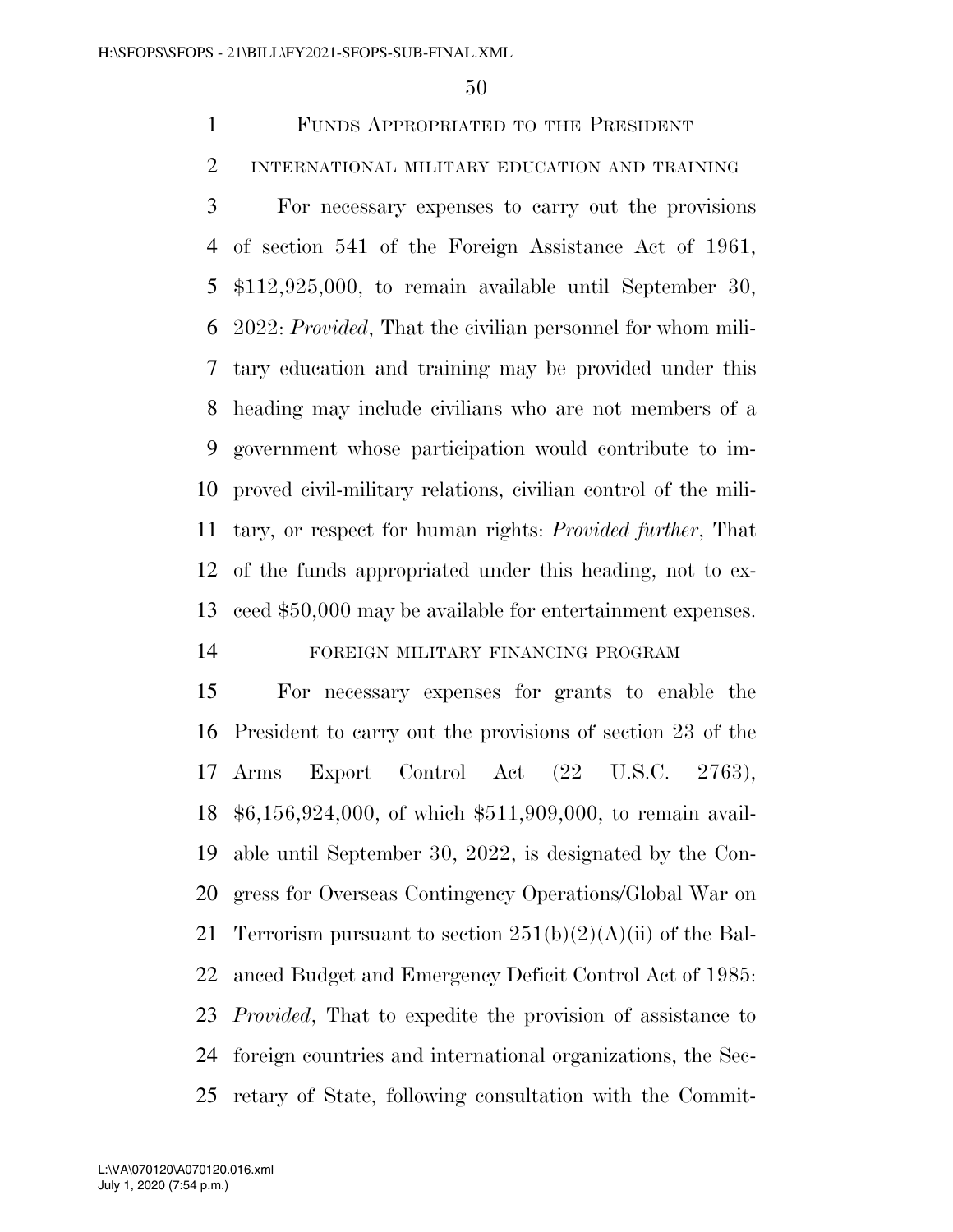## FUNDS APPROPRIATED TO THE PRESIDENT

### INTERNATIONAL MILITARY EDUCATION AND TRAINING

For necessary expenses to carry out the provisions of section 541 of the Foreign Assistance Act of 1961, $112,925,000, to remain available until September 30, 2022: *Provided*, That the civilian personnel for whom military education and training may be provided under this heading may include civilians who are not members of a government whose participation would contribute to improved civil-military relations, civilian control of the military, or respect for human rights: *Provided further*, That of the funds appropriated under this heading, not to exceed $50,000 may be available for entertainment expenses.

### FOREIGN MILITARY FINANCING PROGRAM

For necessary expenses for grants to enable the President to carry out the provisions of section 23 of the Arms Export Control Act (22 U.S.C. 2763), $6,156,924,000, of which $511,909,000, to remain available until September 30, 2022, is designated by the Congress for Overseas Contingency Operations/Global War on Terrorism pursuant to section 251(b)(2)(A)(ii) of the Balanced Budget and Emergency Deficit Control Act of 1985: *Provided*, That to expedite the provision of assistance to foreign countries and international organizations, the Secretary of State, following consultation with the Commit-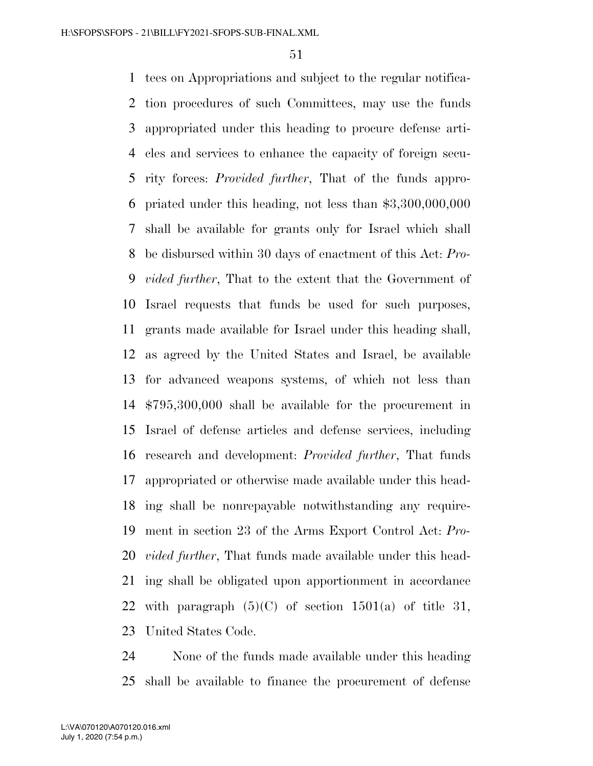tees on Appropriations and subject to the regular notification procedures of such Committees, may use the funds appropriated under this heading to procure defense articles and services to enhance the capacity of foreign security forces: *Provided further*, That of the funds appropriated under this heading, not less than $3,300,000,000 shall be available for grants only for Israel which shall be disbursed within 30 days of enactment of this Act: *Provided further*, That to the extent that the Government of Israel requests that funds be used for such purposes, grants made available for Israel under this heading shall, as agreed by the United States and Israel, be available for advanced weapons systems, of which not less than $795,300,000 shall be available for the procurement in Israel of defense articles and defense services, including research and development: *Provided further*, That funds appropriated or otherwise made available under this heading shall be nonrepayable notwithstanding any requirement in section 23 of the Arms Export Control Act: *Provided further*, That funds made available under this heading shall be obligated upon apportionment in accordance with paragraph (5)(C) of section 1501(a) of title 31, United States Code.

None of the funds made available under this heading shall be available to finance the procurement of defense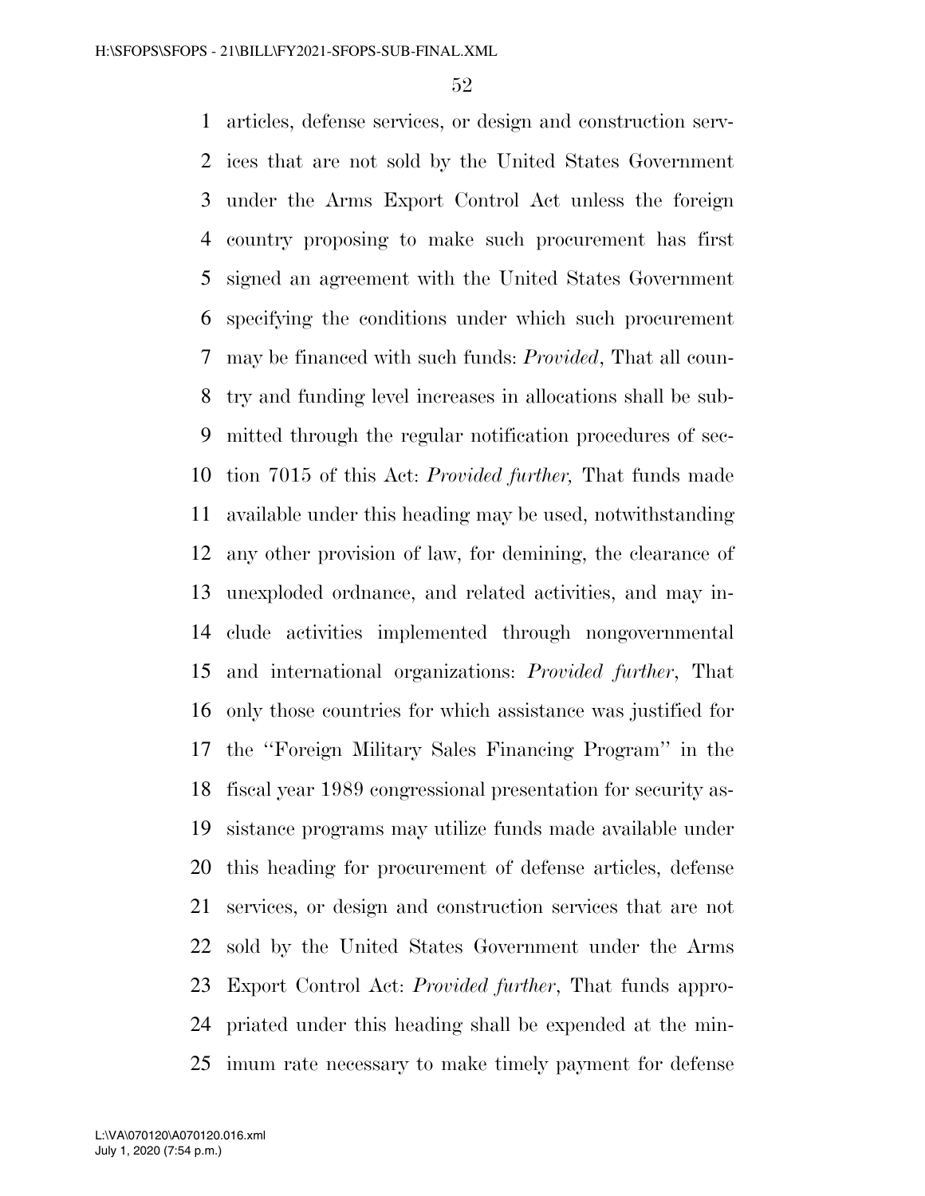articles, defense services, or design and construction services that are not sold by the United States Government under the Arms Export Control Act unless the foreign country proposing to make such procurement has first signed an agreement with the United States Government specifying the conditions under which such procurement may be financed with such funds: *Provided*, That all country and funding level increases in allocations shall be submitted through the regular notification procedures of section 7015 of this Act: *Provided further,* That funds made available under this heading may be used, notwithstanding any other provision of law, for demining, the clearance of unexploded ordnance, and related activities, and may include activities implemented through nongovernmental and international organizations: *Provided further*, That only those countries for which assistance was justified for the ''Foreign Military Sales Financing Program'' in the fiscal year 1989 congressional presentation for security assistance programs may utilize funds made available under this heading for procurement of defense articles, defense services, or design and construction services that are not sold by the United States Government under the Arms Export Control Act: *Provided further*, That funds appropriated under this heading shall be expended at the minimum rate necessary to make timely payment for defense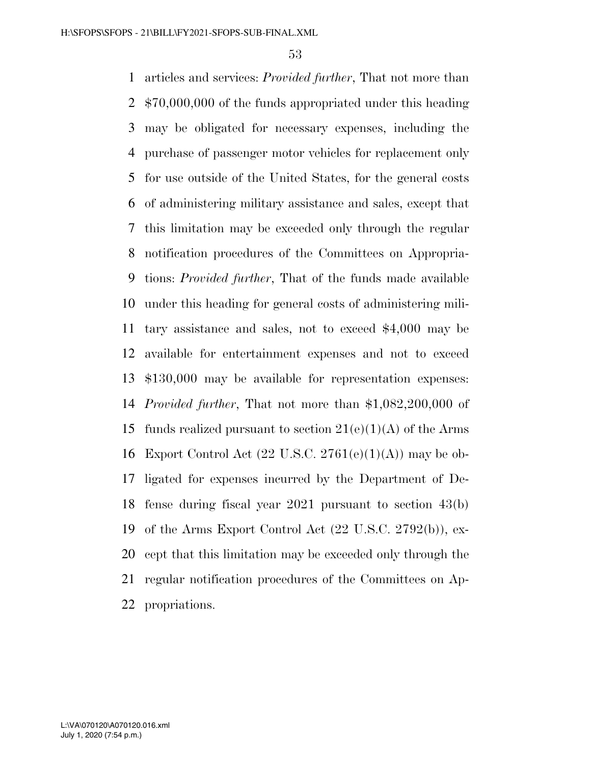articles and services: *Provided further*, That not more than $70,000,000 of the funds appropriated under this heading may be obligated for necessary expenses, including the purchase of passenger motor vehicles for replacement only for use outside of the United States, for the general costs of administering military assistance and sales, except that this limitation may be exceeded only through the regular notification procedures of the Committees on Appropriations: *Provided further*, That of the funds made available under this heading for general costs of administering military assistance and sales, not to exceed $4,000 may be available for entertainment expenses and not to exceed $130,000 may be available for representation expenses: *Provided further*, That not more than $1,082,200,000 of funds realized pursuant to section 21(e)(1)(A) of the Arms Export Control Act (22 U.S.C. 2761(e)(1)(A)) may be obligated for expenses incurred by the Department of Defense during fiscal year 2021 pursuant to section 43(b) of the Arms Export Control Act (22 U.S.C. 2792(b)), except that this limitation may be exceeded only through the regular notification procedures of the Committees on Appropriations.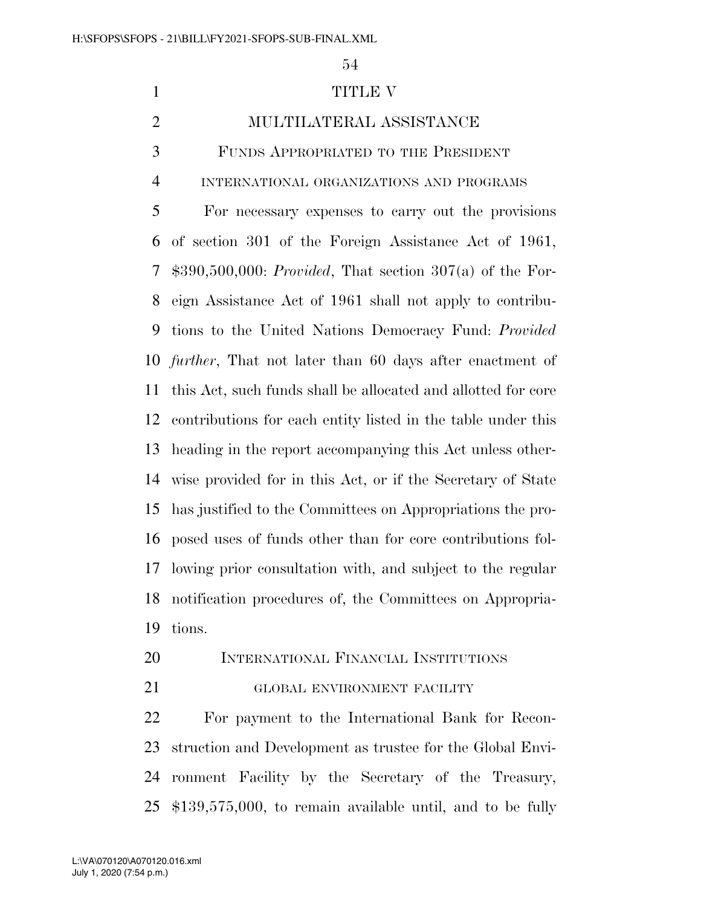# TITLE V

## MULTILATERAL ASSISTANCE

### FUNDS APPROPRIATED TO THE PRESIDENT

#### INTERNATIONAL ORGANIZATIONS AND PROGRAMS

For necessary expenses to carry out the provisions of section 301 of the Foreign Assistance Act of 1961, $390,500,000: *Provided*, That section 307(a) of the Foreign Assistance Act of 1961 shall not apply to contributions to the United Nations Democracy Fund: *Provided further*, That not later than 60 days after enactment of this Act, such funds shall be allocated and allotted for core contributions for each entity listed in the table under this heading in the report accompanying this Act unless otherwise provided for in this Act, or if the Secretary of State has justified to the Committees on Appropriations the proposed uses of funds other than for core contributions following prior consultation with, and subject to the regular notification procedures of, the Committees on Appropriations.

### INTERNATIONAL FINANCIAL INSTITUTIONS

#### GLOBAL ENVIRONMENT FACILITY

For payment to the International Bank for Reconstruction and Development as trustee for the Global Environment Facility by the Secretary of the Treasury, $139,575,000, to remain available until, and to be fully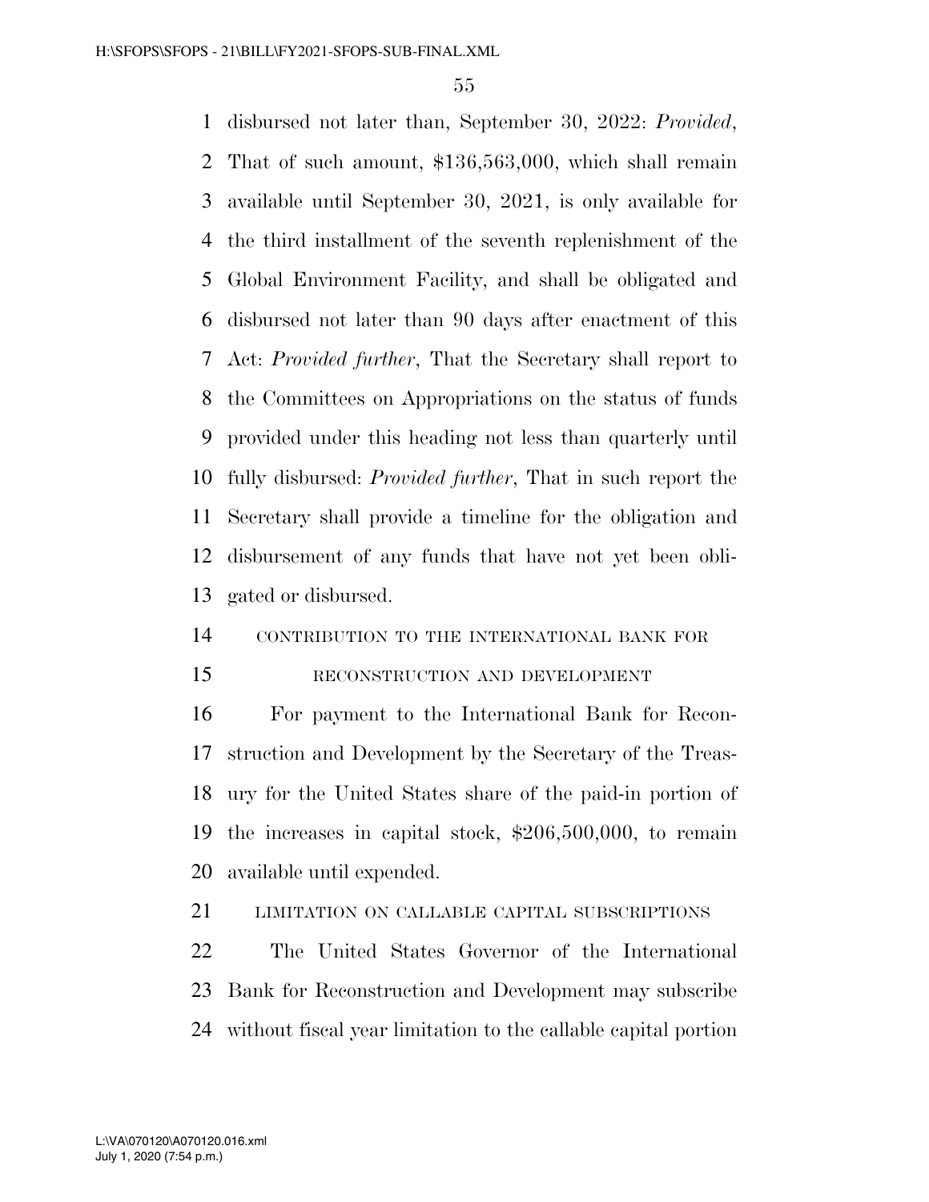disbursed not later than, September 30, 2022: *Provided*, That of such amount, $136,563,000, which shall remain available until September 30, 2021, is only available for the third installment of the seventh replenishment of the Global Environment Facility, and shall be obligated and disbursed not later than 90 days after enactment of this Act: *Provided further*, That the Secretary shall report to the Committees on Appropriations on the status of funds provided under this heading not less than quarterly until fully disbursed: *Provided further*, That in such report the Secretary shall provide a timeline for the obligation and disbursement of any funds that have not yet been obligated or disbursed.

CONTRIBUTION TO THE INTERNATIONAL BANK FOR RECONSTRUCTION AND DEVELOPMENT

For payment to the International Bank for Reconstruction and Development by the Secretary of the Treasury for the United States share of the paid-in portion of the increases in capital stock, $206,500,000, to remain available until expended.

LIMITATION ON CALLABLE CAPITAL SUBSCRIPTIONS

The United States Governor of the International Bank for Reconstruction and Development may subscribe without fiscal year limitation to the callable capital portion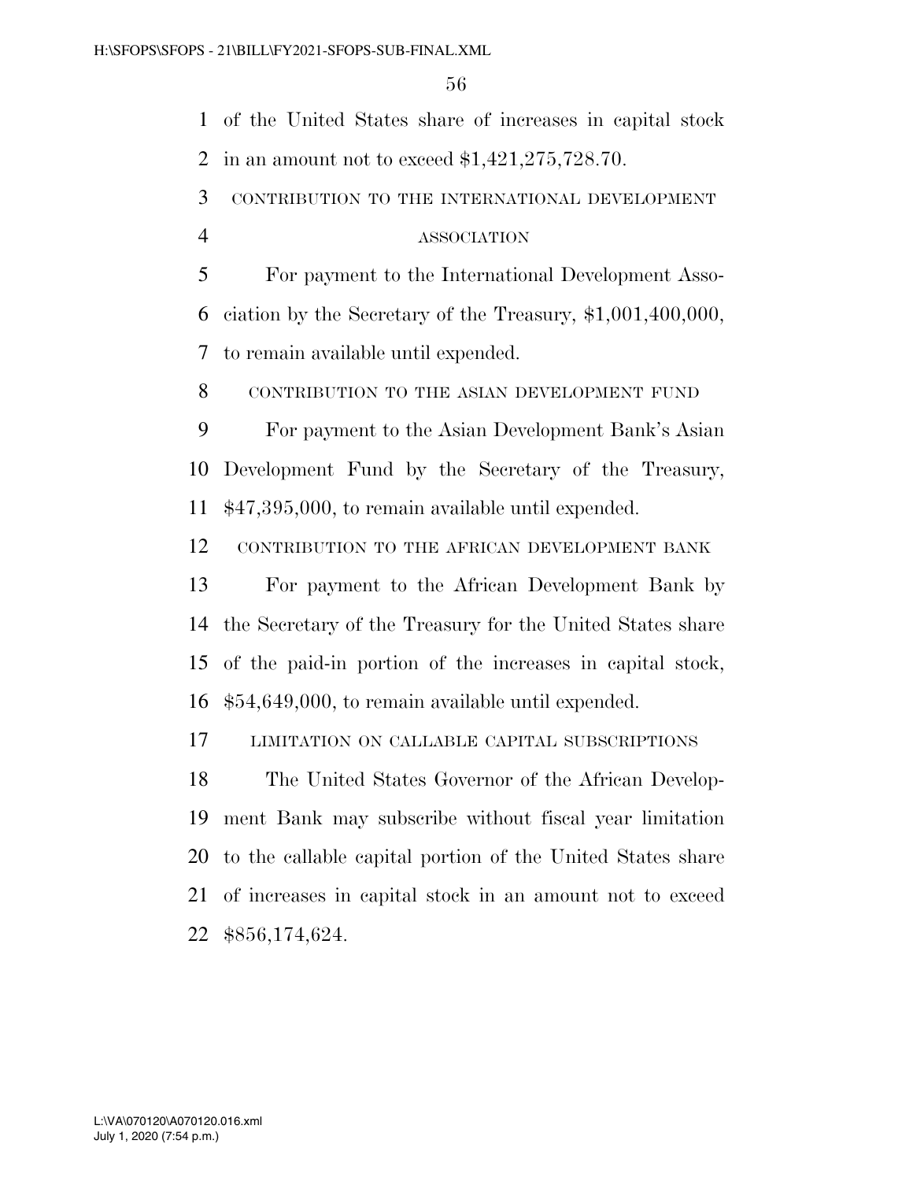of the United States share of increases in capital stock in an amount not to exceed $1,421,275,728.70.

CONTRIBUTION TO THE INTERNATIONAL DEVELOPMENT ASSOCIATION

For payment to the International Development Association by the Secretary of the Treasury, $1,001,400,000, to remain available until expended.

CONTRIBUTION TO THE ASIAN DEVELOPMENT FUND

For payment to the Asian Development Bank's Asian Development Fund by the Secretary of the Treasury, $47,395,000, to remain available until expended.

CONTRIBUTION TO THE AFRICAN DEVELOPMENT BANK

For payment to the African Development Bank by the Secretary of the Treasury for the United States share of the paid-in portion of the increases in capital stock, $54,649,000, to remain available until expended.

LIMITATION ON CALLABLE CAPITAL SUBSCRIPTIONS

The United States Governor of the African Development Bank may subscribe without fiscal year limitation to the callable capital portion of the United States share of increases in capital stock in an amount not to exceed $856,174,624.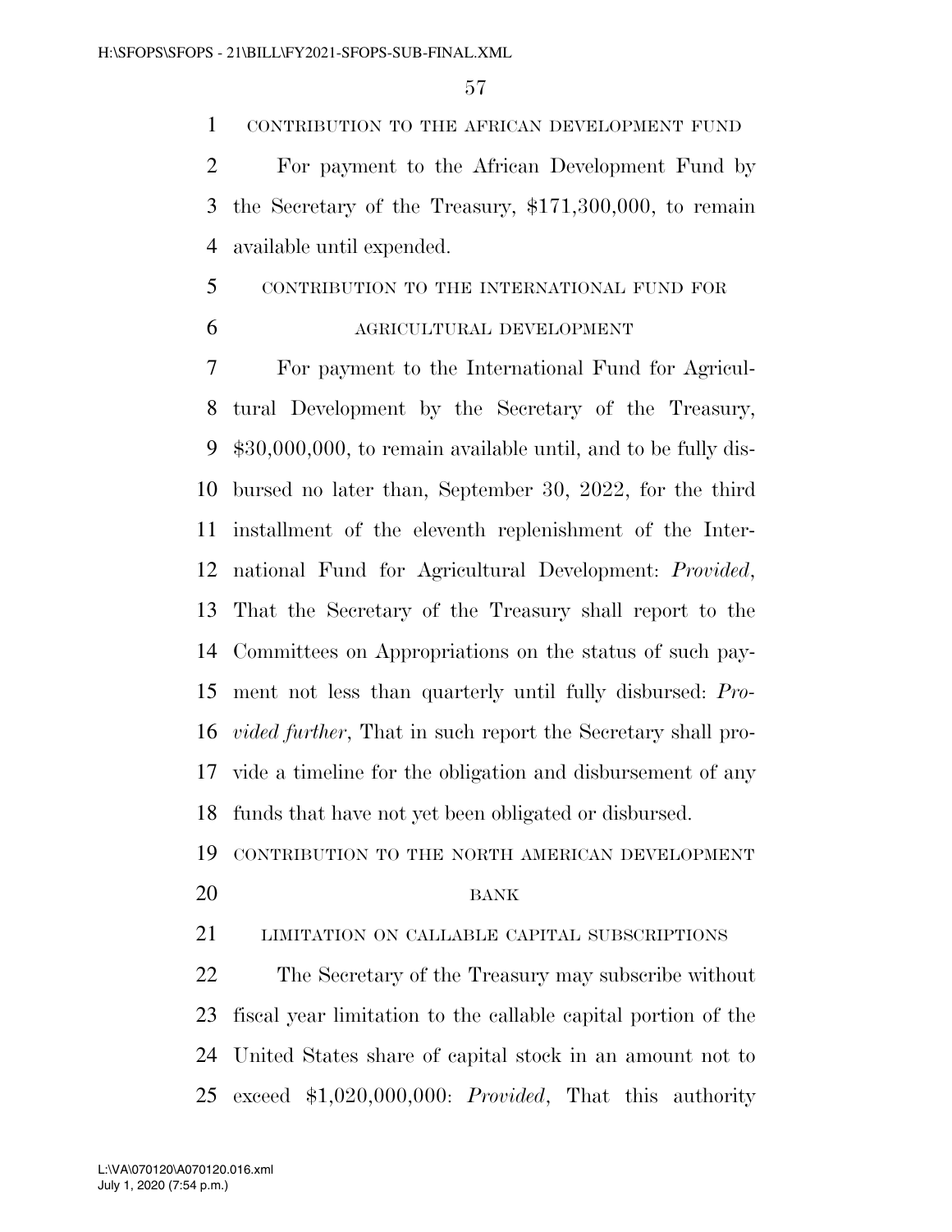CONTRIBUTION TO THE AFRICAN DEVELOPMENT FUND

For payment to the African Development Fund by the Secretary of the Treasury, $171,300,000, to remain available until expended.

CONTRIBUTION TO THE INTERNATIONAL FUND FOR AGRICULTURAL DEVELOPMENT

For payment to the International Fund for Agricultural Development by the Secretary of the Treasury, $30,000,000, to remain available until, and to be fully disbursed no later than, September 30, 2022, for the third installment of the eleventh replenishment of the International Fund for Agricultural Development: *Provided*, That the Secretary of the Treasury shall report to the Committees on Appropriations on the status of such payment not less than quarterly until fully disbursed: *Provided further*, That in such report the Secretary shall provide a timeline for the obligation and disbursement of any funds that have not yet been obligated or disbursed.

CONTRIBUTION TO THE NORTH AMERICAN DEVELOPMENT BANK

LIMITATION ON CALLABLE CAPITAL SUBSCRIPTIONS

The Secretary of the Treasury may subscribe without fiscal year limitation to the callable capital portion of the United States share of capital stock in an amount not to exceed $1,020,000,000: *Provided*, That this authority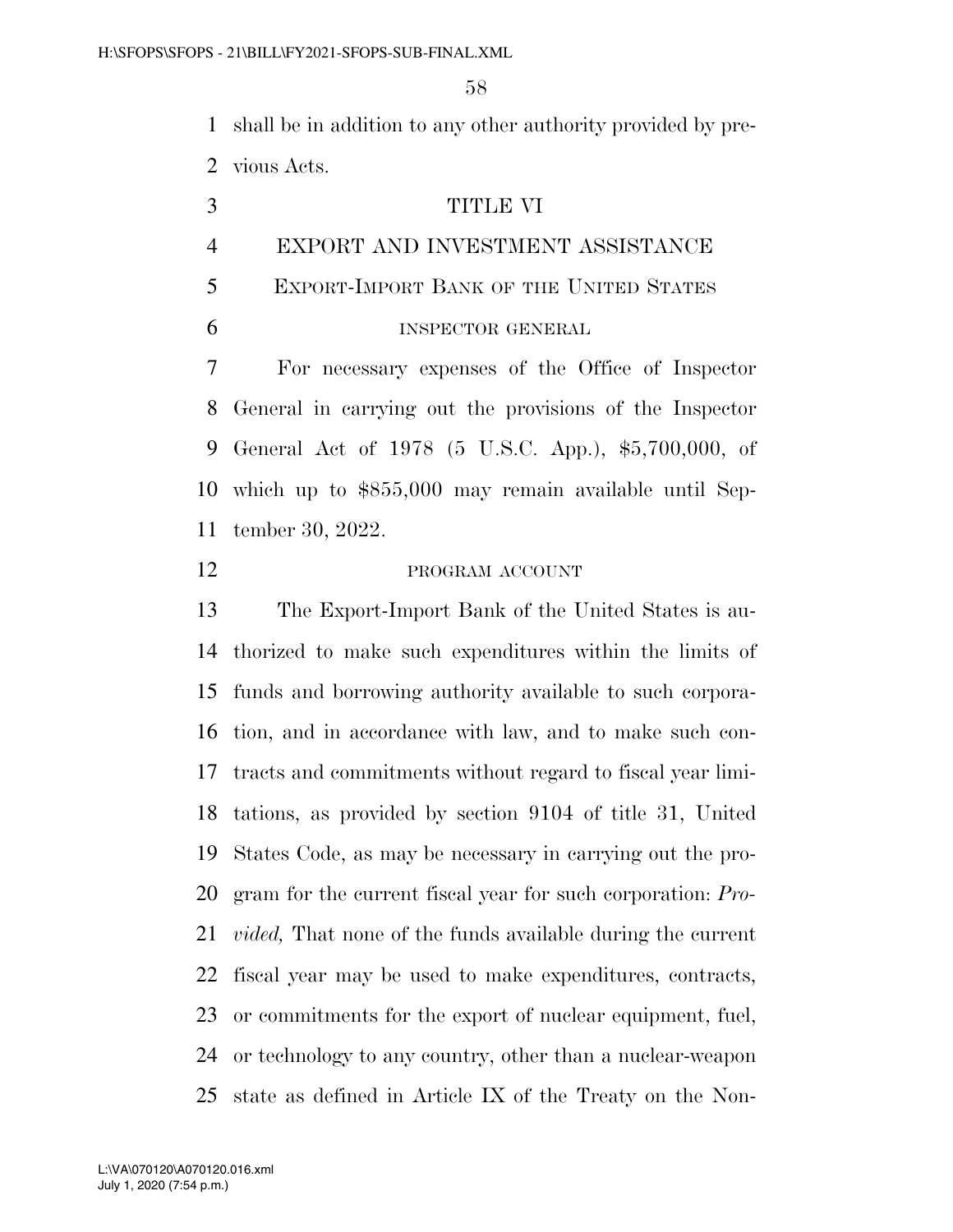shall be in addition to any other authority provided by previous Acts.

# TITLE VI

## EXPORT AND INVESTMENT ASSISTANCE

### EXPORT-IMPORT BANK OF THE UNITED STATES

#### INSPECTOR GENERAL

For necessary expenses of the Office of Inspector General in carrying out the provisions of the Inspector General Act of 1978 (5 U.S.C. App.), $5,700,000, of which up to $855,000 may remain available until September 30, 2022.

#### PROGRAM ACCOUNT

The Export-Import Bank of the United States is authorized to make such expenditures within the limits of funds and borrowing authority available to such corporation, and in accordance with law, and to make such contracts and commitments without regard to fiscal year limitations, as provided by section 9104 of title 31, United States Code, as may be necessary in carrying out the program for the current fiscal year for such corporation: *Provided,* That none of the funds available during the current fiscal year may be used to make expenditures, contracts, or commitments for the export of nuclear equipment, fuel, or technology to any country, other than a nuclear-weapon state as defined in Article IX of the Treaty on the Non-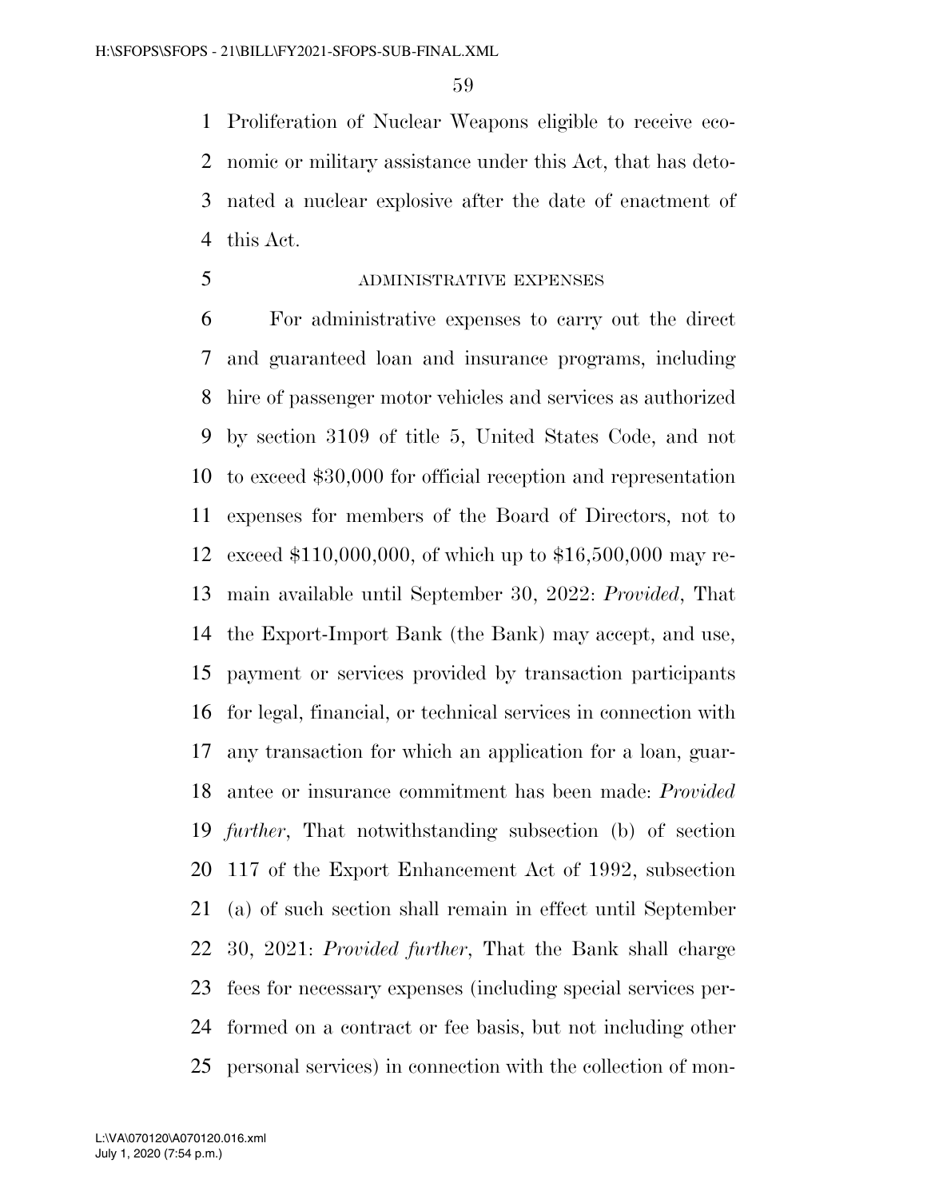Proliferation of Nuclear Weapons eligible to receive economic or military assistance under this Act, that has detonated a nuclear explosive after the date of enactment of this Act.

ADMINISTRATIVE EXPENSES

For administrative expenses to carry out the direct and guaranteed loan and insurance programs, including hire of passenger motor vehicles and services as authorized by section 3109 of title 5, United States Code, and not to exceed $30,000 for official reception and representation expenses for members of the Board of Directors, not to exceed $110,000,000, of which up to $16,500,000 may remain available until September 30, 2022: *Provided*, That the Export-Import Bank (the Bank) may accept, and use, payment or services provided by transaction participants for legal, financial, or technical services in connection with any transaction for which an application for a loan, guarantee or insurance commitment has been made: *Provided further*, That notwithstanding subsection (b) of section 117 of the Export Enhancement Act of 1992, subsection (a) of such section shall remain in effect until September 30, 2021: *Provided further*, That the Bank shall charge fees for necessary expenses (including special services performed on a contract or fee basis, but not including other personal services) in connection with the collection of mon-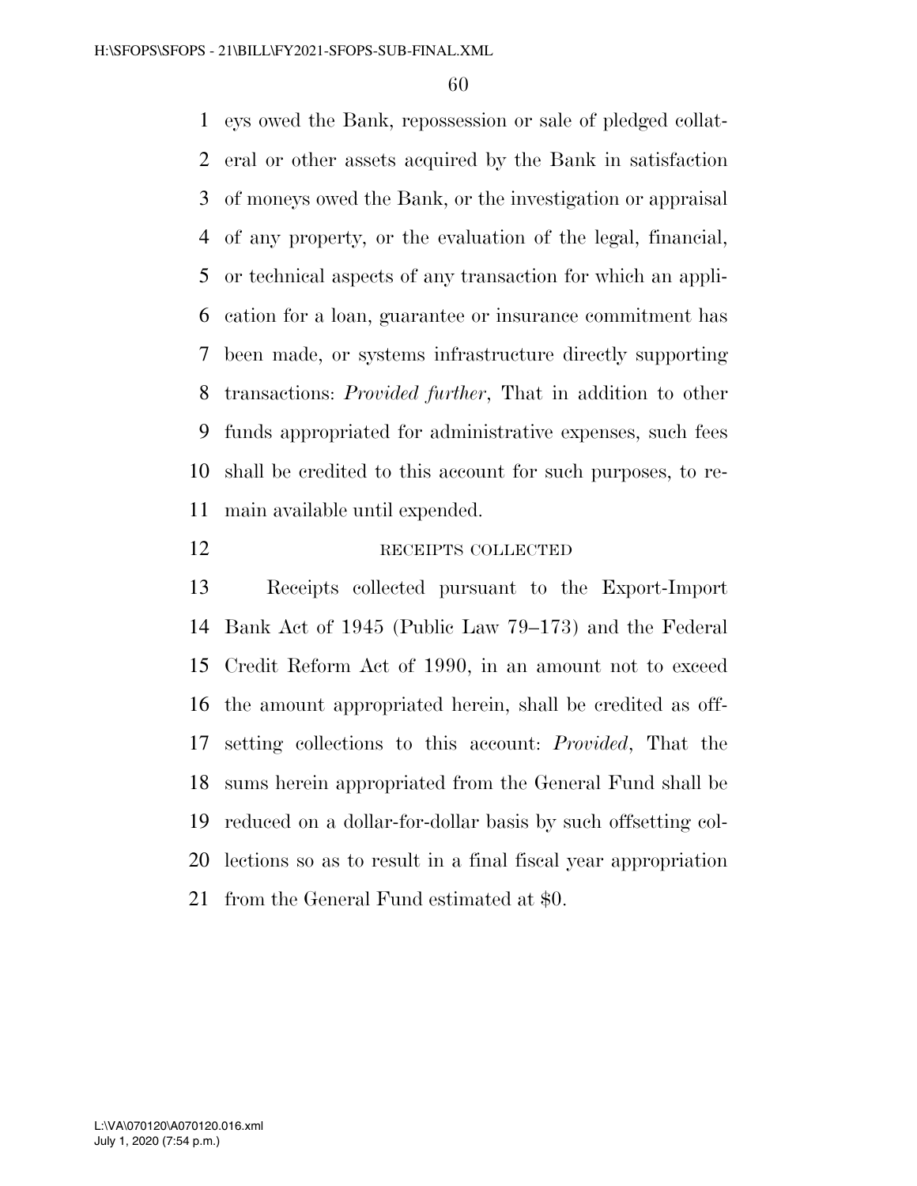eys owed the Bank, repossession or sale of pledged collateral or other assets acquired by the Bank in satisfaction of moneys owed the Bank, or the investigation or appraisal of any property, or the evaluation of the legal, financial, or technical aspects of any transaction for which an application for a loan, guarantee or insurance commitment has been made, or systems infrastructure directly supporting transactions: *Provided further*, That in addition to other funds appropriated for administrative expenses, such fees shall be credited to this account for such purposes, to remain available until expended.

RECEIPTS COLLECTED

Receipts collected pursuant to the Export-Import Bank Act of 1945 (Public Law 79–173) and the Federal Credit Reform Act of 1990, in an amount not to exceed the amount appropriated herein, shall be credited as offsetting collections to this account: *Provided*, That the sums herein appropriated from the General Fund shall be reduced on a dollar-for-dollar basis by such offsetting collections so as to result in a final fiscal year appropriation from the General Fund estimated at $0.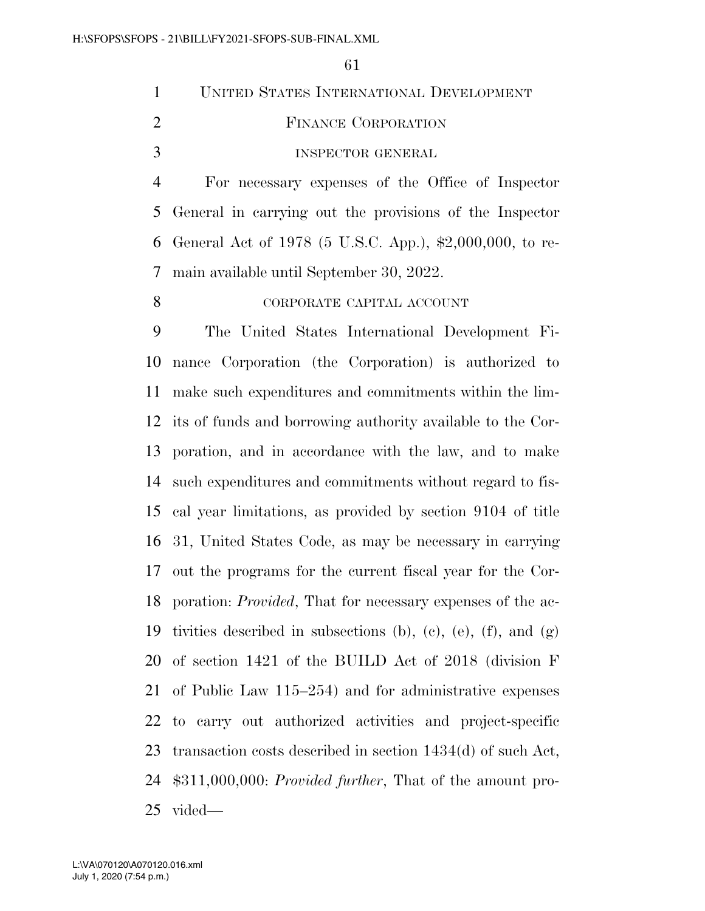## UNITED STATES INTERNATIONAL DEVELOPMENT FINANCE CORPORATION

### INSPECTOR GENERAL

For necessary expenses of the Office of Inspector General in carrying out the provisions of the Inspector General Act of 1978 (5 U.S.C. App.), $2,000,000, to remain available until September 30, 2022.

### CORPORATE CAPITAL ACCOUNT

The United States International Development Finance Corporation (the Corporation) is authorized to make such expenditures and commitments within the limits of funds and borrowing authority available to the Corporation, and in accordance with the law, and to make such expenditures and commitments without regard to fiscal year limitations, as provided by section 9104 of title 31, United States Code, as may be necessary in carrying out the programs for the current fiscal year for the Corporation: *Provided*, That for necessary expenses of the activities described in subsections (b), (c), (e), (f), and (g) of section 1421 of the BUILD Act of 2018 (division F of Public Law 115–254) and for administrative expenses to carry out authorized activities and project-specific transaction costs described in section 1434(d) of such Act, $311,000,000: *Provided further*, That of the amount provided—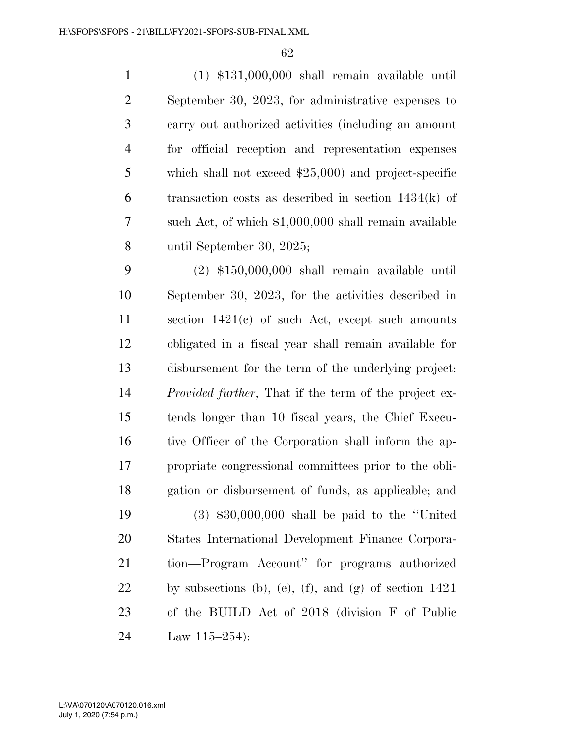(1) $131,000,000 shall remain available until September 30, 2023, for administrative expenses to carry out authorized activities (including an amount for official reception and representation expenses which shall not exceed $25,000) and project-specific transaction costs as described in section 1434(k) of such Act, of which $1,000,000 shall remain available until September 30, 2025;

(2) $150,000,000 shall remain available until September 30, 2023, for the activities described in section 1421(c) of such Act, except such amounts obligated in a fiscal year shall remain available for disbursement for the term of the underlying project: *Provided further*, That if the term of the project extends longer than 10 fiscal years, the Chief Executive Officer of the Corporation shall inform the appropriate congressional committees prior to the obligation or disbursement of funds, as applicable; and

(3) $30,000,000 shall be paid to the ''United States International Development Finance Corporation—Program Account'' for programs authorized by subsections (b), (e), (f), and (g) of section 1421 of the BUILD Act of 2018 (division F of Public Law 115–254):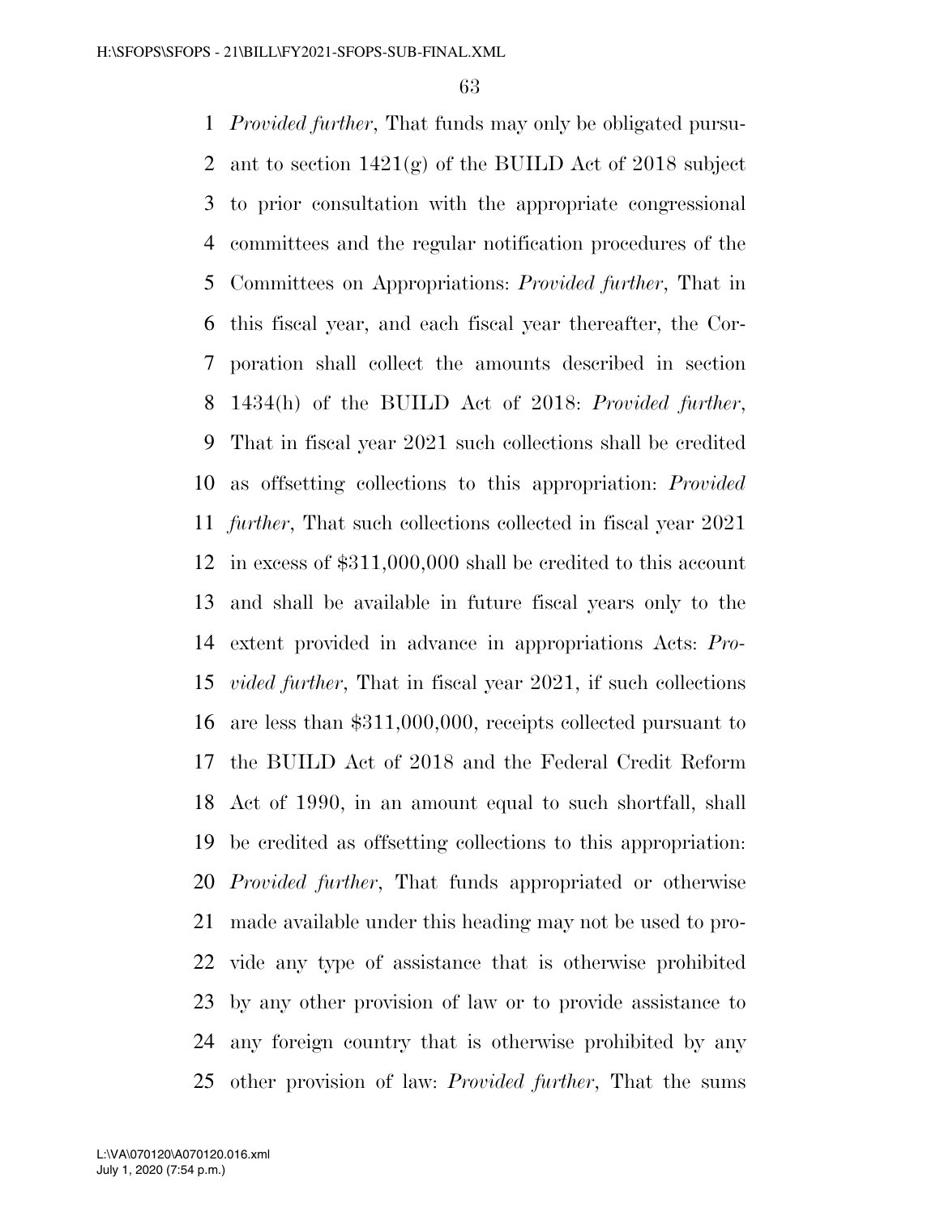*Provided further*, That funds may only be obligated pursuant to section 1421(g) of the BUILD Act of 2018 subject to prior consultation with the appropriate congressional committees and the regular notification procedures of the Committees on Appropriations: *Provided further*, That in this fiscal year, and each fiscal year thereafter, the Corporation shall collect the amounts described in section 1434(h) of the BUILD Act of 2018: *Provided further*, That in fiscal year 2021 such collections shall be credited as offsetting collections to this appropriation: *Provided further*, That such collections collected in fiscal year 2021 in excess of $311,000,000 shall be credited to this account and shall be available in future fiscal years only to the extent provided in advance in appropriations Acts: *Provided further*, That in fiscal year 2021, if such collections are less than $311,000,000, receipts collected pursuant to the BUILD Act of 2018 and the Federal Credit Reform Act of 1990, in an amount equal to such shortfall, shall be credited as offsetting collections to this appropriation: *Provided further*, That funds appropriated or otherwise made available under this heading may not be used to provide any type of assistance that is otherwise prohibited by any other provision of law or to provide assistance to any foreign country that is otherwise prohibited by any other provision of law: *Provided further*, That the sums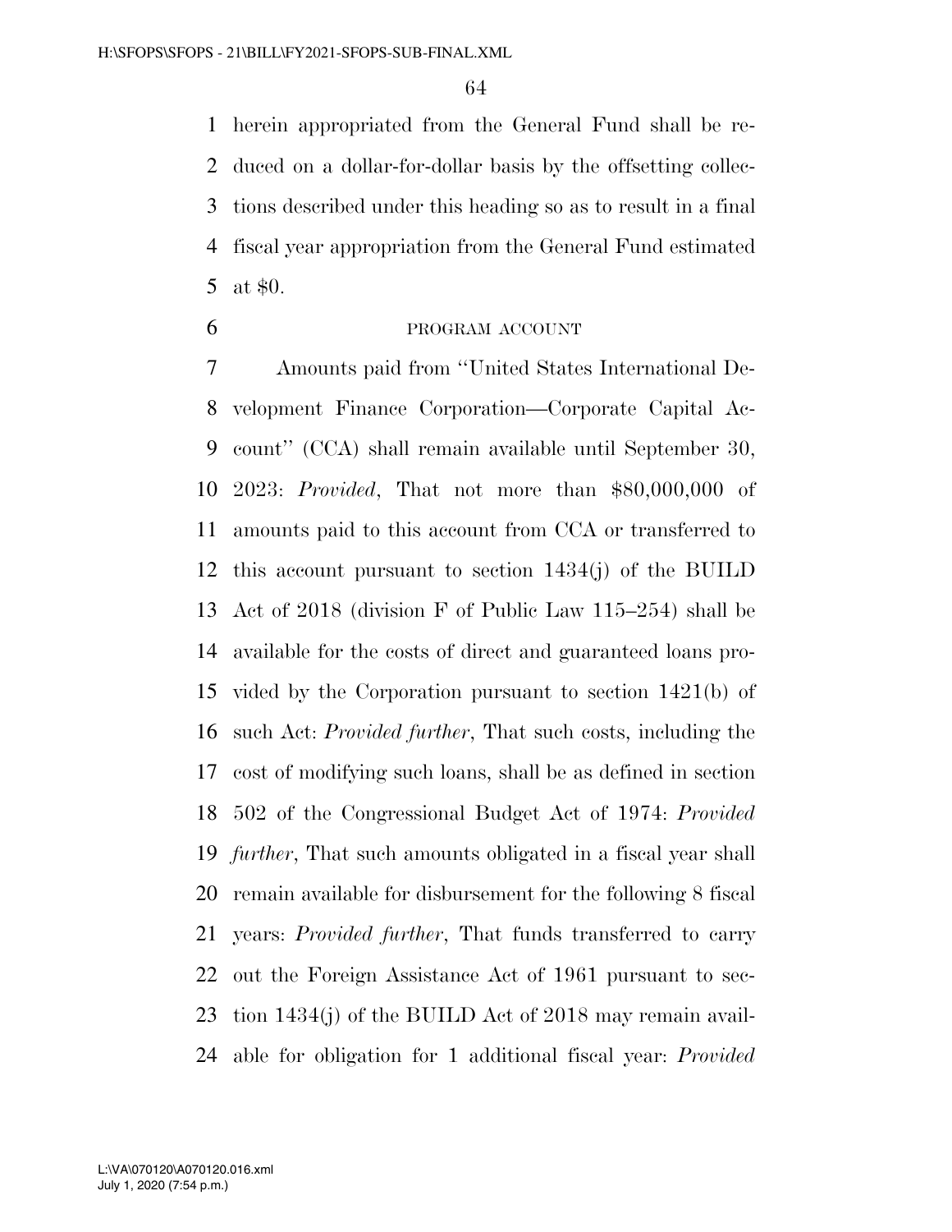herein appropriated from the General Fund shall be reduced on a dollar-for-dollar basis by the offsetting collections described under this heading so as to result in a final fiscal year appropriation from the General Fund estimated at $0.

PROGRAM ACCOUNT

Amounts paid from ''United States International Development Finance Corporation—Corporate Capital Account'' (CCA) shall remain available until September 30, 2023: *Provided*, That not more than $80,000,000 of amounts paid to this account from CCA or transferred to this account pursuant to section 1434(j) of the BUILD Act of 2018 (division F of Public Law 115–254) shall be available for the costs of direct and guaranteed loans provided by the Corporation pursuant to section 1421(b) of such Act: *Provided further*, That such costs, including the cost of modifying such loans, shall be as defined in section 502 of the Congressional Budget Act of 1974: *Provided further*, That such amounts obligated in a fiscal year shall remain available for disbursement for the following 8 fiscal years: *Provided further*, That funds transferred to carry out the Foreign Assistance Act of 1961 pursuant to section 1434(j) of the BUILD Act of 2018 may remain available for obligation for 1 additional fiscal year: *Provided*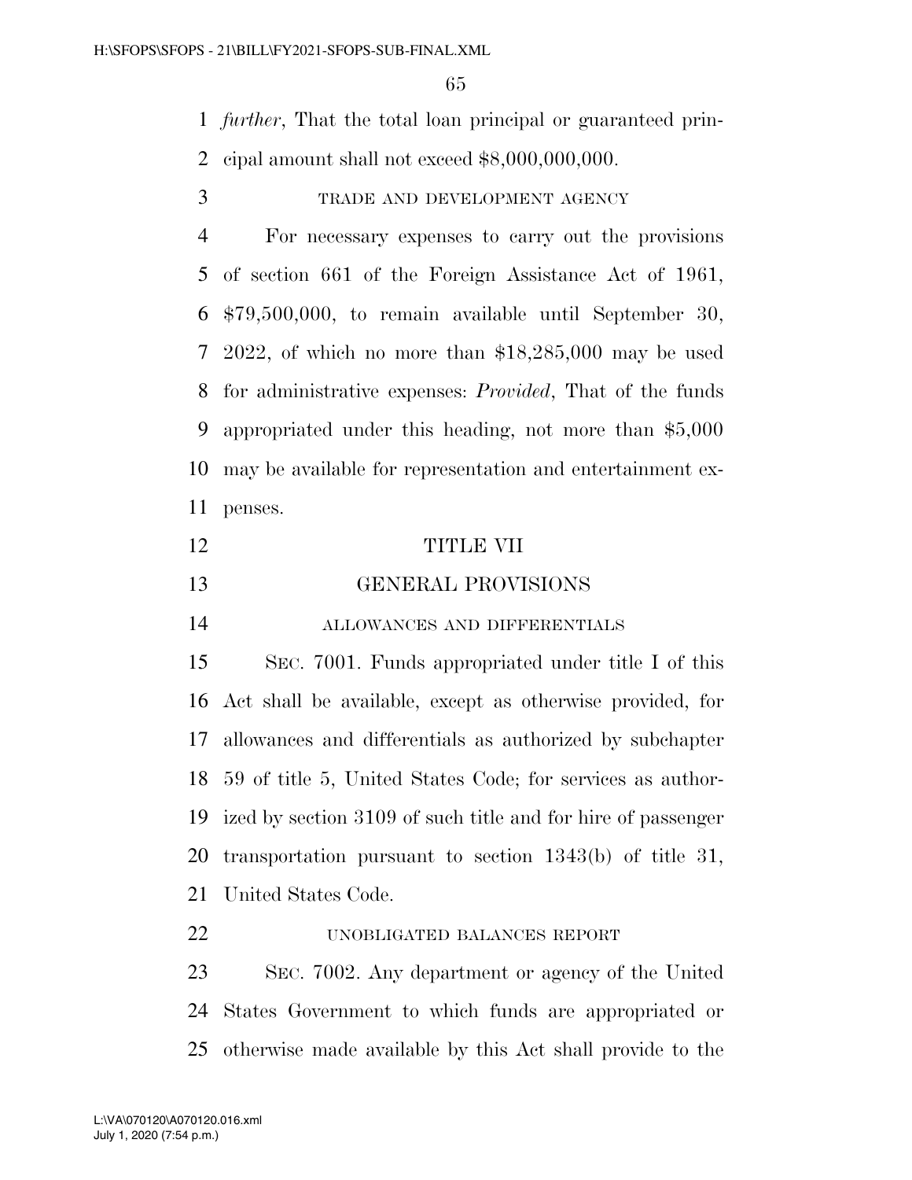*further*, That the total loan principal or guaranteed principal amount shall not exceed $8,000,000,000.

TRADE AND DEVELOPMENT AGENCY

For necessary expenses to carry out the provisions of section 661 of the Foreign Assistance Act of 1961, $79,500,000, to remain available until September 30, 2022, of which no more than $18,285,000 may be used for administrative expenses: *Provided*, That of the funds appropriated under this heading, not more than $5,000 may be available for representation and entertainment expenses.

# TITLE VII

# GENERAL PROVISIONS

ALLOWANCES AND DIFFERENTIALS

SEC. 7001. Funds appropriated under title I of this Act shall be available, except as otherwise provided, for allowances and differentials as authorized by subchapter 59 of title 5, United States Code; for services as authorized by section 3109 of such title and for hire of passenger transportation pursuant to section 1343(b) of title 31, United States Code.

UNOBLIGATED BALANCES REPORT

SEC. 7002. Any department or agency of the United States Government to which funds are appropriated or otherwise made available by this Act shall provide to the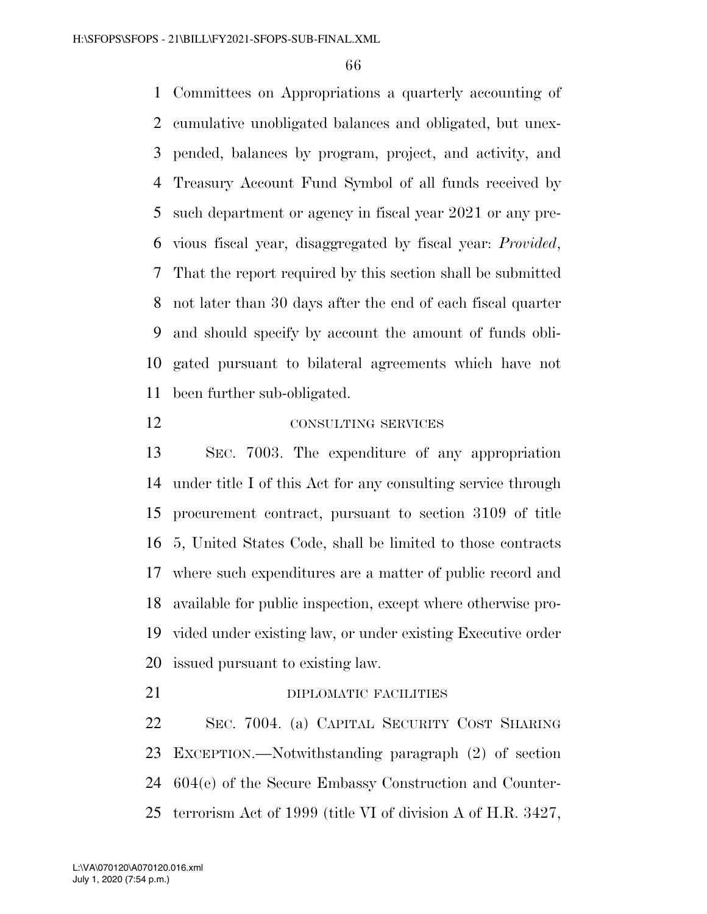Committees on Appropriations a quarterly accounting of cumulative unobligated balances and obligated, but unexpended, balances by program, project, and activity, and Treasury Account Fund Symbol of all funds received by such department or agency in fiscal year 2021 or any previous fiscal year, disaggregated by fiscal year: *Provided*, That the report required by this section shall be submitted not later than 30 days after the end of each fiscal quarter and should specify by account the amount of funds obligated pursuant to bilateral agreements which have not been further sub-obligated.

CONSULTING SERVICES

SEC. 7003. The expenditure of any appropriation under title I of this Act for any consulting service through procurement contract, pursuant to section 3109 of title 5, United States Code, shall be limited to those contracts where such expenditures are a matter of public record and available for public inspection, except where otherwise provided under existing law, or under existing Executive order issued pursuant to existing law.

DIPLOMATIC FACILITIES

SEC. 7004. (a) CAPITAL SECURITY COST SHARING EXCEPTION.—Notwithstanding paragraph (2) of section 604(e) of the Secure Embassy Construction and Counterterrorism Act of 1999 (title VI of division A of H.R. 3427,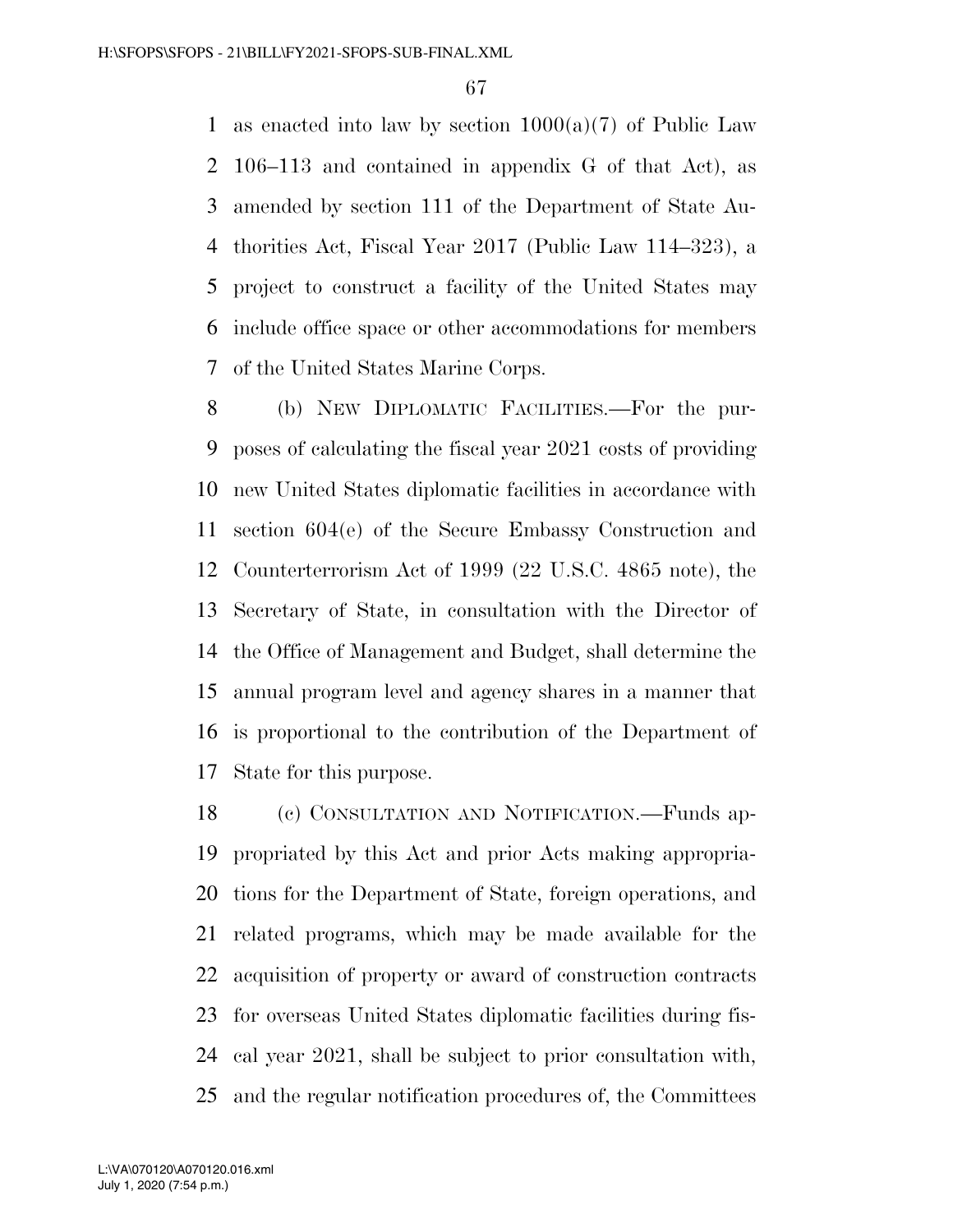as enacted into law by section 1000(a)(7) of Public Law 106–113 and contained in appendix G of that Act), as amended by section 111 of the Department of State Authorities Act, Fiscal Year 2017 (Public Law 114–323), a project to construct a facility of the United States may include office space or other accommodations for members of the United States Marine Corps.

(b) NEW DIPLOMATIC FACILITIES.—For the purposes of calculating the fiscal year 2021 costs of providing new United States diplomatic facilities in accordance with section 604(e) of the Secure Embassy Construction and Counterterrorism Act of 1999 (22 U.S.C. 4865 note), the Secretary of State, in consultation with the Director of the Office of Management and Budget, shall determine the annual program level and agency shares in a manner that is proportional to the contribution of the Department of State for this purpose.

(c) CONSULTATION AND NOTIFICATION.—Funds appropriated by this Act and prior Acts making appropriations for the Department of State, foreign operations, and related programs, which may be made available for the acquisition of property or award of construction contracts for overseas United States diplomatic facilities during fiscal year 2021, shall be subject to prior consultation with, and the regular notification procedures of, the Committees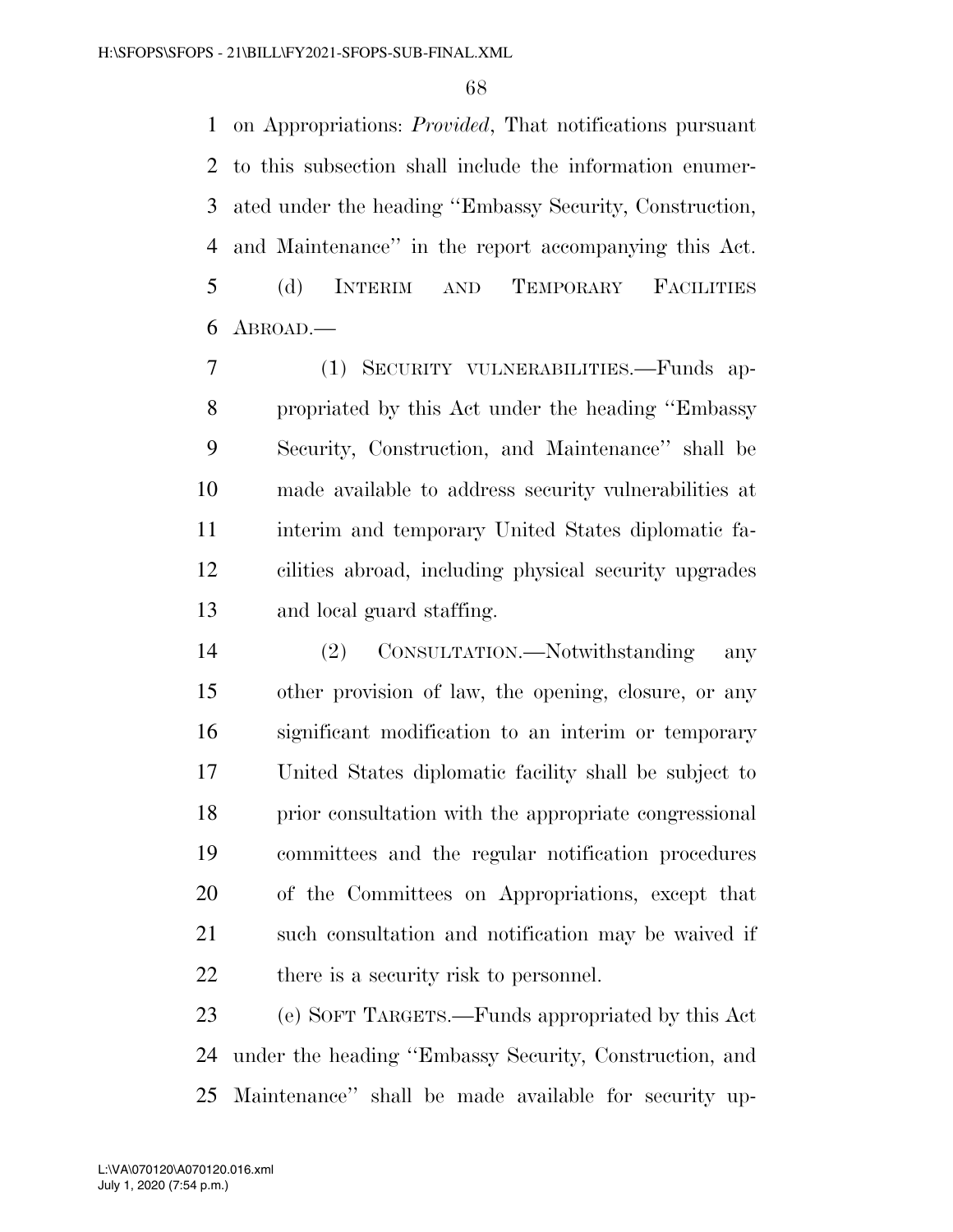on Appropriations: *Provided*, That notifications pursuant to this subsection shall include the information enumerated under the heading ''Embassy Security, Construction, and Maintenance'' in the report accompanying this Act.

(d) INTERIM AND TEMPORARY FACILITIES ABROAD.—

(1) SECURITY VULNERABILITIES.—Funds appropriated by this Act under the heading ''Embassy Security, Construction, and Maintenance'' shall be made available to address security vulnerabilities at interim and temporary United States diplomatic facilities abroad, including physical security upgrades and local guard staffing.

(2) CONSULTATION.—Notwithstanding any other provision of law, the opening, closure, or any significant modification to an interim or temporary United States diplomatic facility shall be subject to prior consultation with the appropriate congressional committees and the regular notification procedures of the Committees on Appropriations, except that such consultation and notification may be waived if there is a security risk to personnel.

(e) SOFT TARGETS.—Funds appropriated by this Act under the heading ''Embassy Security, Construction, and Maintenance'' shall be made available for security up-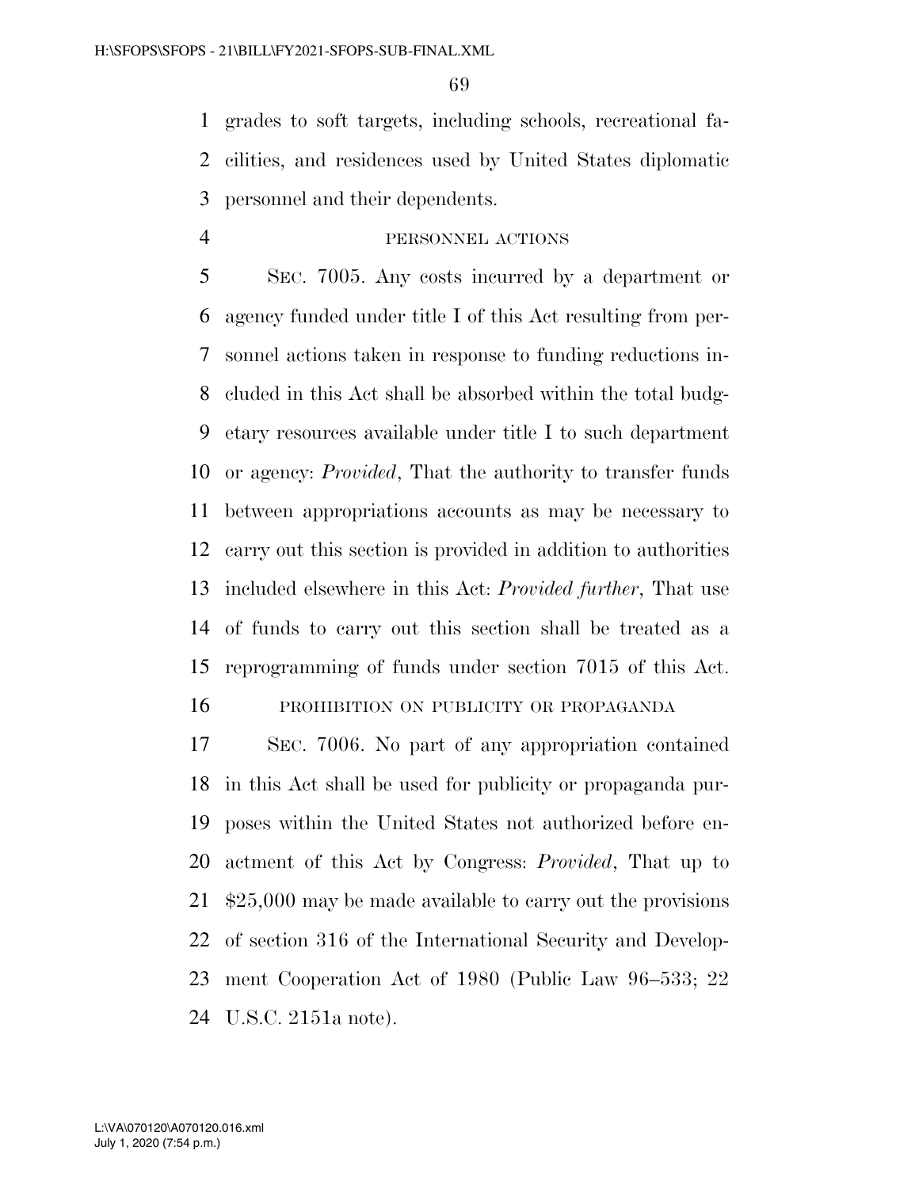grades to soft targets, including schools, recreational facilities, and residences used by United States diplomatic personnel and their dependents.

PERSONNEL ACTIONS

SEC. 7005. Any costs incurred by a department or agency funded under title I of this Act resulting from personnel actions taken in response to funding reductions included in this Act shall be absorbed within the total budgetary resources available under title I to such department or agency: *Provided*, That the authority to transfer funds between appropriations accounts as may be necessary to carry out this section is provided in addition to authorities included elsewhere in this Act: *Provided further*, That use of funds to carry out this section shall be treated as a reprogramming of funds under section 7015 of this Act.

PROHIBITION ON PUBLICITY OR PROPAGANDA

SEC. 7006. No part of any appropriation contained in this Act shall be used for publicity or propaganda purposes within the United States not authorized before enactment of this Act by Congress: *Provided*, That up to $25,000 may be made available to carry out the provisions of section 316 of the International Security and Development Cooperation Act of 1980 (Public Law 96–533; 22 U.S.C. 2151a note).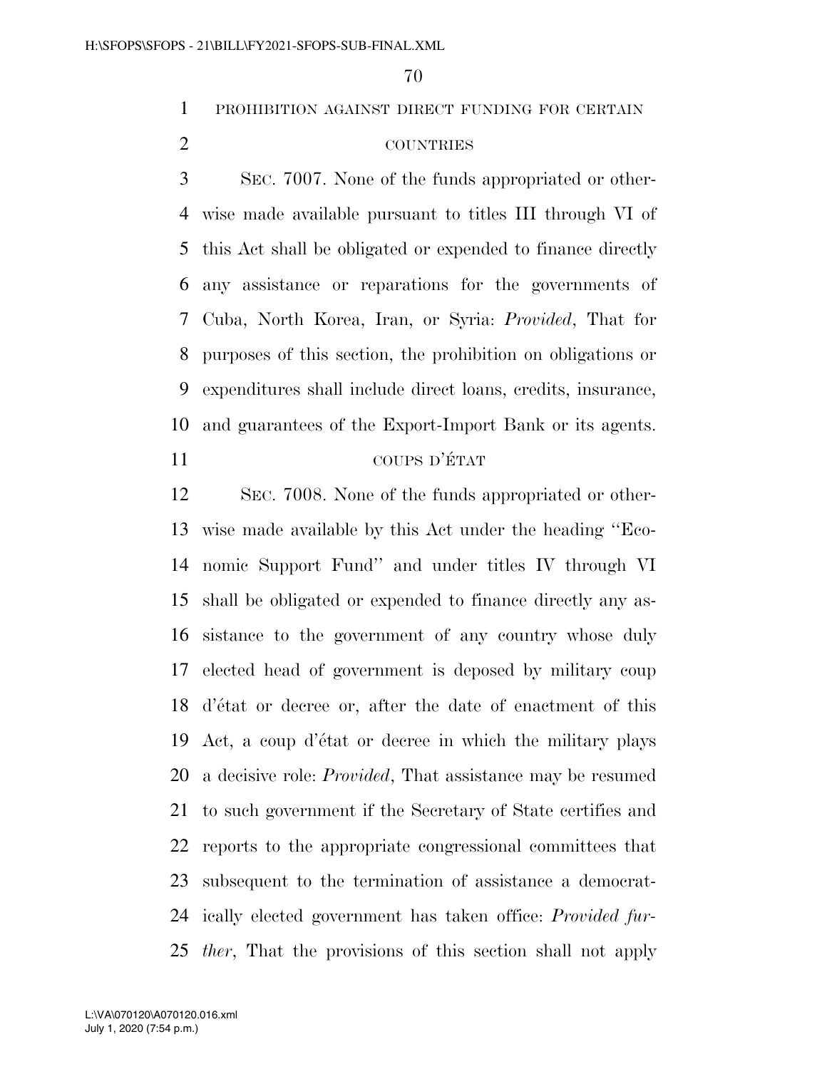PROHIBITION AGAINST DIRECT FUNDING FOR CERTAIN COUNTRIES

SEC. 7007. None of the funds appropriated or otherwise made available pursuant to titles III through VI of this Act shall be obligated or expended to finance directly any assistance or reparations for the governments of Cuba, North Korea, Iran, or Syria: *Provided*, That for purposes of this section, the prohibition on obligations or expenditures shall include direct loans, credits, insurance, and guarantees of the Export-Import Bank or its agents.

COUPS D'ÉTAT

SEC. 7008. None of the funds appropriated or otherwise made available by this Act under the heading ''Economic Support Fund'' and under titles IV through VI shall be obligated or expended to finance directly any assistance to the government of any country whose duly elected head of government is deposed by military coup d'état or decree or, after the date of enactment of this Act, a coup d'état or decree in which the military plays a decisive role: *Provided*, That assistance may be resumed to such government if the Secretary of State certifies and reports to the appropriate congressional committees that subsequent to the termination of assistance a democratically elected government has taken office: *Provided further*, That the provisions of this section shall not apply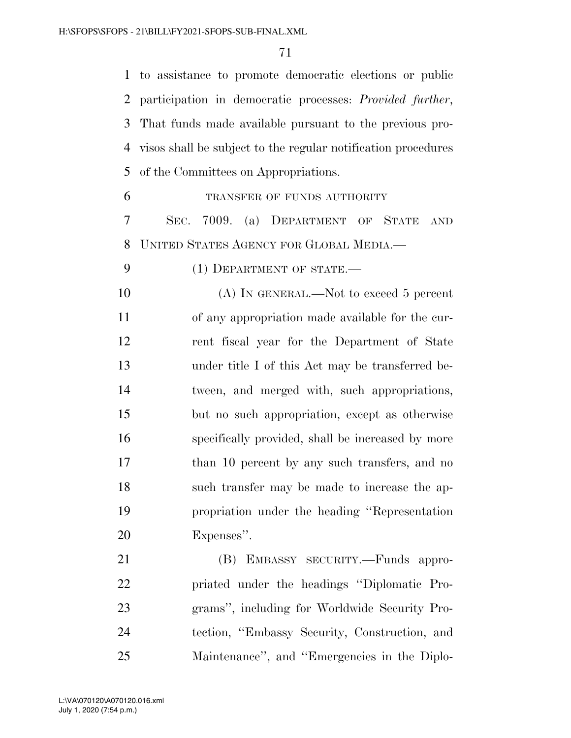to assistance to promote democratic elections or public participation in democratic processes: *Provided further*, That funds made available pursuant to the previous provisos shall be subject to the regular notification procedures of the Committees on Appropriations.

TRANSFER OF FUNDS AUTHORITY

SEC. 7009. (a) DEPARTMENT OF STATE AND UNITED STATES AGENCY FOR GLOBAL MEDIA.—

(1) DEPARTMENT OF STATE.—

(A) IN GENERAL.—Not to exceed 5 percent of any appropriation made available for the current fiscal year for the Department of State under title I of this Act may be transferred between, and merged with, such appropriations, but no such appropriation, except as otherwise specifically provided, shall be increased by more than 10 percent by any such transfers, and no such transfer may be made to increase the appropriation under the heading "Representation Expenses".

(B) EMBASSY SECURITY.—Funds appropriated under the headings "Diplomatic Programs", including for Worldwide Security Protection, "Embassy Security, Construction, and Maintenance", and "Emergencies in the Diplo-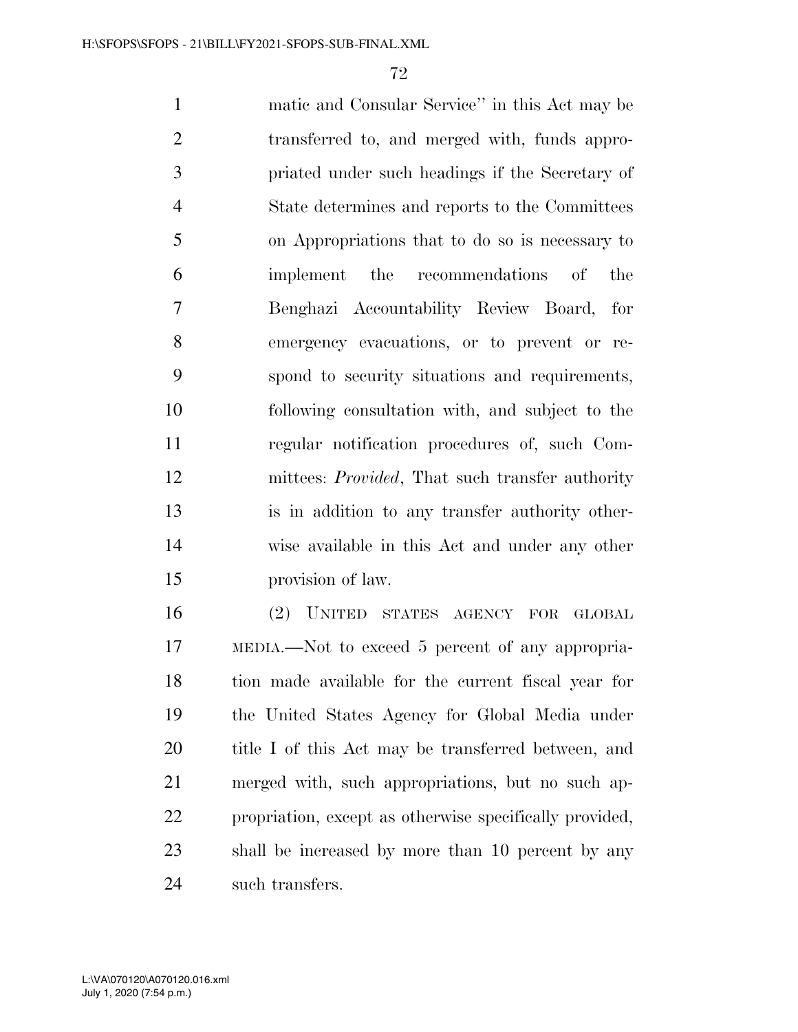matic and Consular Service'' in this Act may be transferred to, and merged with, funds appropriated under such headings if the Secretary of State determines and reports to the Committees on Appropriations that to do so is necessary to implement the recommendations of the Benghazi Accountability Review Board, for emergency evacuations, or to prevent or respond to security situations and requirements, following consultation with, and subject to the regular notification procedures of, such Committees: *Provided*, That such transfer authority is in addition to any transfer authority otherwise available in this Act and under any other provision of law.

(2) UNITED STATES AGENCY FOR GLOBAL MEDIA.—Not to exceed 5 percent of any appropriation made available for the current fiscal year for the United States Agency for Global Media under title I of this Act may be transferred between, and merged with, such appropriations, but no such appropriation, except as otherwise specifically provided, shall be increased by more than 10 percent by any such transfers.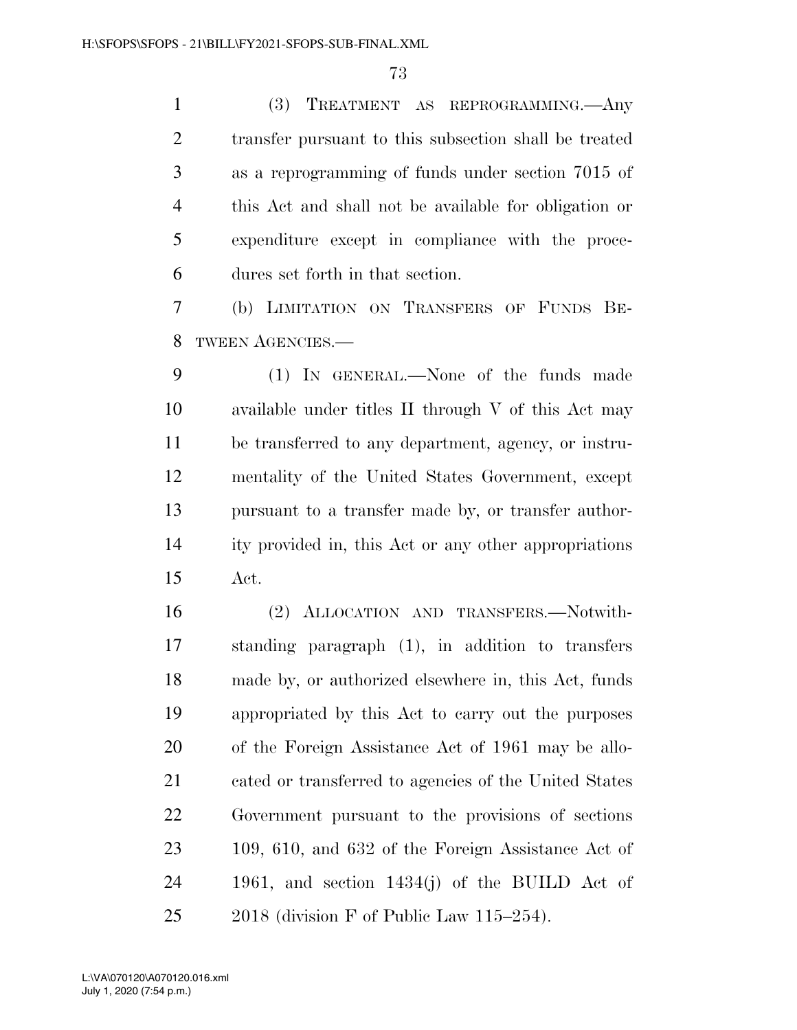(3) TREATMENT AS REPROGRAMMING.—Any transfer pursuant to this subsection shall be treated as a reprogramming of funds under section 7015 of this Act and shall not be available for obligation or expenditure except in compliance with the procedures set forth in that section.

(b) LIMITATION ON TRANSFERS OF FUNDS BETWEEN AGENCIES.—

(1) IN GENERAL.—None of the funds made available under titles II through V of this Act may be transferred to any department, agency, or instrumentality of the United States Government, except pursuant to a transfer made by, or transfer authority provided in, this Act or any other appropriations Act.

(2) ALLOCATION AND TRANSFERS.—Notwithstanding paragraph (1), in addition to transfers made by, or authorized elsewhere in, this Act, funds appropriated by this Act to carry out the purposes of the Foreign Assistance Act of 1961 may be allocated or transferred to agencies of the United States Government pursuant to the provisions of sections 109, 610, and 632 of the Foreign Assistance Act of 1961, and section 1434(j) of the BUILD Act of 2018 (division F of Public Law 115–254).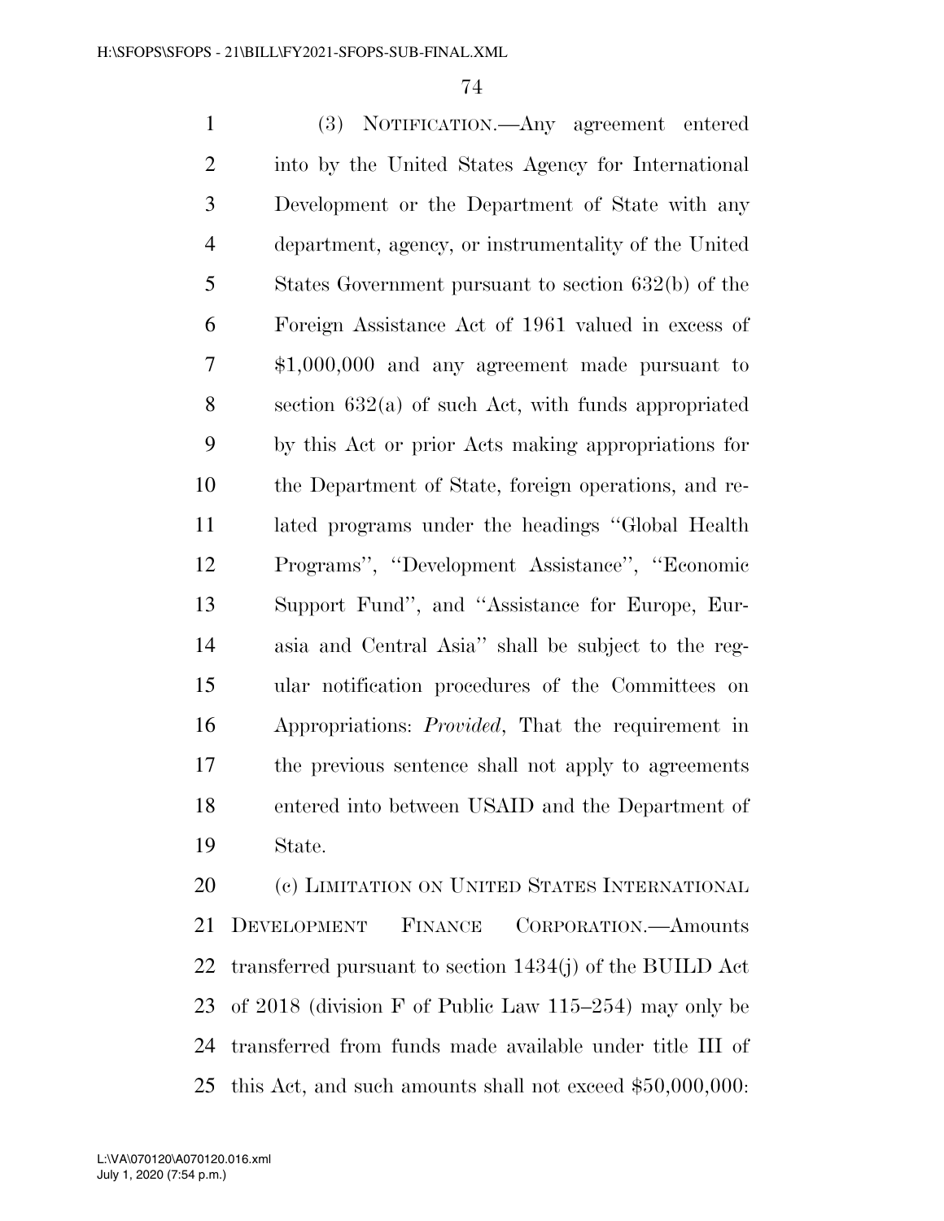(3) NOTIFICATION.—Any agreement entered into by the United States Agency for International Development or the Department of State with any department, agency, or instrumentality of the United States Government pursuant to section 632(b) of the Foreign Assistance Act of 1961 valued in excess of $1,000,000 and any agreement made pursuant to section 632(a) of such Act, with funds appropriated by this Act or prior Acts making appropriations for the Department of State, foreign operations, and related programs under the headings ''Global Health Programs'', ''Development Assistance'', ''Economic Support Fund'', and ''Assistance for Europe, Eurasia and Central Asia'' shall be subject to the regular notification procedures of the Committees on Appropriations: *Provided*, That the requirement in the previous sentence shall not apply to agreements entered into between USAID and the Department of State.

(c) LIMITATION ON UNITED STATES INTERNATIONAL DEVELOPMENT FINANCE CORPORATION.—Amounts transferred pursuant to section 1434(j) of the BUILD Act of 2018 (division F of Public Law 115–254) may only be transferred from funds made available under title III of this Act, and such amounts shall not exceed $50,000,000: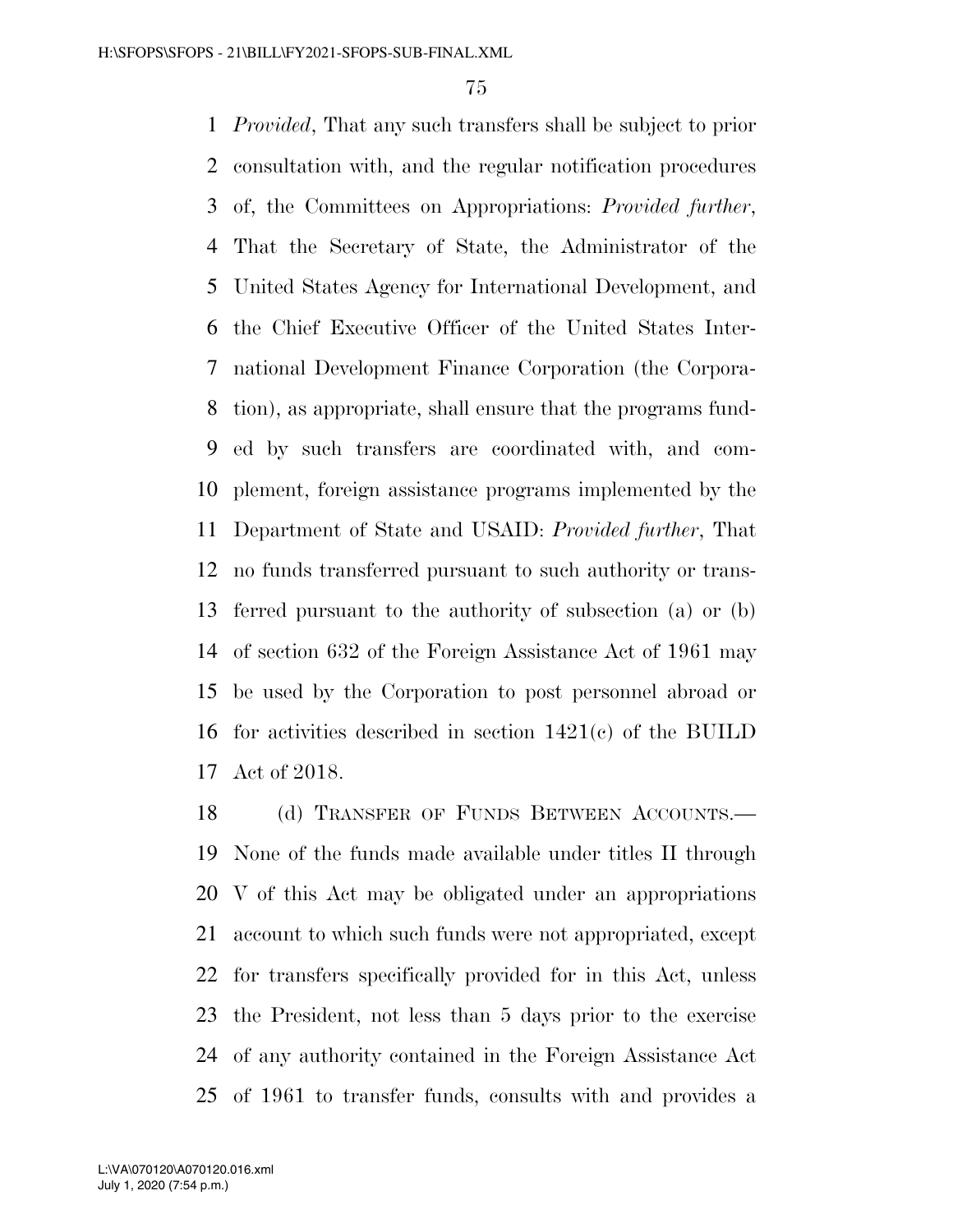*Provided*, That any such transfers shall be subject to prior consultation with, and the regular notification procedures of, the Committees on Appropriations: *Provided further*, That the Secretary of State, the Administrator of the United States Agency for International Development, and the Chief Executive Officer of the United States International Development Finance Corporation (the Corporation), as appropriate, shall ensure that the programs funded by such transfers are coordinated with, and complement, foreign assistance programs implemented by the Department of State and USAID: *Provided further*, That no funds transferred pursuant to such authority or transferred pursuant to the authority of subsection (a) or (b) of section 632 of the Foreign Assistance Act of 1961 may be used by the Corporation to post personnel abroad or for activities described in section 1421(c) of the BUILD Act of 2018.

(d) TRANSFER OF FUNDS BETWEEN ACCOUNTS.—None of the funds made available under titles II through V of this Act may be obligated under an appropriations account to which such funds were not appropriated, except for transfers specifically provided for in this Act, unless the President, not less than 5 days prior to the exercise of any authority contained in the Foreign Assistance Act of 1961 to transfer funds, consults with and provides a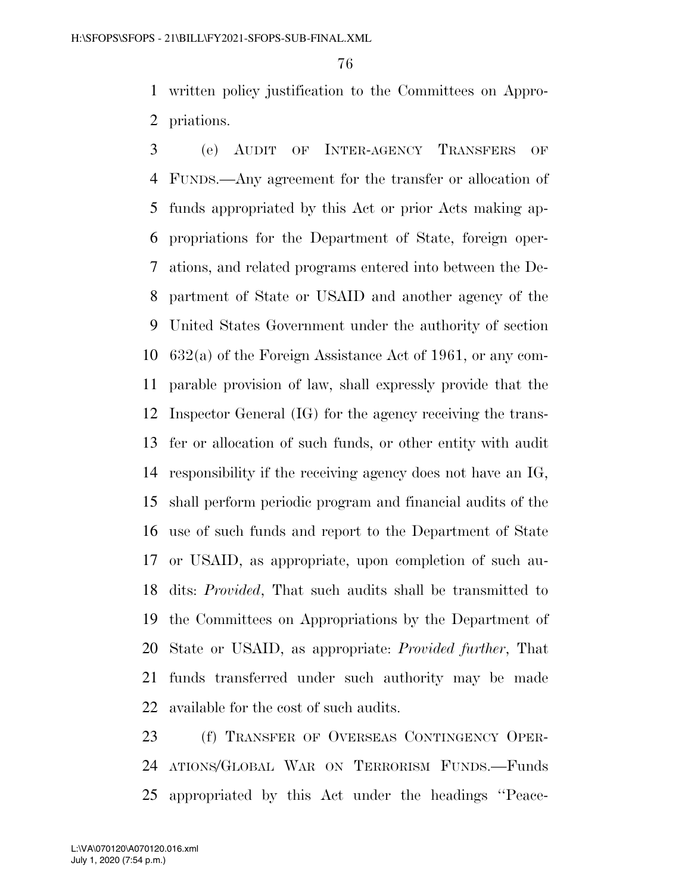written policy justification to the Committees on Appropriations.

(e) AUDIT OF INTER-AGENCY TRANSFERS OF FUNDS.—Any agreement for the transfer or allocation of funds appropriated by this Act or prior Acts making appropriations for the Department of State, foreign operations, and related programs entered into between the Department of State or USAID and another agency of the United States Government under the authority of section 632(a) of the Foreign Assistance Act of 1961, or any comparable provision of law, shall expressly provide that the Inspector General (IG) for the agency receiving the transfer or allocation of such funds, or other entity with audit responsibility if the receiving agency does not have an IG, shall perform periodic program and financial audits of the use of such funds and report to the Department of State or USAID, as appropriate, upon completion of such audits: *Provided*, That such audits shall be transmitted to the Committees on Appropriations by the Department of State or USAID, as appropriate: *Provided further*, That funds transferred under such authority may be made available for the cost of such audits.

(f) TRANSFER OF OVERSEAS CONTINGENCY OPERATIONS/GLOBAL WAR ON TERRORISM FUNDS.—Funds appropriated by this Act under the headings ''Peace-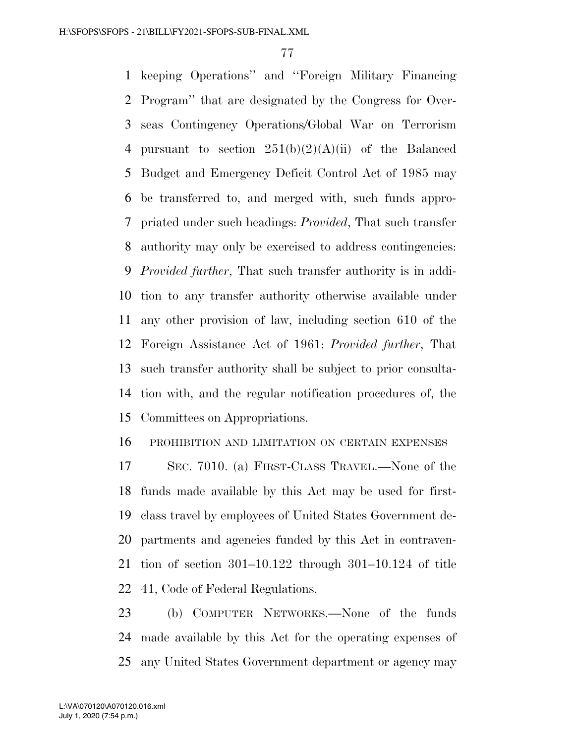keeping Operations'' and ''Foreign Military Financing Program'' that are designated by the Congress for Overseas Contingency Operations/Global War on Terrorism pursuant to section 251(b)(2)(A)(ii) of the Balanced Budget and Emergency Deficit Control Act of 1985 may be transferred to, and merged with, such funds appropriated under such headings: *Provided*, That such transfer authority may only be exercised to address contingencies: *Provided further*, That such transfer authority is in addition to any transfer authority otherwise available under any other provision of law, including section 610 of the Foreign Assistance Act of 1961: *Provided further*, That such transfer authority shall be subject to prior consultation with, and the regular notification procedures of, the Committees on Appropriations.

PROHIBITION AND LIMITATION ON CERTAIN EXPENSES

SEC. 7010. (a) FIRST-CLASS TRAVEL.—None of the funds made available by this Act may be used for first-class travel by employees of United States Government departments and agencies funded by this Act in contravention of section 301–10.122 through 301–10.124 of title 41, Code of Federal Regulations.

(b) COMPUTER NETWORKS.—None of the funds made available by this Act for the operating expenses of any United States Government department or agency may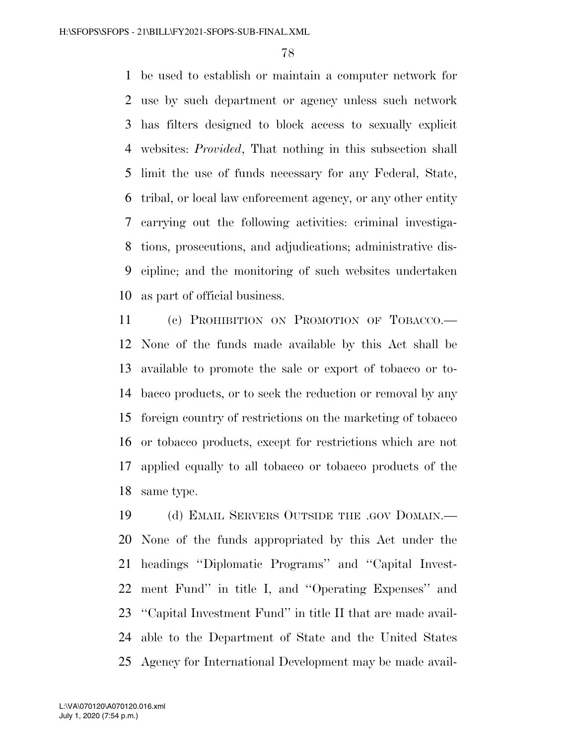be used to establish or maintain a computer network for use by such department or agency unless such network has filters designed to block access to sexually explicit websites: *Provided*, That nothing in this subsection shall limit the use of funds necessary for any Federal, State, tribal, or local law enforcement agency, or any other entity carrying out the following activities: criminal investigations, prosecutions, and adjudications; administrative discipline; and the monitoring of such websites undertaken as part of official business.

(c) PROHIBITION ON PROMOTION OF TOBACCO.— None of the funds made available by this Act shall be available to promote the sale or export of tobacco or tobacco products, or to seek the reduction or removal by any foreign country of restrictions on the marketing of tobacco or tobacco products, except for restrictions which are not applied equally to all tobacco or tobacco products of the same type.

(d) EMAIL SERVERS OUTSIDE THE .GOV DOMAIN.— None of the funds appropriated by this Act under the headings ''Diplomatic Programs'' and ''Capital Investment Fund'' in title I, and ''Operating Expenses'' and ''Capital Investment Fund'' in title II that are made available to the Department of State and the United States Agency for International Development may be made avail-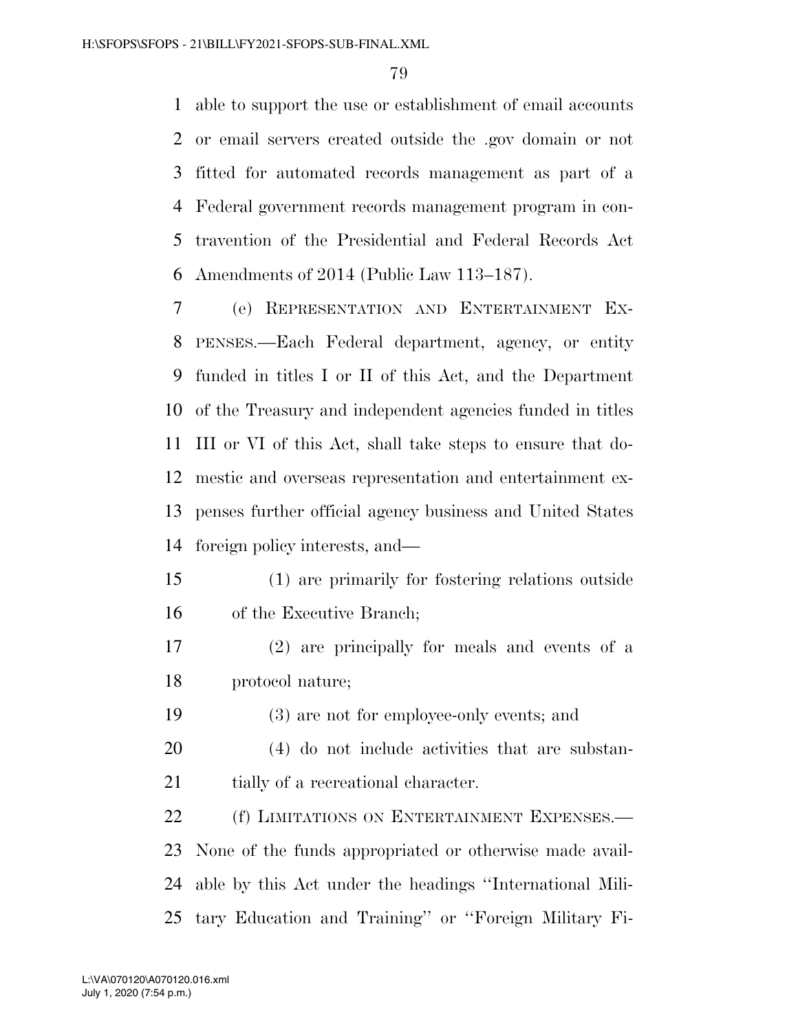able to support the use or establishment of email accounts or email servers created outside the .gov domain or not fitted for automated records management as part of a Federal government records management program in contravention of the Presidential and Federal Records Act Amendments of 2014 (Public Law 113–187).

(e) REPRESENTATION AND ENTERTAINMENT EXPENSES.—Each Federal department, agency, or entity funded in titles I or II of this Act, and the Department of the Treasury and independent agencies funded in titles III or VI of this Act, shall take steps to ensure that domestic and overseas representation and entertainment expenses further official agency business and United States foreign policy interests, and—

(1) are primarily for fostering relations outside of the Executive Branch;

(2) are principally for meals and events of a protocol nature;

(3) are not for employee-only events; and

(4) do not include activities that are substantially of a recreational character.

(f) LIMITATIONS ON ENTERTAINMENT EXPENSES.—None of the funds appropriated or otherwise made available by this Act under the headings ''International Military Education and Training'' or ''Foreign Military Fi-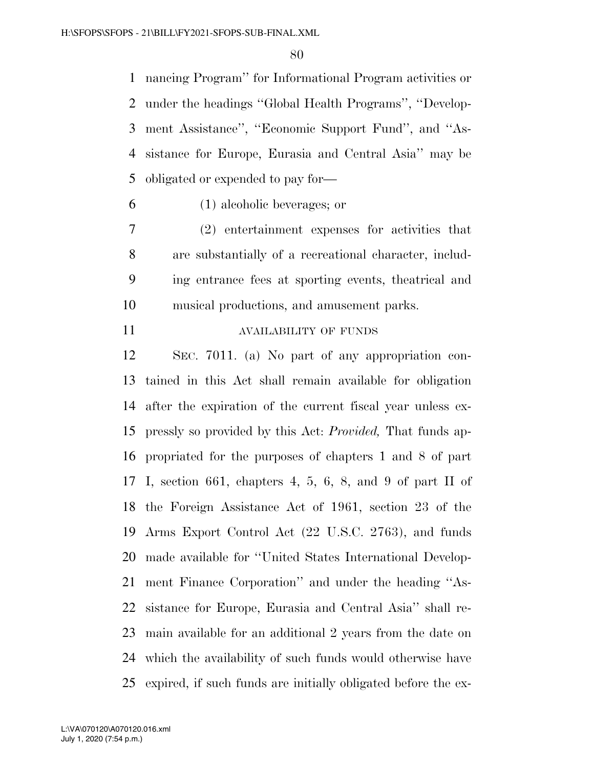nancing Program'' for Informational Program activities or under the headings ''Global Health Programs'', ''Development Assistance'', ''Economic Support Fund'', and ''Assistance for Europe, Eurasia and Central Asia'' may be obligated or expended to pay for—

(1) alcoholic beverages; or

(2) entertainment expenses for activities that are substantially of a recreational character, including entrance fees at sporting events, theatrical and musical productions, and amusement parks.

AVAILABILITY OF FUNDS

SEC. 7011. (a) No part of any appropriation contained in this Act shall remain available for obligation after the expiration of the current fiscal year unless expressly so provided by this Act: *Provided,* That funds appropriated for the purposes of chapters 1 and 8 of part I, section 661, chapters 4, 5, 6, 8, and 9 of part II of the Foreign Assistance Act of 1961, section 23 of the Arms Export Control Act (22 U.S.C. 2763), and funds made available for ''United States International Development Finance Corporation'' and under the heading ''Assistance for Europe, Eurasia and Central Asia'' shall remain available for an additional 2 years from the date on which the availability of such funds would otherwise have expired, if such funds are initially obligated before the ex-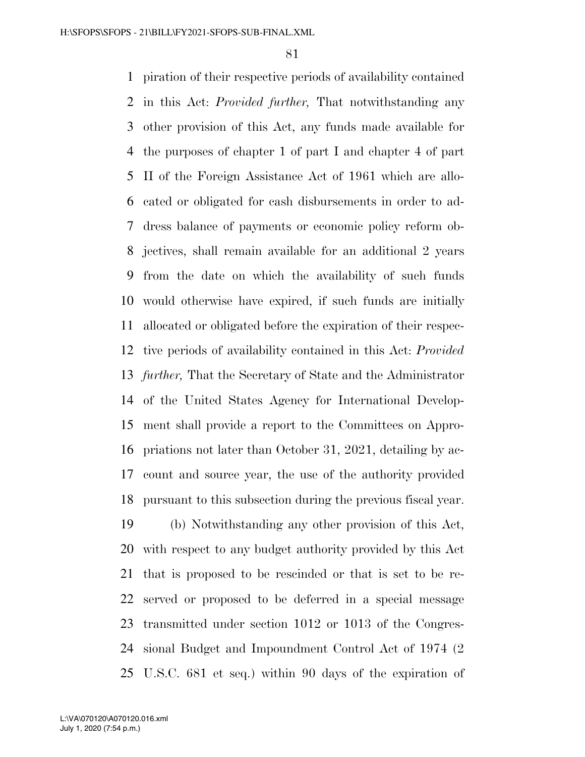piration of their respective periods of availability contained in this Act: *Provided further,* That notwithstanding any other provision of this Act, any funds made available for the purposes of chapter 1 of part I and chapter 4 of part II of the Foreign Assistance Act of 1961 which are allocated or obligated for cash disbursements in order to address balance of payments or economic policy reform objectives, shall remain available for an additional 2 years from the date on which the availability of such funds would otherwise have expired, if such funds are initially allocated or obligated before the expiration of their respective periods of availability contained in this Act: *Provided further,* That the Secretary of State and the Administrator of the United States Agency for International Development shall provide a report to the Committees on Appropriations not later than October 31, 2021, detailing by account and source year, the use of the authority provided pursuant to this subsection during the previous fiscal year.

(b) Notwithstanding any other provision of this Act, with respect to any budget authority provided by this Act that is proposed to be rescinded or that is set to be reserved or proposed to be deferred in a special message transmitted under section 1012 or 1013 of the Congressional Budget and Impoundment Control Act of 1974 (2 U.S.C. 681 et seq.) within 90 days of the expiration of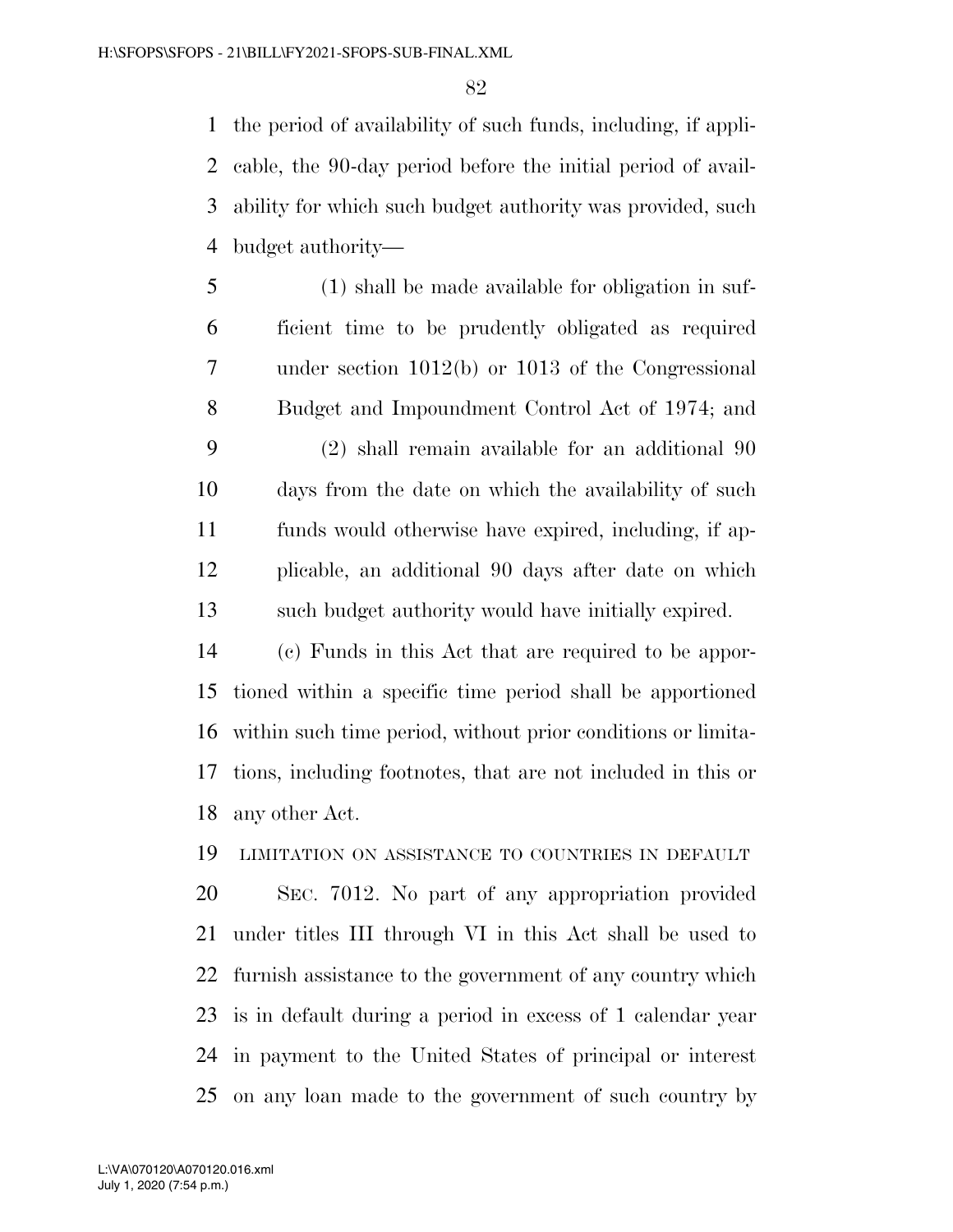the period of availability of such funds, including, if applicable, the 90-day period before the initial period of availability for which such budget authority was provided, such budget authority—

(1) shall be made available for obligation in sufficient time to be prudently obligated as required under section 1012(b) or 1013 of the Congressional Budget and Impoundment Control Act of 1974; and

(2) shall remain available for an additional 90 days from the date on which the availability of such funds would otherwise have expired, including, if applicable, an additional 90 days after date on which such budget authority would have initially expired.

(c) Funds in this Act that are required to be apportioned within a specific time period shall be apportioned within such time period, without prior conditions or limitations, including footnotes, that are not included in this or any other Act.

LIMITATION ON ASSISTANCE TO COUNTRIES IN DEFAULT

SEC. 7012. No part of any appropriation provided under titles III through VI in this Act shall be used to furnish assistance to the government of any country which is in default during a period in excess of 1 calendar year in payment to the United States of principal or interest on any loan made to the government of such country by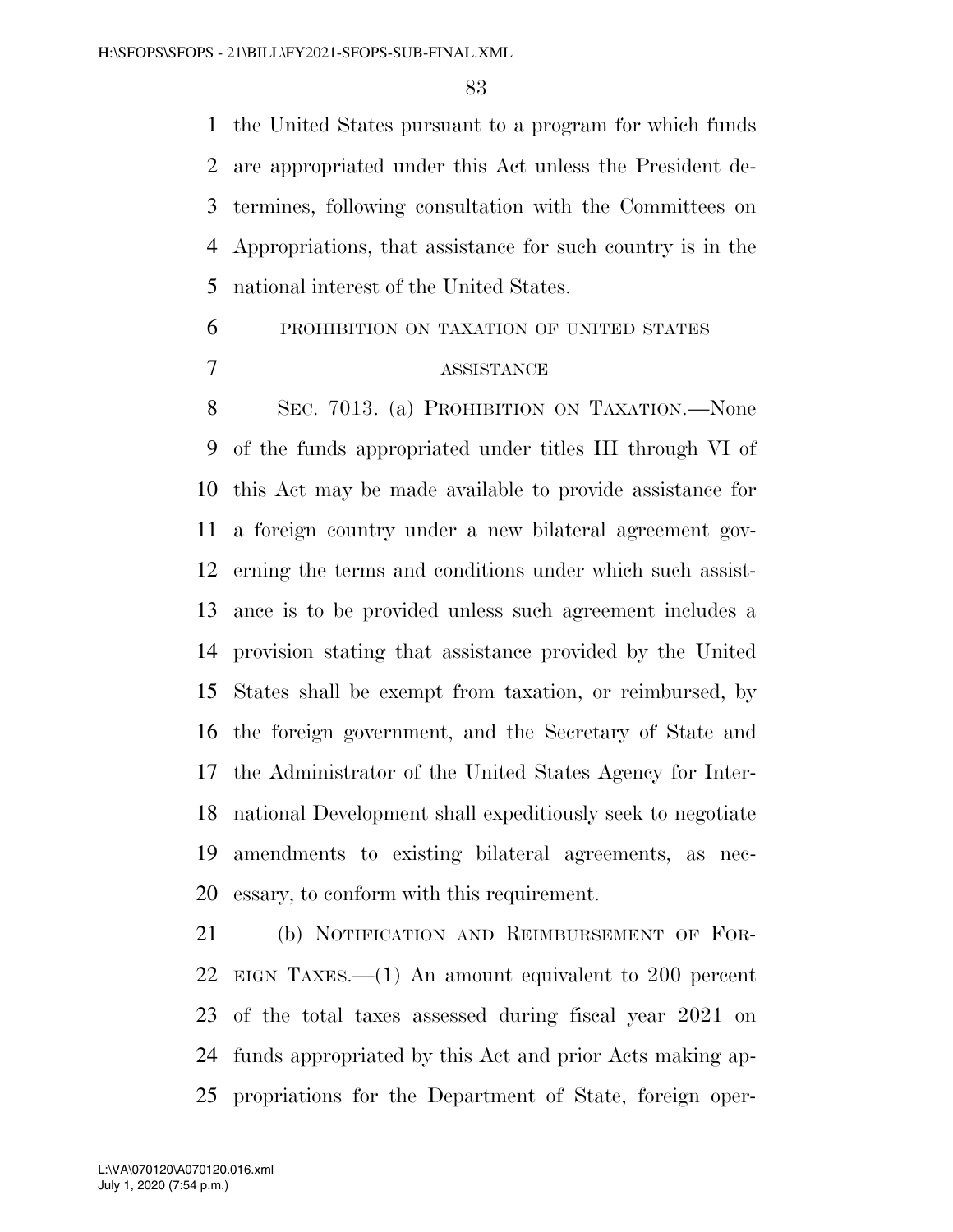the United States pursuant to a program for which funds are appropriated under this Act unless the President determines, following consultation with the Committees on Appropriations, that assistance for such country is in the national interest of the United States.

PROHIBITION ON TAXATION OF UNITED STATES ASSISTANCE

SEC. 7013. (a) PROHIBITION ON TAXATION.—None of the funds appropriated under titles III through VI of this Act may be made available to provide assistance for a foreign country under a new bilateral agreement governing the terms and conditions under which such assistance is to be provided unless such agreement includes a provision stating that assistance provided by the United States shall be exempt from taxation, or reimbursed, by the foreign government, and the Secretary of State and the Administrator of the United States Agency for International Development shall expeditiously seek to negotiate amendments to existing bilateral agreements, as necessary, to conform with this requirement.

(b) NOTIFICATION AND REIMBURSEMENT OF FOREIGN TAXES.—(1) An amount equivalent to 200 percent of the total taxes assessed during fiscal year 2021 on funds appropriated by this Act and prior Acts making appropriations for the Department of State, foreign oper-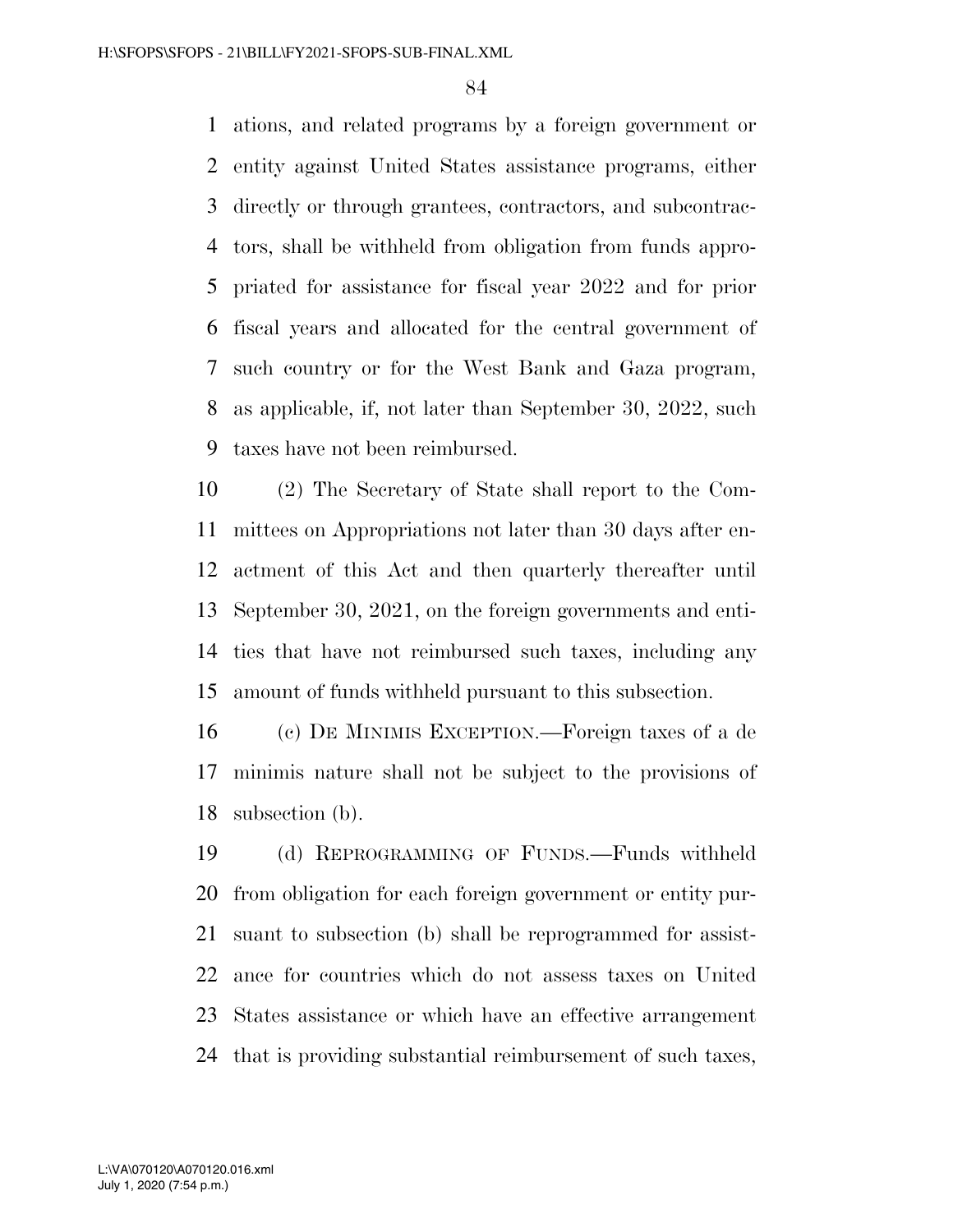ations, and related programs by a foreign government or entity against United States assistance programs, either directly or through grantees, contractors, and subcontractors, shall be withheld from obligation from funds appropriated for assistance for fiscal year 2022 and for prior fiscal years and allocated for the central government of such country or for the West Bank and Gaza program, as applicable, if, not later than September 30, 2022, such taxes have not been reimbursed.

(2) The Secretary of State shall report to the Committees on Appropriations not later than 30 days after enactment of this Act and then quarterly thereafter until September 30, 2021, on the foreign governments and entities that have not reimbursed such taxes, including any amount of funds withheld pursuant to this subsection.

(c) De Minimis Exception.—Foreign taxes of a de minimis nature shall not be subject to the provisions of subsection (b).

(d) Reprogramming of Funds.—Funds withheld from obligation for each foreign government or entity pursuant to subsection (b) shall be reprogrammed for assistance for countries which do not assess taxes on United States assistance or which have an effective arrangement that is providing substantial reimbursement of such taxes,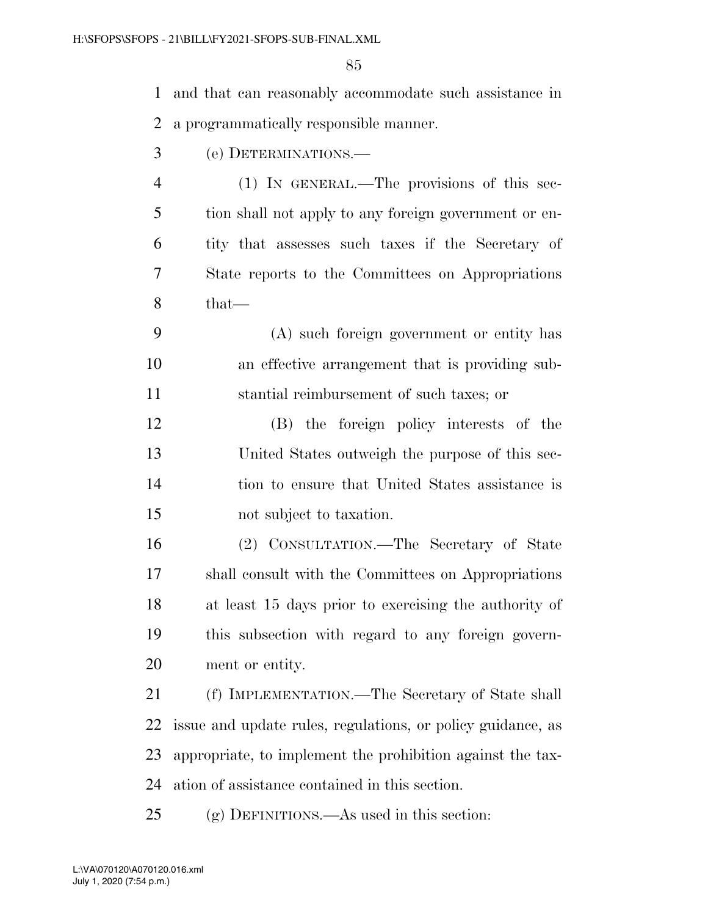and that can reasonably accommodate such assistance in a programmatically responsible manner.

(e) DETERMINATIONS.—

(1) IN GENERAL.—The provisions of this section shall not apply to any foreign government or entity that assesses such taxes if the Secretary of State reports to the Committees on Appropriations that—

(A) such foreign government or entity has an effective arrangement that is providing substantial reimbursement of such taxes; or

(B) the foreign policy interests of the United States outweigh the purpose of this section to ensure that United States assistance is not subject to taxation.

(2) CONSULTATION.—The Secretary of State shall consult with the Committees on Appropriations at least 15 days prior to exercising the authority of this subsection with regard to any foreign government or entity.

(f) IMPLEMENTATION.—The Secretary of State shall issue and update rules, regulations, or policy guidance, as appropriate, to implement the prohibition against the taxation of assistance contained in this section.

(g) DEFINITIONS.—As used in this section: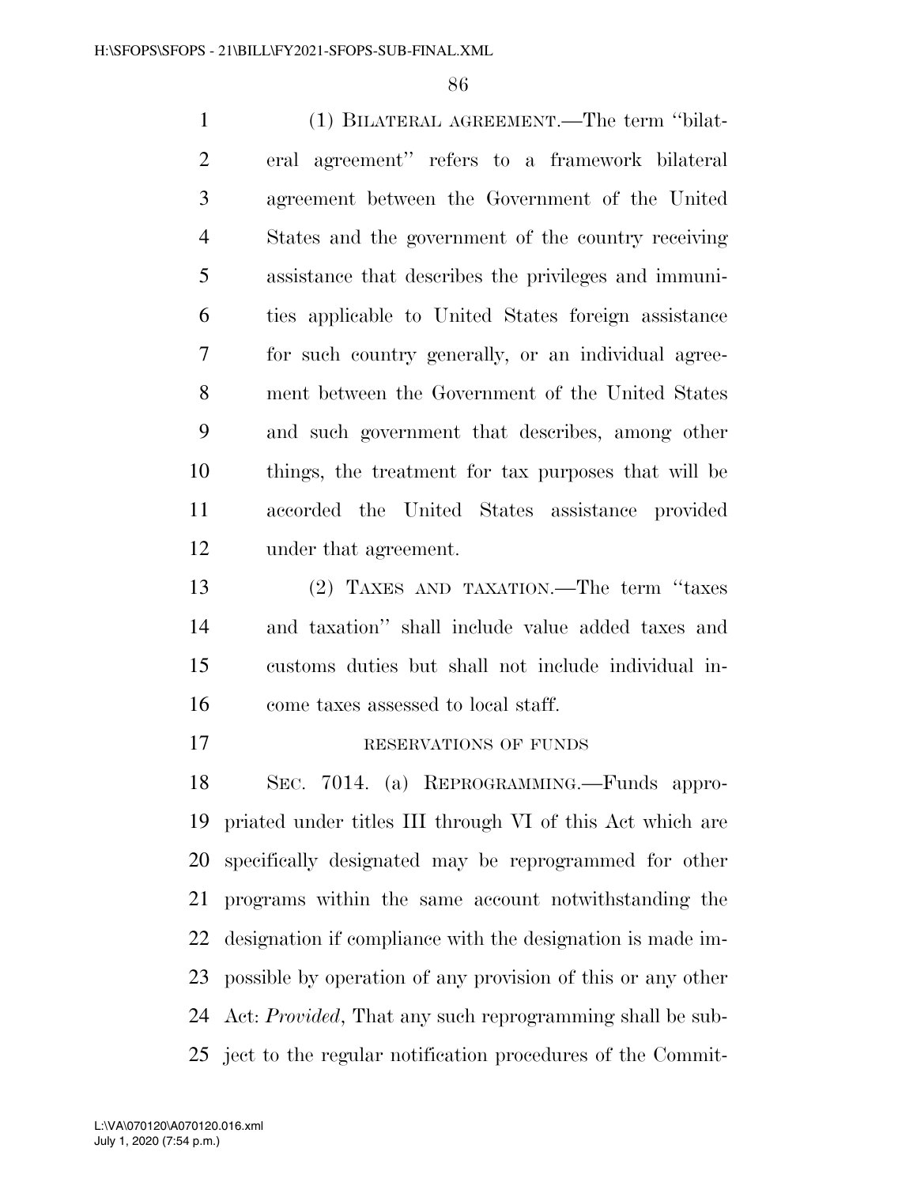(1) BILATERAL AGREEMENT.—The term "bilateral agreement" refers to a framework bilateral agreement between the Government of the United States and the government of the country receiving assistance that describes the privileges and immunities applicable to United States foreign assistance for such country generally, or an individual agreement between the Government of the United States and such government that describes, among other things, the treatment for tax purposes that will be accorded the United States assistance provided under that agreement.

(2) TAXES AND TAXATION.—The term "taxes and taxation" shall include value added taxes and customs duties but shall not include individual income taxes assessed to local staff.

RESERVATIONS OF FUNDS

SEC. 7014. (a) REPROGRAMMING.—Funds appropriated under titles III through VI of this Act which are specifically designated may be reprogrammed for other programs within the same account notwithstanding the designation if compliance with the designation is made impossible by operation of any provision of this or any other Act: *Provided*, That any such reprogramming shall be subject to the regular notification procedures of the Commit-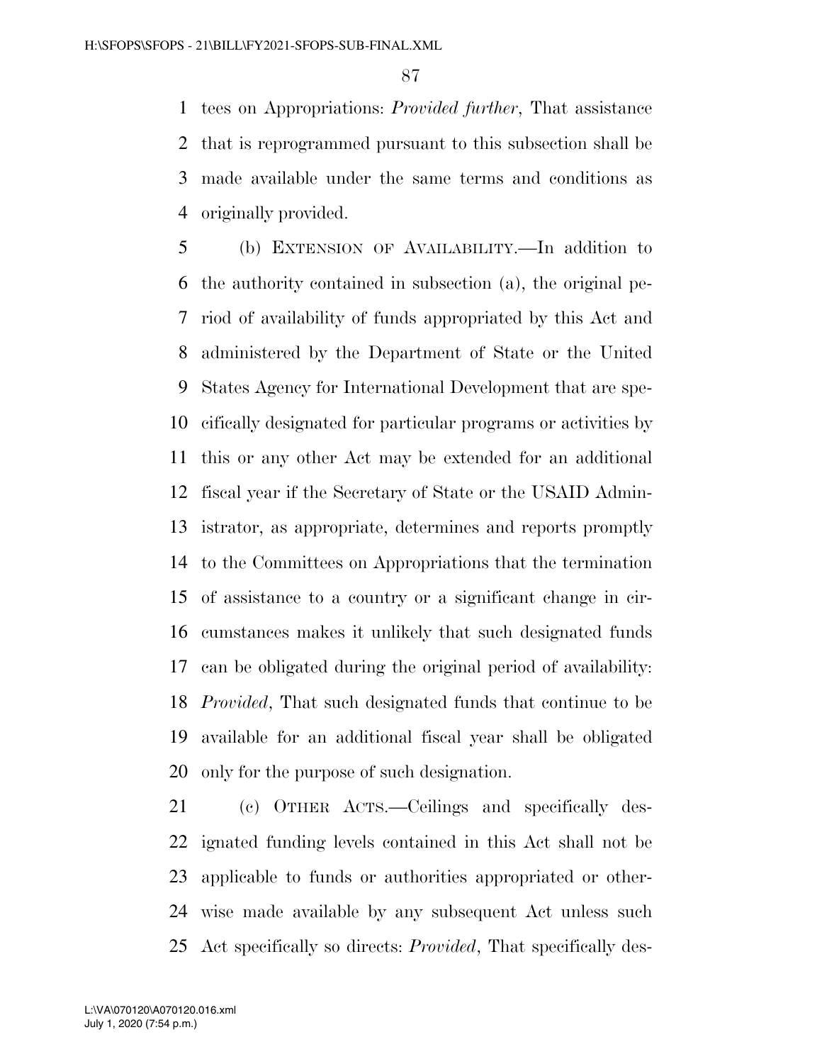tees on Appropriations: *Provided further*, That assistance that is reprogrammed pursuant to this subsection shall be made available under the same terms and conditions as originally provided.

(b) EXTENSION OF AVAILABILITY.—In addition to the authority contained in subsection (a), the original period of availability of funds appropriated by this Act and administered by the Department of State or the United States Agency for International Development that are specifically designated for particular programs or activities by this or any other Act may be extended for an additional fiscal year if the Secretary of State or the USAID Administrator, as appropriate, determines and reports promptly to the Committees on Appropriations that the termination of assistance to a country or a significant change in circumstances makes it unlikely that such designated funds can be obligated during the original period of availability: *Provided*, That such designated funds that continue to be available for an additional fiscal year shall be obligated only for the purpose of such designation.

(c) OTHER ACTS.—Ceilings and specifically designated funding levels contained in this Act shall not be applicable to funds or authorities appropriated or otherwise made available by any subsequent Act unless such Act specifically so directs: *Provided*, That specifically des-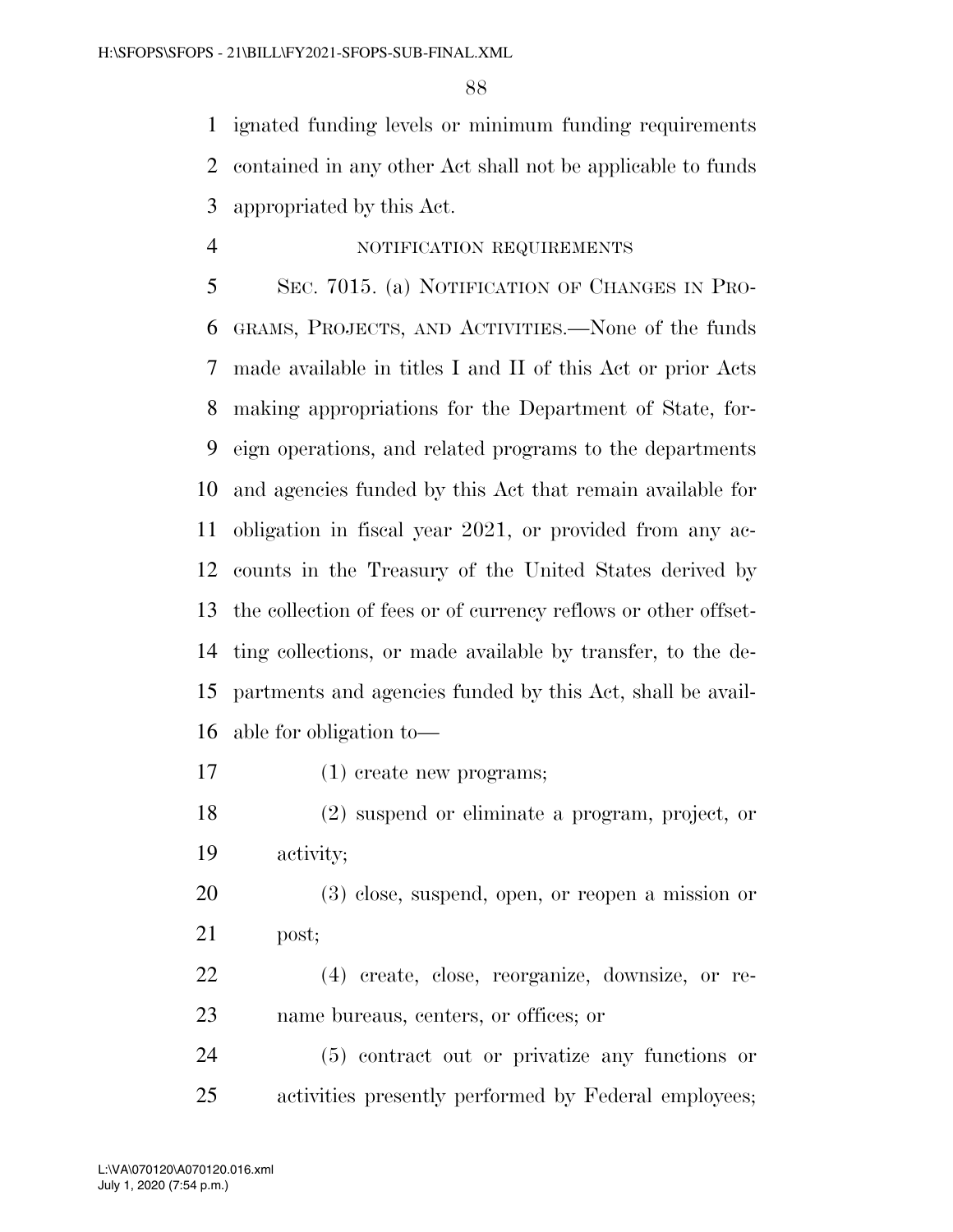ignated funding levels or minimum funding requirements contained in any other Act shall not be applicable to funds appropriated by this Act.

NOTIFICATION REQUIREMENTS

SEC. 7015. (a) NOTIFICATION OF CHANGES IN PROGRAMS, PROJECTS, AND ACTIVITIES.—None of the funds made available in titles I and II of this Act or prior Acts making appropriations for the Department of State, foreign operations, and related programs to the departments and agencies funded by this Act that remain available for obligation in fiscal year 2021, or provided from any accounts in the Treasury of the United States derived by the collection of fees or of currency reflows or other offsetting collections, or made available by transfer, to the departments and agencies funded by this Act, shall be available for obligation to—

(1) create new programs;

(2) suspend or eliminate a program, project, or activity;

(3) close, suspend, open, or reopen a mission or post;

(4) create, close, reorganize, downsize, or rename bureaus, centers, or offices; or

(5) contract out or privatize any functions or activities presently performed by Federal employees;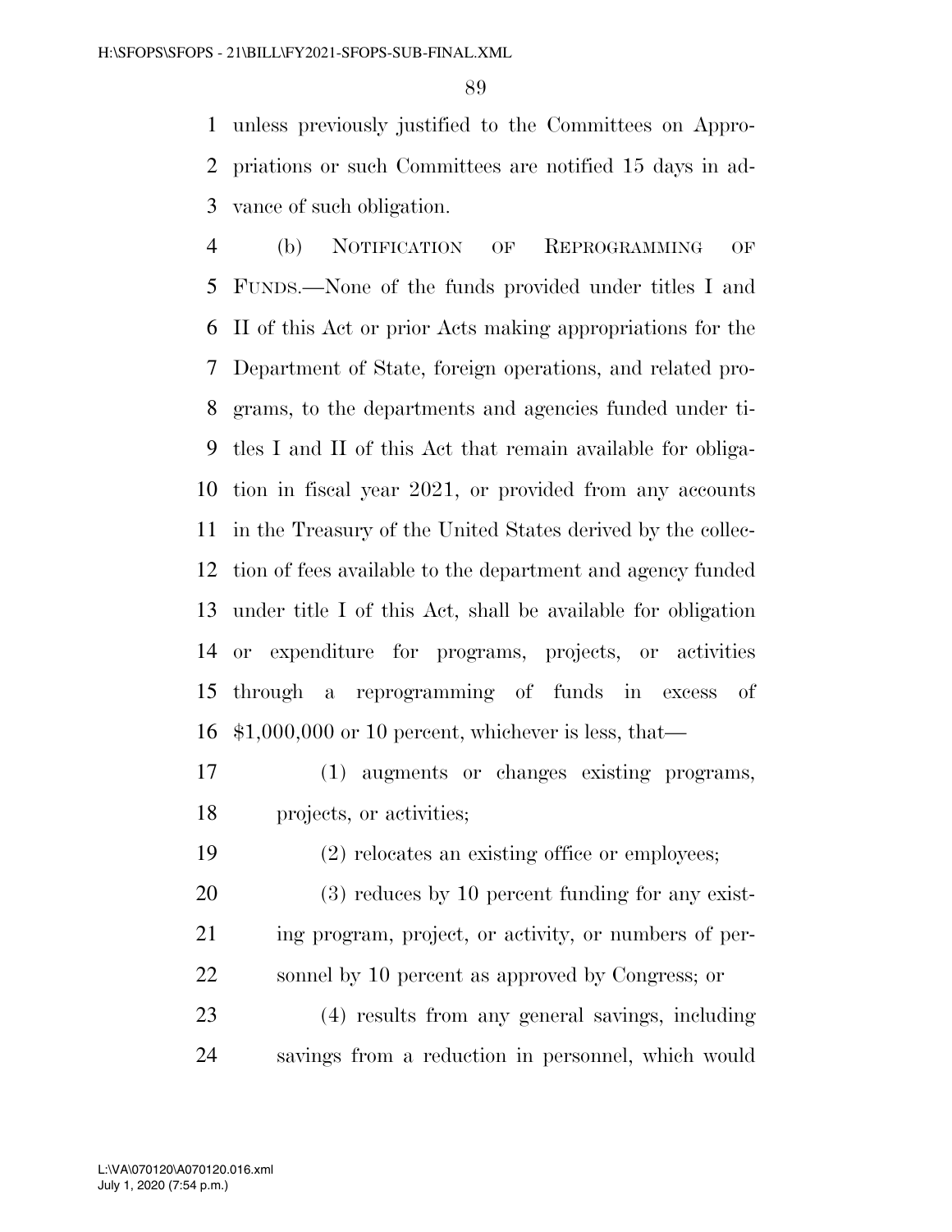unless previously justified to the Committees on Appropriations or such Committees are notified 15 days in advance of such obligation.

(b) NOTIFICATION OF REPROGRAMMING OF FUNDS.—None of the funds provided under titles I and II of this Act or prior Acts making appropriations for the Department of State, foreign operations, and related programs, to the departments and agencies funded under titles I and II of this Act that remain available for obligation in fiscal year 2021, or provided from any accounts in the Treasury of the United States derived by the collection of fees available to the department and agency funded under title I of this Act, shall be available for obligation or expenditure for programs, projects, or activities through a reprogramming of funds in excess of $1,000,000 or 10 percent, whichever is less, that—

(1) augments or changes existing programs, projects, or activities;

(2) relocates an existing office or employees;

(3) reduces by 10 percent funding for any existing program, project, or activity, or numbers of personnel by 10 percent as approved by Congress; or

(4) results from any general savings, including savings from a reduction in personnel, which would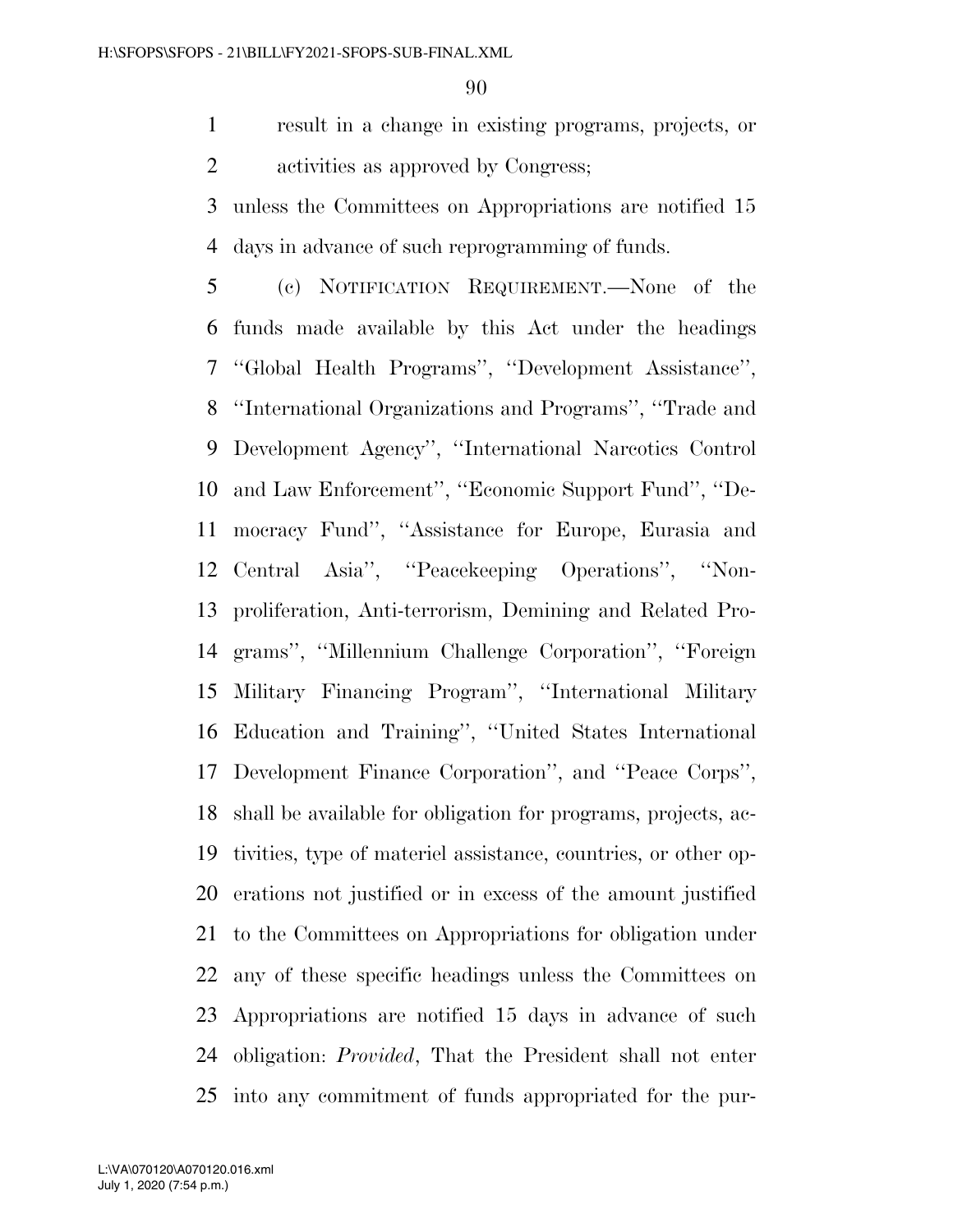result in a change in existing programs, projects, or activities as approved by Congress;

unless the Committees on Appropriations are notified 15 days in advance of such reprogramming of funds.

(c) NOTIFICATION REQUIREMENT.—None of the funds made available by this Act under the headings ''Global Health Programs'', ''Development Assistance'', ''International Organizations and Programs'', ''Trade and Development Agency'', ''International Narcotics Control and Law Enforcement'', ''Economic Support Fund'', ''Democracy Fund'', ''Assistance for Europe, Eurasia and Central Asia'', ''Peacekeeping Operations'', ''Nonproliferation, Anti-terrorism, Demining and Related Programs'', ''Millennium Challenge Corporation'', ''Foreign Military Financing Program'', ''International Military Education and Training'', ''United States International Development Finance Corporation'', and ''Peace Corps'', shall be available for obligation for programs, projects, activities, type of materiel assistance, countries, or other operations not justified or in excess of the amount justified to the Committees on Appropriations for obligation under any of these specific headings unless the Committees on Appropriations are notified 15 days in advance of such obligation: *Provided*, That the President shall not enter into any commitment of funds appropriated for the pur-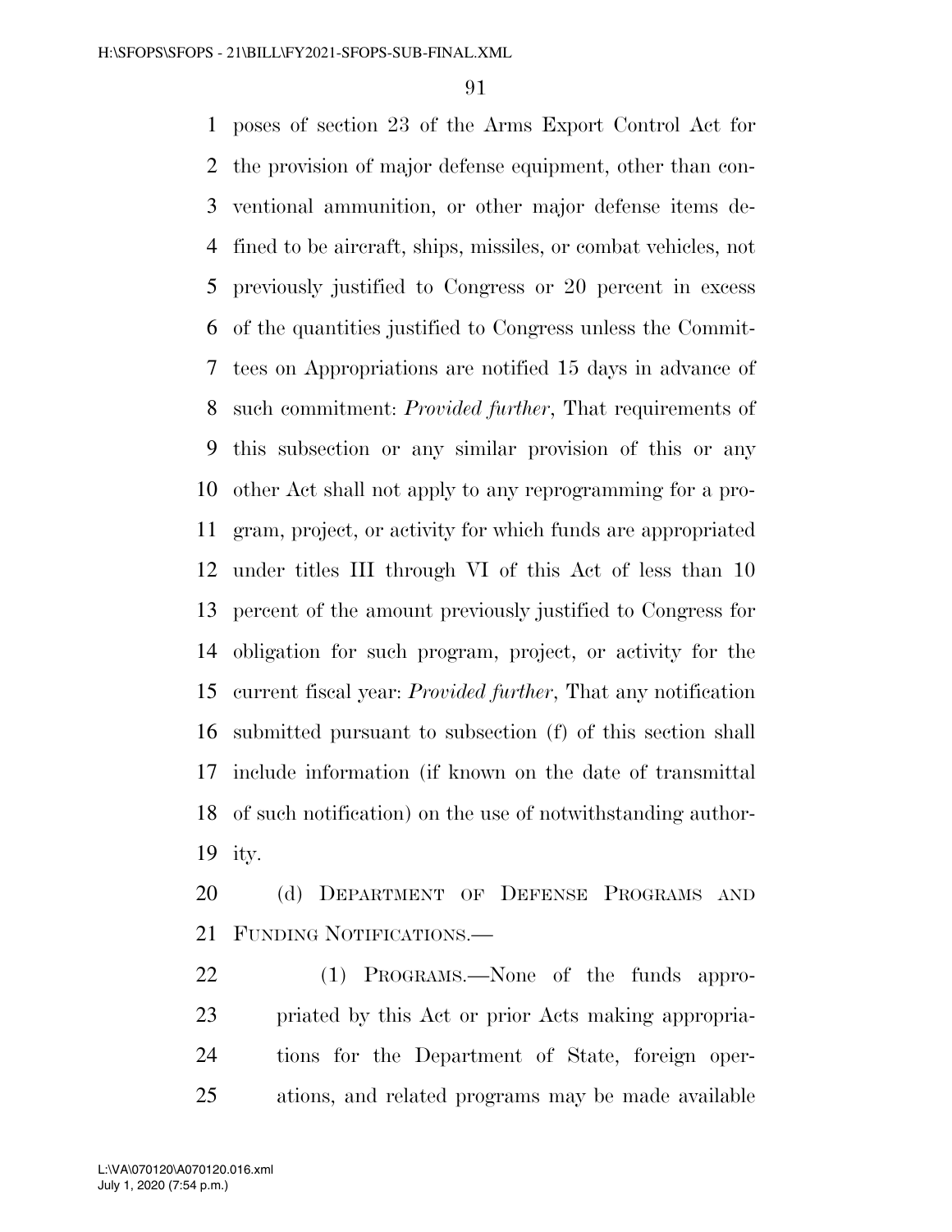poses of section 23 of the Arms Export Control Act for the provision of major defense equipment, other than conventional ammunition, or other major defense items defined to be aircraft, ships, missiles, or combat vehicles, not previously justified to Congress or 20 percent in excess of the quantities justified to Congress unless the Committees on Appropriations are notified 15 days in advance of such commitment: *Provided further*, That requirements of this subsection or any similar provision of this or any other Act shall not apply to any reprogramming for a program, project, or activity for which funds are appropriated under titles III through VI of this Act of less than 10 percent of the amount previously justified to Congress for obligation for such program, project, or activity for the current fiscal year: *Provided further*, That any notification submitted pursuant to subsection (f) of this section shall include information (if known on the date of transmittal of such notification) on the use of notwithstanding authority.

(d) DEPARTMENT OF DEFENSE PROGRAMS AND FUNDING NOTIFICATIONS.—

(1) PROGRAMS.—None of the funds appropriated by this Act or prior Acts making appropriations for the Department of State, foreign operations, and related programs may be made available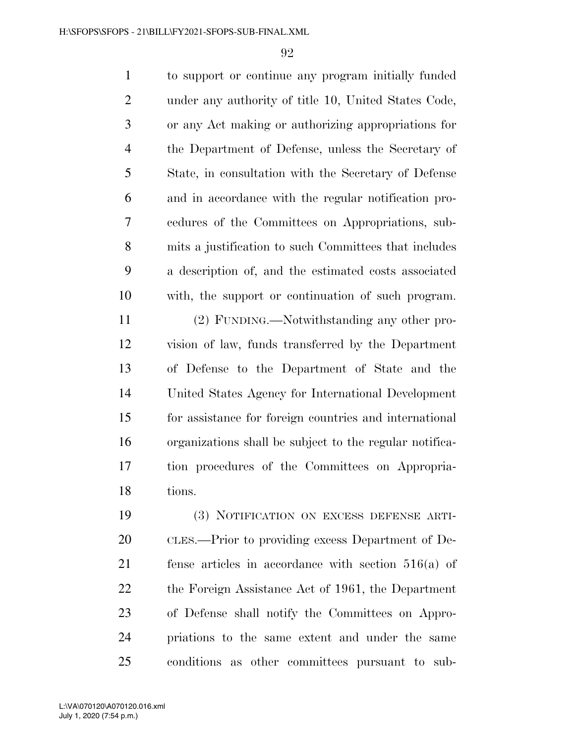to support or continue any program initially funded under any authority of title 10, United States Code, or any Act making or authorizing appropriations for the Department of Defense, unless the Secretary of State, in consultation with the Secretary of Defense and in accordance with the regular notification procedures of the Committees on Appropriations, submits a justification to such Committees that includes a description of, and the estimated costs associated with, the support or continuation of such program.

(2) FUNDING.—Notwithstanding any other provision of law, funds transferred by the Department of Defense to the Department of State and the United States Agency for International Development for assistance for foreign countries and international organizations shall be subject to the regular notification procedures of the Committees on Appropriations.

(3) NOTIFICATION ON EXCESS DEFENSE ARTICLES.—Prior to providing excess Department of Defense articles in accordance with section 516(a) of the Foreign Assistance Act of 1961, the Department of Defense shall notify the Committees on Appropriations to the same extent and under the same conditions as other committees pursuant to sub-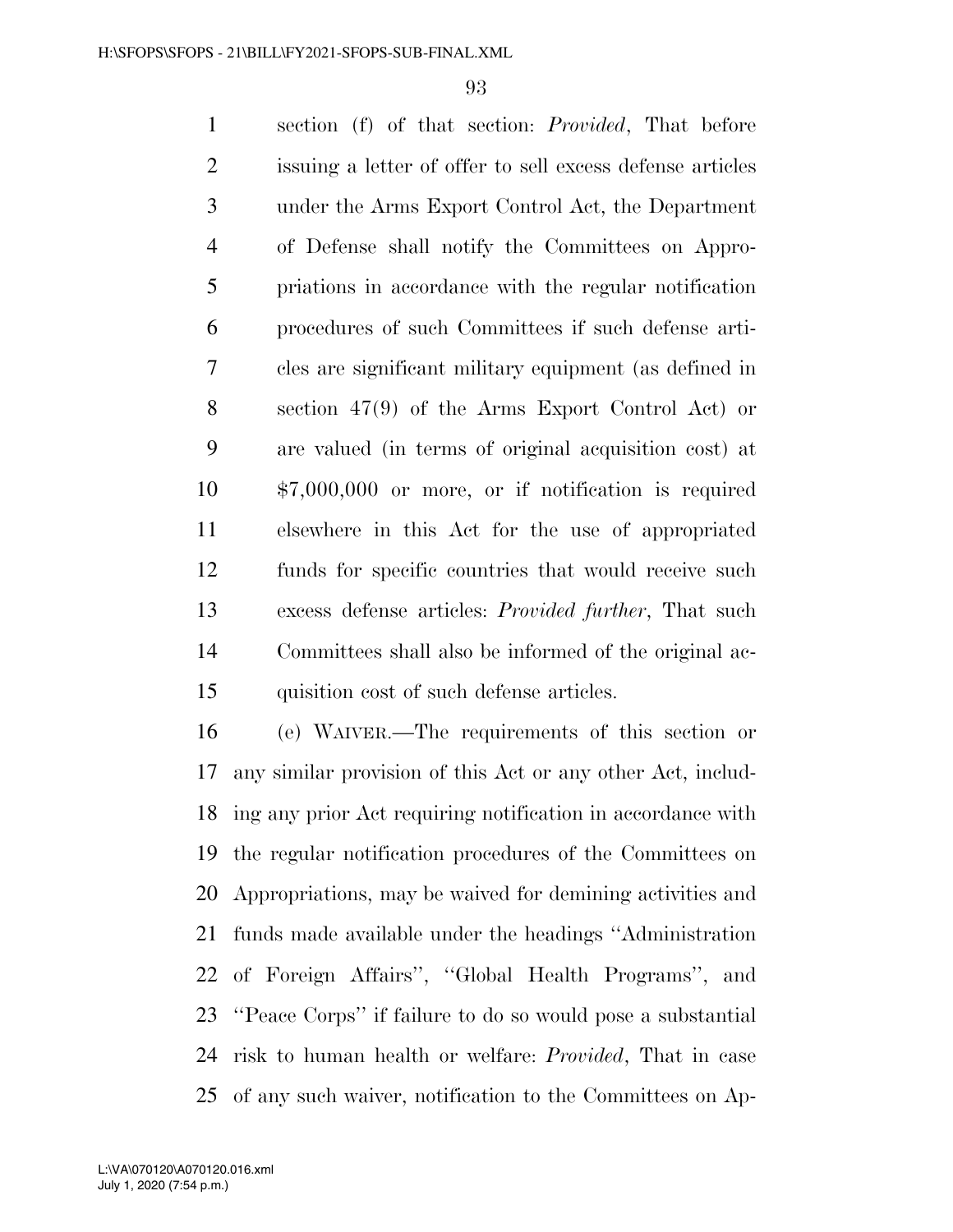section (f) of that section: *Provided*, That before issuing a letter of offer to sell excess defense articles under the Arms Export Control Act, the Department of Defense shall notify the Committees on Appropriations in accordance with the regular notification procedures of such Committees if such defense articles are significant military equipment (as defined in section 47(9) of the Arms Export Control Act) or are valued (in terms of original acquisition cost) at $7,000,000 or more, or if notification is required elsewhere in this Act for the use of appropriated funds for specific countries that would receive such excess defense articles: *Provided further*, That such Committees shall also be informed of the original acquisition cost of such defense articles.

(e) WAIVER.—The requirements of this section or any similar provision of this Act or any other Act, including any prior Act requiring notification in accordance with the regular notification procedures of the Committees on Appropriations, may be waived for demining activities and funds made available under the headings ''Administration of Foreign Affairs'', ''Global Health Programs'', and ''Peace Corps'' if failure to do so would pose a substantial risk to human health or welfare: *Provided*, That in case of any such waiver, notification to the Committees on Ap-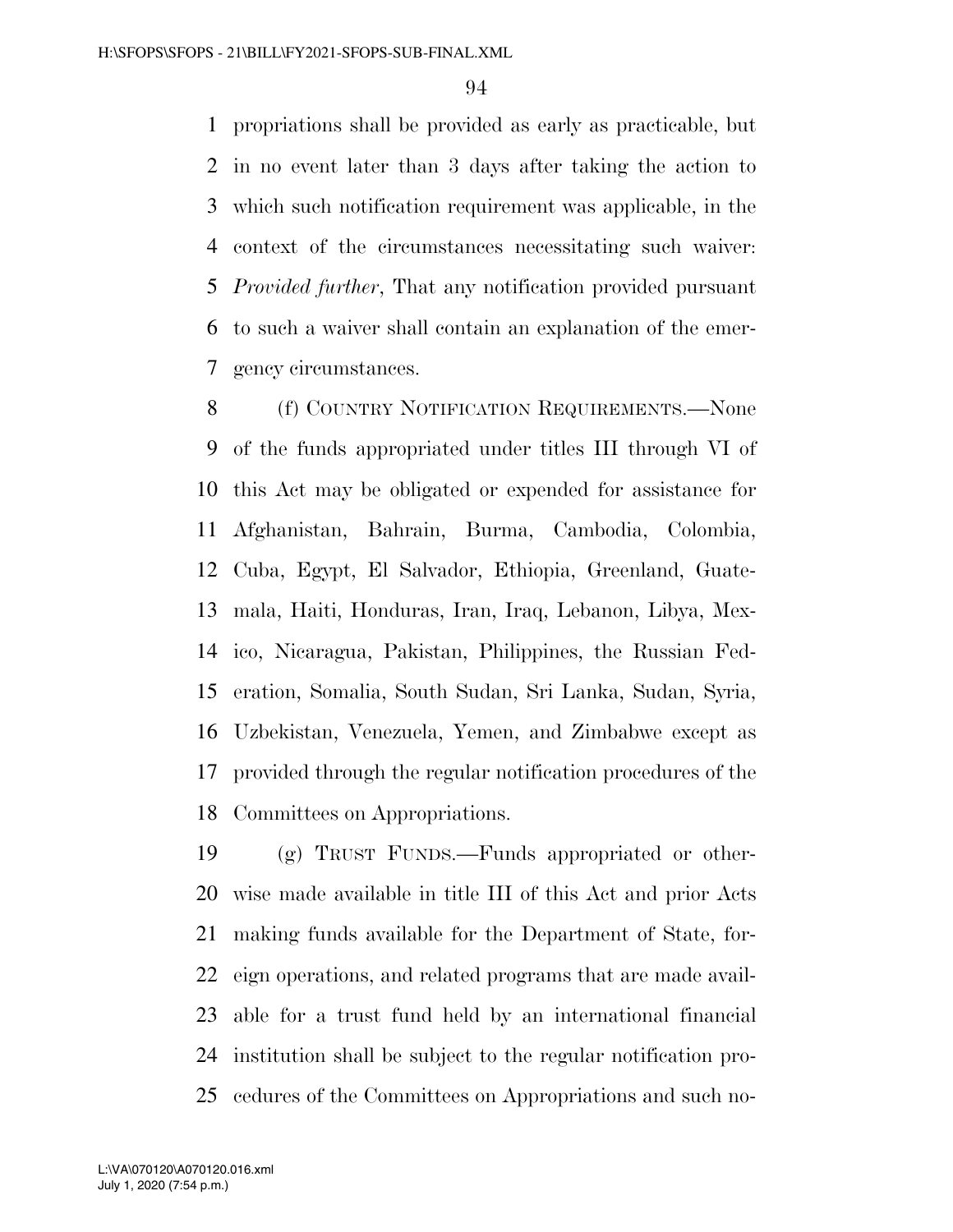propriations shall be provided as early as practicable, but in no event later than 3 days after taking the action to which such notification requirement was applicable, in the context of the circumstances necessitating such waiver: *Provided further*, That any notification provided pursuant to such a waiver shall contain an explanation of the emergency circumstances.

(f) COUNTRY NOTIFICATION REQUIREMENTS.—None of the funds appropriated under titles III through VI of this Act may be obligated or expended for assistance for Afghanistan, Bahrain, Burma, Cambodia, Colombia, Cuba, Egypt, El Salvador, Ethiopia, Greenland, Guatemala, Haiti, Honduras, Iran, Iraq, Lebanon, Libya, Mexico, Nicaragua, Pakistan, Philippines, the Russian Federation, Somalia, South Sudan, Sri Lanka, Sudan, Syria, Uzbekistan, Venezuela, Yemen, and Zimbabwe except as provided through the regular notification procedures of the Committees on Appropriations.

(g) TRUST FUNDS.—Funds appropriated or otherwise made available in title III of this Act and prior Acts making funds available for the Department of State, foreign operations, and related programs that are made available for a trust fund held by an international financial institution shall be subject to the regular notification procedures of the Committees on Appropriations and such no-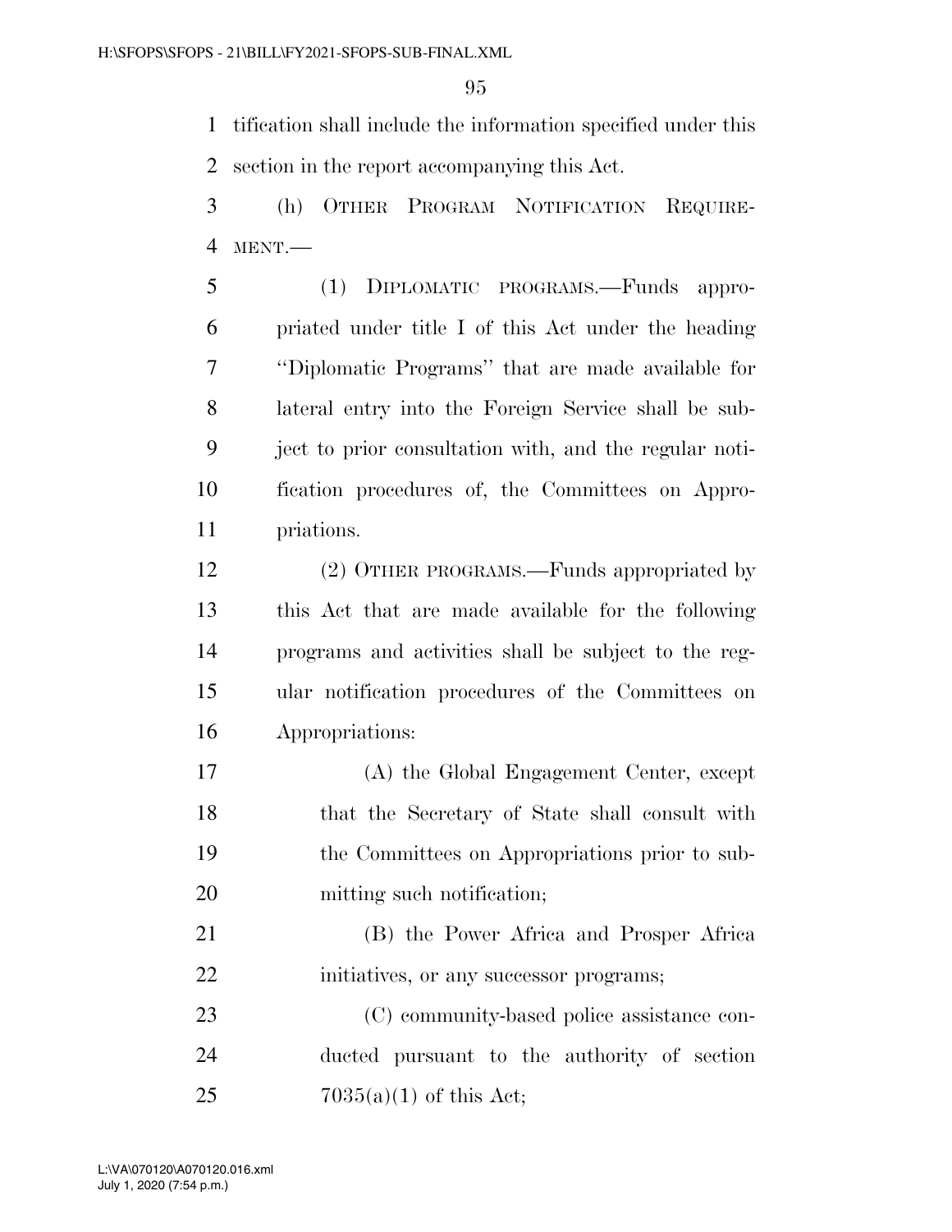tification shall include the information specified under this section in the report accompanying this Act.

(h) OTHER PROGRAM NOTIFICATION REQUIREMENT.—

(1) DIPLOMATIC PROGRAMS.—Funds appropriated under title I of this Act under the heading ''Diplomatic Programs'' that are made available for lateral entry into the Foreign Service shall be subject to prior consultation with, and the regular notification procedures of, the Committees on Appropriations.

(2) OTHER PROGRAMS.—Funds appropriated by this Act that are made available for the following programs and activities shall be subject to the regular notification procedures of the Committees on Appropriations:

(A) the Global Engagement Center, except that the Secretary of State shall consult with the Committees on Appropriations prior to submitting such notification;

(B) the Power Africa and Prosper Africa initiatives, or any successor programs;

(C) community-based police assistance conducted pursuant to the authority of section 7035(a)(1) of this Act;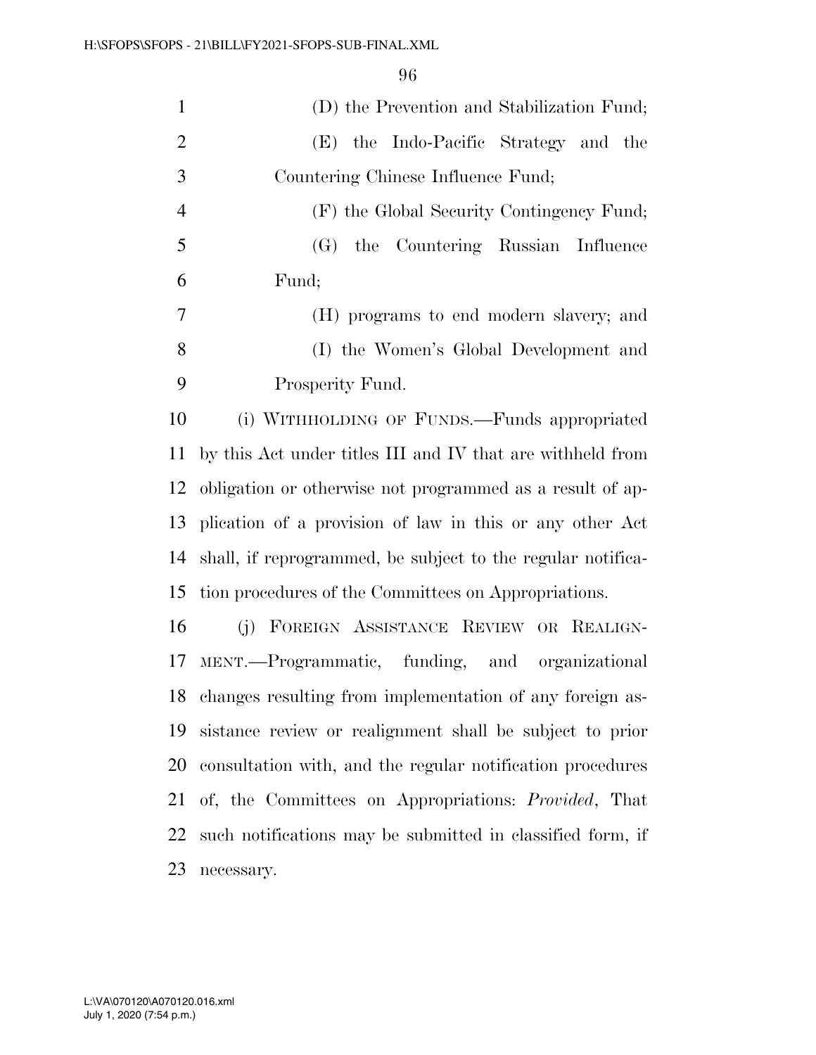(D) the Prevention and Stabilization Fund;

(E) the Indo-Pacific Strategy and the Countering Chinese Influence Fund;

(F) the Global Security Contingency Fund;

(G) the Countering Russian Influence Fund;

(H) programs to end modern slavery; and

(I) the Women's Global Development and Prosperity Fund.

(i) WITHHOLDING OF FUNDS.—Funds appropriated by this Act under titles III and IV that are withheld from obligation or otherwise not programmed as a result of application of a provision of law in this or any other Act shall, if reprogrammed, be subject to the regular notification procedures of the Committees on Appropriations.

(j) FOREIGN ASSISTANCE REVIEW OR REALIGNMENT.—Programmatic, funding, and organizational changes resulting from implementation of any foreign assistance review or realignment shall be subject to prior consultation with, and the regular notification procedures of, the Committees on Appropriations: *Provided*, That such notifications may be submitted in classified form, if necessary.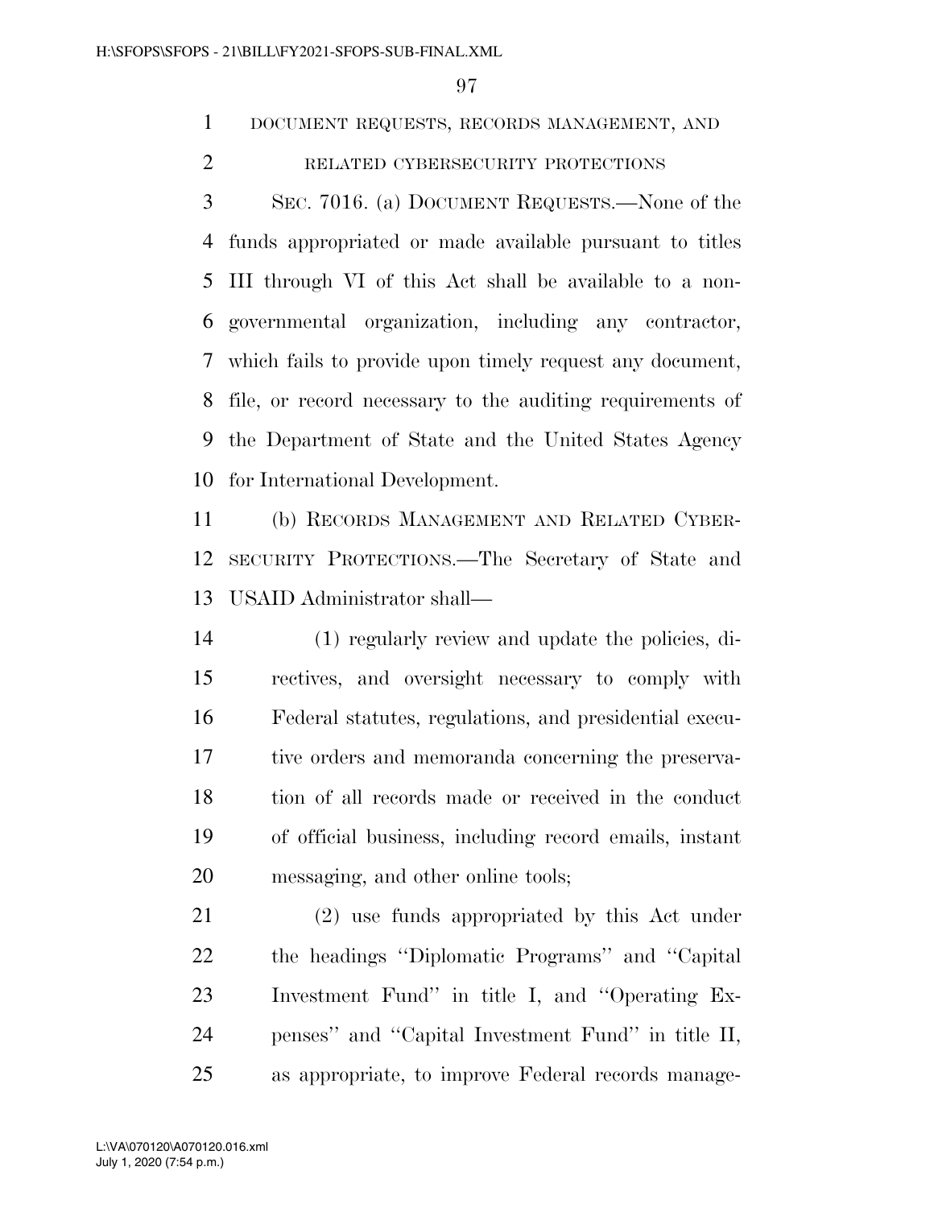### DOCUMENT REQUESTS, RECORDS MANAGEMENT, AND RELATED CYBERSECURITY PROTECTIONS

SEC. 7016. (a) DOCUMENT REQUESTS.—None of the funds appropriated or made available pursuant to titles III through VI of this Act shall be available to a non-governmental organization, including any contractor, which fails to provide upon timely request any document, file, or record necessary to the auditing requirements of the Department of State and the United States Agency for International Development.

(b) RECORDS MANAGEMENT AND RELATED CYBERSECURITY PROTECTIONS.—The Secretary of State and USAID Administrator shall—

(1) regularly review and update the policies, directives, and oversight necessary to comply with Federal statutes, regulations, and presidential executive orders and memoranda concerning the preservation of all records made or received in the conduct of official business, including record emails, instant messaging, and other online tools;

(2) use funds appropriated by this Act under the headings ''Diplomatic Programs'' and ''Capital Investment Fund'' in title I, and ''Operating Expenses'' and ''Capital Investment Fund'' in title II, as appropriate, to improve Federal records manage-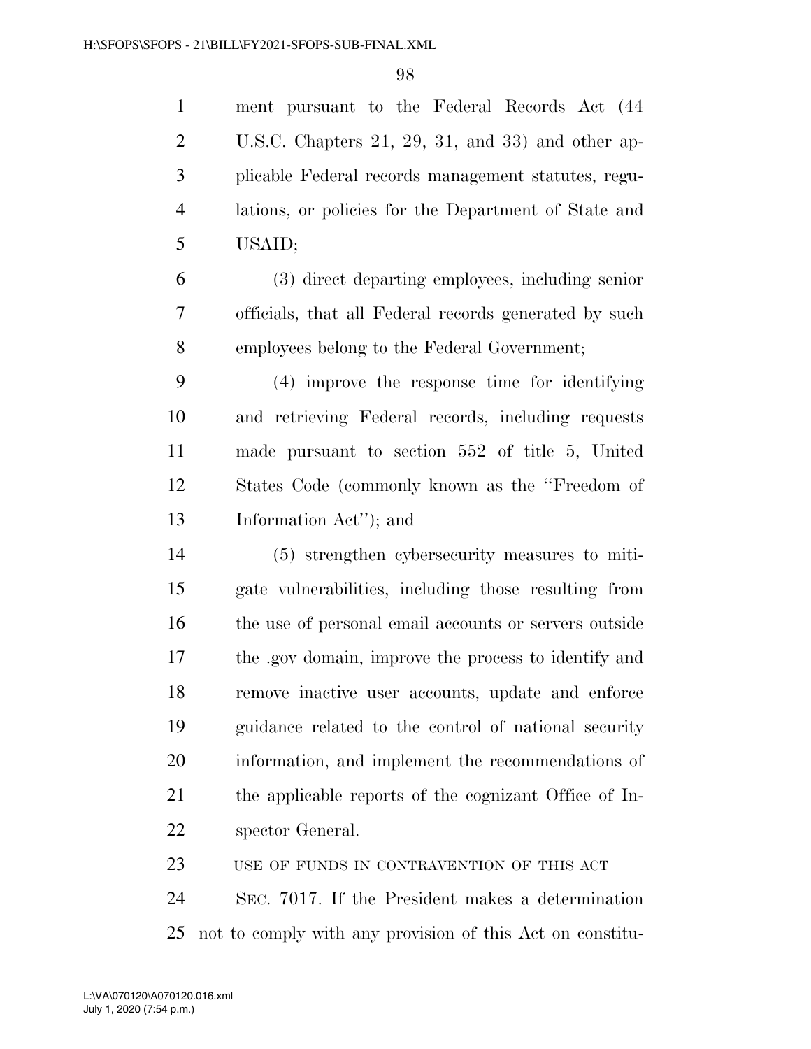ment pursuant to the Federal Records Act (44 U.S.C. Chapters 21, 29, 31, and 33) and other applicable Federal records management statutes, regulations, or policies for the Department of State and USAID;

(3) direct departing employees, including senior officials, that all Federal records generated by such employees belong to the Federal Government;

(4) improve the response time for identifying and retrieving Federal records, including requests made pursuant to section 552 of title 5, United States Code (commonly known as the ''Freedom of Information Act''); and

(5) strengthen cybersecurity measures to mitigate vulnerabilities, including those resulting from the use of personal email accounts or servers outside the .gov domain, improve the process to identify and remove inactive user accounts, update and enforce guidance related to the control of national security information, and implement the recommendations of the applicable reports of the cognizant Office of Inspector General.

USE OF FUNDS IN CONTRAVENTION OF THIS ACT

SEC. 7017. If the President makes a determination not to comply with any provision of this Act on constitu-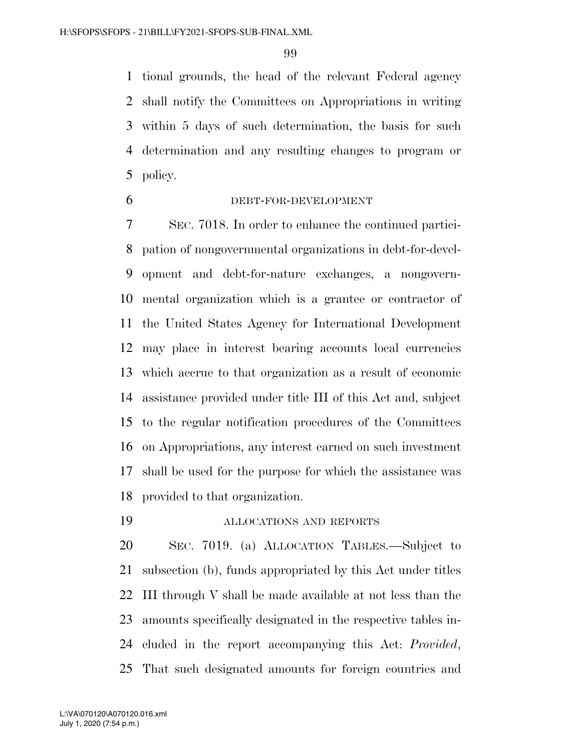tional grounds, the head of the relevant Federal agency shall notify the Committees on Appropriations in writing within 5 days of such determination, the basis for such determination and any resulting changes to program or policy.

DEBT-FOR-DEVELOPMENT

SEC. 7018. In order to enhance the continued participation of nongovernmental organizations in debt-for-development and debt-for-nature exchanges, a nongovernmental organization which is a grantee or contractor of the United States Agency for International Development may place in interest bearing accounts local currencies which accrue to that organization as a result of economic assistance provided under title III of this Act and, subject to the regular notification procedures of the Committees on Appropriations, any interest earned on such investment shall be used for the purpose for which the assistance was provided to that organization.

ALLOCATIONS AND REPORTS

SEC. 7019. (a) ALLOCATION TABLES.—Subject to subsection (b), funds appropriated by this Act under titles III through V shall be made available at not less than the amounts specifically designated in the respective tables included in the report accompanying this Act: *Provided*, That such designated amounts for foreign countries and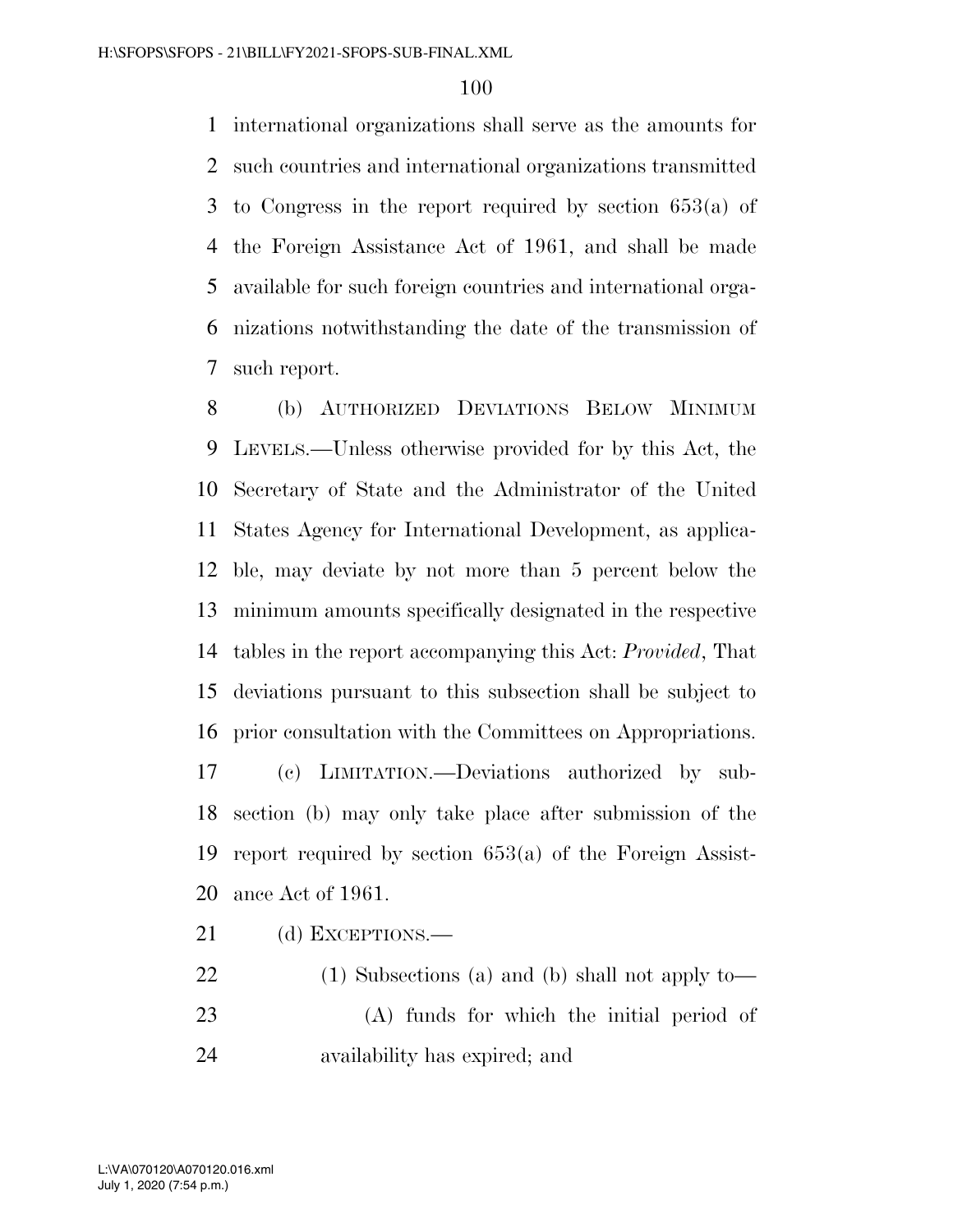international organizations shall serve as the amounts for such countries and international organizations transmitted to Congress in the report required by section 653(a) of the Foreign Assistance Act of 1961, and shall be made available for such foreign countries and international organizations notwithstanding the date of the transmission of such report.

(b) AUTHORIZED DEVIATIONS BELOW MINIMUM LEVELS.—Unless otherwise provided for by this Act, the Secretary of State and the Administrator of the United States Agency for International Development, as applicable, may deviate by not more than 5 percent below the minimum amounts specifically designated in the respective tables in the report accompanying this Act: *Provided*, That deviations pursuant to this subsection shall be subject to prior consultation with the Committees on Appropriations.

(c) LIMITATION.—Deviations authorized by subsection (b) may only take place after submission of the report required by section 653(a) of the Foreign Assistance Act of 1961.

(d) EXCEPTIONS.—

(1) Subsections (a) and (b) shall not apply to—

(A) funds for which the initial period of availability has expired; and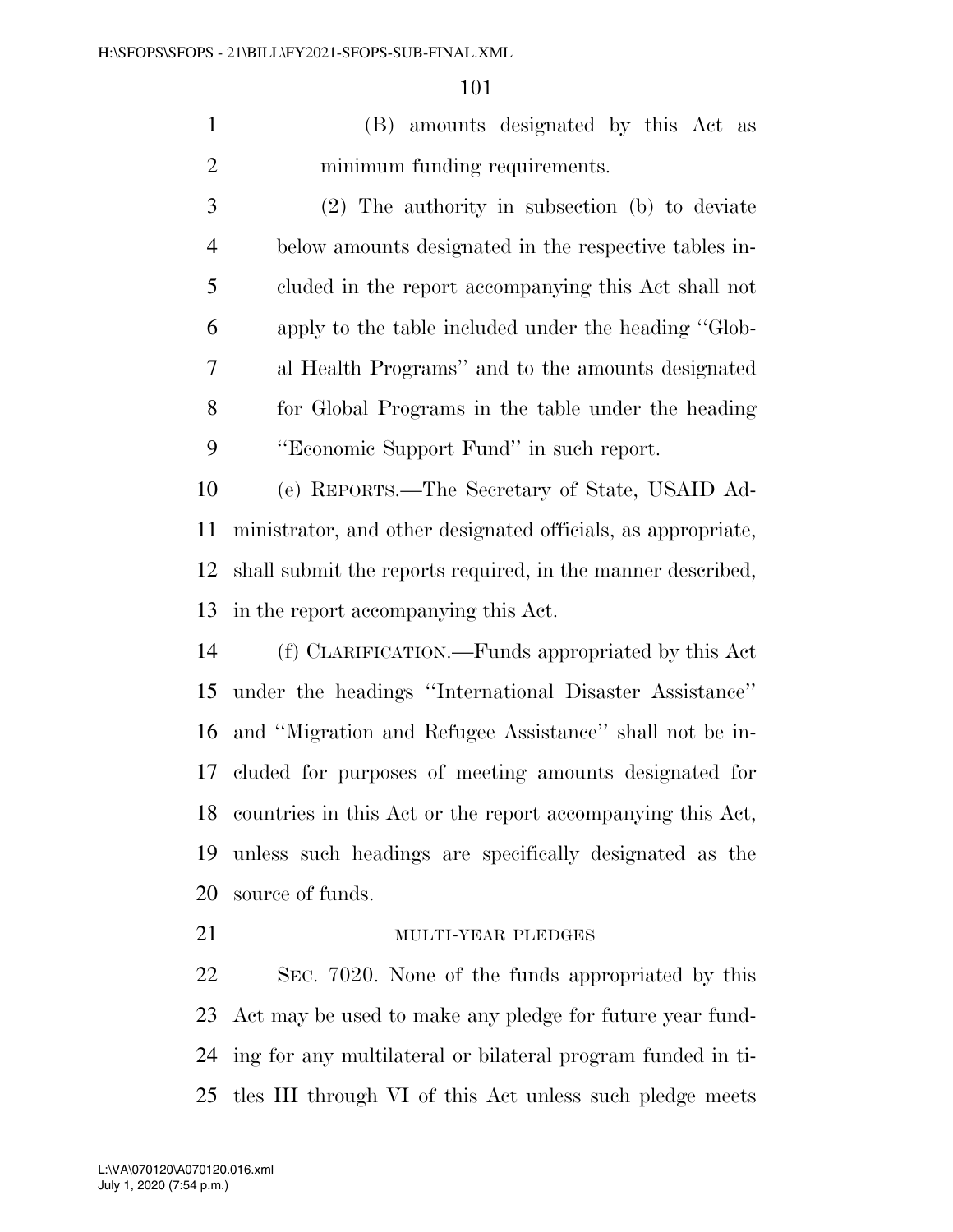(B) amounts designated by this Act as minimum funding requirements.

(2) The authority in subsection (b) to deviate below amounts designated in the respective tables included in the report accompanying this Act shall not apply to the table included under the heading "Global Health Programs" and to the amounts designated for Global Programs in the table under the heading "Economic Support Fund" in such report.

(e) REPORTS.—The Secretary of State, USAID Administrator, and other designated officials, as appropriate, shall submit the reports required, in the manner described, in the report accompanying this Act.

(f) CLARIFICATION.—Funds appropriated by this Act under the headings "International Disaster Assistance" and "Migration and Refugee Assistance" shall not be included for purposes of meeting amounts designated for countries in this Act or the report accompanying this Act, unless such headings are specifically designated as the source of funds.

MULTI-YEAR PLEDGES

SEC. 7020. None of the funds appropriated by this Act may be used to make any pledge for future year funding for any multilateral or bilateral program funded in titles III through VI of this Act unless such pledge meets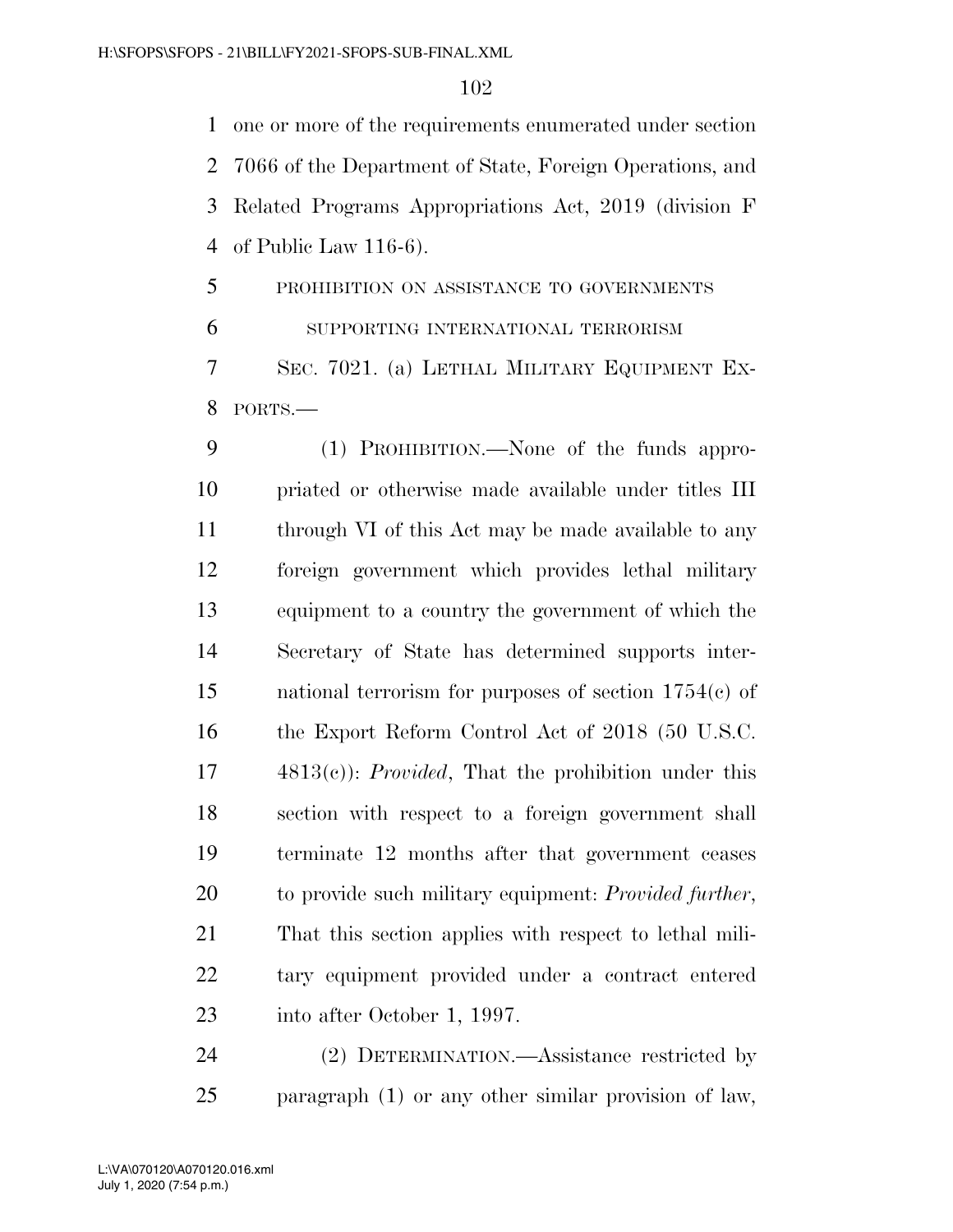one or more of the requirements enumerated under section 7066 of the Department of State, Foreign Operations, and Related Programs Appropriations Act, 2019 (division F of Public Law 116-6).

PROHIBITION ON ASSISTANCE TO GOVERNMENTS SUPPORTING INTERNATIONAL TERRORISM

SEC. 7021. (a) LETHAL MILITARY EQUIPMENT EXPORTS.—

(1) PROHIBITION.—None of the funds appropriated or otherwise made available under titles III through VI of this Act may be made available to any foreign government which provides lethal military equipment to a country the government of which the Secretary of State has determined supports international terrorism for purposes of section 1754(c) of the Export Reform Control Act of 2018 (50 U.S.C. 4813(c)): *Provided*, That the prohibition under this section with respect to a foreign government shall terminate 12 months after that government ceases to provide such military equipment: *Provided further*, That this section applies with respect to lethal military equipment provided under a contract entered into after October 1, 1997.

(2) DETERMINATION.—Assistance restricted by paragraph (1) or any other similar provision of law,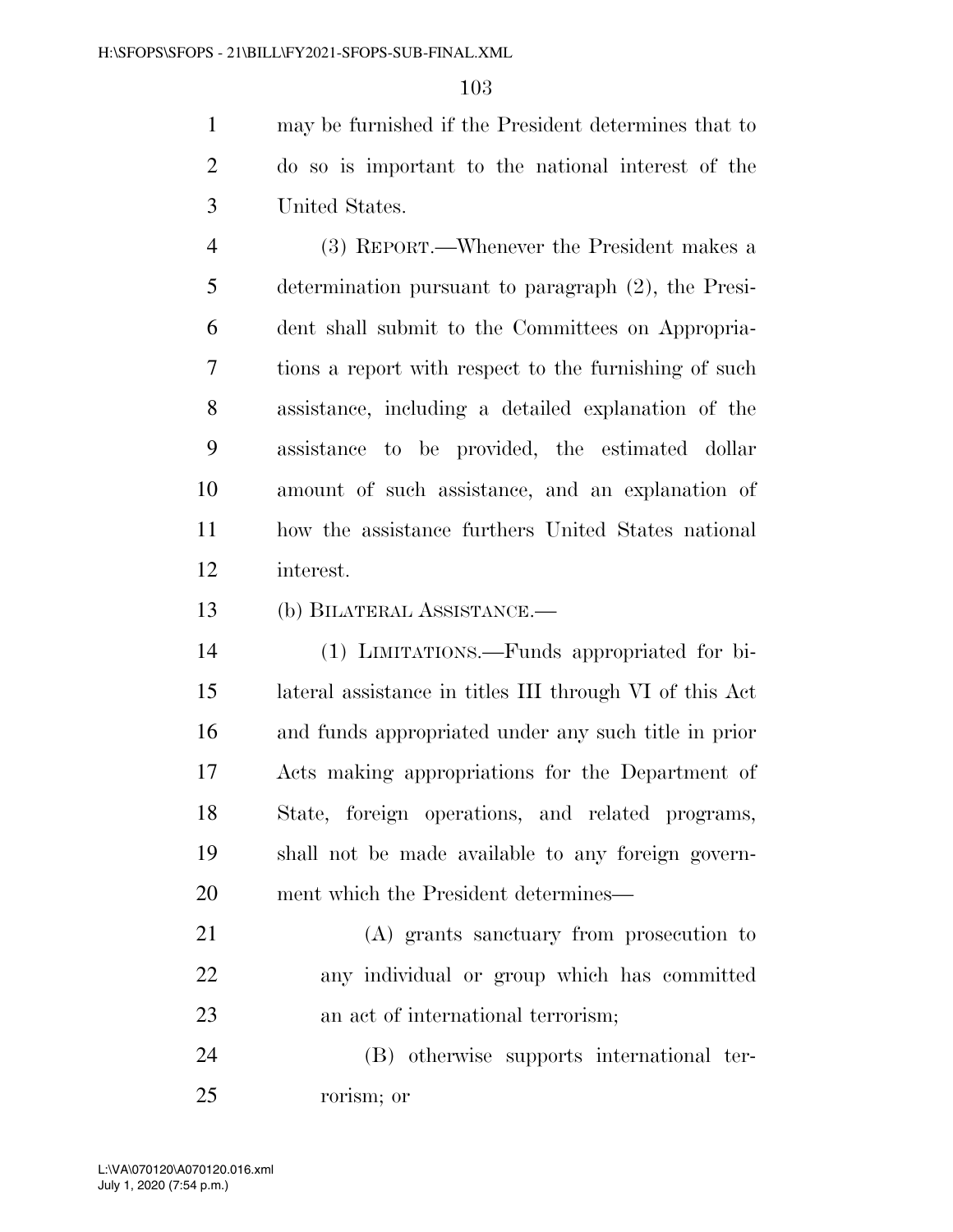may be furnished if the President determines that to do so is important to the national interest of the United States.

(3) REPORT.—Whenever the President makes a determination pursuant to paragraph (2), the President shall submit to the Committees on Appropriations a report with respect to the furnishing of such assistance, including a detailed explanation of the assistance to be provided, the estimated dollar amount of such assistance, and an explanation of how the assistance furthers United States national interest.

(b) BILATERAL ASSISTANCE.—

(1) LIMITATIONS.—Funds appropriated for bilateral assistance in titles III through VI of this Act and funds appropriated under any such title in prior Acts making appropriations for the Department of State, foreign operations, and related programs, shall not be made available to any foreign government which the President determines—

(A) grants sanctuary from prosecution to any individual or group which has committed an act of international terrorism;

(B) otherwise supports international terrorism; or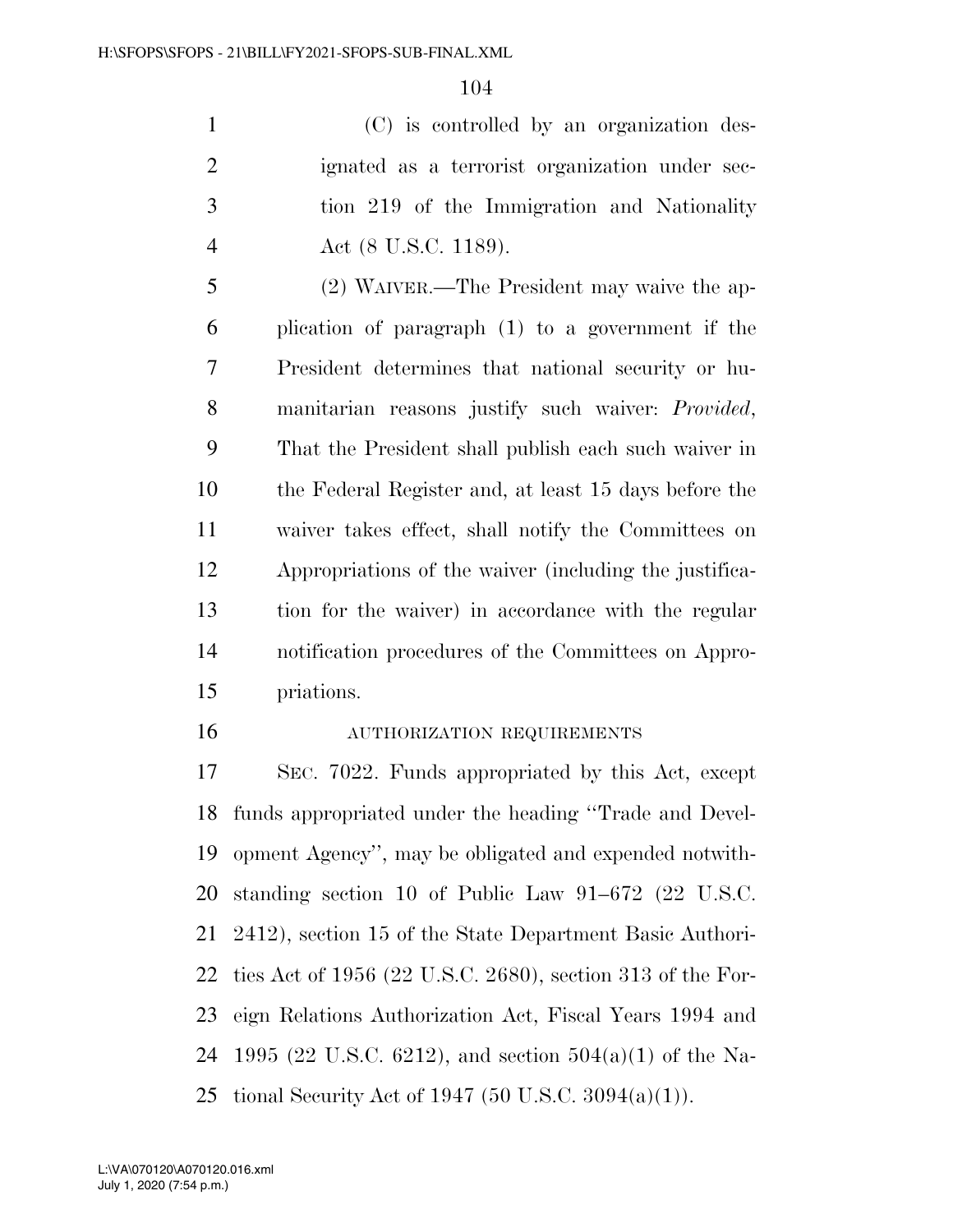(C) is controlled by an organization designated as a terrorist organization under section 219 of the Immigration and Nationality Act (8 U.S.C. 1189).

(2) WAIVER.—The President may waive the application of paragraph (1) to a government if the President determines that national security or humanitarian reasons justify such waiver: *Provided*, That the President shall publish each such waiver in the Federal Register and, at least 15 days before the waiver takes effect, shall notify the Committees on Appropriations of the waiver (including the justification for the waiver) in accordance with the regular notification procedures of the Committees on Appropriations.

AUTHORIZATION REQUIREMENTS

SEC. 7022. Funds appropriated by this Act, except funds appropriated under the heading ''Trade and Development Agency'', may be obligated and expended notwithstanding section 10 of Public Law 91–672 (22 U.S.C. 2412), section 15 of the State Department Basic Authorities Act of 1956 (22 U.S.C. 2680), section 313 of the Foreign Relations Authorization Act, Fiscal Years 1994 and 1995 (22 U.S.C. 6212), and section 504(a)(1) of the National Security Act of 1947 (50 U.S.C. 3094(a)(1)).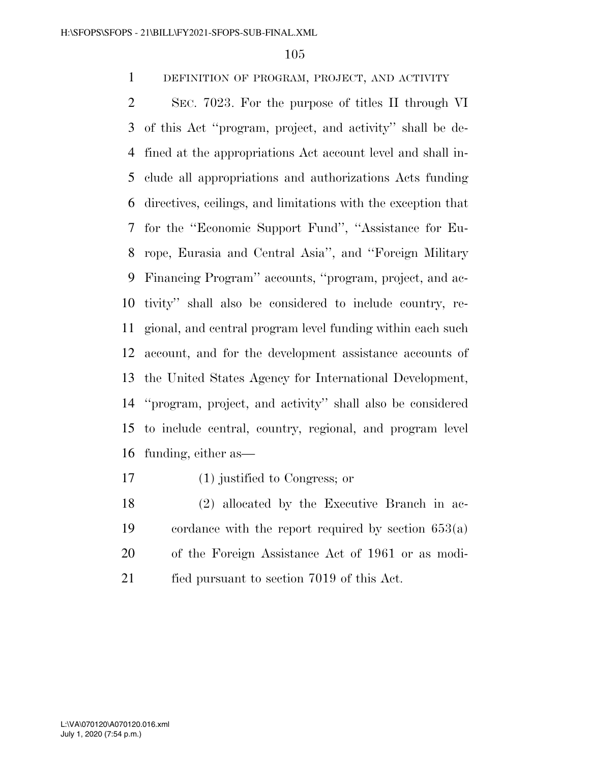DEFINITION OF PROGRAM, PROJECT, AND ACTIVITY

SEC. 7023. For the purpose of titles II through VI of this Act ''program, project, and activity'' shall be defined at the appropriations Act account level and shall include all appropriations and authorizations Acts funding directives, ceilings, and limitations with the exception that for the ''Economic Support Fund'', ''Assistance for Europe, Eurasia and Central Asia'', and ''Foreign Military Financing Program'' accounts, ''program, project, and activity'' shall also be considered to include country, regional, and central program level funding within each such account, and for the development assistance accounts of the United States Agency for International Development, ''program, project, and activity'' shall also be considered to include central, country, regional, and program level funding, either as—

(1) justified to Congress; or

(2) allocated by the Executive Branch in accordance with the report required by section 653(a) of the Foreign Assistance Act of 1961 or as modified pursuant to section 7019 of this Act.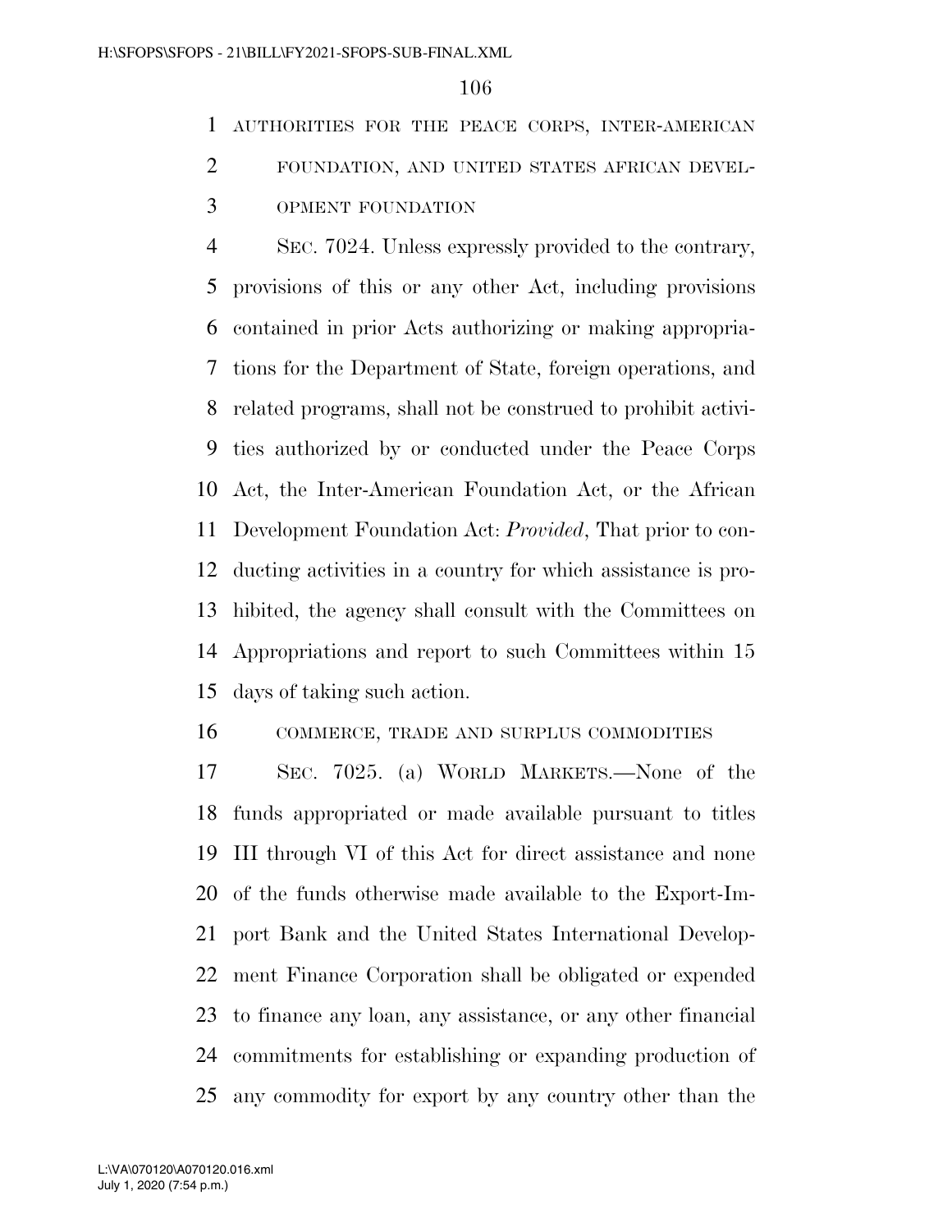AUTHORITIES FOR THE PEACE CORPS, INTER-AMERICAN FOUNDATION, AND UNITED STATES AFRICAN DEVELOPMENT FOUNDATION

SEC. 7024. Unless expressly provided to the contrary, provisions of this or any other Act, including provisions contained in prior Acts authorizing or making appropriations for the Department of State, foreign operations, and related programs, shall not be construed to prohibit activities authorized by or conducted under the Peace Corps Act, the Inter-American Foundation Act, or the African Development Foundation Act: *Provided*, That prior to conducting activities in a country for which assistance is prohibited, the agency shall consult with the Committees on Appropriations and report to such Committees within 15 days of taking such action.

COMMERCE, TRADE AND SURPLUS COMMODITIES

SEC. 7025. (a) WORLD MARKETS.—None of the funds appropriated or made available pursuant to titles III through VI of this Act for direct assistance and none of the funds otherwise made available to the Export-Import Bank and the United States International Development Finance Corporation shall be obligated or expended to finance any loan, any assistance, or any other financial commitments for establishing or expanding production of any commodity for export by any country other than the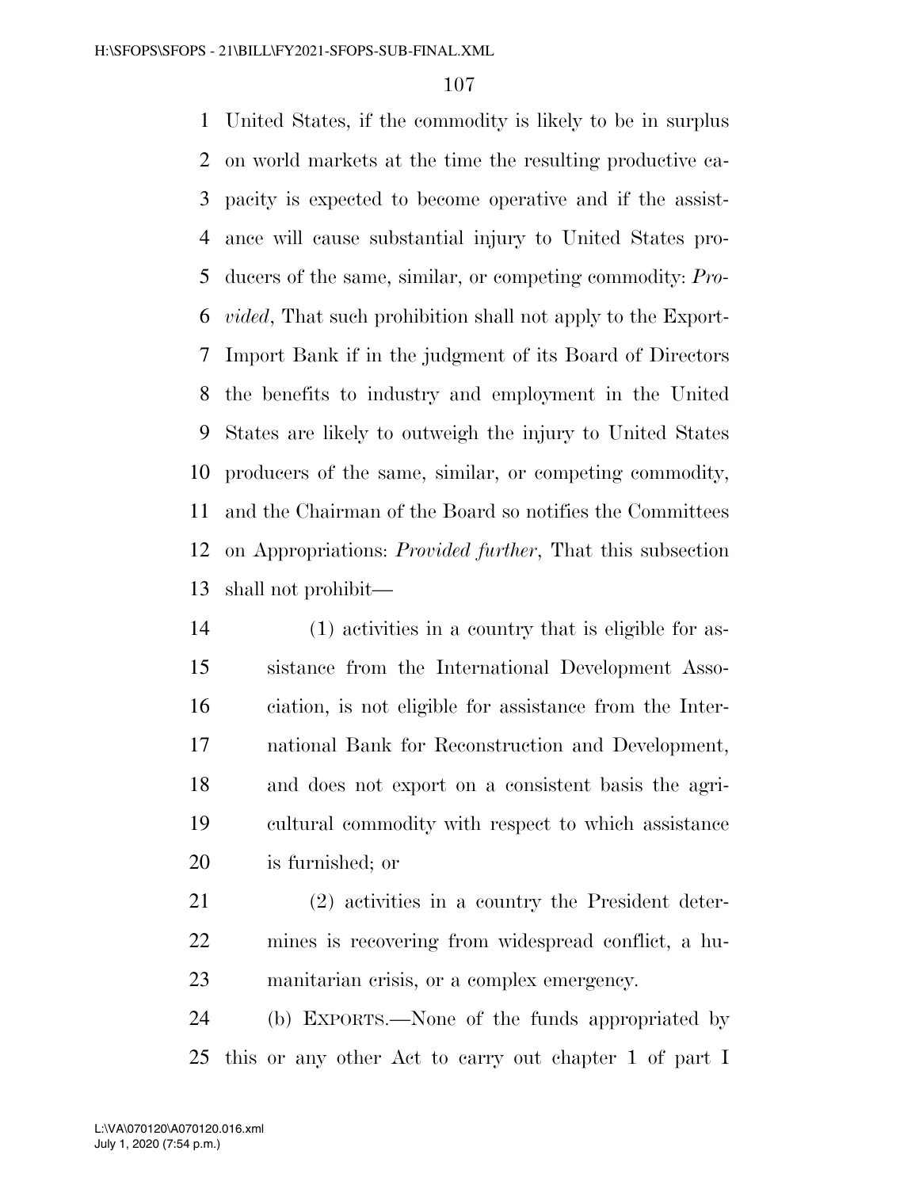United States, if the commodity is likely to be in surplus on world markets at the time the resulting productive capacity is expected to become operative and if the assistance will cause substantial injury to United States producers of the same, similar, or competing commodity: *Provided*, That such prohibition shall not apply to the Export-Import Bank if in the judgment of its Board of Directors the benefits to industry and employment in the United States are likely to outweigh the injury to United States producers of the same, similar, or competing commodity, and the Chairman of the Board so notifies the Committees on Appropriations: *Provided further*, That this subsection shall not prohibit—

(1) activities in a country that is eligible for assistance from the International Development Association, is not eligible for assistance from the International Bank for Reconstruction and Development, and does not export on a consistent basis the agricultural commodity with respect to which assistance is furnished; or

(2) activities in a country the President determines is recovering from widespread conflict, a humanitarian crisis, or a complex emergency.

(b) EXPORTS.—None of the funds appropriated by this or any other Act to carry out chapter 1 of part I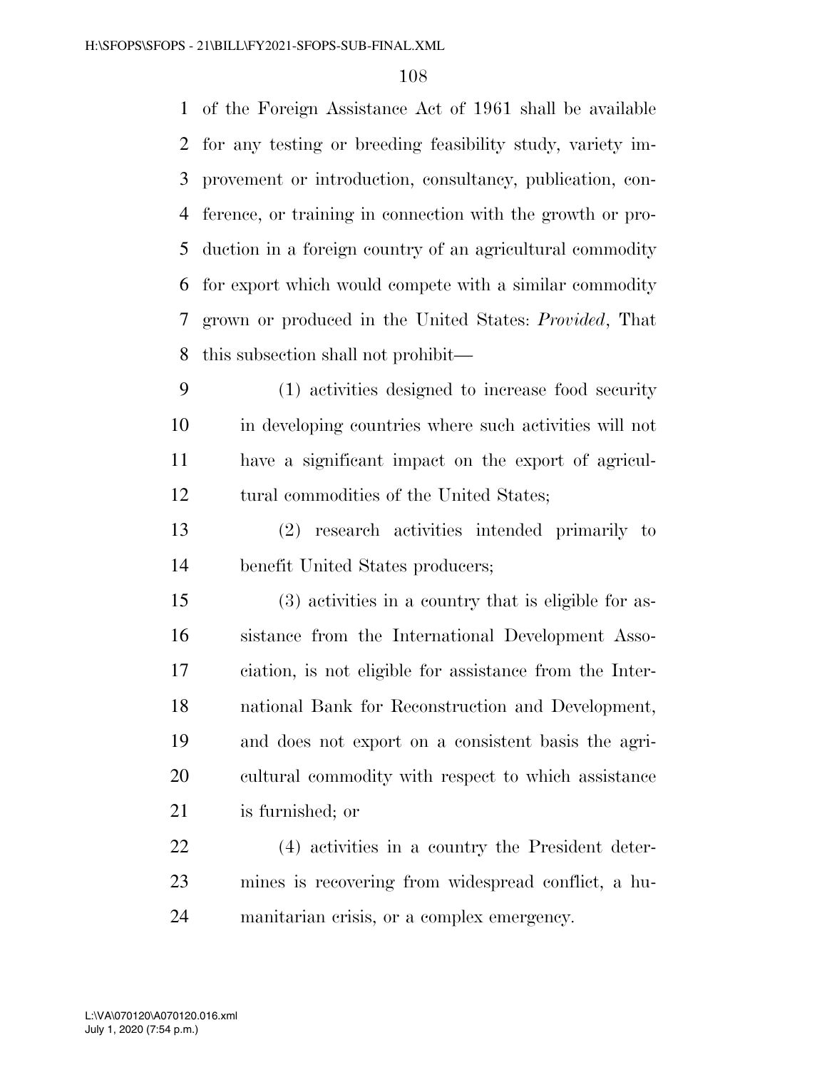of the Foreign Assistance Act of 1961 shall be available for any testing or breeding feasibility study, variety improvement or introduction, consultancy, publication, conference, or training in connection with the growth or production in a foreign country of an agricultural commodity for export which would compete with a similar commodity grown or produced in the United States: *Provided*, That this subsection shall not prohibit—

(1) activities designed to increase food security in developing countries where such activities will not have a significant impact on the export of agricultural commodities of the United States;

(2) research activities intended primarily to benefit United States producers;

(3) activities in a country that is eligible for assistance from the International Development Association, is not eligible for assistance from the International Bank for Reconstruction and Development, and does not export on a consistent basis the agricultural commodity with respect to which assistance is furnished; or

(4) activities in a country the President determines is recovering from widespread conflict, a humanitarian crisis, or a complex emergency.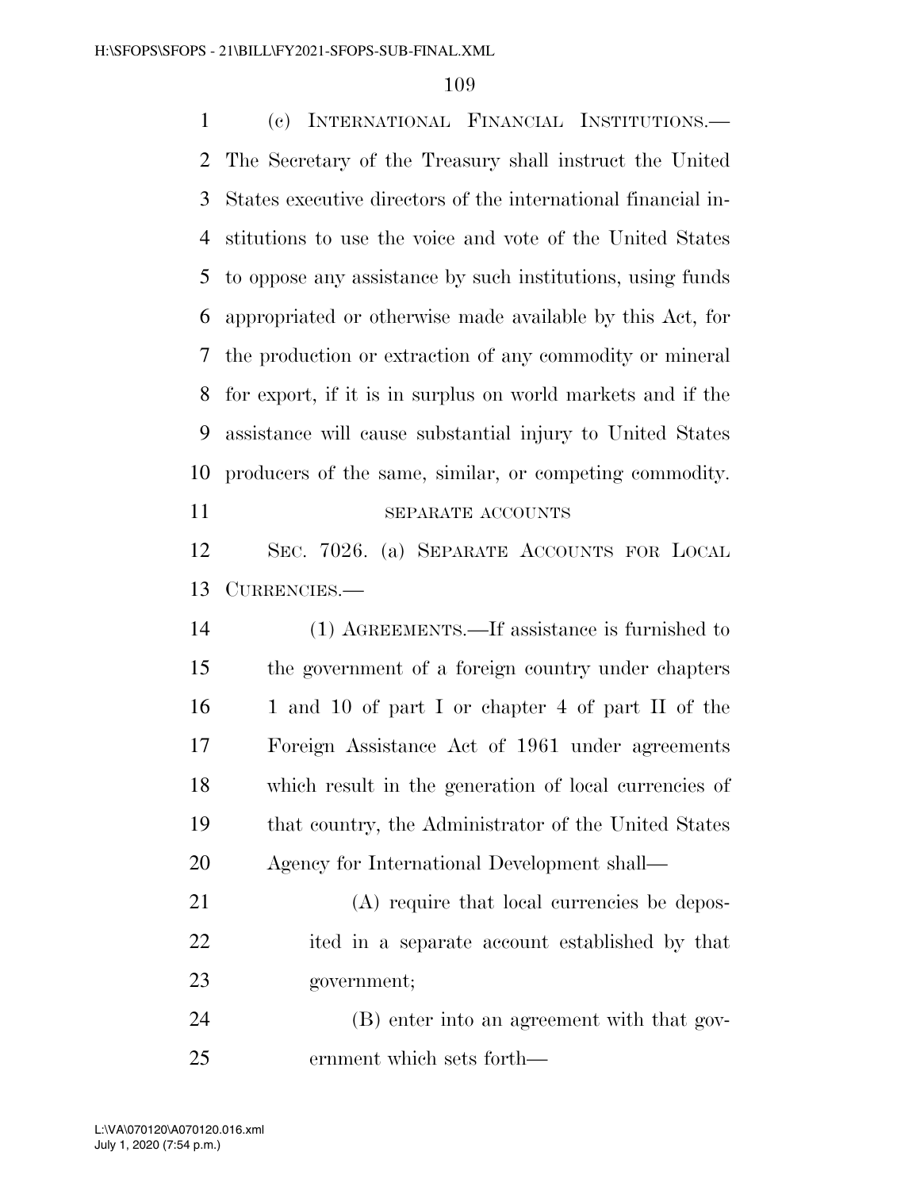(c) INTERNATIONAL FINANCIAL INSTITUTIONS.—The Secretary of the Treasury shall instruct the United States executive directors of the international financial institutions to use the voice and vote of the United States to oppose any assistance by such institutions, using funds appropriated or otherwise made available by this Act, for the production or extraction of any commodity or mineral for export, if it is in surplus on world markets and if the assistance will cause substantial injury to United States producers of the same, similar, or competing commodity.

SEPARATE ACCOUNTS

SEC. 7026. (a) SEPARATE ACCOUNTS FOR LOCAL CURRENCIES.—

(1) AGREEMENTS.—If assistance is furnished to the government of a foreign country under chapters 1 and 10 of part I or chapter 4 of part II of the Foreign Assistance Act of 1961 under agreements which result in the generation of local currencies of that country, the Administrator of the United States Agency for International Development shall—

(A) require that local currencies be deposited in a separate account established by that government;

(B) enter into an agreement with that government which sets forth—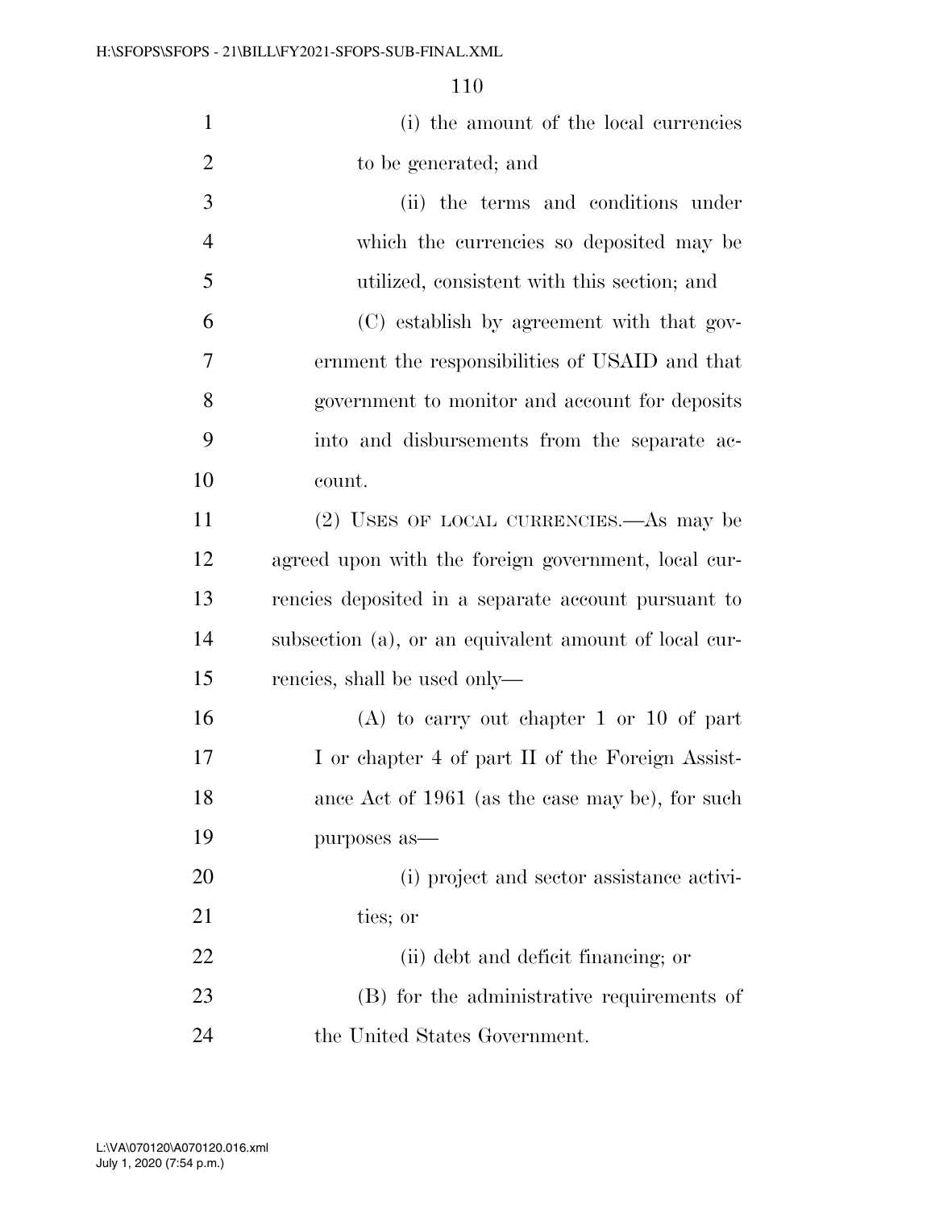(i) the amount of the local currencies to be generated; and

(ii) the terms and conditions under which the currencies so deposited may be utilized, consistent with this section; and

(C) establish by agreement with that government the responsibilities of USAID and that government to monitor and account for deposits into and disbursements from the separate account.

(2) USES OF LOCAL CURRENCIES.—As may be agreed upon with the foreign government, local currencies deposited in a separate account pursuant to subsection (a), or an equivalent amount of local currencies, shall be used only—

(A) to carry out chapter 1 or 10 of part I or chapter 4 of part II of the Foreign Assistance Act of 1961 (as the case may be), for such purposes as—

(i) project and sector assistance activities; or

(ii) debt and deficit financing; or

(B) for the administrative requirements of the United States Government.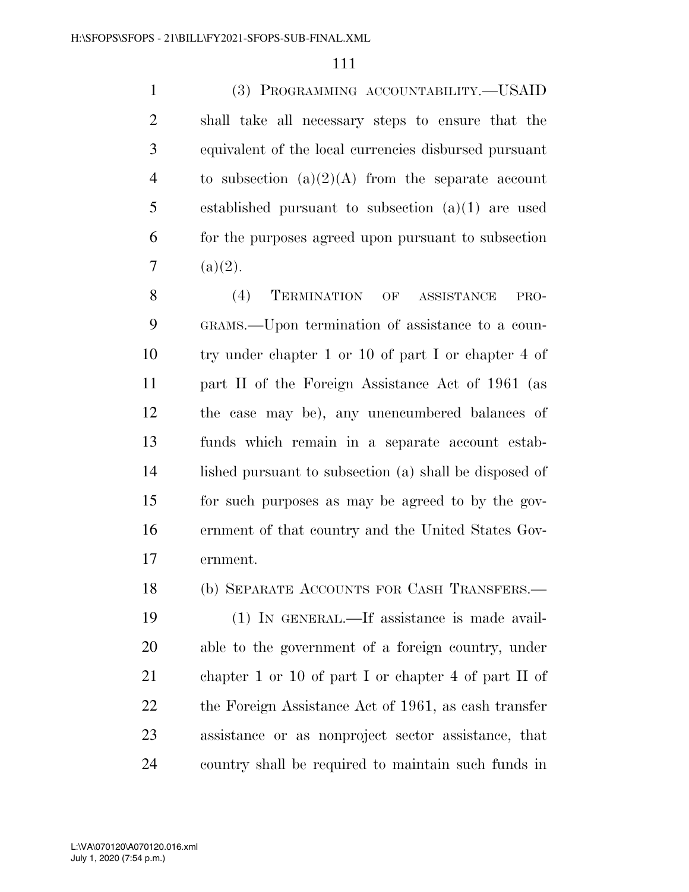(3) PROGRAMMING ACCOUNTABILITY.—USAID shall take all necessary steps to ensure that the equivalent of the local currencies disbursed pursuant to subsection (a)(2)(A) from the separate account established pursuant to subsection (a)(1) are used for the purposes agreed upon pursuant to subsection (a)(2).

(4) TERMINATION OF ASSISTANCE PROGRAMS.—Upon termination of assistance to a country under chapter 1 or 10 of part I or chapter 4 of part II of the Foreign Assistance Act of 1961 (as the case may be), any unencumbered balances of funds which remain in a separate account established pursuant to subsection (a) shall be disposed of for such purposes as may be agreed to by the government of that country and the United States Government.

(b) SEPARATE ACCOUNTS FOR CASH TRANSFERS.—

(1) IN GENERAL.—If assistance is made available to the government of a foreign country, under chapter 1 or 10 of part I or chapter 4 of part II of the Foreign Assistance Act of 1961, as cash transfer assistance or as nonproject sector assistance, that country shall be required to maintain such funds in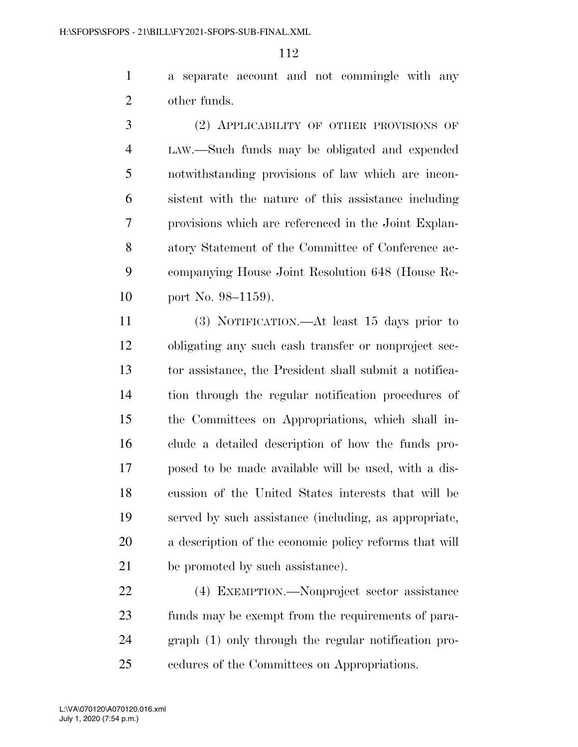a separate account and not commingle with any other funds.

(2) APPLICABILITY OF OTHER PROVISIONS OF LAW.—Such funds may be obligated and expended notwithstanding provisions of law which are inconsistent with the nature of this assistance including provisions which are referenced in the Joint Explanatory Statement of the Committee of Conference accompanying House Joint Resolution 648 (House Report No. 98–1159).

(3) NOTIFICATION.—At least 15 days prior to obligating any such cash transfer or nonproject sector assistance, the President shall submit a notification through the regular notification procedures of the Committees on Appropriations, which shall include a detailed description of how the funds proposed to be made available will be used, with a discussion of the United States interests that will be served by such assistance (including, as appropriate, a description of the economic policy reforms that will be promoted by such assistance).

(4) EXEMPTION.—Nonproject sector assistance funds may be exempt from the requirements of paragraph (1) only through the regular notification procedures of the Committees on Appropriations.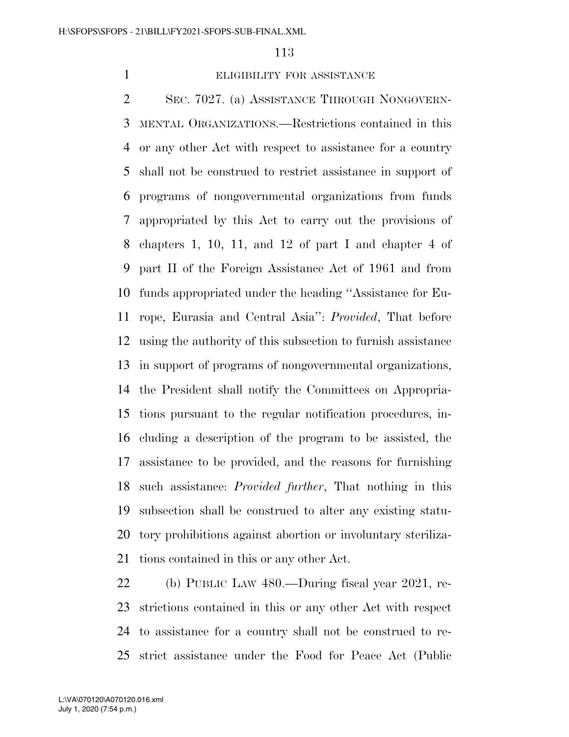ELIGIBILITY FOR ASSISTANCE

SEC. 7027. (a) ASSISTANCE THROUGH NONGOVERNMENTAL ORGANIZATIONS.—Restrictions contained in this or any other Act with respect to assistance for a country shall not be construed to restrict assistance in support of programs of nongovernmental organizations from funds appropriated by this Act to carry out the provisions of chapters 1, 10, 11, and 12 of part I and chapter 4 of part II of the Foreign Assistance Act of 1961 and from funds appropriated under the heading ''Assistance for Europe, Eurasia and Central Asia'': *Provided*, That before using the authority of this subsection to furnish assistance in support of programs of nongovernmental organizations, the President shall notify the Committees on Appropriations pursuant to the regular notification procedures, including a description of the program to be assisted, the assistance to be provided, and the reasons for furnishing such assistance: *Provided further*, That nothing in this subsection shall be construed to alter any existing statutory prohibitions against abortion or involuntary sterilizations contained in this or any other Act.

(b) PUBLIC LAW 480.—During fiscal year 2021, restrictions contained in this or any other Act with respect to assistance for a country shall not be construed to restrict assistance under the Food for Peace Act (Public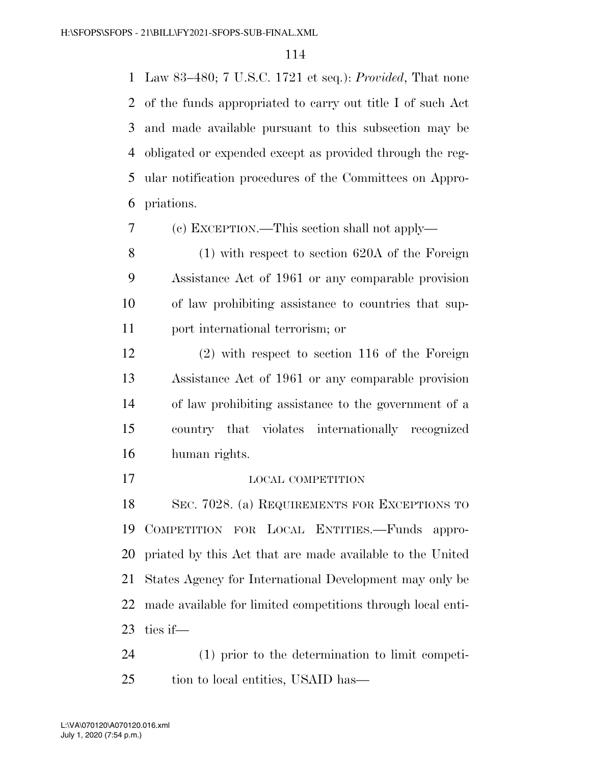Law 83–480; 7 U.S.C. 1721 et seq.): *Provided*, That none of the funds appropriated to carry out title I of such Act and made available pursuant to this subsection may be obligated or expended except as provided through the regular notification procedures of the Committees on Appropriations.

(c) EXCEPTION.—This section shall not apply—

(1) with respect to section 620A of the Foreign Assistance Act of 1961 or any comparable provision of law prohibiting assistance to countries that support international terrorism; or

(2) with respect to section 116 of the Foreign Assistance Act of 1961 or any comparable provision of law prohibiting assistance to the government of a country that violates internationally recognized human rights.

LOCAL COMPETITION

SEC. 7028. (a) REQUIREMENTS FOR EXCEPTIONS TO COMPETITION FOR LOCAL ENTITIES.—Funds appropriated by this Act that are made available to the United States Agency for International Development may only be made available for limited competitions through local entities if—

(1) prior to the determination to limit competition to local entities, USAID has—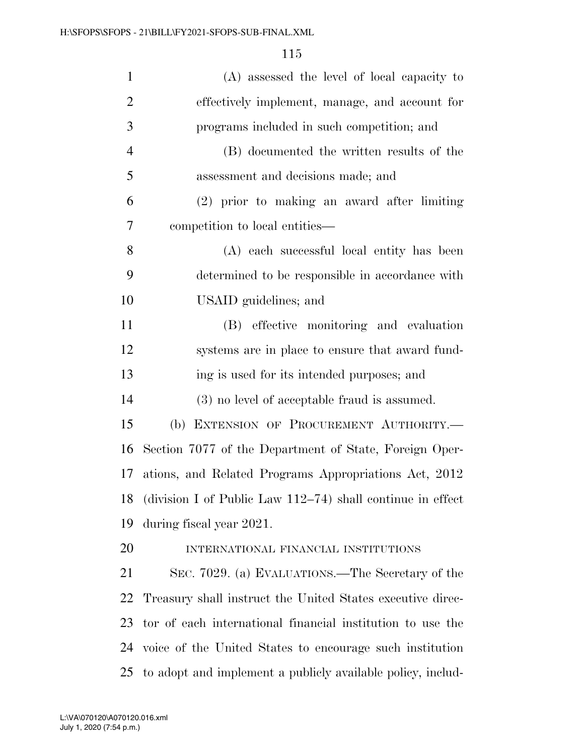(A) assessed the level of local capacity to effectively implement, manage, and account for programs included in such competition; and

(B) documented the written results of the assessment and decisions made; and

(2) prior to making an award after limiting competition to local entities—

(A) each successful local entity has been determined to be responsible in accordance with USAID guidelines; and

(B) effective monitoring and evaluation systems are in place to ensure that award funding is used for its intended purposes; and

(3) no level of acceptable fraud is assumed.

(b) EXTENSION OF PROCUREMENT AUTHORITY.—Section 7077 of the Department of State, Foreign Operations, and Related Programs Appropriations Act, 2012 (division I of Public Law 112–74) shall continue in effect during fiscal year 2021.

INTERNATIONAL FINANCIAL INSTITUTIONS

SEC. 7029. (a) EVALUATIONS.—The Secretary of the Treasury shall instruct the United States executive director of each international financial institution to use the voice of the United States to encourage such institution to adopt and implement a publicly available policy, includ-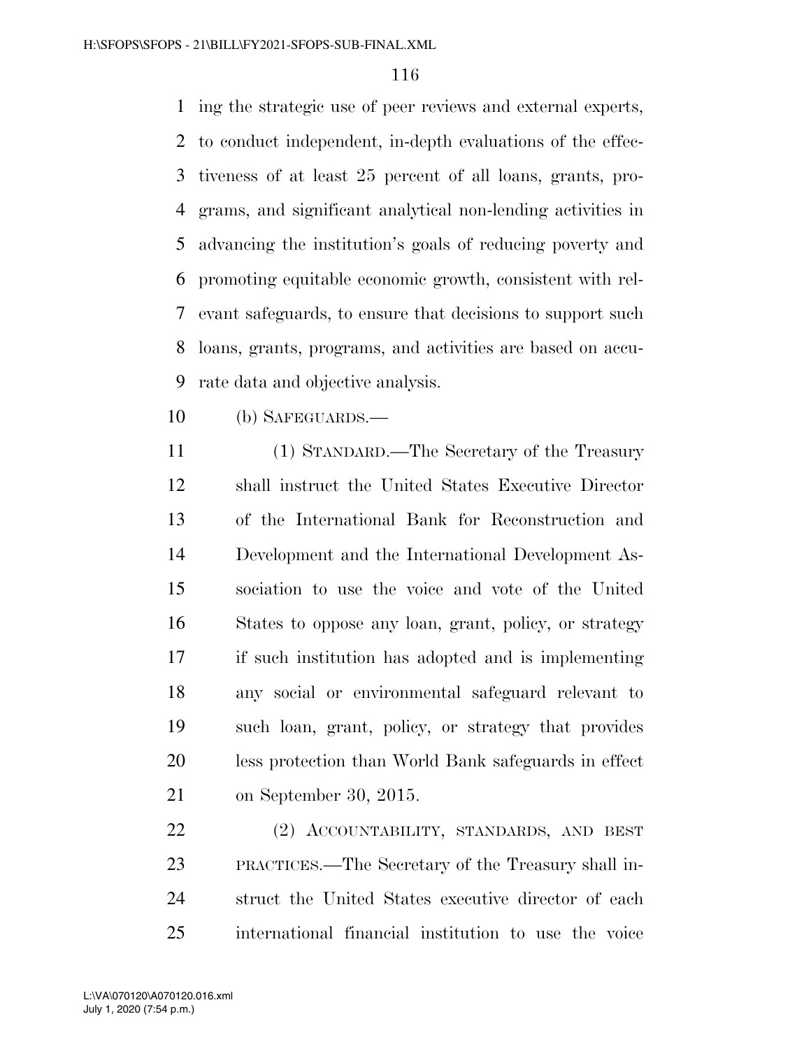ing the strategic use of peer reviews and external experts, to conduct independent, in-depth evaluations of the effectiveness of at least 25 percent of all loans, grants, programs, and significant analytical non-lending activities in advancing the institution's goals of reducing poverty and promoting equitable economic growth, consistent with relevant safeguards, to ensure that decisions to support such loans, grants, programs, and activities are based on accurate data and objective analysis.

(b) SAFEGUARDS.—

(1) STANDARD.—The Secretary of the Treasury shall instruct the United States Executive Director of the International Bank for Reconstruction and Development and the International Development Association to use the voice and vote of the United States to oppose any loan, grant, policy, or strategy if such institution has adopted and is implementing any social or environmental safeguard relevant to such loan, grant, policy, or strategy that provides less protection than World Bank safeguards in effect on September 30, 2015.

(2) ACCOUNTABILITY, STANDARDS, AND BEST PRACTICES.—The Secretary of the Treasury shall instruct the United States executive director of each international financial institution to use the voice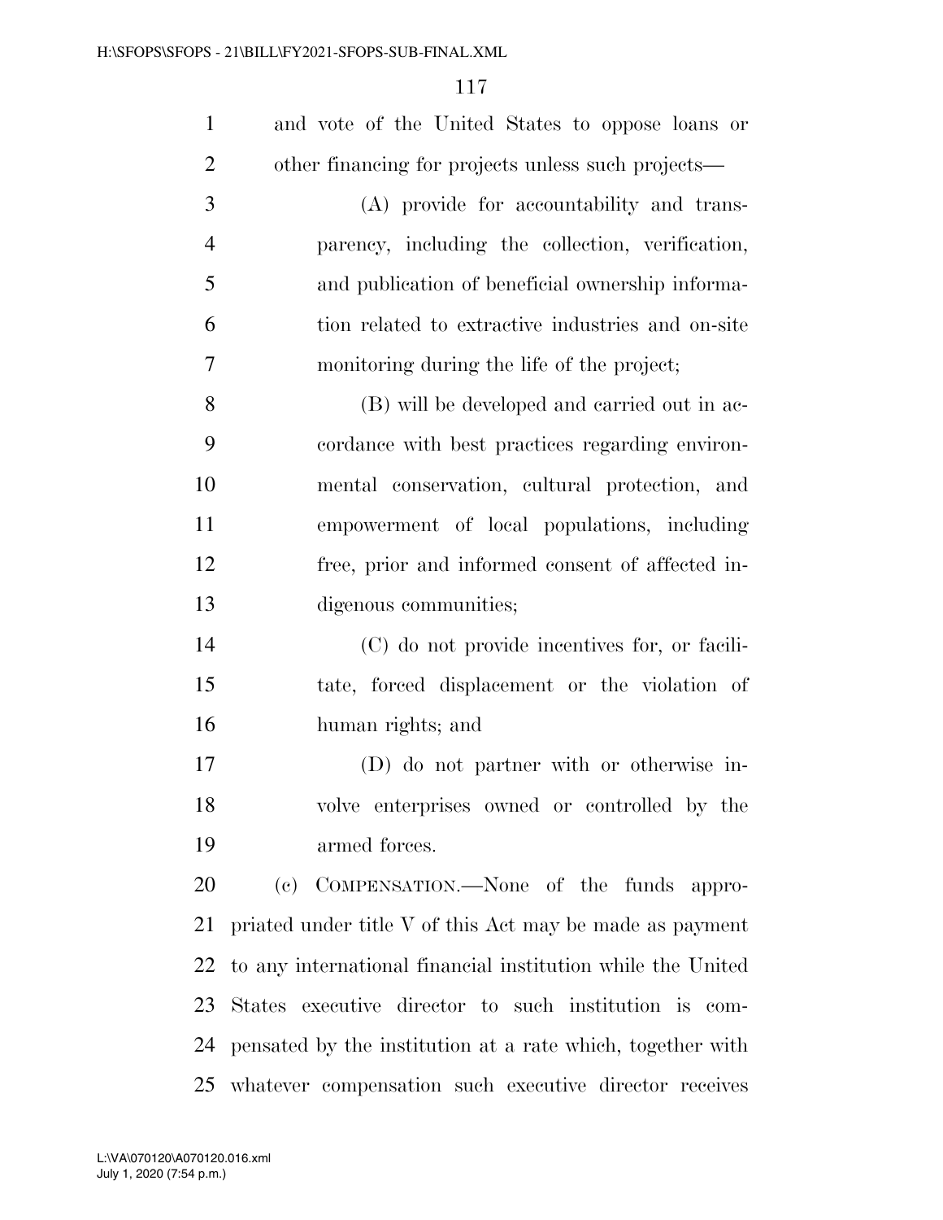and vote of the United States to oppose loans or other financing for projects unless such projects—

(A) provide for accountability and transparency, including the collection, verification, and publication of beneficial ownership information related to extractive industries and on-site monitoring during the life of the project;

(B) will be developed and carried out in accordance with best practices regarding environmental conservation, cultural protection, and empowerment of local populations, including free, prior and informed consent of affected indigenous communities;

(C) do not provide incentives for, or facilitate, forced displacement or the violation of human rights; and

(D) do not partner with or otherwise involve enterprises owned or controlled by the armed forces.

(c) COMPENSATION.—None of the funds appropriated under title V of this Act may be made as payment to any international financial institution while the United States executive director to such institution is compensated by the institution at a rate which, together with whatever compensation such executive director receives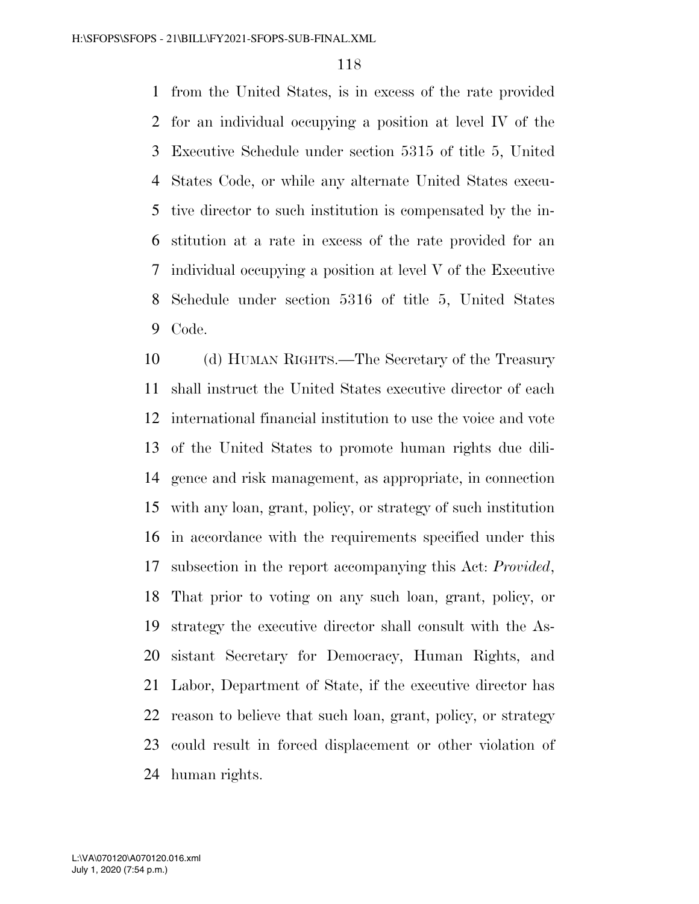from the United States, is in excess of the rate provided for an individual occupying a position at level IV of the Executive Schedule under section 5315 of title 5, United States Code, or while any alternate United States executive director to such institution is compensated by the institution at a rate in excess of the rate provided for an individual occupying a position at level V of the Executive Schedule under section 5316 of title 5, United States Code.

(d) HUMAN RIGHTS.—The Secretary of the Treasury shall instruct the United States executive director of each international financial institution to use the voice and vote of the United States to promote human rights due diligence and risk management, as appropriate, in connection with any loan, grant, policy, or strategy of such institution in accordance with the requirements specified under this subsection in the report accompanying this Act: *Provided*, That prior to voting on any such loan, grant, policy, or strategy the executive director shall consult with the Assistant Secretary for Democracy, Human Rights, and Labor, Department of State, if the executive director has reason to believe that such loan, grant, policy, or strategy could result in forced displacement or other violation of human rights.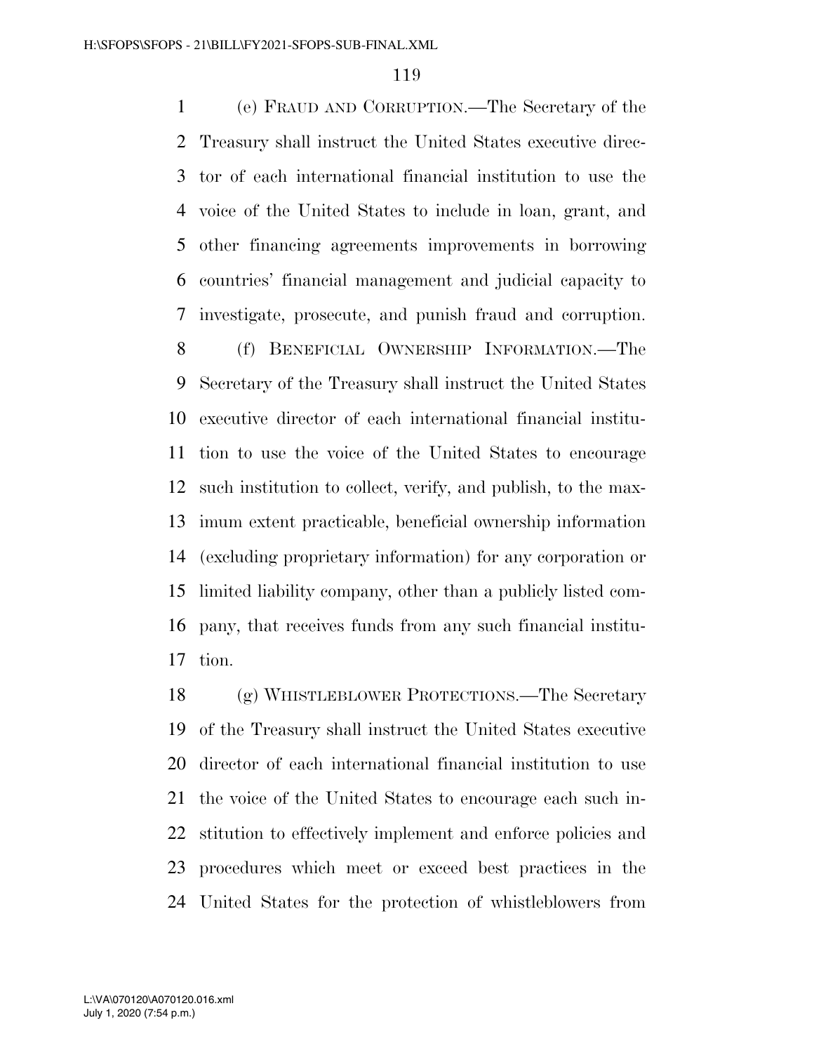(e) FRAUD AND CORRUPTION.—The Secretary of the Treasury shall instruct the United States executive director of each international financial institution to use the voice of the United States to include in loan, grant, and other financing agreements improvements in borrowing countries' financial management and judicial capacity to investigate, prosecute, and punish fraud and corruption.

(f) BENEFICIAL OWNERSHIP INFORMATION.—The Secretary of the Treasury shall instruct the United States executive director of each international financial institution to use the voice of the United States to encourage such institution to collect, verify, and publish, to the maximum extent practicable, beneficial ownership information (excluding proprietary information) for any corporation or limited liability company, other than a publicly listed company, that receives funds from any such financial institution.

(g) WHISTLEBLOWER PROTECTIONS.—The Secretary of the Treasury shall instruct the United States executive director of each international financial institution to use the voice of the United States to encourage each such institution to effectively implement and enforce policies and procedures which meet or exceed best practices in the United States for the protection of whistleblowers from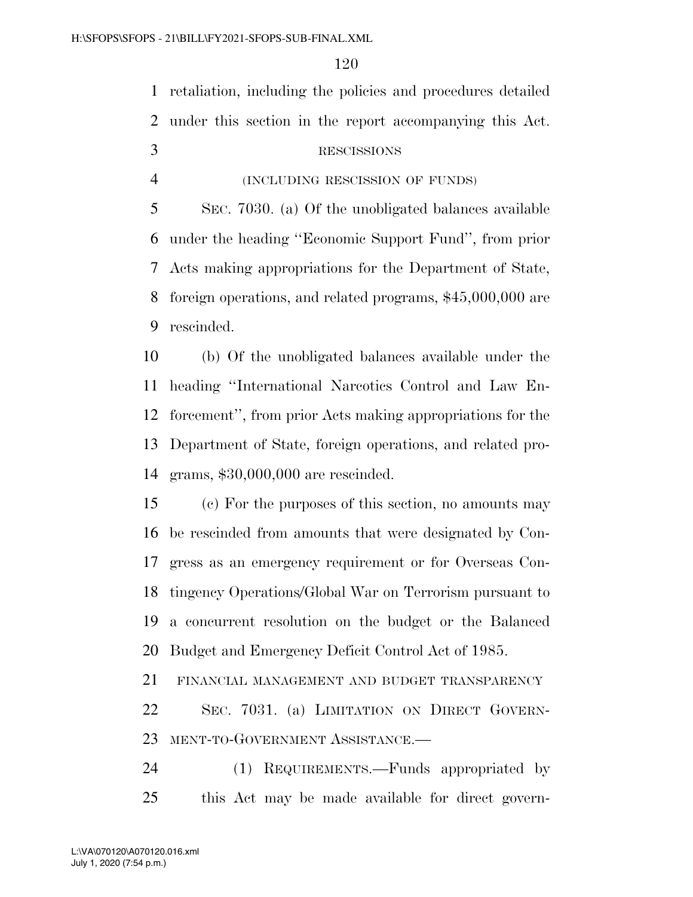retaliation, including the policies and procedures detailed under this section in the report accompanying this Act.

RESCISSIONS

(INCLUDING RESCISSION OF FUNDS)

SEC. 7030. (a) Of the unobligated balances available under the heading ''Economic Support Fund'', from prior Acts making appropriations for the Department of State, foreign operations, and related programs, $45,000,000 are rescinded.

(b) Of the unobligated balances available under the heading ''International Narcotics Control and Law Enforcement'', from prior Acts making appropriations for the Department of State, foreign operations, and related programs, $30,000,000 are rescinded.

(c) For the purposes of this section, no amounts may be rescinded from amounts that were designated by Congress as an emergency requirement or for Overseas Contingency Operations/Global War on Terrorism pursuant to a concurrent resolution on the budget or the Balanced Budget and Emergency Deficit Control Act of 1985.

FINANCIAL MANAGEMENT AND BUDGET TRANSPARENCY

SEC. 7031. (a) LIMITATION ON DIRECT GOVERNMENT-TO-GOVERNMENT ASSISTANCE.—

(1) REQUIREMENTS.—Funds appropriated by this Act may be made available for direct govern-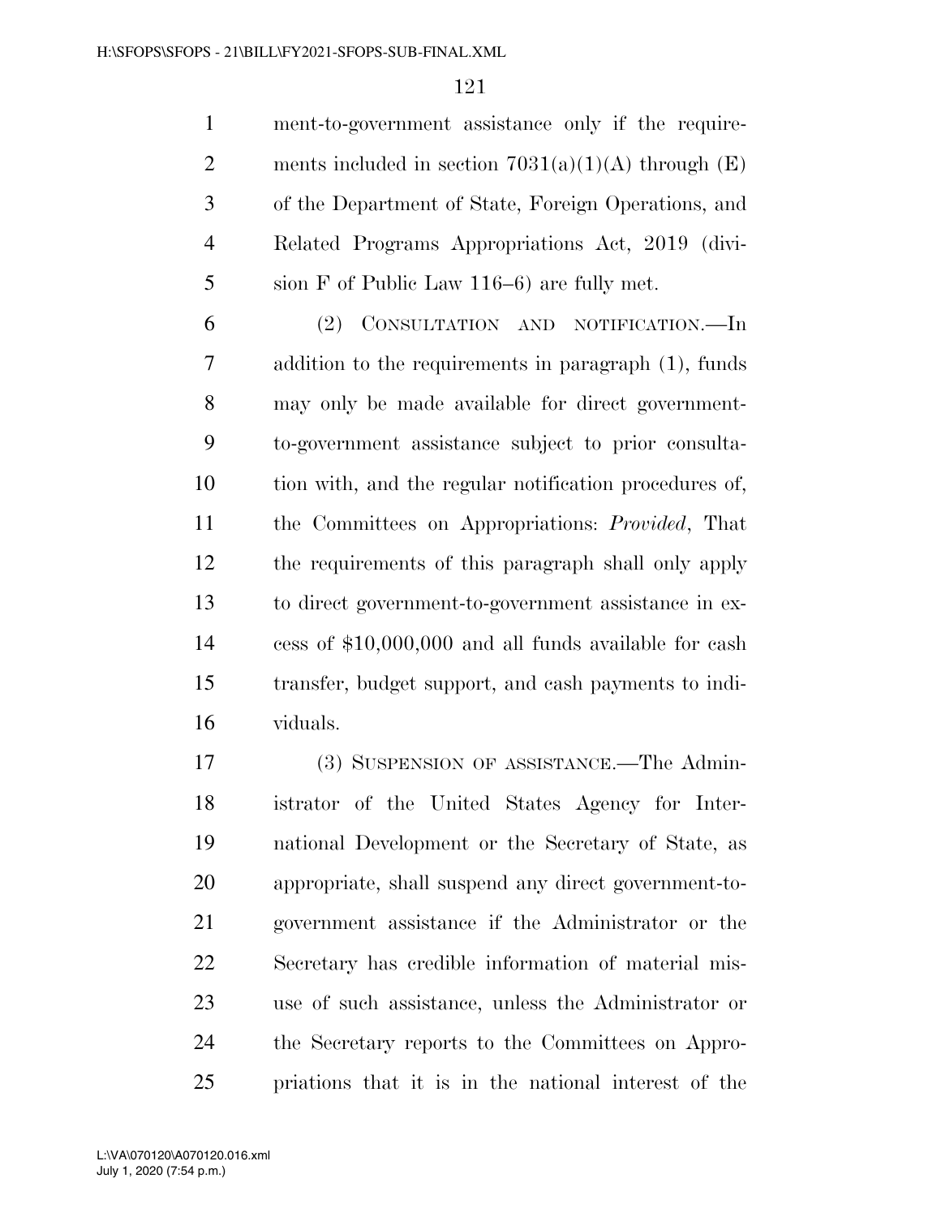ment-to-government assistance only if the requirements included in section 7031(a)(1)(A) through (E) of the Department of State, Foreign Operations, and Related Programs Appropriations Act, 2019 (division F of Public Law 116–6) are fully met.

(2) CONSULTATION AND NOTIFICATION.—In addition to the requirements in paragraph (1), funds may only be made available for direct government-to-government assistance subject to prior consultation with, and the regular notification procedures of, the Committees on Appropriations: *Provided*, That the requirements of this paragraph shall only apply to direct government-to-government assistance in excess of $10,000,000 and all funds available for cash transfer, budget support, and cash payments to individuals.

(3) SUSPENSION OF ASSISTANCE.—The Administrator of the United States Agency for International Development or the Secretary of State, as appropriate, shall suspend any direct government-to-government assistance if the Administrator or the Secretary has credible information of material misuse of such assistance, unless the Administrator or the Secretary reports to the Committees on Appropriations that it is in the national interest of the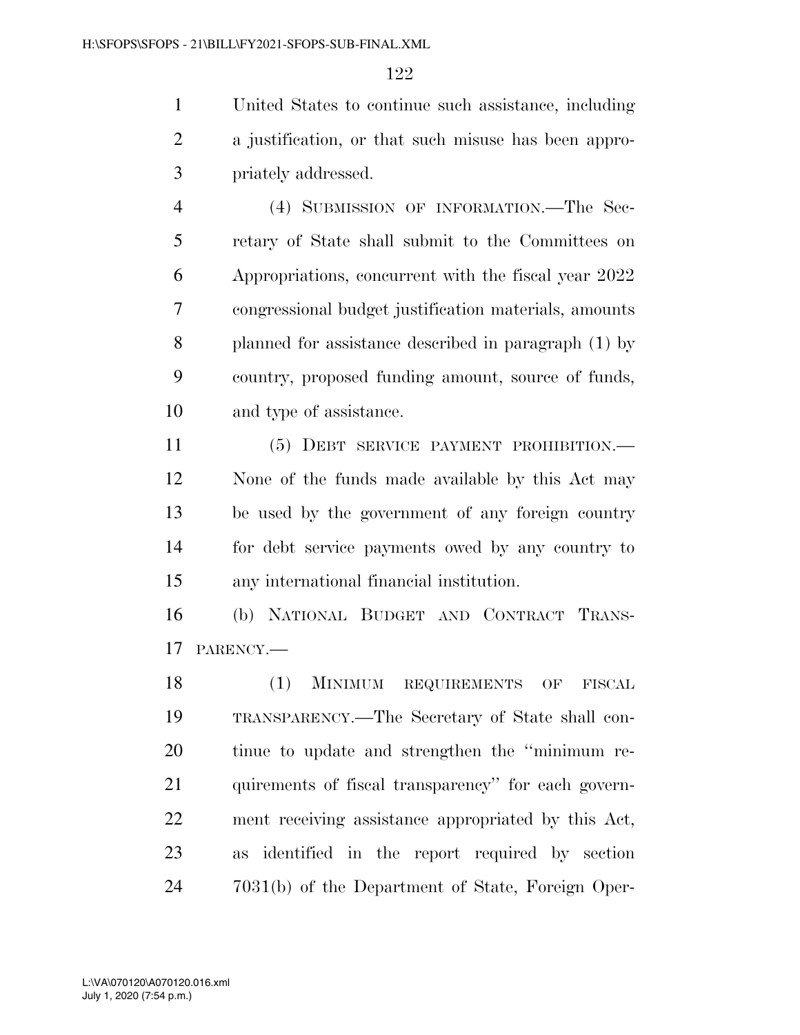United States to continue such assistance, including a justification, or that such misuse has been appropriately addressed.

(4) SUBMISSION OF INFORMATION.—The Secretary of State shall submit to the Committees on Appropriations, concurrent with the fiscal year 2022 congressional budget justification materials, amounts planned for assistance described in paragraph (1) by country, proposed funding amount, source of funds, and type of assistance.

(5) DEBT SERVICE PAYMENT PROHIBITION.— None of the funds made available by this Act may be used by the government of any foreign country for debt service payments owed by any country to any international financial institution.

(b) NATIONAL BUDGET AND CONTRACT TRANSPARENCY.—

(1) MINIMUM REQUIREMENTS OF FISCAL TRANSPARENCY.—The Secretary of State shall continue to update and strengthen the ''minimum requirements of fiscal transparency'' for each government receiving assistance appropriated by this Act, as identified in the report required by section 7031(b) of the Department of State, Foreign Oper-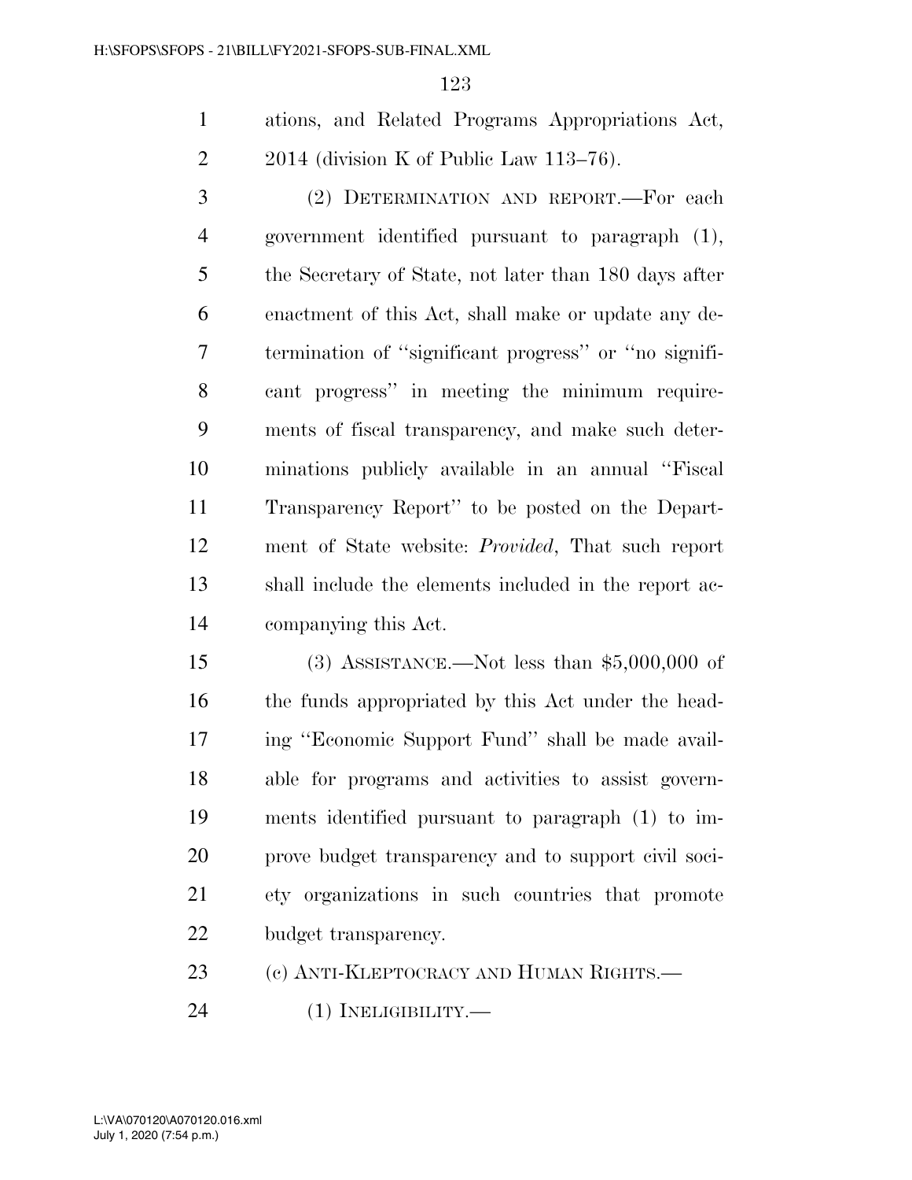ations, and Related Programs Appropriations Act, 2014 (division K of Public Law 113–76).

(2) DETERMINATION AND REPORT.—For each government identified pursuant to paragraph (1), the Secretary of State, not later than 180 days after enactment of this Act, shall make or update any determination of ''significant progress'' or ''no significant progress'' in meeting the minimum requirements of fiscal transparency, and make such determinations publicly available in an annual ''Fiscal Transparency Report'' to be posted on the Department of State website: *Provided*, That such report shall include the elements included in the report accompanying this Act.

(3) ASSISTANCE.—Not less than $5,000,000 of the funds appropriated by this Act under the heading ''Economic Support Fund'' shall be made available for programs and activities to assist governments identified pursuant to paragraph (1) to improve budget transparency and to support civil society organizations in such countries that promote budget transparency.

(c) ANTI-KLEPTOCRACY AND HUMAN RIGHTS.—

(1) INELIGIBILITY.—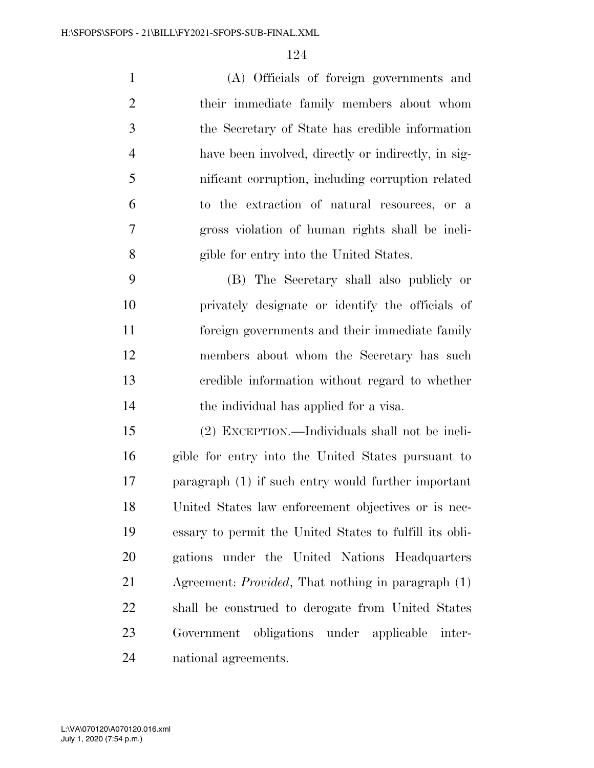(A) Officials of foreign governments and their immediate family members about whom the Secretary of State has credible information have been involved, directly or indirectly, in significant corruption, including corruption related to the extraction of natural resources, or a gross violation of human rights shall be ineligible for entry into the United States.

(B) The Secretary shall also publicly or privately designate or identify the officials of foreign governments and their immediate family members about whom the Secretary has such credible information without regard to whether the individual has applied for a visa.

(2) EXCEPTION.—Individuals shall not be ineligible for entry into the United States pursuant to paragraph (1) if such entry would further important United States law enforcement objectives or is necessary to permit the United States to fulfill its obligations under the United Nations Headquarters Agreement: *Provided*, That nothing in paragraph (1) shall be construed to derogate from United States Government obligations under applicable international agreements.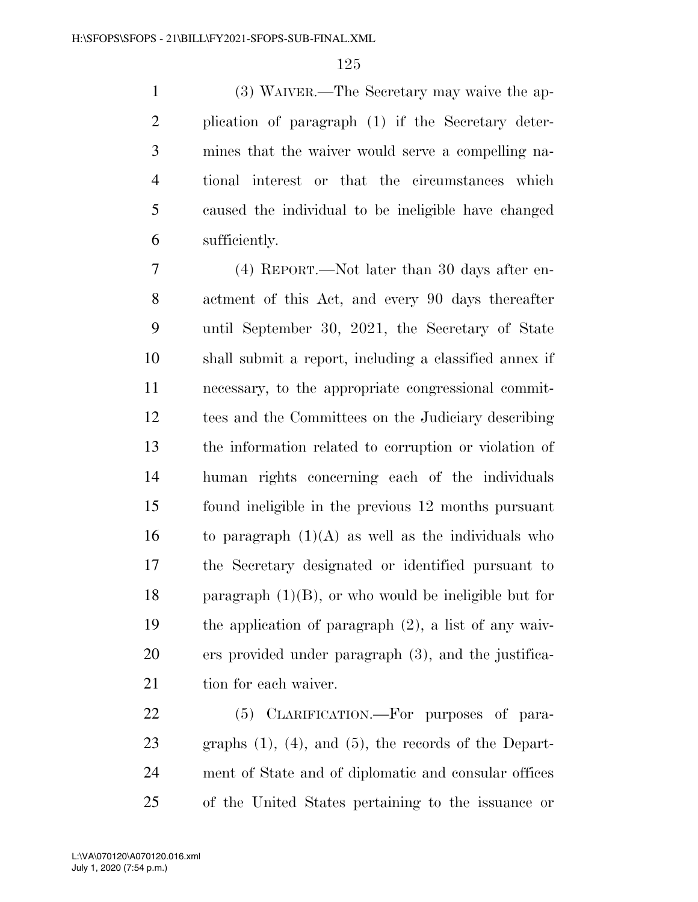(3) WAIVER.—The Secretary may waive the application of paragraph (1) if the Secretary determines that the waiver would serve a compelling national interest or that the circumstances which caused the individual to be ineligible have changed sufficiently.

(4) REPORT.—Not later than 30 days after enactment of this Act, and every 90 days thereafter until September 30, 2021, the Secretary of State shall submit a report, including a classified annex if necessary, to the appropriate congressional committees and the Committees on the Judiciary describing the information related to corruption or violation of human rights concerning each of the individuals found ineligible in the previous 12 months pursuant to paragraph (1)(A) as well as the individuals who the Secretary designated or identified pursuant to paragraph (1)(B), or who would be ineligible but for the application of paragraph (2), a list of any waivers provided under paragraph (3), and the justification for each waiver.

(5) CLARIFICATION.—For purposes of paragraphs (1), (4), and (5), the records of the Department of State and of diplomatic and consular offices of the United States pertaining to the issuance or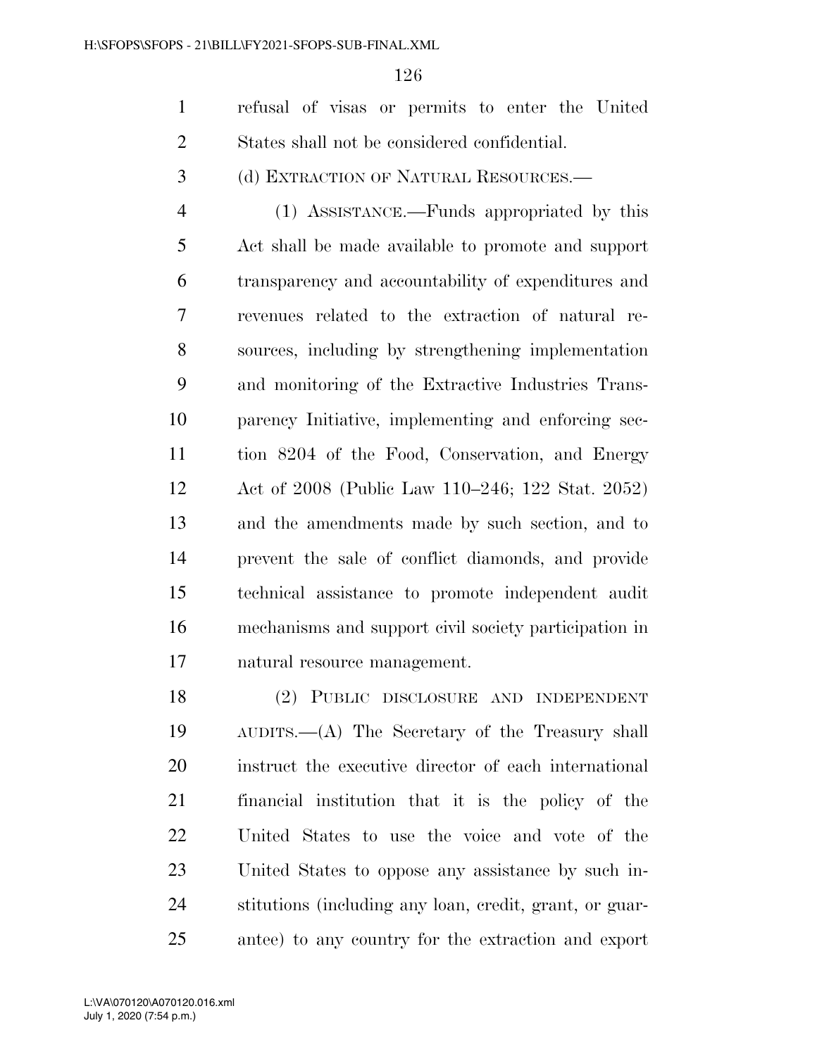refusal of visas or permits to enter the United States shall not be considered confidential.

(d) EXTRACTION OF NATURAL RESOURCES.—

(1) ASSISTANCE.—Funds appropriated by this Act shall be made available to promote and support transparency and accountability of expenditures and revenues related to the extraction of natural resources, including by strengthening implementation and monitoring of the Extractive Industries Transparency Initiative, implementing and enforcing section 8204 of the Food, Conservation, and Energy Act of 2008 (Public Law 110–246; 122 Stat. 2052) and the amendments made by such section, and to prevent the sale of conflict diamonds, and provide technical assistance to promote independent audit mechanisms and support civil society participation in natural resource management.

(2) PUBLIC DISCLOSURE AND INDEPENDENT AUDITS.—(A) The Secretary of the Treasury shall instruct the executive director of each international financial institution that it is the policy of the United States to use the voice and vote of the United States to oppose any assistance by such institutions (including any loan, credit, grant, or guarantee) to any country for the extraction and export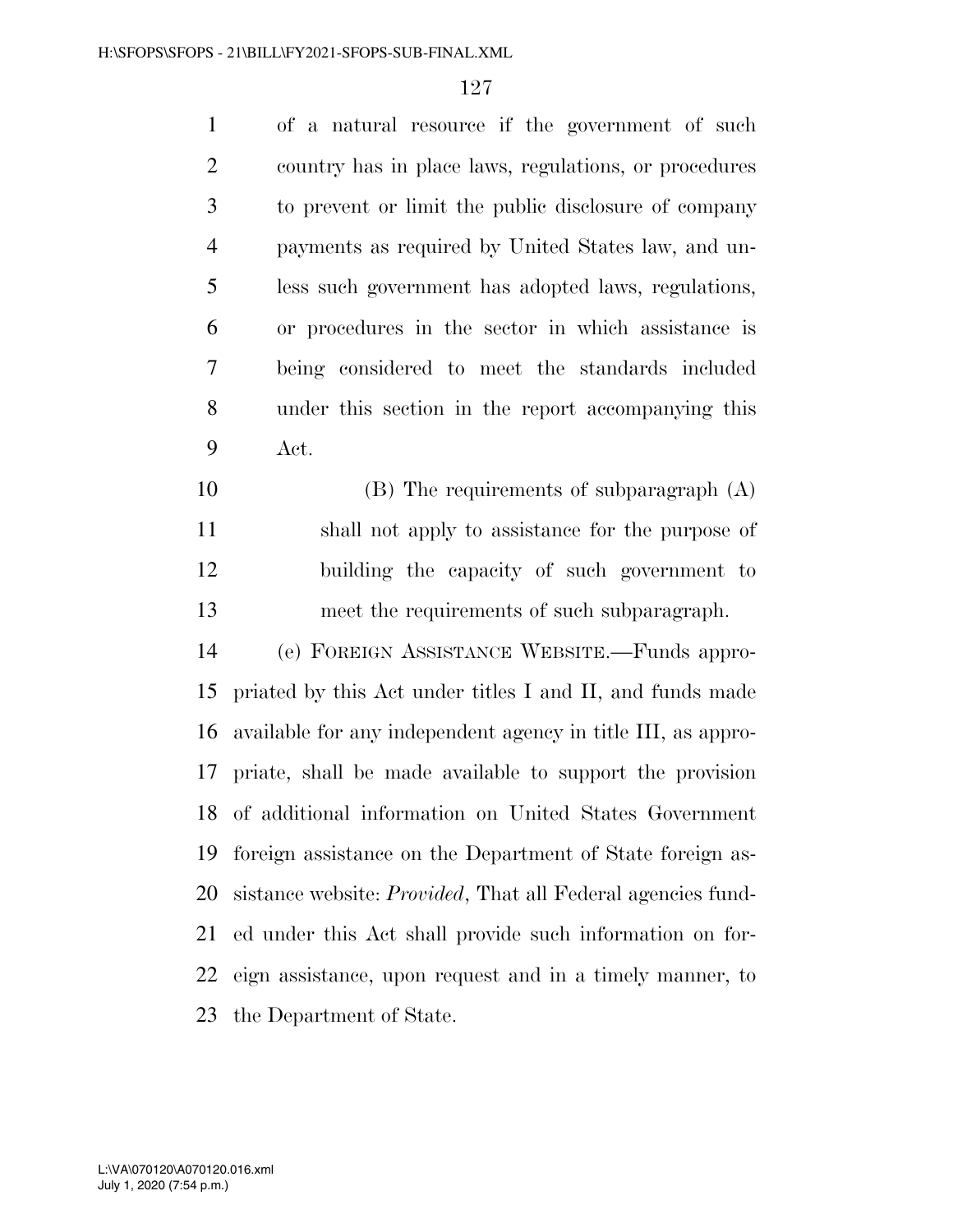of a natural resource if the government of such country has in place laws, regulations, or procedures to prevent or limit the public disclosure of company payments as required by United States law, and unless such government has adopted laws, regulations, or procedures in the sector in which assistance is being considered to meet the standards included under this section in the report accompanying this Act.

(B) The requirements of subparagraph (A) shall not apply to assistance for the purpose of building the capacity of such government to meet the requirements of such subparagraph.

(e) FOREIGN ASSISTANCE WEBSITE.—Funds appropriated by this Act under titles I and II, and funds made available for any independent agency in title III, as appropriate, shall be made available to support the provision of additional information on United States Government foreign assistance on the Department of State foreign assistance website: *Provided*, That all Federal agencies funded under this Act shall provide such information on foreign assistance, upon request and in a timely manner, to the Department of State.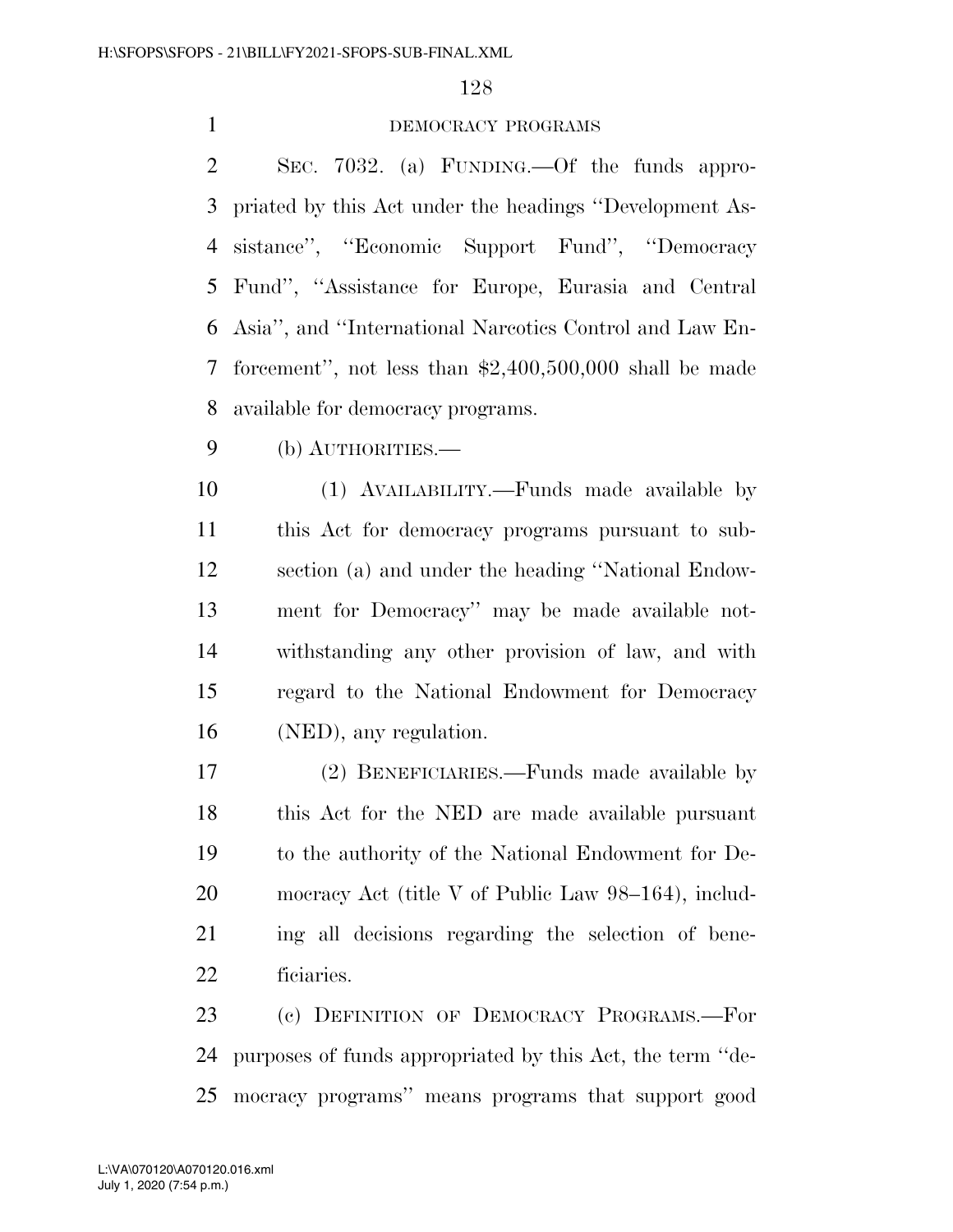DEMOCRACY PROGRAMS

SEC. 7032. (a) FUNDING.—Of the funds appropriated by this Act under the headings ''Development Assistance'', ''Economic Support Fund'', ''Democracy Fund'', ''Assistance for Europe, Eurasia and Central Asia'', and ''International Narcotics Control and Law Enforcement'', not less than $2,400,500,000 shall be made available for democracy programs.

(b) AUTHORITIES.—

(1) AVAILABILITY.—Funds made available by this Act for democracy programs pursuant to subsection (a) and under the heading ''National Endowment for Democracy'' may be made available notwithstanding any other provision of law, and with regard to the National Endowment for Democracy (NED), any regulation.

(2) BENEFICIARIES.—Funds made available by this Act for the NED are made available pursuant to the authority of the National Endowment for Democracy Act (title V of Public Law 98–164), including all decisions regarding the selection of beneficiaries.

(c) DEFINITION OF DEMOCRACY PROGRAMS.—For purposes of funds appropriated by this Act, the term ''democracy programs'' means programs that support good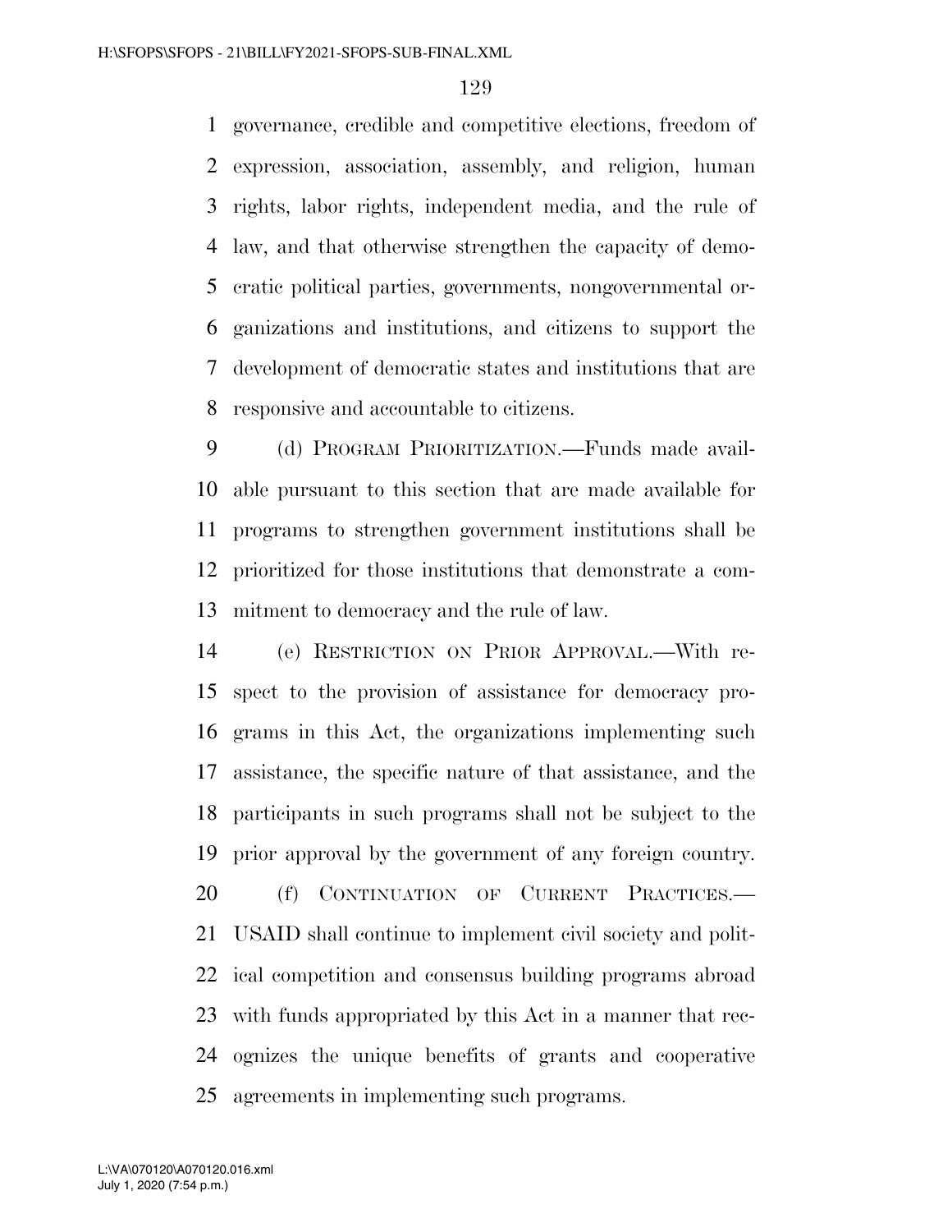governance, credible and competitive elections, freedom of expression, association, assembly, and religion, human rights, labor rights, independent media, and the rule of law, and that otherwise strengthen the capacity of democratic political parties, governments, nongovernmental organizations and institutions, and citizens to support the development of democratic states and institutions that are responsive and accountable to citizens.

(d) PROGRAM PRIORITIZATION.—Funds made available pursuant to this section that are made available for programs to strengthen government institutions shall be prioritized for those institutions that demonstrate a commitment to democracy and the rule of law.

(e) RESTRICTION ON PRIOR APPROVAL.—With respect to the provision of assistance for democracy programs in this Act, the organizations implementing such assistance, the specific nature of that assistance, and the participants in such programs shall not be subject to the prior approval by the government of any foreign country.

(f) CONTINUATION OF CURRENT PRACTICES.—USAID shall continue to implement civil society and political competition and consensus building programs abroad with funds appropriated by this Act in a manner that recognizes the unique benefits of grants and cooperative agreements in implementing such programs.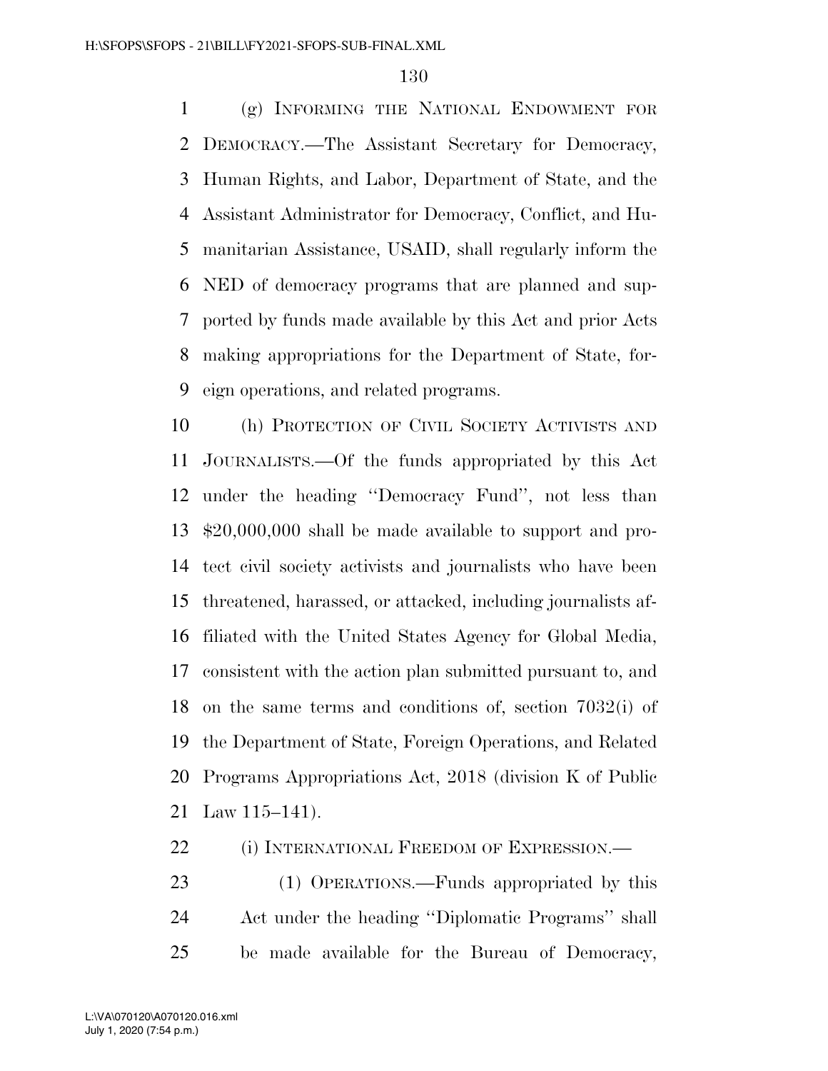(g) INFORMING THE NATIONAL ENDOWMENT FOR DEMOCRACY.—The Assistant Secretary for Democracy, Human Rights, and Labor, Department of State, and the Assistant Administrator for Democracy, Conflict, and Humanitarian Assistance, USAID, shall regularly inform the NED of democracy programs that are planned and supported by funds made available by this Act and prior Acts making appropriations for the Department of State, foreign operations, and related programs.

(h) PROTECTION OF CIVIL SOCIETY ACTIVISTS AND JOURNALISTS.—Of the funds appropriated by this Act under the heading ''Democracy Fund'', not less than $20,000,000 shall be made available to support and protect civil society activists and journalists who have been threatened, harassed, or attacked, including journalists affiliated with the United States Agency for Global Media, consistent with the action plan submitted pursuant to, and on the same terms and conditions of, section 7032(i) of the Department of State, Foreign Operations, and Related Programs Appropriations Act, 2018 (division K of Public Law 115–141).

(i) INTERNATIONAL FREEDOM OF EXPRESSION.—

(1) OPERATIONS.—Funds appropriated by this Act under the heading ''Diplomatic Programs'' shall be made available for the Bureau of Democracy,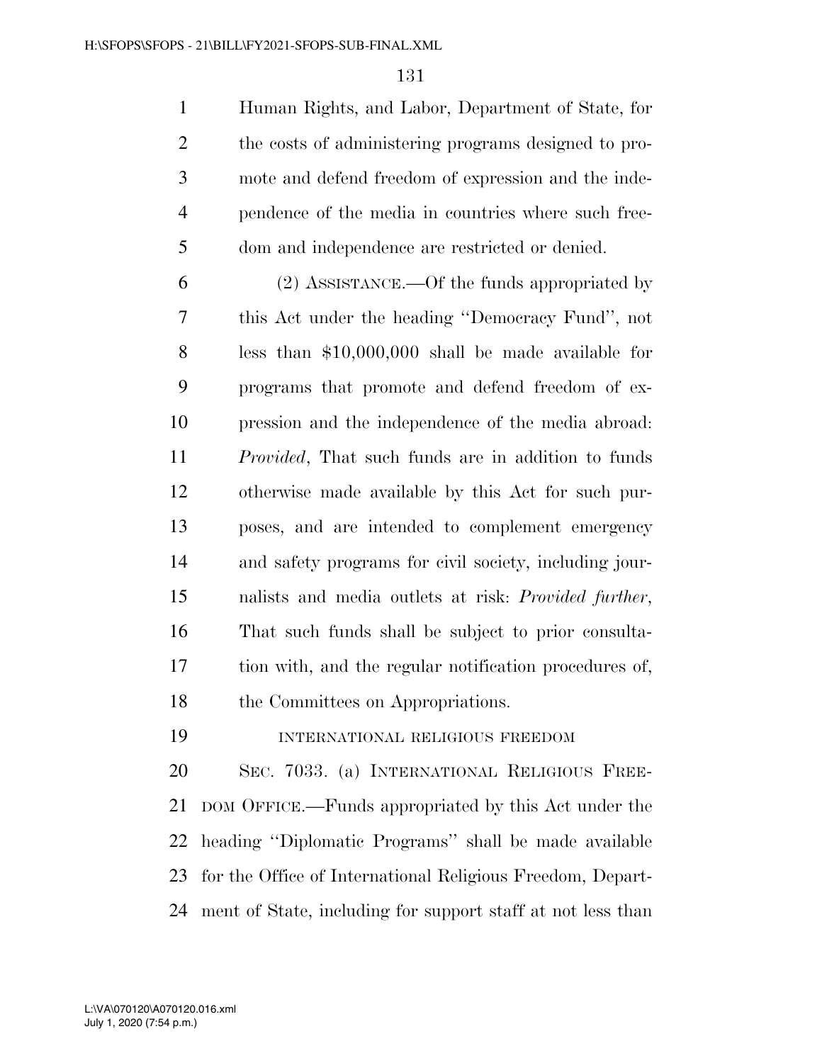Human Rights, and Labor, Department of State, for the costs of administering programs designed to promote and defend freedom of expression and the independence of the media in countries where such freedom and independence are restricted or denied.

(2) ASSISTANCE.—Of the funds appropriated by this Act under the heading ''Democracy Fund'', not less than $10,000,000 shall be made available for programs that promote and defend freedom of expression and the independence of the media abroad: *Provided*, That such funds are in addition to funds otherwise made available by this Act for such purposes, and are intended to complement emergency and safety programs for civil society, including journalists and media outlets at risk: *Provided further*, That such funds shall be subject to prior consultation with, and the regular notification procedures of, the Committees on Appropriations.

INTERNATIONAL RELIGIOUS FREEDOM

SEC. 7033. (a) INTERNATIONAL RELIGIOUS FREEDOM OFFICE.—Funds appropriated by this Act under the heading ''Diplomatic Programs'' shall be made available for the Office of International Religious Freedom, Department of State, including for support staff at not less than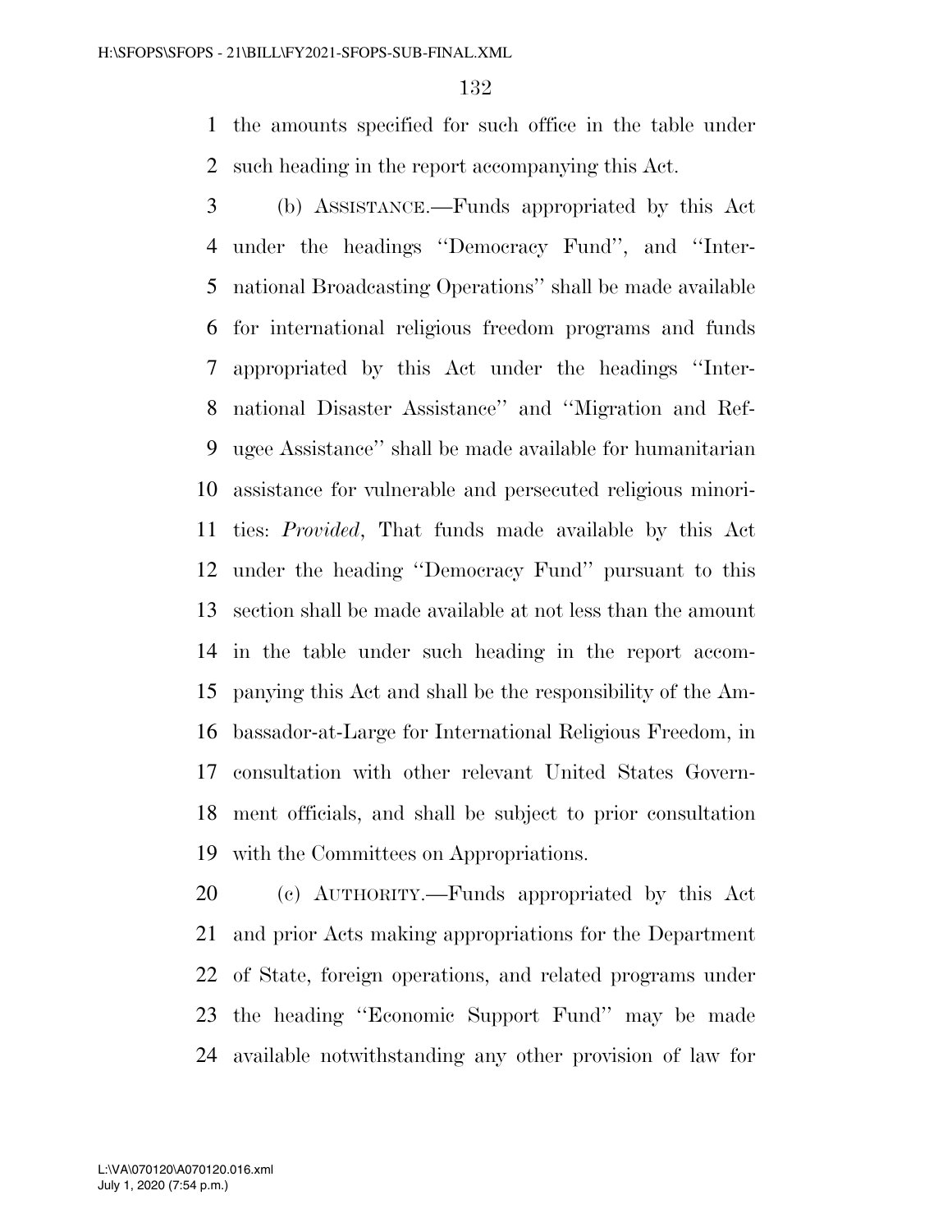the amounts specified for such office in the table under such heading in the report accompanying this Act.

(b) ASSISTANCE.—Funds appropriated by this Act under the headings ''Democracy Fund'', and ''International Broadcasting Operations'' shall be made available for international religious freedom programs and funds appropriated by this Act under the headings ''International Disaster Assistance'' and ''Migration and Refugee Assistance'' shall be made available for humanitarian assistance for vulnerable and persecuted religious minorities: *Provided*, That funds made available by this Act under the heading ''Democracy Fund'' pursuant to this section shall be made available at not less than the amount in the table under such heading in the report accompanying this Act and shall be the responsibility of the Ambassador-at-Large for International Religious Freedom, in consultation with other relevant United States Government officials, and shall be subject to prior consultation with the Committees on Appropriations.

(c) AUTHORITY.—Funds appropriated by this Act and prior Acts making appropriations for the Department of State, foreign operations, and related programs under the heading ''Economic Support Fund'' may be made available notwithstanding any other provision of law for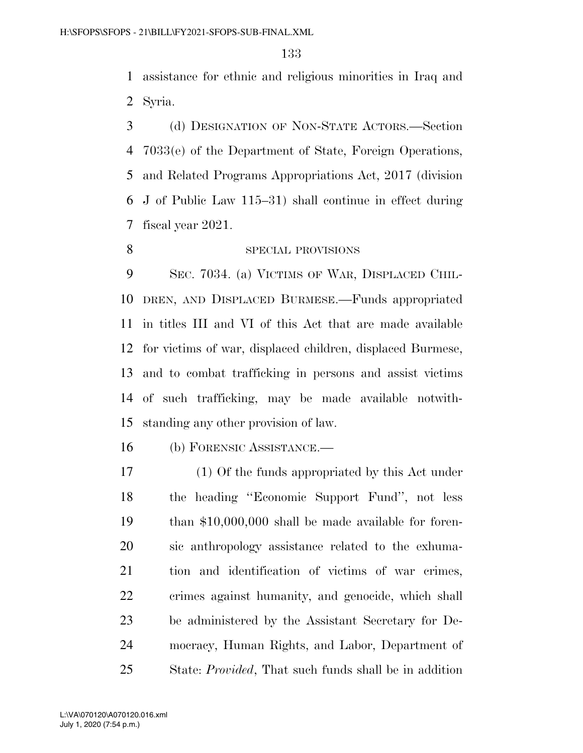assistance for ethnic and religious minorities in Iraq and Syria.

(d) DESIGNATION OF NON-STATE ACTORS.—Section 7033(e) of the Department of State, Foreign Operations, and Related Programs Appropriations Act, 2017 (division J of Public Law 115–31) shall continue in effect during fiscal year 2021.

SPECIAL PROVISIONS

SEC. 7034. (a) VICTIMS OF WAR, DISPLACED CHILDREN, AND DISPLACED BURMESE.—Funds appropriated in titles III and VI of this Act that are made available for victims of war, displaced children, displaced Burmese, and to combat trafficking in persons and assist victims of such trafficking, may be made available notwithstanding any other provision of law.

(b) FORENSIC ASSISTANCE.—

(1) Of the funds appropriated by this Act under the heading ''Economic Support Fund'', not less than $10,000,000 shall be made available for forensic anthropology assistance related to the exhumation and identification of victims of war crimes, crimes against humanity, and genocide, which shall be administered by the Assistant Secretary for Democracy, Human Rights, and Labor, Department of State: *Provided*, That such funds shall be in addition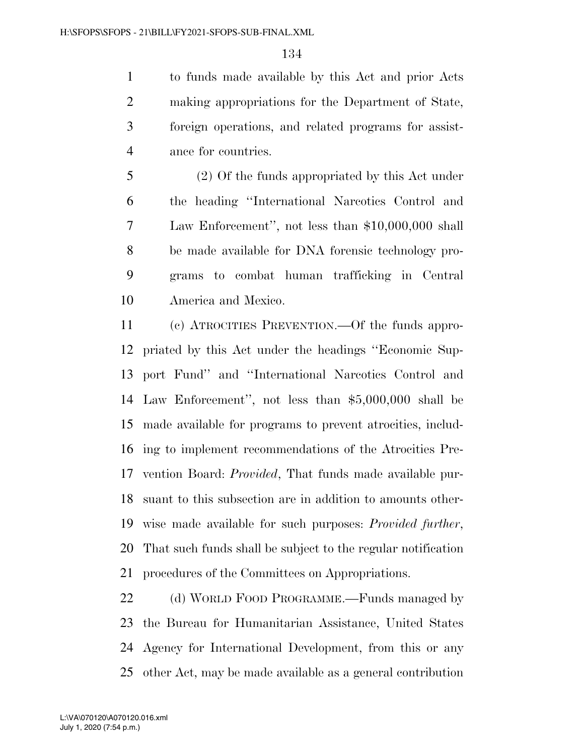to funds made available by this Act and prior Acts making appropriations for the Department of State, foreign operations, and related programs for assistance for countries.

(2) Of the funds appropriated by this Act under the heading ''International Narcotics Control and Law Enforcement'', not less than $10,000,000 shall be made available for DNA forensic technology programs to combat human trafficking in Central America and Mexico.

(c) ATROCITIES PREVENTION.—Of the funds appropriated by this Act under the headings ''Economic Support Fund'' and ''International Narcotics Control and Law Enforcement'', not less than $5,000,000 shall be made available for programs to prevent atrocities, including to implement recommendations of the Atrocities Prevention Board: *Provided*, That funds made available pursuant to this subsection are in addition to amounts otherwise made available for such purposes: *Provided further*, That such funds shall be subject to the regular notification procedures of the Committees on Appropriations.

(d) WORLD FOOD PROGRAMME.—Funds managed by the Bureau for Humanitarian Assistance, United States Agency for International Development, from this or any other Act, may be made available as a general contribution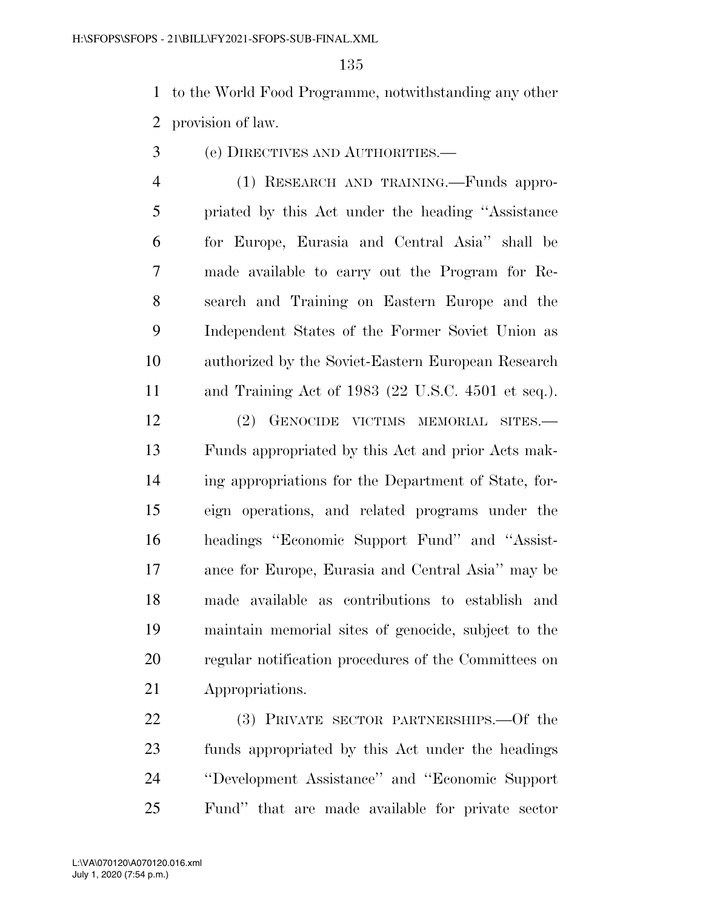to the World Food Programme, notwithstanding any other provision of law.

(e) DIRECTIVES AND AUTHORITIES.—

(1) RESEARCH AND TRAINING.—Funds appropriated by this Act under the heading ''Assistance for Europe, Eurasia and Central Asia'' shall be made available to carry out the Program for Research and Training on Eastern Europe and the Independent States of the Former Soviet Union as authorized by the Soviet-Eastern European Research and Training Act of 1983 (22 U.S.C. 4501 et seq.).

(2) GENOCIDE VICTIMS MEMORIAL SITES.—Funds appropriated by this Act and prior Acts making appropriations for the Department of State, foreign operations, and related programs under the headings ''Economic Support Fund'' and ''Assistance for Europe, Eurasia and Central Asia'' may be made available as contributions to establish and maintain memorial sites of genocide, subject to the regular notification procedures of the Committees on Appropriations.

(3) PRIVATE SECTOR PARTNERSHIPS.—Of the funds appropriated by this Act under the headings ''Development Assistance'' and ''Economic Support Fund'' that are made available for private sector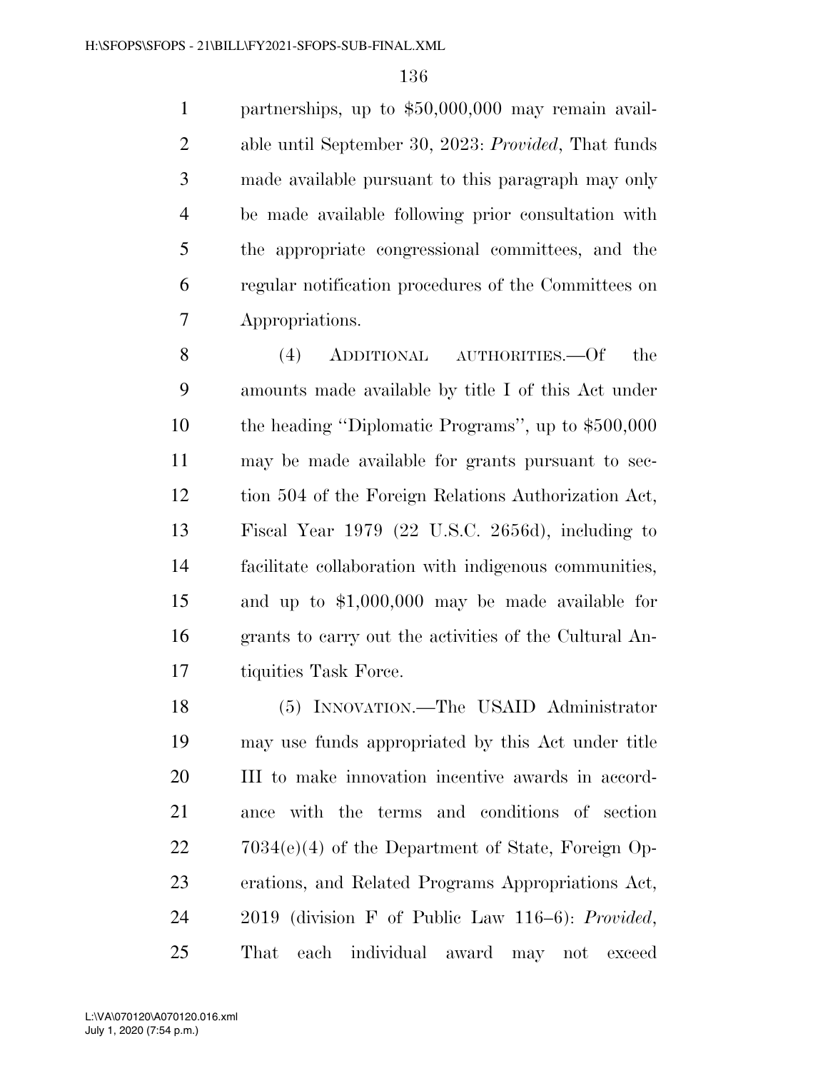partnerships, up to $50,000,000 may remain available until September 30, 2023: *Provided*, That funds made available pursuant to this paragraph may only be made available following prior consultation with the appropriate congressional committees, and the regular notification procedures of the Committees on Appropriations.

(4) ADDITIONAL AUTHORITIES.—Of the amounts made available by title I of this Act under the heading ''Diplomatic Programs'', up to $500,000 may be made available for grants pursuant to section 504 of the Foreign Relations Authorization Act, Fiscal Year 1979 (22 U.S.C. 2656d), including to facilitate collaboration with indigenous communities, and up to $1,000,000 may be made available for grants to carry out the activities of the Cultural Antiquities Task Force.

(5) INNOVATION.—The USAID Administrator may use funds appropriated by this Act under title III to make innovation incentive awards in accordance with the terms and conditions of section 7034(e)(4) of the Department of State, Foreign Operations, and Related Programs Appropriations Act, 2019 (division F of Public Law 116–6): *Provided*, That each individual award may not exceed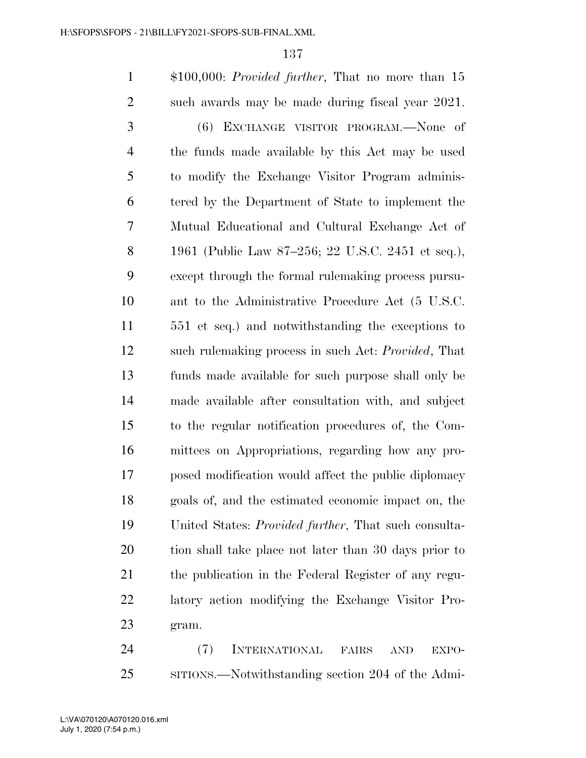$100,000: *Provided further*, That no more than 15 such awards may be made during fiscal year 2021.

(6) EXCHANGE VISITOR PROGRAM.—None of the funds made available by this Act may be used to modify the Exchange Visitor Program administered by the Department of State to implement the Mutual Educational and Cultural Exchange Act of 1961 (Public Law 87–256; 22 U.S.C. 2451 et seq.), except through the formal rulemaking process pursuant to the Administrative Procedure Act (5 U.S.C. 551 et seq.) and notwithstanding the exceptions to such rulemaking process in such Act: *Provided*, That funds made available for such purpose shall only be made available after consultation with, and subject to the regular notification procedures of, the Committees on Appropriations, regarding how any proposed modification would affect the public diplomacy goals of, and the estimated economic impact on, the United States: *Provided further*, That such consultation shall take place not later than 30 days prior to the publication in the Federal Register of any regulatory action modifying the Exchange Visitor Program.

(7) INTERNATIONAL FAIRS AND EXPOSITIONS.—Notwithstanding section 204 of the Admi-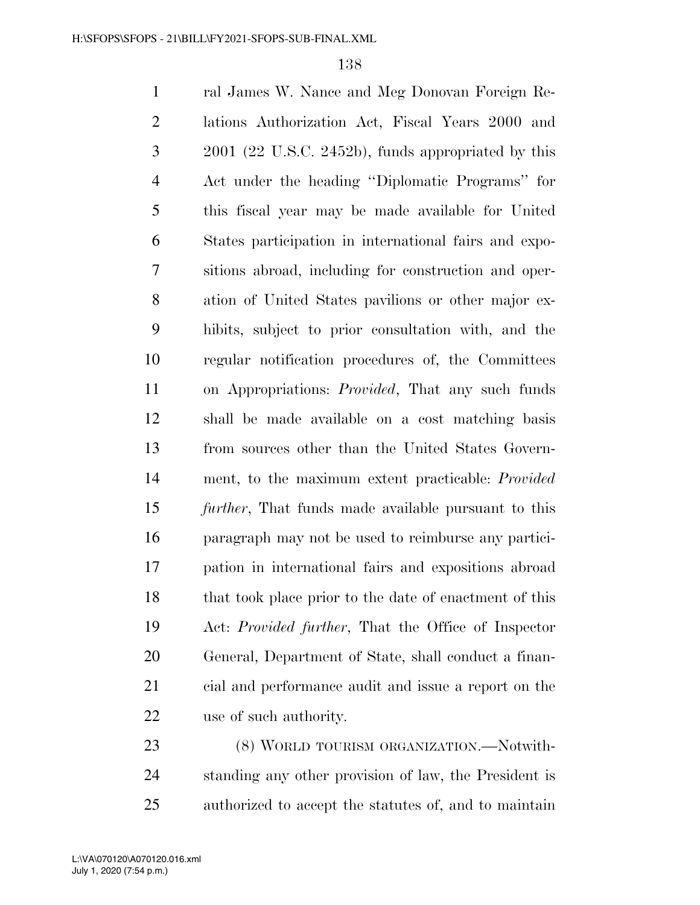ral James W. Nance and Meg Donovan Foreign Relations Authorization Act, Fiscal Years 2000 and 2001 (22 U.S.C. 2452b), funds appropriated by this Act under the heading ''Diplomatic Programs'' for this fiscal year may be made available for United States participation in international fairs and expositions abroad, including for construction and operation of United States pavilions or other major exhibits, subject to prior consultation with, and the regular notification procedures of, the Committees on Appropriations: *Provided*, That any such funds shall be made available on a cost matching basis from sources other than the United States Government, to the maximum extent practicable: *Provided further*, That funds made available pursuant to this paragraph may not be used to reimburse any participation in international fairs and expositions abroad that took place prior to the date of enactment of this Act: *Provided further*, That the Office of Inspector General, Department of State, shall conduct a financial and performance audit and issue a report on the use of such authority.

(8) WORLD TOURISM ORGANIZATION.—Notwithstanding any other provision of law, the President is authorized to accept the statutes of, and to maintain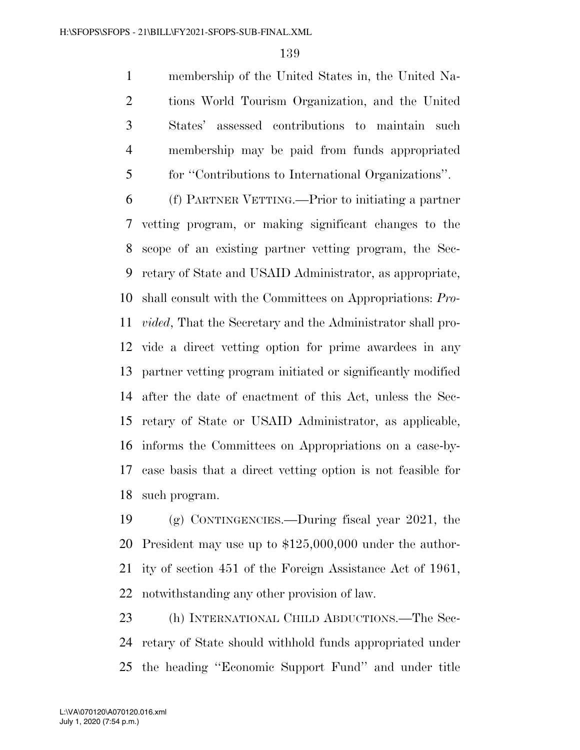membership of the United States in, the United Nations World Tourism Organization, and the United States' assessed contributions to maintain such membership may be paid from funds appropriated for ''Contributions to International Organizations''.

(f) PARTNER VETTING.—Prior to initiating a partner vetting program, or making significant changes to the scope of an existing partner vetting program, the Secretary of State and USAID Administrator, as appropriate, shall consult with the Committees on Appropriations: *Provided*, That the Secretary and the Administrator shall provide a direct vetting option for prime awardees in any partner vetting program initiated or significantly modified after the date of enactment of this Act, unless the Secretary of State or USAID Administrator, as applicable, informs the Committees on Appropriations on a case-by-case basis that a direct vetting option is not feasible for such program.

(g) CONTINGENCIES.—During fiscal year 2021, the President may use up to $125,000,000 under the authority of section 451 of the Foreign Assistance Act of 1961, notwithstanding any other provision of law.

(h) INTERNATIONAL CHILD ABDUCTIONS.—The Secretary of State should withhold funds appropriated under the heading ''Economic Support Fund'' and under title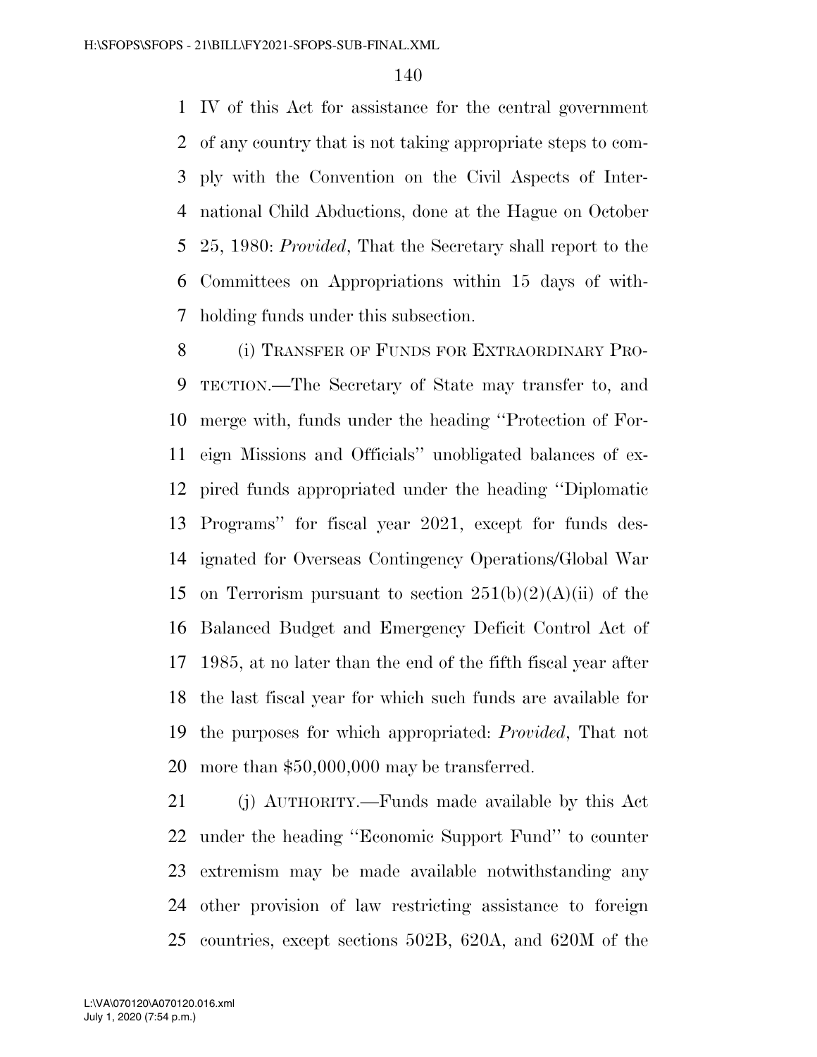IV of this Act for assistance for the central government of any country that is not taking appropriate steps to comply with the Convention on the Civil Aspects of International Child Abductions, done at the Hague on October 25, 1980: *Provided*, That the Secretary shall report to the Committees on Appropriations within 15 days of withholding funds under this subsection.

(i) TRANSFER OF FUNDS FOR EXTRAORDINARY PROTECTION.—The Secretary of State may transfer to, and merge with, funds under the heading ''Protection of Foreign Missions and Officials'' unobligated balances of expired funds appropriated under the heading ''Diplomatic Programs'' for fiscal year 2021, except for funds designated for Overseas Contingency Operations/Global War on Terrorism pursuant to section 251(b)(2)(A)(ii) of the Balanced Budget and Emergency Deficit Control Act of 1985, at no later than the end of the fifth fiscal year after the last fiscal year for which such funds are available for the purposes for which appropriated: *Provided*, That not more than $50,000,000 may be transferred.

(j) AUTHORITY.—Funds made available by this Act under the heading ''Economic Support Fund'' to counter extremism may be made available notwithstanding any other provision of law restricting assistance to foreign countries, except sections 502B, 620A, and 620M of the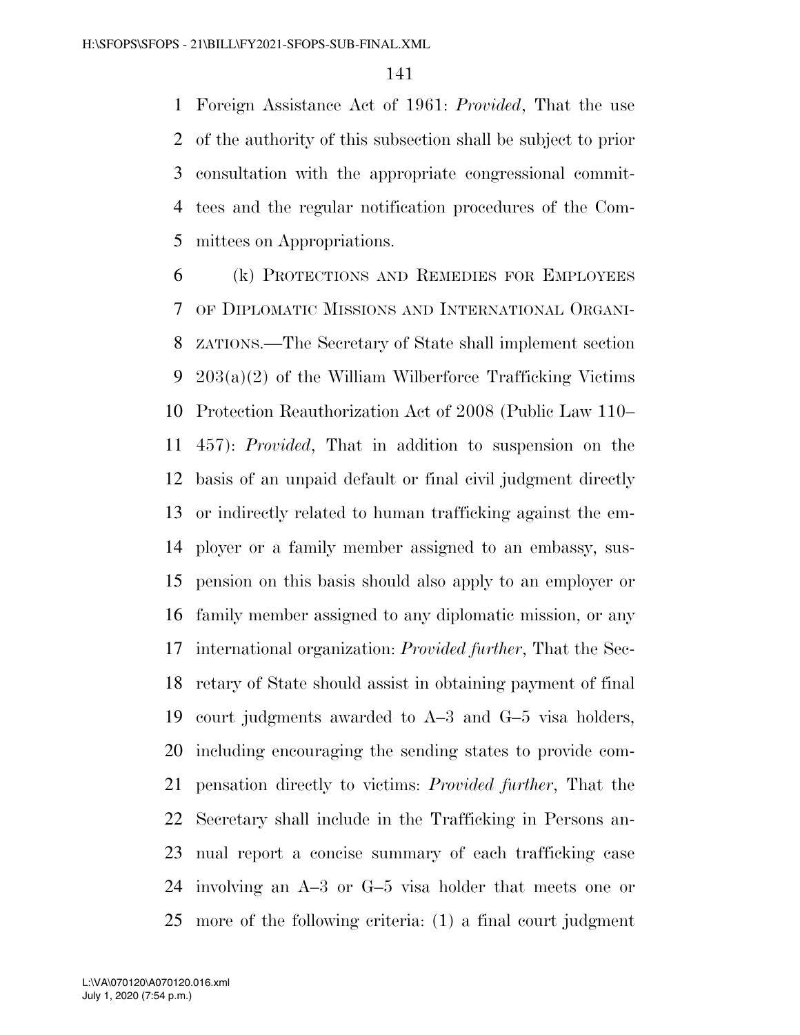Foreign Assistance Act of 1961: *Provided*, That the use of the authority of this subsection shall be subject to prior consultation with the appropriate congressional committees and the regular notification procedures of the Committees on Appropriations.

(k) PROTECTIONS AND REMEDIES FOR EMPLOYEES OF DIPLOMATIC MISSIONS AND INTERNATIONAL ORGANIZATIONS.—The Secretary of State shall implement section 203(a)(2) of the William Wilberforce Trafficking Victims Protection Reauthorization Act of 2008 (Public Law 110–457): *Provided*, That in addition to suspension on the basis of an unpaid default or final civil judgment directly or indirectly related to human trafficking against the employer or a family member assigned to an embassy, suspension on this basis should also apply to an employer or family member assigned to any diplomatic mission, or any international organization: *Provided further*, That the Secretary of State should assist in obtaining payment of final court judgments awarded to A–3 and G–5 visa holders, including encouraging the sending states to provide compensation directly to victims: *Provided further*, That the Secretary shall include in the Trafficking in Persons annual report a concise summary of each trafficking case involving an A–3 or G–5 visa holder that meets one or more of the following criteria: (1) a final court judgment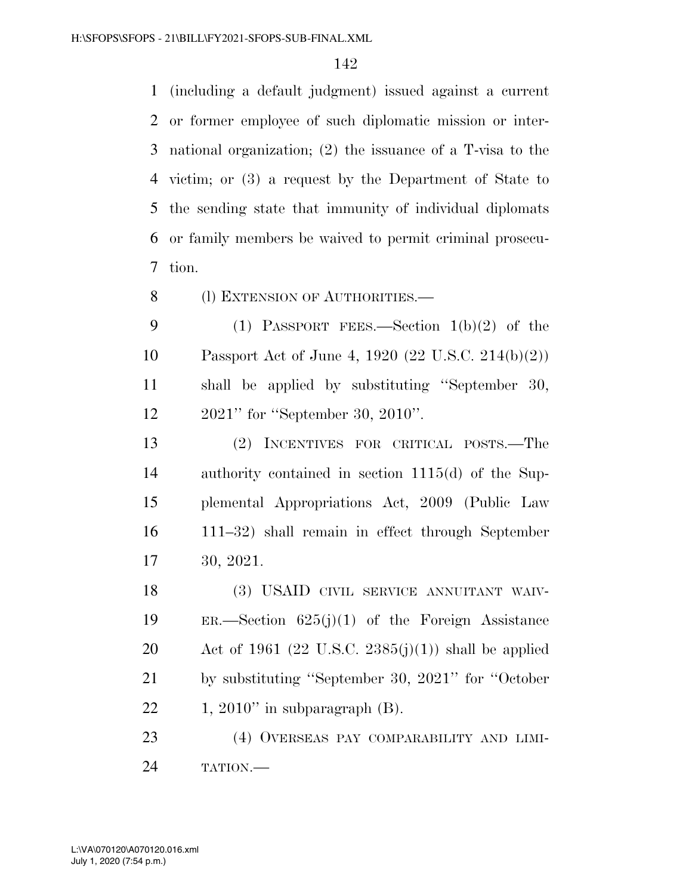(including a default judgment) issued against a current or former employee of such diplomatic mission or international organization; (2) the issuance of a T-visa to the victim; or (3) a request by the Department of State to the sending state that immunity of individual diplomats or family members be waived to permit criminal prosecution.

(l) EXTENSION OF AUTHORITIES.—

(1) PASSPORT FEES.—Section 1(b)(2) of the Passport Act of June 4, 1920 (22 U.S.C. 214(b)(2)) shall be applied by substituting ''September 30, 2021'' for ''September 30, 2010''.

(2) INCENTIVES FOR CRITICAL POSTS.—The authority contained in section 1115(d) of the Supplemental Appropriations Act, 2009 (Public Law 111–32) shall remain in effect through September 30, 2021.

(3) USAID CIVIL SERVICE ANNUITANT WAIVER.—Section 625(j)(1) of the Foreign Assistance Act of 1961 (22 U.S.C. 2385(j)(1)) shall be applied by substituting ''September 30, 2021'' for ''October 1, 2010'' in subparagraph (B).

(4) OVERSEAS PAY COMPARABILITY AND LIMITATION.—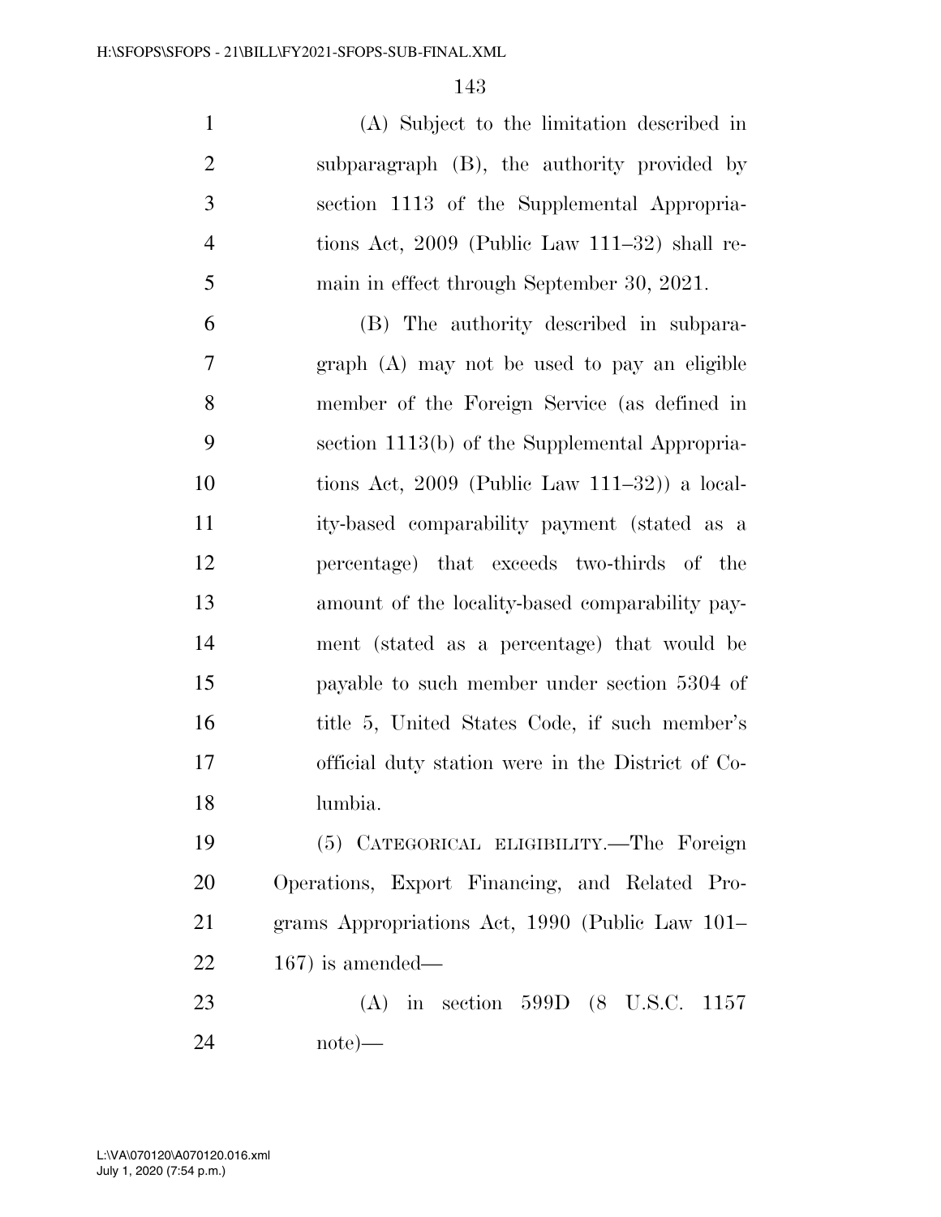(A) Subject to the limitation described in subparagraph (B), the authority provided by section 1113 of the Supplemental Appropriations Act, 2009 (Public Law 111–32) shall remain in effect through September 30, 2021.

(B) The authority described in subparagraph (A) may not be used to pay an eligible member of the Foreign Service (as defined in section 1113(b) of the Supplemental Appropriations Act, 2009 (Public Law 111–32)) a locality-based comparability payment (stated as a percentage) that exceeds two-thirds of the amount of the locality-based comparability payment (stated as a percentage) that would be payable to such member under section 5304 of title 5, United States Code, if such member's official duty station were in the District of Columbia.

(5) CATEGORICAL ELIGIBILITY.—The Foreign Operations, Export Financing, and Related Programs Appropriations Act, 1990 (Public Law 101–167) is amended—

(A) in section 599D (8 U.S.C. 1157 note)—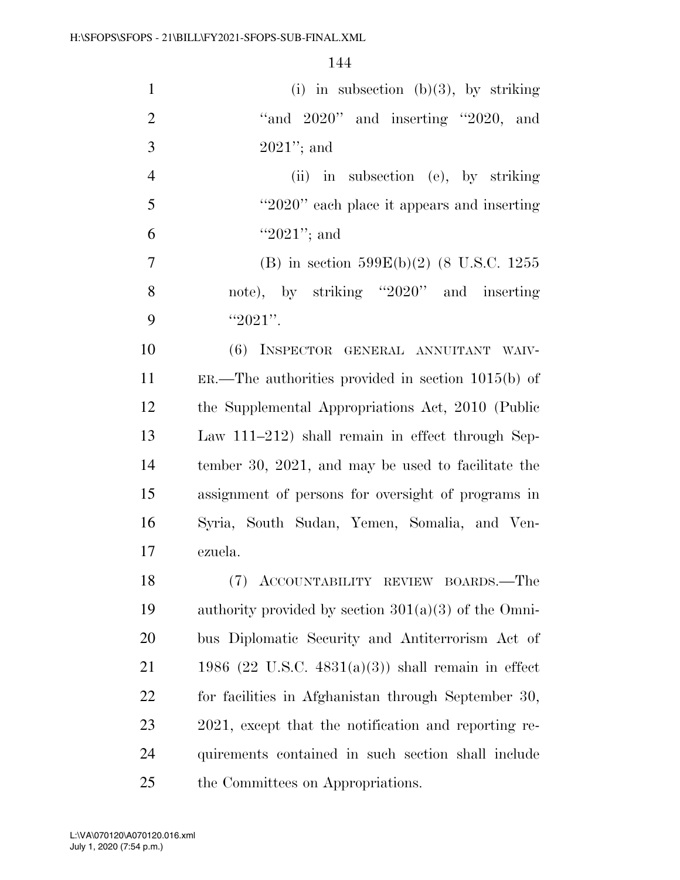(i) in subsection (b)(3), by striking "and 2020" and inserting "2020, and 2021"; and

(ii) in subsection (e), by striking "2020" each place it appears and inserting "2021"; and

(B) in section 599E(b)(2) (8 U.S.C. 1255 note), by striking "2020" and inserting "2021".

(6) INSPECTOR GENERAL ANNUITANT WAIVER.—The authorities provided in section 1015(b) of the Supplemental Appropriations Act, 2010 (Public Law 111–212) shall remain in effect through September 30, 2021, and may be used to facilitate the assignment of persons for oversight of programs in Syria, South Sudan, Yemen, Somalia, and Venezuela.

(7) ACCOUNTABILITY REVIEW BOARDS.—The authority provided by section 301(a)(3) of the Omnibus Diplomatic Security and Antiterrorism Act of 1986 (22 U.S.C. 4831(a)(3)) shall remain in effect for facilities in Afghanistan through September 30, 2021, except that the notification and reporting requirements contained in such section shall include the Committees on Appropriations.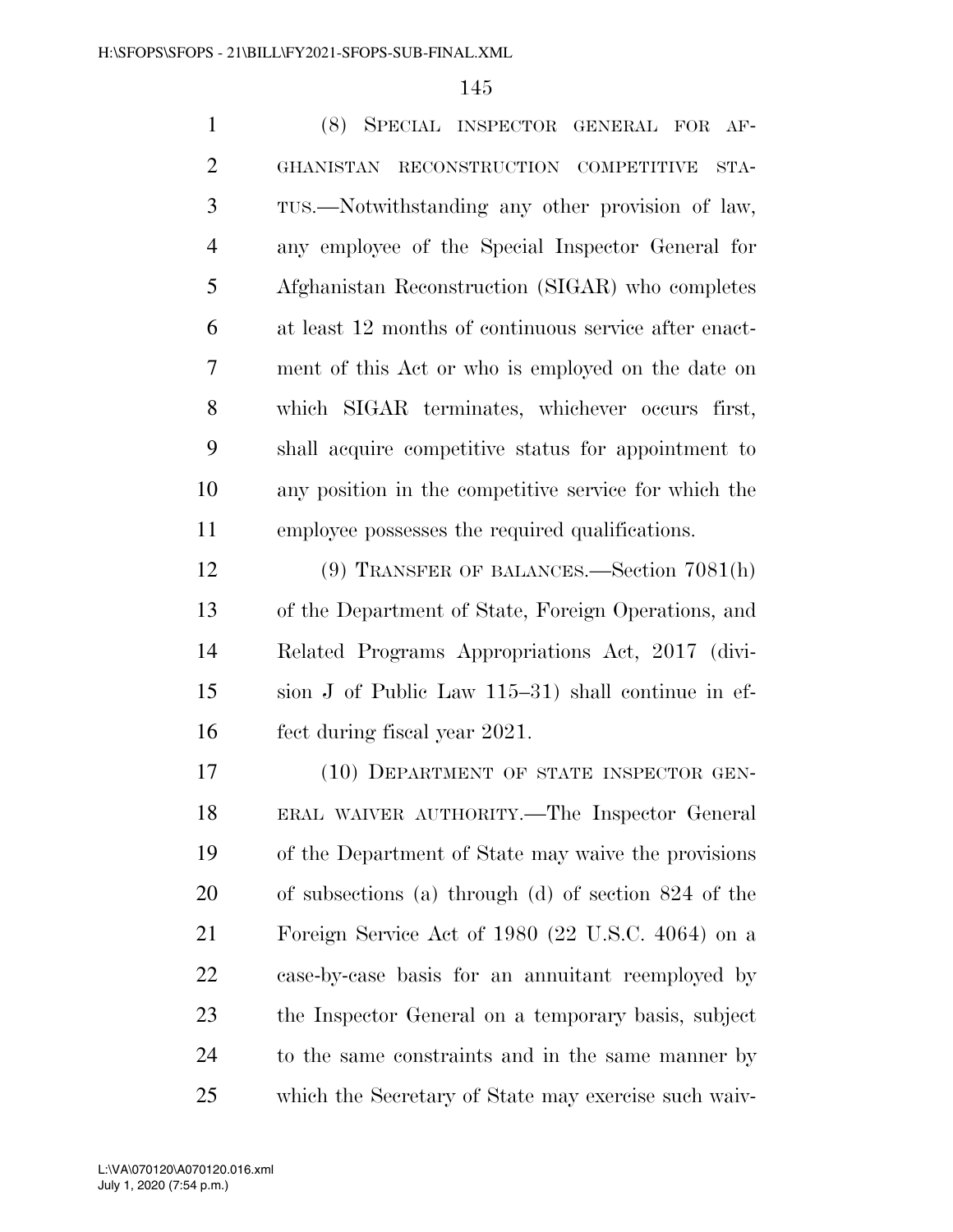(8) SPECIAL INSPECTOR GENERAL FOR AFGHANISTAN RECONSTRUCTION COMPETITIVE STATUS.—Notwithstanding any other provision of law, any employee of the Special Inspector General for Afghanistan Reconstruction (SIGAR) who completes at least 12 months of continuous service after enactment of this Act or who is employed on the date on which SIGAR terminates, whichever occurs first, shall acquire competitive status for appointment to any position in the competitive service for which the employee possesses the required qualifications.

(9) TRANSFER OF BALANCES.—Section 7081(h) of the Department of State, Foreign Operations, and Related Programs Appropriations Act, 2017 (division J of Public Law 115–31) shall continue in effect during fiscal year 2021.

(10) DEPARTMENT OF STATE INSPECTOR GENERAL WAIVER AUTHORITY.—The Inspector General of the Department of State may waive the provisions of subsections (a) through (d) of section 824 of the Foreign Service Act of 1980 (22 U.S.C. 4064) on a case-by-case basis for an annuitant reemployed by the Inspector General on a temporary basis, subject to the same constraints and in the same manner by which the Secretary of State may exercise such waiv-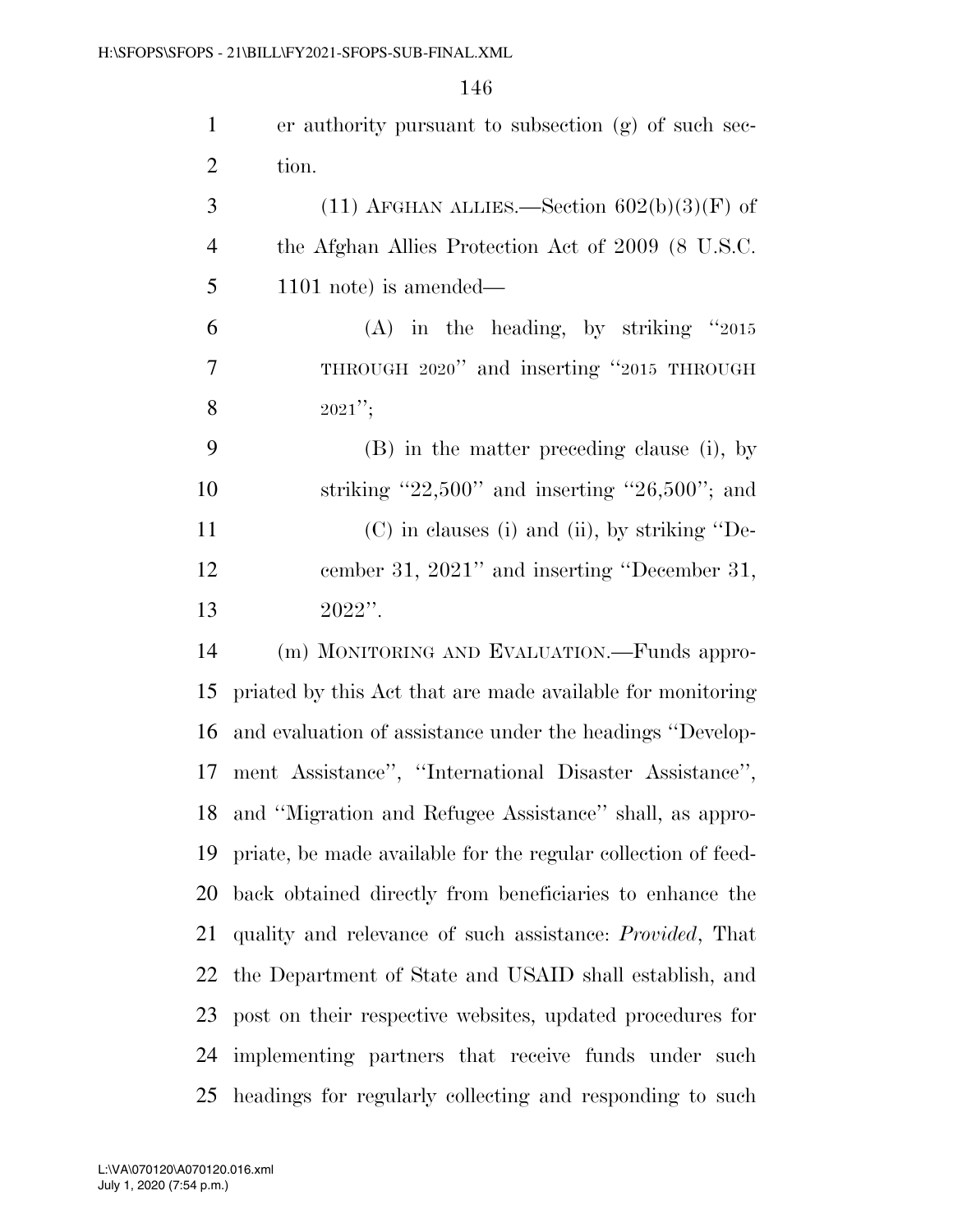er authority pursuant to subsection (g) of such section.

(11) AFGHAN ALLIES.—Section 602(b)(3)(F) of the Afghan Allies Protection Act of 2009 (8 U.S.C. 1101 note) is amended—

(A) in the heading, by striking ''2015 THROUGH 2020'' and inserting ''2015 THROUGH 2021'';

(B) in the matter preceding clause (i), by striking ''22,500'' and inserting ''26,500''; and

(C) in clauses (i) and (ii), by striking ''December 31, 2021'' and inserting ''December 31, 2022''.

(m) MONITORING AND EVALUATION.—Funds appropriated by this Act that are made available for monitoring and evaluation of assistance under the headings ''Development Assistance'', ''International Disaster Assistance'', and ''Migration and Refugee Assistance'' shall, as appropriate, be made available for the regular collection of feedback obtained directly from beneficiaries to enhance the quality and relevance of such assistance: *Provided*, That the Department of State and USAID shall establish, and post on their respective websites, updated procedures for implementing partners that receive funds under such headings for regularly collecting and responding to such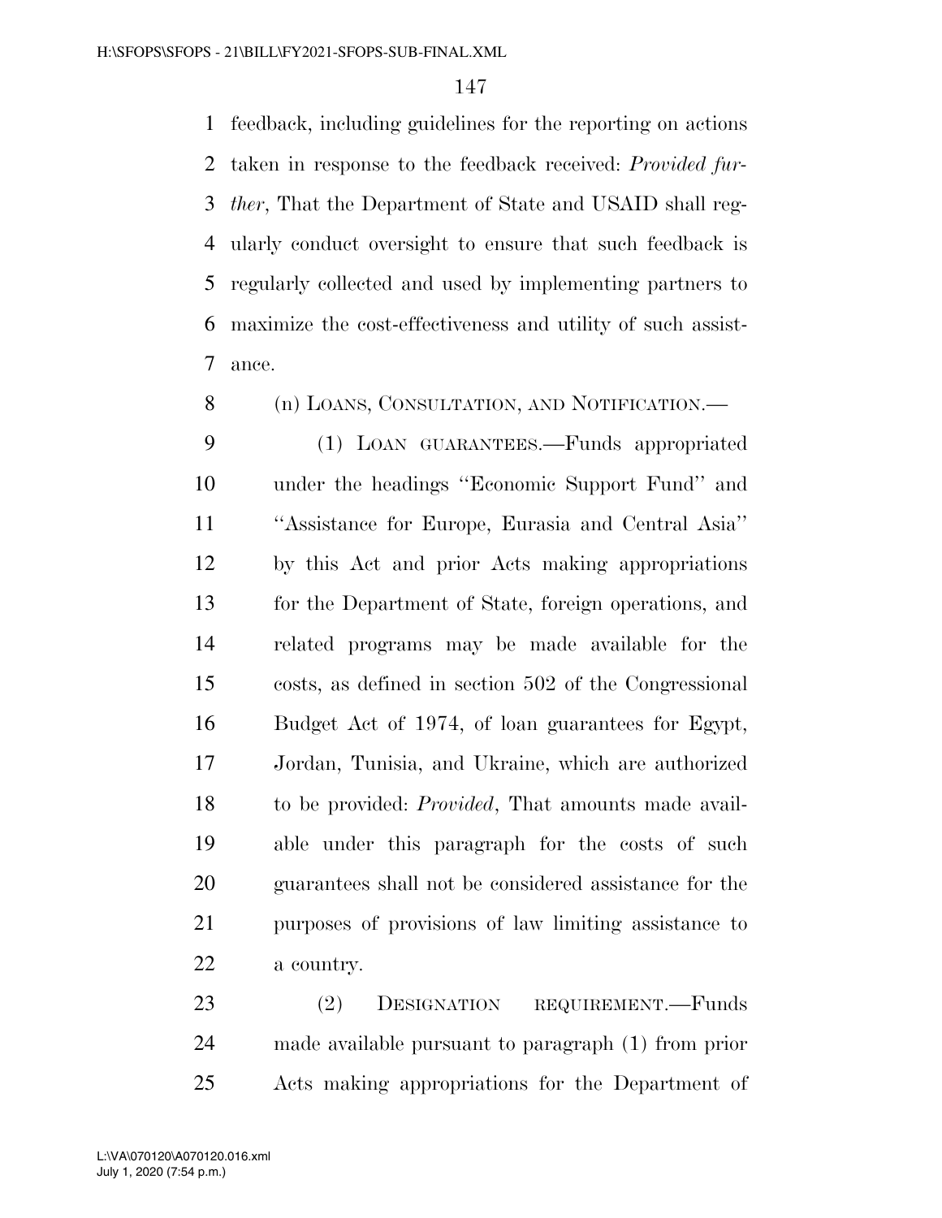feedback, including guidelines for the reporting on actions taken in response to the feedback received: *Provided further*, That the Department of State and USAID shall regularly conduct oversight to ensure that such feedback is regularly collected and used by implementing partners to maximize the cost-effectiveness and utility of such assistance.

(n) LOANS, CONSULTATION, AND NOTIFICATION.—

(1) LOAN GUARANTEES.—Funds appropriated under the headings "Economic Support Fund" and "Assistance for Europe, Eurasia and Central Asia" by this Act and prior Acts making appropriations for the Department of State, foreign operations, and related programs may be made available for the costs, as defined in section 502 of the Congressional Budget Act of 1974, of loan guarantees for Egypt, Jordan, Tunisia, and Ukraine, which are authorized to be provided: *Provided*, That amounts made available under this paragraph for the costs of such guarantees shall not be considered assistance for the purposes of provisions of law limiting assistance to a country.

(2) DESIGNATION REQUIREMENT.—Funds made available pursuant to paragraph (1) from prior Acts making appropriations for the Department of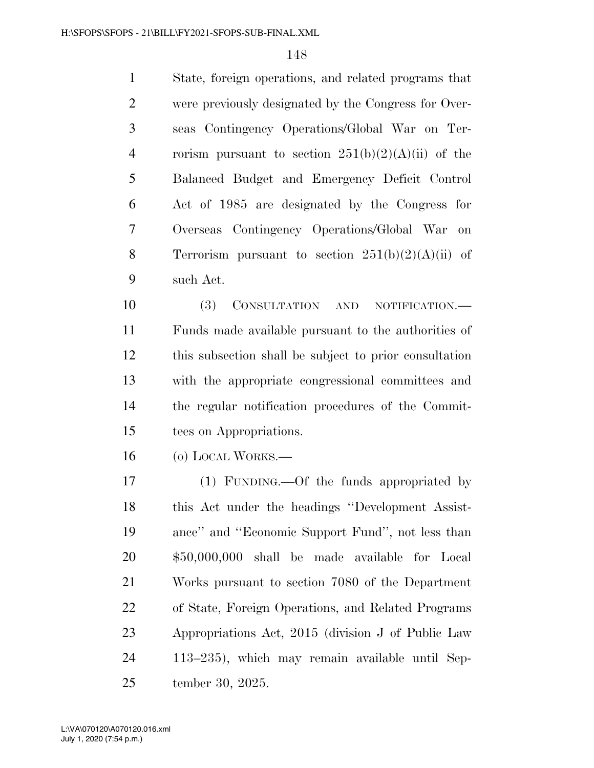State, foreign operations, and related programs that were previously designated by the Congress for Overseas Contingency Operations/Global War on Terrorism pursuant to section 251(b)(2)(A)(ii) of the Balanced Budget and Emergency Deficit Control Act of 1985 are designated by the Congress for Overseas Contingency Operations/Global War on Terrorism pursuant to section 251(b)(2)(A)(ii) of such Act.

(3) CONSULTATION AND NOTIFICATION.—Funds made available pursuant to the authorities of this subsection shall be subject to prior consultation with the appropriate congressional committees and the regular notification procedures of the Committees on Appropriations.

(o) LOCAL WORKS.—

(1) FUNDING.—Of the funds appropriated by this Act under the headings ''Development Assistance'' and ''Economic Support Fund'', not less than $50,000,000 shall be made available for Local Works pursuant to section 7080 of the Department of State, Foreign Operations, and Related Programs Appropriations Act, 2015 (division J of Public Law 113–235), which may remain available until September 30, 2025.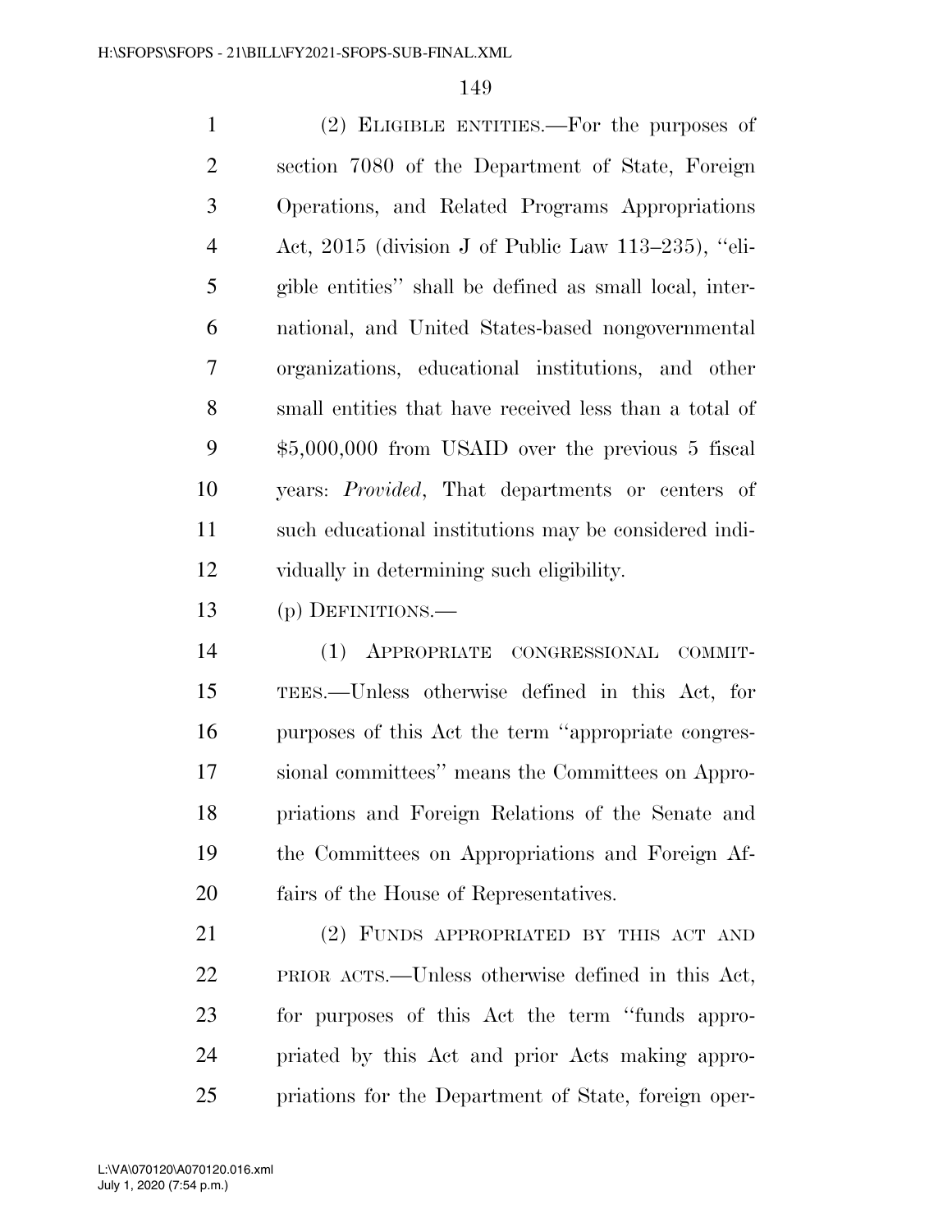(2) ELIGIBLE ENTITIES.—For the purposes of section 7080 of the Department of State, Foreign Operations, and Related Programs Appropriations Act, 2015 (division J of Public Law 113–235), ''eligible entities'' shall be defined as small local, international, and United States-based nongovernmental organizations, educational institutions, and other small entities that have received less than a total of $5,000,000 from USAID over the previous 5 fiscal years: *Provided*, That departments or centers of such educational institutions may be considered individually in determining such eligibility.

(p) DEFINITIONS.—

(1) APPROPRIATE CONGRESSIONAL COMMITTEES.—Unless otherwise defined in this Act, for purposes of this Act the term ''appropriate congressional committees'' means the Committees on Appropriations and Foreign Relations of the Senate and the Committees on Appropriations and Foreign Affairs of the House of Representatives.

(2) FUNDS APPROPRIATED BY THIS ACT AND PRIOR ACTS.—Unless otherwise defined in this Act, for purposes of this Act the term ''funds appropriated by this Act and prior Acts making appropriations for the Department of State, foreign oper-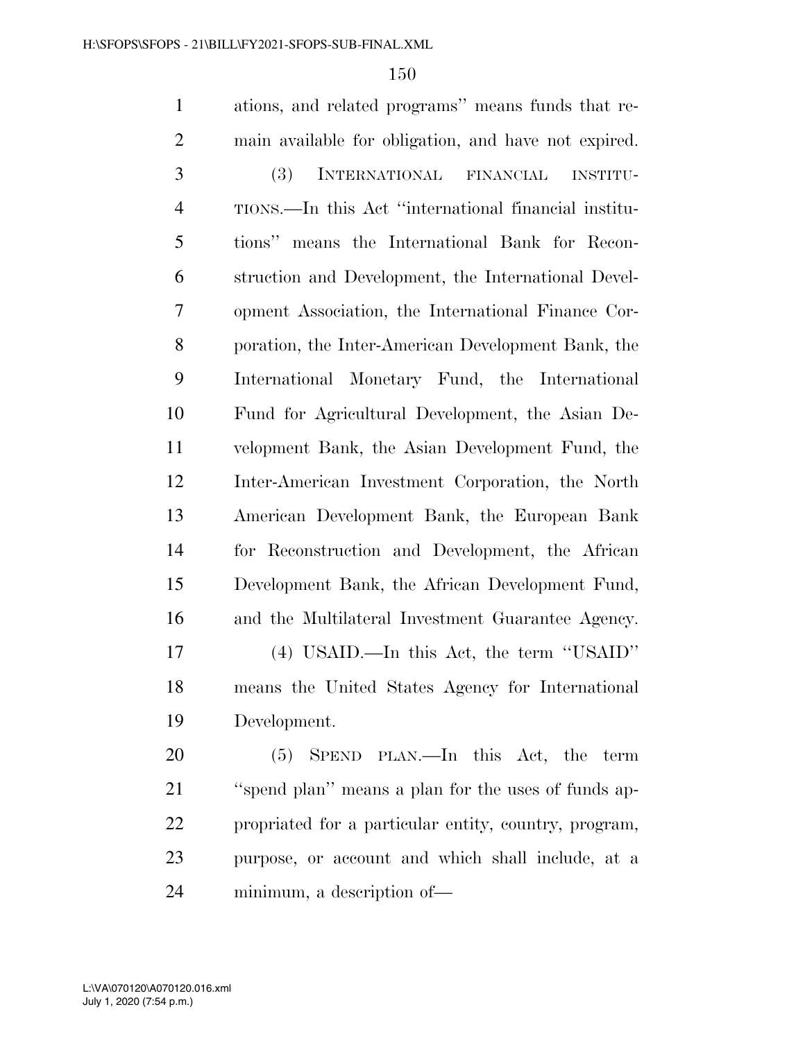ations, and related programs'' means funds that remain available for obligation, and have not expired.

(3) INTERNATIONAL FINANCIAL INSTITUTIONS.—In this Act ''international financial institutions'' means the International Bank for Reconstruction and Development, the International Development Association, the International Finance Corporation, the Inter-American Development Bank, the International Monetary Fund, the International Fund for Agricultural Development, the Asian Development Bank, the Asian Development Fund, the Inter-American Investment Corporation, the North American Development Bank, the European Bank for Reconstruction and Development, the African Development Bank, the African Development Fund, and the Multilateral Investment Guarantee Agency.

(4) USAID.—In this Act, the term ''USAID'' means the United States Agency for International Development.

(5) SPEND PLAN.—In this Act, the term ''spend plan'' means a plan for the uses of funds appropriated for a particular entity, country, program, purpose, or account and which shall include, at a minimum, a description of—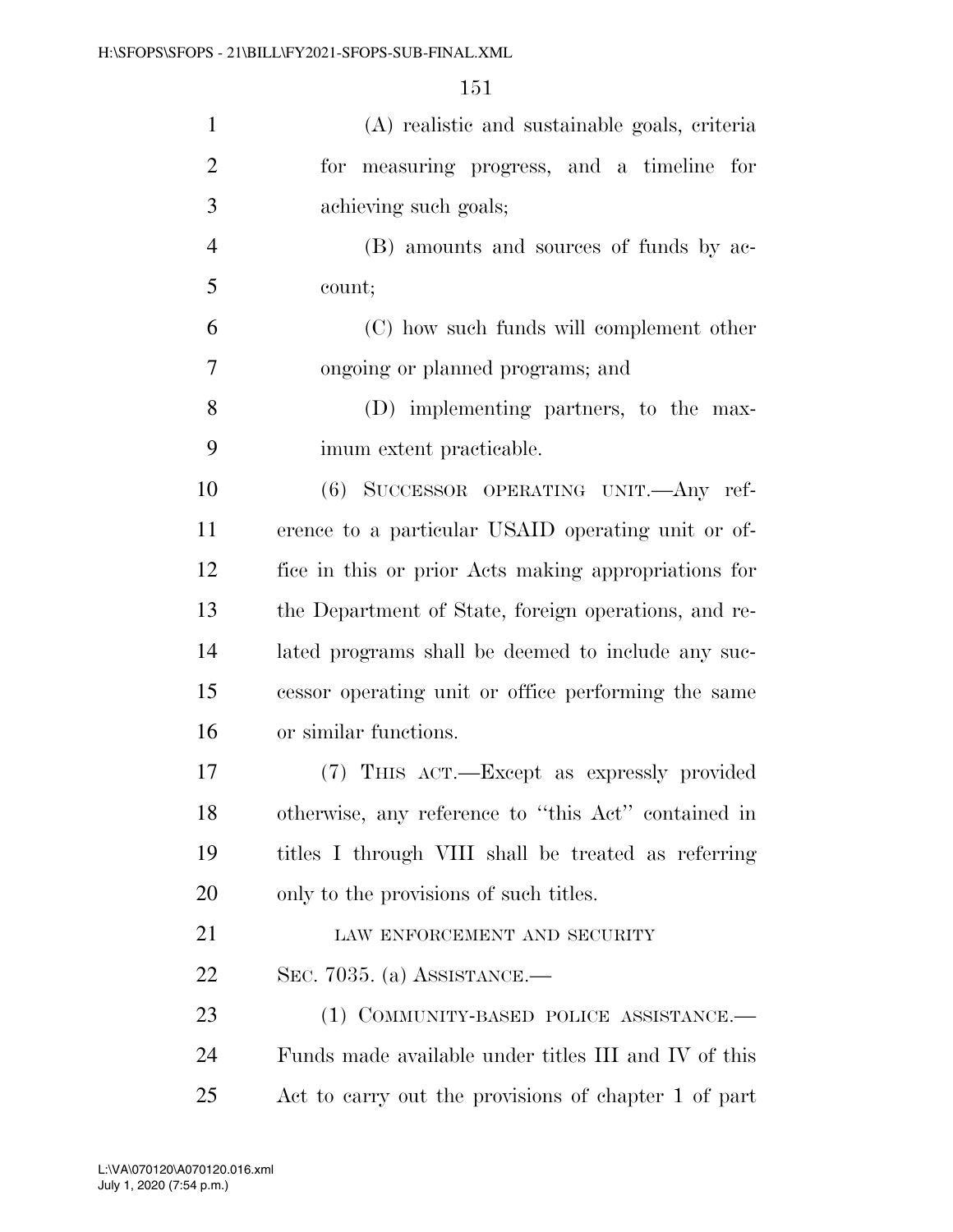(A) realistic and sustainable goals, criteria for measuring progress, and a timeline for achieving such goals;

(B) amounts and sources of funds by account;

(C) how such funds will complement other ongoing or planned programs; and

(D) implementing partners, to the maximum extent practicable.

(6) SUCCESSOR OPERATING UNIT.—Any reference to a particular USAID operating unit or office in this or prior Acts making appropriations for the Department of State, foreign operations, and related programs shall be deemed to include any successor operating unit or office performing the same or similar functions.

(7) THIS ACT.—Except as expressly provided otherwise, any reference to ''this Act'' contained in titles I through VIII shall be treated as referring only to the provisions of such titles.

LAW ENFORCEMENT AND SECURITY

SEC. 7035. (a) ASSISTANCE.—

(1) COMMUNITY-BASED POLICE ASSISTANCE.—Funds made available under titles III and IV of this Act to carry out the provisions of chapter 1 of part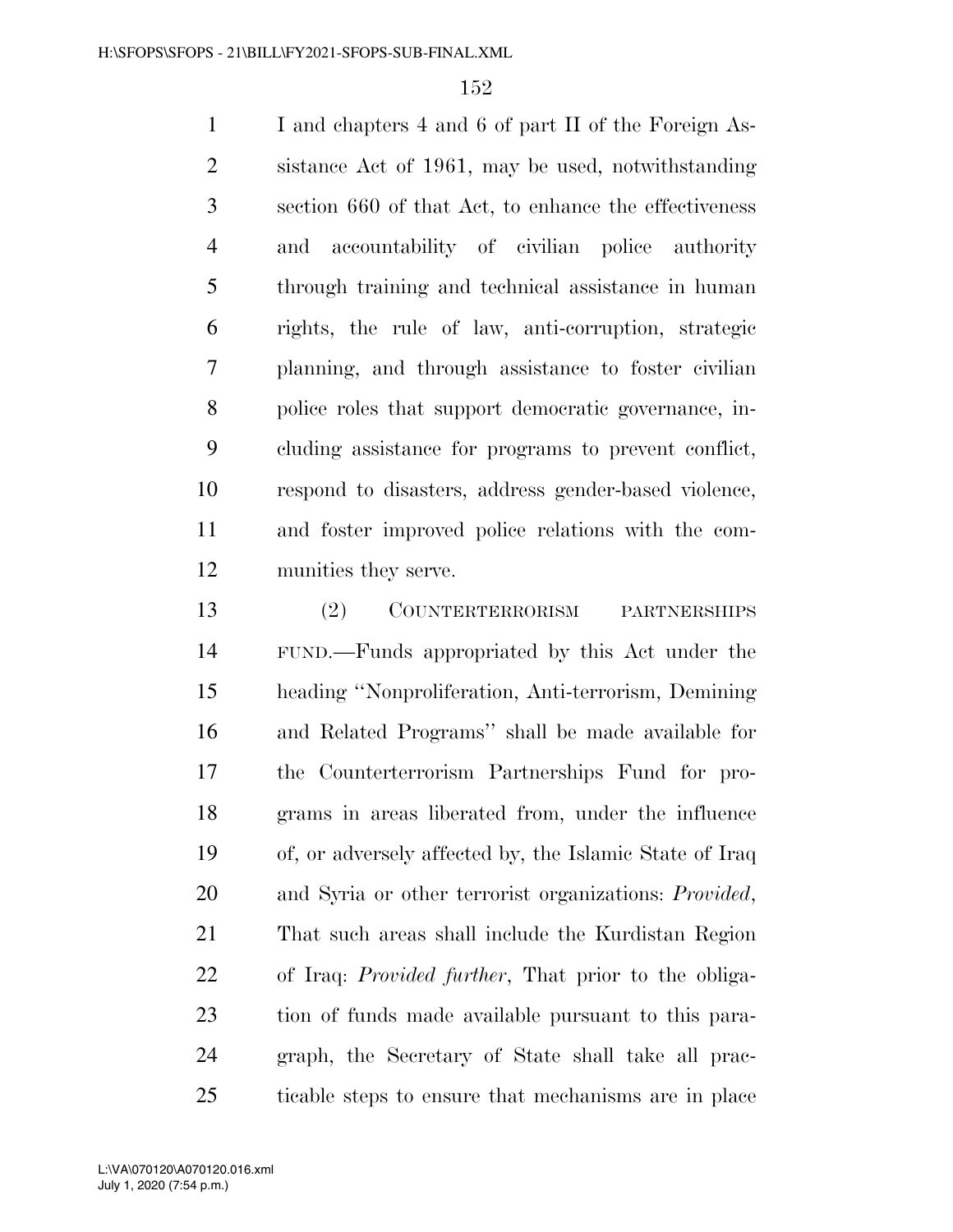I and chapters 4 and 6 of part II of the Foreign Assistance Act of 1961, may be used, notwithstanding section 660 of that Act, to enhance the effectiveness and accountability of civilian police authority through training and technical assistance in human rights, the rule of law, anti-corruption, strategic planning, and through assistance to foster civilian police roles that support democratic governance, including assistance for programs to prevent conflict, respond to disasters, address gender-based violence, and foster improved police relations with the communities they serve.

(2) COUNTERTERRORISM PARTNERSHIPS FUND.—Funds appropriated by this Act under the heading "Nonproliferation, Anti-terrorism, Demining and Related Programs" shall be made available for the Counterterrorism Partnerships Fund for programs in areas liberated from, under the influence of, or adversely affected by, the Islamic State of Iraq and Syria or other terrorist organizations: *Provided*, That such areas shall include the Kurdistan Region of Iraq: *Provided further*, That prior to the obligation of funds made available pursuant to this paragraph, the Secretary of State shall take all practicable steps to ensure that mechanisms are in place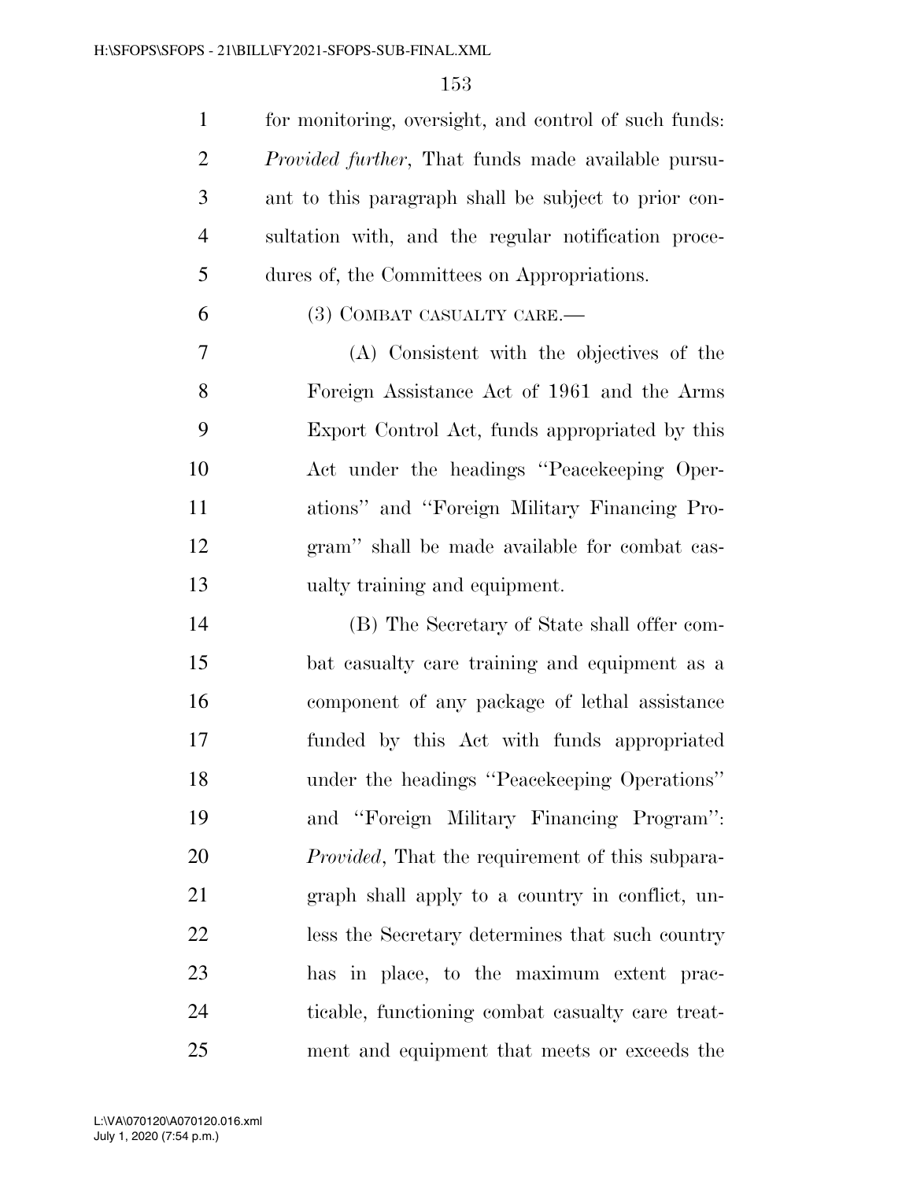for monitoring, oversight, and control of such funds: *Provided further*, That funds made available pursuant to this paragraph shall be subject to prior consultation with, and the regular notification procedures of, the Committees on Appropriations.

(3) COMBAT CASUALTY CARE.—

(A) Consistent with the objectives of the Foreign Assistance Act of 1961 and the Arms Export Control Act, funds appropriated by this Act under the headings "Peacekeeping Operations" and "Foreign Military Financing Program" shall be made available for combat casualty training and equipment.

(B) The Secretary of State shall offer combat casualty care training and equipment as a component of any package of lethal assistance funded by this Act with funds appropriated under the headings "Peacekeeping Operations" and "Foreign Military Financing Program": *Provided*, That the requirement of this subparagraph shall apply to a country in conflict, unless the Secretary determines that such country has in place, to the maximum extent practicable, functioning combat casualty care treatment and equipment that meets or exceeds the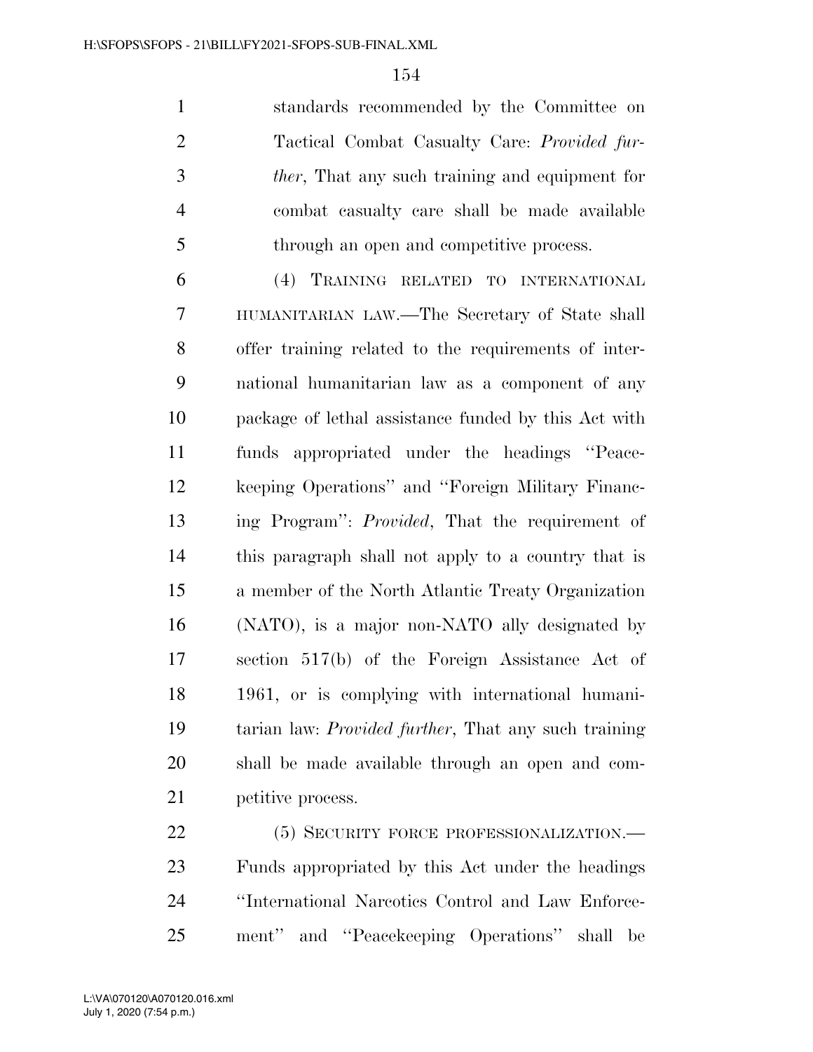standards recommended by the Committee on Tactical Combat Casualty Care: *Provided further*, That any such training and equipment for combat casualty care shall be made available through an open and competitive process.

(4) TRAINING RELATED TO INTERNATIONAL HUMANITARIAN LAW.—The Secretary of State shall offer training related to the requirements of international humanitarian law as a component of any package of lethal assistance funded by this Act with funds appropriated under the headings ''Peacekeeping Operations'' and ''Foreign Military Financing Program'': *Provided*, That the requirement of this paragraph shall not apply to a country that is a member of the North Atlantic Treaty Organization (NATO), is a major non-NATO ally designated by section 517(b) of the Foreign Assistance Act of 1961, or is complying with international humanitarian law: *Provided further*, That any such training shall be made available through an open and competitive process.

(5) SECURITY FORCE PROFESSIONALIZATION.— Funds appropriated by this Act under the headings ''International Narcotics Control and Law Enforcement'' and ''Peacekeeping Operations'' shall be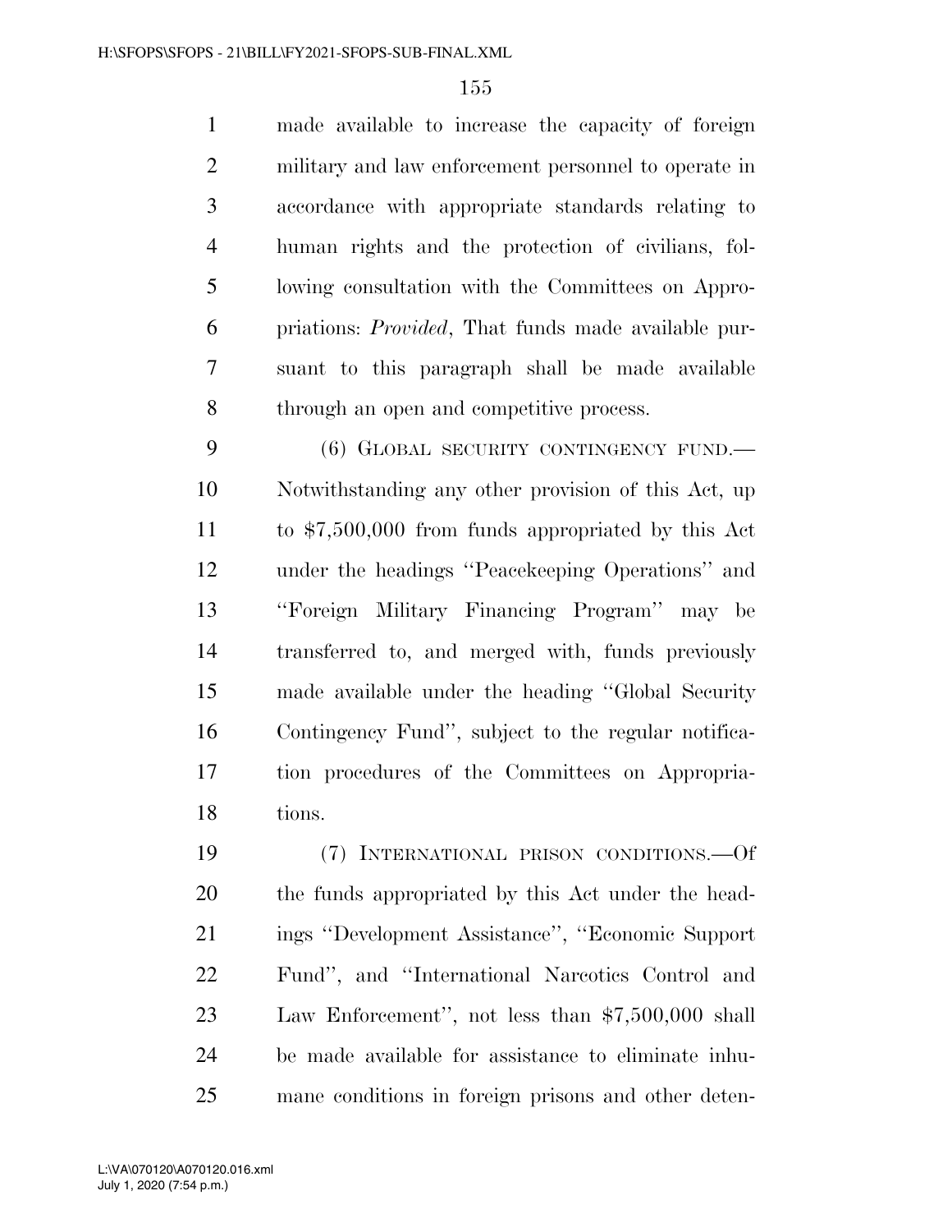made available to increase the capacity of foreign military and law enforcement personnel to operate in accordance with appropriate standards relating to human rights and the protection of civilians, following consultation with the Committees on Appropriations: *Provided*, That funds made available pursuant to this paragraph shall be made available through an open and competitive process.

(6) GLOBAL SECURITY CONTINGENCY FUND.—Notwithstanding any other provision of this Act, up to $7,500,000 from funds appropriated by this Act under the headings ''Peacekeeping Operations'' and ''Foreign Military Financing Program'' may be transferred to, and merged with, funds previously made available under the heading ''Global Security Contingency Fund'', subject to the regular notification procedures of the Committees on Appropriations.

(7) INTERNATIONAL PRISON CONDITIONS.—Of the funds appropriated by this Act under the headings ''Development Assistance'', ''Economic Support Fund'', and ''International Narcotics Control and Law Enforcement'', not less than $7,500,000 shall be made available for assistance to eliminate inhumane conditions in foreign prisons and other deten-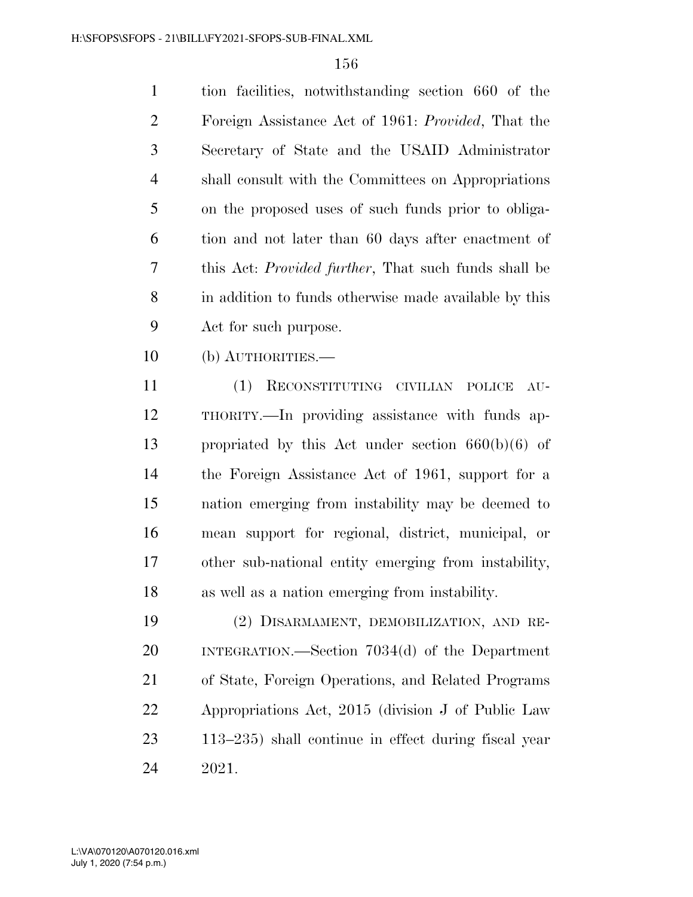tion facilities, notwithstanding section 660 of the Foreign Assistance Act of 1961: *Provided*, That the Secretary of State and the USAID Administrator shall consult with the Committees on Appropriations on the proposed uses of such funds prior to obligation and not later than 60 days after enactment of this Act: *Provided further*, That such funds shall be in addition to funds otherwise made available by this Act for such purpose.

(b) AUTHORITIES.—

(1) RECONSTITUTING CIVILIAN POLICE AUTHORITY.—In providing assistance with funds appropriated by this Act under section 660(b)(6) of the Foreign Assistance Act of 1961, support for a nation emerging from instability may be deemed to mean support for regional, district, municipal, or other sub-national entity emerging from instability, as well as a nation emerging from instability.

(2) DISARMAMENT, DEMOBILIZATION, AND REINTEGRATION.—Section 7034(d) of the Department of State, Foreign Operations, and Related Programs Appropriations Act, 2015 (division J of Public Law 113–235) shall continue in effect during fiscal year 2021.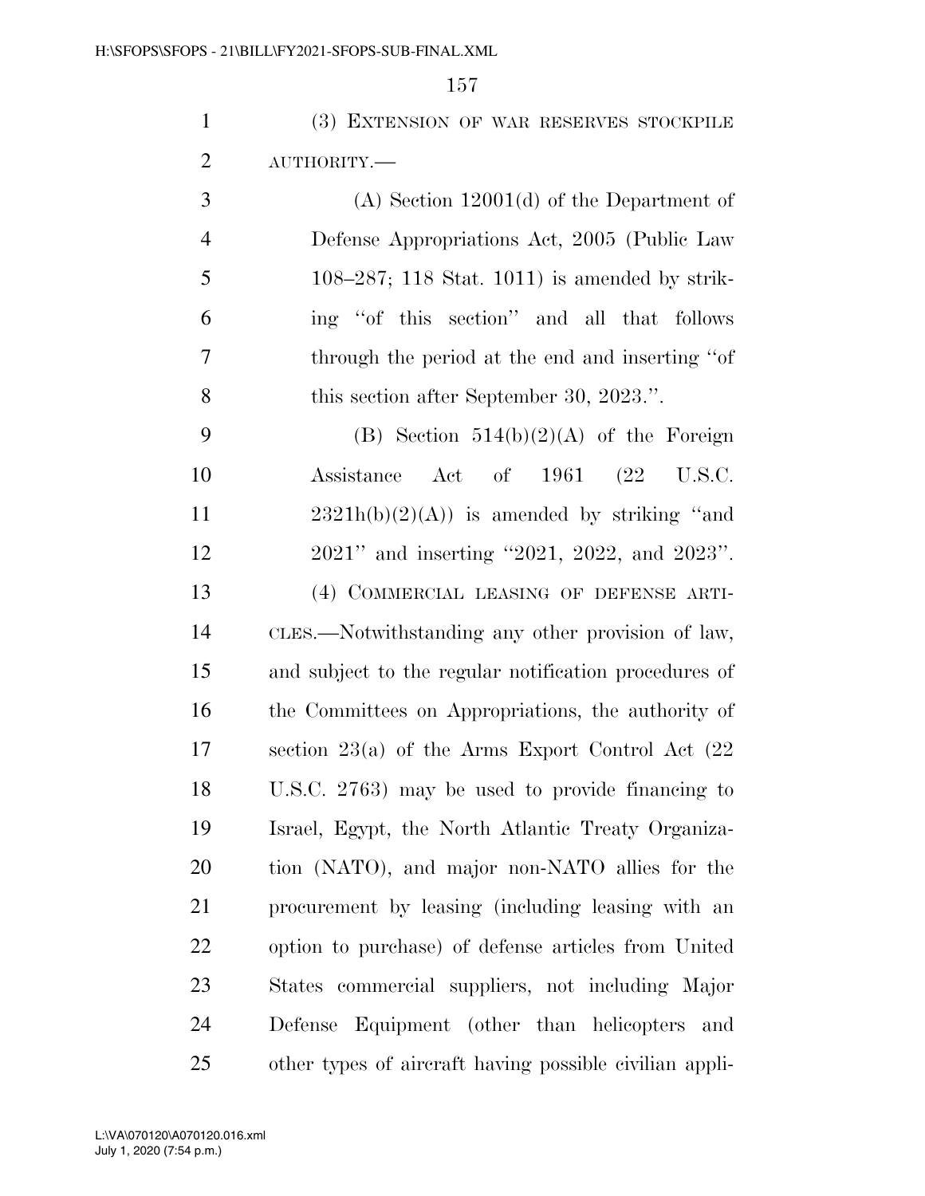(3) EXTENSION OF WAR RESERVES STOCKPILE AUTHORITY.—

(A) Section 12001(d) of the Department of Defense Appropriations Act, 2005 (Public Law 108–287; 118 Stat. 1011) is amended by striking ''of this section'' and all that follows through the period at the end and inserting ''of this section after September 30, 2023.''.

(B) Section 514(b)(2)(A) of the Foreign Assistance Act of 1961 (22 U.S.C. 2321h(b)(2)(A)) is amended by striking ''and 2021'' and inserting ''2021, 2022, and 2023''.

(4) COMMERCIAL LEASING OF DEFENSE ARTICLES.—Notwithstanding any other provision of law, and subject to the regular notification procedures of the Committees on Appropriations, the authority of section 23(a) of the Arms Export Control Act (22 U.S.C. 2763) may be used to provide financing to Israel, Egypt, the North Atlantic Treaty Organization (NATO), and major non-NATO allies for the procurement by leasing (including leasing with an option to purchase) of defense articles from United States commercial suppliers, not including Major Defense Equipment (other than helicopters and other types of aircraft having possible civilian appli-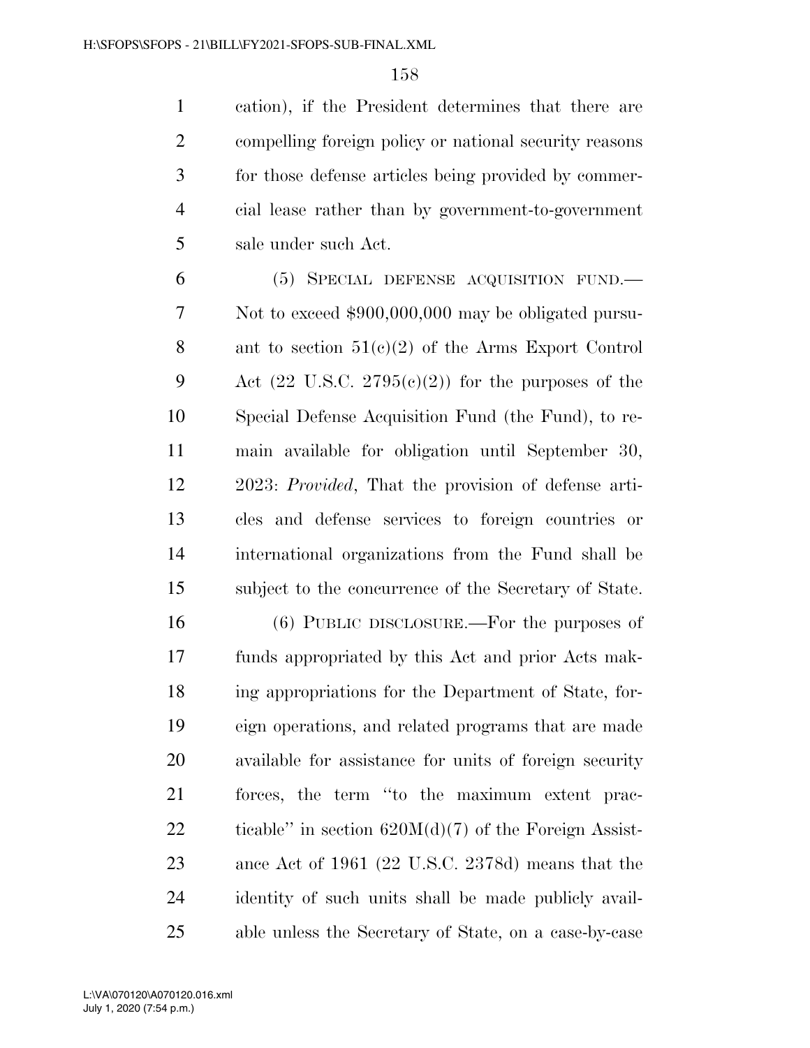cation), if the President determines that there are compelling foreign policy or national security reasons for those defense articles being provided by commercial lease rather than by government-to-government sale under such Act.

(5) SPECIAL DEFENSE ACQUISITION FUND.—Not to exceed $900,000,000 may be obligated pursuant to section 51(c)(2) of the Arms Export Control Act (22 U.S.C. 2795(c)(2)) for the purposes of the Special Defense Acquisition Fund (the Fund), to remain available for obligation until September 30, 2023: *Provided*, That the provision of defense articles and defense services to foreign countries or international organizations from the Fund shall be subject to the concurrence of the Secretary of State.

(6) PUBLIC DISCLOSURE.—For the purposes of funds appropriated by this Act and prior Acts making appropriations for the Department of State, foreign operations, and related programs that are made available for assistance for units of foreign security forces, the term ''to the maximum extent practicable'' in section 620M(d)(7) of the Foreign Assistance Act of 1961 (22 U.S.C. 2378d) means that the identity of such units shall be made publicly available unless the Secretary of State, on a case-by-case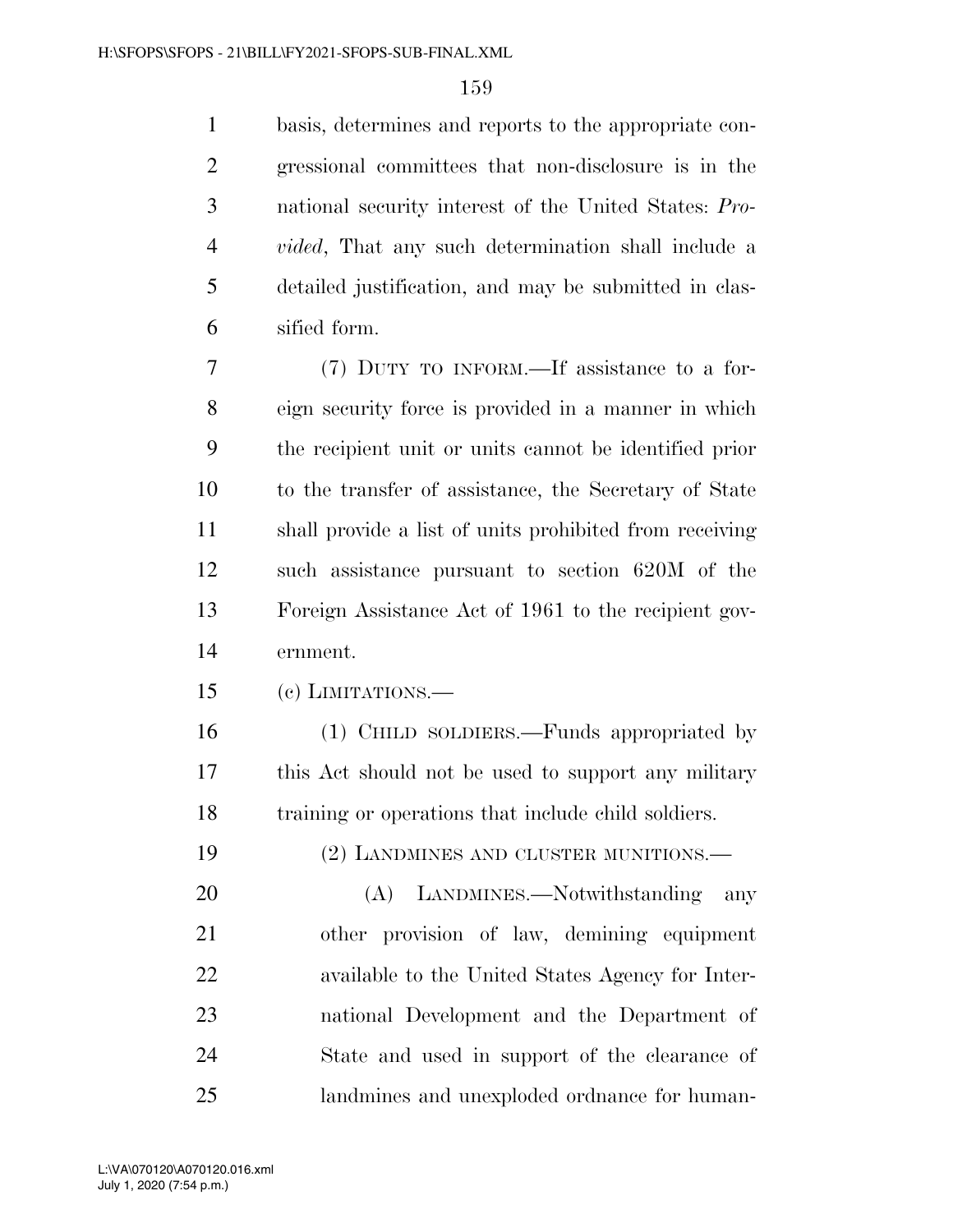basis, determines and reports to the appropriate congressional committees that non-disclosure is in the national security interest of the United States: *Provided*, That any such determination shall include a detailed justification, and may be submitted in classified form.

(7) DUTY TO INFORM.—If assistance to a foreign security force is provided in a manner in which the recipient unit or units cannot be identified prior to the transfer of assistance, the Secretary of State shall provide a list of units prohibited from receiving such assistance pursuant to section 620M of the Foreign Assistance Act of 1961 to the recipient government.

(c) LIMITATIONS.—

(1) CHILD SOLDIERS.—Funds appropriated by this Act should not be used to support any military training or operations that include child soldiers.

(2) LANDMINES AND CLUSTER MUNITIONS.—

(A) LANDMINES.—Notwithstanding any other provision of law, demining equipment available to the United States Agency for International Development and the Department of State and used in support of the clearance of landmines and unexploded ordnance for human-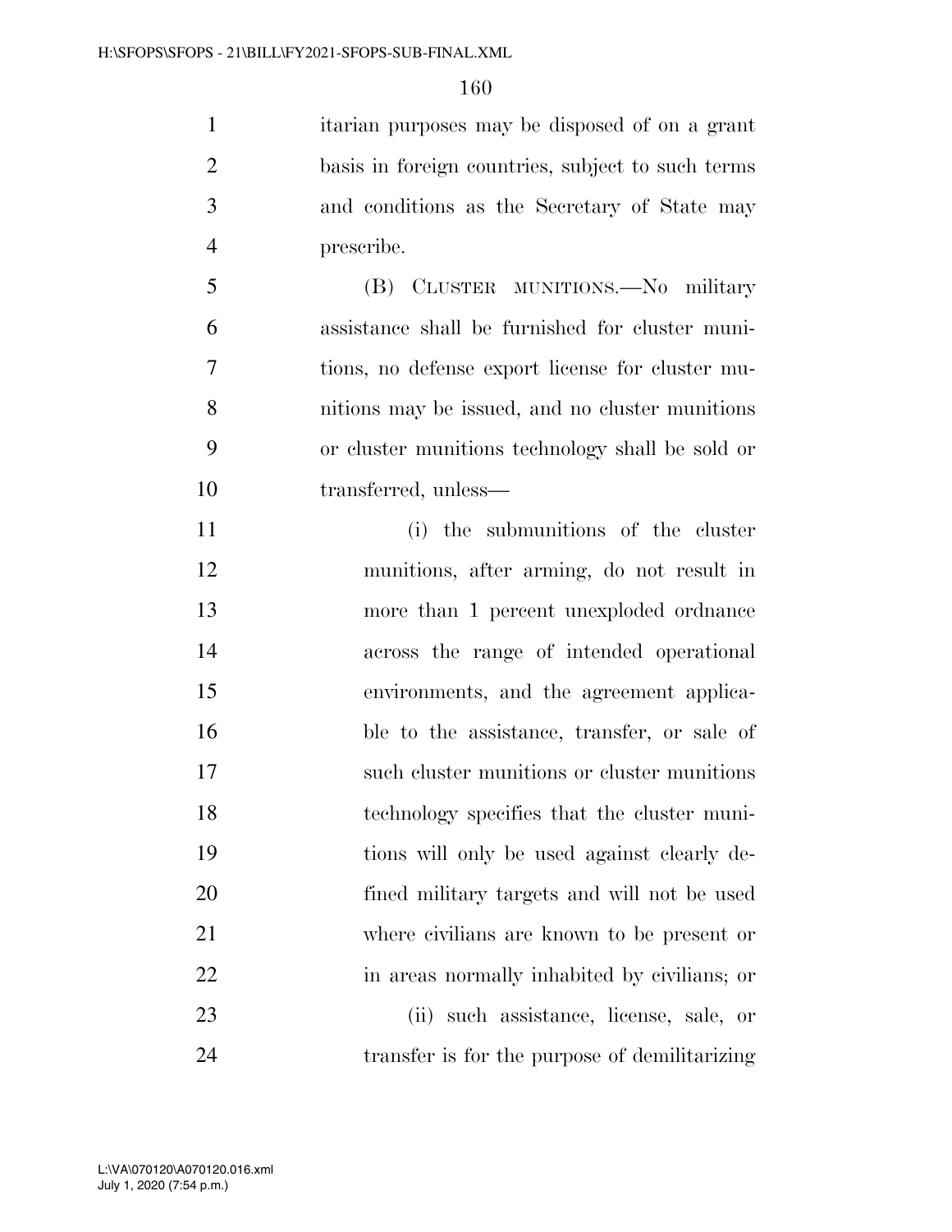itarian purposes may be disposed of on a grant basis in foreign countries, subject to such terms and conditions as the Secretary of State may prescribe.

(B) CLUSTER MUNITIONS.—No military assistance shall be furnished for cluster munitions, no defense export license for cluster munitions may be issued, and no cluster munitions or cluster munitions technology shall be sold or transferred, unless—

(i) the submunitions of the cluster munitions, after arming, do not result in more than 1 percent unexploded ordnance across the range of intended operational environments, and the agreement applicable to the assistance, transfer, or sale of such cluster munitions or cluster munitions technology specifies that the cluster munitions will only be used against clearly defined military targets and will not be used where civilians are known to be present or in areas normally inhabited by civilians; or

(ii) such assistance, license, sale, or transfer is for the purpose of demilitarizing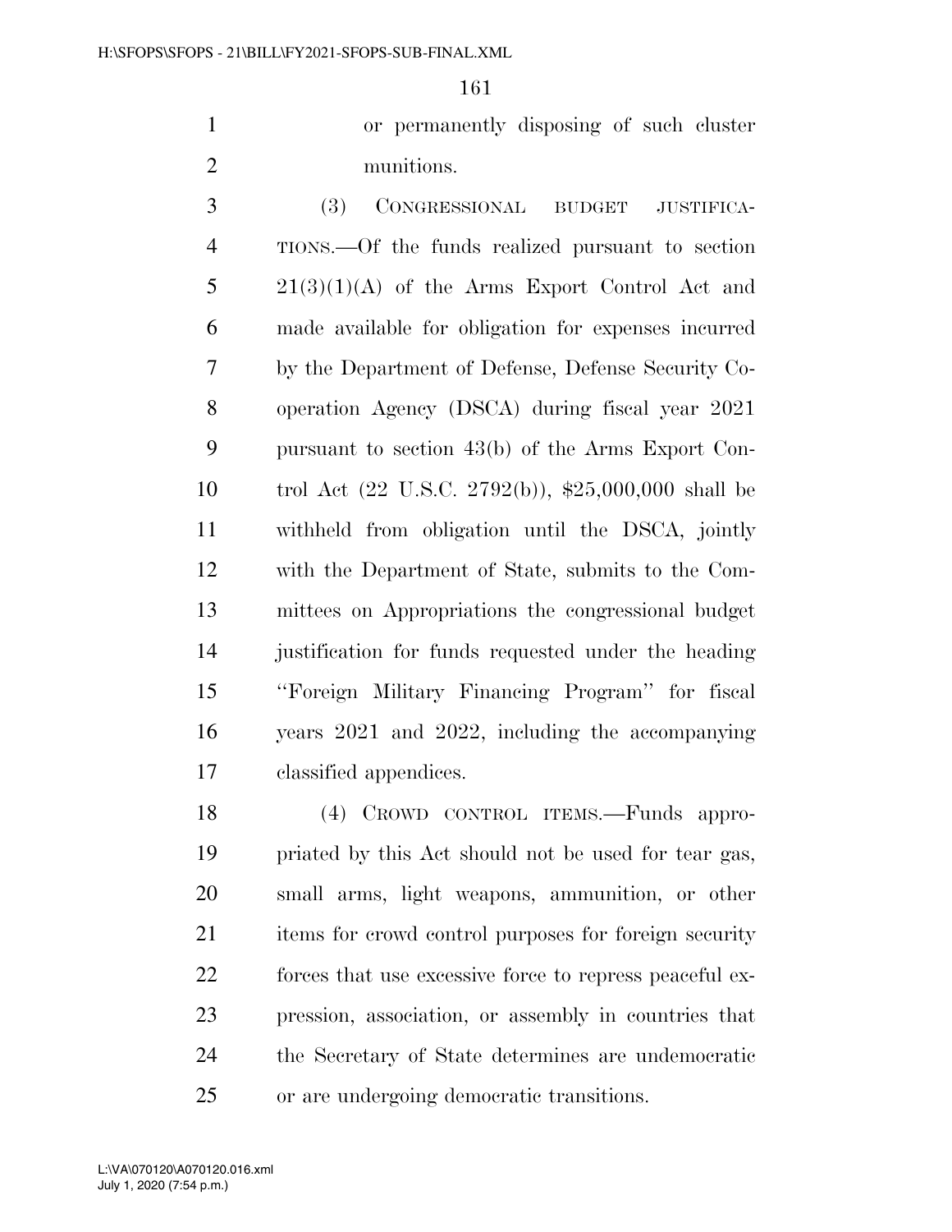or permanently disposing of such cluster munitions.

(3) CONGRESSIONAL BUDGET JUSTIFICATIONS.—Of the funds realized pursuant to section 21(3)(1)(A) of the Arms Export Control Act and made available for obligation for expenses incurred by the Department of Defense, Defense Security Cooperation Agency (DSCA) during fiscal year 2021 pursuant to section 43(b) of the Arms Export Control Act (22 U.S.C. 2792(b)), $25,000,000 shall be withheld from obligation until the DSCA, jointly with the Department of State, submits to the Committees on Appropriations the congressional budget justification for funds requested under the heading ''Foreign Military Financing Program'' for fiscal years 2021 and 2022, including the accompanying classified appendices.

(4) CROWD CONTROL ITEMS.—Funds appropriated by this Act should not be used for tear gas, small arms, light weapons, ammunition, or other items for crowd control purposes for foreign security forces that use excessive force to repress peaceful expression, association, or assembly in countries that the Secretary of State determines are undemocratic or are undergoing democratic transitions.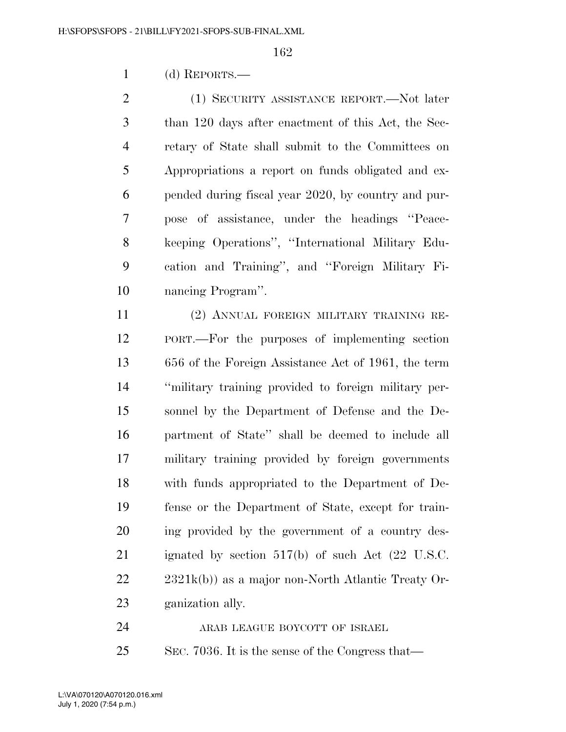(d) REPORTS.—

(1) SECURITY ASSISTANCE REPORT.—Not later than 120 days after enactment of this Act, the Secretary of State shall submit to the Committees on Appropriations a report on funds obligated and expended during fiscal year 2020, by country and purpose of assistance, under the headings "Peacekeeping Operations", "International Military Education and Training", and "Foreign Military Financing Program".

(2) ANNUAL FOREIGN MILITARY TRAINING REPORT.—For the purposes of implementing section 656 of the Foreign Assistance Act of 1961, the term "military training provided to foreign military personnel by the Department of Defense and the Department of State" shall be deemed to include all military training provided by foreign governments with funds appropriated to the Department of Defense or the Department of State, except for training provided by the government of a country designated by section 517(b) of such Act (22 U.S.C. 2321k(b)) as a major non-North Atlantic Treaty Organization ally.

ARAB LEAGUE BOYCOTT OF ISRAEL

SEC. 7036. It is the sense of the Congress that—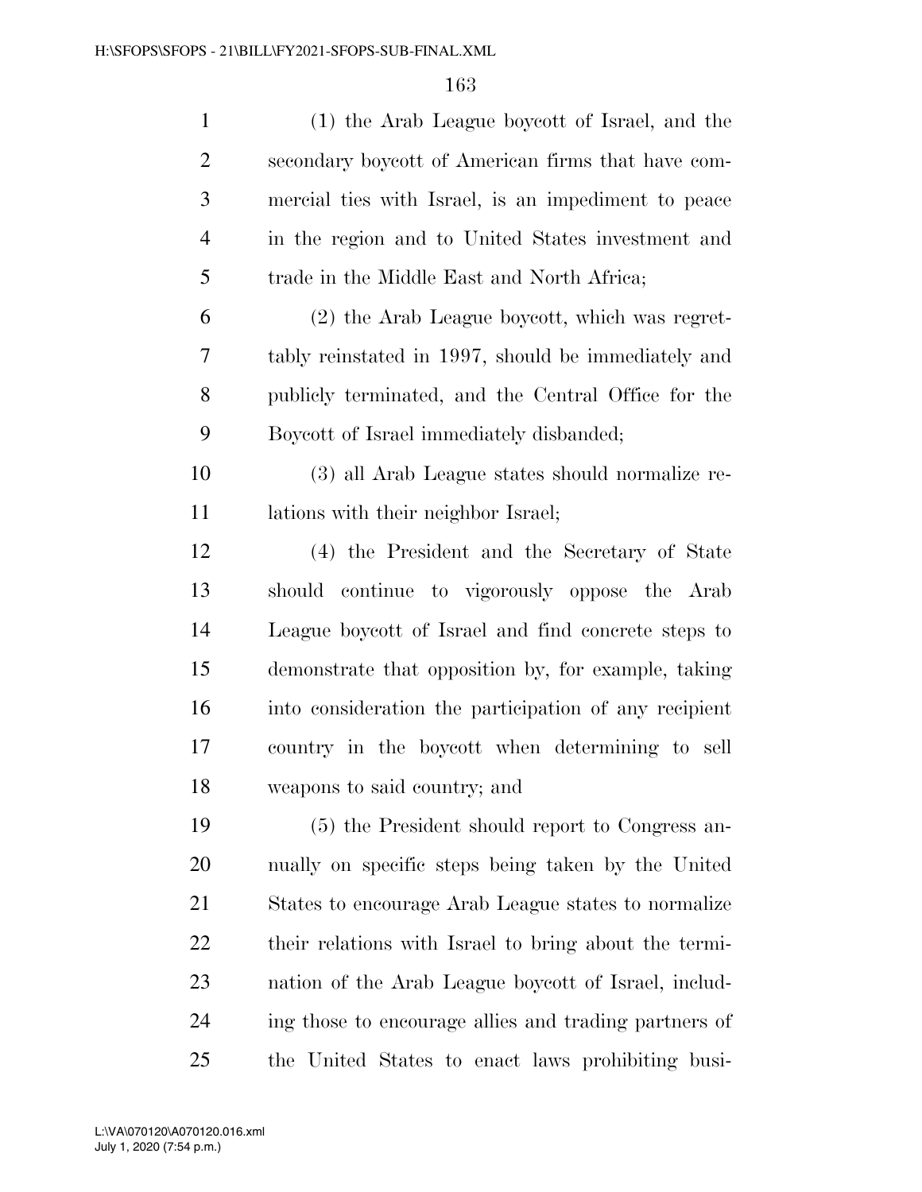(1) the Arab League boycott of Israel, and the secondary boycott of American firms that have commercial ties with Israel, is an impediment to peace in the region and to United States investment and trade in the Middle East and North Africa;

(2) the Arab League boycott, which was regrettably reinstated in 1997, should be immediately and publicly terminated, and the Central Office for the Boycott of Israel immediately disbanded;

(3) all Arab League states should normalize relations with their neighbor Israel;

(4) the President and the Secretary of State should continue to vigorously oppose the Arab League boycott of Israel and find concrete steps to demonstrate that opposition by, for example, taking into consideration the participation of any recipient country in the boycott when determining to sell weapons to said country; and

(5) the President should report to Congress annually on specific steps being taken by the United States to encourage Arab League states to normalize their relations with Israel to bring about the termination of the Arab League boycott of Israel, including those to encourage allies and trading partners of the United States to enact laws prohibiting busi-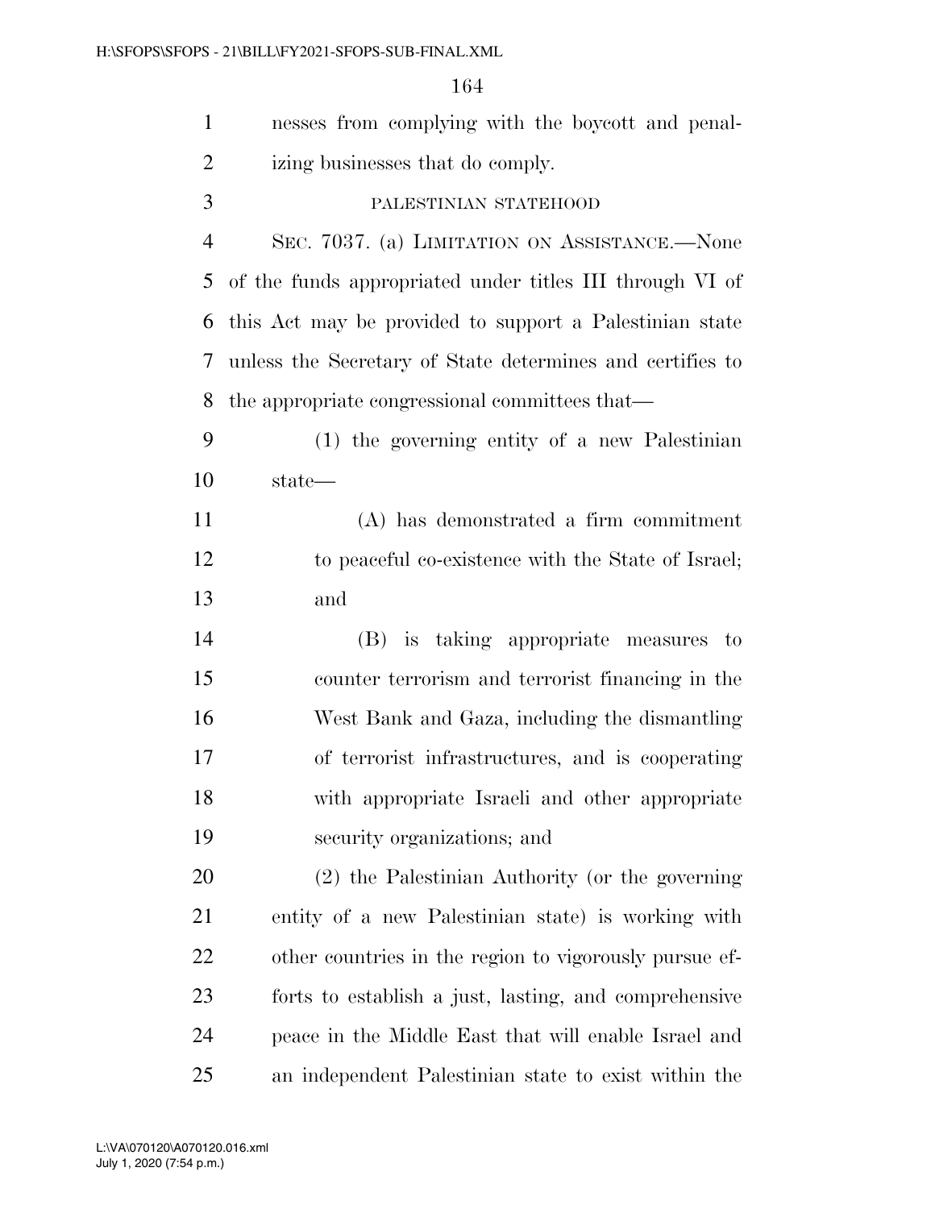nesses from complying with the boycott and penalizing businesses that do comply.

PALESTINIAN STATEHOOD

SEC. 7037. (a) LIMITATION ON ASSISTANCE.—None of the funds appropriated under titles III through VI of this Act may be provided to support a Palestinian state unless the Secretary of State determines and certifies to the appropriate congressional committees that—

(1) the governing entity of a new Palestinian state—

(A) has demonstrated a firm commitment to peaceful co-existence with the State of Israel; and

(B) is taking appropriate measures to counter terrorism and terrorist financing in the West Bank and Gaza, including the dismantling of terrorist infrastructures, and is cooperating with appropriate Israeli and other appropriate security organizations; and

(2) the Palestinian Authority (or the governing entity of a new Palestinian state) is working with other countries in the region to vigorously pursue efforts to establish a just, lasting, and comprehensive peace in the Middle East that will enable Israel and an independent Palestinian state to exist within the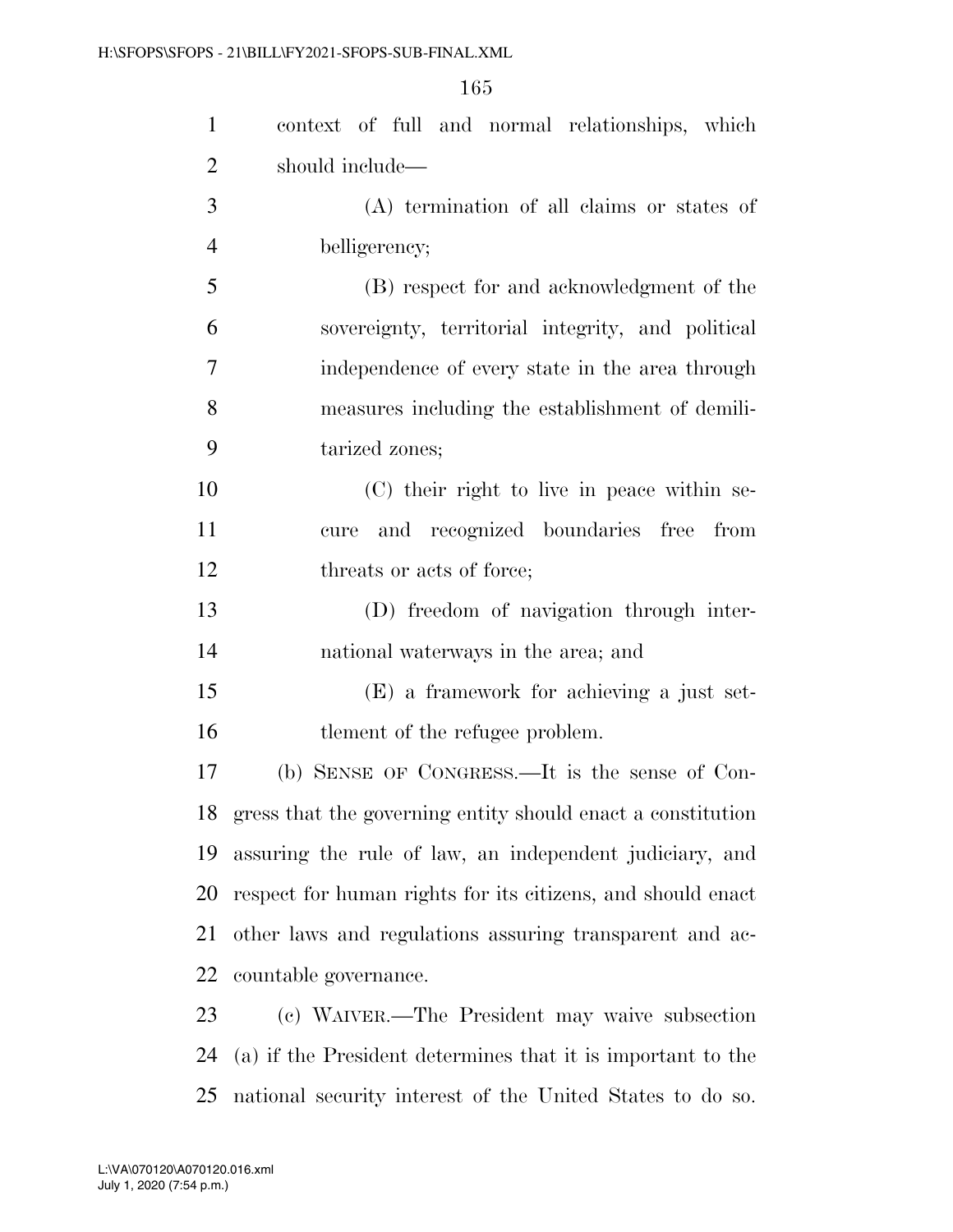context of full and normal relationships, which should include—

(A) termination of all claims or states of belligerency;

(B) respect for and acknowledgment of the sovereignty, territorial integrity, and political independence of every state in the area through measures including the establishment of demilitarized zones;

(C) their right to live in peace within secure and recognized boundaries free from threats or acts of force;

(D) freedom of navigation through international waterways in the area; and

(E) a framework for achieving a just settlement of the refugee problem.

(b) SENSE OF CONGRESS.—It is the sense of Congress that the governing entity should enact a constitution assuring the rule of law, an independent judiciary, and respect for human rights for its citizens, and should enact other laws and regulations assuring transparent and accountable governance.

(c) WAIVER.—The President may waive subsection (a) if the President determines that it is important to the national security interest of the United States to do so.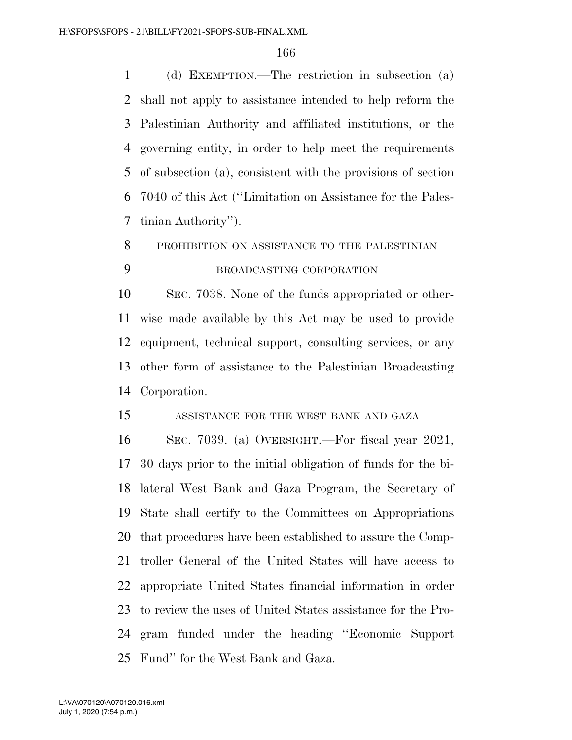(d) EXEMPTION.—The restriction in subsection (a) shall not apply to assistance intended to help reform the Palestinian Authority and affiliated institutions, or the governing entity, in order to help meet the requirements of subsection (a), consistent with the provisions of section 7040 of this Act (''Limitation on Assistance for the Palestinian Authority'').

PROHIBITION ON ASSISTANCE TO THE PALESTINIAN BROADCASTING CORPORATION

SEC. 7038. None of the funds appropriated or otherwise made available by this Act may be used to provide equipment, technical support, consulting services, or any other form of assistance to the Palestinian Broadcasting Corporation.

ASSISTANCE FOR THE WEST BANK AND GAZA

SEC. 7039. (a) OVERSIGHT.—For fiscal year 2021, 30 days prior to the initial obligation of funds for the bilateral West Bank and Gaza Program, the Secretary of State shall certify to the Committees on Appropriations that procedures have been established to assure the Comptroller General of the United States will have access to appropriate United States financial information in order to review the uses of United States assistance for the Program funded under the heading ''Economic Support Fund'' for the West Bank and Gaza.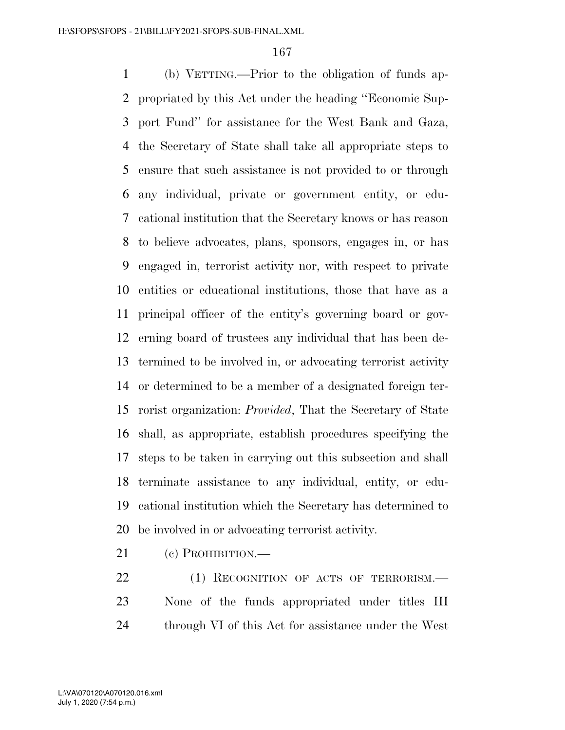(b) VETTING.—Prior to the obligation of funds appropriated by this Act under the heading ''Economic Support Fund'' for assistance for the West Bank and Gaza, the Secretary of State shall take all appropriate steps to ensure that such assistance is not provided to or through any individual, private or government entity, or educational institution that the Secretary knows or has reason to believe advocates, plans, sponsors, engages in, or has engaged in, terrorist activity nor, with respect to private entities or educational institutions, those that have as a principal officer of the entity's governing board or governing board of trustees any individual that has been determined to be involved in, or advocating terrorist activity or determined to be a member of a designated foreign terrorist organization: *Provided*, That the Secretary of State shall, as appropriate, establish procedures specifying the steps to be taken in carrying out this subsection and shall terminate assistance to any individual, entity, or educational institution which the Secretary has determined to be involved in or advocating terrorist activity.

(c) PROHIBITION.—

(1) RECOGNITION OF ACTS OF TERRORISM.—None of the funds appropriated under titles III through VI of this Act for assistance under the West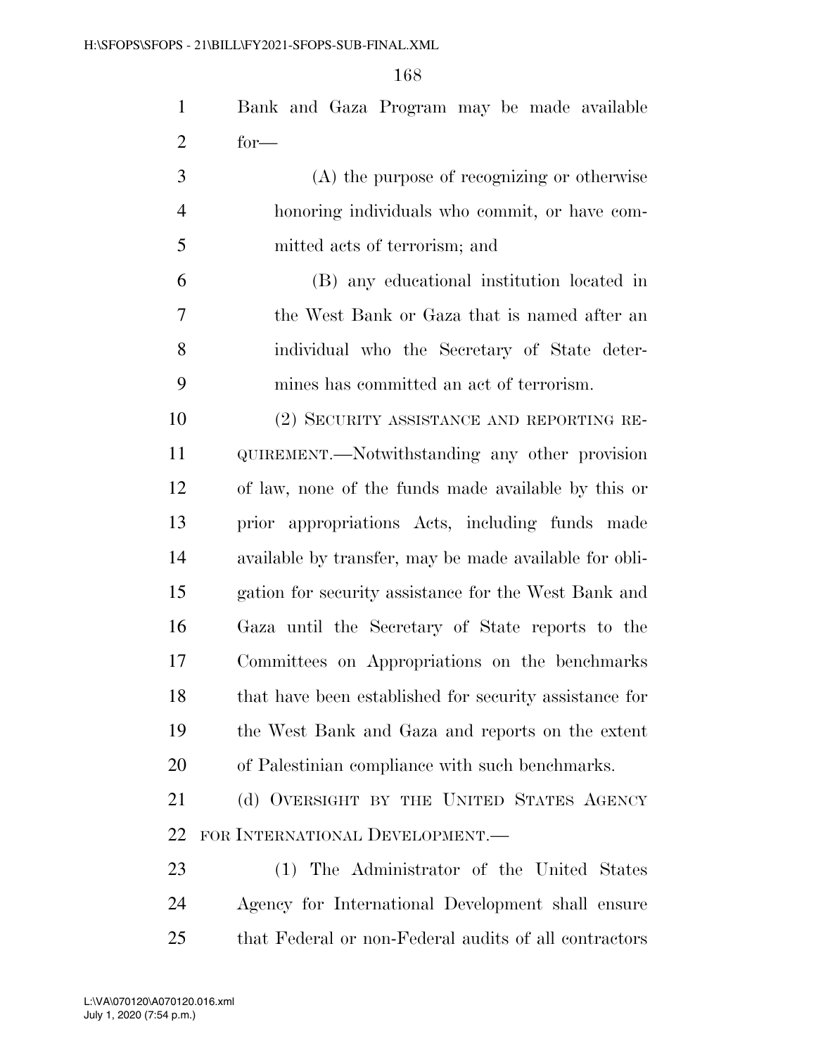Bank and Gaza Program may be made available for—

(A) the purpose of recognizing or otherwise honoring individuals who commit, or have committed acts of terrorism; and

(B) any educational institution located in the West Bank or Gaza that is named after an individual who the Secretary of State determines has committed an act of terrorism.

(2) SECURITY ASSISTANCE AND REPORTING REQUIREMENT.—Notwithstanding any other provision of law, none of the funds made available by this or prior appropriations Acts, including funds made available by transfer, may be made available for obligation for security assistance for the West Bank and Gaza until the Secretary of State reports to the Committees on Appropriations on the benchmarks that have been established for security assistance for the West Bank and Gaza and reports on the extent of Palestinian compliance with such benchmarks.

(d) OVERSIGHT BY THE UNITED STATES AGENCY FOR INTERNATIONAL DEVELOPMENT.—

(1) The Administrator of the United States Agency for International Development shall ensure that Federal or non-Federal audits of all contractors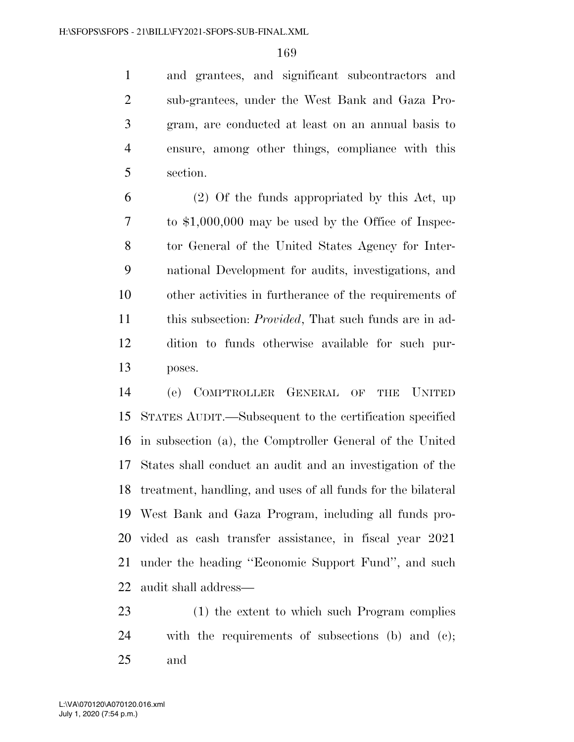and grantees, and significant subcontractors and sub-grantees, under the West Bank and Gaza Program, are conducted at least on an annual basis to ensure, among other things, compliance with this section.

(2) Of the funds appropriated by this Act, up to $1,000,000 may be used by the Office of Inspector General of the United States Agency for International Development for audits, investigations, and other activities in furtherance of the requirements of this subsection: *Provided*, That such funds are in addition to funds otherwise available for such purposes.

(e) COMPTROLLER GENERAL OF THE UNITED STATES AUDIT.—Subsequent to the certification specified in subsection (a), the Comptroller General of the United States shall conduct an audit and an investigation of the treatment, handling, and uses of all funds for the bilateral West Bank and Gaza Program, including all funds provided as cash transfer assistance, in fiscal year 2021 under the heading ''Economic Support Fund'', and such audit shall address—

(1) the extent to which such Program complies with the requirements of subsections (b) and (c); and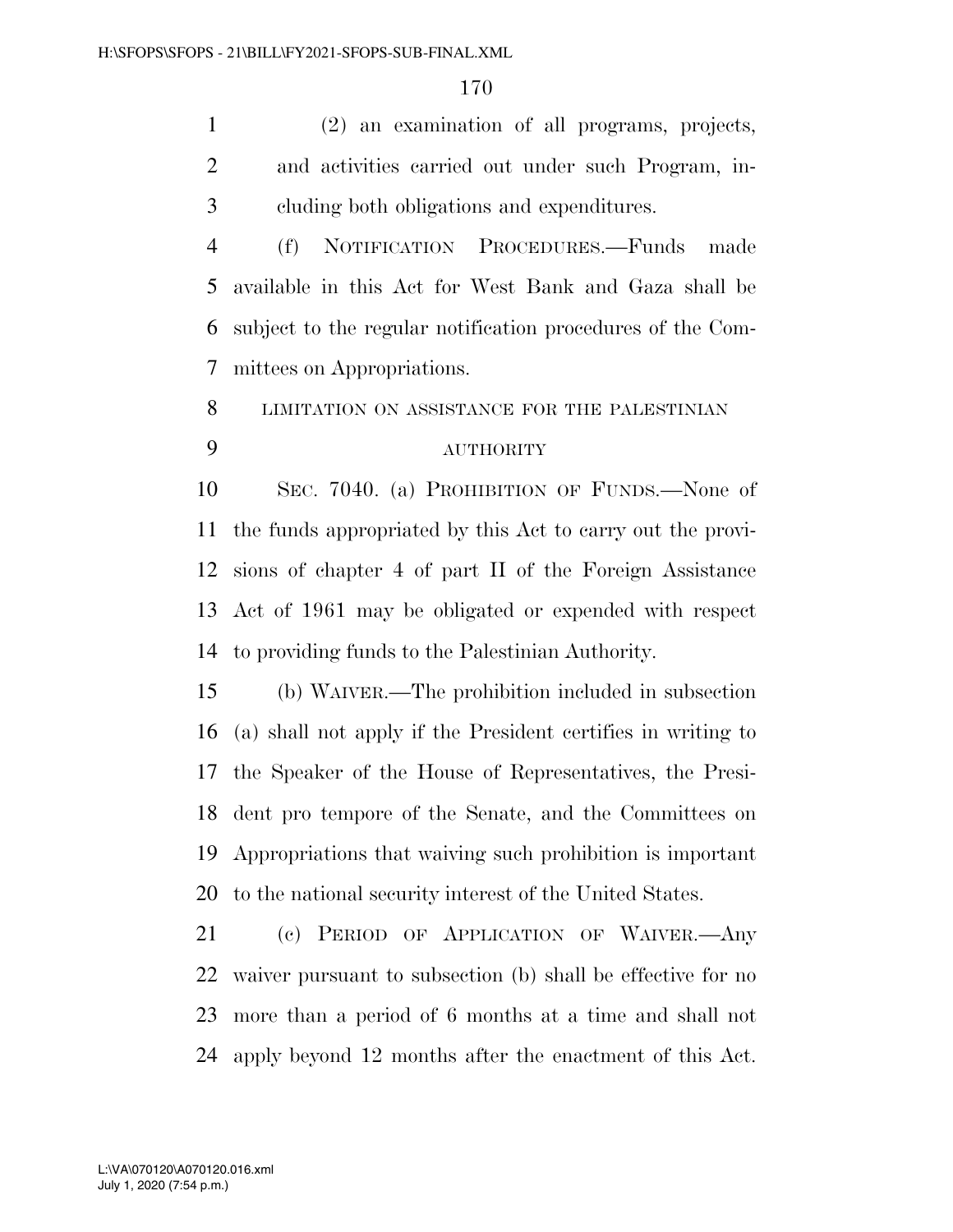(2) an examination of all programs, projects, and activities carried out under such Program, including both obligations and expenditures.

(f) NOTIFICATION PROCEDURES.—Funds made available in this Act for West Bank and Gaza shall be subject to the regular notification procedures of the Committees on Appropriations.

LIMITATION ON ASSISTANCE FOR THE PALESTINIAN AUTHORITY

SEC. 7040. (a) PROHIBITION OF FUNDS.—None of the funds appropriated by this Act to carry out the provisions of chapter 4 of part II of the Foreign Assistance Act of 1961 may be obligated or expended with respect to providing funds to the Palestinian Authority.

(b) WAIVER.—The prohibition included in subsection (a) shall not apply if the President certifies in writing to the Speaker of the House of Representatives, the President pro tempore of the Senate, and the Committees on Appropriations that waiving such prohibition is important to the national security interest of the United States.

(c) PERIOD OF APPLICATION OF WAIVER.—Any waiver pursuant to subsection (b) shall be effective for no more than a period of 6 months at a time and shall not apply beyond 12 months after the enactment of this Act.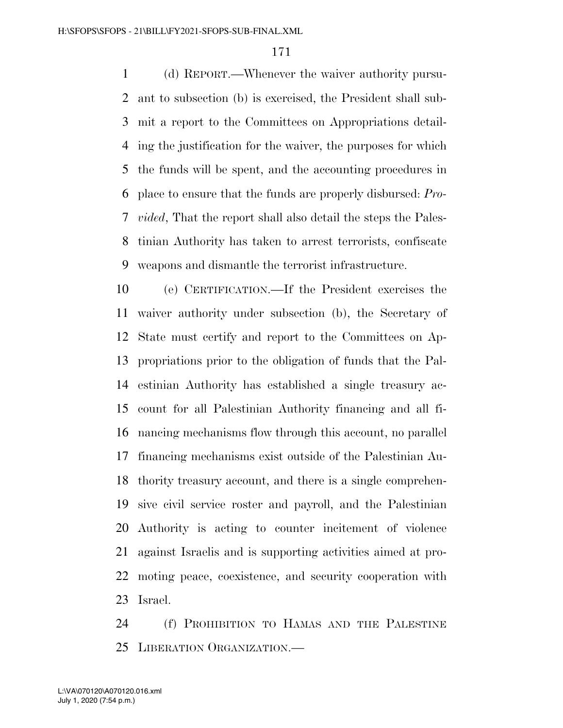(d) REPORT.—Whenever the waiver authority pursuant to subsection (b) is exercised, the President shall submit a report to the Committees on Appropriations detailing the justification for the waiver, the purposes for which the funds will be spent, and the accounting procedures in place to ensure that the funds are properly disbursed: *Provided*, That the report shall also detail the steps the Palestinian Authority has taken to arrest terrorists, confiscate weapons and dismantle the terrorist infrastructure.

(e) CERTIFICATION.—If the President exercises the waiver authority under subsection (b), the Secretary of State must certify and report to the Committees on Appropriations prior to the obligation of funds that the Palestinian Authority has established a single treasury account for all Palestinian Authority financing and all financing mechanisms flow through this account, no parallel financing mechanisms exist outside of the Palestinian Authority treasury account, and there is a single comprehensive civil service roster and payroll, and the Palestinian Authority is acting to counter incitement of violence against Israelis and is supporting activities aimed at promoting peace, coexistence, and security cooperation with Israel.

(f) PROHIBITION TO HAMAS AND THE PALESTINE LIBERATION ORGANIZATION.—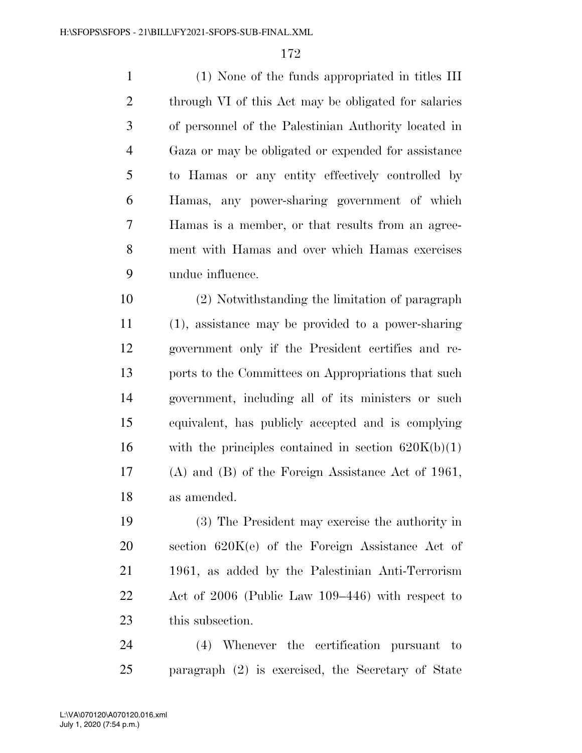(1) None of the funds appropriated in titles III through VI of this Act may be obligated for salaries of personnel of the Palestinian Authority located in Gaza or may be obligated or expended for assistance to Hamas or any entity effectively controlled by Hamas, any power-sharing government of which Hamas is a member, or that results from an agreement with Hamas and over which Hamas exercises undue influence.

(2) Notwithstanding the limitation of paragraph (1), assistance may be provided to a power-sharing government only if the President certifies and reports to the Committees on Appropriations that such government, including all of its ministers or such equivalent, has publicly accepted and is complying with the principles contained in section 620K(b)(1) (A) and (B) of the Foreign Assistance Act of 1961, as amended.

(3) The President may exercise the authority in section 620K(e) of the Foreign Assistance Act of 1961, as added by the Palestinian Anti-Terrorism Act of 2006 (Public Law 109–446) with respect to this subsection.

(4) Whenever the certification pursuant to paragraph (2) is exercised, the Secretary of State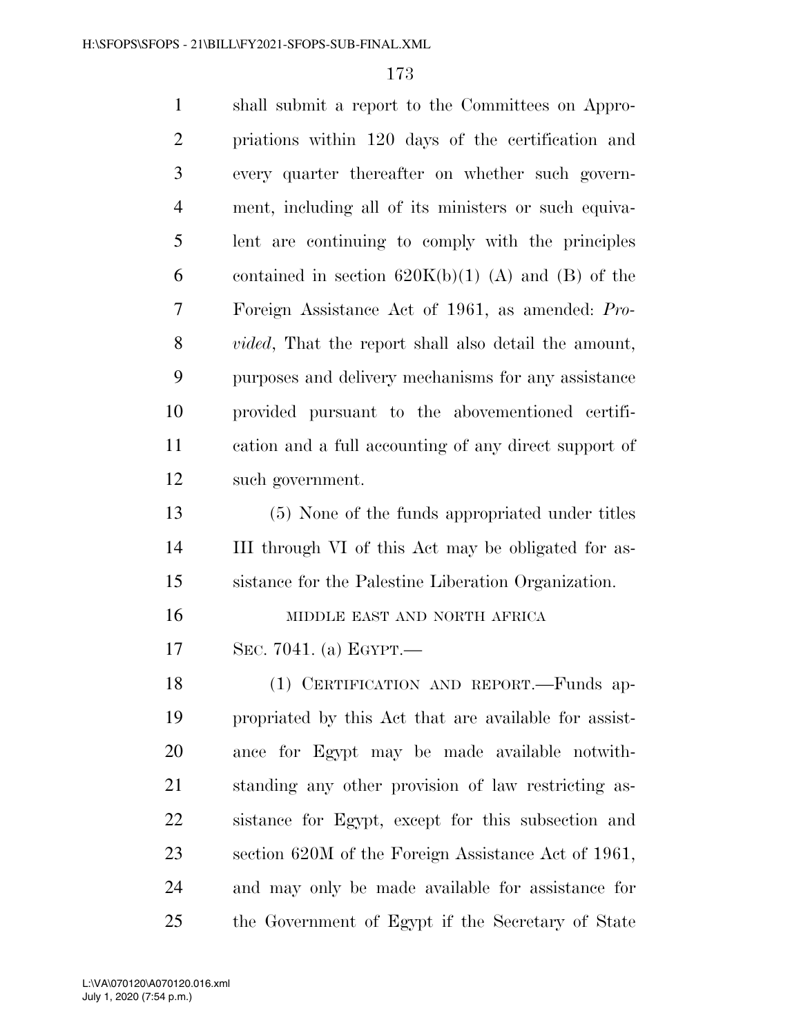shall submit a report to the Committees on Appropriations within 120 days of the certification and every quarter thereafter on whether such government, including all of its ministers or such equivalent are continuing to comply with the principles contained in section 620K(b)(1) (A) and (B) of the Foreign Assistance Act of 1961, as amended: *Provided*, That the report shall also detail the amount, purposes and delivery mechanisms for any assistance provided pursuant to the abovementioned certification and a full accounting of any direct support of such government.

(5) None of the funds appropriated under titles III through VI of this Act may be obligated for assistance for the Palestine Liberation Organization.

MIDDLE EAST AND NORTH AFRICA

SEC. 7041. (a) EGYPT.—

(1) CERTIFICATION AND REPORT.—Funds appropriated by this Act that are available for assistance for Egypt may be made available notwithstanding any other provision of law restricting assistance for Egypt, except for this subsection and section 620M of the Foreign Assistance Act of 1961, and may only be made available for assistance for the Government of Egypt if the Secretary of State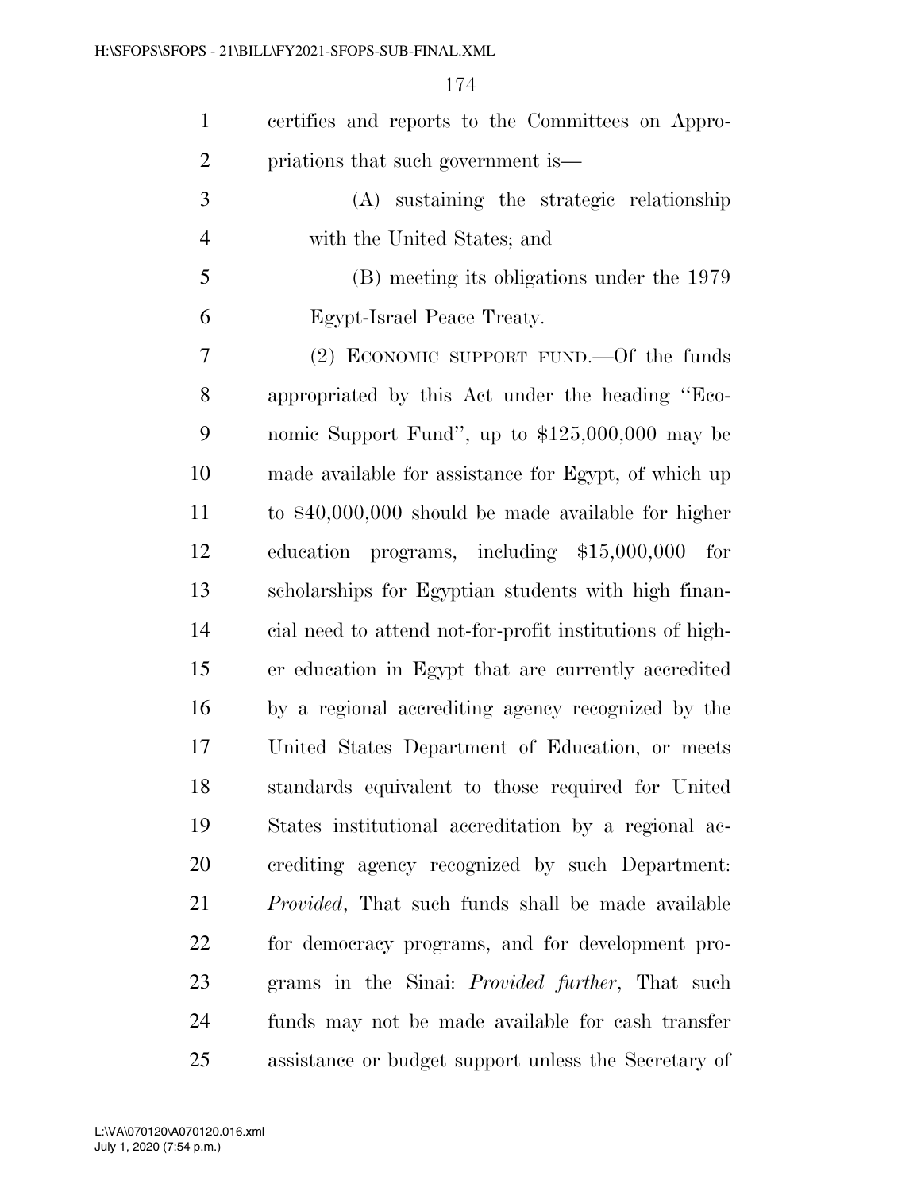certifies and reports to the Committees on Appropriations that such government is—

(A) sustaining the strategic relationship with the United States; and

(B) meeting its obligations under the 1979 Egypt-Israel Peace Treaty.

(2) ECONOMIC SUPPORT FUND.—Of the funds appropriated by this Act under the heading "Economic Support Fund", up to $125,000,000 may be made available for assistance for Egypt, of which up to $40,000,000 should be made available for higher education programs, including $15,000,000 for scholarships for Egyptian students with high financial need to attend not-for-profit institutions of higher education in Egypt that are currently accredited by a regional accrediting agency recognized by the United States Department of Education, or meets standards equivalent to those required for United States institutional accreditation by a regional accrediting agency recognized by such Department: *Provided*, That such funds shall be made available for democracy programs, and for development programs in the Sinai: *Provided further*, That such funds may not be made available for cash transfer assistance or budget support unless the Secretary of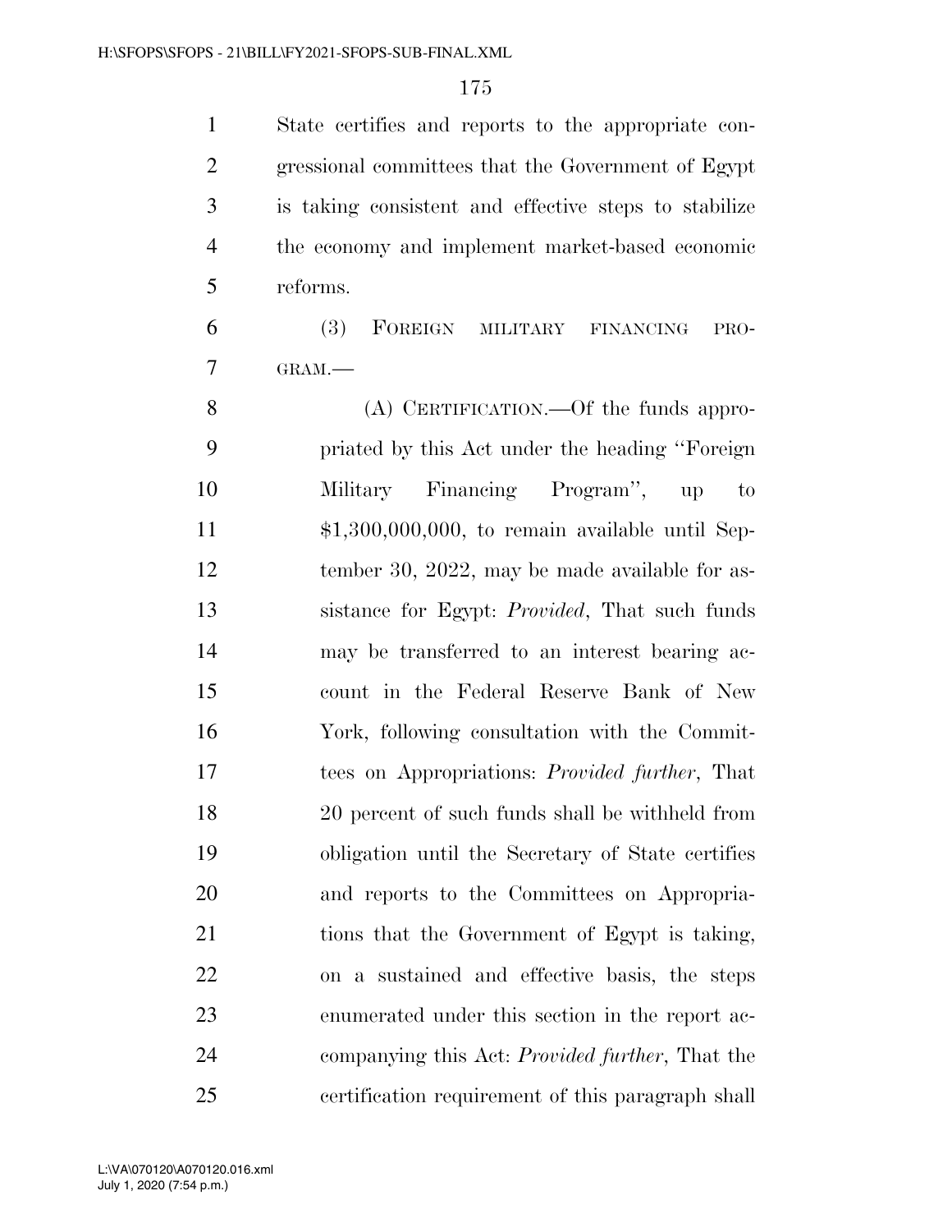State certifies and reports to the appropriate congressional committees that the Government of Egypt is taking consistent and effective steps to stabilize the economy and implement market-based economic reforms.

(3) FOREIGN MILITARY FINANCING PROGRAM.—

(A) CERTIFICATION.—Of the funds appropriated by this Act under the heading "Foreign Military Financing Program", up to $1,300,000,000, to remain available until September 30, 2022, may be made available for assistance for Egypt: *Provided*, That such funds may be transferred to an interest bearing account in the Federal Reserve Bank of New York, following consultation with the Committees on Appropriations: *Provided further*, That 20 percent of such funds shall be withheld from obligation until the Secretary of State certifies and reports to the Committees on Appropriations that the Government of Egypt is taking, on a sustained and effective basis, the steps enumerated under this section in the report accompanying this Act: *Provided further*, That the certification requirement of this paragraph shall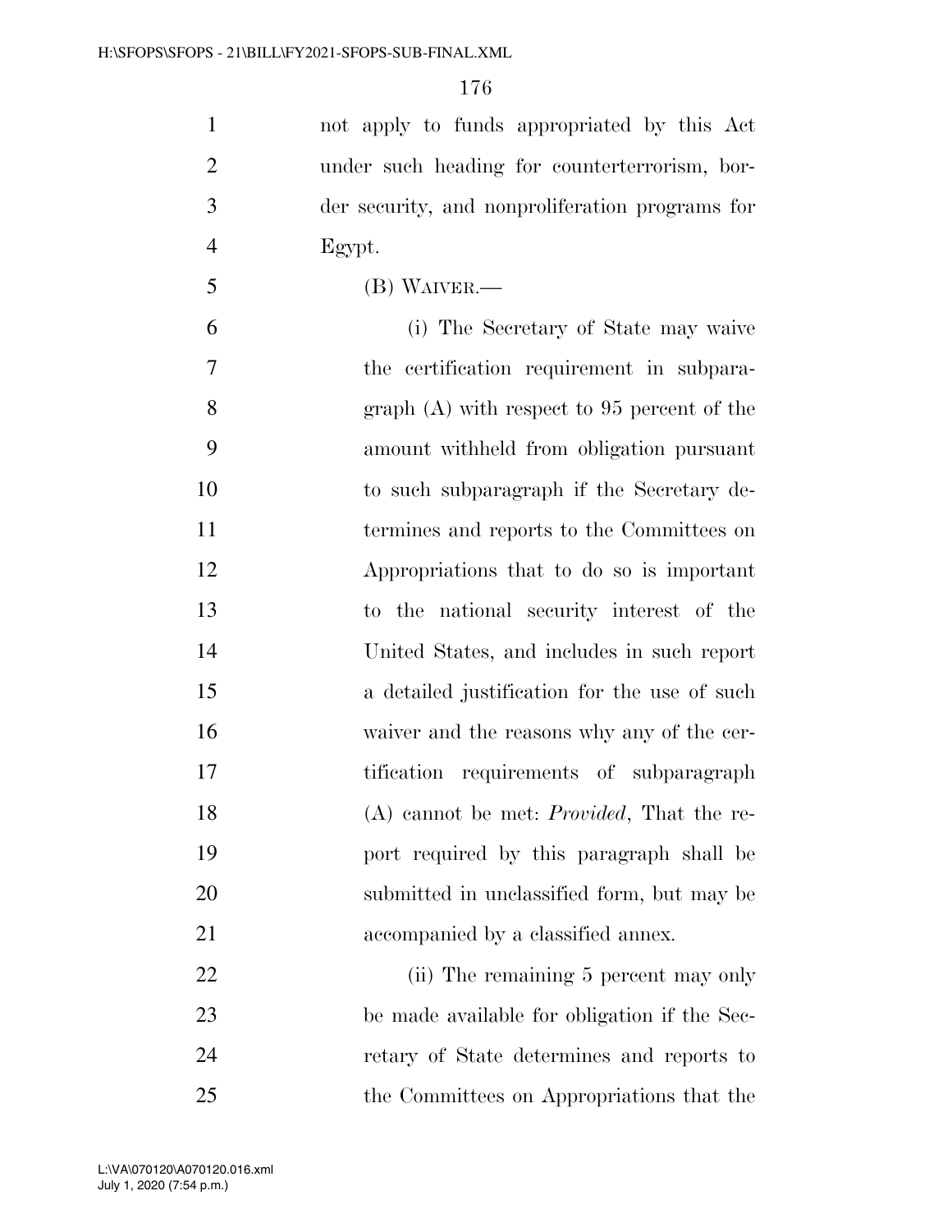not apply to funds appropriated by this Act under such heading for counterterrorism, border security, and nonproliferation programs for Egypt.

(B) WAIVER.—

(i) The Secretary of State may waive the certification requirement in subparagraph (A) with respect to 95 percent of the amount withheld from obligation pursuant to such subparagraph if the Secretary determines and reports to the Committees on Appropriations that to do so is important to the national security interest of the United States, and includes in such report a detailed justification for the use of such waiver and the reasons why any of the certification requirements of subparagraph (A) cannot be met: *Provided*, That the report required by this paragraph shall be submitted in unclassified form, but may be accompanied by a classified annex.

(ii) The remaining 5 percent may only be made available for obligation if the Secretary of State determines and reports to the Committees on Appropriations that the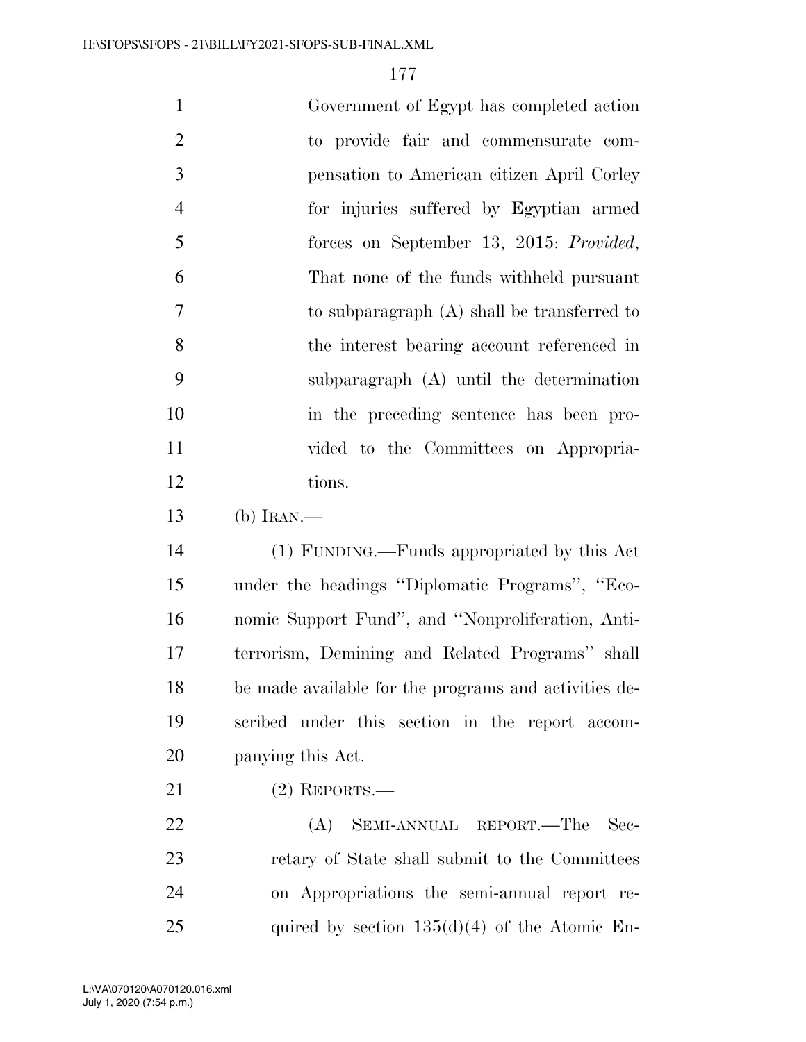Government of Egypt has completed action to provide fair and commensurate compensation to American citizen April Corley for injuries suffered by Egyptian armed forces on September 13, 2015: *Provided*, That none of the funds withheld pursuant to subparagraph (A) shall be transferred to the interest bearing account referenced in subparagraph (A) until the determination in the preceding sentence has been provided to the Committees on Appropriations.

(b) IRAN.—

(1) FUNDING.—Funds appropriated by this Act under the headings ''Diplomatic Programs'', ''Economic Support Fund'', and ''Nonproliferation, Antiterrorism, Demining and Related Programs'' shall be made available for the programs and activities described under this section in the report accompanying this Act.

(2) REPORTS.—

(A) SEMI-ANNUAL REPORT.—The Secretary of State shall submit to the Committees on Appropriations the semi-annual report required by section 135(d)(4) of the Atomic En-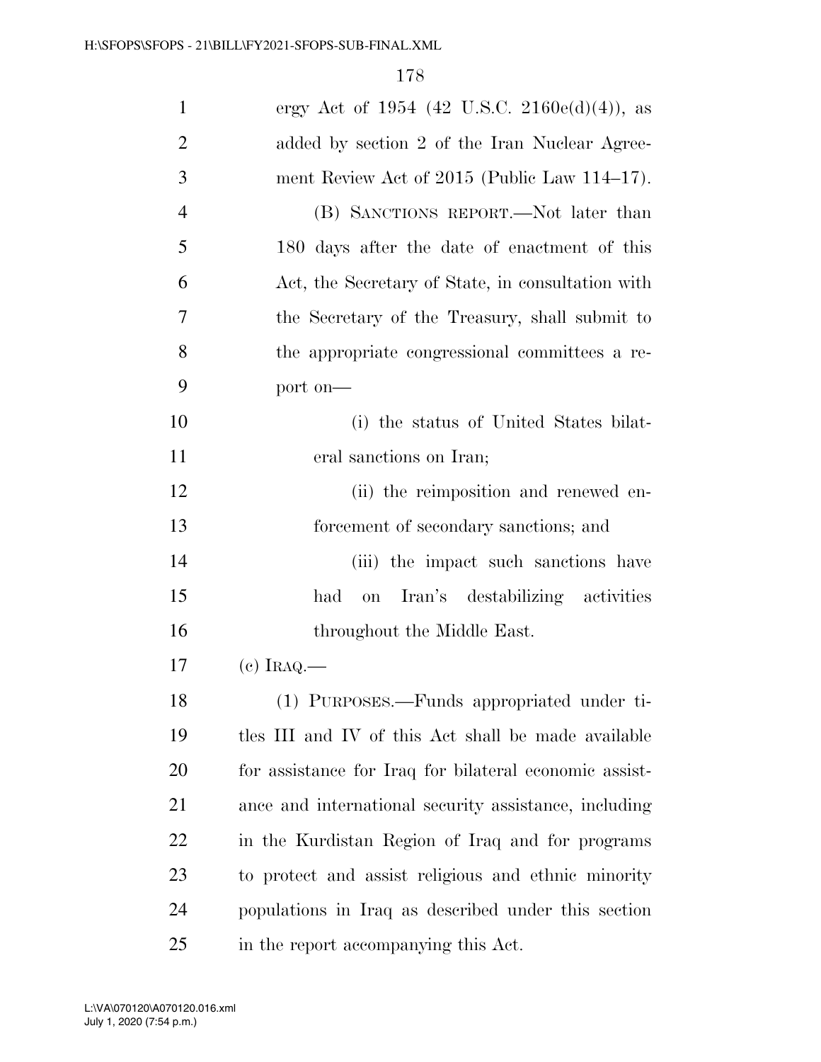ergy Act of 1954 (42 U.S.C. 2160e(d)(4)), as added by section 2 of the Iran Nuclear Agreement Review Act of 2015 (Public Law 114–17).

(B) SANCTIONS REPORT.—Not later than 180 days after the date of enactment of this Act, the Secretary of State, in consultation with the Secretary of the Treasury, shall submit to the appropriate congressional committees a report on—

(i) the status of United States bilateral sanctions on Iran;

(ii) the reimposition and renewed enforcement of secondary sanctions; and

(iii) the impact such sanctions have had on Iran's destabilizing activities throughout the Middle East.

(c) IRAQ.—

(1) PURPOSES.—Funds appropriated under titles III and IV of this Act shall be made available for assistance for Iraq for bilateral economic assistance and international security assistance, including in the Kurdistan Region of Iraq and for programs to protect and assist religious and ethnic minority populations in Iraq as described under this section in the report accompanying this Act.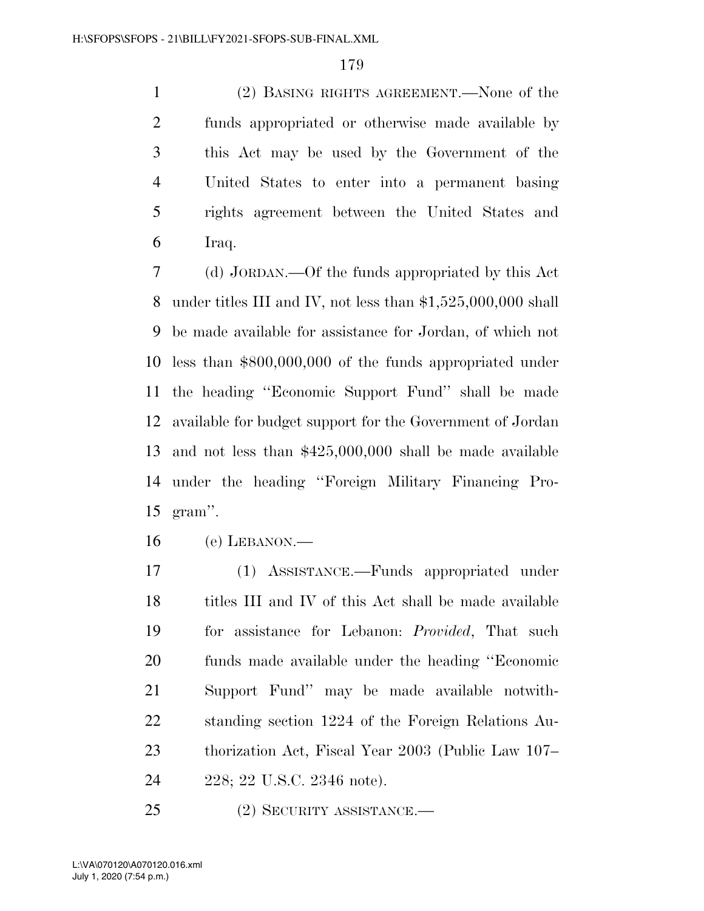(2) BASING RIGHTS AGREEMENT.—None of the funds appropriated or otherwise made available by this Act may be used by the Government of the United States to enter into a permanent basing rights agreement between the United States and Iraq.

(d) JORDAN.—Of the funds appropriated by this Act under titles III and IV, not less than $1,525,000,000 shall be made available for assistance for Jordan, of which not less than $800,000,000 of the funds appropriated under the heading ''Economic Support Fund'' shall be made available for budget support for the Government of Jordan and not less than $425,000,000 shall be made available under the heading ''Foreign Military Financing Program''.

(e) LEBANON.—

(1) ASSISTANCE.—Funds appropriated under titles III and IV of this Act shall be made available for assistance for Lebanon: *Provided*, That such funds made available under the heading ''Economic Support Fund'' may be made available notwithstanding section 1224 of the Foreign Relations Authorization Act, Fiscal Year 2003 (Public Law 107–228; 22 U.S.C. 2346 note).

(2) SECURITY ASSISTANCE.—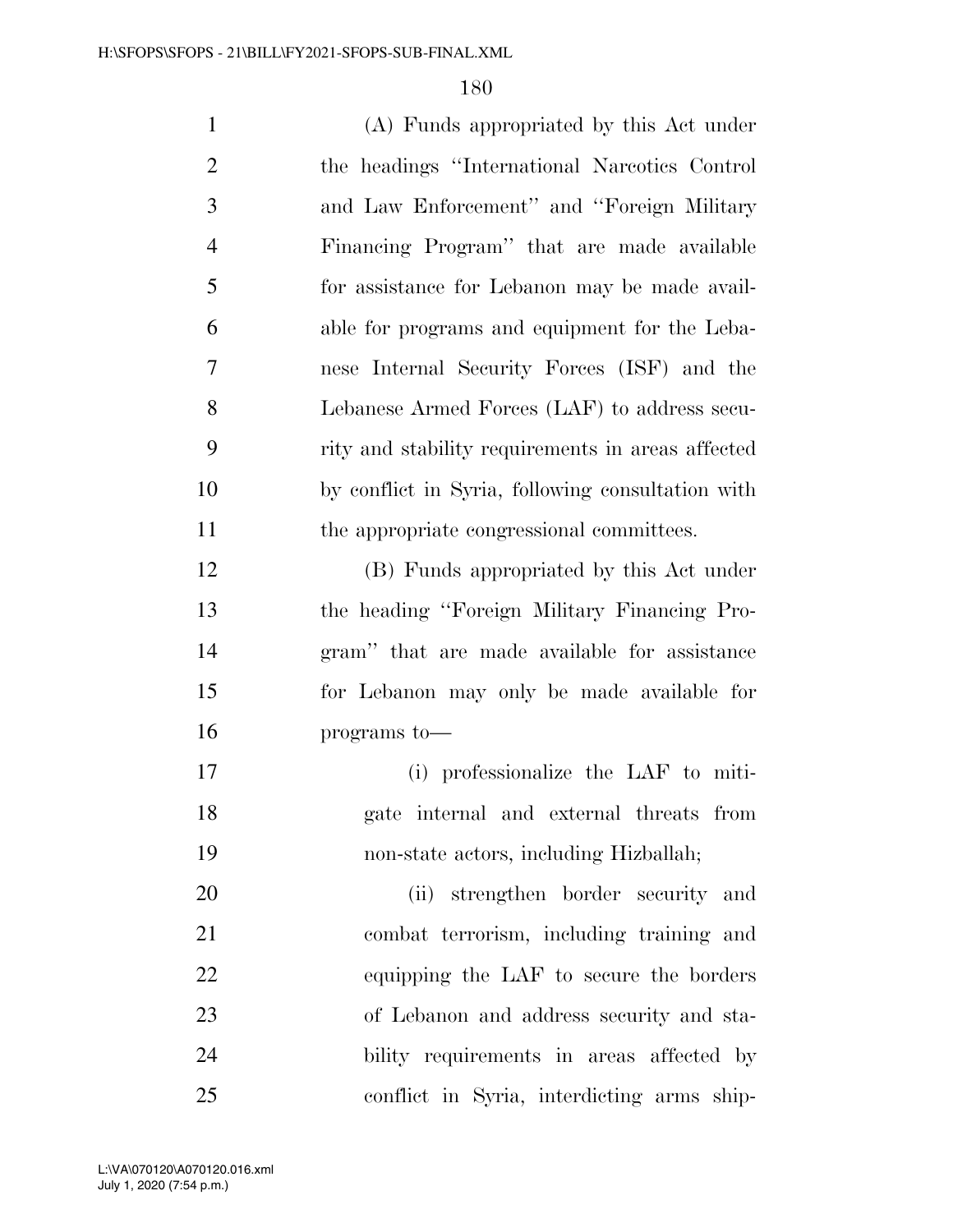(A) Funds appropriated by this Act under the headings ''International Narcotics Control and Law Enforcement'' and ''Foreign Military Financing Program'' that are made available for assistance for Lebanon may be made available for programs and equipment for the Lebanese Internal Security Forces (ISF) and the Lebanese Armed Forces (LAF) to address security and stability requirements in areas affected by conflict in Syria, following consultation with the appropriate congressional committees.

(B) Funds appropriated by this Act under the heading ''Foreign Military Financing Program'' that are made available for assistance for Lebanon may only be made available for programs to—

(i) professionalize the LAF to mitigate internal and external threats from non-state actors, including Hizballah;

(ii) strengthen border security and combat terrorism, including training and equipping the LAF to secure the borders of Lebanon and address security and stability requirements in areas affected by conflict in Syria, interdicting arms ship-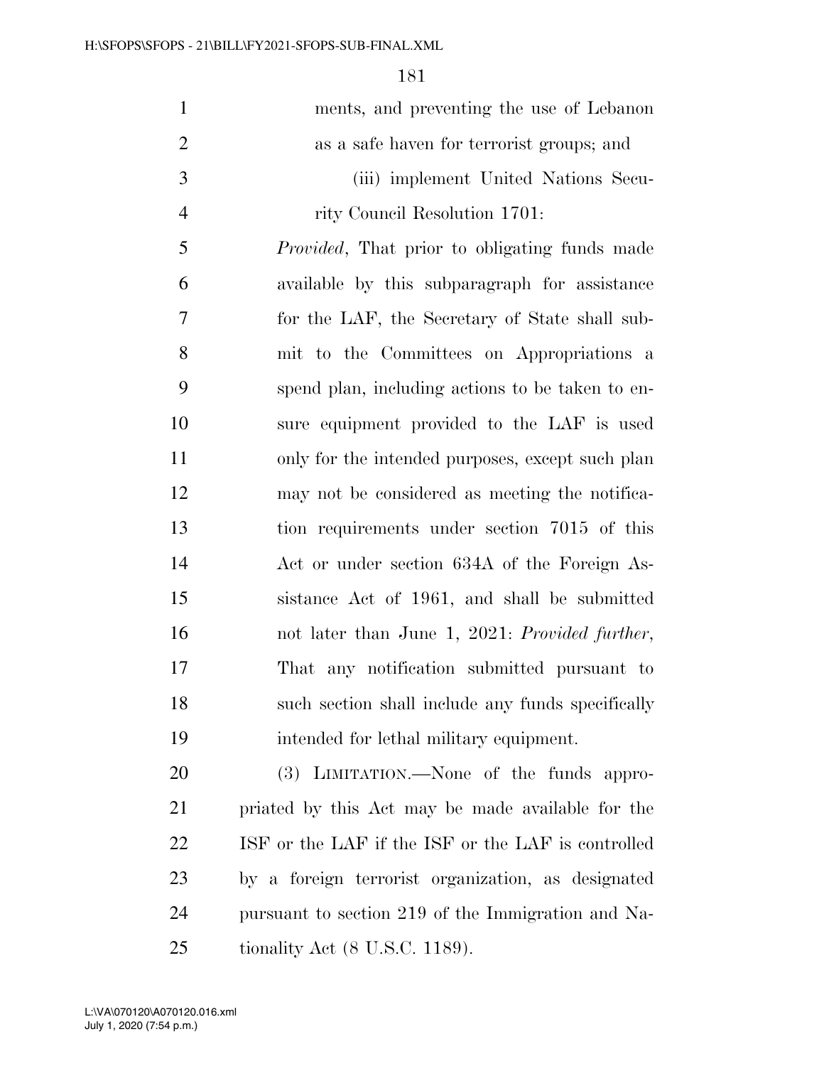ments, and preventing the use of Lebanon as a safe haven for terrorist groups; and

(iii) implement United Nations Security Council Resolution 1701:

*Provided*, That prior to obligating funds made available by this subparagraph for assistance for the LAF, the Secretary of State shall submit to the Committees on Appropriations a spend plan, including actions to be taken to ensure equipment provided to the LAF is used only for the intended purposes, except such plan may not be considered as meeting the notification requirements under section 7015 of this Act or under section 634A of the Foreign Assistance Act of 1961, and shall be submitted not later than June 1, 2021: *Provided further*, That any notification submitted pursuant to such section shall include any funds specifically intended for lethal military equipment.

(3) LIMITATION.—None of the funds appropriated by this Act may be made available for the ISF or the LAF if the ISF or the LAF is controlled by a foreign terrorist organization, as designated pursuant to section 219 of the Immigration and Nationality Act (8 U.S.C. 1189).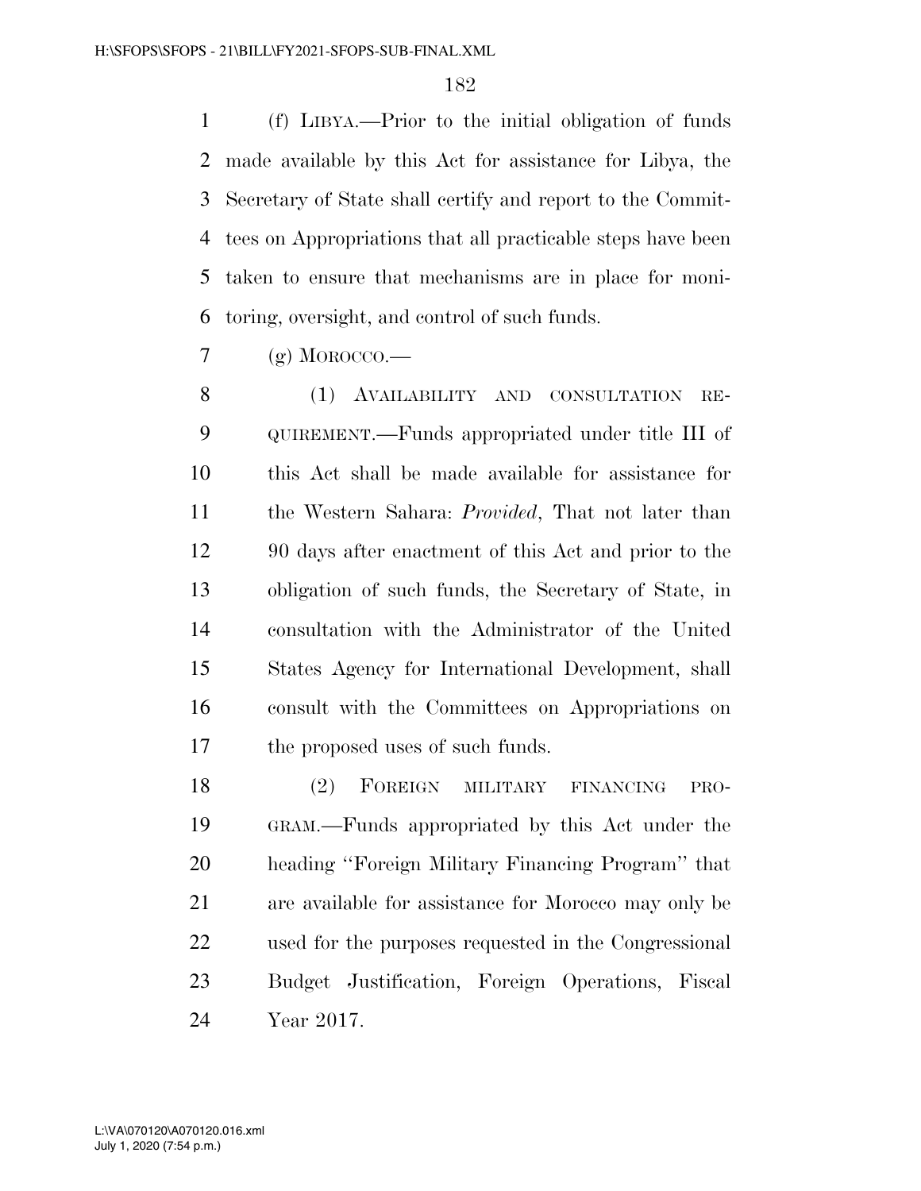(f) LIBYA.—Prior to the initial obligation of funds made available by this Act for assistance for Libya, the Secretary of State shall certify and report to the Committees on Appropriations that all practicable steps have been taken to ensure that mechanisms are in place for monitoring, oversight, and control of such funds.

(g) MOROCCO.—

(1) AVAILABILITY AND CONSULTATION REQUIREMENT.—Funds appropriated under title III of this Act shall be made available for assistance for the Western Sahara: *Provided*, That not later than 90 days after enactment of this Act and prior to the obligation of such funds, the Secretary of State, in consultation with the Administrator of the United States Agency for International Development, shall consult with the Committees on Appropriations on the proposed uses of such funds.

(2) FOREIGN MILITARY FINANCING PROGRAM.—Funds appropriated by this Act under the heading ''Foreign Military Financing Program'' that are available for assistance for Morocco may only be used for the purposes requested in the Congressional Budget Justification, Foreign Operations, Fiscal Year 2017.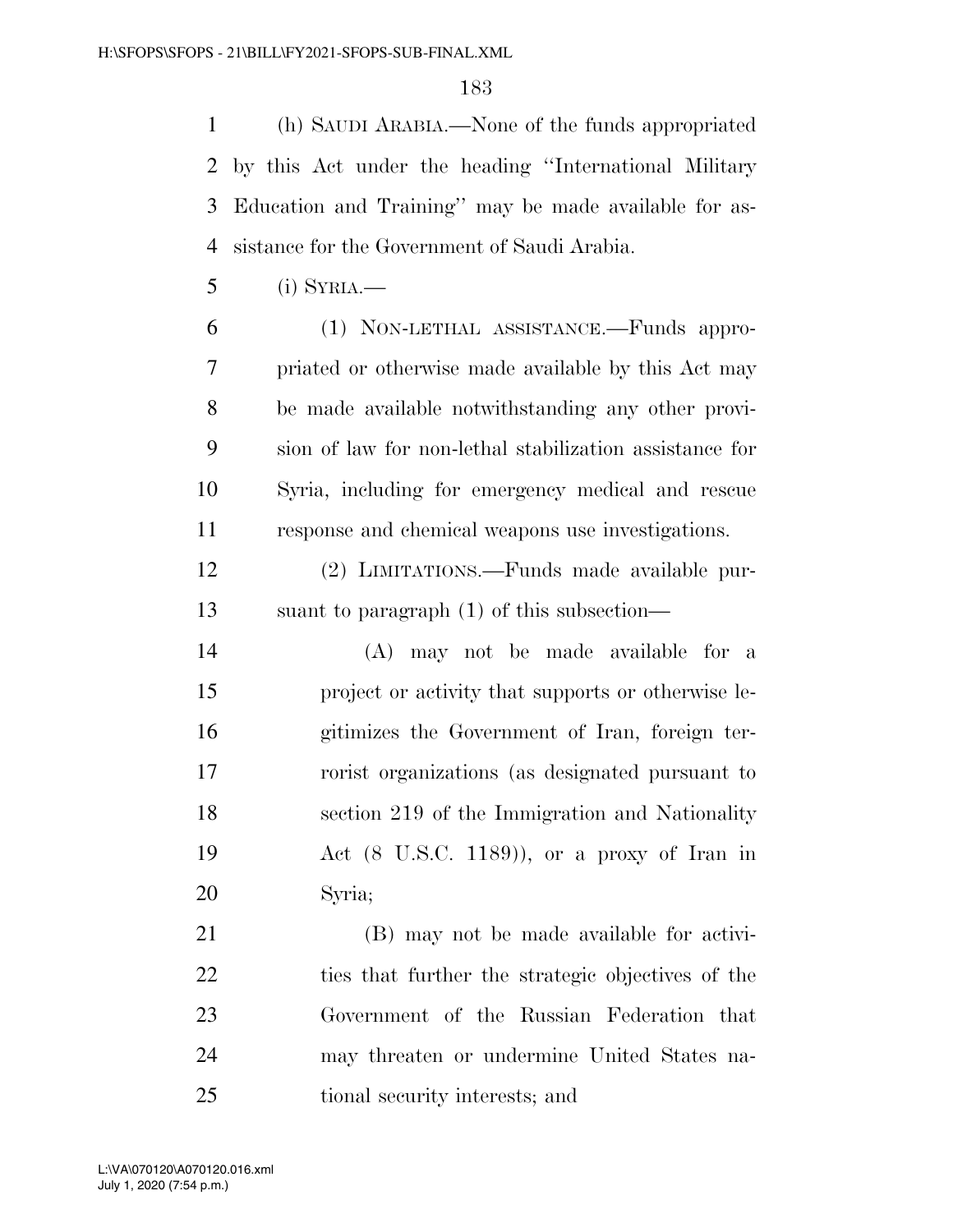(h) SAUDI ARABIA.—None of the funds appropriated by this Act under the heading ''International Military Education and Training'' may be made available for assistance for the Government of Saudi Arabia.

(i) SYRIA.—

(1) NON-LETHAL ASSISTANCE.—Funds appropriated or otherwise made available by this Act may be made available notwithstanding any other provision of law for non-lethal stabilization assistance for Syria, including for emergency medical and rescue response and chemical weapons use investigations.

(2) LIMITATIONS.—Funds made available pursuant to paragraph (1) of this subsection—

(A) may not be made available for a project or activity that supports or otherwise legitimizes the Government of Iran, foreign terrorist organizations (as designated pursuant to section 219 of the Immigration and Nationality Act (8 U.S.C. 1189)), or a proxy of Iran in Syria;

(B) may not be made available for activities that further the strategic objectives of the Government of the Russian Federation that may threaten or undermine United States national security interests; and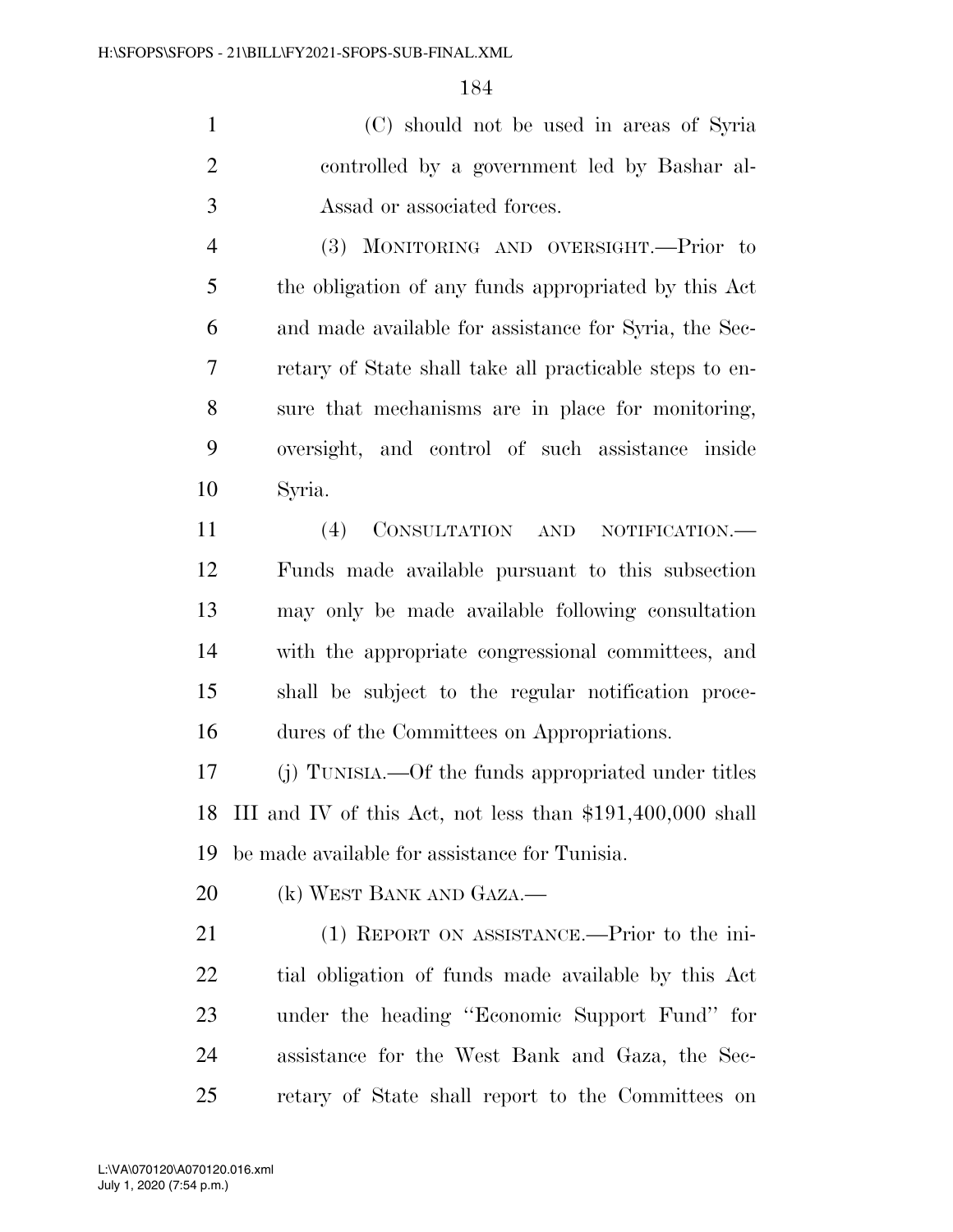(C) should not be used in areas of Syria controlled by a government led by Bashar al-Assad or associated forces.

(3) MONITORING AND OVERSIGHT.—Prior to the obligation of any funds appropriated by this Act and made available for assistance for Syria, the Secretary of State shall take all practicable steps to ensure that mechanisms are in place for monitoring, oversight, and control of such assistance inside Syria.

(4) CONSULTATION AND NOTIFICATION.—Funds made available pursuant to this subsection may only be made available following consultation with the appropriate congressional committees, and shall be subject to the regular notification procedures of the Committees on Appropriations.

(j) TUNISIA.—Of the funds appropriated under titles III and IV of this Act, not less than $191,400,000 shall be made available for assistance for Tunisia.

(k) WEST BANK AND GAZA.—

(1) REPORT ON ASSISTANCE.—Prior to the initial obligation of funds made available by this Act under the heading ''Economic Support Fund'' for assistance for the West Bank and Gaza, the Secretary of State shall report to the Committees on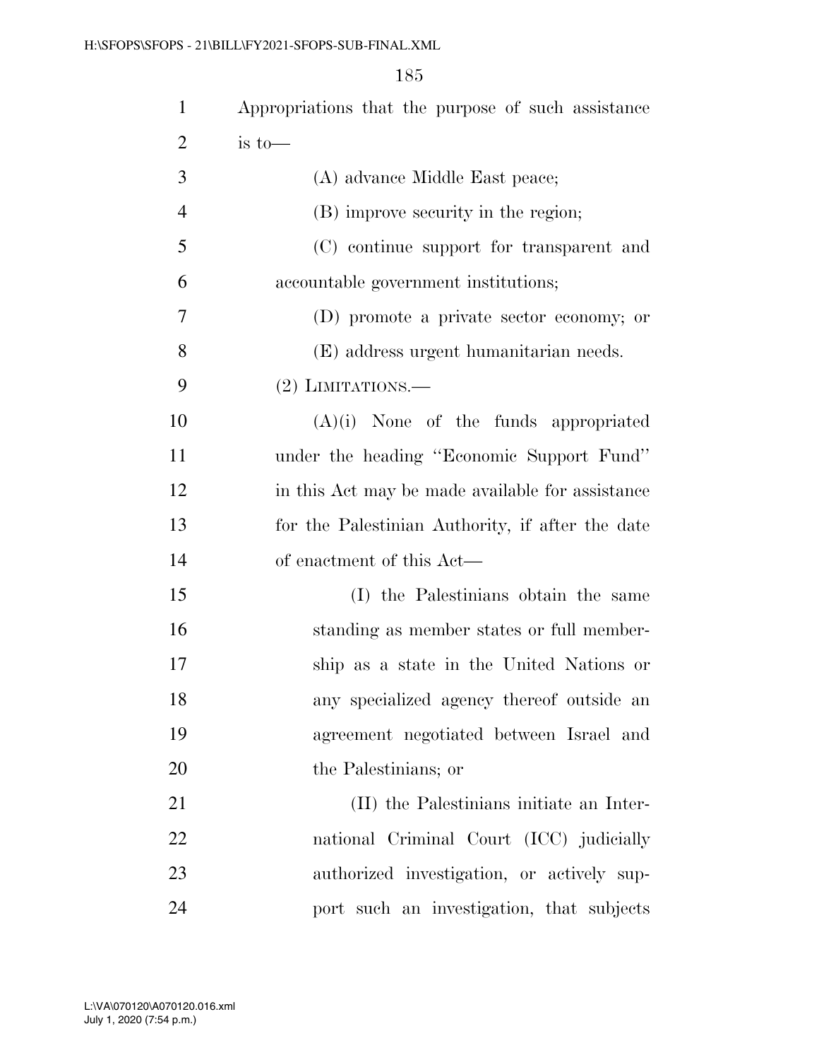Appropriations that the purpose of such assistance is to—

(A) advance Middle East peace;

(B) improve security in the region;

(C) continue support for transparent and accountable government institutions;

(D) promote a private sector economy; or

(E) address urgent humanitarian needs.

(2) LIMITATIONS.—

(A)(i) None of the funds appropriated under the heading ''Economic Support Fund'' in this Act may be made available for assistance for the Palestinian Authority, if after the date of enactment of this Act—

(I) the Palestinians obtain the same standing as member states or full membership as a state in the United Nations or any specialized agency thereof outside an agreement negotiated between Israel and the Palestinians; or

(II) the Palestinians initiate an International Criminal Court (ICC) judicially authorized investigation, or actively support such an investigation, that subjects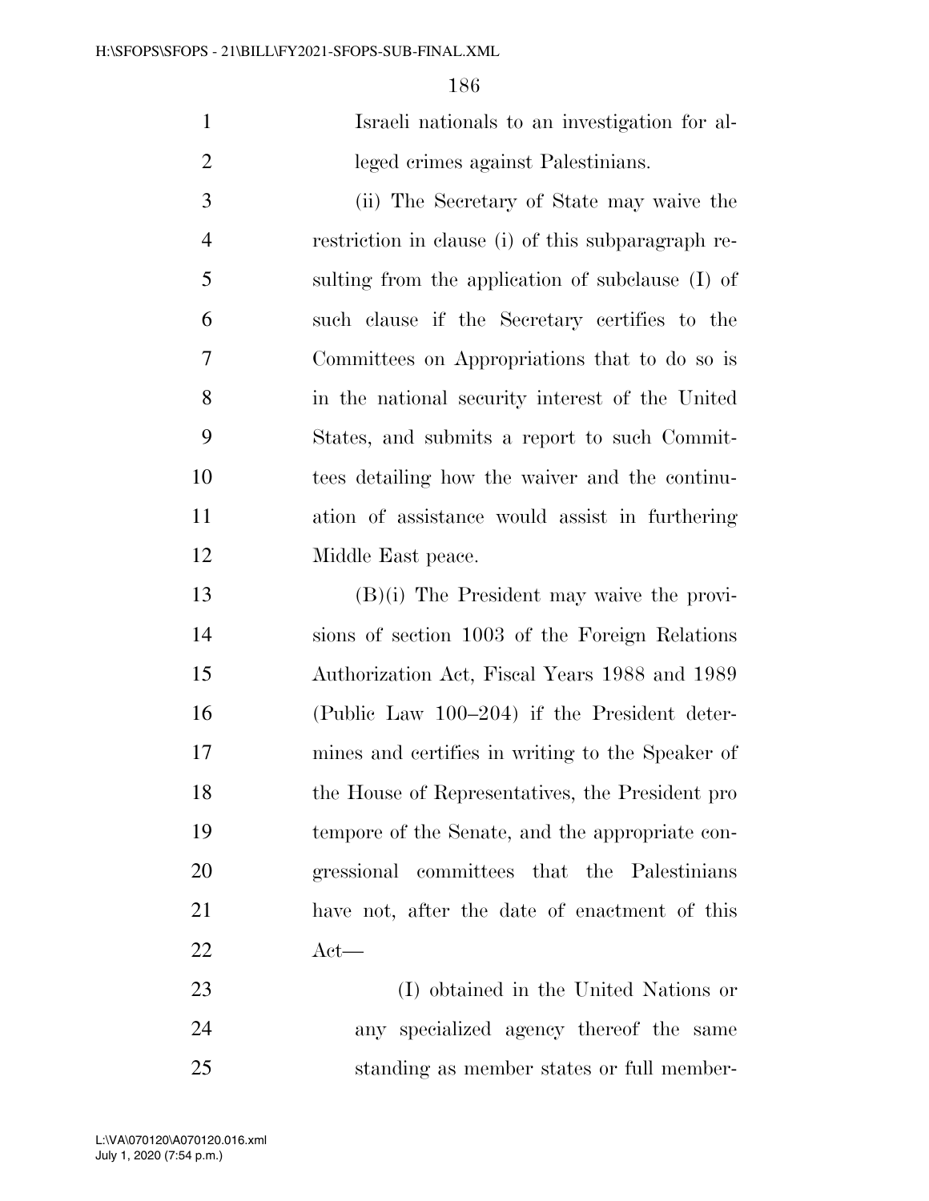Israeli nationals to an investigation for alleged crimes against Palestinians.

(ii) The Secretary of State may waive the restriction in clause (i) of this subparagraph resulting from the application of subclause (I) of such clause if the Secretary certifies to the Committees on Appropriations that to do so is in the national security interest of the United States, and submits a report to such Committees detailing how the waiver and the continuation of assistance would assist in furthering Middle East peace.

(B)(i) The President may waive the provisions of section 1003 of the Foreign Relations Authorization Act, Fiscal Years 1988 and 1989 (Public Law 100–204) if the President determines and certifies in writing to the Speaker of the House of Representatives, the President pro tempore of the Senate, and the appropriate congressional committees that the Palestinians have not, after the date of enactment of this Act—

(I) obtained in the United Nations or any specialized agency thereof the same standing as member states or full member-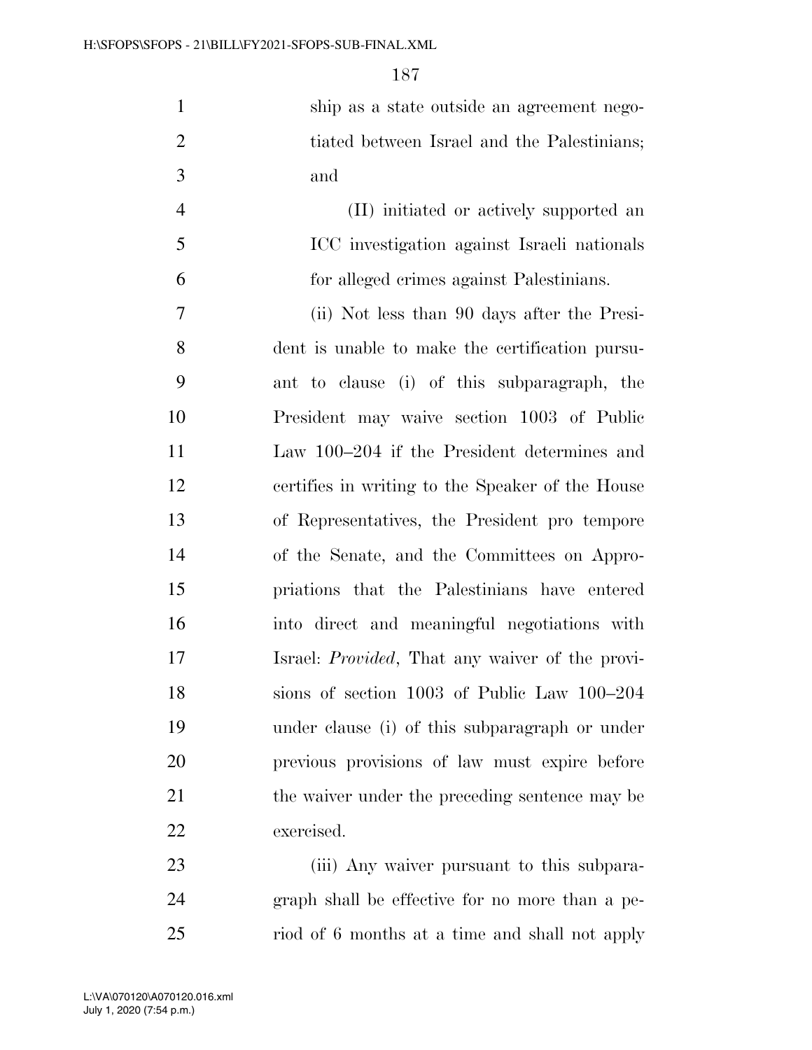ship as a state outside an agreement negotiated between Israel and the Palestinians; and

(II) initiated or actively supported an ICC investigation against Israeli nationals for alleged crimes against Palestinians.

(ii) Not less than 90 days after the President is unable to make the certification pursuant to clause (i) of this subparagraph, the President may waive section 1003 of Public Law 100–204 if the President determines and certifies in writing to the Speaker of the House of Representatives, the President pro tempore of the Senate, and the Committees on Appropriations that the Palestinians have entered into direct and meaningful negotiations with Israel: *Provided*, That any waiver of the provisions of section 1003 of Public Law 100–204 under clause (i) of this subparagraph or under previous provisions of law must expire before the waiver under the preceding sentence may be exercised.

(iii) Any waiver pursuant to this subparagraph shall be effective for no more than a period of 6 months at a time and shall not apply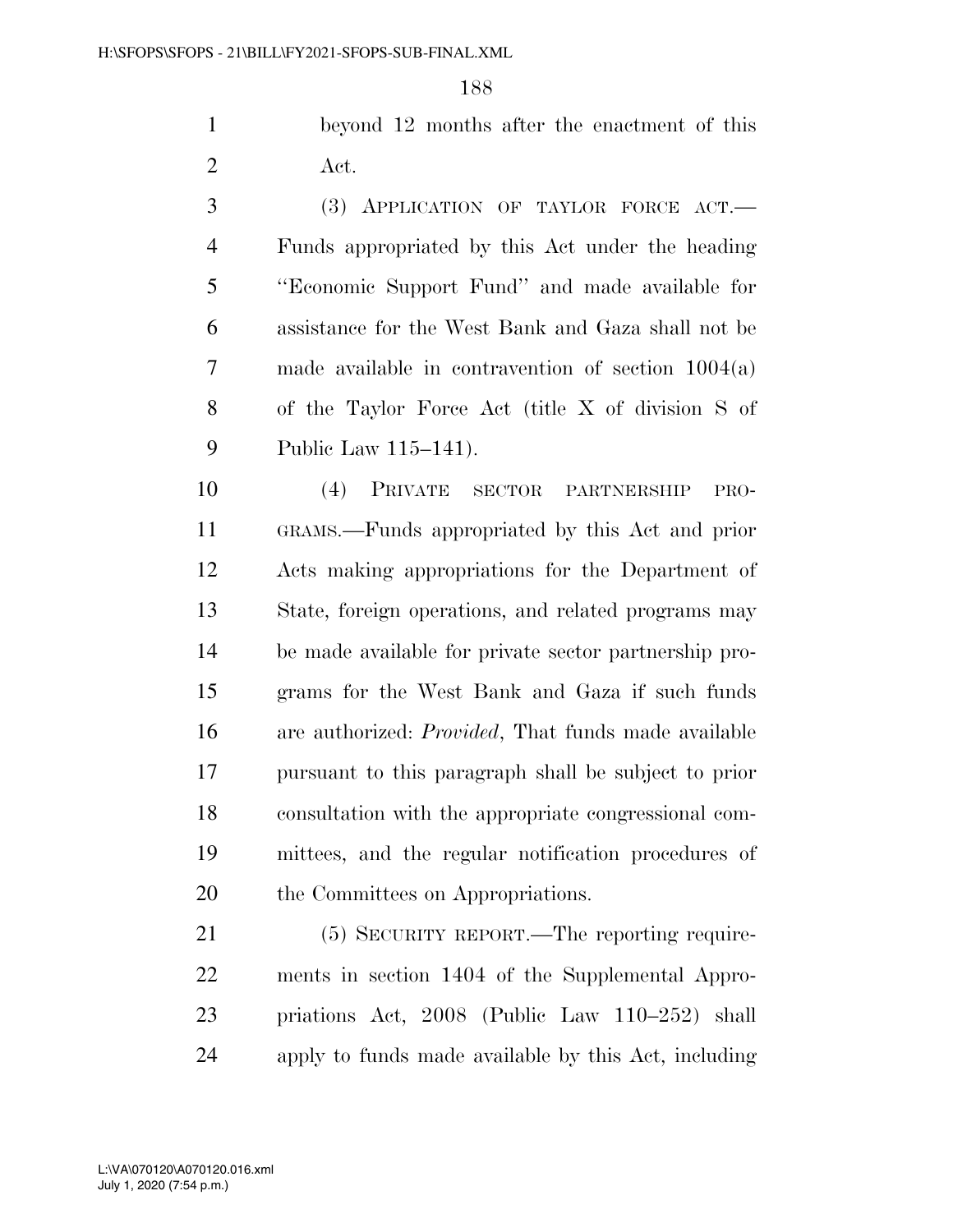beyond 12 months after the enactment of this Act.

(3) APPLICATION OF TAYLOR FORCE ACT.—Funds appropriated by this Act under the heading "Economic Support Fund" and made available for assistance for the West Bank and Gaza shall not be made available in contravention of section 1004(a) of the Taylor Force Act (title X of division S of Public Law 115–141).

(4) PRIVATE SECTOR PARTNERSHIP PROGRAMS.—Funds appropriated by this Act and prior Acts making appropriations for the Department of State, foreign operations, and related programs may be made available for private sector partnership programs for the West Bank and Gaza if such funds are authorized: *Provided*, That funds made available pursuant to this paragraph shall be subject to prior consultation with the appropriate congressional committees, and the regular notification procedures of the Committees on Appropriations.

(5) SECURITY REPORT.—The reporting requirements in section 1404 of the Supplemental Appropriations Act, 2008 (Public Law 110–252) shall apply to funds made available by this Act, including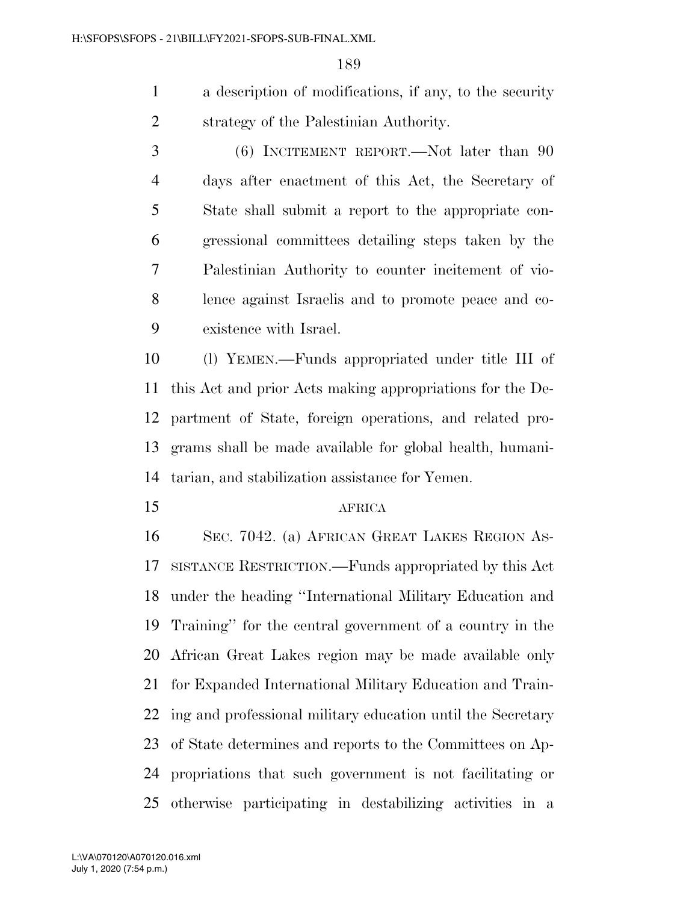a description of modifications, if any, to the security strategy of the Palestinian Authority.

(6) INCITEMENT REPORT.—Not later than 90 days after enactment of this Act, the Secretary of State shall submit a report to the appropriate congressional committees detailing steps taken by the Palestinian Authority to counter incitement of violence against Israelis and to promote peace and coexistence with Israel.

(l) YEMEN.—Funds appropriated under title III of this Act and prior Acts making appropriations for the Department of State, foreign operations, and related programs shall be made available for global health, humanitarian, and stabilization assistance for Yemen.

AFRICA

SEC. 7042. (a) AFRICAN GREAT LAKES REGION ASSISTANCE RESTRICTION.—Funds appropriated by this Act under the heading ''International Military Education and Training'' for the central government of a country in the African Great Lakes region may be made available only for Expanded International Military Education and Training and professional military education until the Secretary of State determines and reports to the Committees on Appropriations that such government is not facilitating or otherwise participating in destabilizing activities in a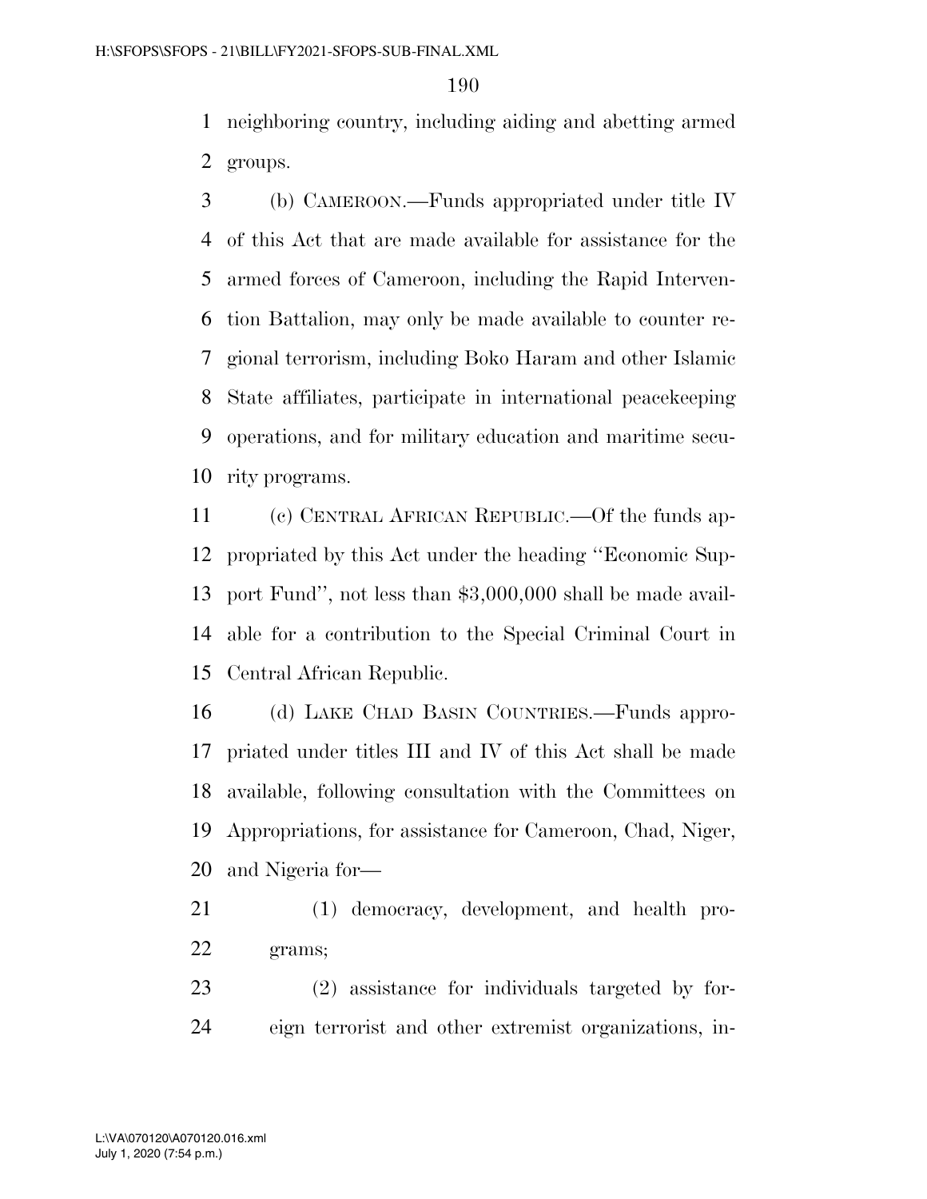neighboring country, including aiding and abetting armed groups.

(b) CAMEROON.—Funds appropriated under title IV of this Act that are made available for assistance for the armed forces of Cameroon, including the Rapid Intervention Battalion, may only be made available to counter regional terrorism, including Boko Haram and other Islamic State affiliates, participate in international peacekeeping operations, and for military education and maritime security programs.

(c) CENTRAL AFRICAN REPUBLIC.—Of the funds appropriated by this Act under the heading ''Economic Support Fund'', not less than $3,000,000 shall be made available for a contribution to the Special Criminal Court in Central African Republic.

(d) LAKE CHAD BASIN COUNTRIES.—Funds appropriated under titles III and IV of this Act shall be made available, following consultation with the Committees on Appropriations, for assistance for Cameroon, Chad, Niger, and Nigeria for—

(1) democracy, development, and health programs;

(2) assistance for individuals targeted by foreign terrorist and other extremist organizations, in-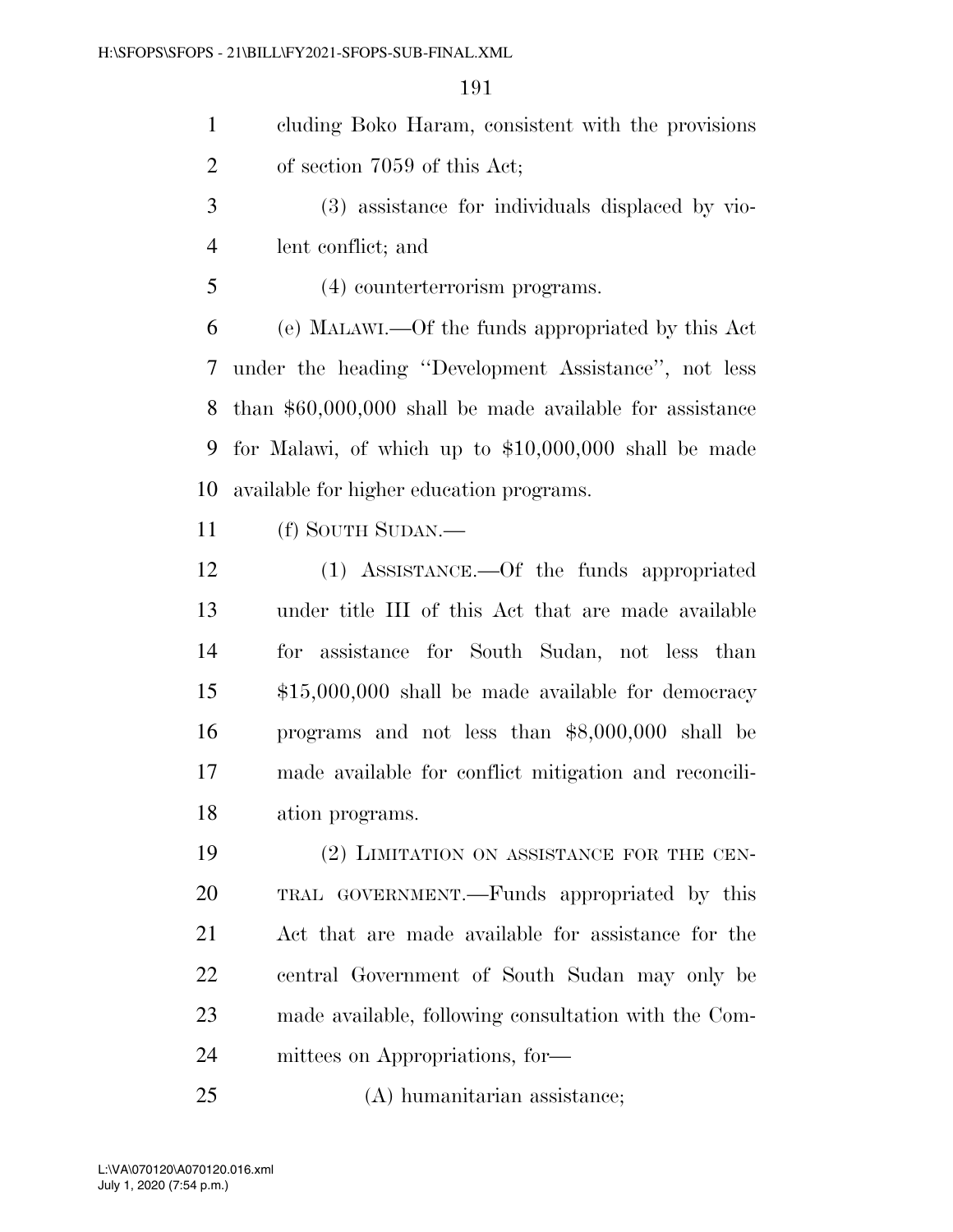cluding Boko Haram, consistent with the provisions of section 7059 of this Act;

(3) assistance for individuals displaced by violent conflict; and

(4) counterterrorism programs.

(e) MALAWI.—Of the funds appropriated by this Act under the heading ''Development Assistance'', not less than $60,000,000 shall be made available for assistance for Malawi, of which up to $10,000,000 shall be made available for higher education programs.

(f) SOUTH SUDAN.—

(1) ASSISTANCE.—Of the funds appropriated under title III of this Act that are made available for assistance for South Sudan, not less than $15,000,000 shall be made available for democracy programs and not less than $8,000,000 shall be made available for conflict mitigation and reconciliation programs.

(2) LIMITATION ON ASSISTANCE FOR THE CENTRAL GOVERNMENT.—Funds appropriated by this Act that are made available for assistance for the central Government of South Sudan may only be made available, following consultation with the Committees on Appropriations, for—

(A) humanitarian assistance;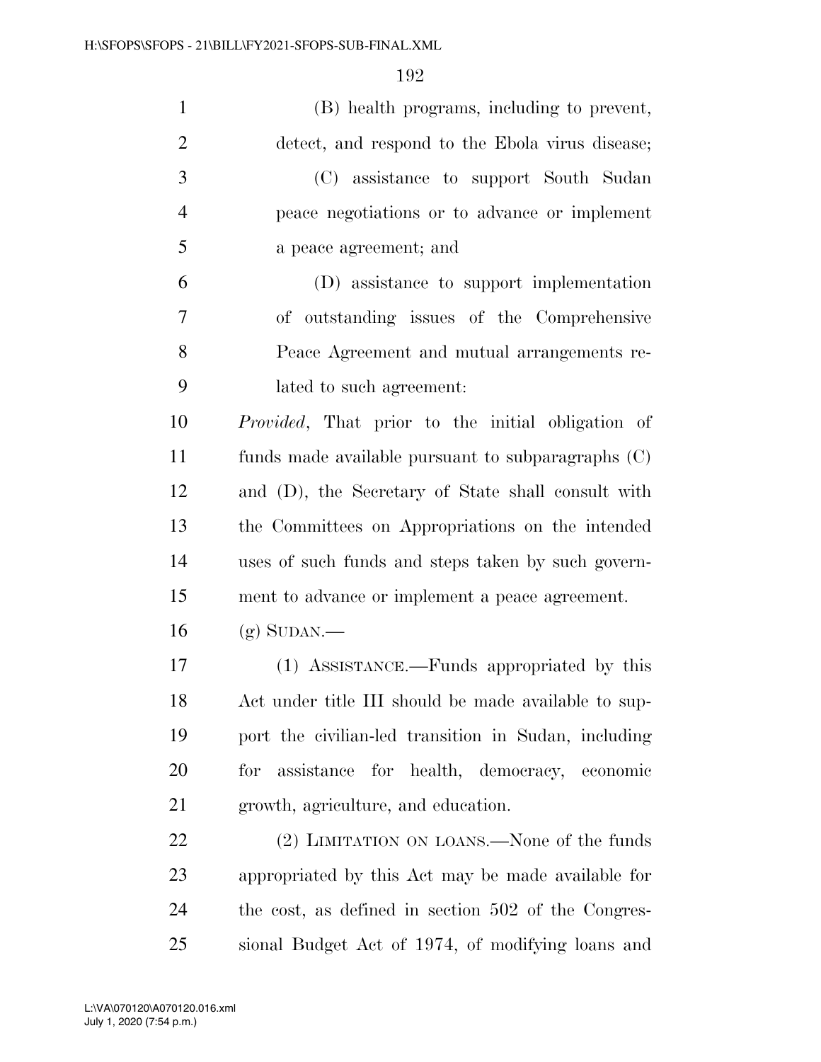(B) health programs, including to prevent, detect, and respond to the Ebola virus disease;

(C) assistance to support South Sudan peace negotiations or to advance or implement a peace agreement; and

(D) assistance to support implementation of outstanding issues of the Comprehensive Peace Agreement and mutual arrangements related to such agreement:

*Provided*, That prior to the initial obligation of funds made available pursuant to subparagraphs (C) and (D), the Secretary of State shall consult with the Committees on Appropriations on the intended uses of such funds and steps taken by such government to advance or implement a peace agreement.

(g) SUDAN.—

(1) ASSISTANCE.—Funds appropriated by this Act under title III should be made available to support the civilian-led transition in Sudan, including for assistance for health, democracy, economic growth, agriculture, and education.

(2) LIMITATION ON LOANS.—None of the funds appropriated by this Act may be made available for the cost, as defined in section 502 of the Congressional Budget Act of 1974, of modifying loans and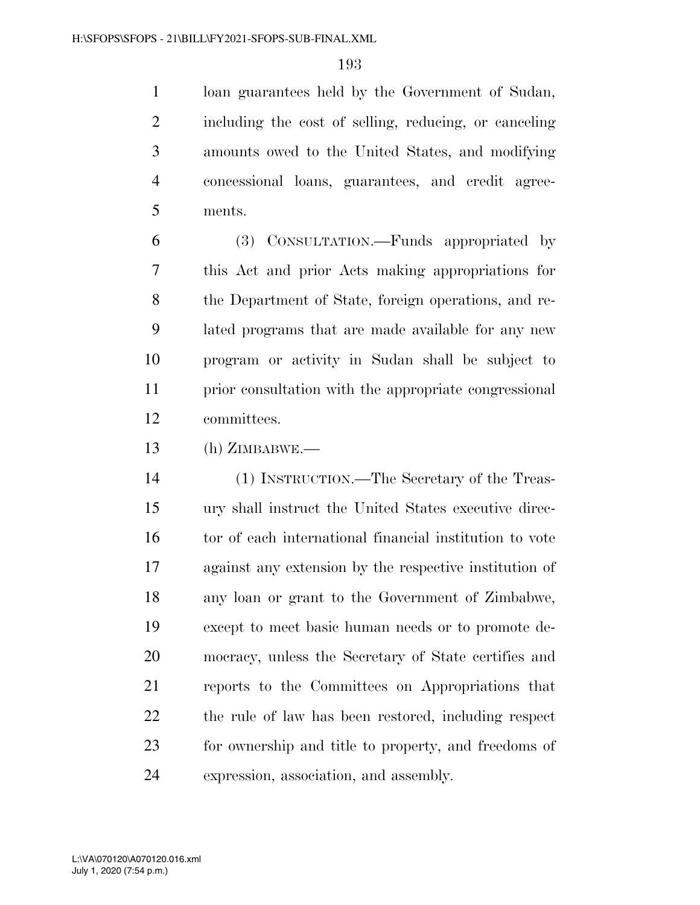loan guarantees held by the Government of Sudan, including the cost of selling, reducing, or canceling amounts owed to the United States, and modifying concessional loans, guarantees, and credit agreements.

(3) CONSULTATION.—Funds appropriated by this Act and prior Acts making appropriations for the Department of State, foreign operations, and related programs that are made available for any new program or activity in Sudan shall be subject to prior consultation with the appropriate congressional committees.

(h) ZIMBABWE.—

(1) INSTRUCTION.—The Secretary of the Treasury shall instruct the United States executive director of each international financial institution to vote against any extension by the respective institution of any loan or grant to the Government of Zimbabwe, except to meet basic human needs or to promote democracy, unless the Secretary of State certifies and reports to the Committees on Appropriations that the rule of law has been restored, including respect for ownership and title to property, and freedoms of expression, association, and assembly.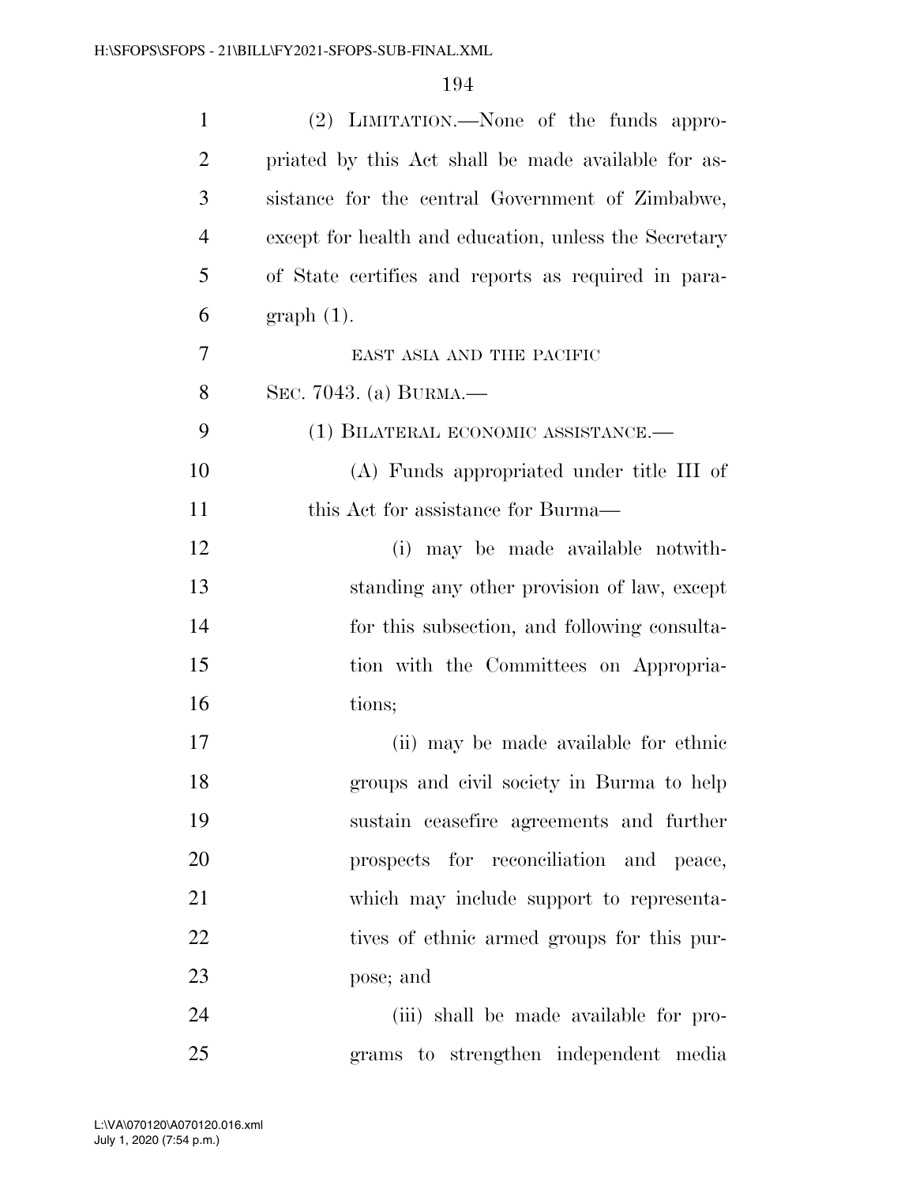(2) LIMITATION.—None of the funds appropriated by this Act shall be made available for assistance for the central Government of Zimbabwe, except for health and education, unless the Secretary of State certifies and reports as required in paragraph (1).

EAST ASIA AND THE PACIFIC

SEC. 7043. (a) BURMA.—

(1) BILATERAL ECONOMIC ASSISTANCE.—

(A) Funds appropriated under title III of this Act for assistance for Burma—

(i) may be made available notwithstanding any other provision of law, except for this subsection, and following consultation with the Committees on Appropriations;

(ii) may be made available for ethnic groups and civil society in Burma to help sustain ceasefire agreements and further prospects for reconciliation and peace, which may include support to representatives of ethnic armed groups for this purpose; and

(iii) shall be made available for programs to strengthen independent media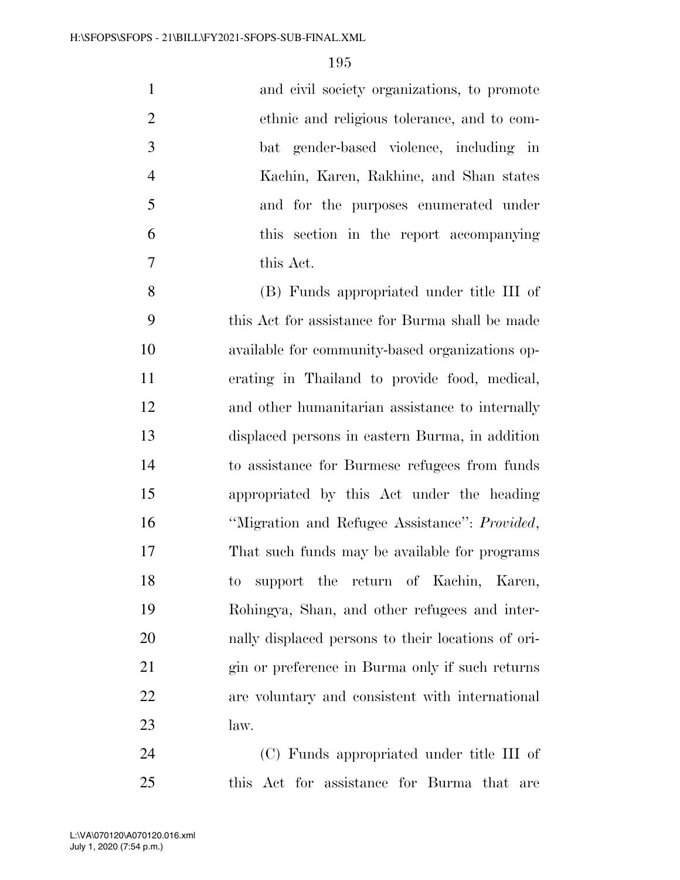and civil society organizations, to promote ethnic and religious tolerance, and to combat gender-based violence, including in Kachin, Karen, Rakhine, and Shan states and for the purposes enumerated under this section in the report accompanying this Act.

(B) Funds appropriated under title III of this Act for assistance for Burma shall be made available for community-based organizations operating in Thailand to provide food, medical, and other humanitarian assistance to internally displaced persons in eastern Burma, in addition to assistance for Burmese refugees from funds appropriated by this Act under the heading "Migration and Refugee Assistance": *Provided*, That such funds may be available for programs to support the return of Kachin, Karen, Rohingya, Shan, and other refugees and internally displaced persons to their locations of origin or preference in Burma only if such returns are voluntary and consistent with international law.

(C) Funds appropriated under title III of this Act for assistance for Burma that are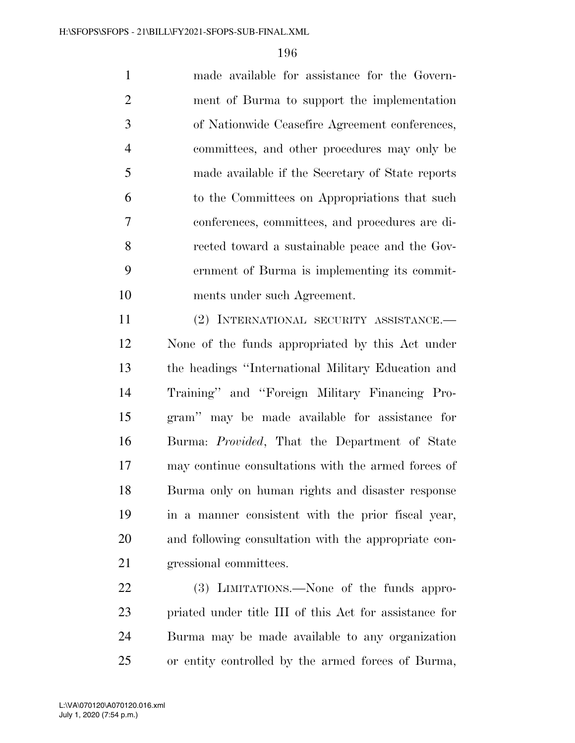made available for assistance for the Government of Burma to support the implementation of Nationwide Ceasefire Agreement conferences, committees, and other procedures may only be made available if the Secretary of State reports to the Committees on Appropriations that such conferences, committees, and procedures are directed toward a sustainable peace and the Government of Burma is implementing its commitments under such Agreement.

(2) INTERNATIONAL SECURITY ASSISTANCE.—None of the funds appropriated by this Act under the headings ''International Military Education and Training'' and ''Foreign Military Financing Program'' may be made available for assistance for Burma: *Provided*, That the Department of State may continue consultations with the armed forces of Burma only on human rights and disaster response in a manner consistent with the prior fiscal year, and following consultation with the appropriate congressional committees.

(3) LIMITATIONS.—None of the funds appropriated under title III of this Act for assistance for Burma may be made available to any organization or entity controlled by the armed forces of Burma,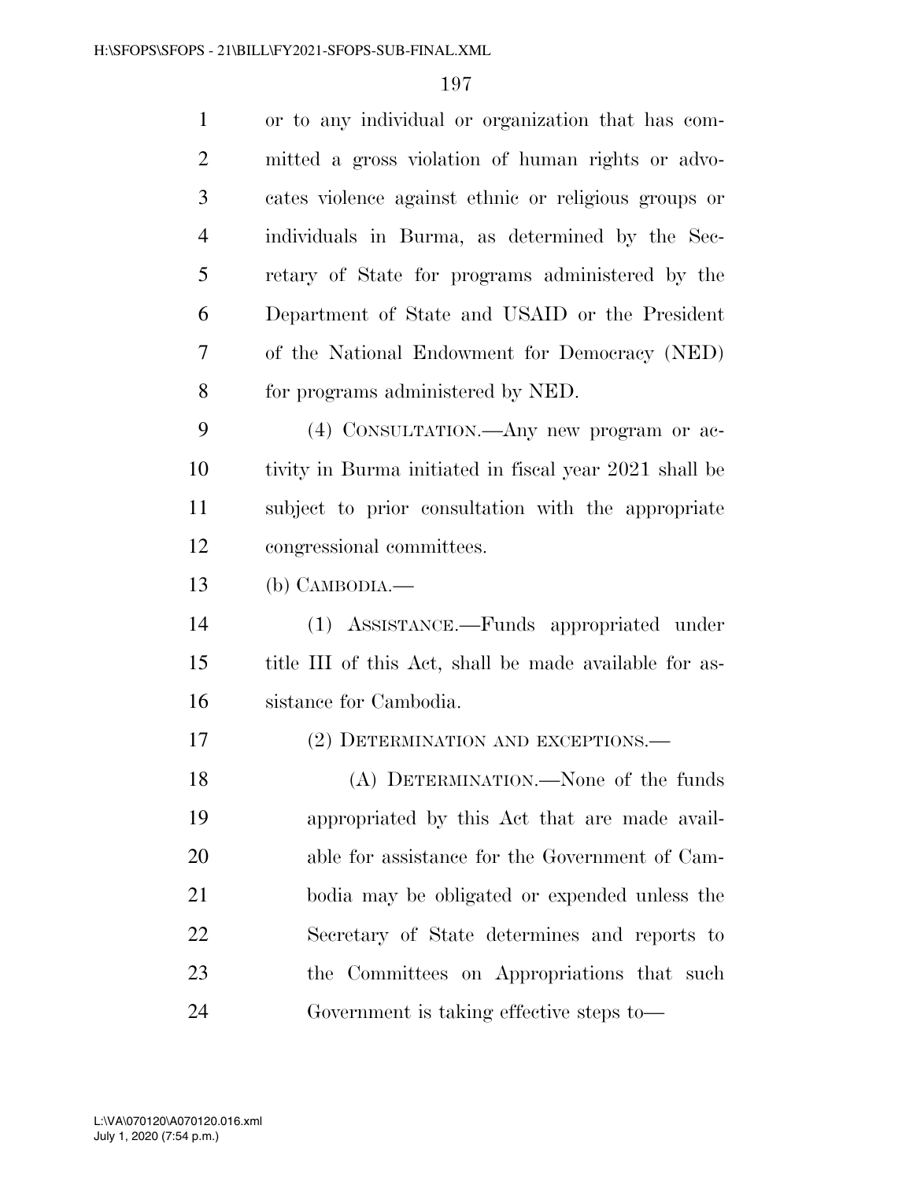or to any individual or organization that has committed a gross violation of human rights or advocates violence against ethnic or religious groups or individuals in Burma, as determined by the Secretary of State for programs administered by the Department of State and USAID or the President of the National Endowment for Democracy (NED) for programs administered by NED.

(4) CONSULTATION.—Any new program or activity in Burma initiated in fiscal year 2021 shall be subject to prior consultation with the appropriate congressional committees.

(b) CAMBODIA.—

(1) ASSISTANCE.—Funds appropriated under title III of this Act, shall be made available for assistance for Cambodia.

(2) DETERMINATION AND EXCEPTIONS.—

(A) DETERMINATION.—None of the funds appropriated by this Act that are made available for assistance for the Government of Cambodia may be obligated or expended unless the Secretary of State determines and reports to the Committees on Appropriations that such Government is taking effective steps to—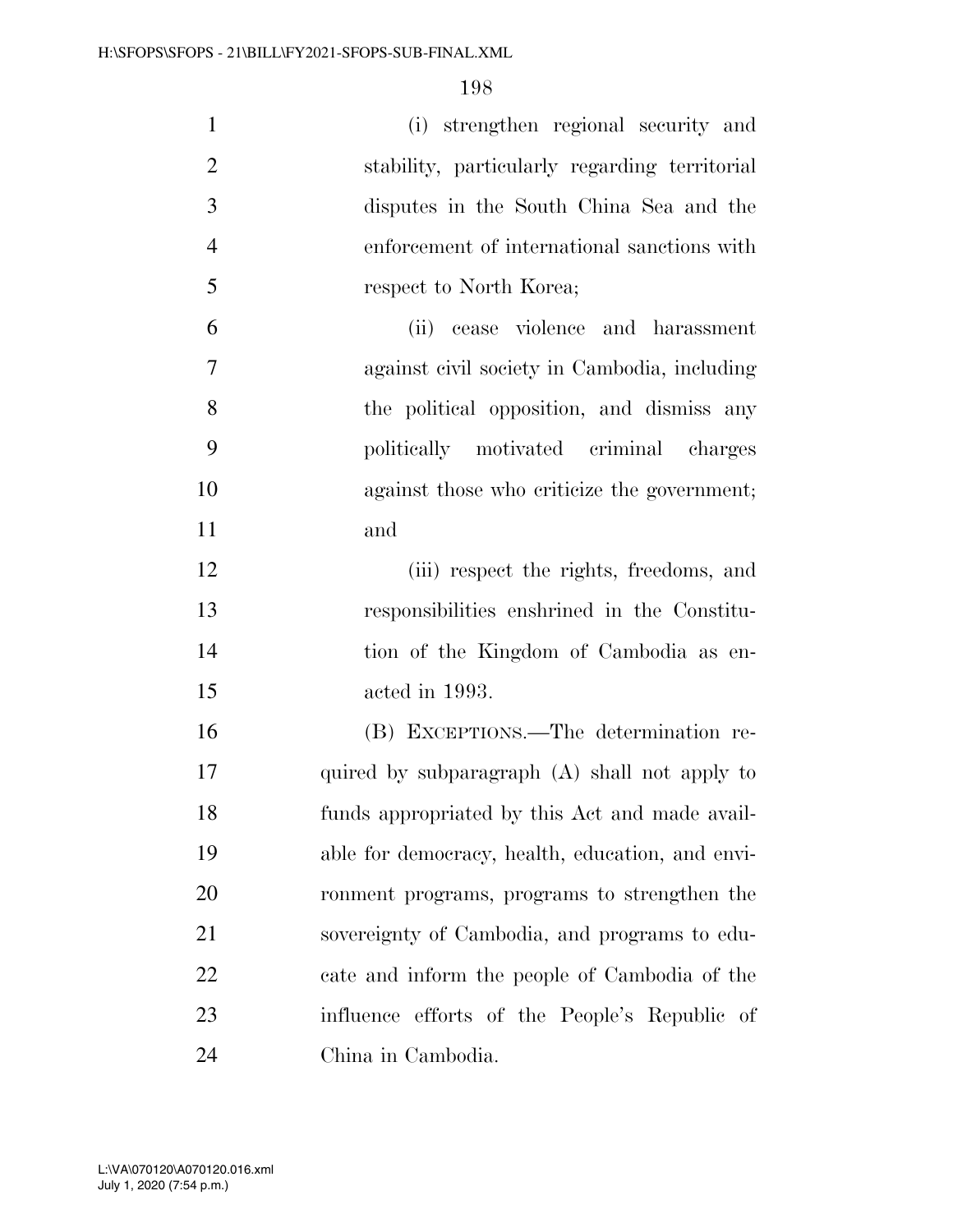(i) strengthen regional security and stability, particularly regarding territorial disputes in the South China Sea and the enforcement of international sanctions with respect to North Korea;

(ii) cease violence and harassment against civil society in Cambodia, including the political opposition, and dismiss any politically motivated criminal charges against those who criticize the government; and

(iii) respect the rights, freedoms, and responsibilities enshrined in the Constitution of the Kingdom of Cambodia as enacted in 1993.

(B) EXCEPTIONS.—The determination required by subparagraph (A) shall not apply to funds appropriated by this Act and made available for democracy, health, education, and environment programs, programs to strengthen the sovereignty of Cambodia, and programs to educate and inform the people of Cambodia of the influence efforts of the People's Republic of China in Cambodia.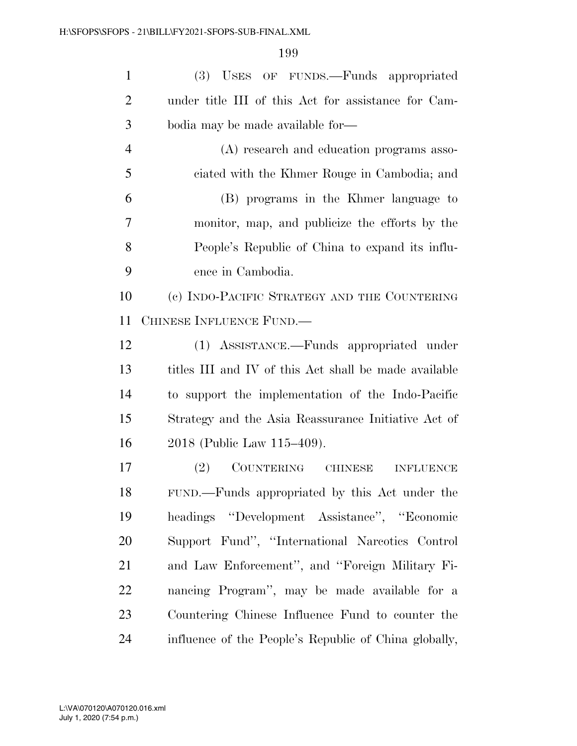(3) USES OF FUNDS.—Funds appropriated under title III of this Act for assistance for Cambodia may be made available for—

(A) research and education programs associated with the Khmer Rouge in Cambodia; and

(B) programs in the Khmer language to monitor, map, and publicize the efforts by the People's Republic of China to expand its influence in Cambodia.

(c) INDO-PACIFIC STRATEGY AND THE COUNTERING CHINESE INFLUENCE FUND.—

(1) ASSISTANCE.—Funds appropriated under titles III and IV of this Act shall be made available to support the implementation of the Indo-Pacific Strategy and the Asia Reassurance Initiative Act of 2018 (Public Law 115–409).

(2) COUNTERING CHINESE INFLUENCE FUND.—Funds appropriated by this Act under the headings ''Development Assistance'', ''Economic Support Fund'', ''International Narcotics Control and Law Enforcement'', and ''Foreign Military Financing Program'', may be made available for a Countering Chinese Influence Fund to counter the influence of the People's Republic of China globally,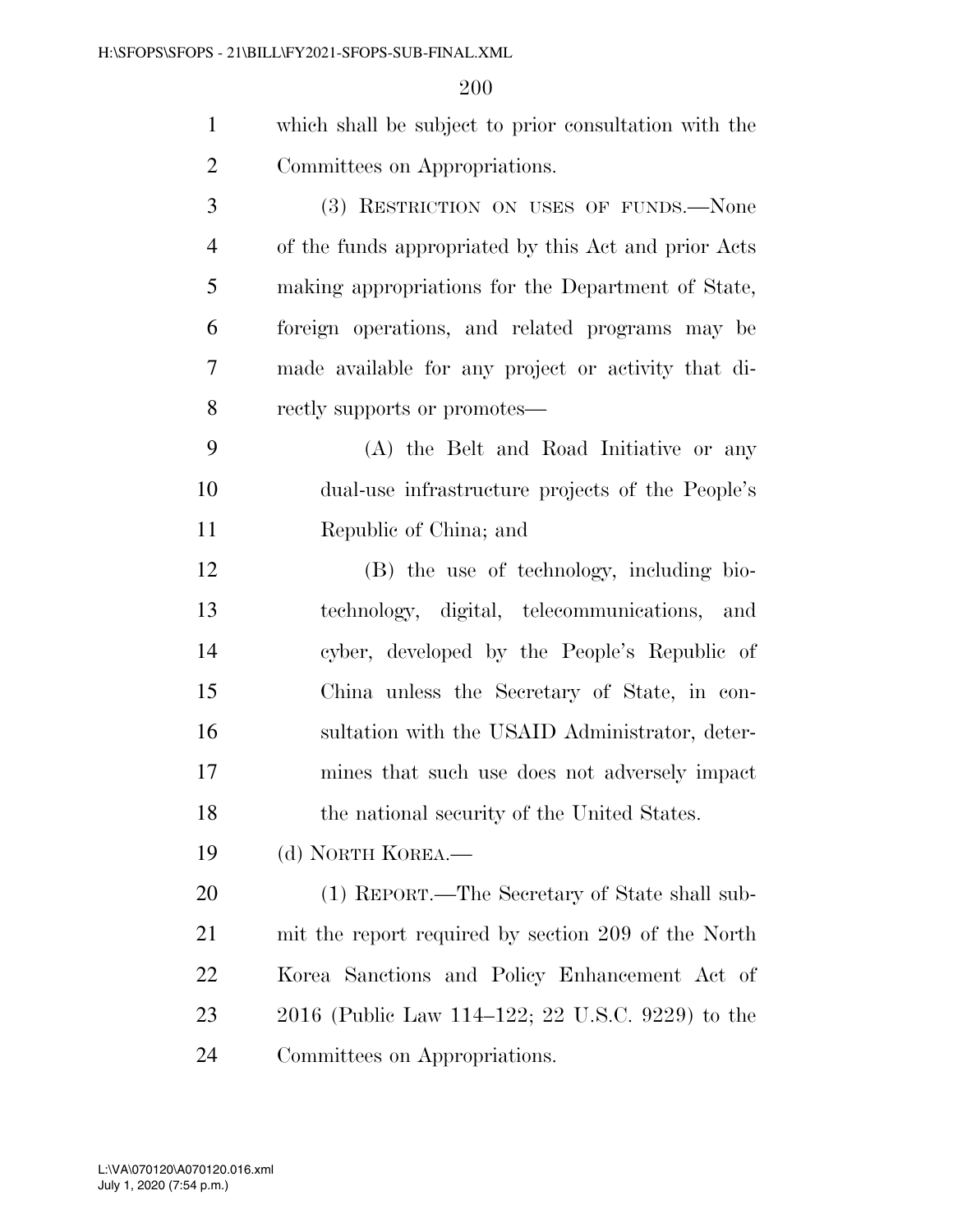which shall be subject to prior consultation with the Committees on Appropriations.

(3) RESTRICTION ON USES OF FUNDS.—None of the funds appropriated by this Act and prior Acts making appropriations for the Department of State, foreign operations, and related programs may be made available for any project or activity that directly supports or promotes—

(A) the Belt and Road Initiative or any dual-use infrastructure projects of the People's Republic of China; and

(B) the use of technology, including biotechnology, digital, telecommunications, and cyber, developed by the People's Republic of China unless the Secretary of State, in consultation with the USAID Administrator, determines that such use does not adversely impact the national security of the United States.

(d) NORTH KOREA.—

(1) REPORT.—The Secretary of State shall submit the report required by section 209 of the North Korea Sanctions and Policy Enhancement Act of 2016 (Public Law 114–122; 22 U.S.C. 9229) to the Committees on Appropriations.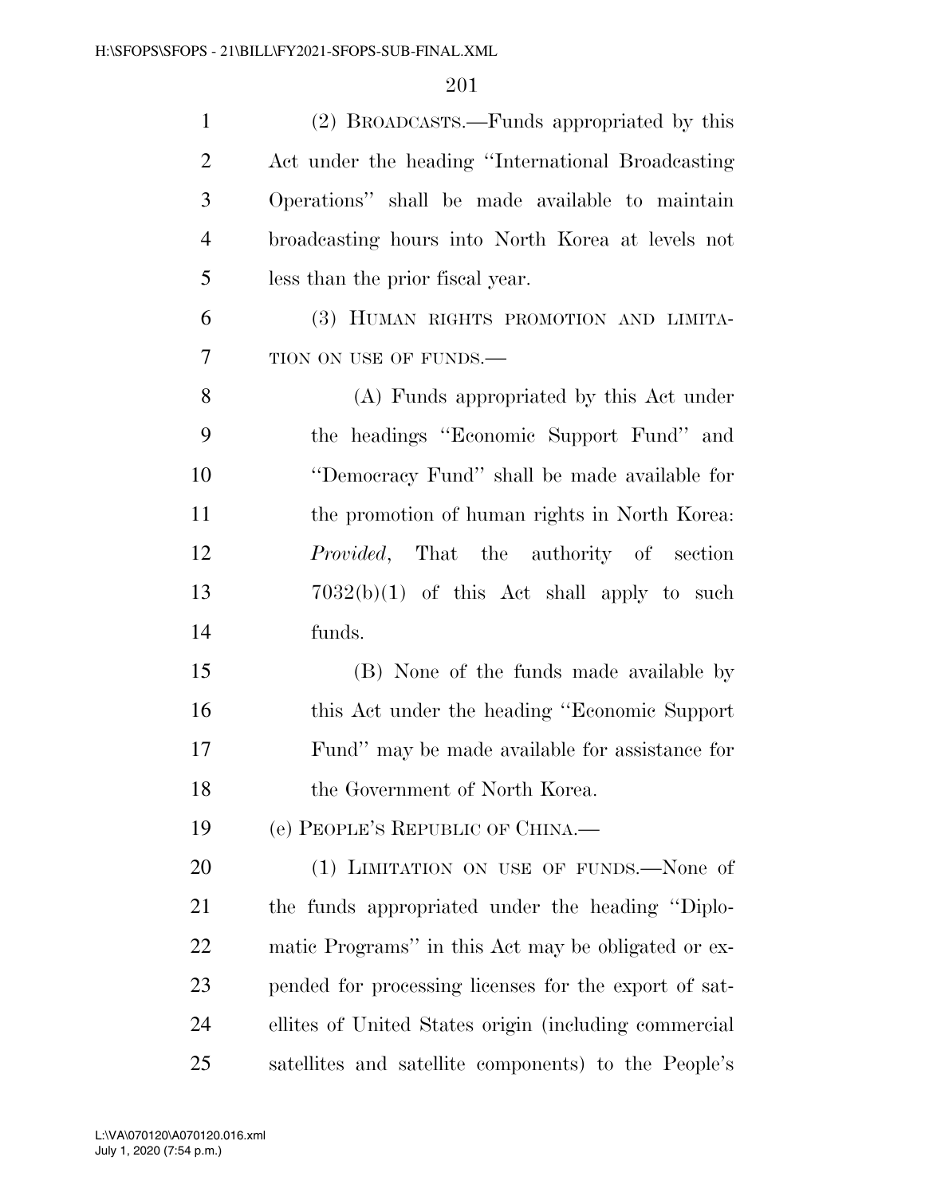(2) BROADCASTS.—Funds appropriated by this Act under the heading ''International Broadcasting Operations'' shall be made available to maintain broadcasting hours into North Korea at levels not less than the prior fiscal year.

(3) HUMAN RIGHTS PROMOTION AND LIMITATION ON USE OF FUNDS.—

(A) Funds appropriated by this Act under the headings ''Economic Support Fund'' and ''Democracy Fund'' shall be made available for the promotion of human rights in North Korea: *Provided*, That the authority of section 7032(b)(1) of this Act shall apply to such funds.

(B) None of the funds made available by this Act under the heading ''Economic Support Fund'' may be made available for assistance for the Government of North Korea.

(e) PEOPLE'S REPUBLIC OF CHINA.—

(1) LIMITATION ON USE OF FUNDS.—None of the funds appropriated under the heading ''Diplomatic Programs'' in this Act may be obligated or expended for processing licenses for the export of satellites of United States origin (including commercial satellites and satellite components) to the People's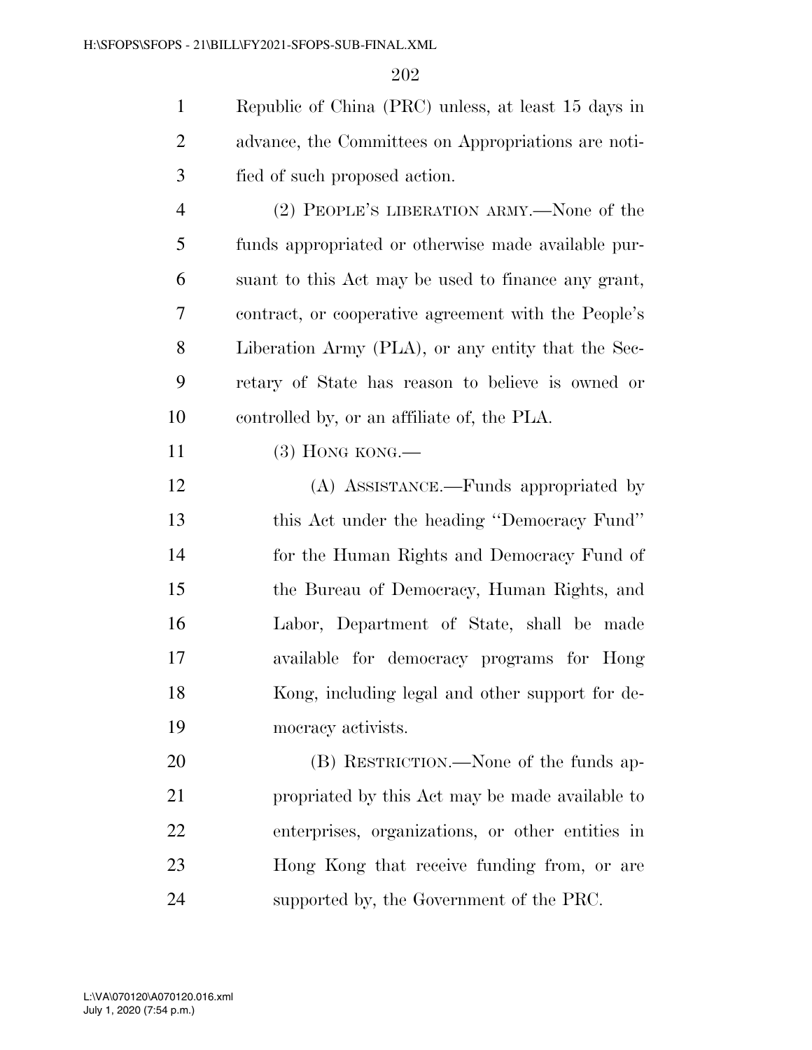Republic of China (PRC) unless, at least 15 days in advance, the Committees on Appropriations are notified of such proposed action.

(2) PEOPLE'S LIBERATION ARMY.—None of the funds appropriated or otherwise made available pursuant to this Act may be used to finance any grant, contract, or cooperative agreement with the People's Liberation Army (PLA), or any entity that the Secretary of State has reason to believe is owned or controlled by, or an affiliate of, the PLA.

(3) HONG KONG.—

(A) ASSISTANCE.—Funds appropriated by this Act under the heading ''Democracy Fund'' for the Human Rights and Democracy Fund of the Bureau of Democracy, Human Rights, and Labor, Department of State, shall be made available for democracy programs for Hong Kong, including legal and other support for democracy activists.

(B) RESTRICTION.—None of the funds appropriated by this Act may be made available to enterprises, organizations, or other entities in Hong Kong that receive funding from, or are supported by, the Government of the PRC.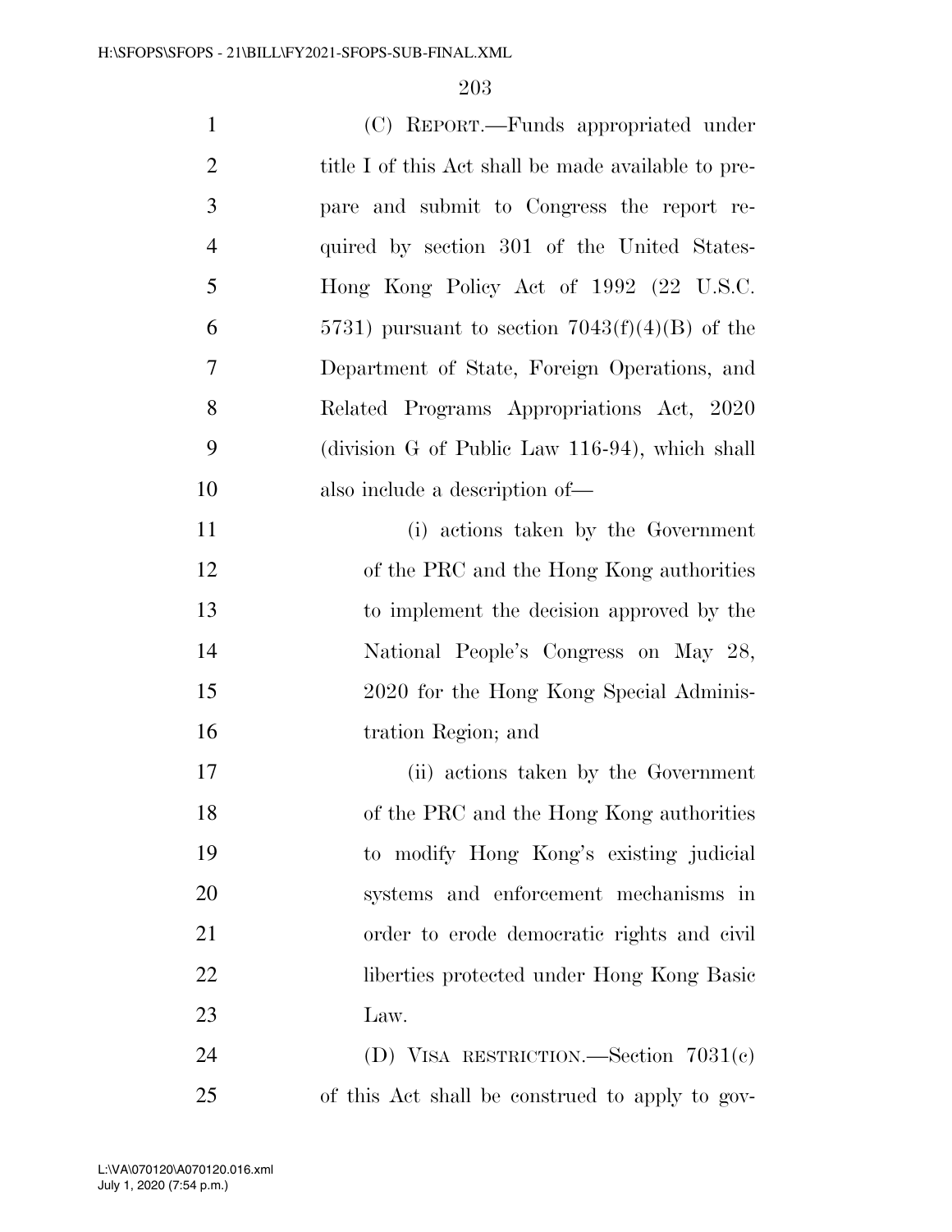(C) REPORT.—Funds appropriated under title I of this Act shall be made available to prepare and submit to Congress the report required by section 301 of the United States-Hong Kong Policy Act of 1992 (22 U.S.C. 5731) pursuant to section 7043(f)(4)(B) of the Department of State, Foreign Operations, and Related Programs Appropriations Act, 2020 (division G of Public Law 116-94), which shall also include a description of—

(i) actions taken by the Government of the PRC and the Hong Kong authorities to implement the decision approved by the National People's Congress on May 28, 2020 for the Hong Kong Special Administration Region; and

(ii) actions taken by the Government of the PRC and the Hong Kong authorities to modify Hong Kong's existing judicial systems and enforcement mechanisms in order to erode democratic rights and civil liberties protected under Hong Kong Basic Law.

(D) VISA RESTRICTION.—Section 7031(c) of this Act shall be construed to apply to gov-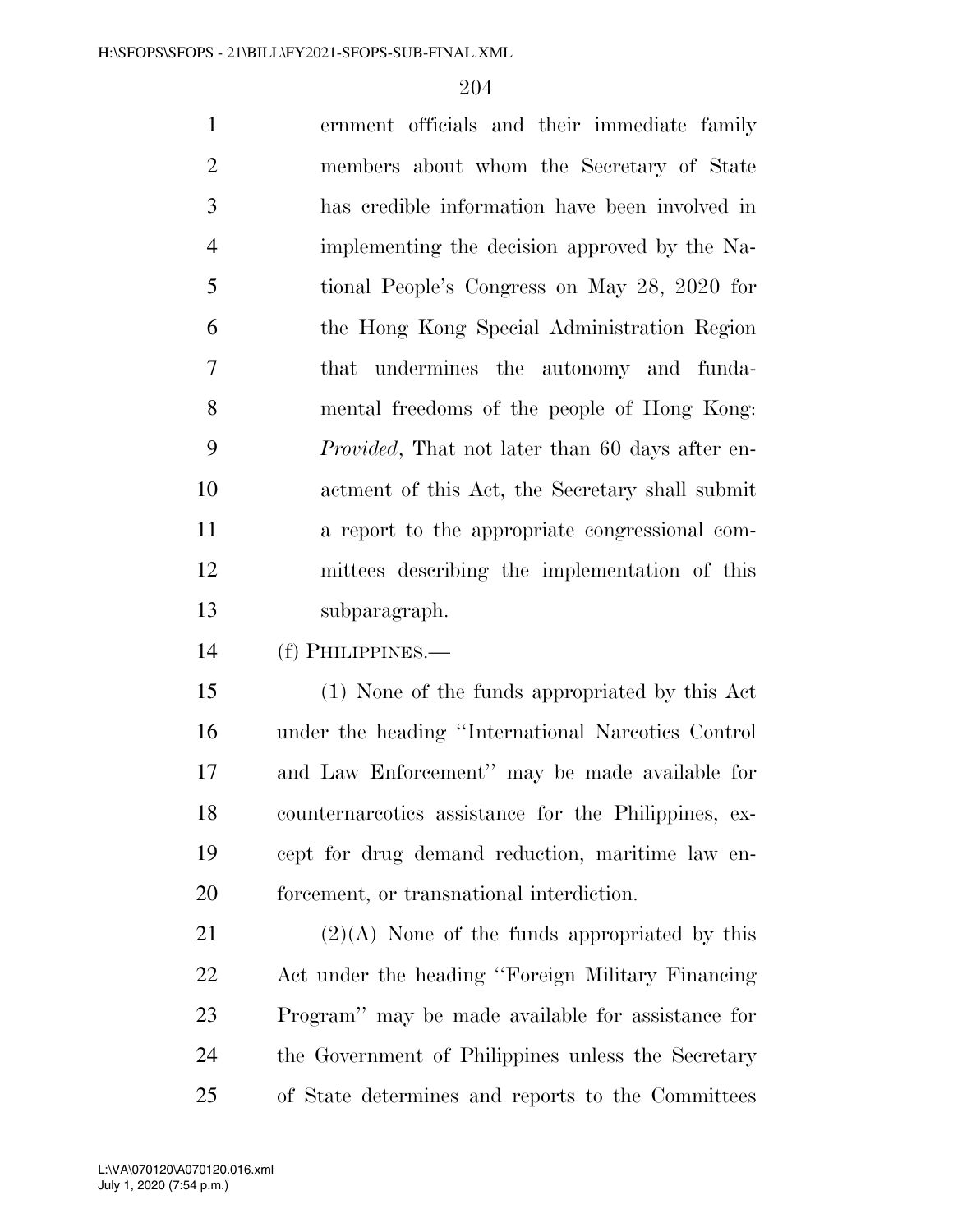ernment officials and their immediate family members about whom the Secretary of State has credible information have been involved in implementing the decision approved by the National People's Congress on May 28, 2020 for the Hong Kong Special Administration Region that undermines the autonomy and fundamental freedoms of the people of Hong Kong: *Provided*, That not later than 60 days after enactment of this Act, the Secretary shall submit a report to the appropriate congressional committees describing the implementation of this subparagraph.

(f) PHILIPPINES.—

(1) None of the funds appropriated by this Act under the heading ''International Narcotics Control and Law Enforcement'' may be made available for counternarcotics assistance for the Philippines, except for drug demand reduction, maritime law enforcement, or transnational interdiction.

(2)(A) None of the funds appropriated by this Act under the heading ''Foreign Military Financing Program'' may be made available for assistance for the Government of Philippines unless the Secretary of State determines and reports to the Committees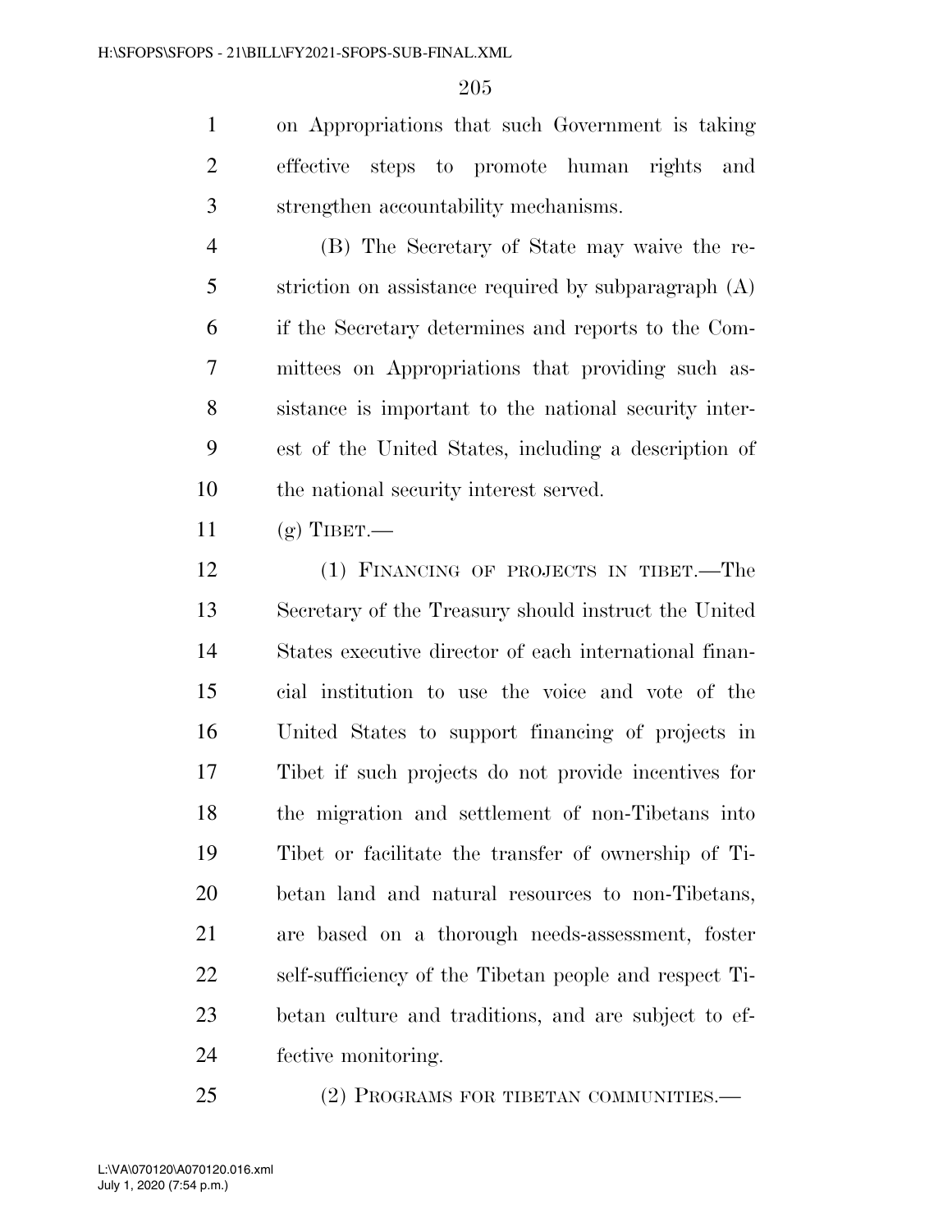on Appropriations that such Government is taking effective steps to promote human rights and strengthen accountability mechanisms.

(B) The Secretary of State may waive the restriction on assistance required by subparagraph (A) if the Secretary determines and reports to the Committees on Appropriations that providing such assistance is important to the national security interest of the United States, including a description of the national security interest served.

(g) TIBET.—

(1) FINANCING OF PROJECTS IN TIBET.—The Secretary of the Treasury should instruct the United States executive director of each international financial institution to use the voice and vote of the United States to support financing of projects in Tibet if such projects do not provide incentives for the migration and settlement of non-Tibetans into Tibet or facilitate the transfer of ownership of Tibetan land and natural resources to non-Tibetans, are based on a thorough needs-assessment, foster self-sufficiency of the Tibetan people and respect Tibetan culture and traditions, and are subject to effective monitoring.

(2) PROGRAMS FOR TIBETAN COMMUNITIES.—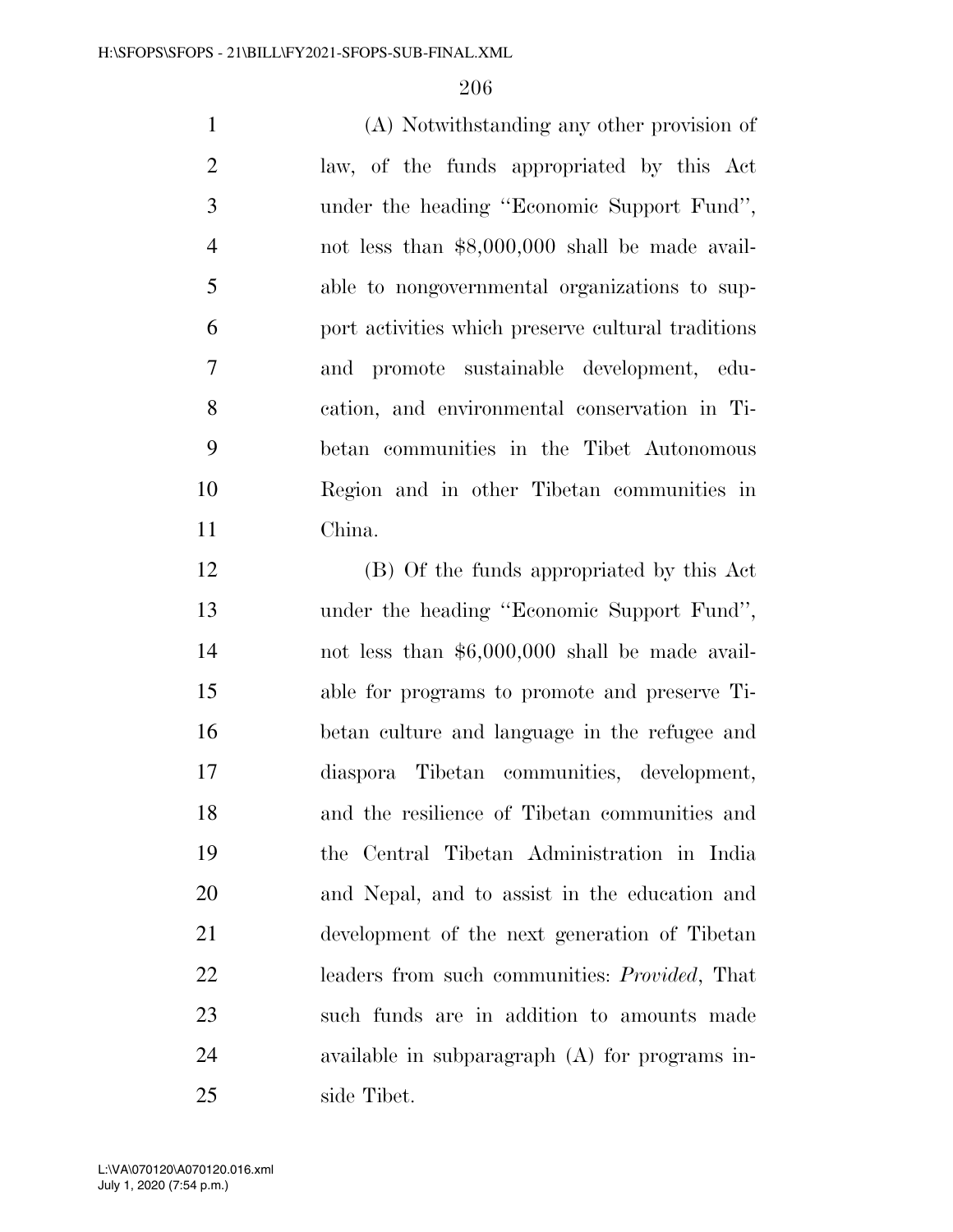(A) Notwithstanding any other provision of law, of the funds appropriated by this Act under the heading ''Economic Support Fund'', not less than $8,000,000 shall be made available to nongovernmental organizations to support activities which preserve cultural traditions and promote sustainable development, education, and environmental conservation in Tibetan communities in the Tibet Autonomous Region and in other Tibetan communities in China.

(B) Of the funds appropriated by this Act under the heading ''Economic Support Fund'', not less than $6,000,000 shall be made available for programs to promote and preserve Tibetan culture and language in the refugee and diaspora Tibetan communities, development, and the resilience of Tibetan communities and the Central Tibetan Administration in India and Nepal, and to assist in the education and development of the next generation of Tibetan leaders from such communities: *Provided*, That such funds are in addition to amounts made available in subparagraph (A) for programs inside Tibet.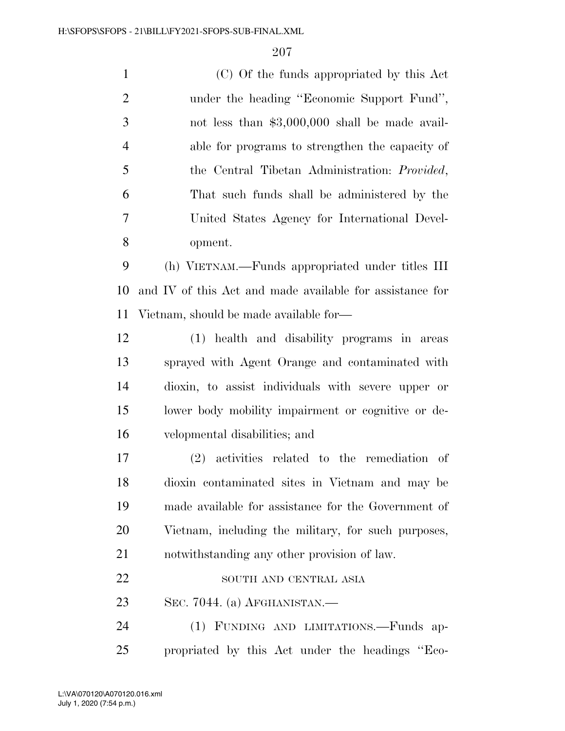(C) Of the funds appropriated by this Act under the heading ''Economic Support Fund'', not less than $3,000,000 shall be made available for programs to strengthen the capacity of the Central Tibetan Administration: *Provided*, That such funds shall be administered by the United States Agency for International Development.

(h) VIETNAM.—Funds appropriated under titles III and IV of this Act and made available for assistance for Vietnam, should be made available for—

(1) health and disability programs in areas sprayed with Agent Orange and contaminated with dioxin, to assist individuals with severe upper or lower body mobility impairment or cognitive or developmental disabilities; and

(2) activities related to the remediation of dioxin contaminated sites in Vietnam and may be made available for assistance for the Government of Vietnam, including the military, for such purposes, notwithstanding any other provision of law.

SOUTH AND CENTRAL ASIA

SEC. 7044. (a) AFGHANISTAN.—

(1) FUNDING AND LIMITATIONS.—Funds appropriated by this Act under the headings ''Eco-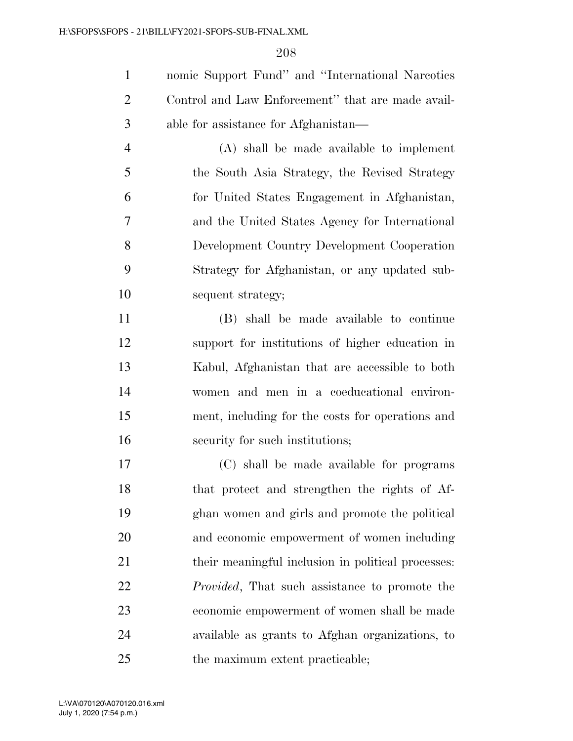nomic Support Fund'' and ''International Narcotics Control and Law Enforcement'' that are made available for assistance for Afghanistan—

(A) shall be made available to implement the South Asia Strategy, the Revised Strategy for United States Engagement in Afghanistan, and the United States Agency for International Development Country Development Cooperation Strategy for Afghanistan, or any updated subsequent strategy;

(B) shall be made available to continue support for institutions of higher education in Kabul, Afghanistan that are accessible to both women and men in a coeducational environment, including for the costs for operations and security for such institutions;

(C) shall be made available for programs that protect and strengthen the rights of Afghan women and girls and promote the political and economic empowerment of women including their meaningful inclusion in political processes: *Provided*, That such assistance to promote the economic empowerment of women shall be made available as grants to Afghan organizations, to the maximum extent practicable;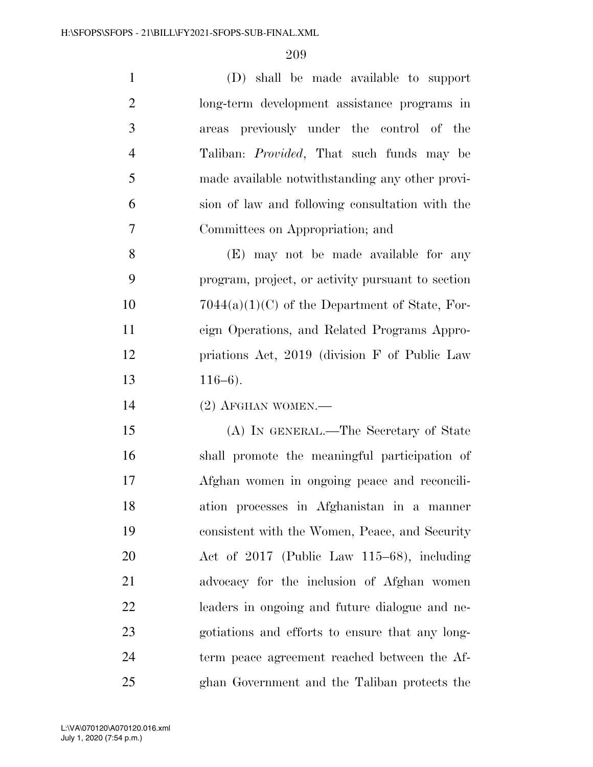(D) shall be made available to support long-term development assistance programs in areas previously under the control of the Taliban: *Provided*, That such funds may be made available notwithstanding any other provision of law and following consultation with the Committees on Appropriation; and

(E) may not be made available for any program, project, or activity pursuant to section 7044(a)(1)(C) of the Department of State, Foreign Operations, and Related Programs Appropriations Act, 2019 (division F of Public Law 116–6).

(2) AFGHAN WOMEN.—

(A) IN GENERAL.—The Secretary of State shall promote the meaningful participation of Afghan women in ongoing peace and reconciliation processes in Afghanistan in a manner consistent with the Women, Peace, and Security Act of 2017 (Public Law 115–68), including advocacy for the inclusion of Afghan women leaders in ongoing and future dialogue and negotiations and efforts to ensure that any long-term peace agreement reached between the Afghan Government and the Taliban protects the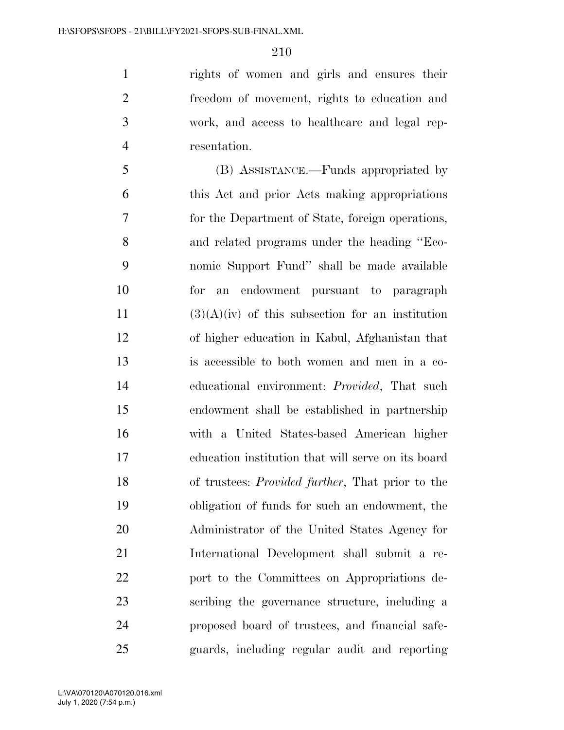rights of women and girls and ensures their freedom of movement, rights to education and work, and access to healthcare and legal representation.

(B) ASSISTANCE.—Funds appropriated by this Act and prior Acts making appropriations for the Department of State, foreign operations, and related programs under the heading ''Economic Support Fund'' shall be made available for an endowment pursuant to paragraph (3)(A)(iv) of this subsection for an institution of higher education in Kabul, Afghanistan that is accessible to both women and men in a coeducational environment: *Provided*, That such endowment shall be established in partnership with a United States-based American higher education institution that will serve on its board of trustees: *Provided further*, That prior to the obligation of funds for such an endowment, the Administrator of the United States Agency for International Development shall submit a report to the Committees on Appropriations describing the governance structure, including a proposed board of trustees, and financial safeguards, including regular audit and reporting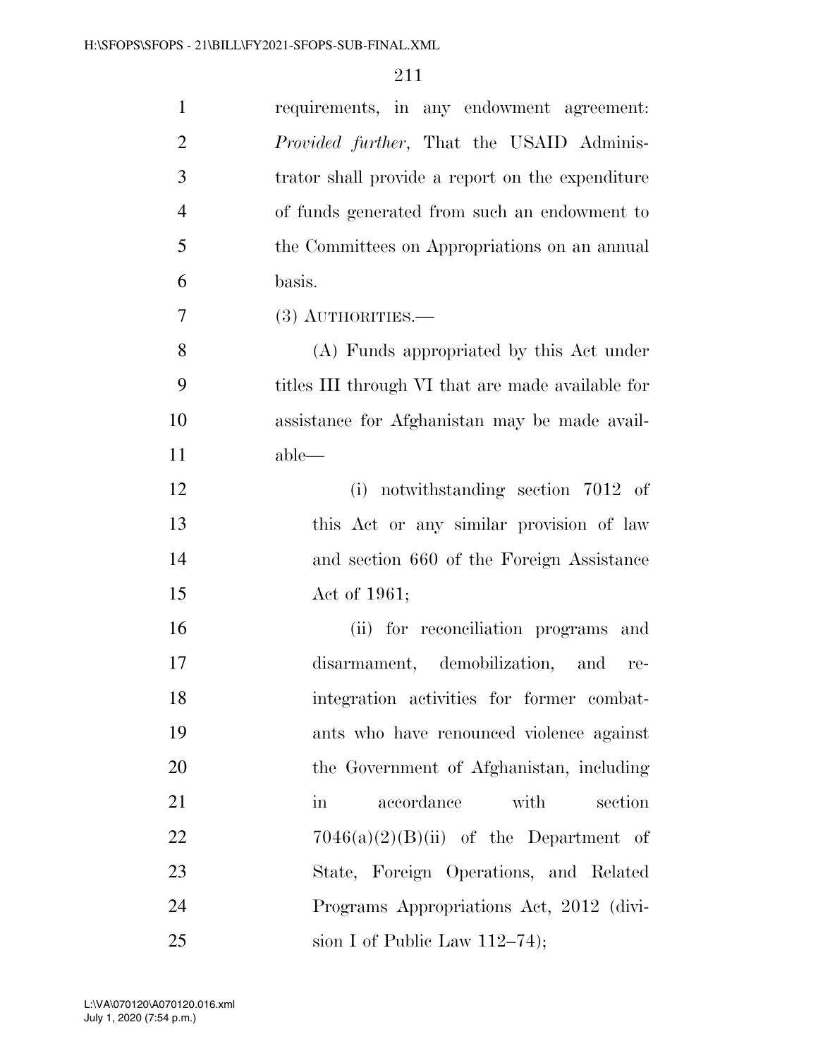requirements, in any endowment agreement: *Provided further*, That the USAID Administrator shall provide a report on the expenditure of funds generated from such an endowment to the Committees on Appropriations on an annual basis.

(3) AUTHORITIES.—

(A) Funds appropriated by this Act under titles III through VI that are made available for assistance for Afghanistan may be made available—

(i) notwithstanding section 7012 of this Act or any similar provision of law and section 660 of the Foreign Assistance Act of 1961;

(ii) for reconciliation programs and disarmament, demobilization, and reintegration activities for former combatants who have renounced violence against the Government of Afghanistan, including in accordance with section 7046(a)(2)(B)(ii) of the Department of State, Foreign Operations, and Related Programs Appropriations Act, 2012 (division I of Public Law 112–74);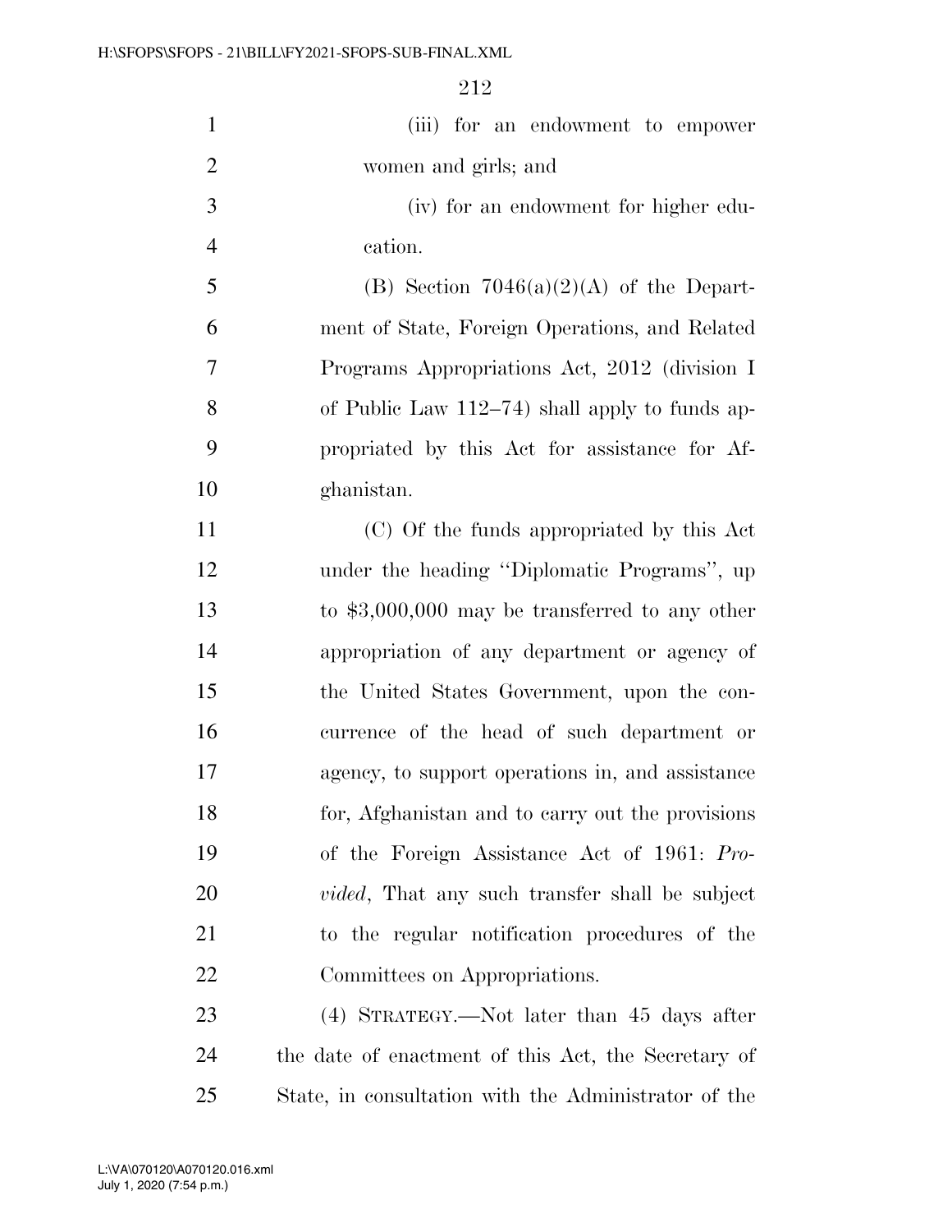(iii) for an endowment to empower women and girls; and

(iv) for an endowment for higher education.

(B) Section 7046(a)(2)(A) of the Department of State, Foreign Operations, and Related Programs Appropriations Act, 2012 (division I of Public Law 112–74) shall apply to funds appropriated by this Act for assistance for Afghanistan.

(C) Of the funds appropriated by this Act under the heading ''Diplomatic Programs'', up to $3,000,000 may be transferred to any other appropriation of any department or agency of the United States Government, upon the concurrence of the head of such department or agency, to support operations in, and assistance for, Afghanistan and to carry out the provisions of the Foreign Assistance Act of 1961: *Provided*, That any such transfer shall be subject to the regular notification procedures of the Committees on Appropriations.

(4) STRATEGY.—Not later than 45 days after the date of enactment of this Act, the Secretary of State, in consultation with the Administrator of the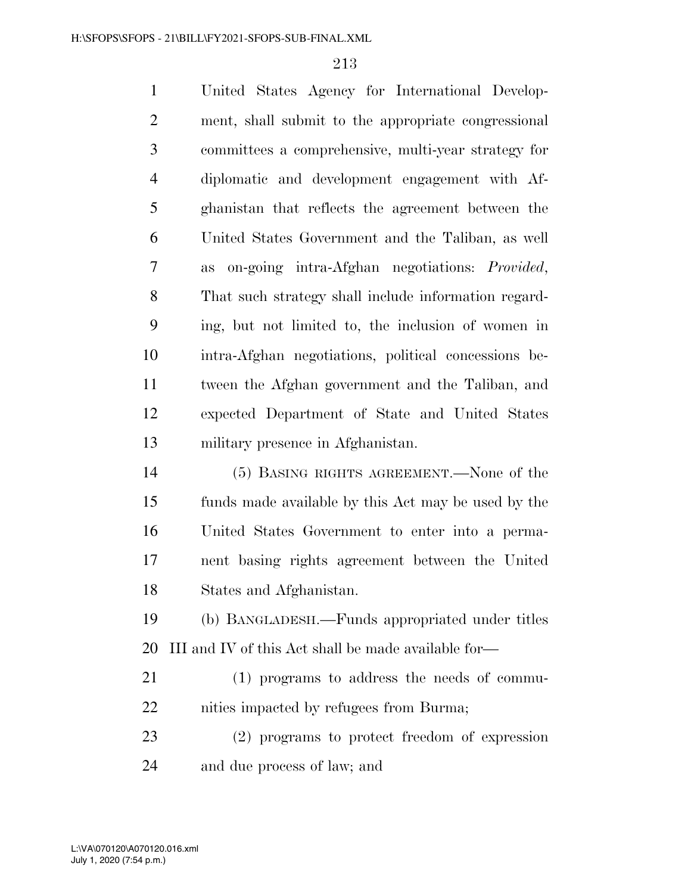United States Agency for International Development, shall submit to the appropriate congressional committees a comprehensive, multi-year strategy for diplomatic and development engagement with Afghanistan that reflects the agreement between the United States Government and the Taliban, as well as on-going intra-Afghan negotiations: *Provided*, That such strategy shall include information regarding, but not limited to, the inclusion of women in intra-Afghan negotiations, political concessions between the Afghan government and the Taliban, and expected Department of State and United States military presence in Afghanistan.

(5) BASING RIGHTS AGREEMENT.—None of the funds made available by this Act may be used by the United States Government to enter into a permanent basing rights agreement between the United States and Afghanistan.

(b) BANGLADESH.—Funds appropriated under titles III and IV of this Act shall be made available for—

(1) programs to address the needs of communities impacted by refugees from Burma;

(2) programs to protect freedom of expression and due process of law; and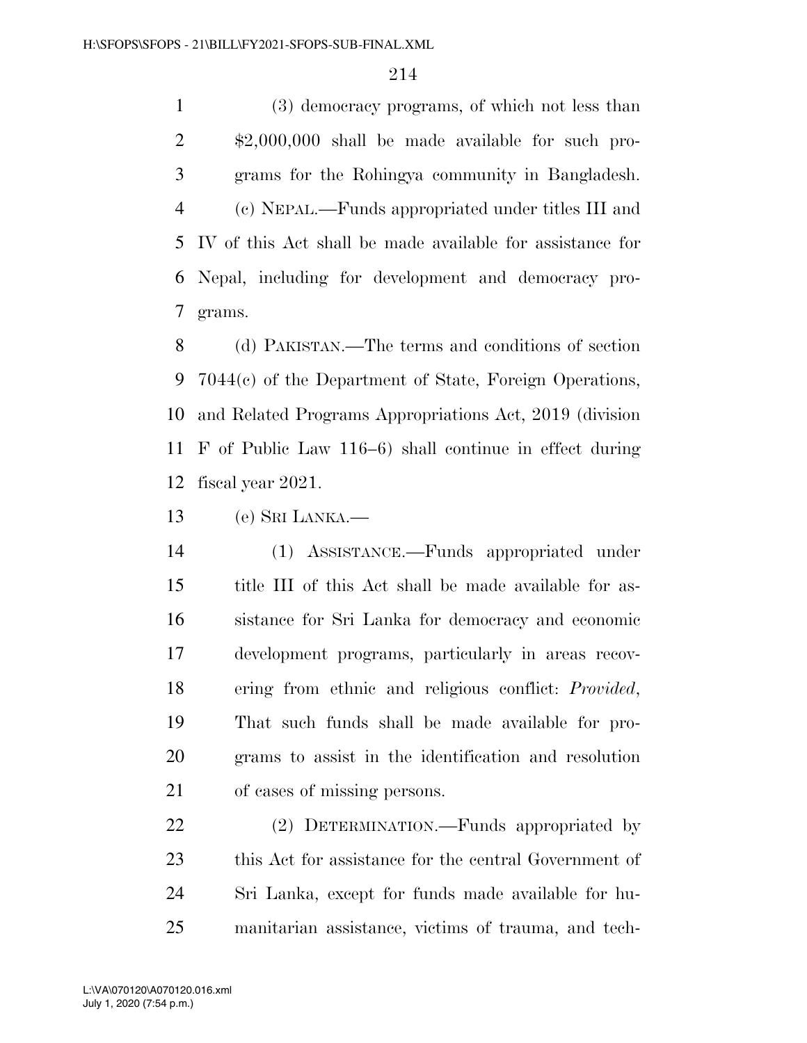(3) democracy programs, of which not less than $2,000,000 shall be made available for such programs for the Rohingya community in Bangladesh.

(c) NEPAL.—Funds appropriated under titles III and IV of this Act shall be made available for assistance for Nepal, including for development and democracy programs.

(d) PAKISTAN.—The terms and conditions of section 7044(c) of the Department of State, Foreign Operations, and Related Programs Appropriations Act, 2019 (division F of Public Law 116–6) shall continue in effect during fiscal year 2021.

(e) SRI LANKA.—

(1) ASSISTANCE.—Funds appropriated under title III of this Act shall be made available for assistance for Sri Lanka for democracy and economic development programs, particularly in areas recovering from ethnic and religious conflict: *Provided*, That such funds shall be made available for programs to assist in the identification and resolution of cases of missing persons.

(2) DETERMINATION.—Funds appropriated by this Act for assistance for the central Government of Sri Lanka, except for funds made available for humanitarian assistance, victims of trauma, and tech-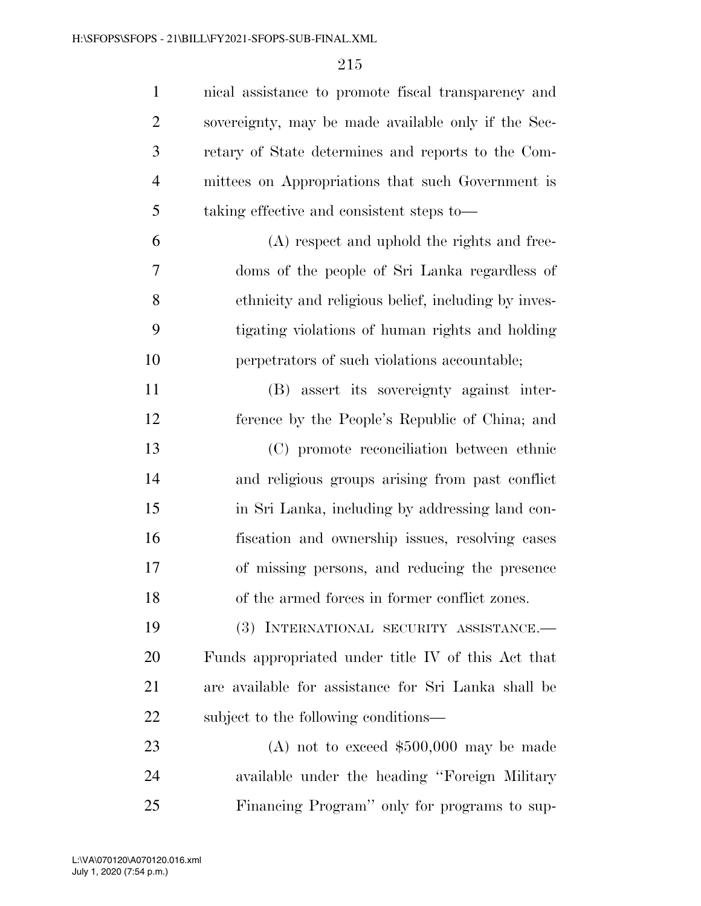nical assistance to promote fiscal transparency and sovereignty, may be made available only if the Secretary of State determines and reports to the Committees on Appropriations that such Government is taking effective and consistent steps to—

(A) respect and uphold the rights and freedoms of the people of Sri Lanka regardless of ethnicity and religious belief, including by investigating violations of human rights and holding perpetrators of such violations accountable;

(B) assert its sovereignty against interference by the People's Republic of China; and

(C) promote reconciliation between ethnic and religious groups arising from past conflict in Sri Lanka, including by addressing land confiscation and ownership issues, resolving cases of missing persons, and reducing the presence of the armed forces in former conflict zones.

(3) INTERNATIONAL SECURITY ASSISTANCE.— Funds appropriated under title IV of this Act that are available for assistance for Sri Lanka shall be subject to the following conditions—

(A) not to exceed $500,000 may be made available under the heading ''Foreign Military Financing Program'' only for programs to sup-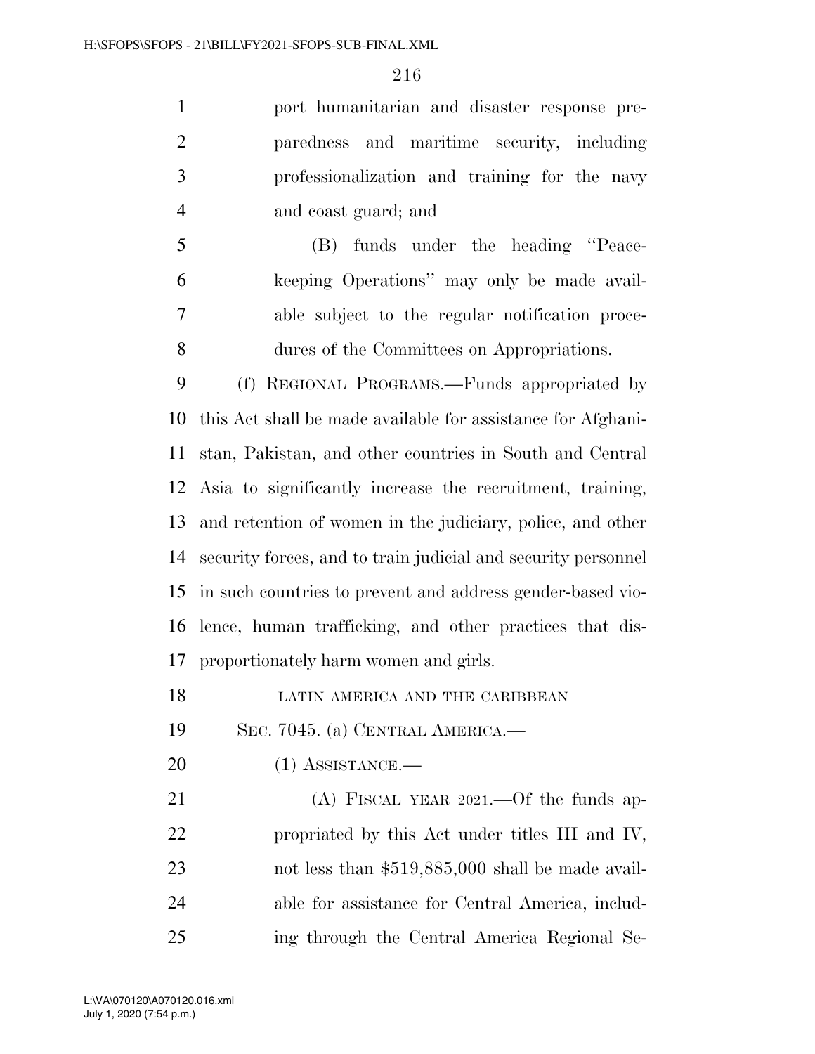port humanitarian and disaster response preparedness and maritime security, including professionalization and training for the navy and coast guard; and

(B) funds under the heading "Peacekeeping Operations" may only be made available subject to the regular notification procedures of the Committees on Appropriations.

(f) REGIONAL PROGRAMS.—Funds appropriated by this Act shall be made available for assistance for Afghanistan, Pakistan, and other countries in South and Central Asia to significantly increase the recruitment, training, and retention of women in the judiciary, police, and other security forces, and to train judicial and security personnel in such countries to prevent and address gender-based violence, human trafficking, and other practices that disproportionately harm women and girls.

LATIN AMERICA AND THE CARIBBEAN

SEC. 7045. (a) CENTRAL AMERICA.—

(1) ASSISTANCE.—

(A) FISCAL YEAR 2021.—Of the funds appropriated by this Act under titles III and IV, not less than $519,885,000 shall be made available for assistance for Central America, including through the Central America Regional Se-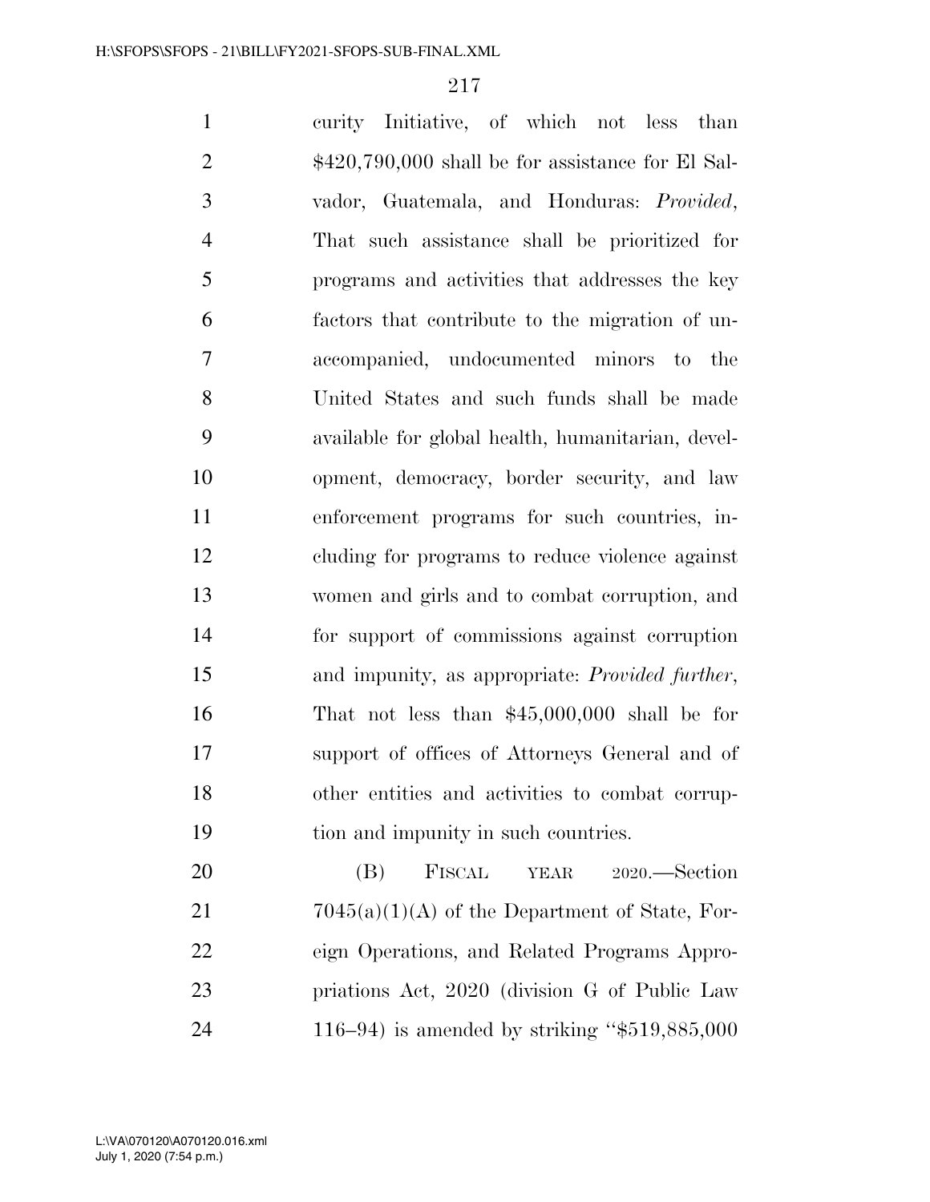curity Initiative, of which not less than $420,790,000 shall be for assistance for El Salvador, Guatemala, and Honduras: *Provided*, That such assistance shall be prioritized for programs and activities that addresses the key factors that contribute to the migration of unaccompanied, undocumented minors to the United States and such funds shall be made available for global health, humanitarian, development, democracy, border security, and law enforcement programs for such countries, including for programs to reduce violence against women and girls and to combat corruption, and for support of commissions against corruption and impunity, as appropriate: *Provided further*, That not less than $45,000,000 shall be for support of offices of Attorneys General and of other entities and activities to combat corruption and impunity in such countries.

(B) FISCAL YEAR 2020.—Section 7045(a)(1)(A) of the Department of State, Foreign Operations, and Related Programs Appropriations Act, 2020 (division G of Public Law 116–94) is amended by striking "$519,885,000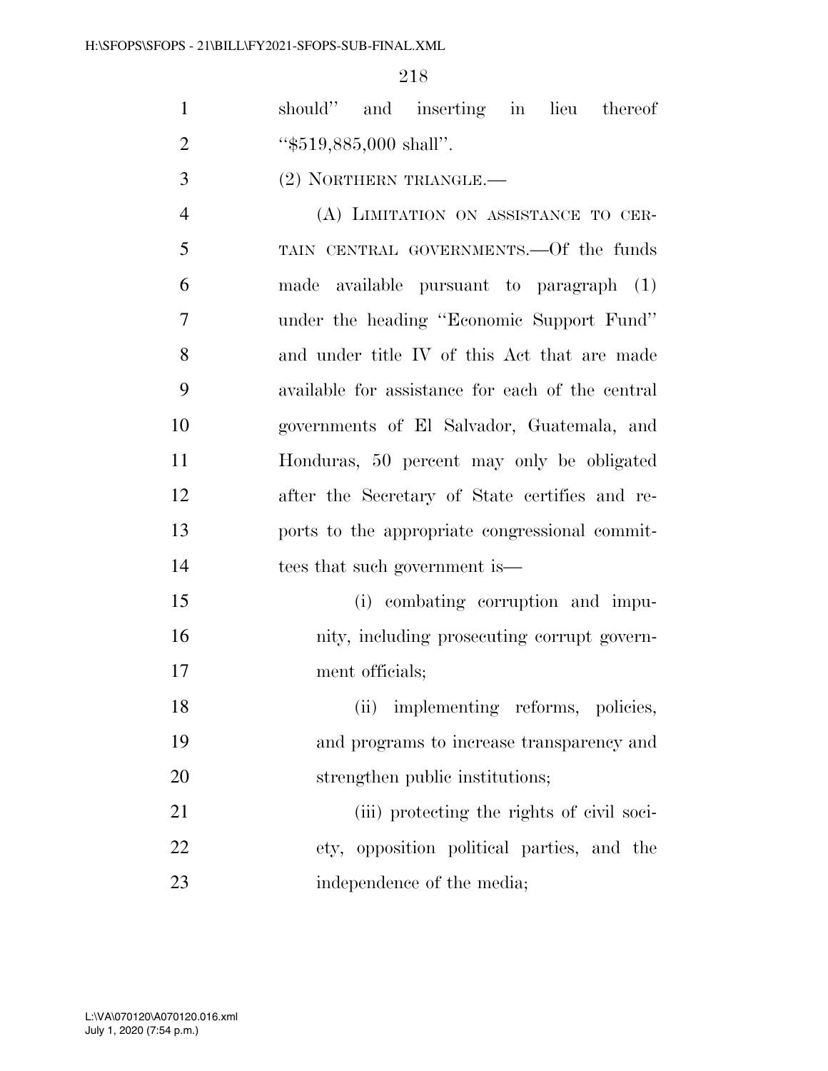should'' and inserting in lieu thereof ''$519,885,000 shall''.

(2) NORTHERN TRIANGLE.—

(A) LIMITATION ON ASSISTANCE TO CERTAIN CENTRAL GOVERNMENTS.—Of the funds made available pursuant to paragraph (1) under the heading ''Economic Support Fund'' and under title IV of this Act that are made available for assistance for each of the central governments of El Salvador, Guatemala, and Honduras, 50 percent may only be obligated after the Secretary of State certifies and reports to the appropriate congressional committees that such government is—

(i) combating corruption and impunity, including prosecuting corrupt government officials;

(ii) implementing reforms, policies, and programs to increase transparency and strengthen public institutions;

(iii) protecting the rights of civil society, opposition political parties, and the independence of the media;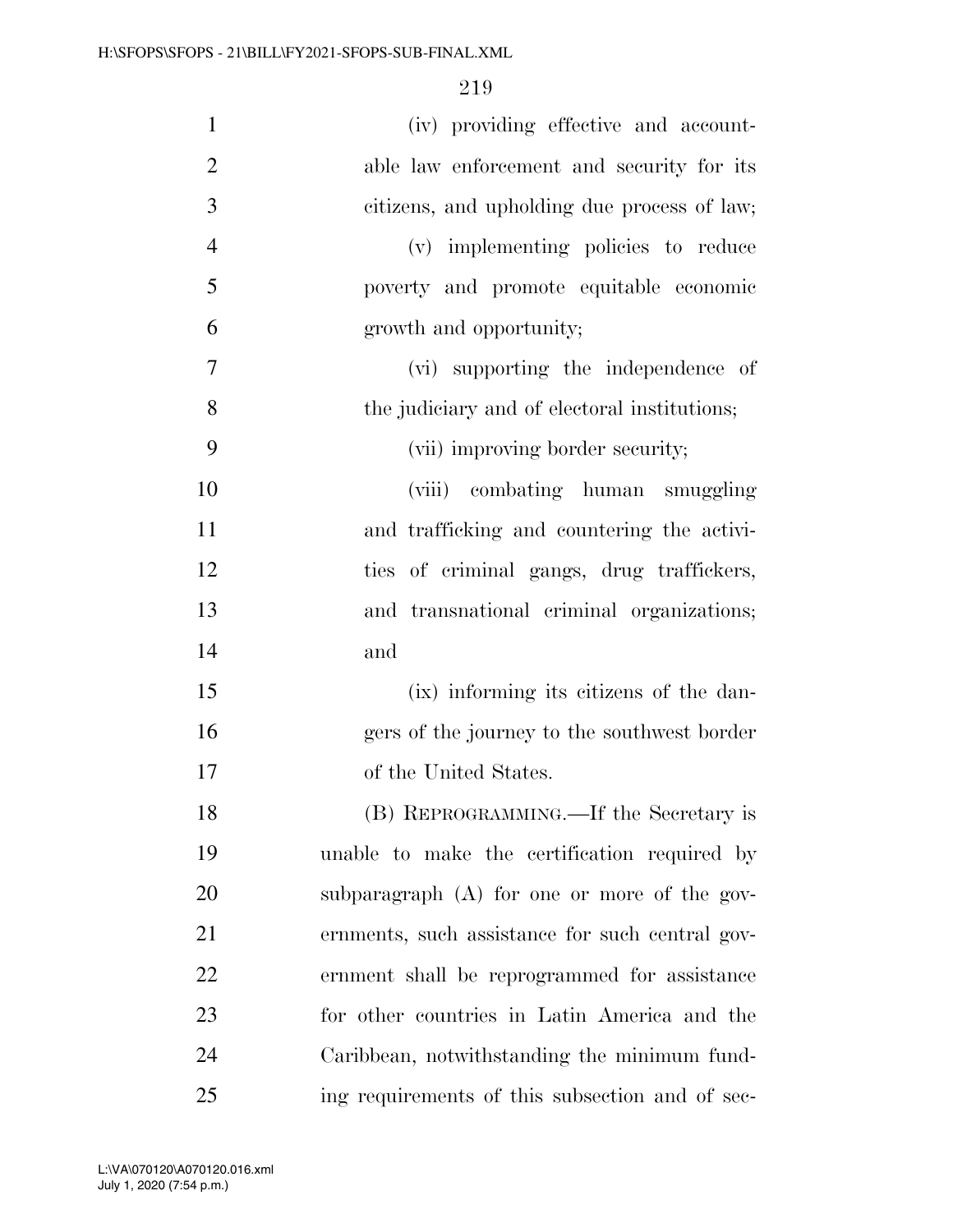(iv) providing effective and accountable law enforcement and security for its citizens, and upholding due process of law;

(v) implementing policies to reduce poverty and promote equitable economic growth and opportunity;

(vi) supporting the independence of the judiciary and of electoral institutions;

(vii) improving border security;

(viii) combating human smuggling and trafficking and countering the activities of criminal gangs, drug traffickers, and transnational criminal organizations; and

(ix) informing its citizens of the dangers of the journey to the southwest border of the United States.

(B) REPROGRAMMING.—If the Secretary is unable to make the certification required by subparagraph (A) for one or more of the governments, such assistance for such central government shall be reprogrammed for assistance for other countries in Latin America and the Caribbean, notwithstanding the minimum funding requirements of this subsection and of sec-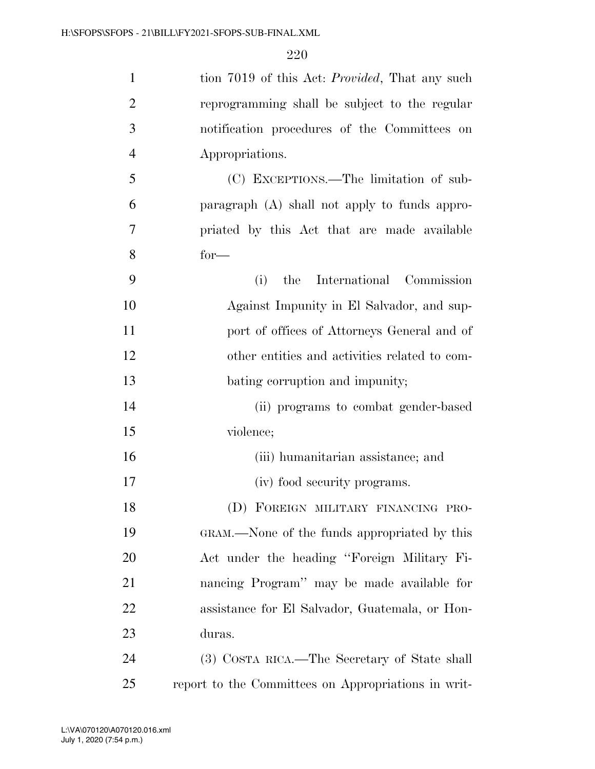tion 7019 of this Act: *Provided*, That any such reprogramming shall be subject to the regular notification procedures of the Committees on Appropriations.

(C) EXCEPTIONS.—The limitation of subparagraph (A) shall not apply to funds appropriated by this Act that are made available for—

(i) the International Commission Against Impunity in El Salvador, and support of offices of Attorneys General and of other entities and activities related to combating corruption and impunity;

(ii) programs to combat gender-based violence;

(iii) humanitarian assistance; and

(iv) food security programs.

(D) FOREIGN MILITARY FINANCING PROGRAM.—None of the funds appropriated by this Act under the heading ''Foreign Military Financing Program'' may be made available for assistance for El Salvador, Guatemala, or Honduras.

(3) COSTA RICA.—The Secretary of State shall report to the Committees on Appropriations in writ-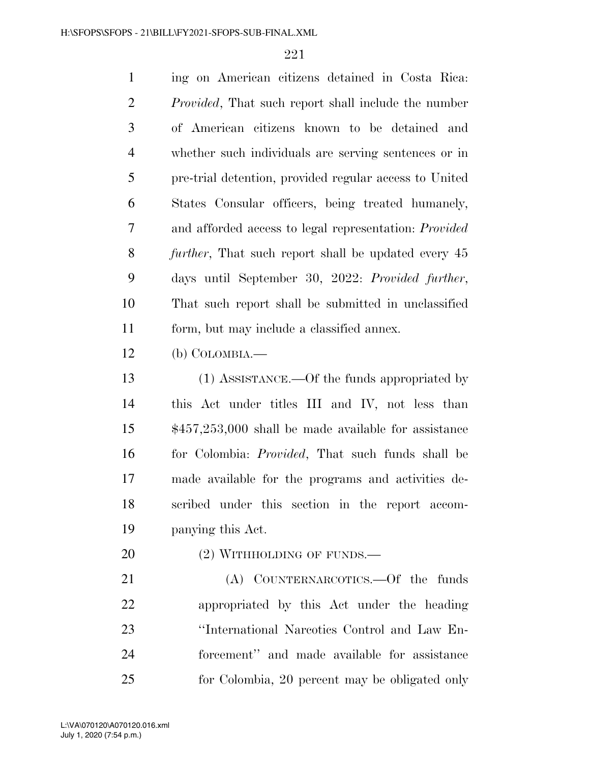ing on American citizens detained in Costa Rica: *Provided*, That such report shall include the number of American citizens known to be detained and whether such individuals are serving sentences or in pre-trial detention, provided regular access to United States Consular officers, being treated humanely, and afforded access to legal representation: *Provided further*, That such report shall be updated every 45 days until September 30, 2022: *Provided further*, That such report shall be submitted in unclassified form, but may include a classified annex.

(b) COLOMBIA.—

(1) ASSISTANCE.—Of the funds appropriated by this Act under titles III and IV, not less than $457,253,000 shall be made available for assistance for Colombia: *Provided*, That such funds shall be made available for the programs and activities described under this section in the report accompanying this Act.

(2) WITHHOLDING OF FUNDS.—

(A) COUNTERNARCOTICS.—Of the funds appropriated by this Act under the heading ''International Narcotics Control and Law Enforcement'' and made available for assistance for Colombia, 20 percent may be obligated only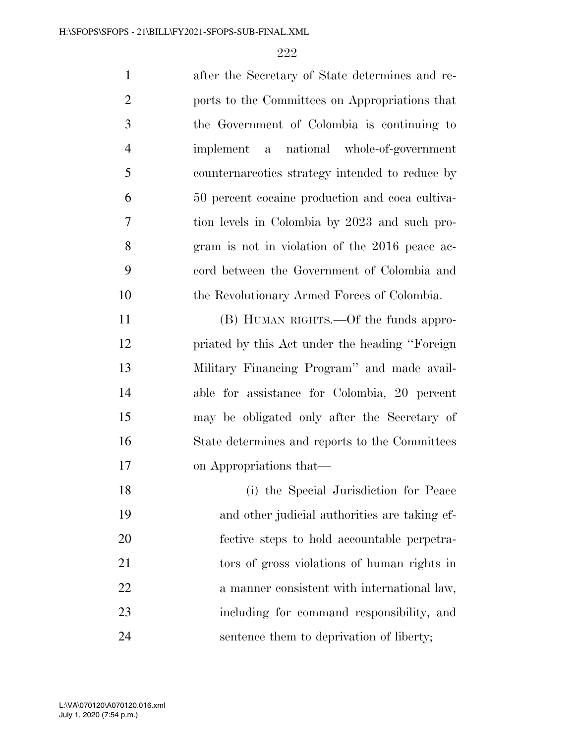after the Secretary of State determines and reports to the Committees on Appropriations that the Government of Colombia is continuing to implement a national whole-of-government counternarcotics strategy intended to reduce by 50 percent cocaine production and coca cultivation levels in Colombia by 2023 and such program is not in violation of the 2016 peace accord between the Government of Colombia and the Revolutionary Armed Forces of Colombia.

(B) HUMAN RIGHTS.—Of the funds appropriated by this Act under the heading ''Foreign Military Financing Program'' and made available for assistance for Colombia, 20 percent may be obligated only after the Secretary of State determines and reports to the Committees on Appropriations that—

(i) the Special Jurisdiction for Peace and other judicial authorities are taking effective steps to hold accountable perpetrators of gross violations of human rights in a manner consistent with international law, including for command responsibility, and sentence them to deprivation of liberty;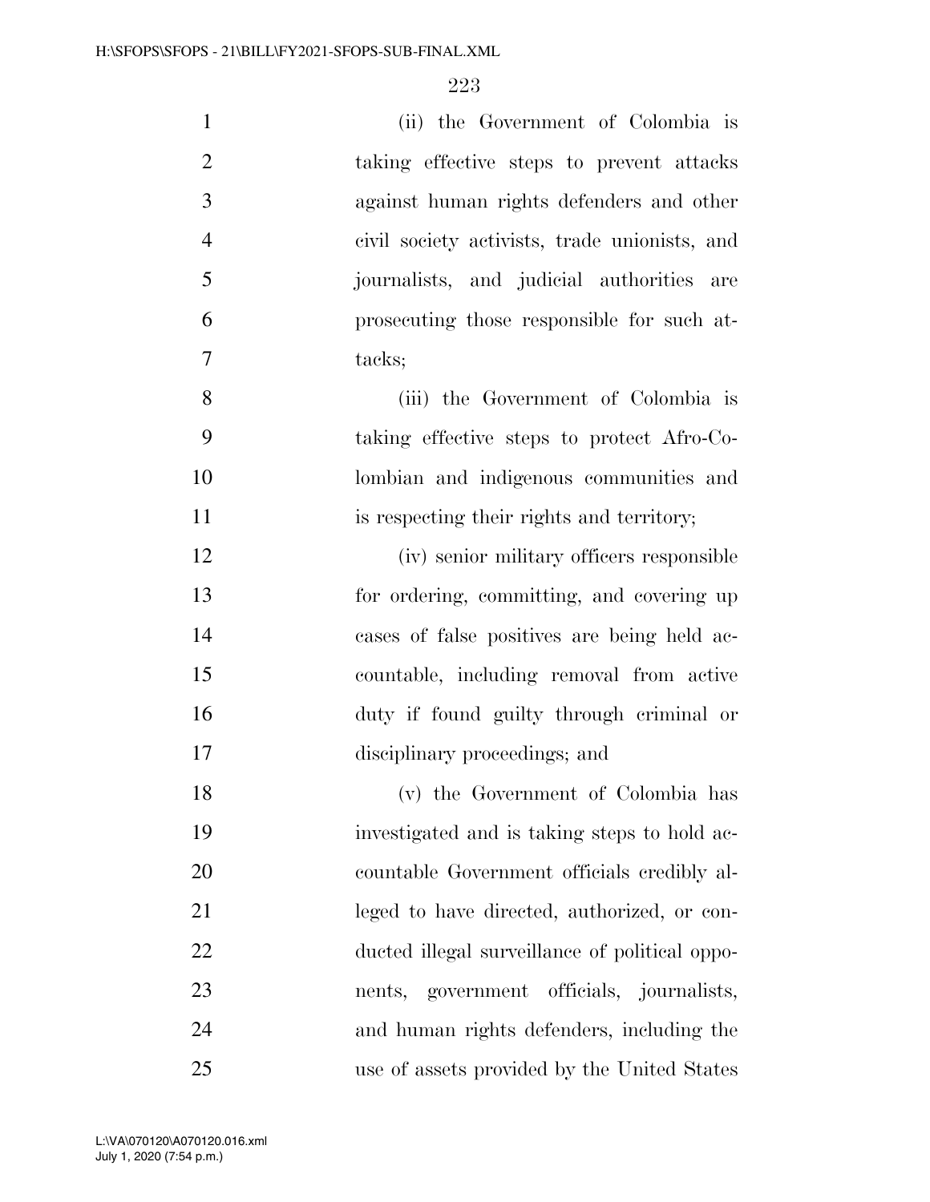(ii) the Government of Colombia is taking effective steps to prevent attacks against human rights defenders and other civil society activists, trade unionists, and journalists, and judicial authorities are prosecuting those responsible for such attacks;

(iii) the Government of Colombia is taking effective steps to protect Afro-Colombian and indigenous communities and is respecting their rights and territory;

(iv) senior military officers responsible for ordering, committing, and covering up cases of false positives are being held accountable, including removal from active duty if found guilty through criminal or disciplinary proceedings; and

(v) the Government of Colombia has investigated and is taking steps to hold accountable Government officials credibly alleged to have directed, authorized, or conducted illegal surveillance of political opponents, government officials, journalists, and human rights defenders, including the use of assets provided by the United States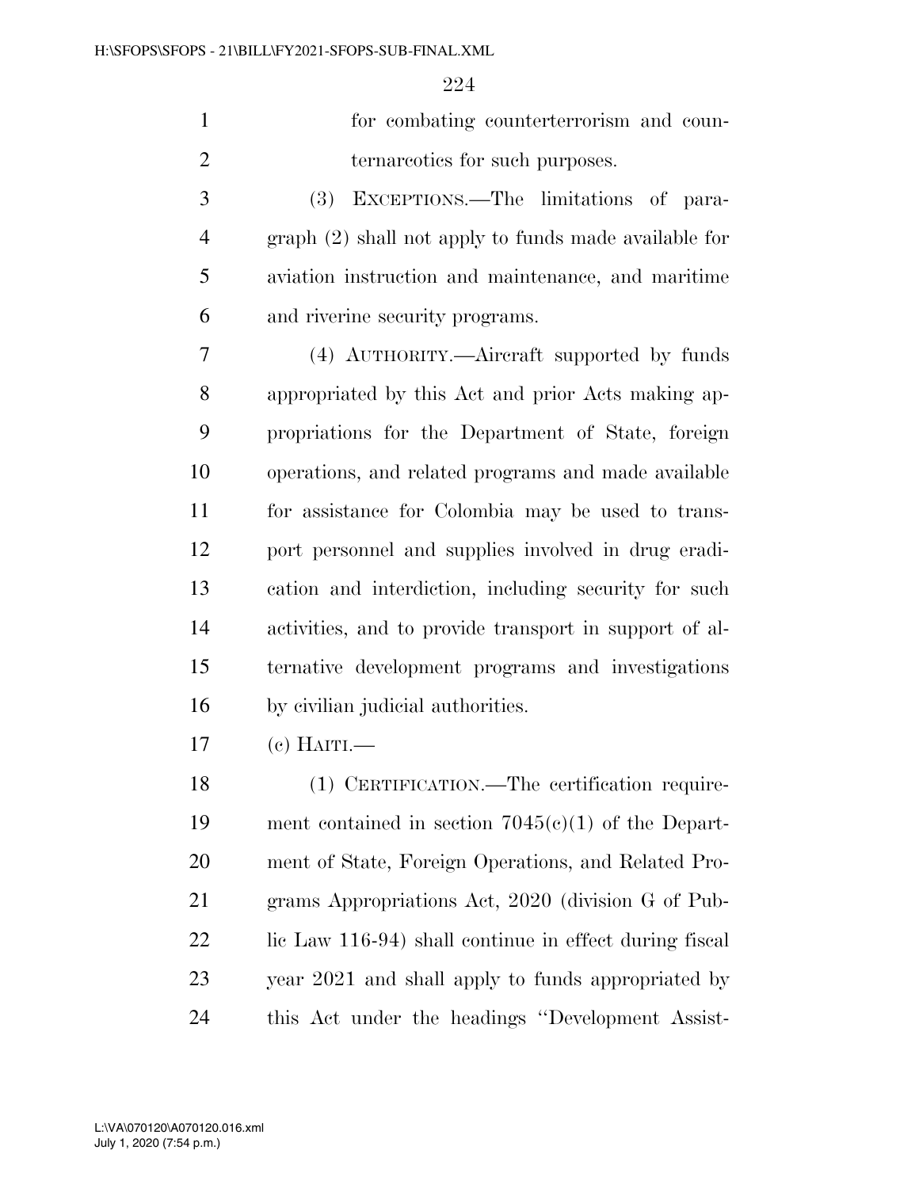for combating counterterrorism and counternarcotics for such purposes.

(3) EXCEPTIONS.—The limitations of paragraph (2) shall not apply to funds made available for aviation instruction and maintenance, and maritime and riverine security programs.

(4) AUTHORITY.—Aircraft supported by funds appropriated by this Act and prior Acts making appropriations for the Department of State, foreign operations, and related programs and made available for assistance for Colombia may be used to transport personnel and supplies involved in drug eradication and interdiction, including security for such activities, and to provide transport in support of alternative development programs and investigations by civilian judicial authorities.

(c) HAITI.—

(1) CERTIFICATION.—The certification requirement contained in section 7045(c)(1) of the Department of State, Foreign Operations, and Related Programs Appropriations Act, 2020 (division G of Public Law 116-94) shall continue in effect during fiscal year 2021 and shall apply to funds appropriated by this Act under the headings ''Development Assist-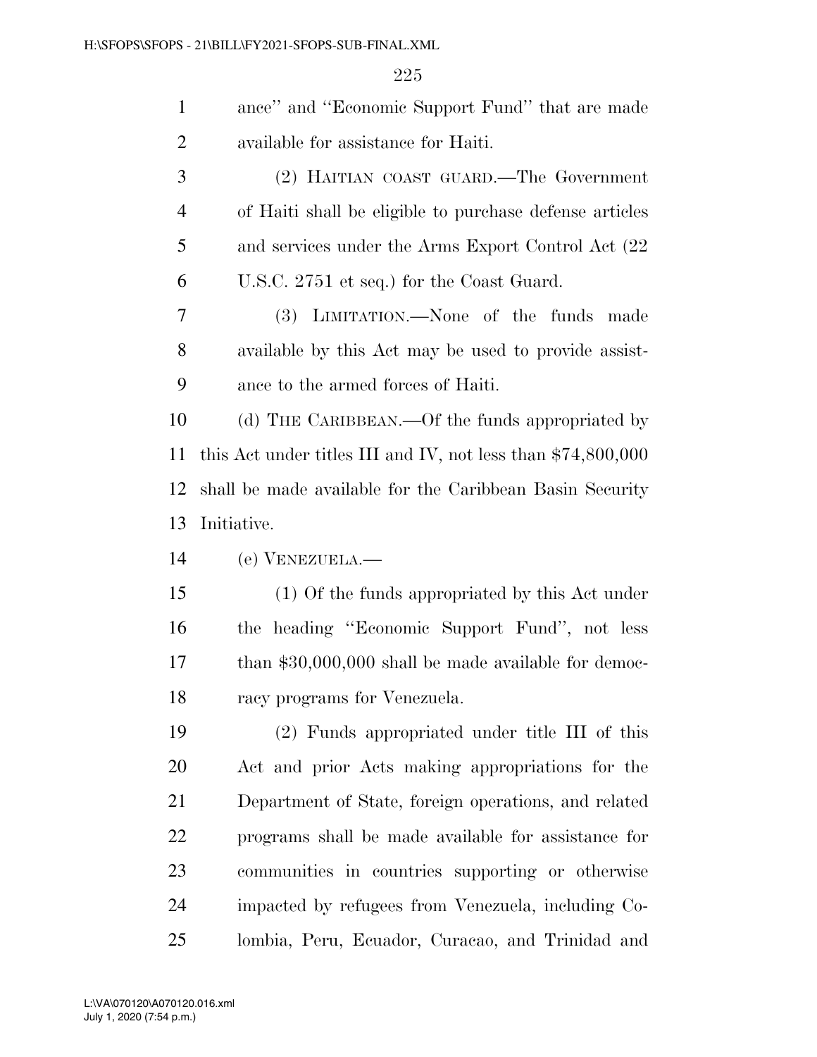ance'' and ''Economic Support Fund'' that are made available for assistance for Haiti.

(2) HAITIAN COAST GUARD.—The Government of Haiti shall be eligible to purchase defense articles and services under the Arms Export Control Act (22 U.S.C. 2751 et seq.) for the Coast Guard.

(3) LIMITATION.—None of the funds made available by this Act may be used to provide assistance to the armed forces of Haiti.

(d) THE CARIBBEAN.—Of the funds appropriated by this Act under titles III and IV, not less than $74,800,000 shall be made available for the Caribbean Basin Security Initiative.

(e) VENEZUELA.—

(1) Of the funds appropriated by this Act under the heading ''Economic Support Fund'', not less than $30,000,000 shall be made available for democracy programs for Venezuela.

(2) Funds appropriated under title III of this Act and prior Acts making appropriations for the Department of State, foreign operations, and related programs shall be made available for assistance for communities in countries supporting or otherwise impacted by refugees from Venezuela, including Colombia, Peru, Ecuador, Curacao, and Trinidad and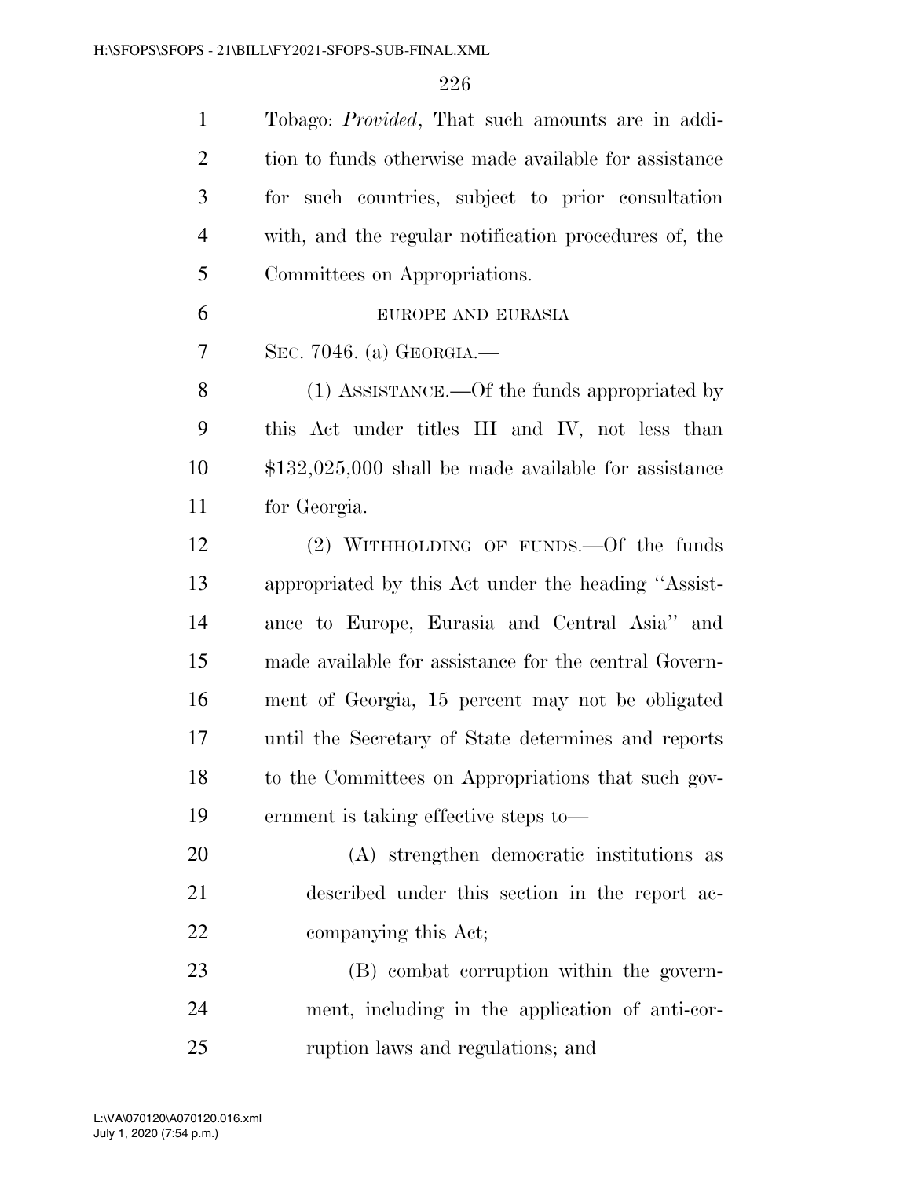Tobago: *Provided*, That such amounts are in addition to funds otherwise made available for assistance for such countries, subject to prior consultation with, and the regular notification procedures of, the Committees on Appropriations.

EUROPE AND EURASIA

SEC. 7046. (a) GEORGIA.—

(1) ASSISTANCE.—Of the funds appropriated by this Act under titles III and IV, not less than $132,025,000 shall be made available for assistance for Georgia.

(2) WITHHOLDING OF FUNDS.—Of the funds appropriated by this Act under the heading ''Assistance to Europe, Eurasia and Central Asia'' and made available for assistance for the central Government of Georgia, 15 percent may not be obligated until the Secretary of State determines and reports to the Committees on Appropriations that such government is taking effective steps to—

(A) strengthen democratic institutions as described under this section in the report accompanying this Act;

(B) combat corruption within the government, including in the application of anti-corruption laws and regulations; and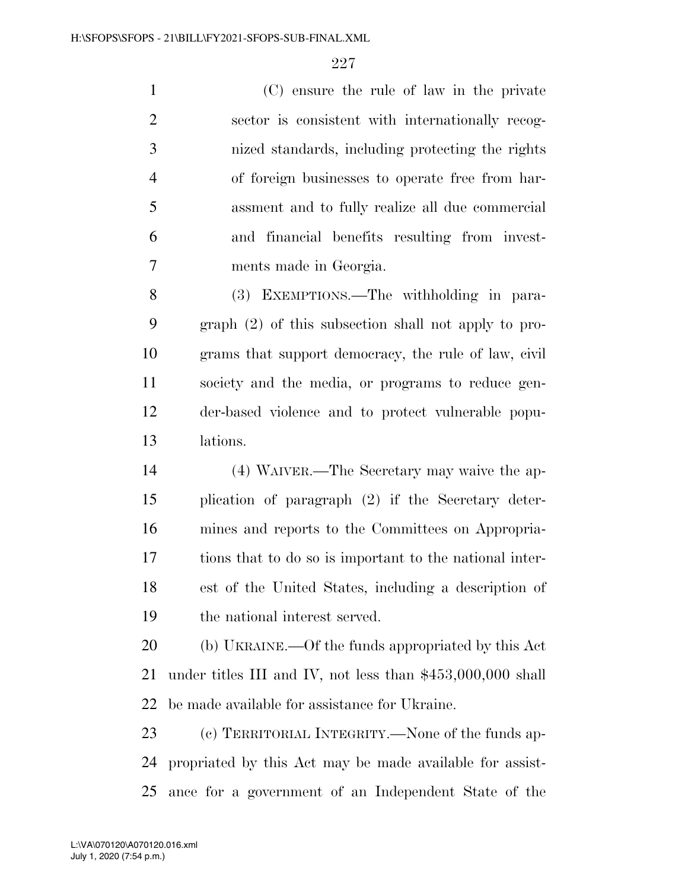(C) ensure the rule of law in the private sector is consistent with internationally recognized standards, including protecting the rights of foreign businesses to operate free from harassment and to fully realize all due commercial and financial benefits resulting from investments made in Georgia.

(3) EXEMPTIONS.—The withholding in paragraph (2) of this subsection shall not apply to programs that support democracy, the rule of law, civil society and the media, or programs to reduce gender-based violence and to protect vulnerable populations.

(4) WAIVER.—The Secretary may waive the application of paragraph (2) if the Secretary determines and reports to the Committees on Appropriations that to do so is important to the national interest of the United States, including a description of the national interest served.

(b) UKRAINE.—Of the funds appropriated by this Act under titles III and IV, not less than $453,000,000 shall be made available for assistance for Ukraine.

(c) TERRITORIAL INTEGRITY.—None of the funds appropriated by this Act may be made available for assistance for a government of an Independent State of the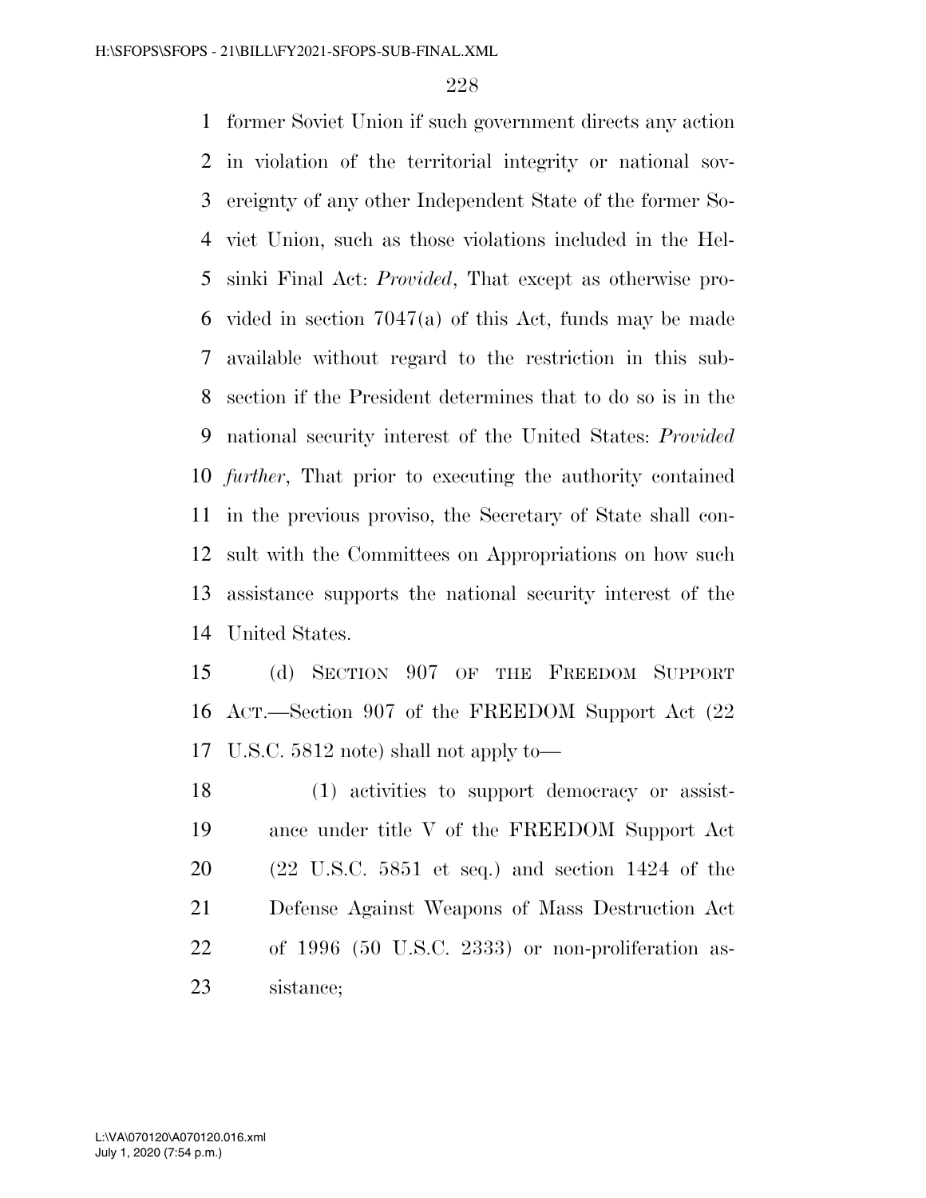former Soviet Union if such government directs any action in violation of the territorial integrity or national sovereignty of any other Independent State of the former Soviet Union, such as those violations included in the Helsinki Final Act: *Provided*, That except as otherwise provided in section 7047(a) of this Act, funds may be made available without regard to the restriction in this subsection if the President determines that to do so is in the national security interest of the United States: *Provided further*, That prior to executing the authority contained in the previous proviso, the Secretary of State shall consult with the Committees on Appropriations on how such assistance supports the national security interest of the United States.

(d) SECTION 907 OF THE FREEDOM SUPPORT ACT.—Section 907 of the FREEDOM Support Act (22 U.S.C. 5812 note) shall not apply to—

(1) activities to support democracy or assistance under title V of the FREEDOM Support Act (22 U.S.C. 5851 et seq.) and section 1424 of the Defense Against Weapons of Mass Destruction Act of 1996 (50 U.S.C. 2333) or non-proliferation assistance;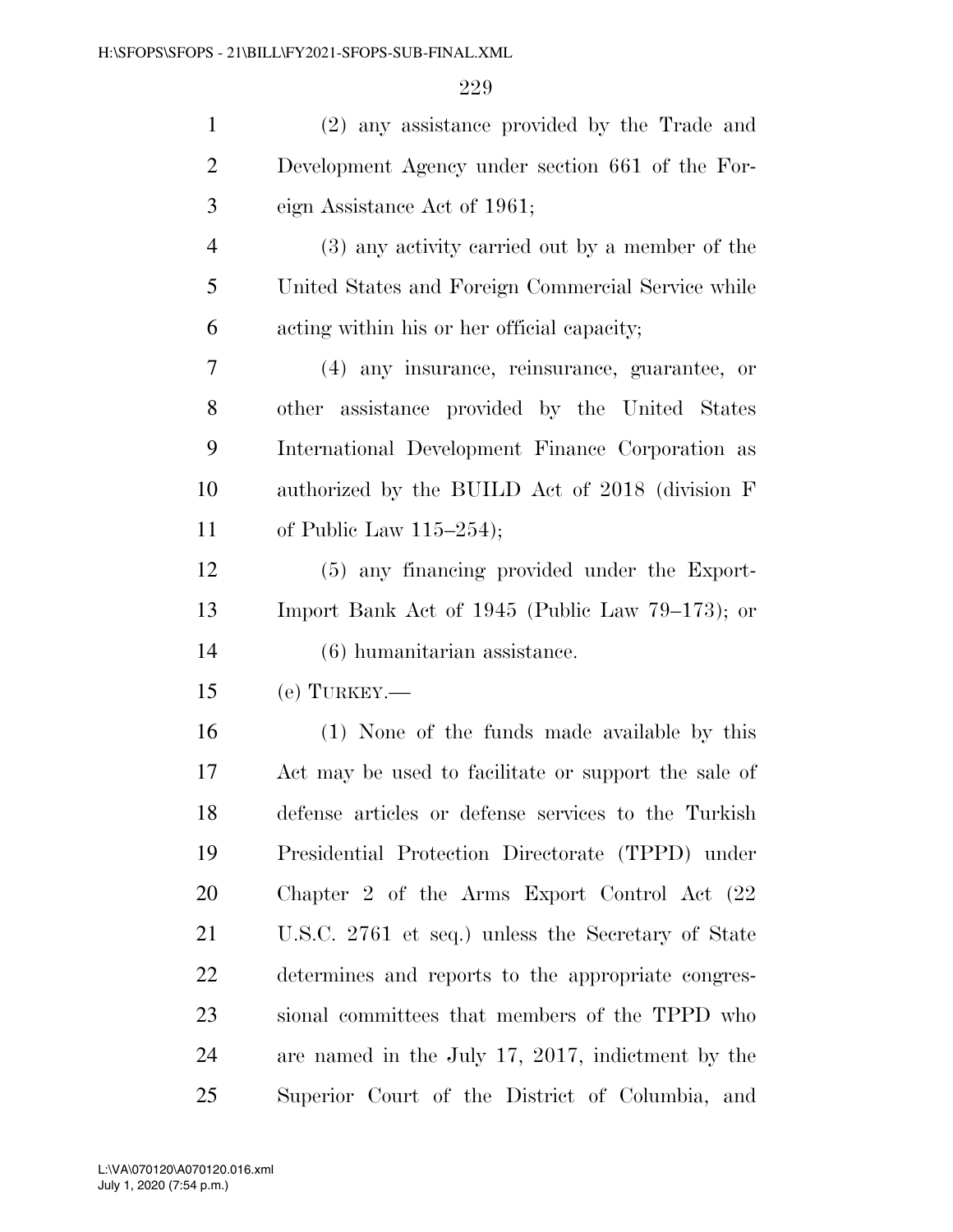(2) any assistance provided by the Trade and Development Agency under section 661 of the Foreign Assistance Act of 1961;

(3) any activity carried out by a member of the United States and Foreign Commercial Service while acting within his or her official capacity;

(4) any insurance, reinsurance, guarantee, or other assistance provided by the United States International Development Finance Corporation as authorized by the BUILD Act of 2018 (division F of Public Law 115–254);

(5) any financing provided under the Export-Import Bank Act of 1945 (Public Law 79–173); or

(6) humanitarian assistance.

(e) TURKEY.—

(1) None of the funds made available by this Act may be used to facilitate or support the sale of defense articles or defense services to the Turkish Presidential Protection Directorate (TPPD) under Chapter 2 of the Arms Export Control Act (22 U.S.C. 2761 et seq.) unless the Secretary of State determines and reports to the appropriate congressional committees that members of the TPPD who are named in the July 17, 2017, indictment by the Superior Court of the District of Columbia, and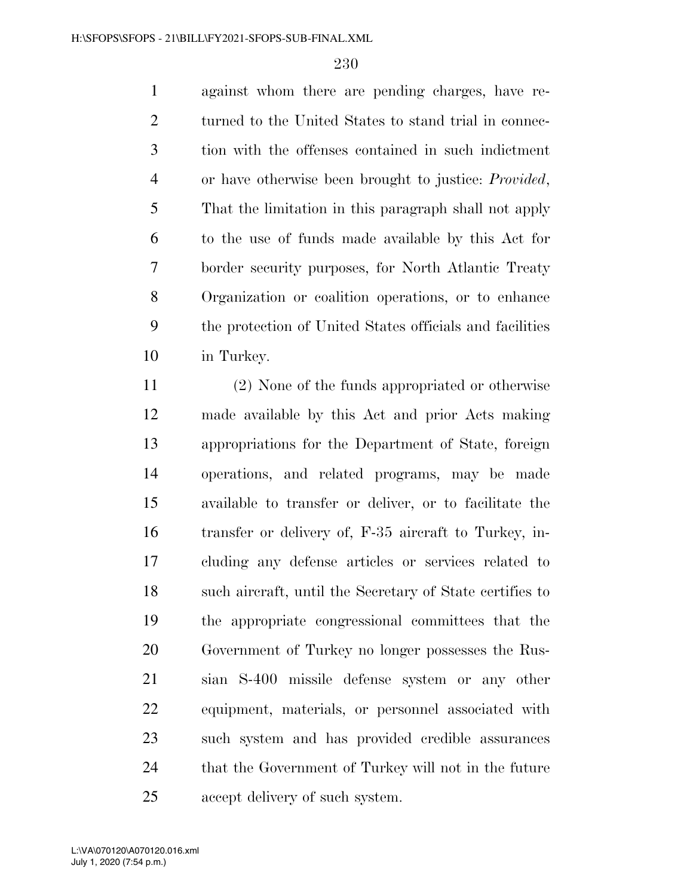against whom there are pending charges, have returned to the United States to stand trial in connection with the offenses contained in such indictment or have otherwise been brought to justice: *Provided*, That the limitation in this paragraph shall not apply to the use of funds made available by this Act for border security purposes, for North Atlantic Treaty Organization or coalition operations, or to enhance the protection of United States officials and facilities in Turkey.

(2) None of the funds appropriated or otherwise made available by this Act and prior Acts making appropriations for the Department of State, foreign operations, and related programs, may be made available to transfer or deliver, or to facilitate the transfer or delivery of, F-35 aircraft to Turkey, including any defense articles or services related to such aircraft, until the Secretary of State certifies to the appropriate congressional committees that the Government of Turkey no longer possesses the Russian S-400 missile defense system or any other equipment, materials, or personnel associated with such system and has provided credible assurances that the Government of Turkey will not in the future accept delivery of such system.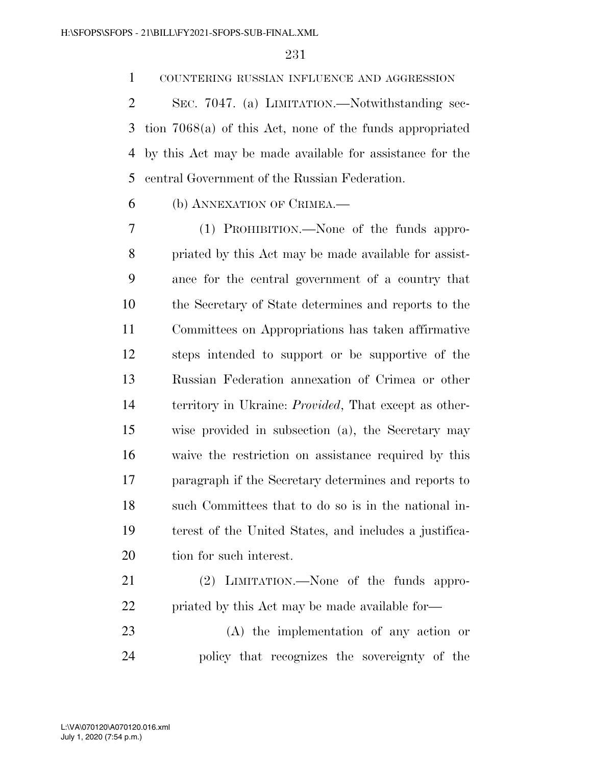COUNTERING RUSSIAN INFLUENCE AND AGGRESSION

SEC. 7047. (a) LIMITATION.—Notwithstanding section 7068(a) of this Act, none of the funds appropriated by this Act may be made available for assistance for the central Government of the Russian Federation.

(b) ANNEXATION OF CRIMEA.—

(1) PROHIBITION.—None of the funds appropriated by this Act may be made available for assistance for the central government of a country that the Secretary of State determines and reports to the Committees on Appropriations has taken affirmative steps intended to support or be supportive of the Russian Federation annexation of Crimea or other territory in Ukraine: *Provided*, That except as otherwise provided in subsection (a), the Secretary may waive the restriction on assistance required by this paragraph if the Secretary determines and reports to such Committees that to do so is in the national interest of the United States, and includes a justification for such interest.

(2) LIMITATION.—None of the funds appropriated by this Act may be made available for—

(A) the implementation of any action or policy that recognizes the sovereignty of the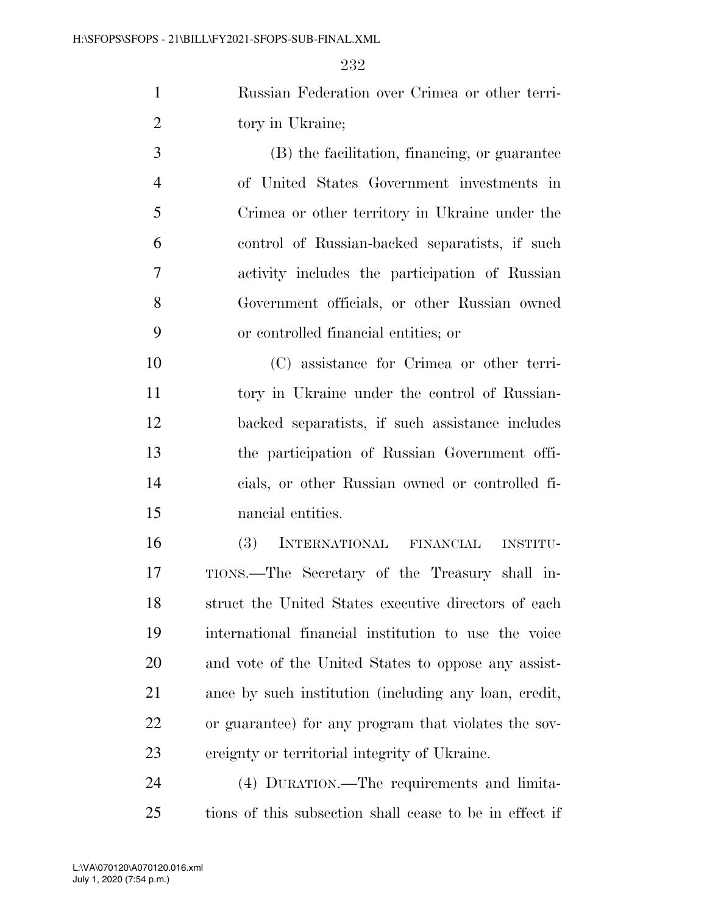Russian Federation over Crimea or other territory in Ukraine;

(B) the facilitation, financing, or guarantee of United States Government investments in Crimea or other territory in Ukraine under the control of Russian-backed separatists, if such activity includes the participation of Russian Government officials, or other Russian owned or controlled financial entities; or

(C) assistance for Crimea or other territory in Ukraine under the control of Russian-backed separatists, if such assistance includes the participation of Russian Government officials, or other Russian owned or controlled financial entities.

(3) INTERNATIONAL FINANCIAL INSTITUTIONS.—The Secretary of the Treasury shall instruct the United States executive directors of each international financial institution to use the voice and vote of the United States to oppose any assistance by such institution (including any loan, credit, or guarantee) for any program that violates the sovereignty or territorial integrity of Ukraine.

(4) DURATION.—The requirements and limitations of this subsection shall cease to be in effect if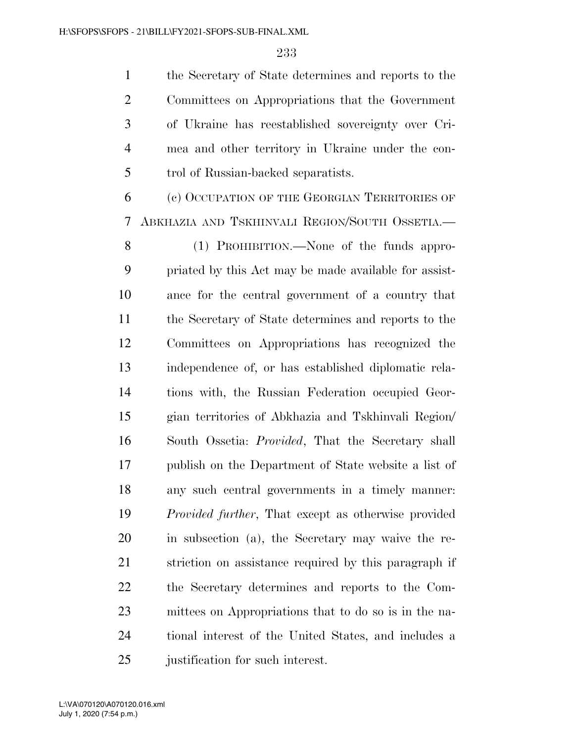the Secretary of State determines and reports to the Committees on Appropriations that the Government of Ukraine has reestablished sovereignty over Crimea and other territory in Ukraine under the control of Russian-backed separatists.

(c) OCCUPATION OF THE GEORGIAN TERRITORIES OF ABKHAZIA AND TSKHINVALI REGION/SOUTH OSSETIA.—

(1) PROHIBITION.—None of the funds appropriated by this Act may be made available for assistance for the central government of a country that the Secretary of State determines and reports to the Committees on Appropriations has recognized the independence of, or has established diplomatic relations with, the Russian Federation occupied Georgian territories of Abkhazia and Tskhinvali Region/South Ossetia: *Provided*, That the Secretary shall publish on the Department of State website a list of any such central governments in a timely manner: *Provided further*, That except as otherwise provided in subsection (a), the Secretary may waive the restriction on assistance required by this paragraph if the Secretary determines and reports to the Committees on Appropriations that to do so is in the national interest of the United States, and includes a justification for such interest.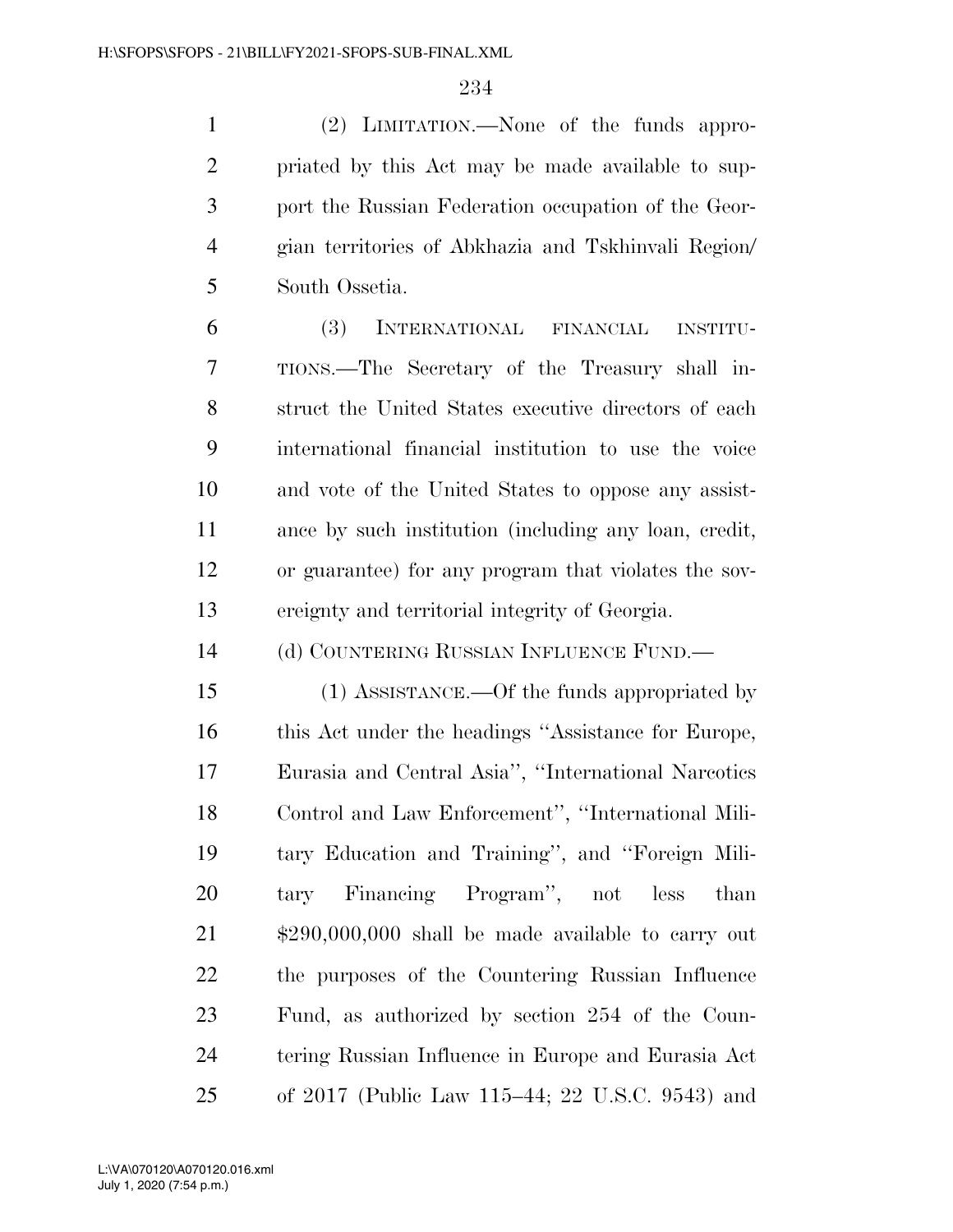(2) LIMITATION.—None of the funds appropriated by this Act may be made available to support the Russian Federation occupation of the Georgian territories of Abkhazia and Tskhinvali Region/South Ossetia.

(3) INTERNATIONAL FINANCIAL INSTITUTIONS.—The Secretary of the Treasury shall instruct the United States executive directors of each international financial institution to use the voice and vote of the United States to oppose any assistance by such institution (including any loan, credit, or guarantee) for any program that violates the sovereignty and territorial integrity of Georgia.

(d) COUNTERING RUSSIAN INFLUENCE FUND.—

(1) ASSISTANCE.—Of the funds appropriated by this Act under the headings ''Assistance for Europe, Eurasia and Central Asia'', ''International Narcotics Control and Law Enforcement'', ''International Military Education and Training'', and ''Foreign Military Financing Program'', not less than $290,000,000 shall be made available to carry out the purposes of the Countering Russian Influence Fund, as authorized by section 254 of the Countering Russian Influence in Europe and Eurasia Act of 2017 (Public Law 115–44; 22 U.S.C. 9543) and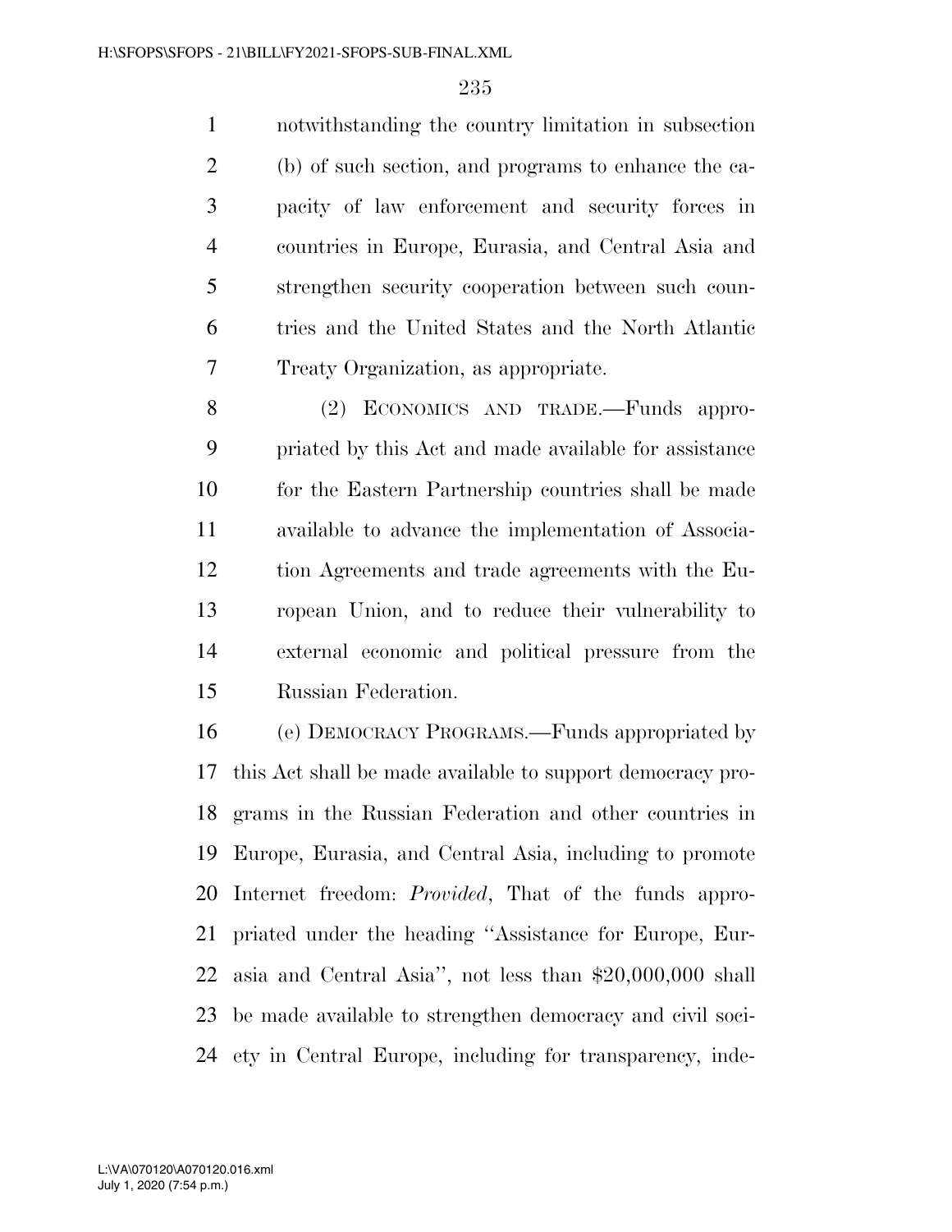notwithstanding the country limitation in subsection (b) of such section, and programs to enhance the capacity of law enforcement and security forces in countries in Europe, Eurasia, and Central Asia and strengthen security cooperation between such countries and the United States and the North Atlantic Treaty Organization, as appropriate.

(2) ECONOMICS AND TRADE.—Funds appropriated by this Act and made available for assistance for the Eastern Partnership countries shall be made available to advance the implementation of Association Agreements and trade agreements with the European Union, and to reduce their vulnerability to external economic and political pressure from the Russian Federation.

(e) DEMOCRACY PROGRAMS.—Funds appropriated by this Act shall be made available to support democracy programs in the Russian Federation and other countries in Europe, Eurasia, and Central Asia, including to promote Internet freedom: *Provided*, That of the funds appropriated under the heading ''Assistance for Europe, Eurasia and Central Asia'', not less than $20,000,000 shall be made available to strengthen democracy and civil society in Central Europe, including for transparency, inde-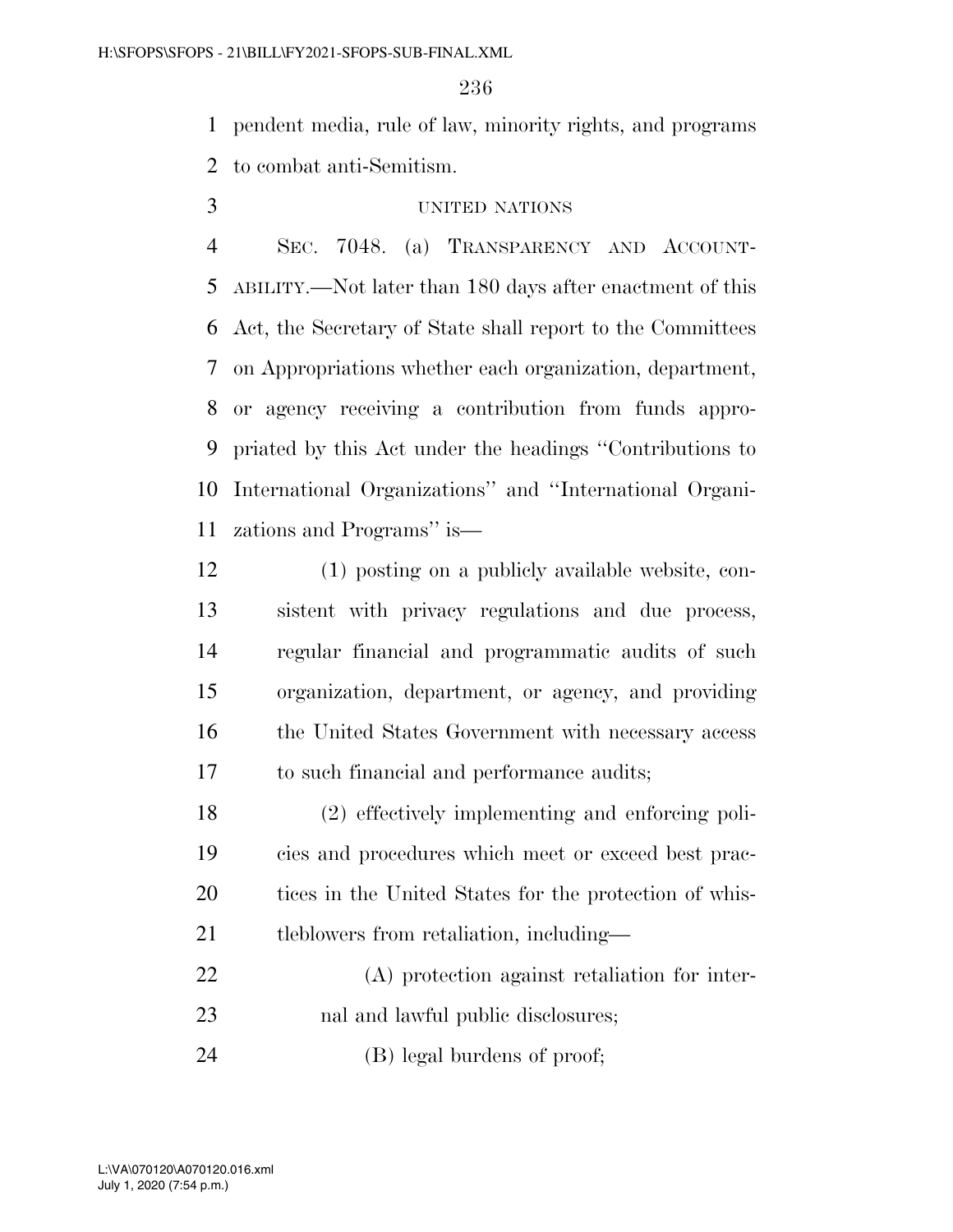pendent media, rule of law, minority rights, and programs to combat anti-Semitism.

UNITED NATIONS

SEC. 7048. (a) TRANSPARENCY AND ACCOUNTABILITY.—Not later than 180 days after enactment of this Act, the Secretary of State shall report to the Committees on Appropriations whether each organization, department, or agency receiving a contribution from funds appropriated by this Act under the headings ''Contributions to International Organizations'' and ''International Organizations and Programs'' is—

(1) posting on a publicly available website, consistent with privacy regulations and due process, regular financial and programmatic audits of such organization, department, or agency, and providing the United States Government with necessary access to such financial and performance audits;

(2) effectively implementing and enforcing policies and procedures which meet or exceed best practices in the United States for the protection of whistleblowers from retaliation, including—

(A) protection against retaliation for internal and lawful public disclosures;

(B) legal burdens of proof;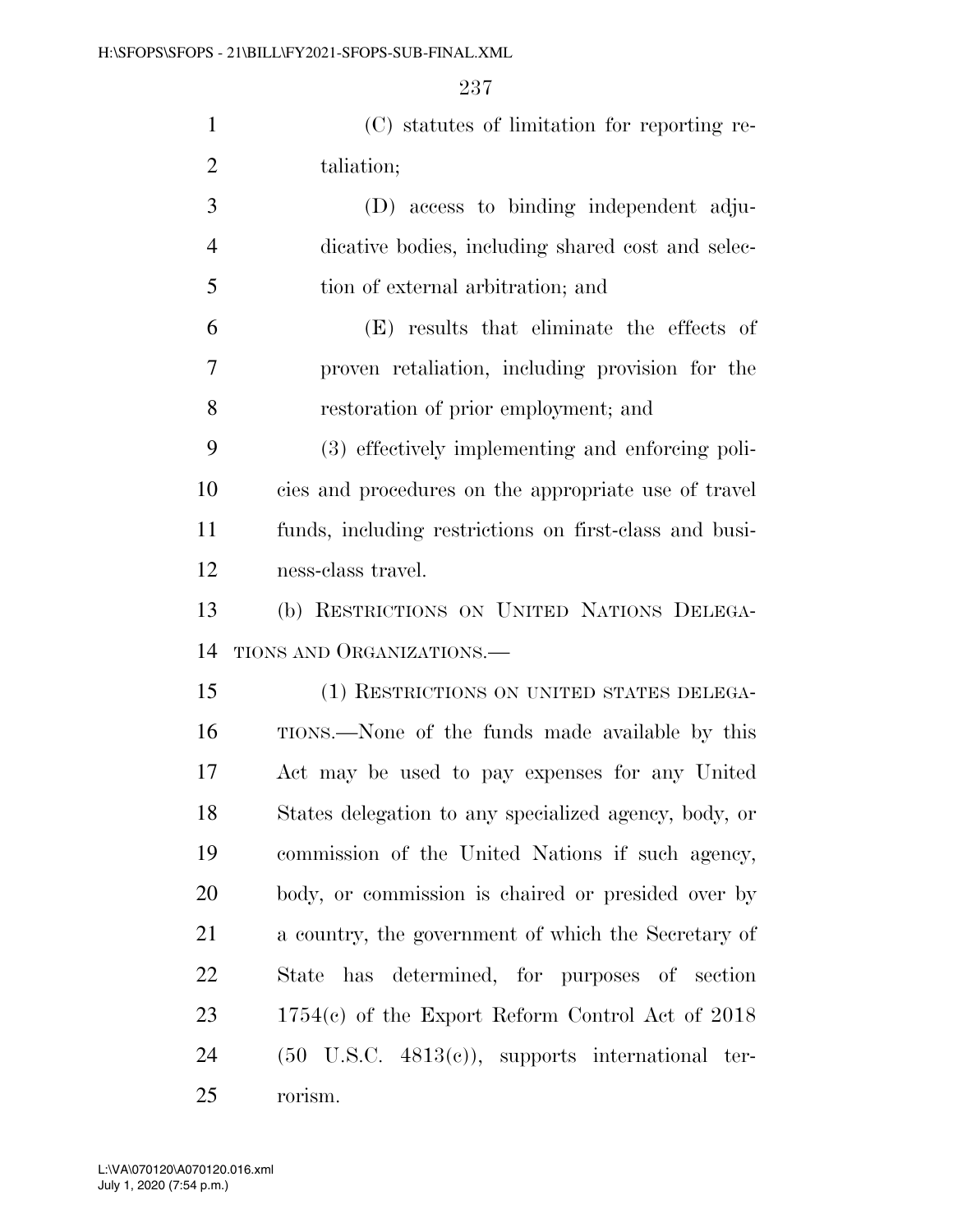(C) statutes of limitation for reporting retaliation;

(D) access to binding independent adjudicative bodies, including shared cost and selection of external arbitration; and

(E) results that eliminate the effects of proven retaliation, including provision for the restoration of prior employment; and

(3) effectively implementing and enforcing policies and procedures on the appropriate use of travel funds, including restrictions on first-class and business-class travel.

(b) RESTRICTIONS ON UNITED NATIONS DELEGATIONS AND ORGANIZATIONS.—

(1) RESTRICTIONS ON UNITED STATES DELEGATIONS.—None of the funds made available by this Act may be used to pay expenses for any United States delegation to any specialized agency, body, or commission of the United Nations if such agency, body, or commission is chaired or presided over by a country, the government of which the Secretary of State has determined, for purposes of section 1754(c) of the Export Reform Control Act of 2018 (50 U.S.C. 4813(c)), supports international terrorism.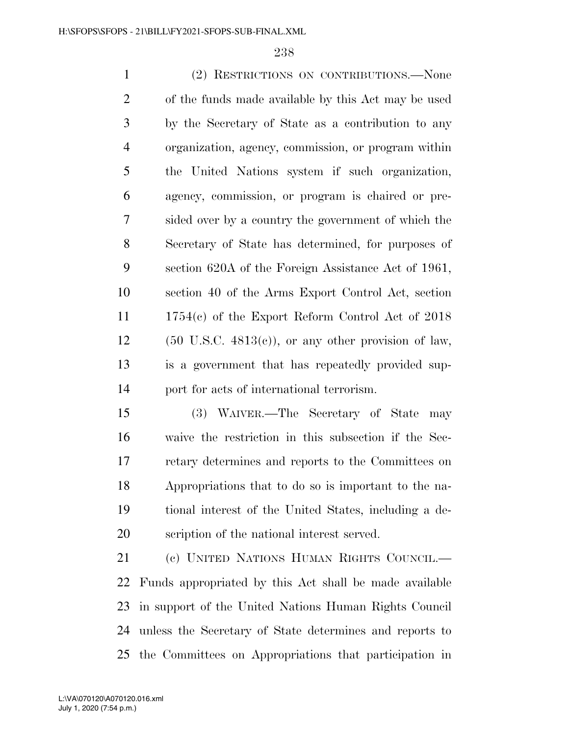(2) RESTRICTIONS ON CONTRIBUTIONS.—None of the funds made available by this Act may be used by the Secretary of State as a contribution to any organization, agency, commission, or program within the United Nations system if such organization, agency, commission, or program is chaired or presided over by a country the government of which the Secretary of State has determined, for purposes of section 620A of the Foreign Assistance Act of 1961, section 40 of the Arms Export Control Act, section 1754(c) of the Export Reform Control Act of 2018 (50 U.S.C. 4813(c)), or any other provision of law, is a government that has repeatedly provided support for acts of international terrorism.

(3) WAIVER.—The Secretary of State may waive the restriction in this subsection if the Secretary determines and reports to the Committees on Appropriations that to do so is important to the national interest of the United States, including a description of the national interest served.

(c) UNITED NATIONS HUMAN RIGHTS COUNCIL.—Funds appropriated by this Act shall be made available in support of the United Nations Human Rights Council unless the Secretary of State determines and reports to the Committees on Appropriations that participation in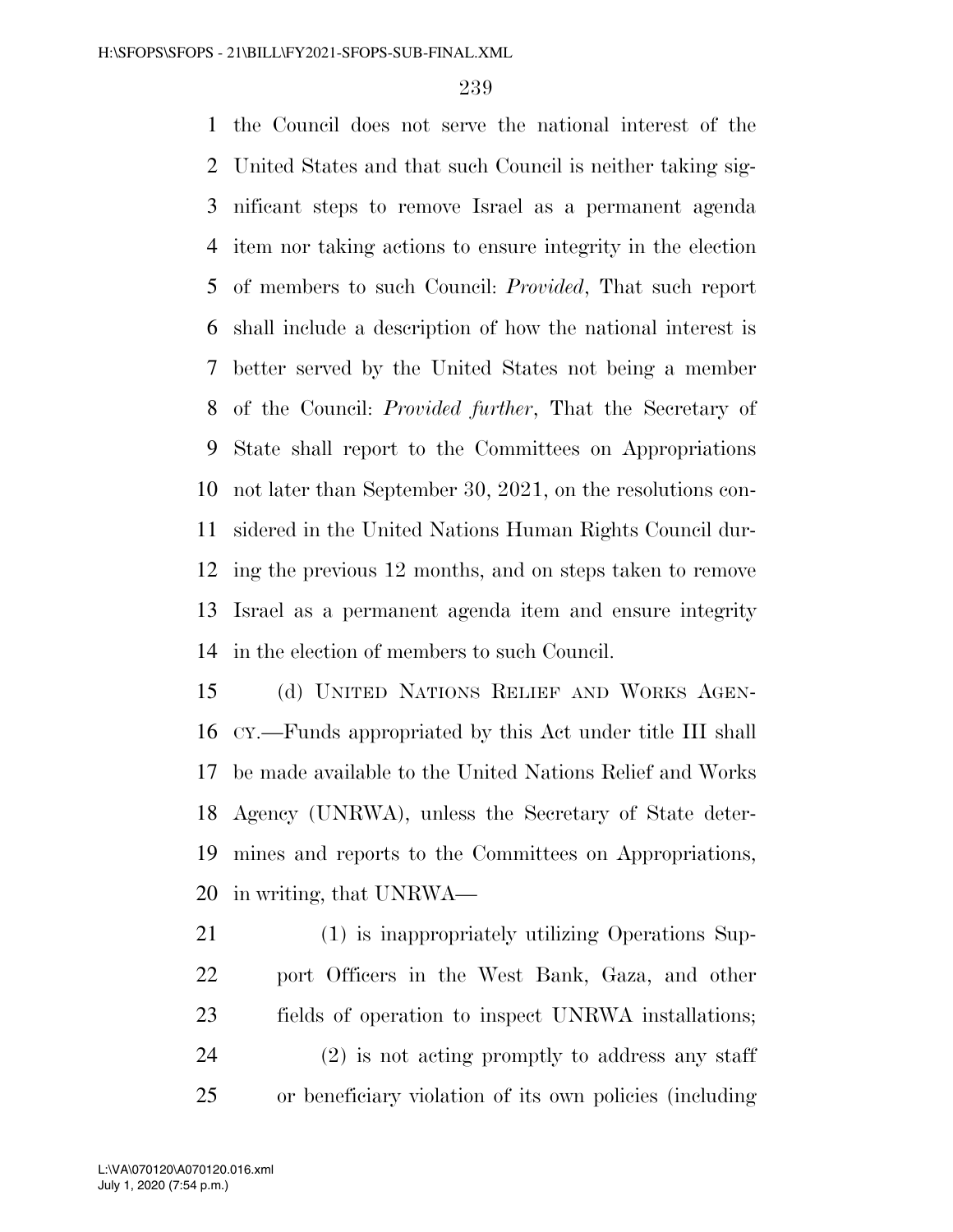the Council does not serve the national interest of the United States and that such Council is neither taking significant steps to remove Israel as a permanent agenda item nor taking actions to ensure integrity in the election of members to such Council: *Provided*, That such report shall include a description of how the national interest is better served by the United States not being a member of the Council: *Provided further*, That the Secretary of State shall report to the Committees on Appropriations not later than September 30, 2021, on the resolutions considered in the United Nations Human Rights Council during the previous 12 months, and on steps taken to remove Israel as a permanent agenda item and ensure integrity in the election of members to such Council.

(d) UNITED NATIONS RELIEF AND WORKS AGENCY.—Funds appropriated by this Act under title III shall be made available to the United Nations Relief and Works Agency (UNRWA), unless the Secretary of State determines and reports to the Committees on Appropriations, in writing, that UNRWA—

(1) is inappropriately utilizing Operations Support Officers in the West Bank, Gaza, and other fields of operation to inspect UNRWA installations;

(2) is not acting promptly to address any staff or beneficiary violation of its own policies (including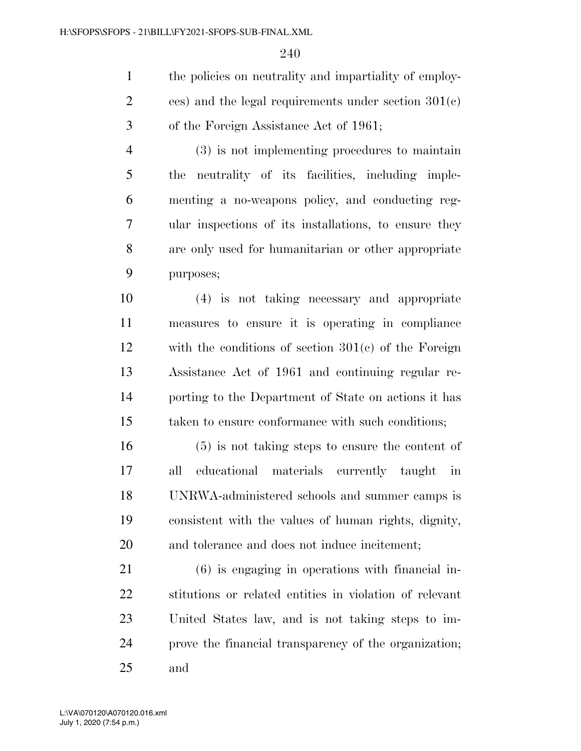the policies on neutrality and impartiality of employees) and the legal requirements under section 301(c) of the Foreign Assistance Act of 1961;

(3) is not implementing procedures to maintain the neutrality of its facilities, including implementing a no-weapons policy, and conducting regular inspections of its installations, to ensure they are only used for humanitarian or other appropriate purposes;

(4) is not taking necessary and appropriate measures to ensure it is operating in compliance with the conditions of section 301(c) of the Foreign Assistance Act of 1961 and continuing regular reporting to the Department of State on actions it has taken to ensure conformance with such conditions;

(5) is not taking steps to ensure the content of all educational materials currently taught in UNRWA-administered schools and summer camps is consistent with the values of human rights, dignity, and tolerance and does not induce incitement;

(6) is engaging in operations with financial institutions or related entities in violation of relevant United States law, and is not taking steps to improve the financial transparency of the organization; and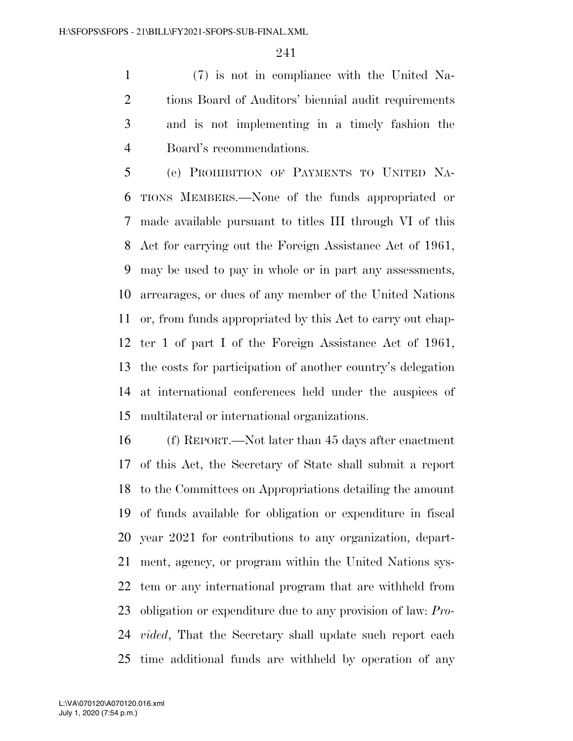(7) is not in compliance with the United Nations Board of Auditors' biennial audit requirements and is not implementing in a timely fashion the Board's recommendations.

(e) PROHIBITION OF PAYMENTS TO UNITED NATIONS MEMBERS.—None of the funds appropriated or made available pursuant to titles III through VI of this Act for carrying out the Foreign Assistance Act of 1961, may be used to pay in whole or in part any assessments, arrearages, or dues of any member of the United Nations or, from funds appropriated by this Act to carry out chapter 1 of part I of the Foreign Assistance Act of 1961, the costs for participation of another country's delegation at international conferences held under the auspices of multilateral or international organizations.

(f) REPORT.—Not later than 45 days after enactment of this Act, the Secretary of State shall submit a report to the Committees on Appropriations detailing the amount of funds available for obligation or expenditure in fiscal year 2021 for contributions to any organization, department, agency, or program within the United Nations system or any international program that are withheld from obligation or expenditure due to any provision of law: *Provided*, That the Secretary shall update such report each time additional funds are withheld by operation of any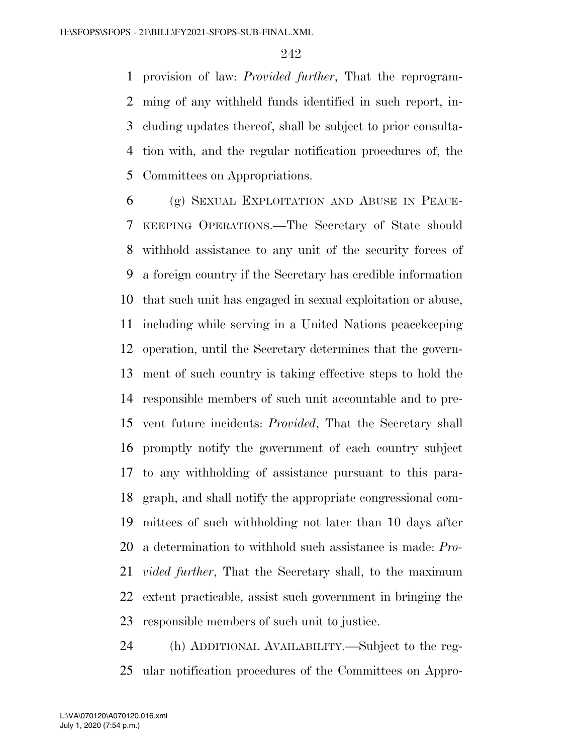provision of law: *Provided further*, That the reprogramming of any withheld funds identified in such report, including updates thereof, shall be subject to prior consultation with, and the regular notification procedures of, the Committees on Appropriations.

(g) SEXUAL EXPLOITATION AND ABUSE IN PEACEKEEPING OPERATIONS.—The Secretary of State should withhold assistance to any unit of the security forces of a foreign country if the Secretary has credible information that such unit has engaged in sexual exploitation or abuse, including while serving in a United Nations peacekeeping operation, until the Secretary determines that the government of such country is taking effective steps to hold the responsible members of such unit accountable and to prevent future incidents: *Provided*, That the Secretary shall promptly notify the government of each country subject to any withholding of assistance pursuant to this paragraph, and shall notify the appropriate congressional committees of such withholding not later than 10 days after a determination to withhold such assistance is made: *Provided further*, That the Secretary shall, to the maximum extent practicable, assist such government in bringing the responsible members of such unit to justice.

(h) ADDITIONAL AVAILABILITY.—Subject to the regular notification procedures of the Committees on Appro-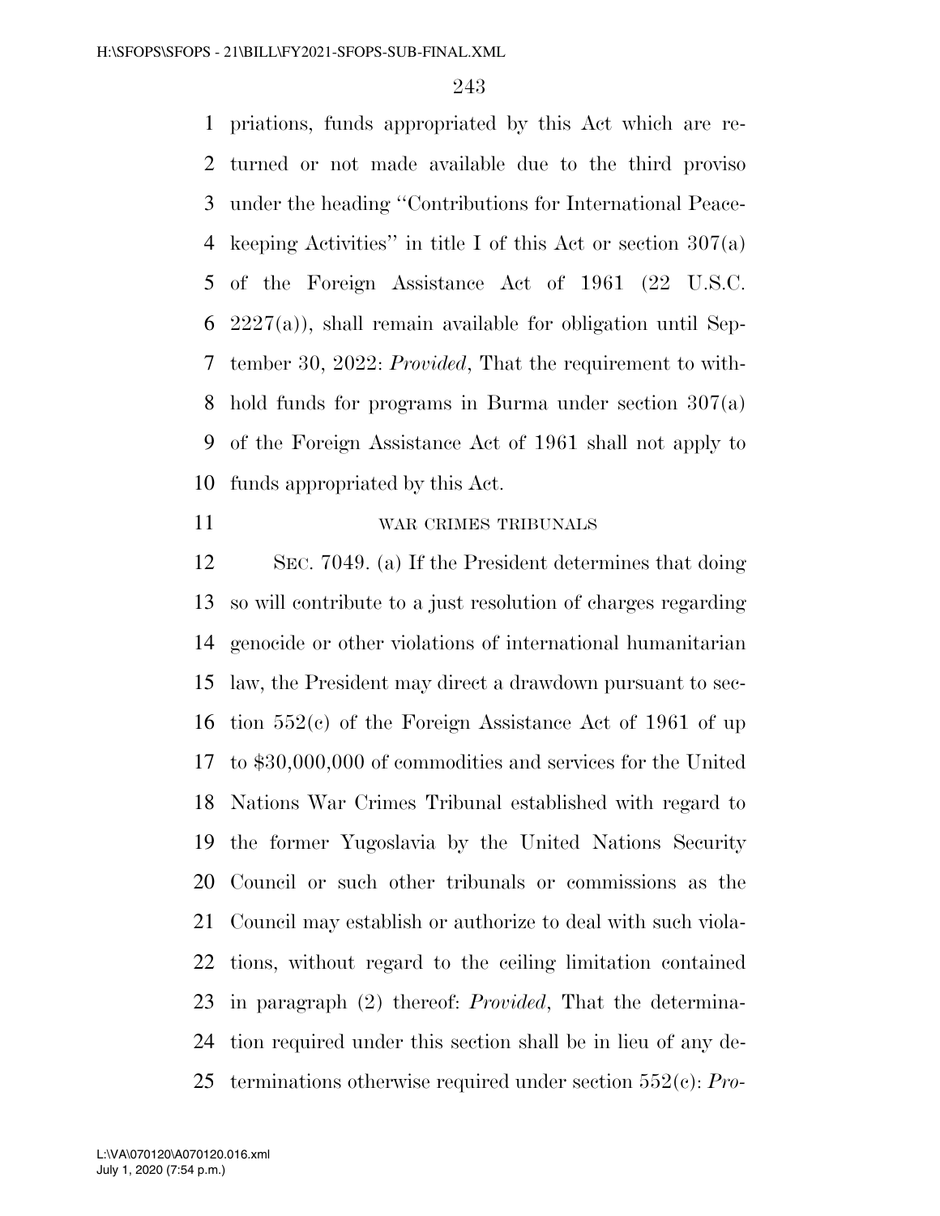priations, funds appropriated by this Act which are returned or not made available due to the third proviso under the heading ''Contributions for International Peacekeeping Activities'' in title I of this Act or section 307(a) of the Foreign Assistance Act of 1961 (22 U.S.C. 2227(a)), shall remain available for obligation until September 30, 2022: *Provided*, That the requirement to withhold funds for programs in Burma under section 307(a) of the Foreign Assistance Act of 1961 shall not apply to funds appropriated by this Act.

WAR CRIMES TRIBUNALS

SEC. 7049. (a) If the President determines that doing so will contribute to a just resolution of charges regarding genocide or other violations of international humanitarian law, the President may direct a drawdown pursuant to section 552(c) of the Foreign Assistance Act of 1961 of up to $30,000,000 of commodities and services for the United Nations War Crimes Tribunal established with regard to the former Yugoslavia by the United Nations Security Council or such other tribunals or commissions as the Council may establish or authorize to deal with such violations, without regard to the ceiling limitation contained in paragraph (2) thereof: *Provided*, That the determination required under this section shall be in lieu of any determinations otherwise required under section 552(c): *Pro-*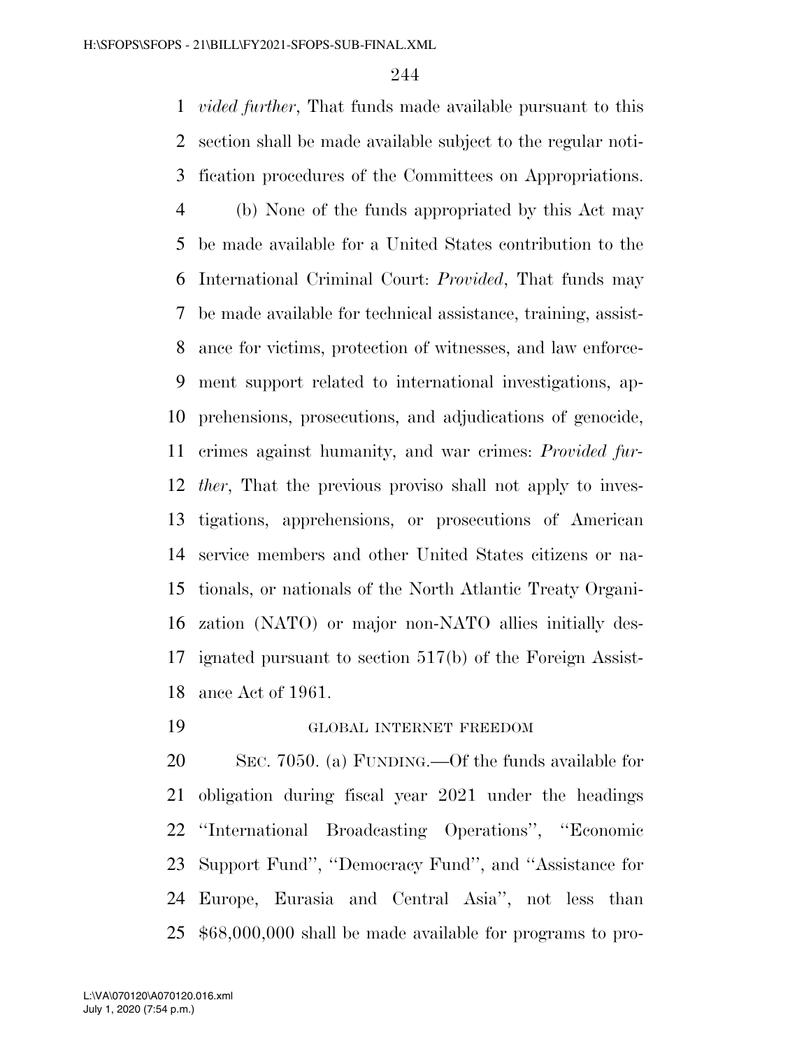*vided further*, That funds made available pursuant to this section shall be made available subject to the regular notification procedures of the Committees on Appropriations.

(b) None of the funds appropriated by this Act may be made available for a United States contribution to the International Criminal Court: *Provided*, That funds may be made available for technical assistance, training, assistance for victims, protection of witnesses, and law enforcement support related to international investigations, apprehensions, prosecutions, and adjudications of genocide, crimes against humanity, and war crimes: *Provided further*, That the previous proviso shall not apply to investigations, apprehensions, or prosecutions of American service members and other United States citizens or nationals, or nationals of the North Atlantic Treaty Organization (NATO) or major non-NATO allies initially designated pursuant to section 517(b) of the Foreign Assistance Act of 1961.

GLOBAL INTERNET FREEDOM

SEC. 7050. (a) FUNDING.—Of the funds available for obligation during fiscal year 2021 under the headings ''International Broadcasting Operations'', ''Economic Support Fund'', ''Democracy Fund'', and ''Assistance for Europe, Eurasia and Central Asia'', not less than $68,000,000 shall be made available for programs to pro-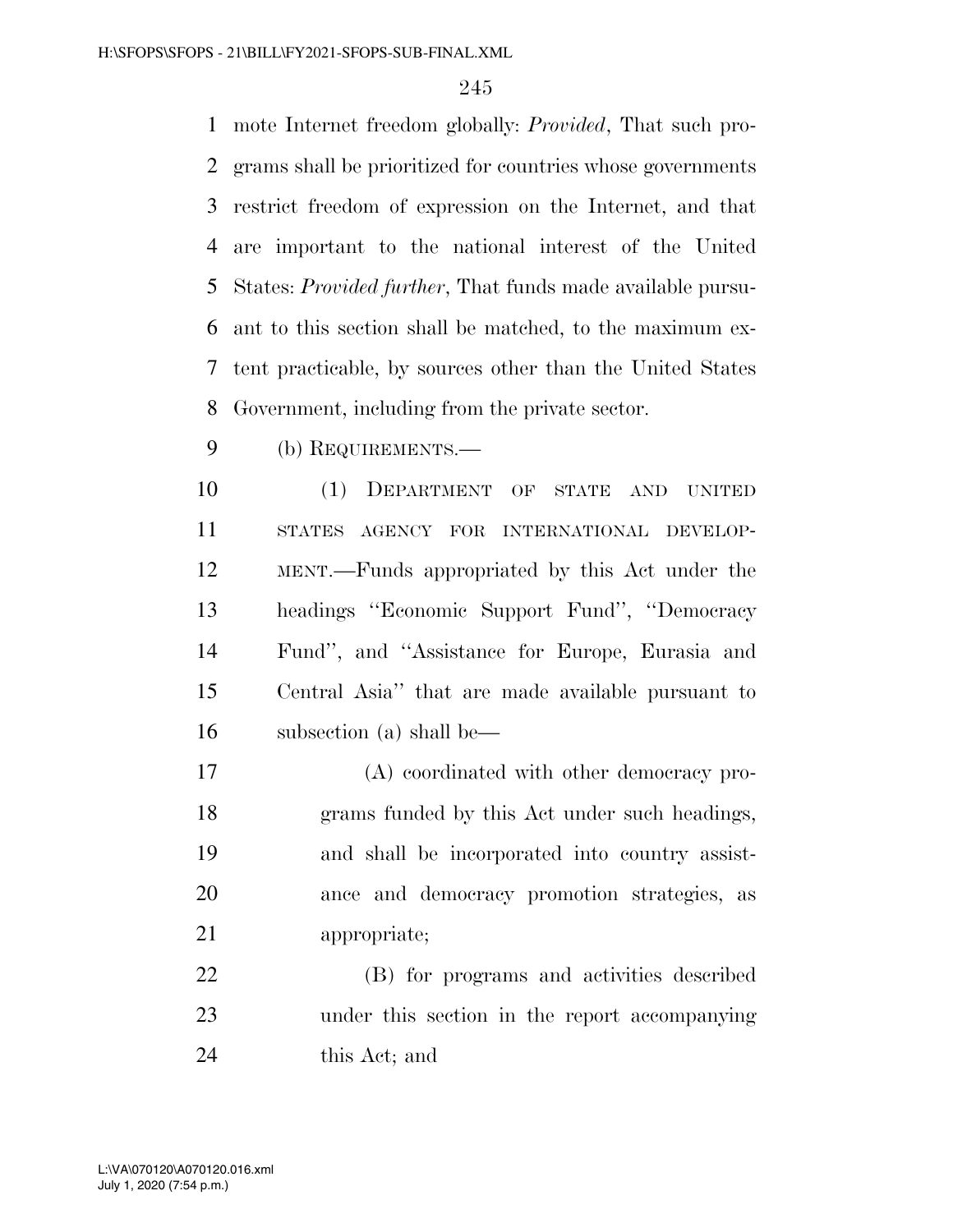mote Internet freedom globally: *Provided*, That such programs shall be prioritized for countries whose governments restrict freedom of expression on the Internet, and that are important to the national interest of the United States: *Provided further*, That funds made available pursuant to this section shall be matched, to the maximum extent practicable, by sources other than the United States Government, including from the private sector.

(b) REQUIREMENTS.—

(1) DEPARTMENT OF STATE AND UNITED STATES AGENCY FOR INTERNATIONAL DEVELOPMENT.—Funds appropriated by this Act under the headings ''Economic Support Fund'', ''Democracy Fund'', and ''Assistance for Europe, Eurasia and Central Asia'' that are made available pursuant to subsection (a) shall be—

(A) coordinated with other democracy programs funded by this Act under such headings, and shall be incorporated into country assistance and democracy promotion strategies, as appropriate;

(B) for programs and activities described under this section in the report accompanying this Act; and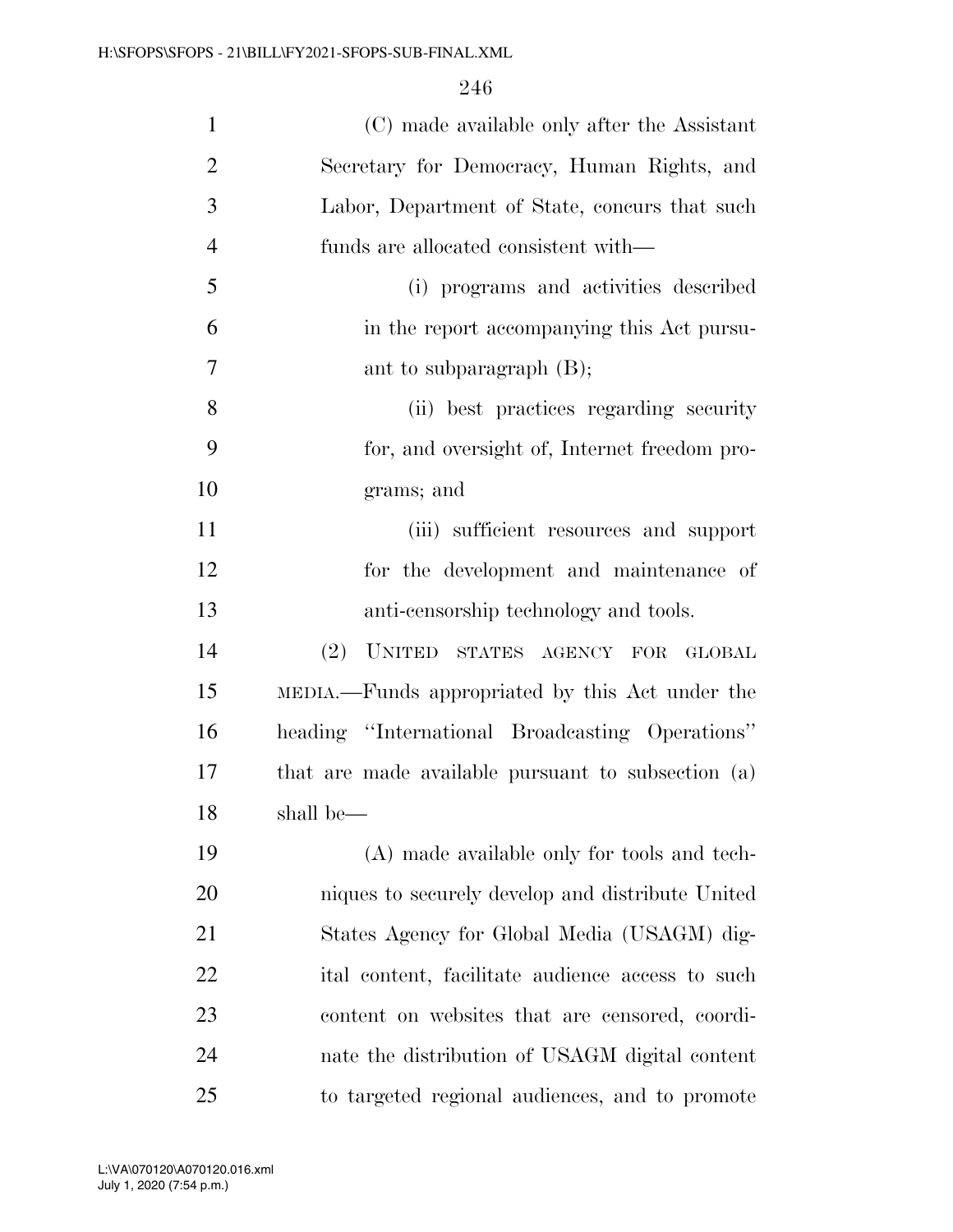(C) made available only after the Assistant Secretary for Democracy, Human Rights, and Labor, Department of State, concurs that such funds are allocated consistent with—

(i) programs and activities described in the report accompanying this Act pursuant to subparagraph (B);

(ii) best practices regarding security for, and oversight of, Internet freedom programs; and

(iii) sufficient resources and support for the development and maintenance of anti-censorship technology and tools.

(2) UNITED STATES AGENCY FOR GLOBAL MEDIA.—Funds appropriated by this Act under the heading "International Broadcasting Operations" that are made available pursuant to subsection (a) shall be—

(A) made available only for tools and techniques to securely develop and distribute United States Agency for Global Media (USAGM) digital content, facilitate audience access to such content on websites that are censored, coordinate the distribution of USAGM digital content to targeted regional audiences, and to promote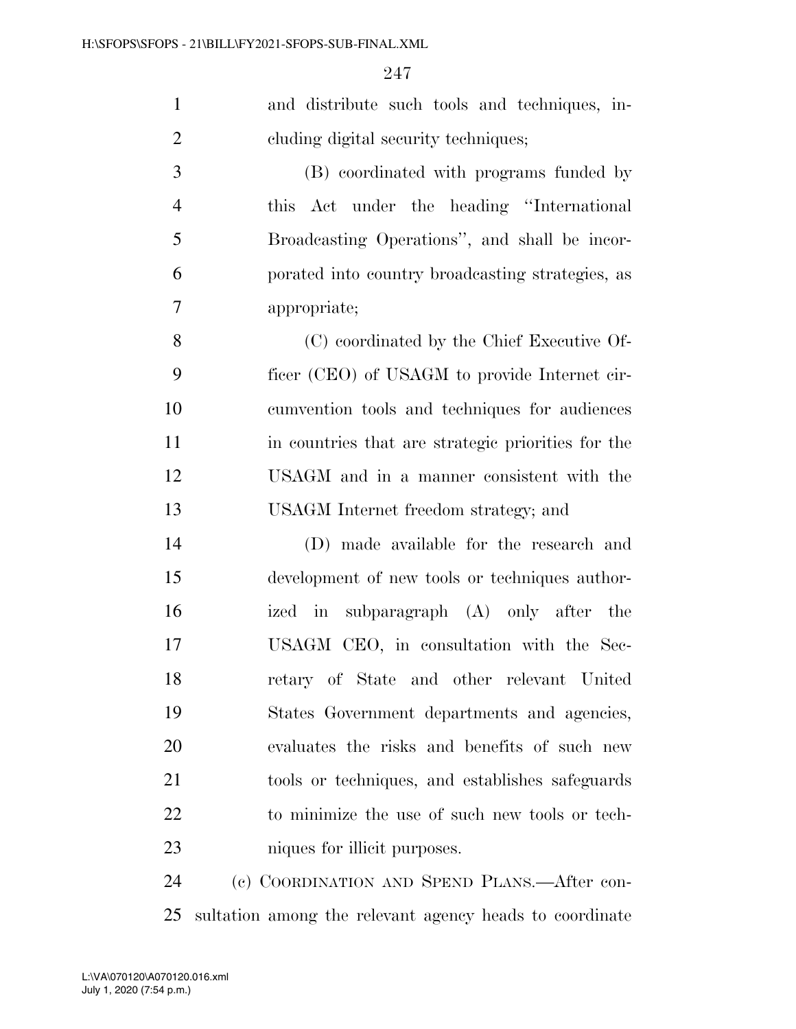and distribute such tools and techniques, including digital security techniques;

(B) coordinated with programs funded by this Act under the heading "International Broadcasting Operations", and shall be incorporated into country broadcasting strategies, as appropriate;

(C) coordinated by the Chief Executive Officer (CEO) of USAGM to provide Internet circumvention tools and techniques for audiences in countries that are strategic priorities for the USAGM and in a manner consistent with the USAGM Internet freedom strategy; and

(D) made available for the research and development of new tools or techniques authorized in subparagraph (A) only after the USAGM CEO, in consultation with the Secretary of State and other relevant United States Government departments and agencies, evaluates the risks and benefits of such new tools or techniques, and establishes safeguards to minimize the use of such new tools or techniques for illicit purposes.

(c) COORDINATION AND SPEND PLANS.—After consultation among the relevant agency heads to coordinate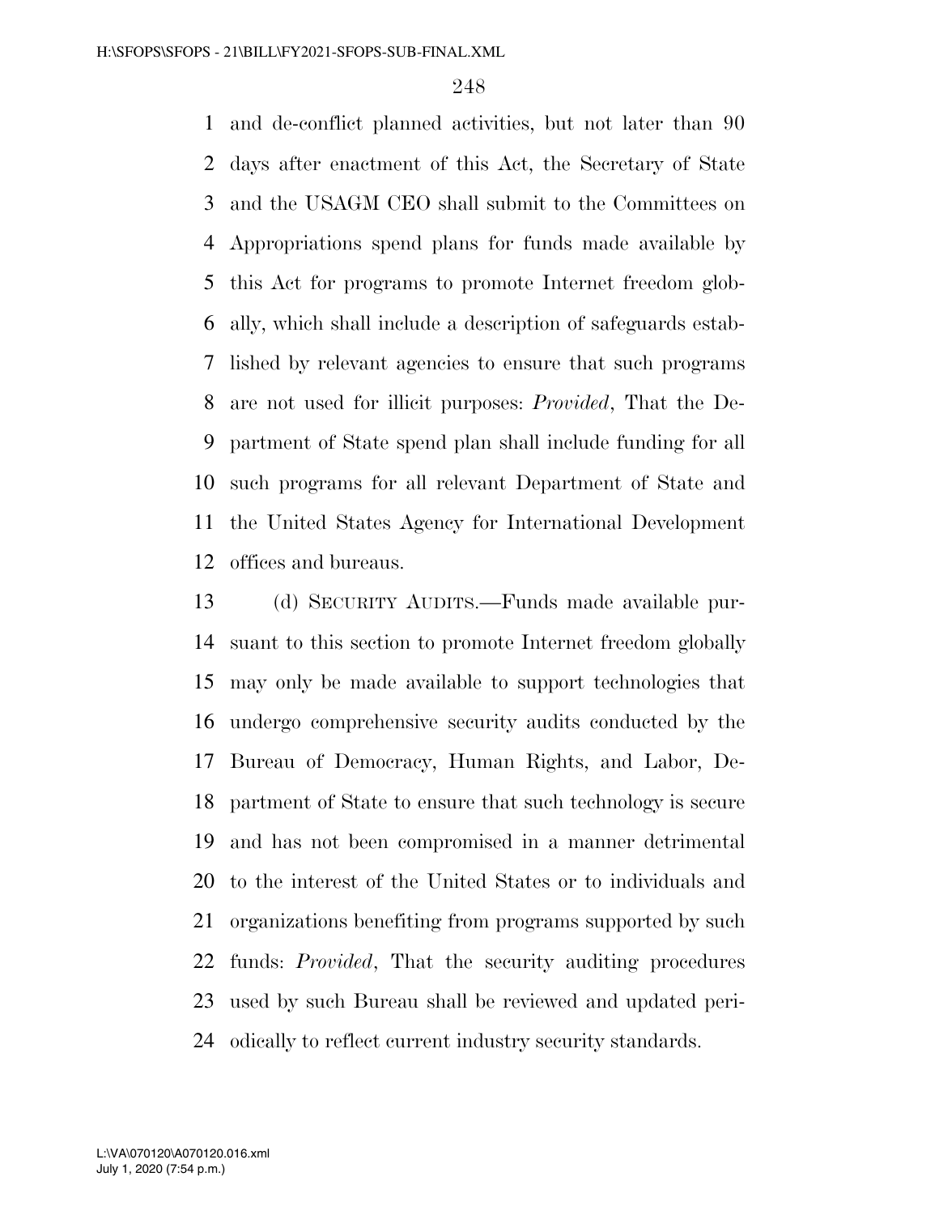and de-conflict planned activities, but not later than 90 days after enactment of this Act, the Secretary of State and the USAGM CEO shall submit to the Committees on Appropriations spend plans for funds made available by this Act for programs to promote Internet freedom globally, which shall include a description of safeguards established by relevant agencies to ensure that such programs are not used for illicit purposes: *Provided*, That the Department of State spend plan shall include funding for all such programs for all relevant Department of State and the United States Agency for International Development offices and bureaus.

(d) SECURITY AUDITS.—Funds made available pursuant to this section to promote Internet freedom globally may only be made available to support technologies that undergo comprehensive security audits conducted by the Bureau of Democracy, Human Rights, and Labor, Department of State to ensure that such technology is secure and has not been compromised in a manner detrimental to the interest of the United States or to individuals and organizations benefiting from programs supported by such funds: *Provided*, That the security auditing procedures used by such Bureau shall be reviewed and updated periodically to reflect current industry security standards.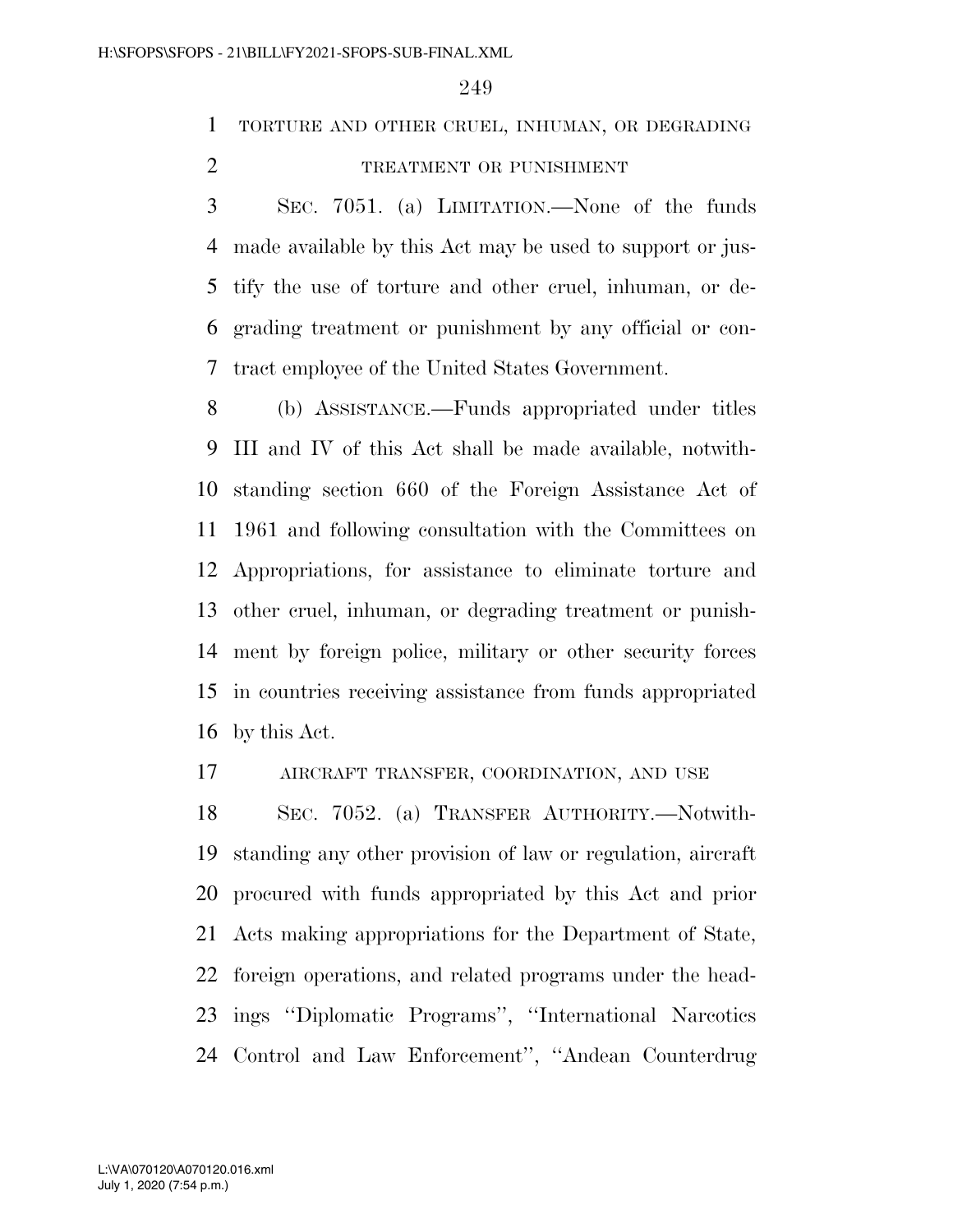TORTURE AND OTHER CRUEL, INHUMAN, OR DEGRADING TREATMENT OR PUNISHMENT

SEC. 7051. (a) LIMITATION.—None of the funds made available by this Act may be used to support or justify the use of torture and other cruel, inhuman, or degrading treatment or punishment by any official or contract employee of the United States Government.

(b) ASSISTANCE.—Funds appropriated under titles III and IV of this Act shall be made available, notwithstanding section 660 of the Foreign Assistance Act of 1961 and following consultation with the Committees on Appropriations, for assistance to eliminate torture and other cruel, inhuman, or degrading treatment or punishment by foreign police, military or other security forces in countries receiving assistance from funds appropriated by this Act.

AIRCRAFT TRANSFER, COORDINATION, AND USE

SEC. 7052. (a) TRANSFER AUTHORITY.—Notwithstanding any other provision of law or regulation, aircraft procured with funds appropriated by this Act and prior Acts making appropriations for the Department of State, foreign operations, and related programs under the headings ''Diplomatic Programs'', ''International Narcotics Control and Law Enforcement'', ''Andean Counterdrug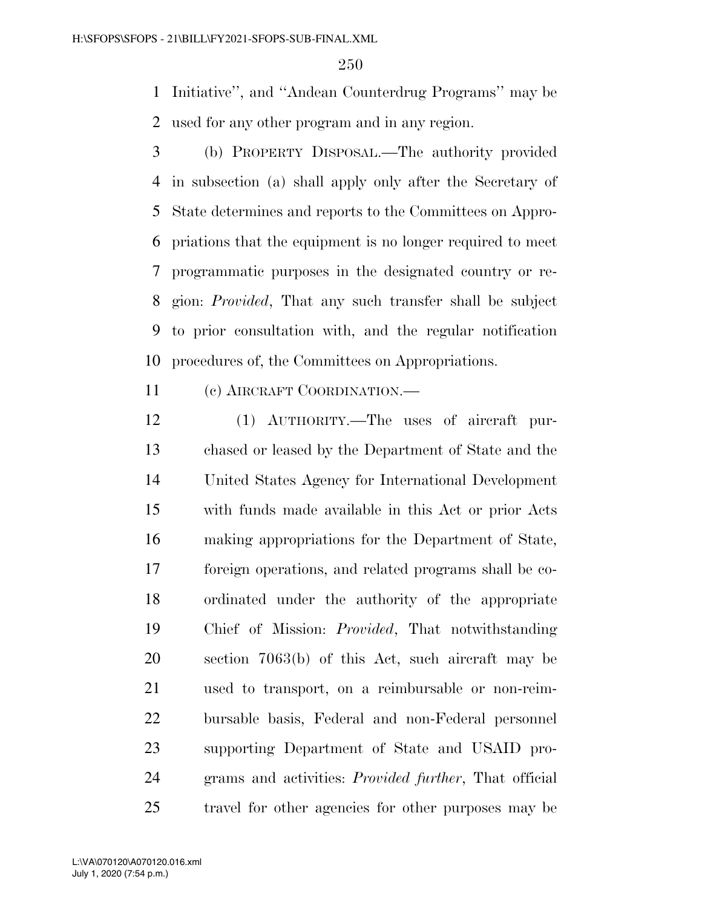Initiative'', and ''Andean Counterdrug Programs'' may be used for any other program and in any region.

(b) PROPERTY DISPOSAL.—The authority provided in subsection (a) shall apply only after the Secretary of State determines and reports to the Committees on Appropriations that the equipment is no longer required to meet programmatic purposes in the designated country or region: *Provided*, That any such transfer shall be subject to prior consultation with, and the regular notification procedures of, the Committees on Appropriations.

(c) AIRCRAFT COORDINATION.—

(1) AUTHORITY.—The uses of aircraft purchased or leased by the Department of State and the United States Agency for International Development with funds made available in this Act or prior Acts making appropriations for the Department of State, foreign operations, and related programs shall be coordinated under the authority of the appropriate Chief of Mission: *Provided*, That notwithstanding section 7063(b) of this Act, such aircraft may be used to transport, on a reimbursable or non-reimbursable basis, Federal and non-Federal personnel supporting Department of State and USAID programs and activities: *Provided further*, That official travel for other agencies for other purposes may be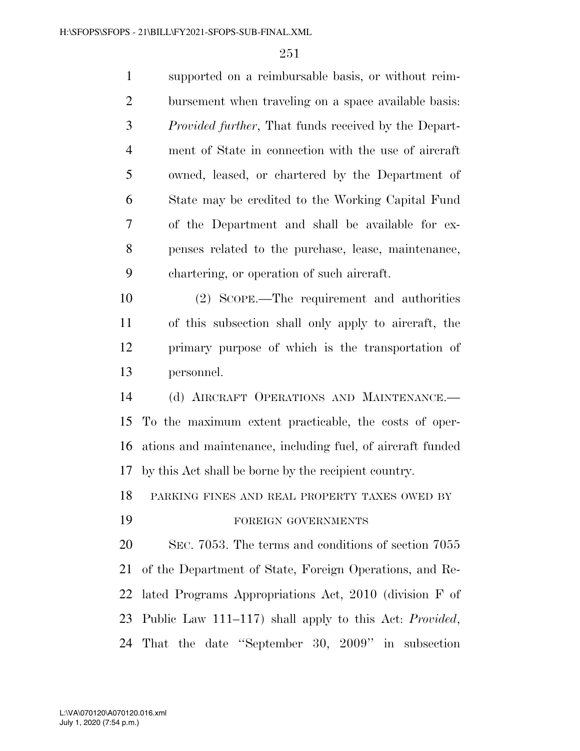supported on a reimbursable basis, or without reimbursement when traveling on a space available basis: *Provided further*, That funds received by the Department of State in connection with the use of aircraft owned, leased, or chartered by the Department of State may be credited to the Working Capital Fund of the Department and shall be available for expenses related to the purchase, lease, maintenance, chartering, or operation of such aircraft.

(2) SCOPE.—The requirement and authorities of this subsection shall only apply to aircraft, the primary purpose of which is the transportation of personnel.

(d) AIRCRAFT OPERATIONS AND MAINTENANCE.—To the maximum extent practicable, the costs of operations and maintenance, including fuel, of aircraft funded by this Act shall be borne by the recipient country.

PARKING FINES AND REAL PROPERTY TAXES OWED BY FOREIGN GOVERNMENTS

SEC. 7053. The terms and conditions of section 7055 of the Department of State, Foreign Operations, and Related Programs Appropriations Act, 2010 (division F of Public Law 111–117) shall apply to this Act: *Provided*, That the date ''September 30, 2009'' in subsection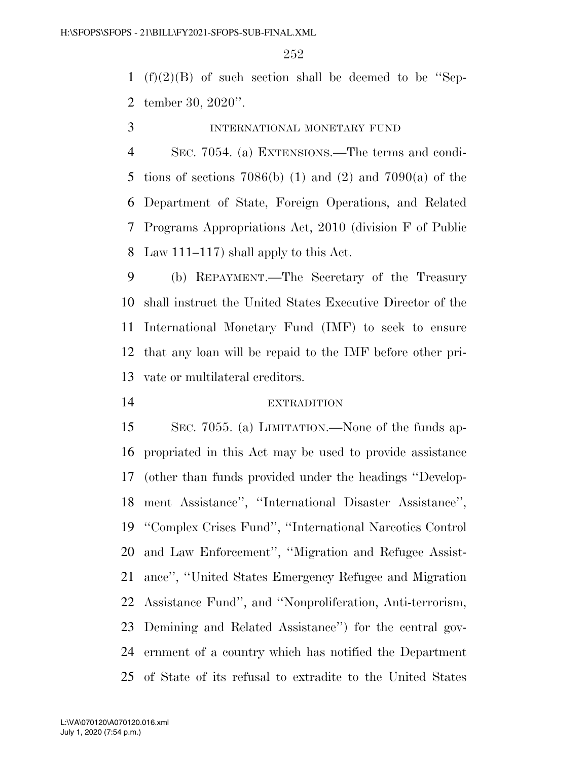(f)(2)(B) of such section shall be deemed to be ''September 30, 2020''.

INTERNATIONAL MONETARY FUND

SEC. 7054. (a) EXTENSIONS.—The terms and conditions of sections 7086(b) (1) and (2) and 7090(a) of the Department of State, Foreign Operations, and Related Programs Appropriations Act, 2010 (division F of Public Law 111–117) shall apply to this Act.

(b) REPAYMENT.—The Secretary of the Treasury shall instruct the United States Executive Director of the International Monetary Fund (IMF) to seek to ensure that any loan will be repaid to the IMF before other private or multilateral creditors.

EXTRADITION

SEC. 7055. (a) LIMITATION.—None of the funds appropriated in this Act may be used to provide assistance (other than funds provided under the headings ''Development Assistance'', ''International Disaster Assistance'', ''Complex Crises Fund'', ''International Narcotics Control and Law Enforcement'', ''Migration and Refugee Assistance'', ''United States Emergency Refugee and Migration Assistance Fund'', and ''Nonproliferation, Anti-terrorism, Demining and Related Assistance'') for the central government of a country which has notified the Department of State of its refusal to extradite to the United States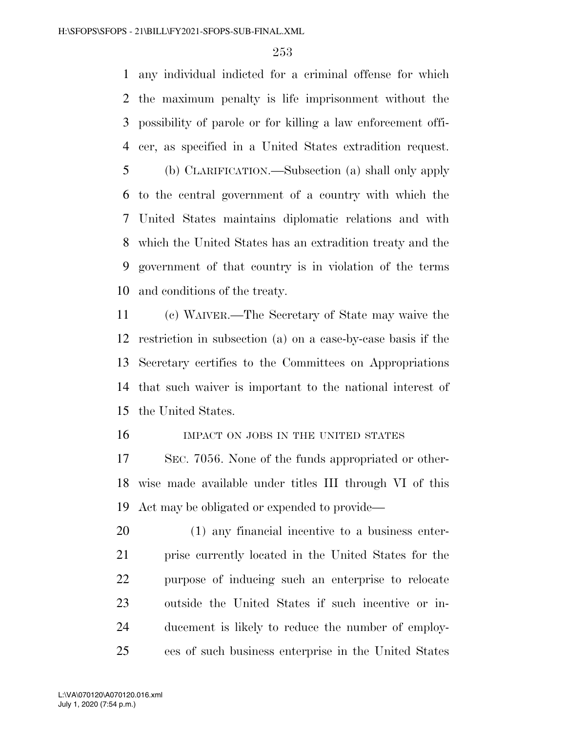any individual indicted for a criminal offense for which the maximum penalty is life imprisonment without the possibility of parole or for killing a law enforcement officer, as specified in a United States extradition request.

(b) CLARIFICATION.—Subsection (a) shall only apply to the central government of a country with which the United States maintains diplomatic relations and with which the United States has an extradition treaty and the government of that country is in violation of the terms and conditions of the treaty.

(c) WAIVER.—The Secretary of State may waive the restriction in subsection (a) on a case-by-case basis if the Secretary certifies to the Committees on Appropriations that such waiver is important to the national interest of the United States.

IMPACT ON JOBS IN THE UNITED STATES

SEC. 7056. None of the funds appropriated or otherwise made available under titles III through VI of this Act may be obligated or expended to provide—

(1) any financial incentive to a business enterprise currently located in the United States for the purpose of inducing such an enterprise to relocate outside the United States if such incentive or inducement is likely to reduce the number of employees of such business enterprise in the United States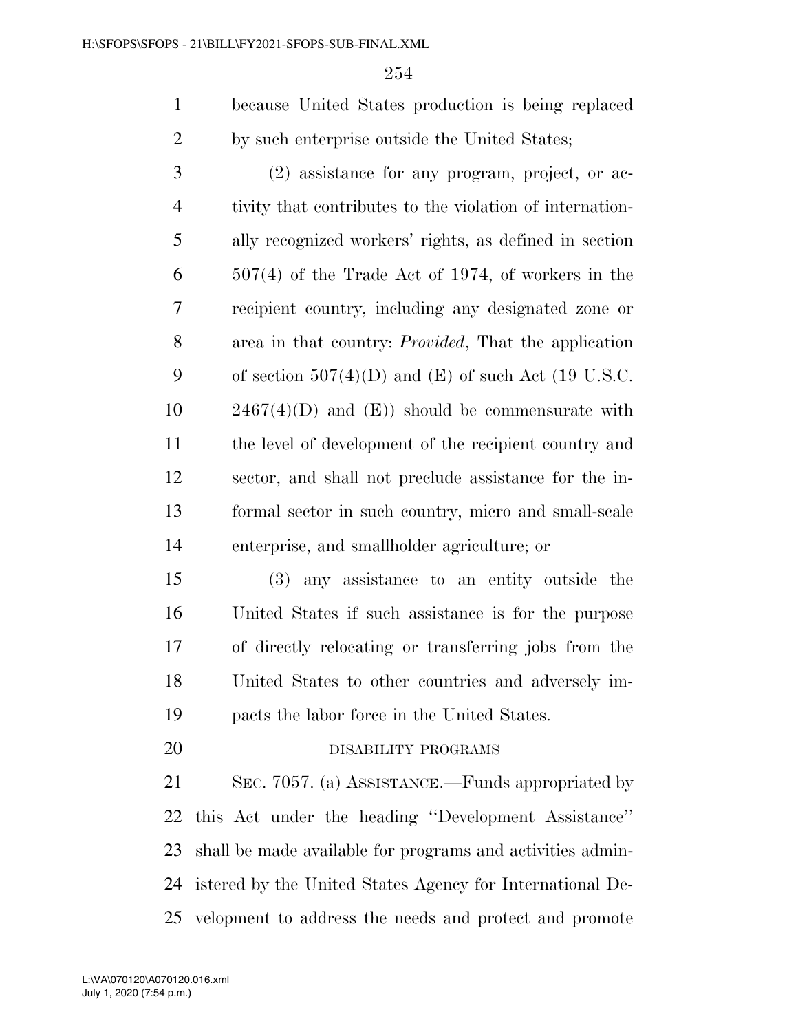because United States production is being replaced by such enterprise outside the United States;

(2) assistance for any program, project, or activity that contributes to the violation of internationally recognized workers' rights, as defined in section 507(4) of the Trade Act of 1974, of workers in the recipient country, including any designated zone or area in that country: *Provided*, That the application of section 507(4)(D) and (E) of such Act (19 U.S.C. 2467(4)(D) and (E)) should be commensurate with the level of development of the recipient country and sector, and shall not preclude assistance for the informal sector in such country, micro and small-scale enterprise, and smallholder agriculture; or

(3) any assistance to an entity outside the United States if such assistance is for the purpose of directly relocating or transferring jobs from the United States to other countries and adversely impacts the labor force in the United States.

DISABILITY PROGRAMS

SEC. 7057. (a) ASSISTANCE.—Funds appropriated by this Act under the heading ''Development Assistance'' shall be made available for programs and activities administered by the United States Agency for International Development to address the needs and protect and promote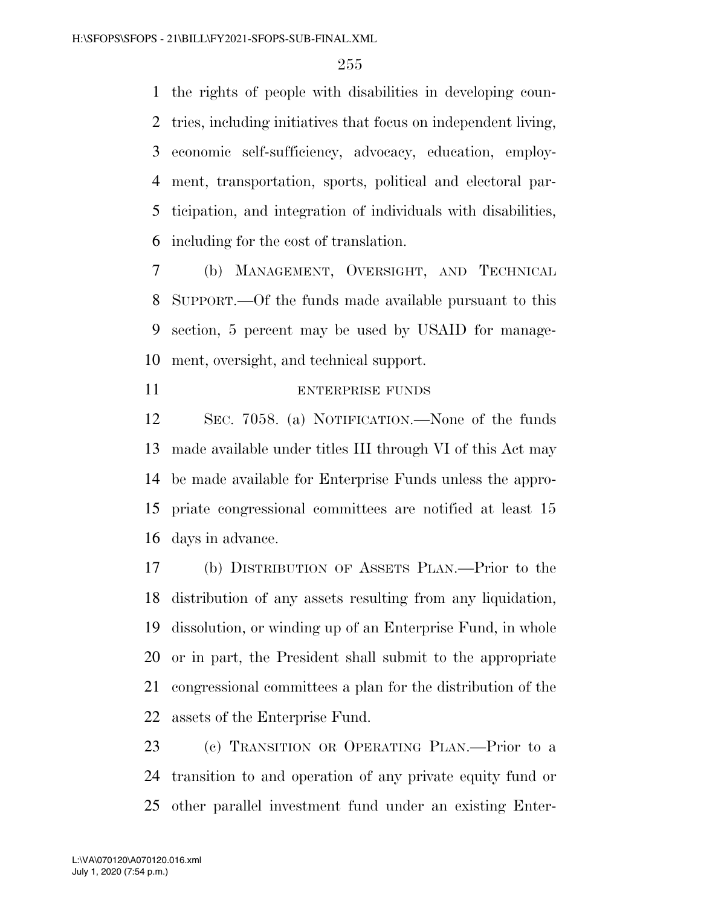the rights of people with disabilities in developing countries, including initiatives that focus on independent living, economic self-sufficiency, advocacy, education, employment, transportation, sports, political and electoral participation, and integration of individuals with disabilities, including for the cost of translation.

(b) MANAGEMENT, OVERSIGHT, AND TECHNICAL SUPPORT.—Of the funds made available pursuant to this section, 5 percent may be used by USAID for management, oversight, and technical support.

ENTERPRISE FUNDS

SEC. 7058. (a) NOTIFICATION.—None of the funds made available under titles III through VI of this Act may be made available for Enterprise Funds unless the appropriate congressional committees are notified at least 15 days in advance.

(b) DISTRIBUTION OF ASSETS PLAN.—Prior to the distribution of any assets resulting from any liquidation, dissolution, or winding up of an Enterprise Fund, in whole or in part, the President shall submit to the appropriate congressional committees a plan for the distribution of the assets of the Enterprise Fund.

(c) TRANSITION OR OPERATING PLAN.—Prior to a transition to and operation of any private equity fund or other parallel investment fund under an existing Enter-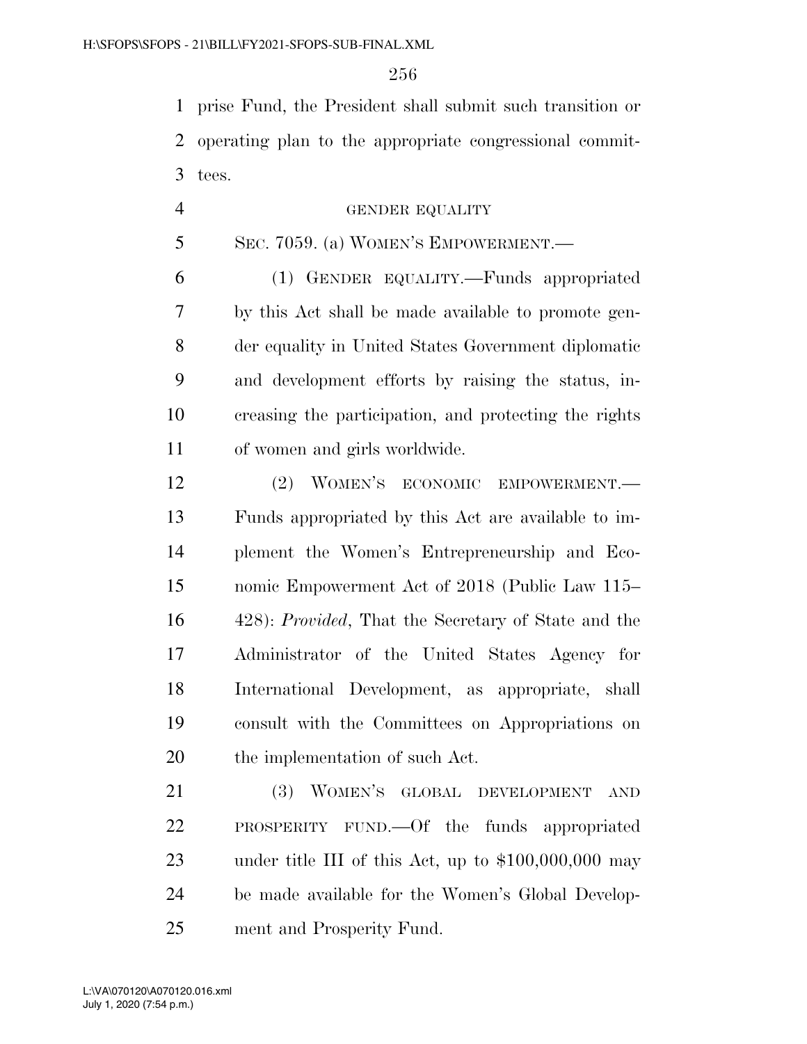prise Fund, the President shall submit such transition or operating plan to the appropriate congressional committees.

GENDER EQUALITY

SEC. 7059. (a) WOMEN'S EMPOWERMENT.—

(1) GENDER EQUALITY.—Funds appropriated by this Act shall be made available to promote gender equality in United States Government diplomatic and development efforts by raising the status, increasing the participation, and protecting the rights of women and girls worldwide.

(2) WOMEN'S ECONOMIC EMPOWERMENT.— Funds appropriated by this Act are available to implement the Women's Entrepreneurship and Economic Empowerment Act of 2018 (Public Law 115–428): *Provided*, That the Secretary of State and the Administrator of the United States Agency for International Development, as appropriate, shall consult with the Committees on Appropriations on the implementation of such Act.

(3) WOMEN'S GLOBAL DEVELOPMENT AND PROSPERITY FUND.—Of the funds appropriated under title III of this Act, up to $100,000,000 may be made available for the Women's Global Development and Prosperity Fund.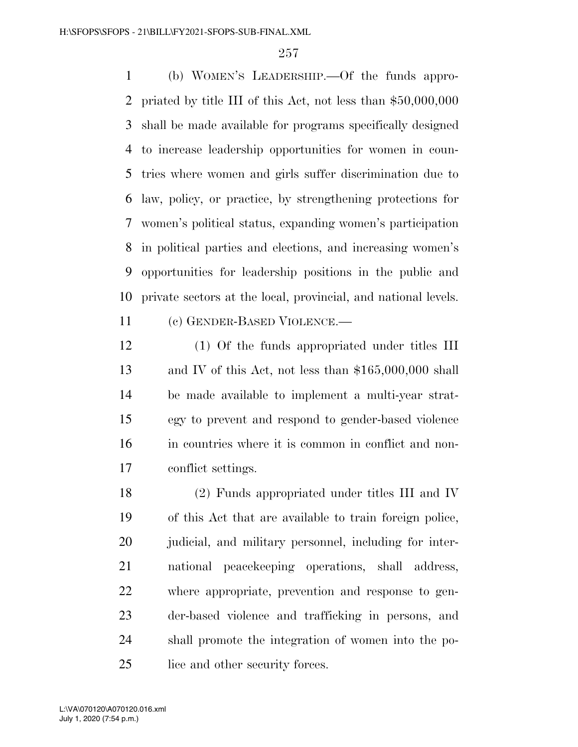(b) WOMEN'S LEADERSHIP.—Of the funds appropriated by title III of this Act, not less than $50,000,000 shall be made available for programs specifically designed to increase leadership opportunities for women in countries where women and girls suffer discrimination due to law, policy, or practice, by strengthening protections for women's political status, expanding women's participation in political parties and elections, and increasing women's opportunities for leadership positions in the public and private sectors at the local, provincial, and national levels.

(c) GENDER-BASED VIOLENCE.—

(1) Of the funds appropriated under titles III and IV of this Act, not less than $165,000,000 shall be made available to implement a multi-year strategy to prevent and respond to gender-based violence in countries where it is common in conflict and non-conflict settings.

(2) Funds appropriated under titles III and IV of this Act that are available to train foreign police, judicial, and military personnel, including for international peacekeeping operations, shall address, where appropriate, prevention and response to gender-based violence and trafficking in persons, and shall promote the integration of women into the police and other security forces.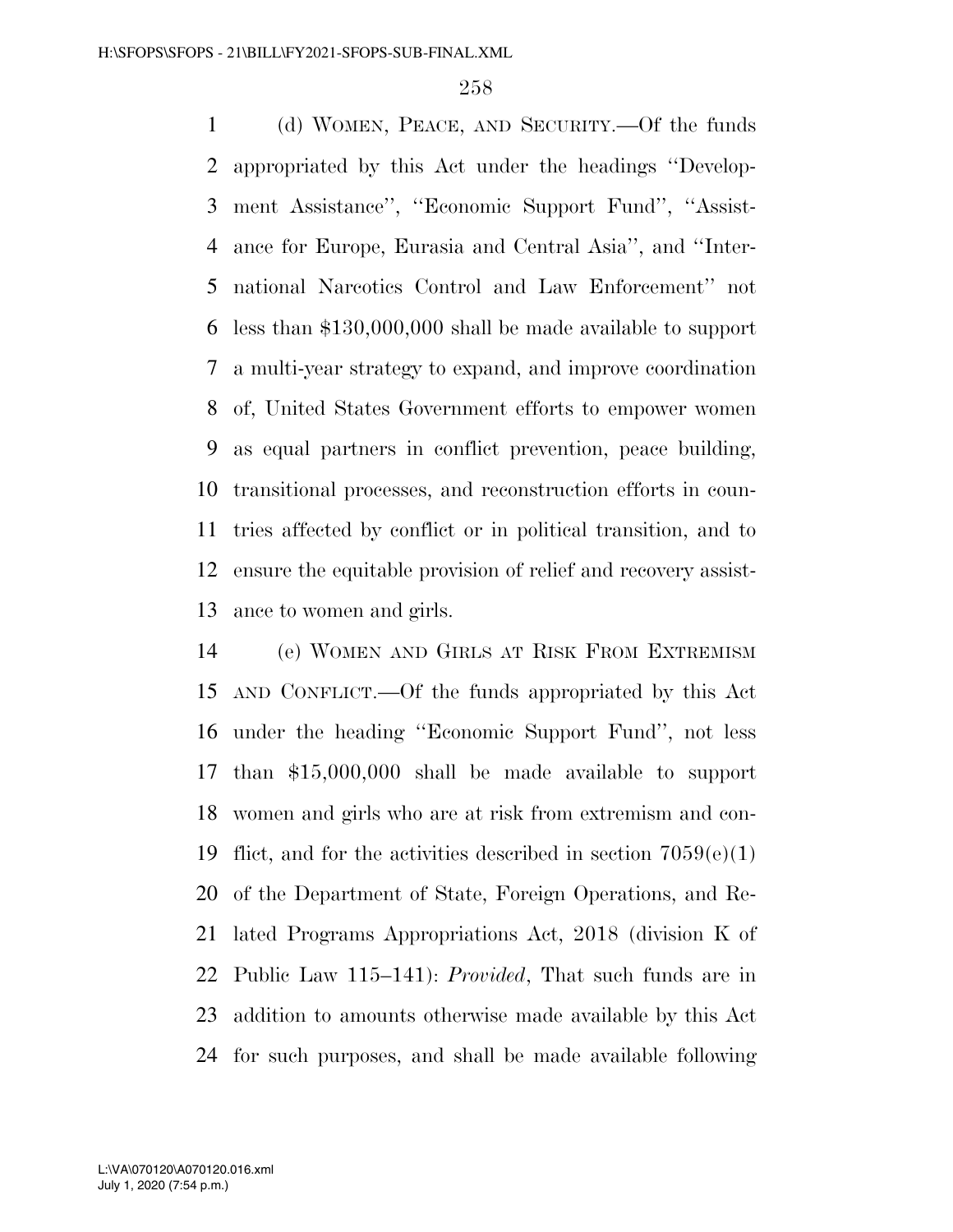(d) WOMEN, PEACE, AND SECURITY.—Of the funds appropriated by this Act under the headings ''Development Assistance'', ''Economic Support Fund'', ''Assistance for Europe, Eurasia and Central Asia'', and ''International Narcotics Control and Law Enforcement'' not less than $130,000,000 shall be made available to support a multi-year strategy to expand, and improve coordination of, United States Government efforts to empower women as equal partners in conflict prevention, peace building, transitional processes, and reconstruction efforts in countries affected by conflict or in political transition, and to ensure the equitable provision of relief and recovery assistance to women and girls.

(e) WOMEN AND GIRLS AT RISK FROM EXTREMISM AND CONFLICT.—Of the funds appropriated by this Act under the heading ''Economic Support Fund'', not less than $15,000,000 shall be made available to support women and girls who are at risk from extremism and conflict, and for the activities described in section 7059(e)(1) of the Department of State, Foreign Operations, and Related Programs Appropriations Act, 2018 (division K of Public Law 115–141): *Provided*, That such funds are in addition to amounts otherwise made available by this Act for such purposes, and shall be made available following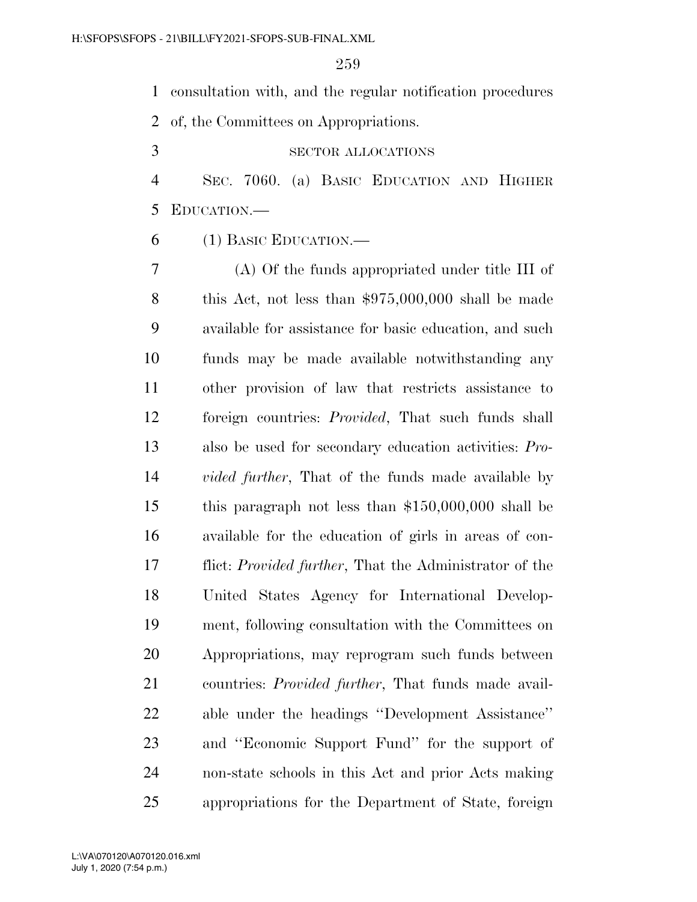consultation with, and the regular notification procedures of, the Committees on Appropriations.

SECTOR ALLOCATIONS

SEC. 7060. (a) BASIC EDUCATION AND HIGHER EDUCATION.—

(1) BASIC EDUCATION.—

(A) Of the funds appropriated under title III of this Act, not less than $975,000,000 shall be made available for assistance for basic education, and such funds may be made available notwithstanding any other provision of law that restricts assistance to foreign countries: *Provided*, That such funds shall also be used for secondary education activities: *Provided further*, That of the funds made available by this paragraph not less than $150,000,000 shall be available for the education of girls in areas of conflict: *Provided further*, That the Administrator of the United States Agency for International Development, following consultation with the Committees on Appropriations, may reprogram such funds between countries: *Provided further*, That funds made available under the headings ''Development Assistance'' and ''Economic Support Fund'' for the support of non-state schools in this Act and prior Acts making appropriations for the Department of State, foreign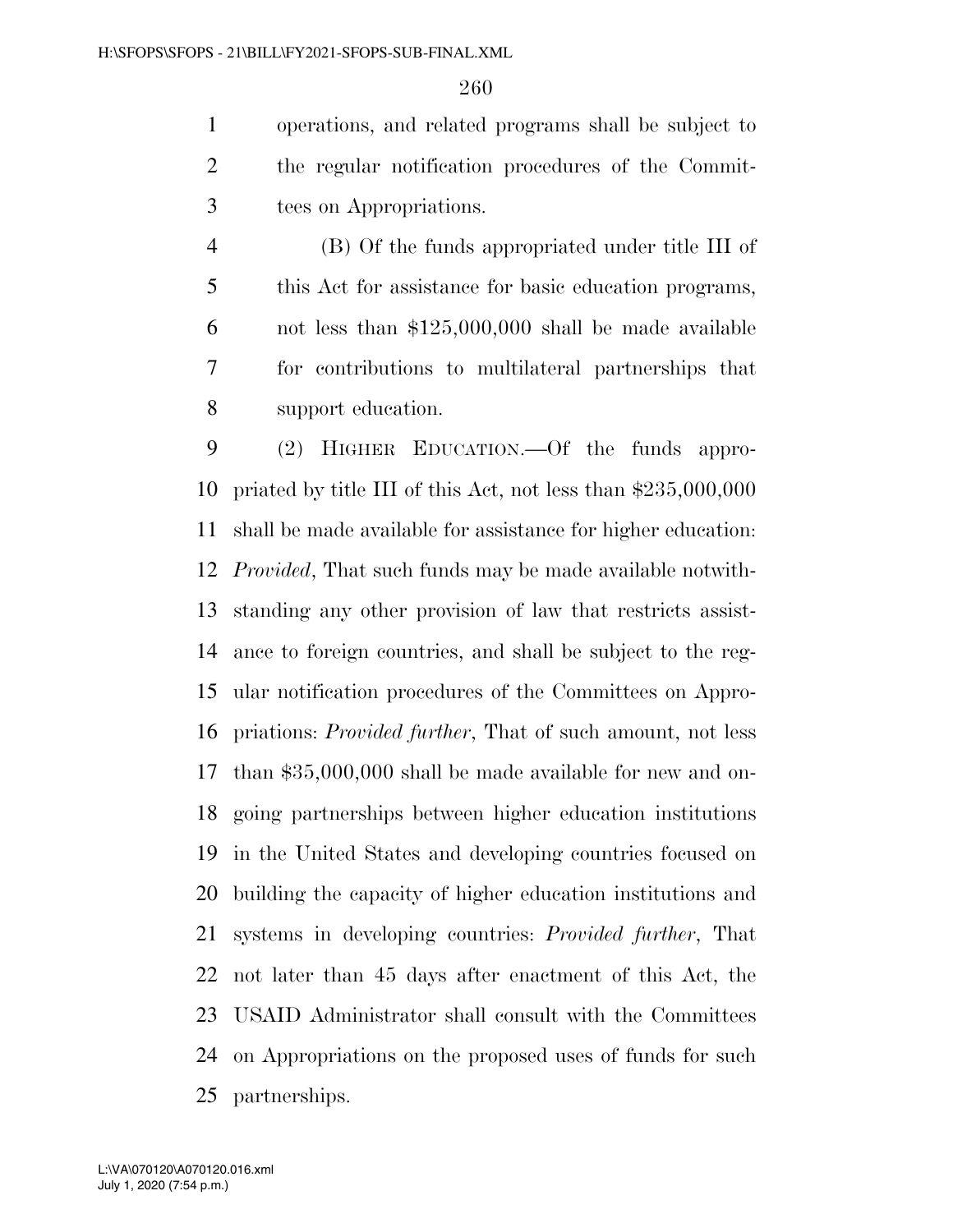operations, and related programs shall be subject to the regular notification procedures of the Committees on Appropriations.

(B) Of the funds appropriated under title III of this Act for assistance for basic education programs, not less than $125,000,000 shall be made available for contributions to multilateral partnerships that support education.

(2) HIGHER EDUCATION.—Of the funds appropriated by title III of this Act, not less than $235,000,000 shall be made available for assistance for higher education: *Provided*, That such funds may be made available notwithstanding any other provision of law that restricts assistance to foreign countries, and shall be subject to the regular notification procedures of the Committees on Appropriations: *Provided further*, That of such amount, not less than $35,000,000 shall be made available for new and ongoing partnerships between higher education institutions in the United States and developing countries focused on building the capacity of higher education institutions and systems in developing countries: *Provided further*, That not later than 45 days after enactment of this Act, the USAID Administrator shall consult with the Committees on Appropriations on the proposed uses of funds for such partnerships.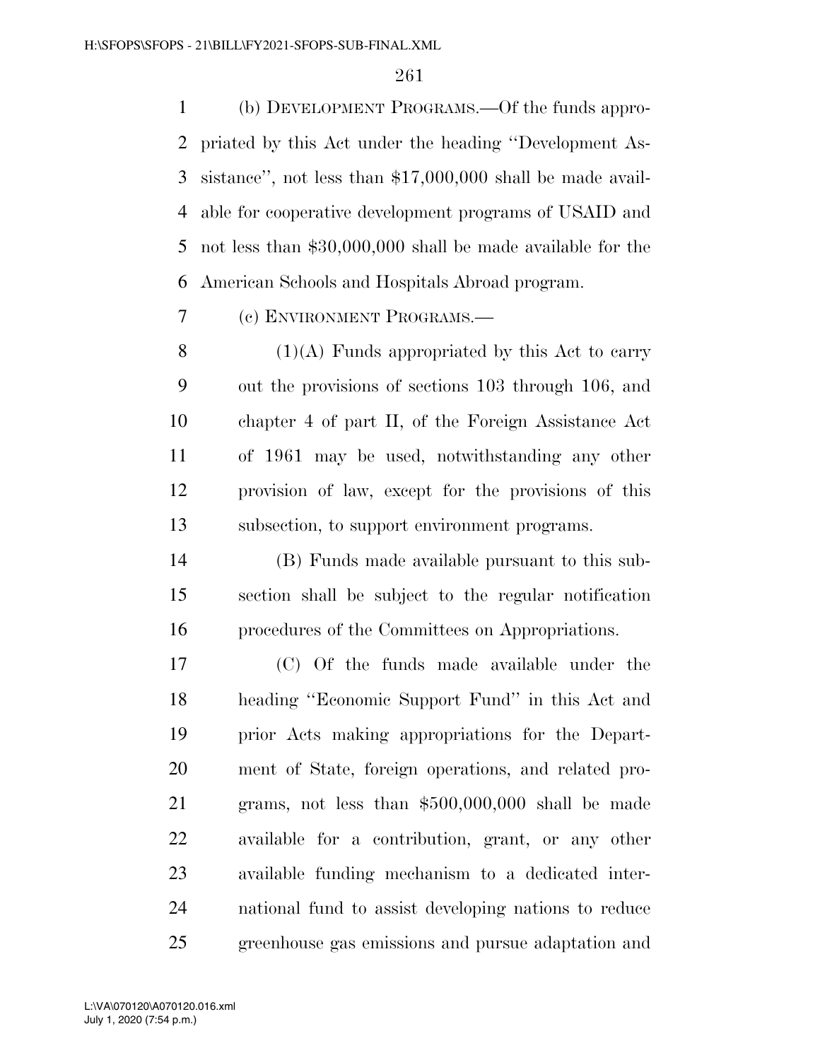(b) DEVELOPMENT PROGRAMS.—Of the funds appropriated by this Act under the heading ''Development Assistance'', not less than $17,000,000 shall be made available for cooperative development programs of USAID and not less than $30,000,000 shall be made available for the American Schools and Hospitals Abroad program.

(c) ENVIRONMENT PROGRAMS.—

(1)(A) Funds appropriated by this Act to carry out the provisions of sections 103 through 106, and chapter 4 of part II, of the Foreign Assistance Act of 1961 may be used, notwithstanding any other provision of law, except for the provisions of this subsection, to support environment programs.

(B) Funds made available pursuant to this subsection shall be subject to the regular notification procedures of the Committees on Appropriations.

(C) Of the funds made available under the heading ''Economic Support Fund'' in this Act and prior Acts making appropriations for the Department of State, foreign operations, and related programs, not less than $500,000,000 shall be made available for a contribution, grant, or any other available funding mechanism to a dedicated international fund to assist developing nations to reduce greenhouse gas emissions and pursue adaptation and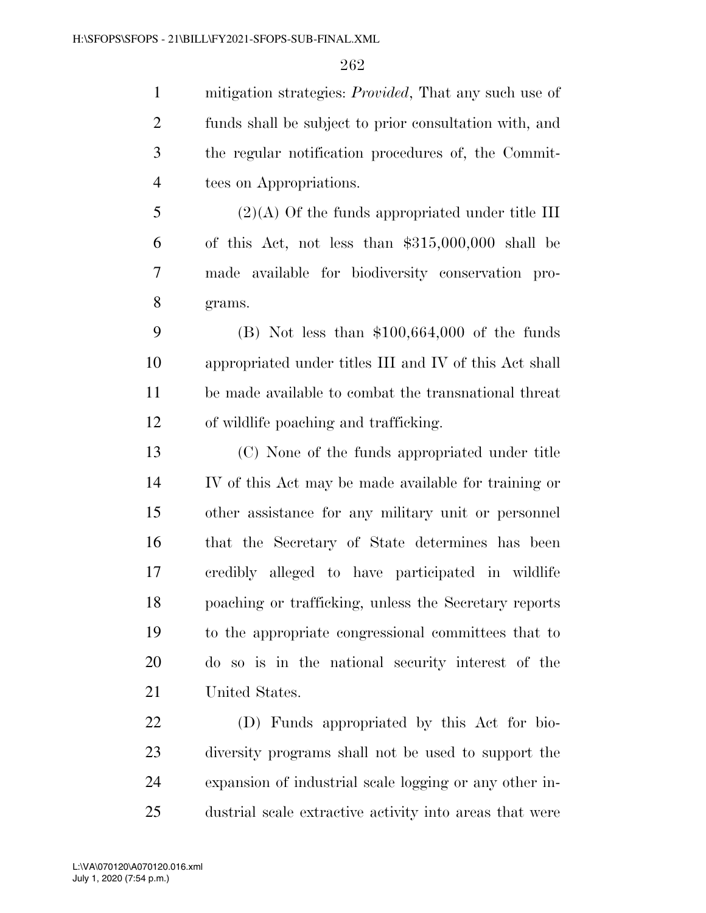mitigation strategies: *Provided*, That any such use of funds shall be subject to prior consultation with, and the regular notification procedures of, the Committees on Appropriations.

(2)(A) Of the funds appropriated under title III of this Act, not less than $315,000,000 shall be made available for biodiversity conservation programs.

(B) Not less than $100,664,000 of the funds appropriated under titles III and IV of this Act shall be made available to combat the transnational threat of wildlife poaching and trafficking.

(C) None of the funds appropriated under title IV of this Act may be made available for training or other assistance for any military unit or personnel that the Secretary of State determines has been credibly alleged to have participated in wildlife poaching or trafficking, unless the Secretary reports to the appropriate congressional committees that to do so is in the national security interest of the United States.

(D) Funds appropriated by this Act for biodiversity programs shall not be used to support the expansion of industrial scale logging or any other industrial scale extractive activity into areas that were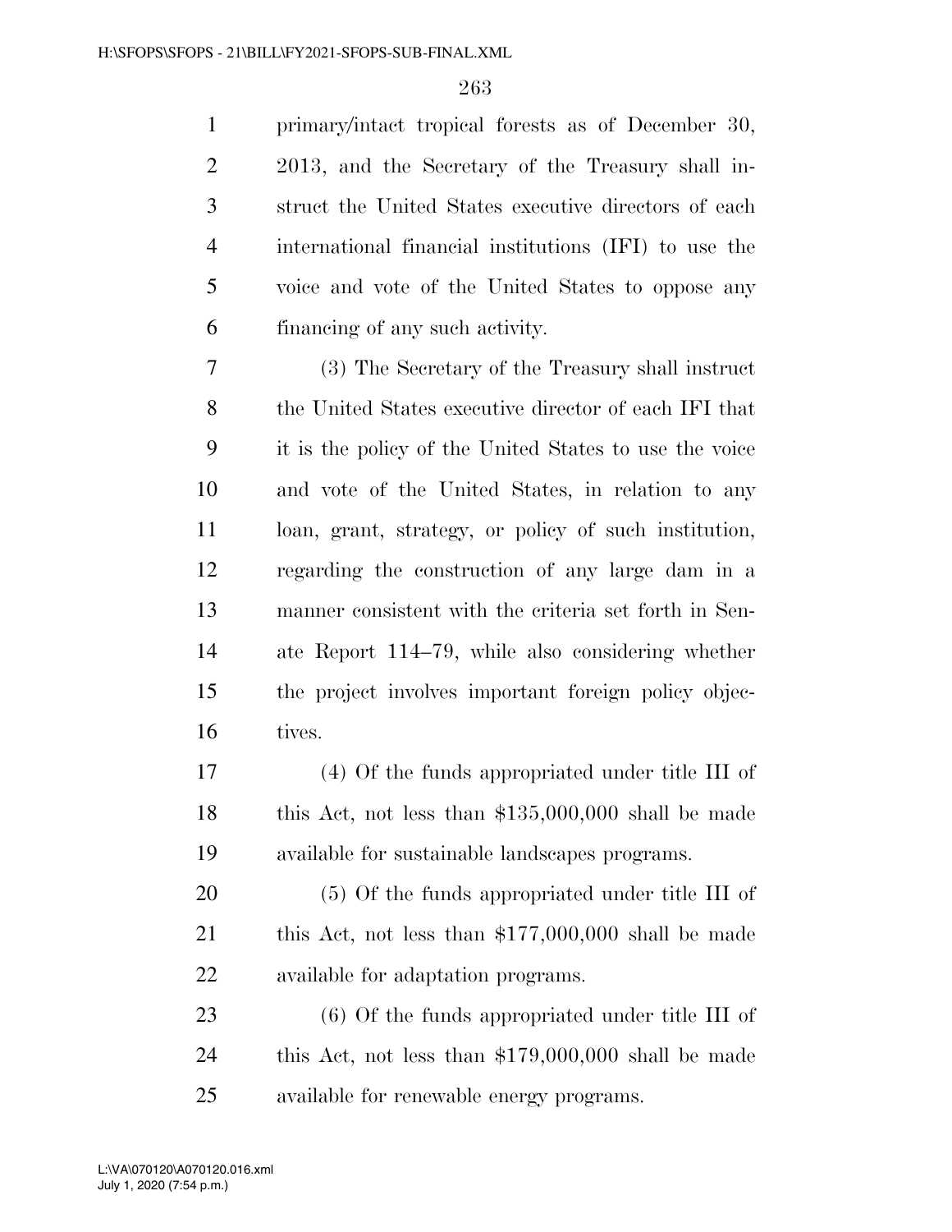primary/intact tropical forests as of December 30, 2013, and the Secretary of the Treasury shall instruct the United States executive directors of each international financial institutions (IFI) to use the voice and vote of the United States to oppose any financing of any such activity.

(3) The Secretary of the Treasury shall instruct the United States executive director of each IFI that it is the policy of the United States to use the voice and vote of the United States, in relation to any loan, grant, strategy, or policy of such institution, regarding the construction of any large dam in a manner consistent with the criteria set forth in Senate Report 114–79, while also considering whether the project involves important foreign policy objectives.

(4) Of the funds appropriated under title III of this Act, not less than $135,000,000 shall be made available for sustainable landscapes programs.

(5) Of the funds appropriated under title III of this Act, not less than $177,000,000 shall be made available for adaptation programs.

(6) Of the funds appropriated under title III of this Act, not less than $179,000,000 shall be made available for renewable energy programs.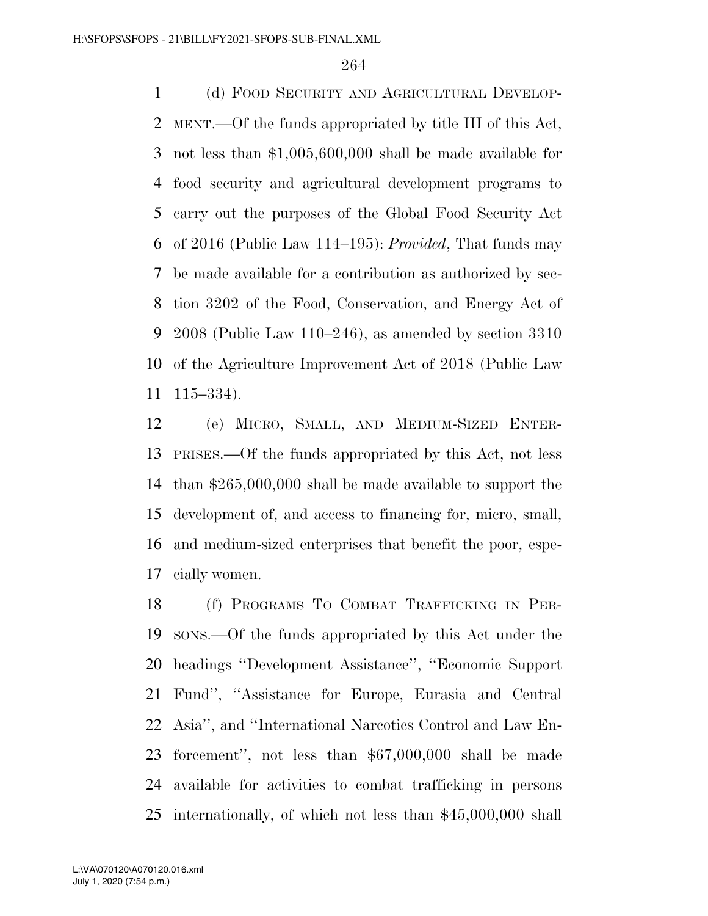(d) FOOD SECURITY AND AGRICULTURAL DEVELOPMENT.—Of the funds appropriated by title III of this Act, not less than $1,005,600,000 shall be made available for food security and agricultural development programs to carry out the purposes of the Global Food Security Act of 2016 (Public Law 114–195): *Provided*, That funds may be made available for a contribution as authorized by section 3202 of the Food, Conservation, and Energy Act of 2008 (Public Law 110–246), as amended by section 3310 of the Agriculture Improvement Act of 2018 (Public Law 115–334).

(e) MICRO, SMALL, AND MEDIUM-SIZED ENTERPRISES.—Of the funds appropriated by this Act, not less than $265,000,000 shall be made available to support the development of, and access to financing for, micro, small, and medium-sized enterprises that benefit the poor, especially women.

(f) PROGRAMS TO COMBAT TRAFFICKING IN PERSONS.—Of the funds appropriated by this Act under the headings ''Development Assistance'', ''Economic Support Fund'', ''Assistance for Europe, Eurasia and Central Asia'', and ''International Narcotics Control and Law Enforcement'', not less than $67,000,000 shall be made available for activities to combat trafficking in persons internationally, of which not less than $45,000,000 shall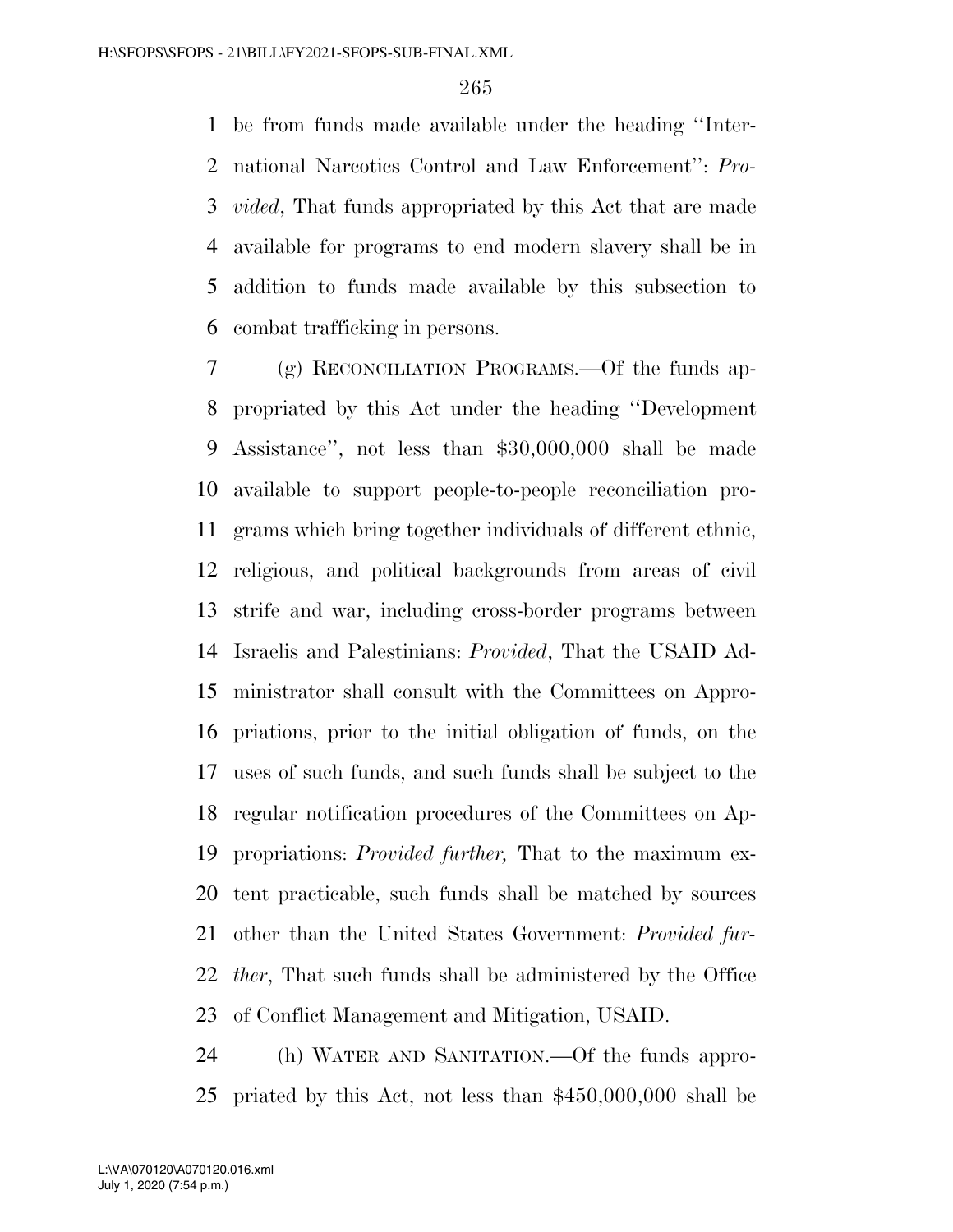be from funds made available under the heading ''International Narcotics Control and Law Enforcement'': *Provided*, That funds appropriated by this Act that are made available for programs to end modern slavery shall be in addition to funds made available by this subsection to combat trafficking in persons.

(g) RECONCILIATION PROGRAMS.—Of the funds appropriated by this Act under the heading ''Development Assistance'', not less than $30,000,000 shall be made available to support people-to-people reconciliation programs which bring together individuals of different ethnic, religious, and political backgrounds from areas of civil strife and war, including cross-border programs between Israelis and Palestinians: *Provided*, That the USAID Administrator shall consult with the Committees on Appropriations, prior to the initial obligation of funds, on the uses of such funds, and such funds shall be subject to the regular notification procedures of the Committees on Appropriations: *Provided further,* That to the maximum extent practicable, such funds shall be matched by sources other than the United States Government: *Provided further*, That such funds shall be administered by the Office of Conflict Management and Mitigation, USAID.

(h) WATER AND SANITATION.—Of the funds appropriated by this Act, not less than $450,000,000 shall be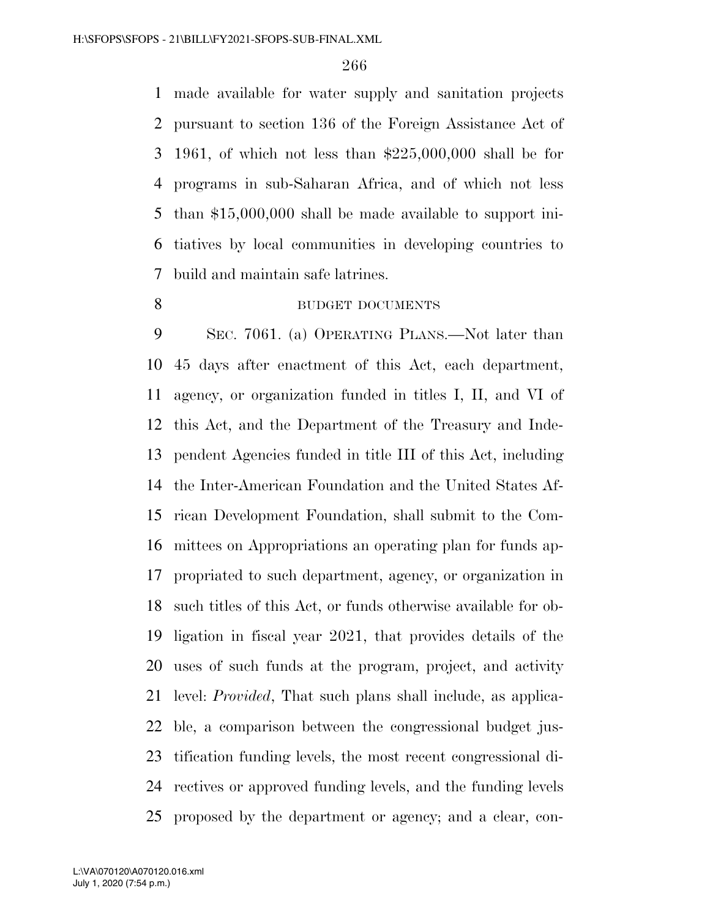made available for water supply and sanitation projects pursuant to section 136 of the Foreign Assistance Act of 1961, of which not less than $225,000,000 shall be for programs in sub-Saharan Africa, and of which not less than $15,000,000 shall be made available to support initiatives by local communities in developing countries to build and maintain safe latrines.

BUDGET DOCUMENTS

SEC. 7061. (a) OPERATING PLANS.—Not later than 45 days after enactment of this Act, each department, agency, or organization funded in titles I, II, and VI of this Act, and the Department of the Treasury and Independent Agencies funded in title III of this Act, including the Inter-American Foundation and the United States African Development Foundation, shall submit to the Committees on Appropriations an operating plan for funds appropriated to such department, agency, or organization in such titles of this Act, or funds otherwise available for obligation in fiscal year 2021, that provides details of the uses of such funds at the program, project, and activity level: *Provided*, That such plans shall include, as applicable, a comparison between the congressional budget justification funding levels, the most recent congressional directives or approved funding levels, and the funding levels proposed by the department or agency; and a clear, con-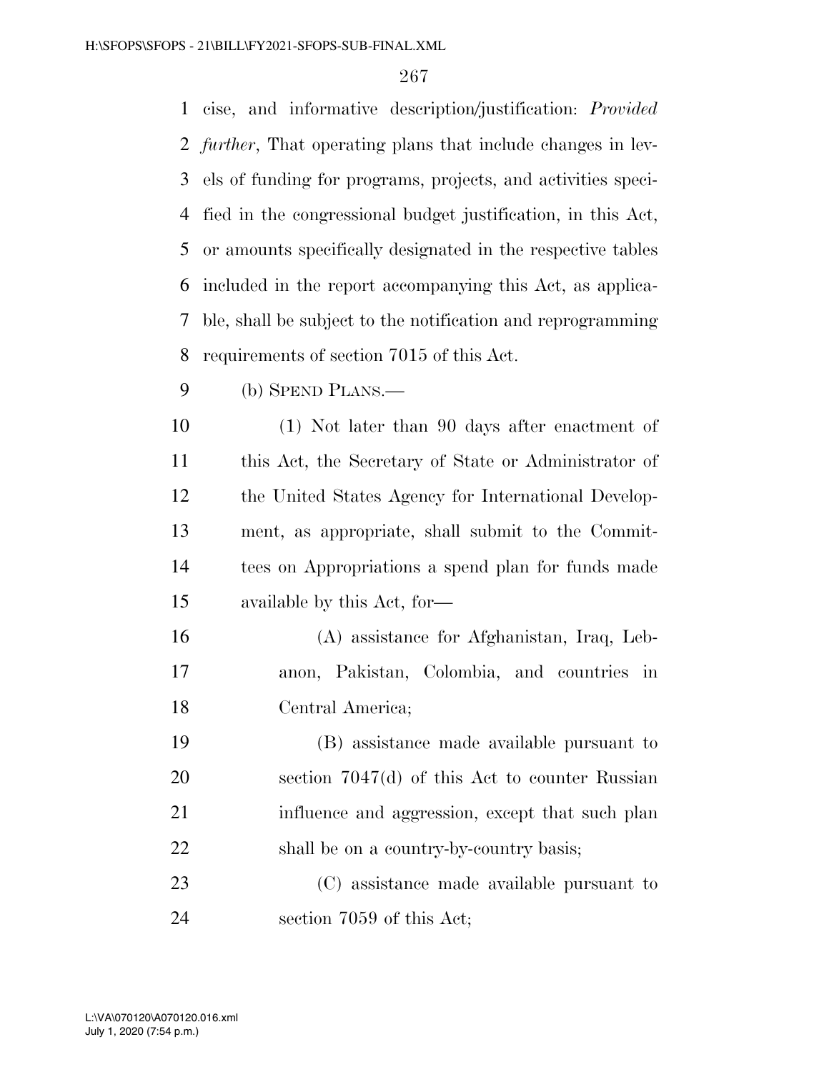cise, and informative description/justification: *Provided further*, That operating plans that include changes in levels of funding for programs, projects, and activities specified in the congressional budget justification, in this Act, or amounts specifically designated in the respective tables included in the report accompanying this Act, as applicable, shall be subject to the notification and reprogramming requirements of section 7015 of this Act.

(b) SPEND PLANS.—

(1) Not later than 90 days after enactment of this Act, the Secretary of State or Administrator of the United States Agency for International Development, as appropriate, shall submit to the Committees on Appropriations a spend plan for funds made available by this Act, for—

(A) assistance for Afghanistan, Iraq, Lebanon, Pakistan, Colombia, and countries in Central America;

(B) assistance made available pursuant to section 7047(d) of this Act to counter Russian influence and aggression, except that such plan shall be on a country-by-country basis;

(C) assistance made available pursuant to section 7059 of this Act;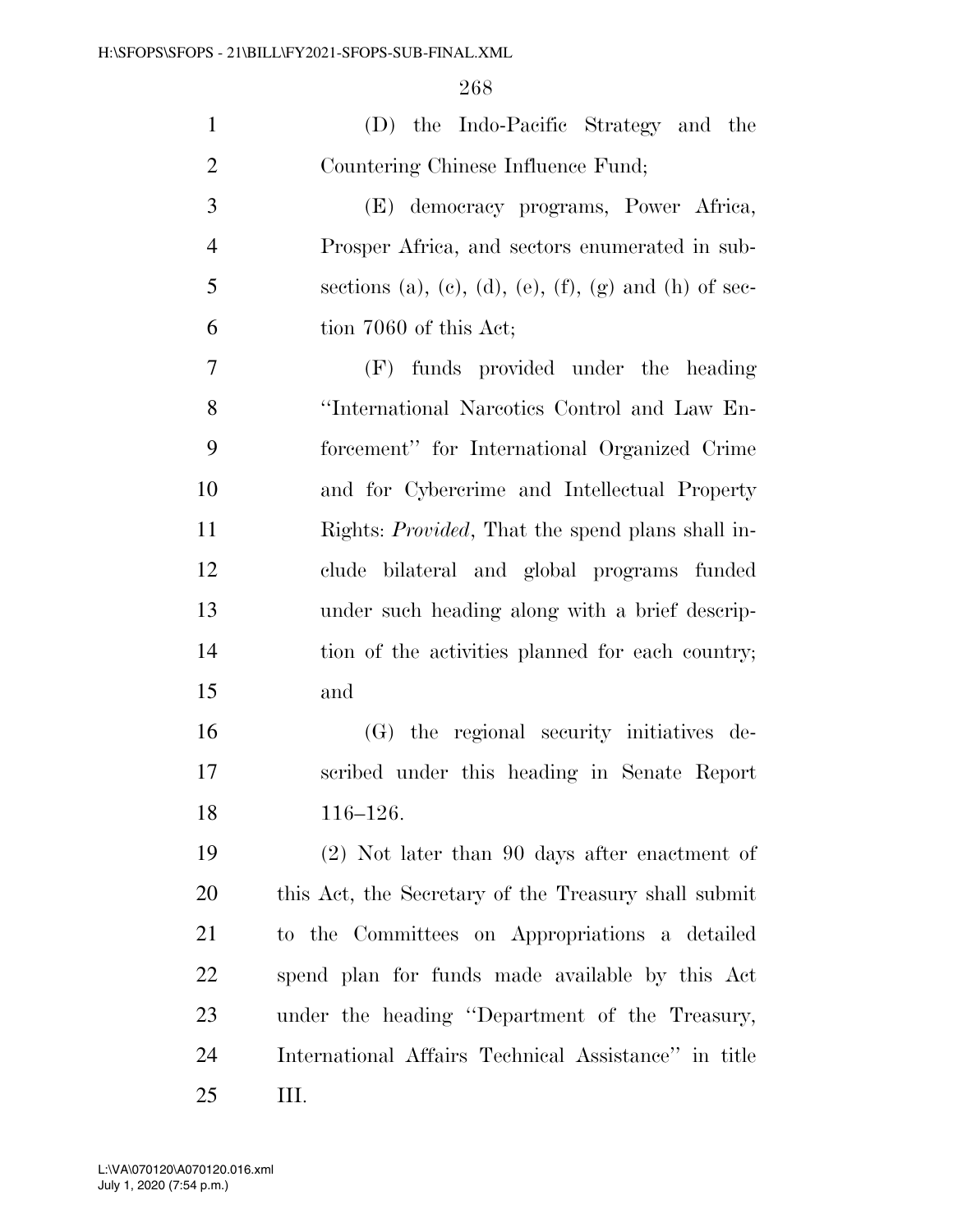(D) the Indo-Pacific Strategy and the Countering Chinese Influence Fund;

(E) democracy programs, Power Africa, Prosper Africa, and sectors enumerated in subsections (a), (c), (d), (e), (f), (g) and (h) of section 7060 of this Act;

(F) funds provided under the heading ''International Narcotics Control and Law Enforcement'' for International Organized Crime and for Cybercrime and Intellectual Property Rights: *Provided*, That the spend plans shall include bilateral and global programs funded under such heading along with a brief description of the activities planned for each country; and

(G) the regional security initiatives described under this heading in Senate Report 116–126.

(2) Not later than 90 days after enactment of this Act, the Secretary of the Treasury shall submit to the Committees on Appropriations a detailed spend plan for funds made available by this Act under the heading ''Department of the Treasury, International Affairs Technical Assistance'' in title III.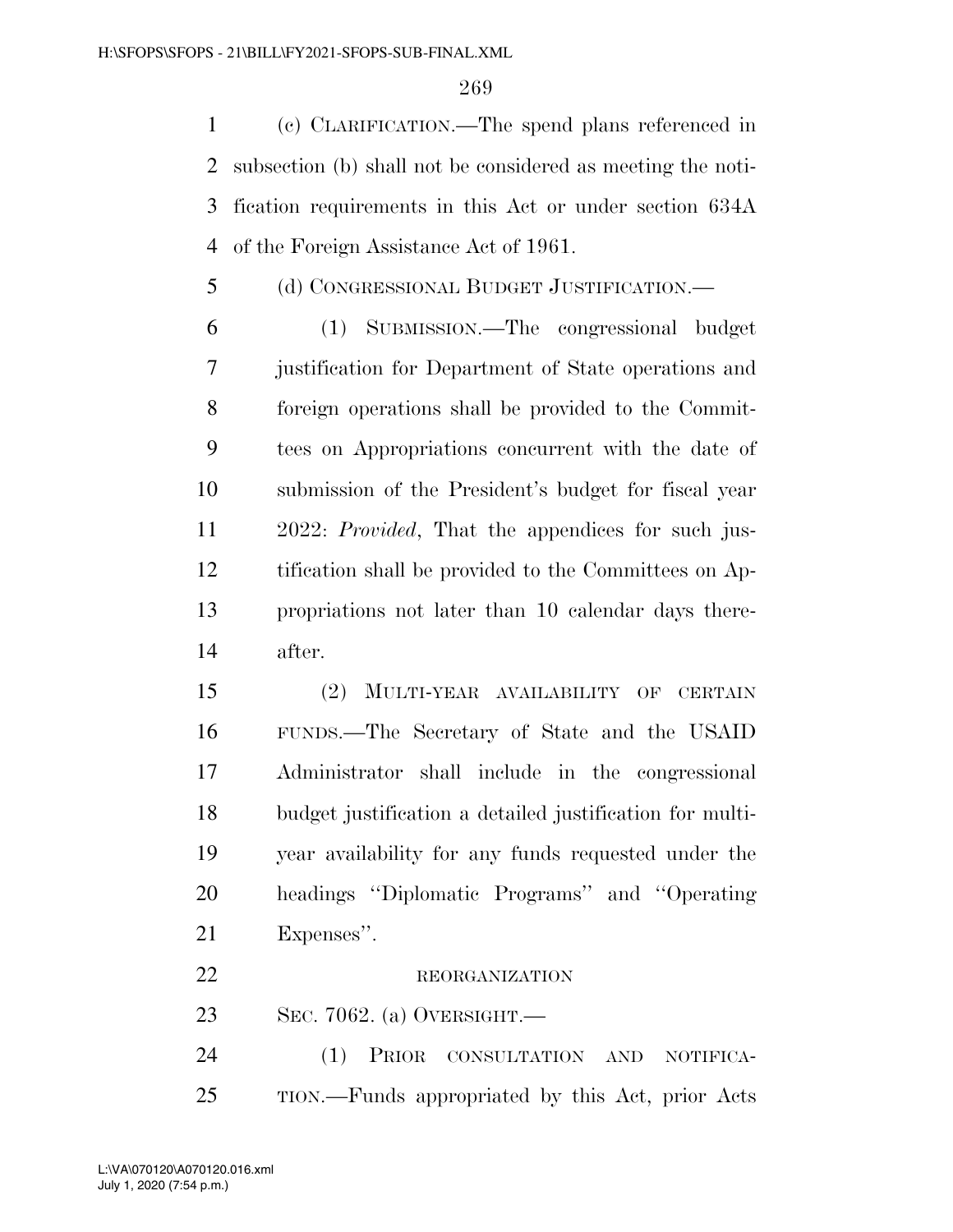(c) CLARIFICATION.—The spend plans referenced in subsection (b) shall not be considered as meeting the notification requirements in this Act or under section 634A of the Foreign Assistance Act of 1961.

(d) CONGRESSIONAL BUDGET JUSTIFICATION.—

(1) SUBMISSION.—The congressional budget justification for Department of State operations and foreign operations shall be provided to the Committees on Appropriations concurrent with the date of submission of the President's budget for fiscal year 2022: *Provided*, That the appendices for such justification shall be provided to the Committees on Appropriations not later than 10 calendar days thereafter.

(2) MULTI-YEAR AVAILABILITY OF CERTAIN FUNDS.—The Secretary of State and the USAID Administrator shall include in the congressional budget justification a detailed justification for multi-year availability for any funds requested under the headings "Diplomatic Programs" and "Operating Expenses".

REORGANIZATION

SEC. 7062. (a) OVERSIGHT.—

(1) PRIOR CONSULTATION AND NOTIFICATION.—Funds appropriated by this Act, prior Acts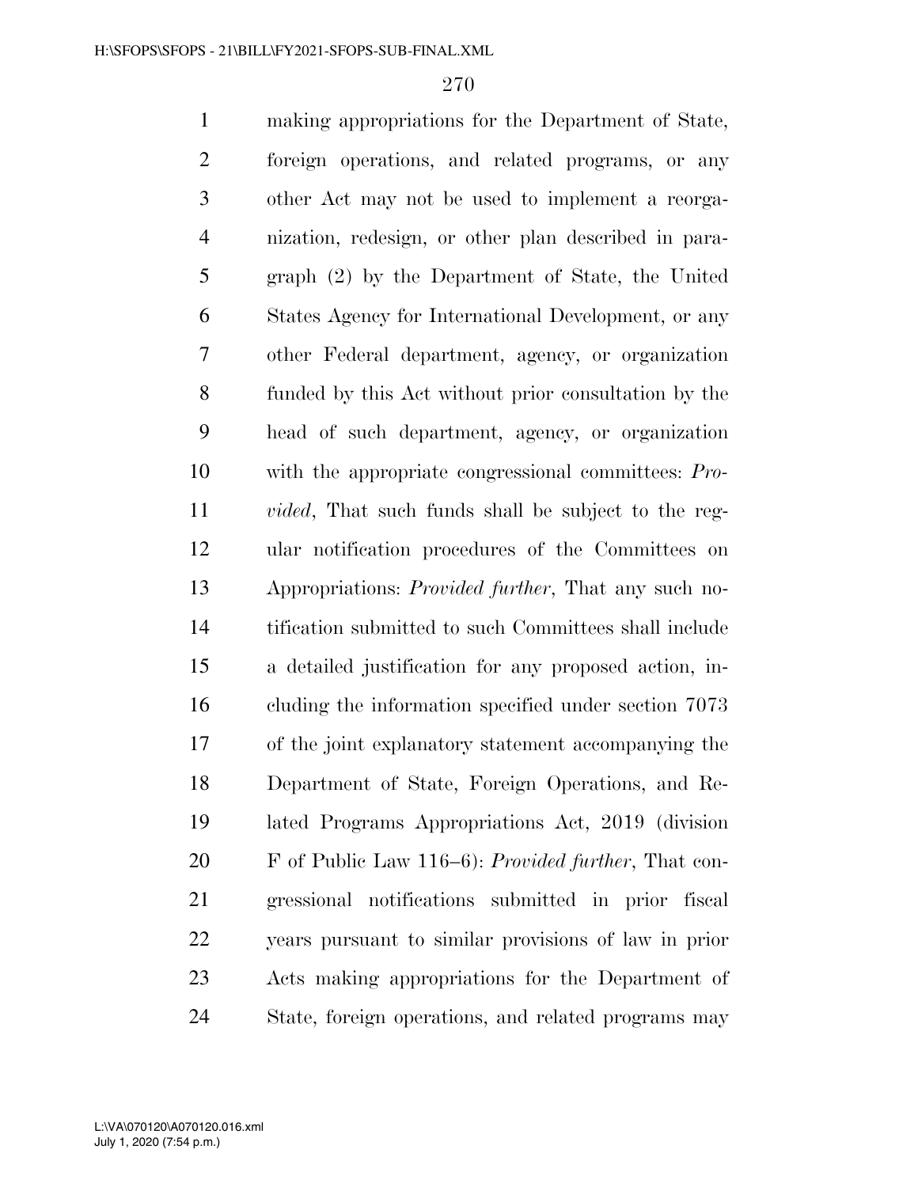making appropriations for the Department of State, foreign operations, and related programs, or any other Act may not be used to implement a reorganization, redesign, or other plan described in paragraph (2) by the Department of State, the United States Agency for International Development, or any other Federal department, agency, or organization funded by this Act without prior consultation by the head of such department, agency, or organization with the appropriate congressional committees: *Provided*, That such funds shall be subject to the regular notification procedures of the Committees on Appropriations: *Provided further*, That any such notification submitted to such Committees shall include a detailed justification for any proposed action, including the information specified under section 7073 of the joint explanatory statement accompanying the Department of State, Foreign Operations, and Related Programs Appropriations Act, 2019 (division F of Public Law 116–6): *Provided further*, That congressional notifications submitted in prior fiscal years pursuant to similar provisions of law in prior Acts making appropriations for the Department of State, foreign operations, and related programs may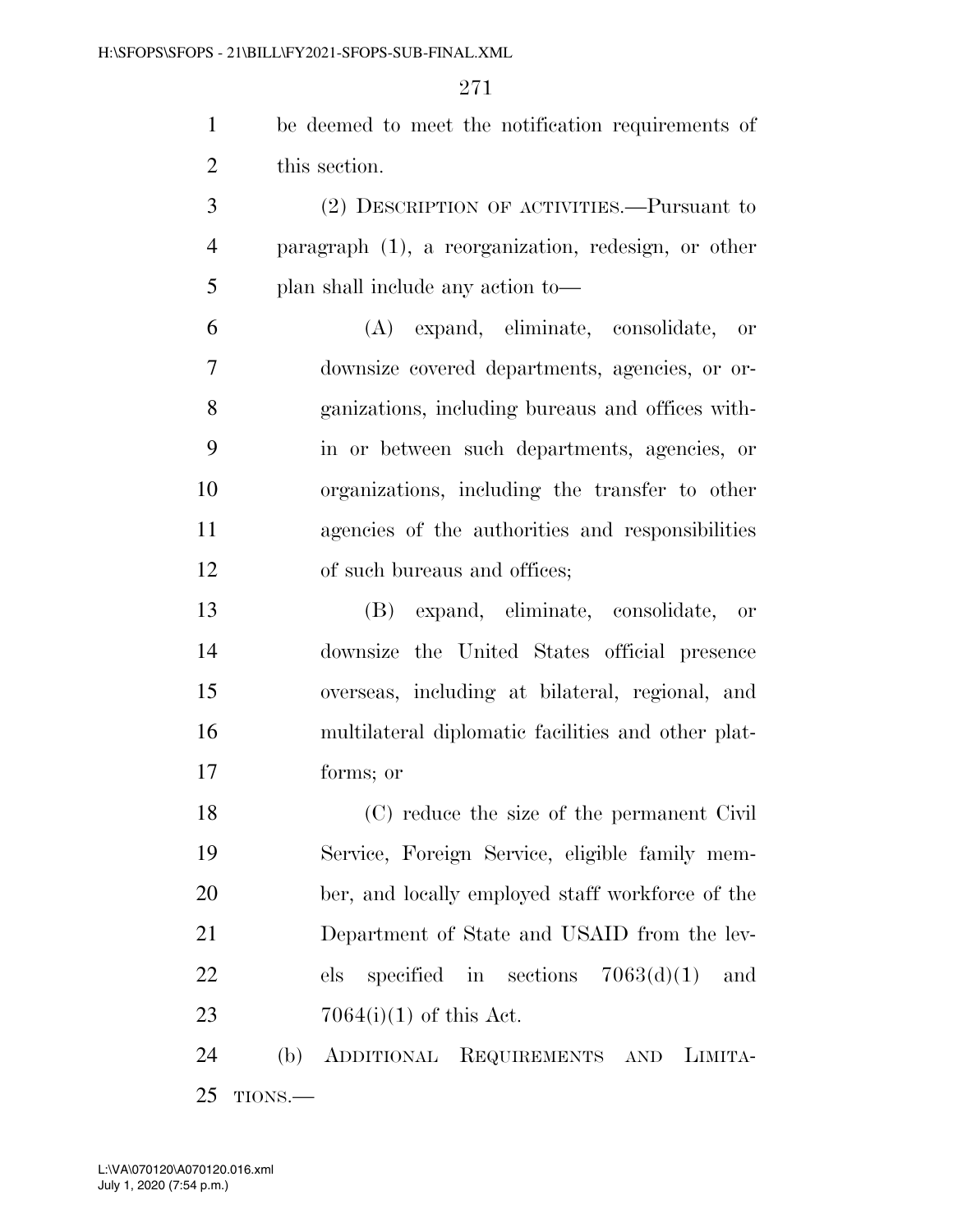be deemed to meet the notification requirements of this section.

(2) DESCRIPTION OF ACTIVITIES.—Pursuant to paragraph (1), a reorganization, redesign, or other plan shall include any action to—

(A) expand, eliminate, consolidate, or downsize covered departments, agencies, or organizations, including bureaus and offices within or between such departments, agencies, or organizations, including the transfer to other agencies of the authorities and responsibilities of such bureaus and offices;

(B) expand, eliminate, consolidate, or downsize the United States official presence overseas, including at bilateral, regional, and multilateral diplomatic facilities and other platforms; or

(C) reduce the size of the permanent Civil Service, Foreign Service, eligible family member, and locally employed staff workforce of the Department of State and USAID from the levels specified in sections 7063(d)(1) and 7064(i)(1) of this Act.

(b) ADDITIONAL REQUIREMENTS AND LIMITATIONS.—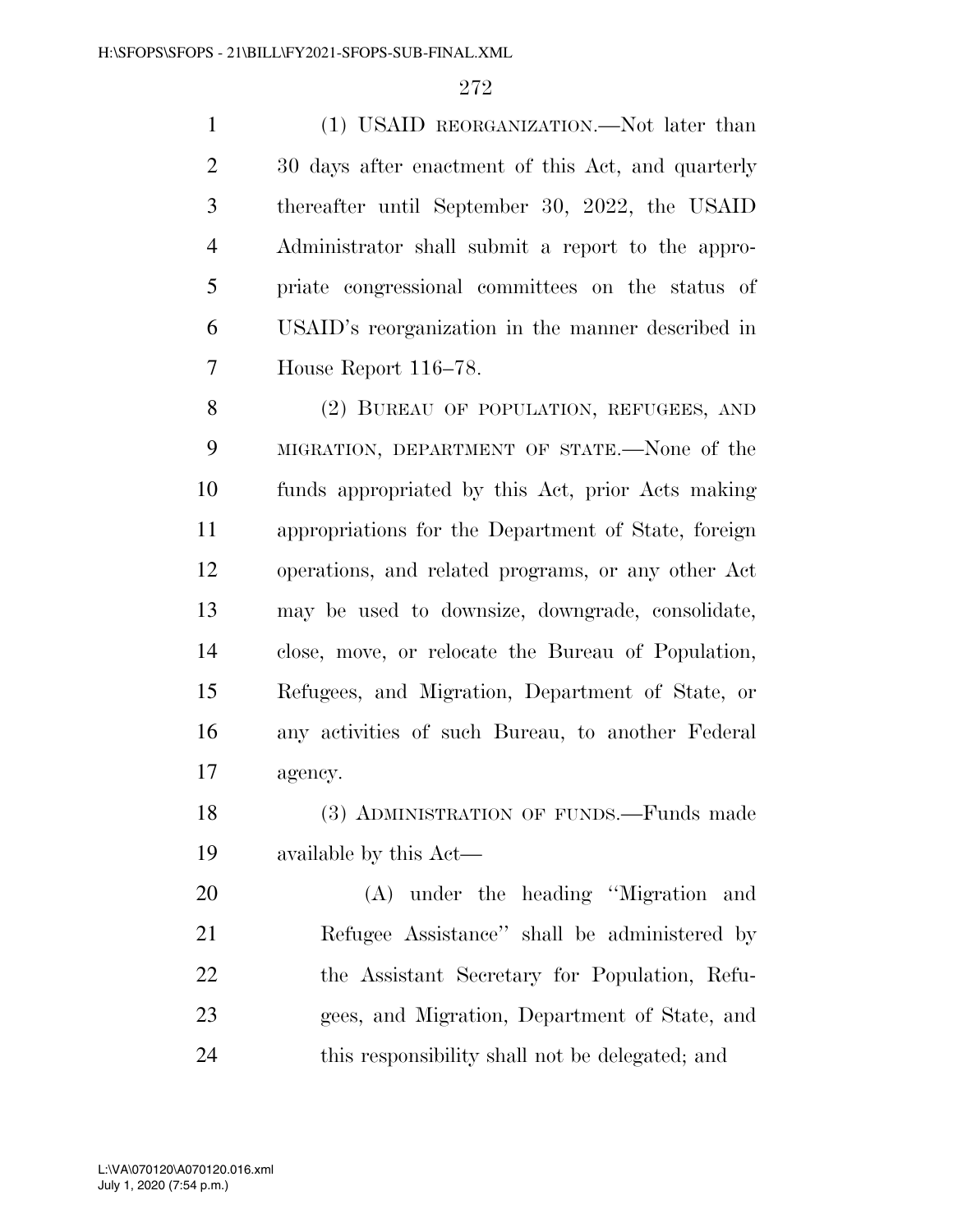(1) USAID REORGANIZATION.—Not later than 30 days after enactment of this Act, and quarterly thereafter until September 30, 2022, the USAID Administrator shall submit a report to the appropriate congressional committees on the status of USAID's reorganization in the manner described in House Report 116–78.

(2) BUREAU OF POPULATION, REFUGEES, AND MIGRATION, DEPARTMENT OF STATE.—None of the funds appropriated by this Act, prior Acts making appropriations for the Department of State, foreign operations, and related programs, or any other Act may be used to downsize, downgrade, consolidate, close, move, or relocate the Bureau of Population, Refugees, and Migration, Department of State, or any activities of such Bureau, to another Federal agency.

(3) ADMINISTRATION OF FUNDS.—Funds made available by this Act—

(A) under the heading "Migration and Refugee Assistance" shall be administered by the Assistant Secretary for Population, Refugees, and Migration, Department of State, and this responsibility shall not be delegated; and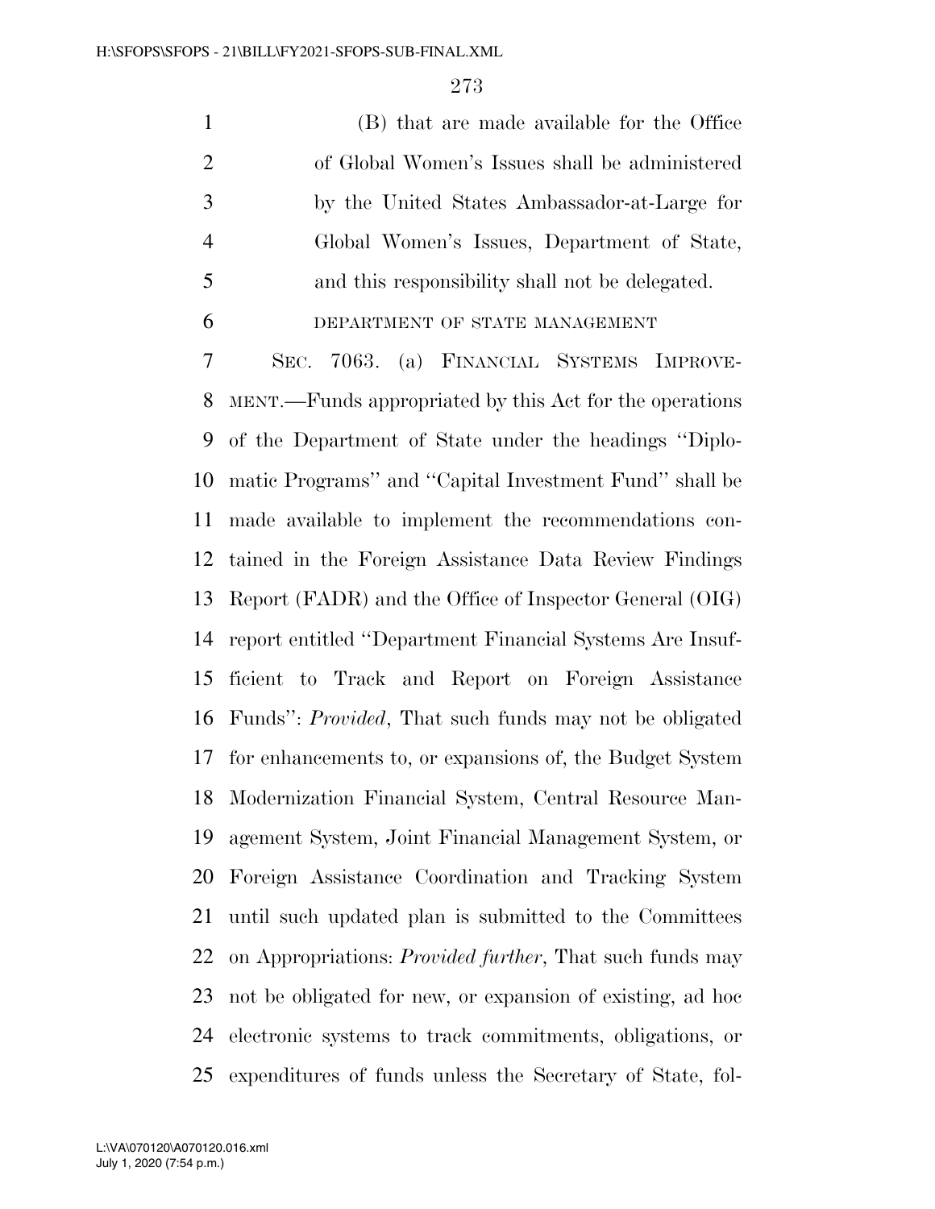(B) that are made available for the Office of Global Women's Issues shall be administered by the United States Ambassador-at-Large for Global Women's Issues, Department of State, and this responsibility shall not be delegated.

DEPARTMENT OF STATE MANAGEMENT

SEC. 7063. (a) FINANCIAL SYSTEMS IMPROVEMENT.—Funds appropriated by this Act for the operations of the Department of State under the headings ''Diplomatic Programs'' and ''Capital Investment Fund'' shall be made available to implement the recommendations contained in the Foreign Assistance Data Review Findings Report (FADR) and the Office of Inspector General (OIG) report entitled ''Department Financial Systems Are Insufficient to Track and Report on Foreign Assistance Funds'': *Provided*, That such funds may not be obligated for enhancements to, or expansions of, the Budget System Modernization Financial System, Central Resource Management System, Joint Financial Management System, or Foreign Assistance Coordination and Tracking System until such updated plan is submitted to the Committees on Appropriations: *Provided further*, That such funds may not be obligated for new, or expansion of existing, ad hoc electronic systems to track commitments, obligations, or expenditures of funds unless the Secretary of State, fol-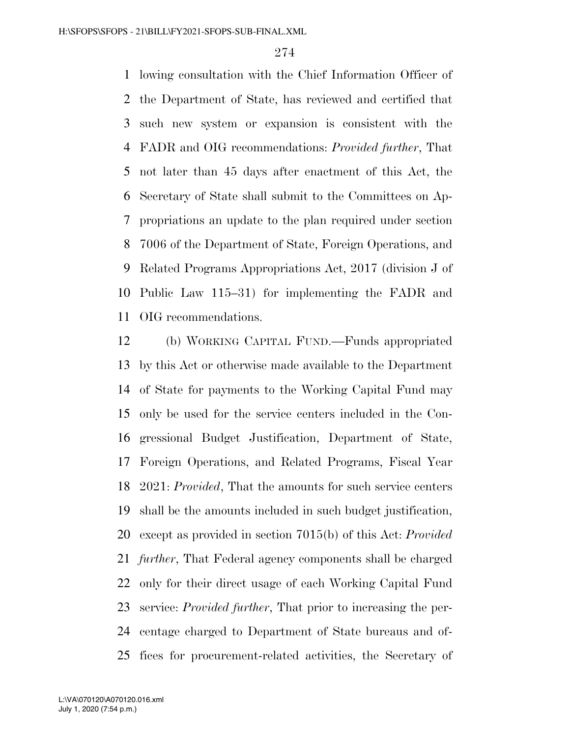lowing consultation with the Chief Information Officer of the Department of State, has reviewed and certified that such new system or expansion is consistent with the FADR and OIG recommendations: *Provided further*, That not later than 45 days after enactment of this Act, the Secretary of State shall submit to the Committees on Appropriations an update to the plan required under section 7006 of the Department of State, Foreign Operations, and Related Programs Appropriations Act, 2017 (division J of Public Law 115–31) for implementing the FADR and OIG recommendations.

(b) WORKING CAPITAL FUND.—Funds appropriated by this Act or otherwise made available to the Department of State for payments to the Working Capital Fund may only be used for the service centers included in the Congressional Budget Justification, Department of State, Foreign Operations, and Related Programs, Fiscal Year 2021: *Provided*, That the amounts for such service centers shall be the amounts included in such budget justification, except as provided in section 7015(b) of this Act: *Provided further*, That Federal agency components shall be charged only for their direct usage of each Working Capital Fund service: *Provided further*, That prior to increasing the percentage charged to Department of State bureaus and offices for procurement-related activities, the Secretary of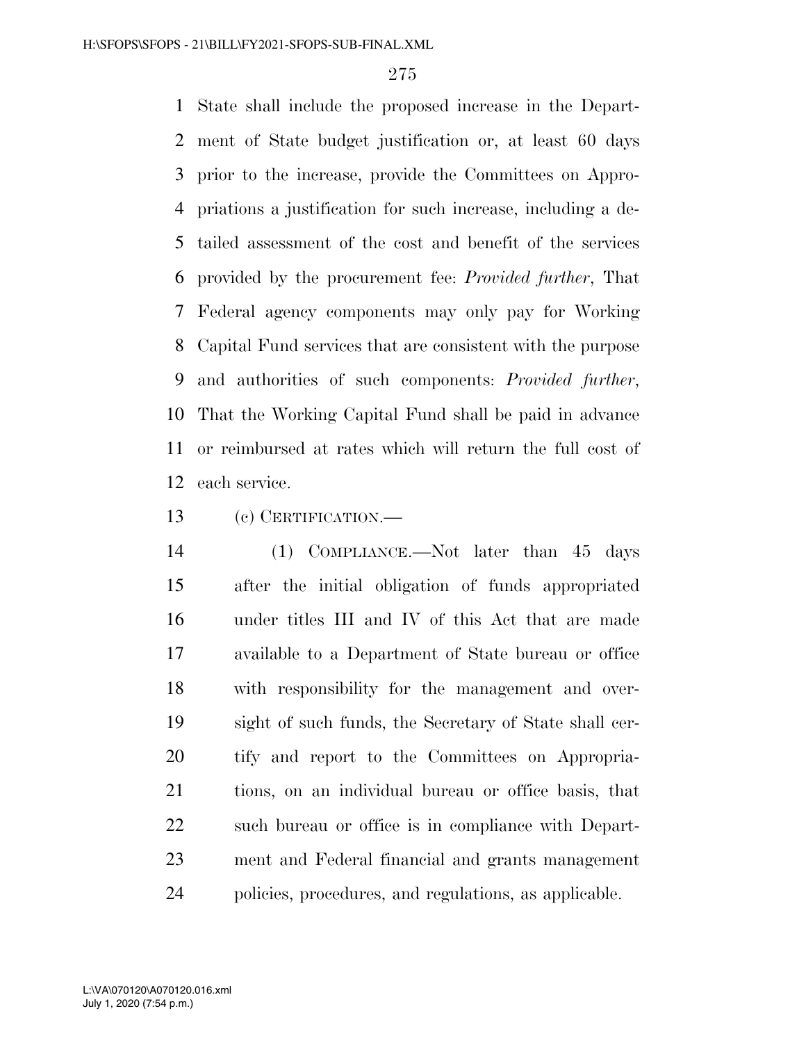State shall include the proposed increase in the Department of State budget justification or, at least 60 days prior to the increase, provide the Committees on Appropriations a justification for such increase, including a detailed assessment of the cost and benefit of the services provided by the procurement fee: *Provided further*, That Federal agency components may only pay for Working Capital Fund services that are consistent with the purpose and authorities of such components: *Provided further*, That the Working Capital Fund shall be paid in advance or reimbursed at rates which will return the full cost of each service.

(c) CERTIFICATION.—

(1) COMPLIANCE.—Not later than 45 days after the initial obligation of funds appropriated under titles III and IV of this Act that are made available to a Department of State bureau or office with responsibility for the management and oversight of such funds, the Secretary of State shall certify and report to the Committees on Appropriations, on an individual bureau or office basis, that such bureau or office is in compliance with Department and Federal financial and grants management policies, procedures, and regulations, as applicable.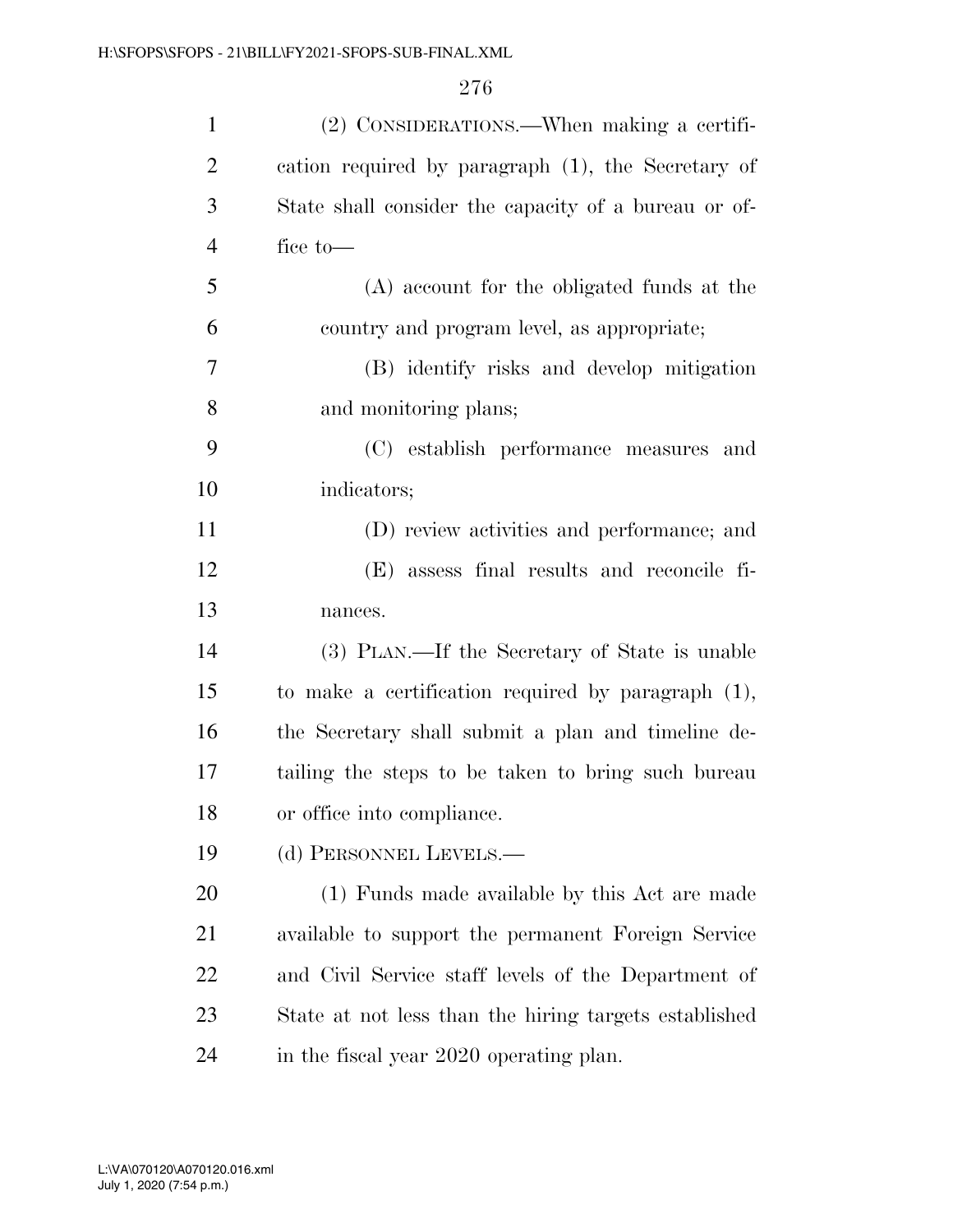(2) CONSIDERATIONS.—When making a certification required by paragraph (1), the Secretary of State shall consider the capacity of a bureau or office to—

(A) account for the obligated funds at the country and program level, as appropriate;

(B) identify risks and develop mitigation and monitoring plans;

(C) establish performance measures and indicators;

(D) review activities and performance; and

(E) assess final results and reconcile finances.

(3) PLAN.—If the Secretary of State is unable to make a certification required by paragraph (1), the Secretary shall submit a plan and timeline detailing the steps to be taken to bring such bureau or office into compliance.

(d) PERSONNEL LEVELS.—

(1) Funds made available by this Act are made available to support the permanent Foreign Service and Civil Service staff levels of the Department of State at not less than the hiring targets established in the fiscal year 2020 operating plan.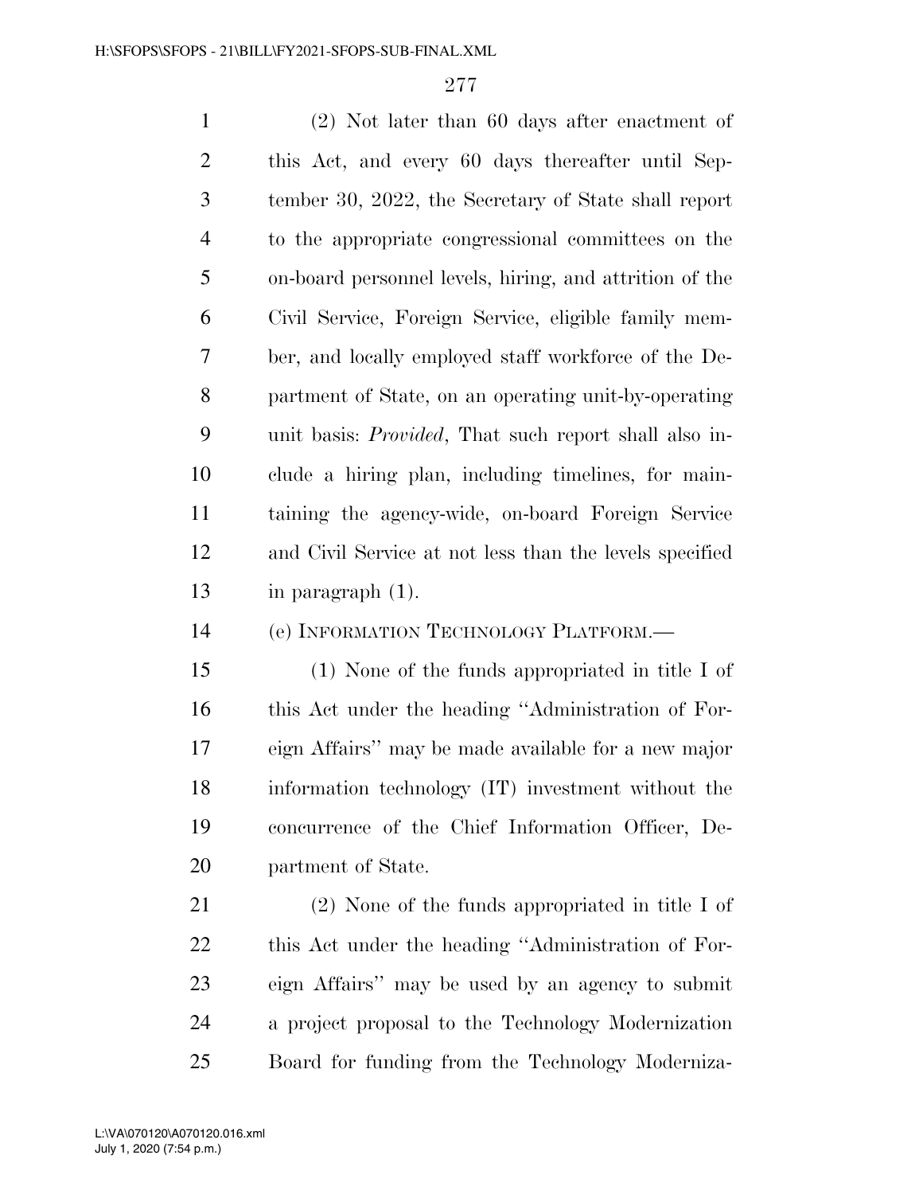(2) Not later than 60 days after enactment of this Act, and every 60 days thereafter until September 30, 2022, the Secretary of State shall report to the appropriate congressional committees on the on-board personnel levels, hiring, and attrition of the Civil Service, Foreign Service, eligible family member, and locally employed staff workforce of the Department of State, on an operating unit-by-operating unit basis: *Provided*, That such report shall also include a hiring plan, including timelines, for maintaining the agency-wide, on-board Foreign Service and Civil Service at not less than the levels specified in paragraph (1).

(e) INFORMATION TECHNOLOGY PLATFORM.—

(1) None of the funds appropriated in title I of this Act under the heading ''Administration of Foreign Affairs'' may be made available for a new major information technology (IT) investment without the concurrence of the Chief Information Officer, Department of State.

(2) None of the funds appropriated in title I of this Act under the heading ''Administration of Foreign Affairs'' may be used by an agency to submit a project proposal to the Technology Modernization Board for funding from the Technology Moderniza-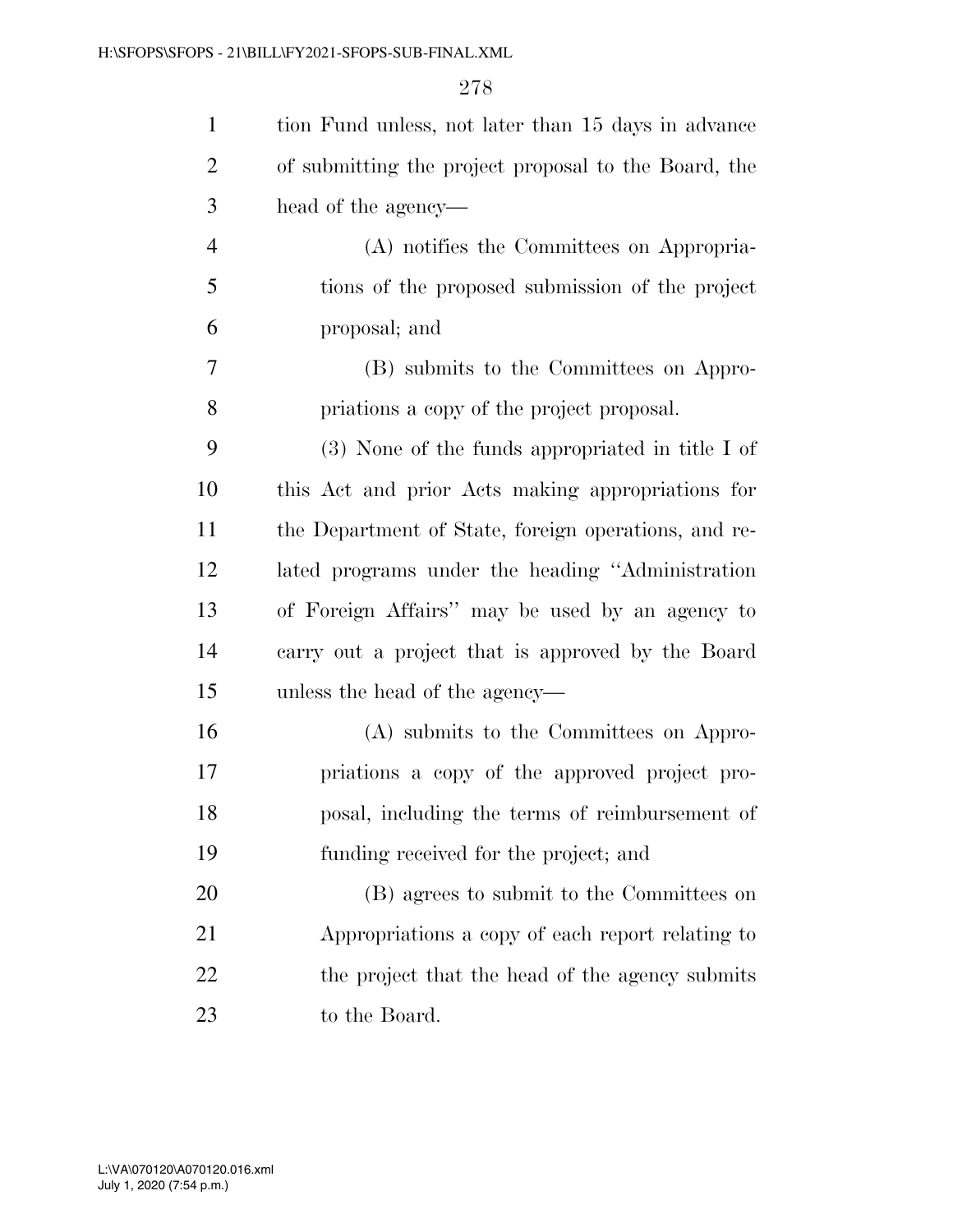tion Fund unless, not later than 15 days in advance of submitting the project proposal to the Board, the head of the agency—

(A) notifies the Committees on Appropriations of the proposed submission of the project proposal; and

(B) submits to the Committees on Appropriations a copy of the project proposal.

(3) None of the funds appropriated in title I of this Act and prior Acts making appropriations for the Department of State, foreign operations, and related programs under the heading ''Administration of Foreign Affairs'' may be used by an agency to carry out a project that is approved by the Board unless the head of the agency—

(A) submits to the Committees on Appropriations a copy of the approved project proposal, including the terms of reimbursement of funding received for the project; and

(B) agrees to submit to the Committees on Appropriations a copy of each report relating to the project that the head of the agency submits to the Board.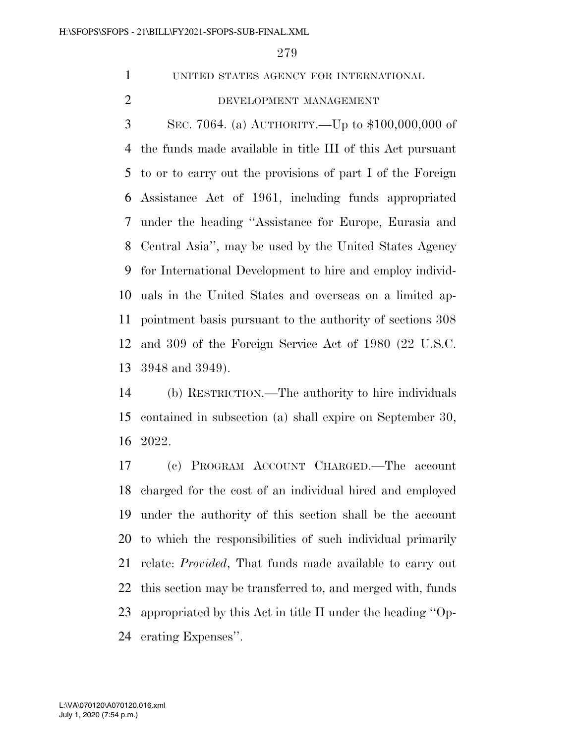## UNITED STATES AGENCY FOR INTERNATIONAL DEVELOPMENT MANAGEMENT

SEC. 7064. (a) AUTHORITY.—Up to $100,000,000 of the funds made available in title III of this Act pursuant to or to carry out the provisions of part I of the Foreign Assistance Act of 1961, including funds appropriated under the heading ''Assistance for Europe, Eurasia and Central Asia'', may be used by the United States Agency for International Development to hire and employ individuals in the United States and overseas on a limited appointment basis pursuant to the authority of sections 308 and 309 of the Foreign Service Act of 1980 (22 U.S.C. 3948 and 3949).

(b) RESTRICTION.—The authority to hire individuals contained in subsection (a) shall expire on September 30, 2022.

(c) PROGRAM ACCOUNT CHARGED.—The account charged for the cost of an individual hired and employed under the authority of this section shall be the account to which the responsibilities of such individual primarily relate: *Provided*, That funds made available to carry out this section may be transferred to, and merged with, funds appropriated by this Act in title II under the heading ''Operating Expenses''.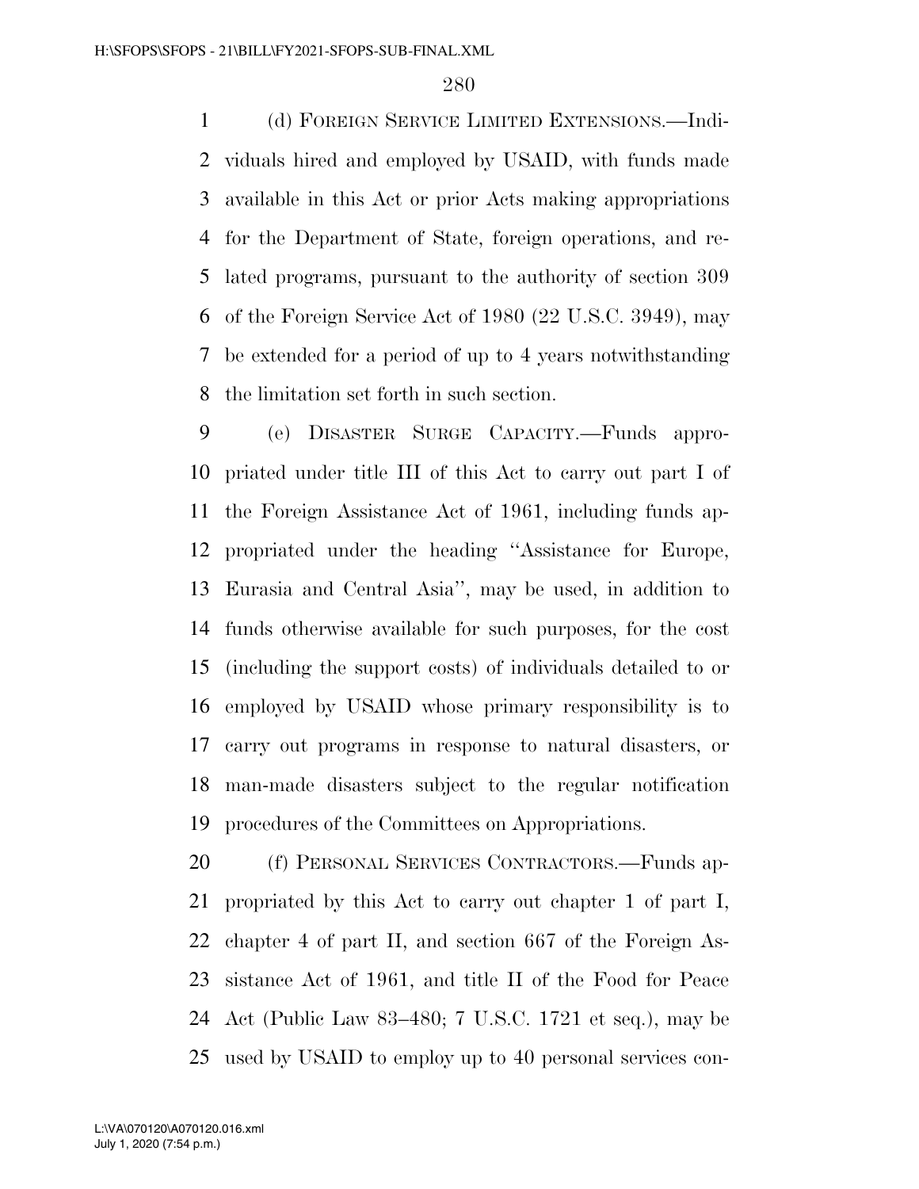(d) FOREIGN SERVICE LIMITED EXTENSIONS.—Individuals hired and employed by USAID, with funds made available in this Act or prior Acts making appropriations for the Department of State, foreign operations, and related programs, pursuant to the authority of section 309 of the Foreign Service Act of 1980 (22 U.S.C. 3949), may be extended for a period of up to 4 years notwithstanding the limitation set forth in such section.

(e) DISASTER SURGE CAPACITY.—Funds appropriated under title III of this Act to carry out part I of the Foreign Assistance Act of 1961, including funds appropriated under the heading ''Assistance for Europe, Eurasia and Central Asia'', may be used, in addition to funds otherwise available for such purposes, for the cost (including the support costs) of individuals detailed to or employed by USAID whose primary responsibility is to carry out programs in response to natural disasters, or man-made disasters subject to the regular notification procedures of the Committees on Appropriations.

(f) PERSONAL SERVICES CONTRACTORS.—Funds appropriated by this Act to carry out chapter 1 of part I, chapter 4 of part II, and section 667 of the Foreign Assistance Act of 1961, and title II of the Food for Peace Act (Public Law 83–480; 7 U.S.C. 1721 et seq.), may be used by USAID to employ up to 40 personal services con-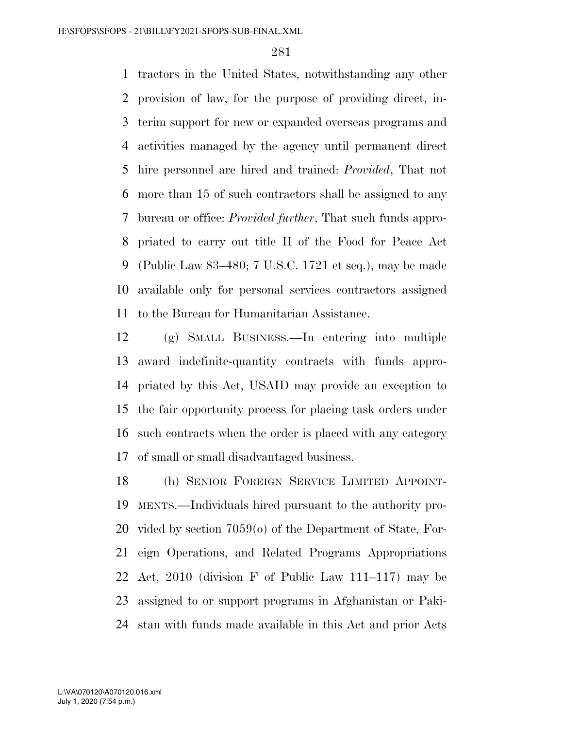tractors in the United States, notwithstanding any other provision of law, for the purpose of providing direct, interim support for new or expanded overseas programs and activities managed by the agency until permanent direct hire personnel are hired and trained: *Provided*, That not more than 15 of such contractors shall be assigned to any bureau or office: *Provided further*, That such funds appropriated to carry out title II of the Food for Peace Act (Public Law 83–480; 7 U.S.C. 1721 et seq.), may be made available only for personal services contractors assigned to the Bureau for Humanitarian Assistance.

(g) SMALL BUSINESS.—In entering into multiple award indefinite-quantity contracts with funds appropriated by this Act, USAID may provide an exception to the fair opportunity process for placing task orders under such contracts when the order is placed with any category of small or small disadvantaged business.

(h) SENIOR FOREIGN SERVICE LIMITED APPOINTMENTS.—Individuals hired pursuant to the authority provided by section 7059(o) of the Department of State, Foreign Operations, and Related Programs Appropriations Act, 2010 (division F of Public Law 111–117) may be assigned to or support programs in Afghanistan or Pakistan with funds made available in this Act and prior Acts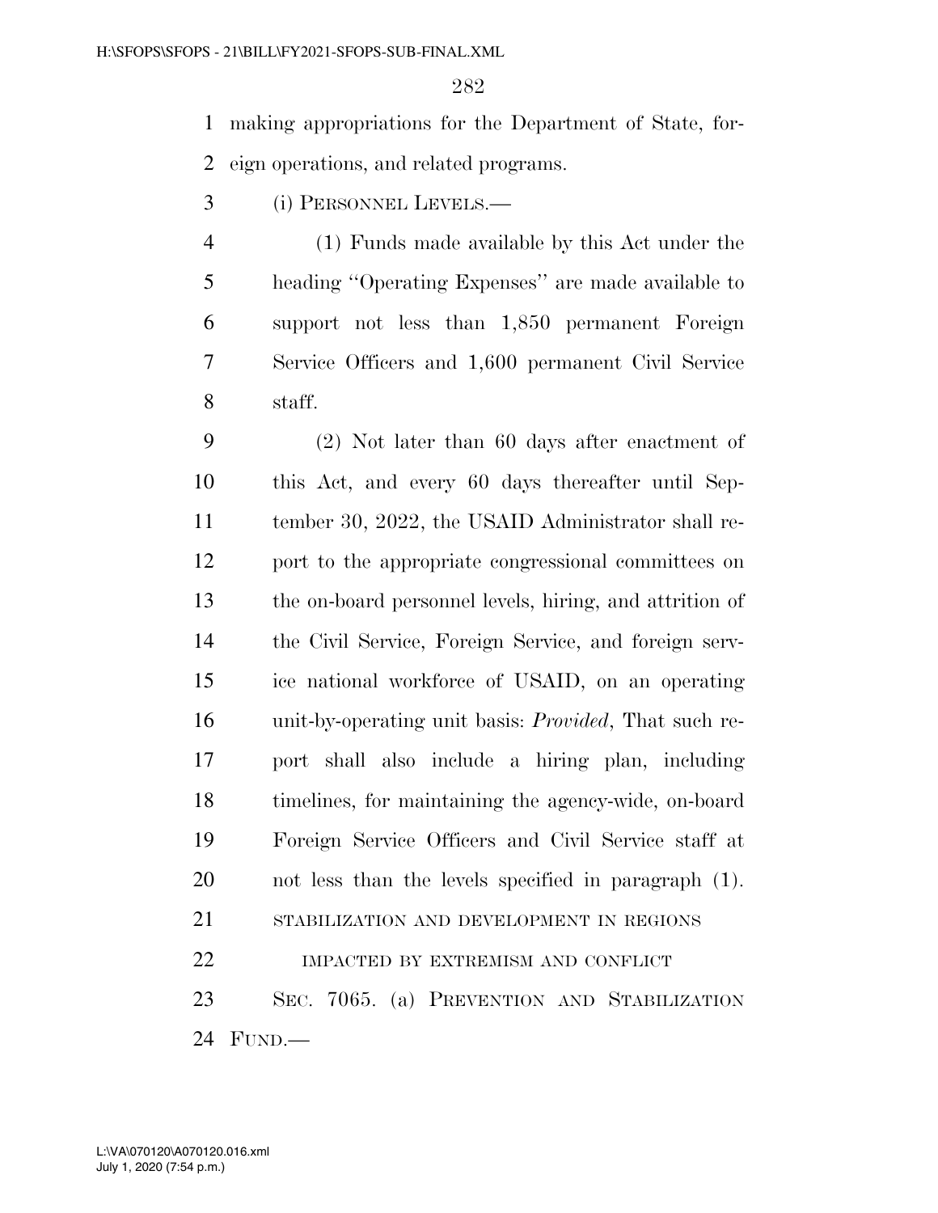making appropriations for the Department of State, foreign operations, and related programs.

(i) PERSONNEL LEVELS.—

(1) Funds made available by this Act under the heading ''Operating Expenses'' are made available to support not less than 1,850 permanent Foreign Service Officers and 1,600 permanent Civil Service staff.

(2) Not later than 60 days after enactment of this Act, and every 60 days thereafter until September 30, 2022, the USAID Administrator shall report to the appropriate congressional committees on the on-board personnel levels, hiring, and attrition of the Civil Service, Foreign Service, and foreign service national workforce of USAID, on an operating unit-by-operating unit basis: *Provided*, That such report shall also include a hiring plan, including timelines, for maintaining the agency-wide, on-board Foreign Service Officers and Civil Service staff at not less than the levels specified in paragraph (1).

STABILIZATION AND DEVELOPMENT IN REGIONS IMPACTED BY EXTREMISM AND CONFLICT

SEC. 7065. (a) PREVENTION AND STABILIZATION FUND.—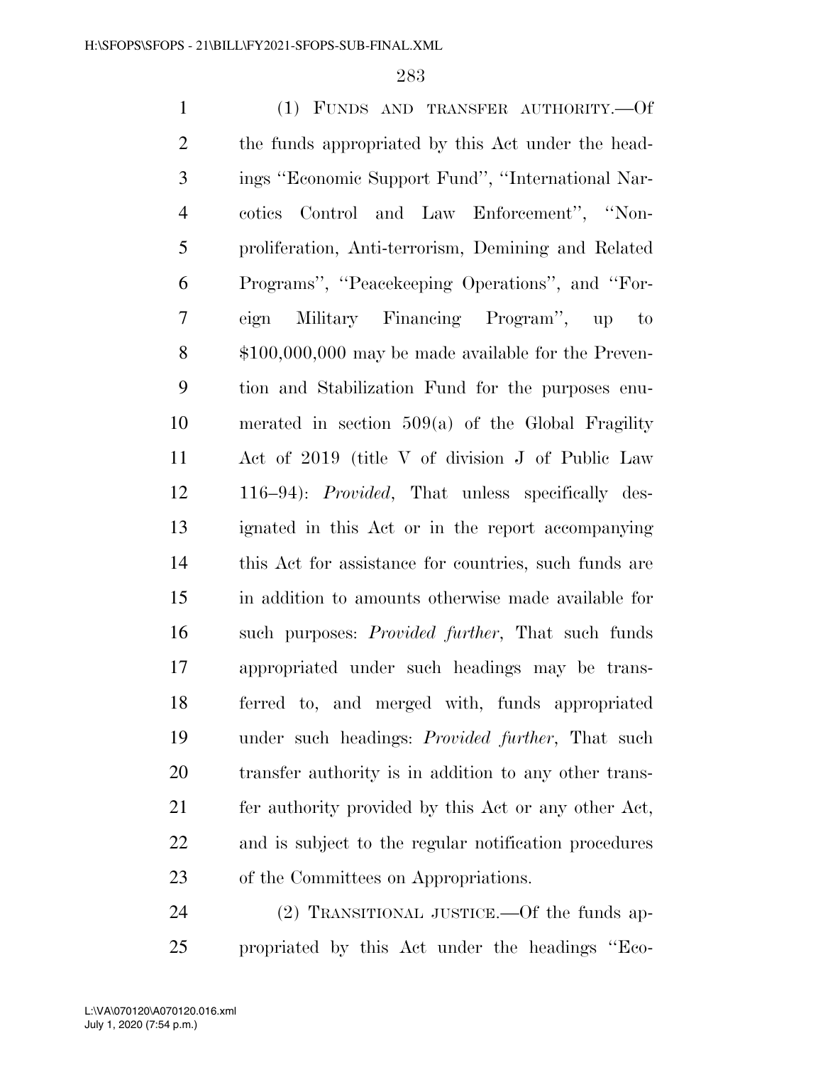(1) FUNDS AND TRANSFER AUTHORITY.—Of the funds appropriated by this Act under the headings ''Economic Support Fund'', ''International Narcotics Control and Law Enforcement'', ''Nonproliferation, Anti-terrorism, Demining and Related Programs'', ''Peacekeeping Operations'', and ''Foreign Military Financing Program'', up to $100,000,000 may be made available for the Prevention and Stabilization Fund for the purposes enumerated in section 509(a) of the Global Fragility Act of 2019 (title V of division J of Public Law 116–94): *Provided*, That unless specifically designated in this Act or in the report accompanying this Act for assistance for countries, such funds are in addition to amounts otherwise made available for such purposes: *Provided further*, That such funds appropriated under such headings may be transferred to, and merged with, funds appropriated under such headings: *Provided further*, That such transfer authority is in addition to any other transfer authority provided by this Act or any other Act, and is subject to the regular notification procedures of the Committees on Appropriations.

(2) TRANSITIONAL JUSTICE.—Of the funds appropriated by this Act under the headings ''Eco-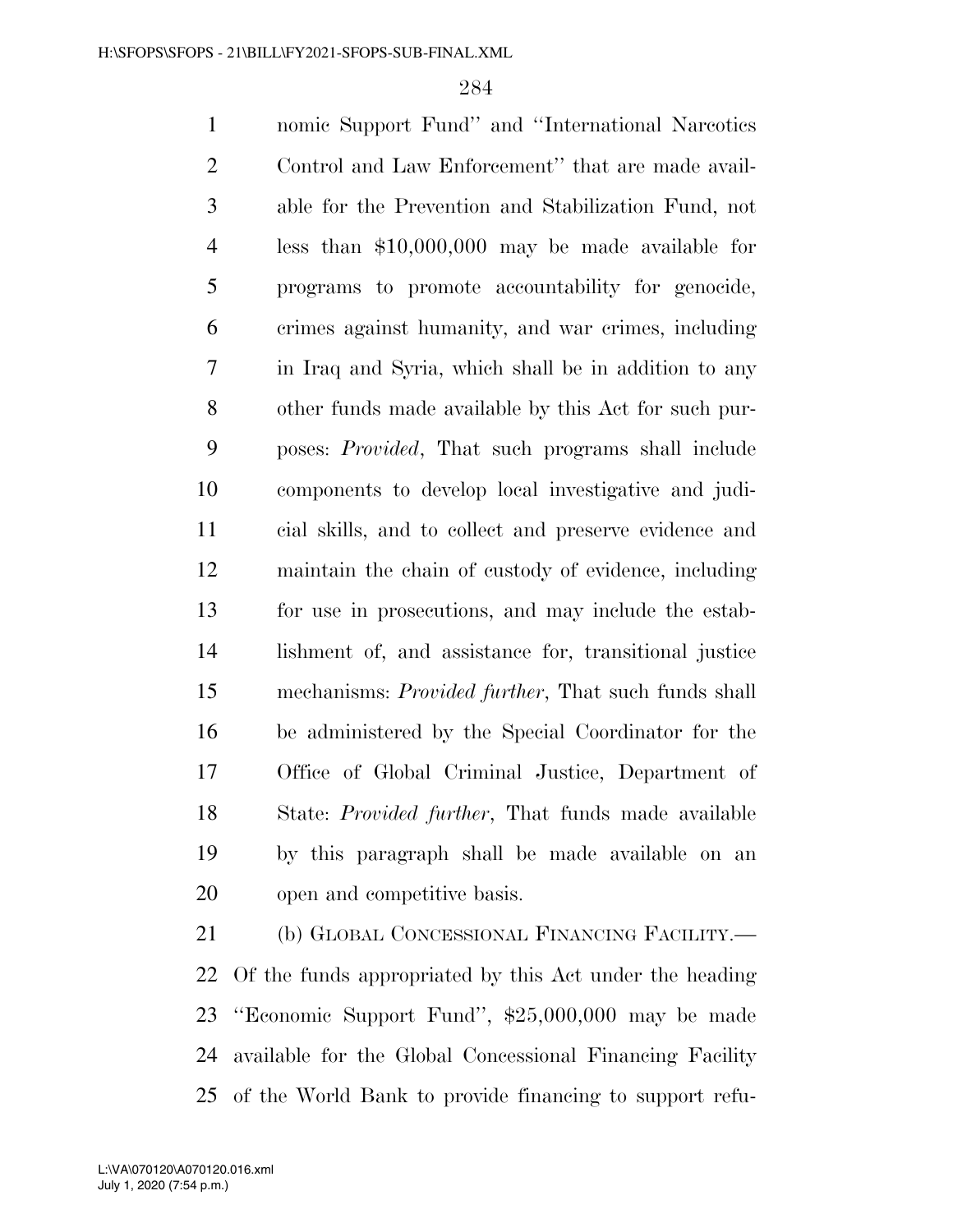nomic Support Fund'' and ''International Narcotics Control and Law Enforcement'' that are made available for the Prevention and Stabilization Fund, not less than $10,000,000 may be made available for programs to promote accountability for genocide, crimes against humanity, and war crimes, including in Iraq and Syria, which shall be in addition to any other funds made available by this Act for such purposes: *Provided*, That such programs shall include components to develop local investigative and judicial skills, and to collect and preserve evidence and maintain the chain of custody of evidence, including for use in prosecutions, and may include the establishment of, and assistance for, transitional justice mechanisms: *Provided further*, That such funds shall be administered by the Special Coordinator for the Office of Global Criminal Justice, Department of State: *Provided further*, That funds made available by this paragraph shall be made available on an open and competitive basis.

(b) GLOBAL CONCESSIONAL FINANCING FACILITY.—Of the funds appropriated by this Act under the heading ''Economic Support Fund'', $25,000,000 may be made available for the Global Concessional Financing Facility of the World Bank to provide financing to support refu-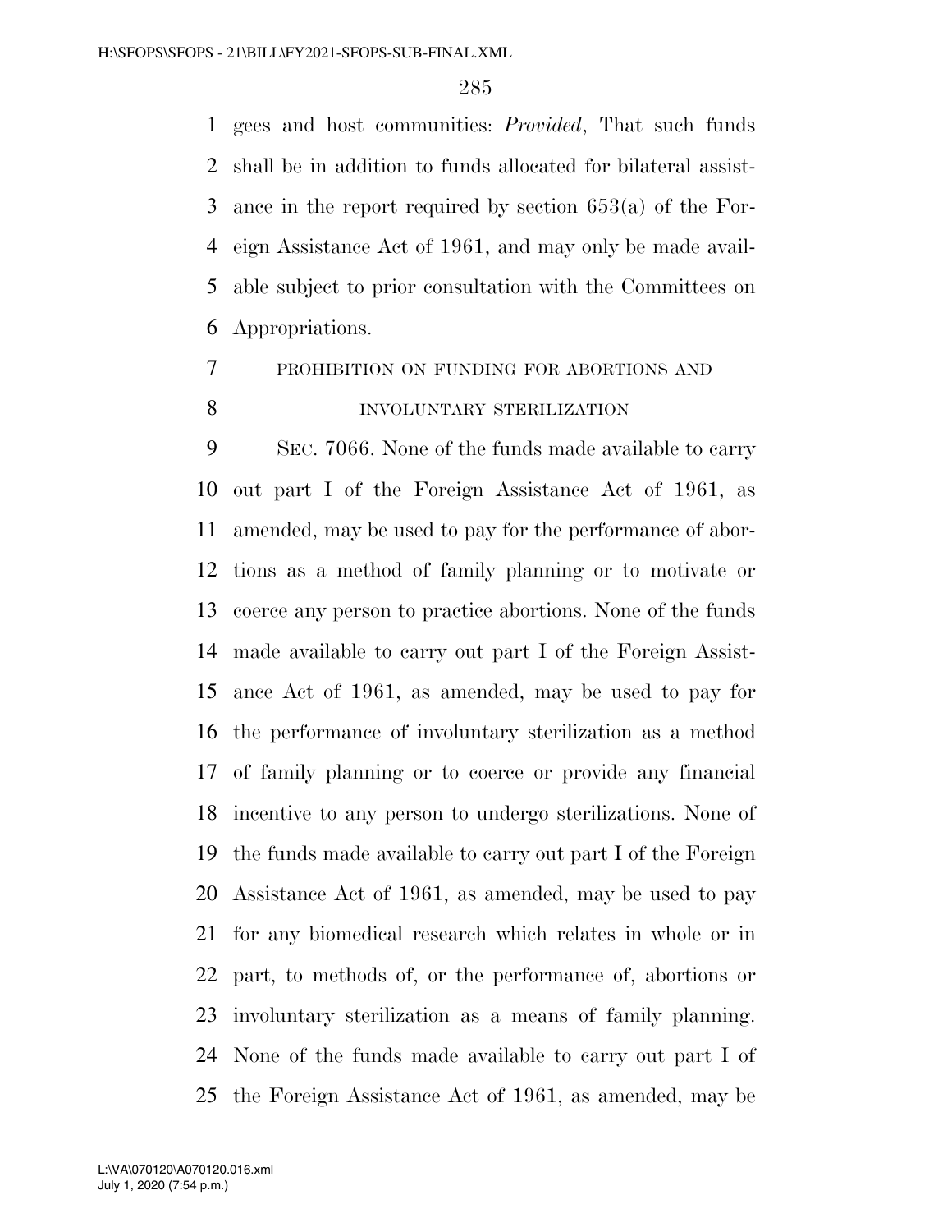gees and host communities: *Provided*, That such funds shall be in addition to funds allocated for bilateral assistance in the report required by section 653(a) of the Foreign Assistance Act of 1961, and may only be made available subject to prior consultation with the Committees on Appropriations.

PROHIBITION ON FUNDING FOR ABORTIONS AND INVOLUNTARY STERILIZATION

SEC. 7066. None of the funds made available to carry out part I of the Foreign Assistance Act of 1961, as amended, may be used to pay for the performance of abortions as a method of family planning or to motivate or coerce any person to practice abortions. None of the funds made available to carry out part I of the Foreign Assistance Act of 1961, as amended, may be used to pay for the performance of involuntary sterilization as a method of family planning or to coerce or provide any financial incentive to any person to undergo sterilizations. None of the funds made available to carry out part I of the Foreign Assistance Act of 1961, as amended, may be used to pay for any biomedical research which relates in whole or in part, to methods of, or the performance of, abortions or involuntary sterilization as a means of family planning. None of the funds made available to carry out part I of the Foreign Assistance Act of 1961, as amended, may be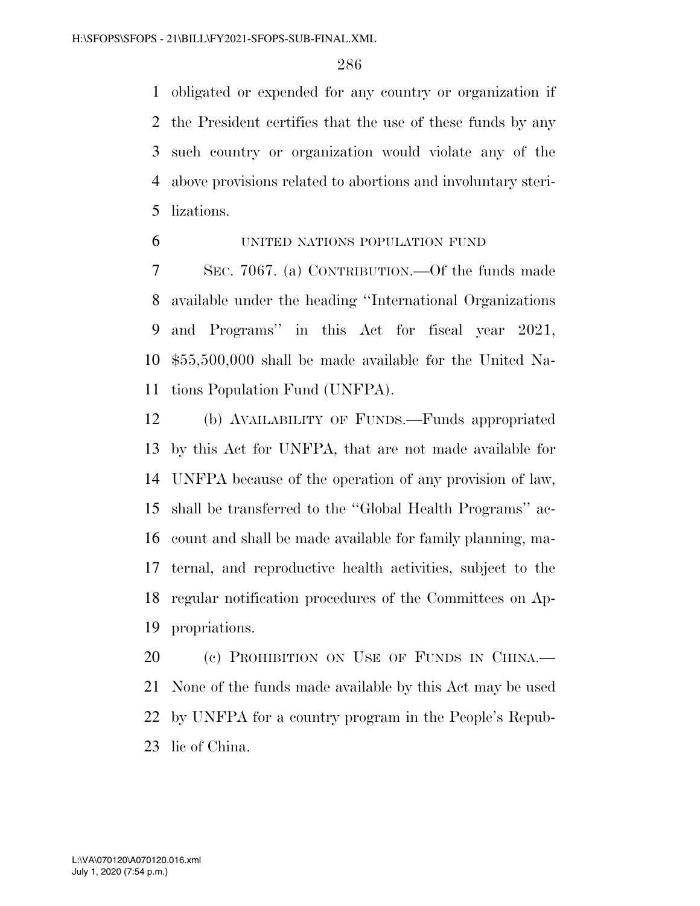obligated or expended for any country or organization if the President certifies that the use of these funds by any such country or organization would violate any of the above provisions related to abortions and involuntary sterilizations.

UNITED NATIONS POPULATION FUND

SEC. 7067. (a) CONTRIBUTION.—Of the funds made available under the heading ''International Organizations and Programs'' in this Act for fiscal year 2021, $55,500,000 shall be made available for the United Nations Population Fund (UNFPA).

(b) AVAILABILITY OF FUNDS.—Funds appropriated by this Act for UNFPA, that are not made available for UNFPA because of the operation of any provision of law, shall be transferred to the ''Global Health Programs'' account and shall be made available for family planning, maternal, and reproductive health activities, subject to the regular notification procedures of the Committees on Appropriations.

(c) PROHIBITION ON USE OF FUNDS IN CHINA.—None of the funds made available by this Act may be used by UNFPA for a country program in the People's Republic of China.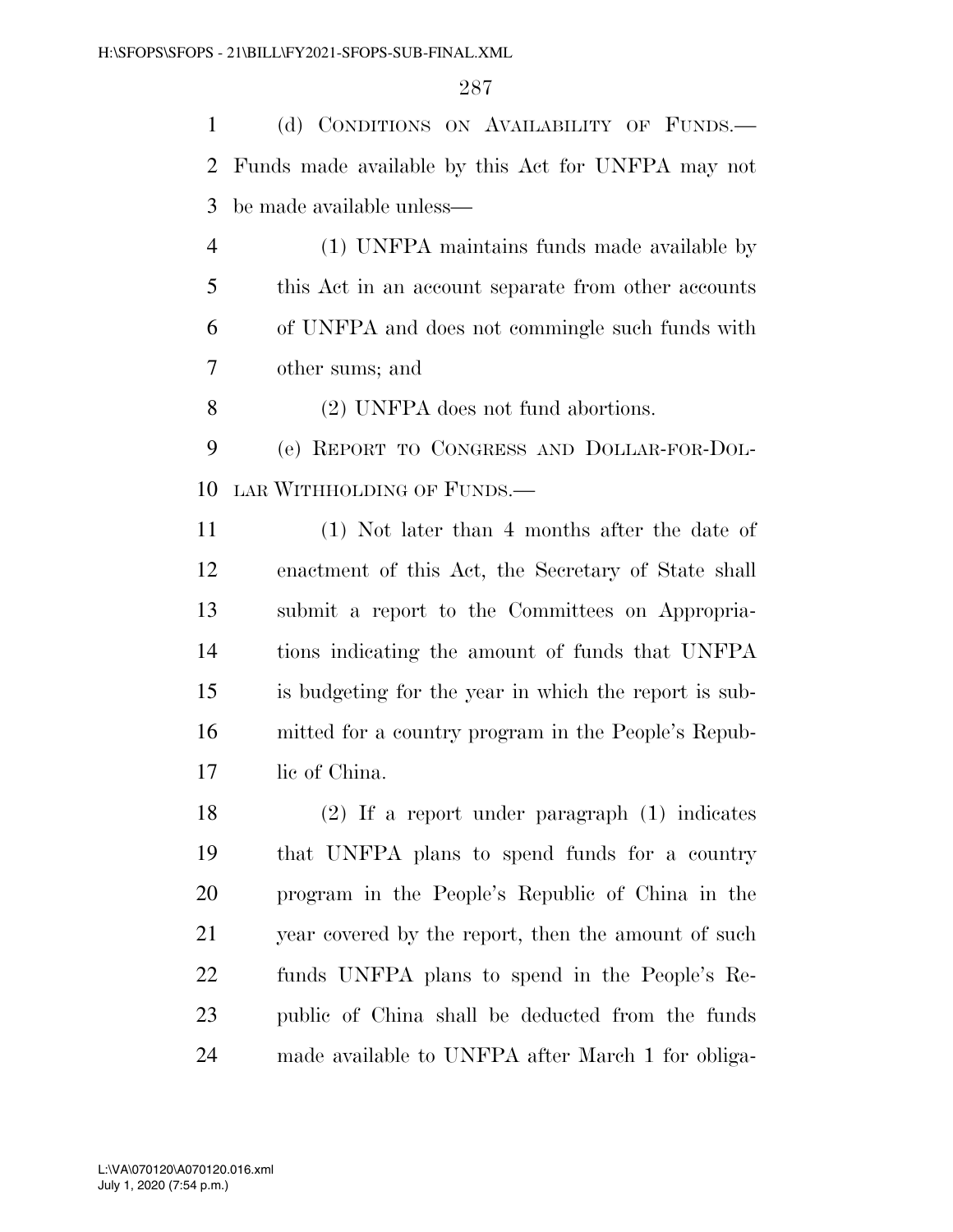(d) CONDITIONS ON AVAILABILITY OF FUNDS.—Funds made available by this Act for UNFPA may not be made available unless—

(1) UNFPA maintains funds made available by this Act in an account separate from other accounts of UNFPA and does not commingle such funds with other sums; and

(2) UNFPA does not fund abortions.

(e) REPORT TO CONGRESS AND DOLLAR-FOR-DOLLAR WITHHOLDING OF FUNDS.—

(1) Not later than 4 months after the date of enactment of this Act, the Secretary of State shall submit a report to the Committees on Appropriations indicating the amount of funds that UNFPA is budgeting for the year in which the report is submitted for a country program in the People's Republic of China.

(2) If a report under paragraph (1) indicates that UNFPA plans to spend funds for a country program in the People's Republic of China in the year covered by the report, then the amount of such funds UNFPA plans to spend in the People's Republic of China shall be deducted from the funds made available to UNFPA after March 1 for obliga-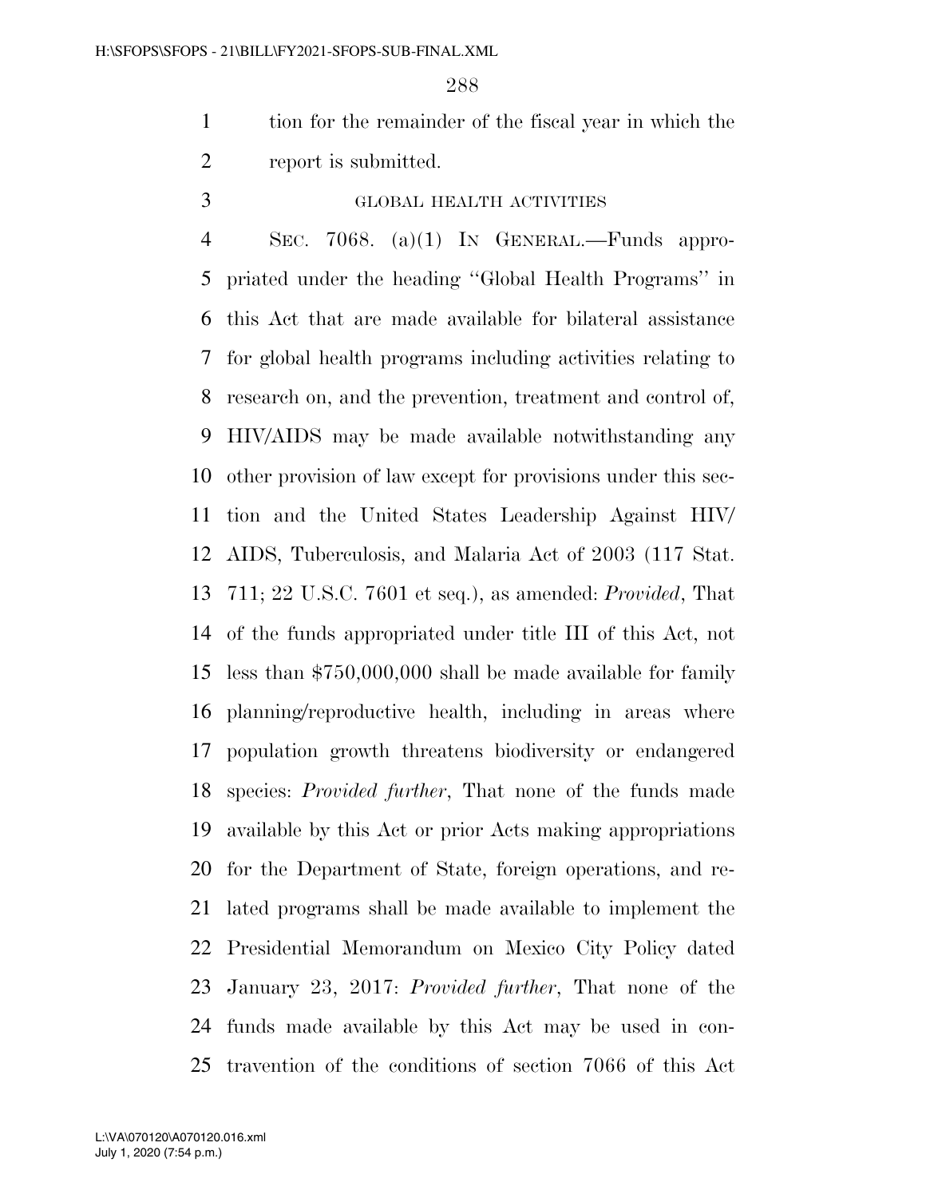tion for the remainder of the fiscal year in which the report is submitted.

GLOBAL HEALTH ACTIVITIES

SEC. 7068. (a)(1) IN GENERAL.—Funds appropriated under the heading ''Global Health Programs'' in this Act that are made available for bilateral assistance for global health programs including activities relating to research on, and the prevention, treatment and control of, HIV/AIDS may be made available notwithstanding any other provision of law except for provisions under this section and the United States Leadership Against HIV/AIDS, Tuberculosis, and Malaria Act of 2003 (117 Stat. 711; 22 U.S.C. 7601 et seq.), as amended: *Provided*, That of the funds appropriated under title III of this Act, not less than $750,000,000 shall be made available for family planning/reproductive health, including in areas where population growth threatens biodiversity or endangered species: *Provided further*, That none of the funds made available by this Act or prior Acts making appropriations for the Department of State, foreign operations, and related programs shall be made available to implement the Presidential Memorandum on Mexico City Policy dated January 23, 2017: *Provided further*, That none of the funds made available by this Act may be used in contravention of the conditions of section 7066 of this Act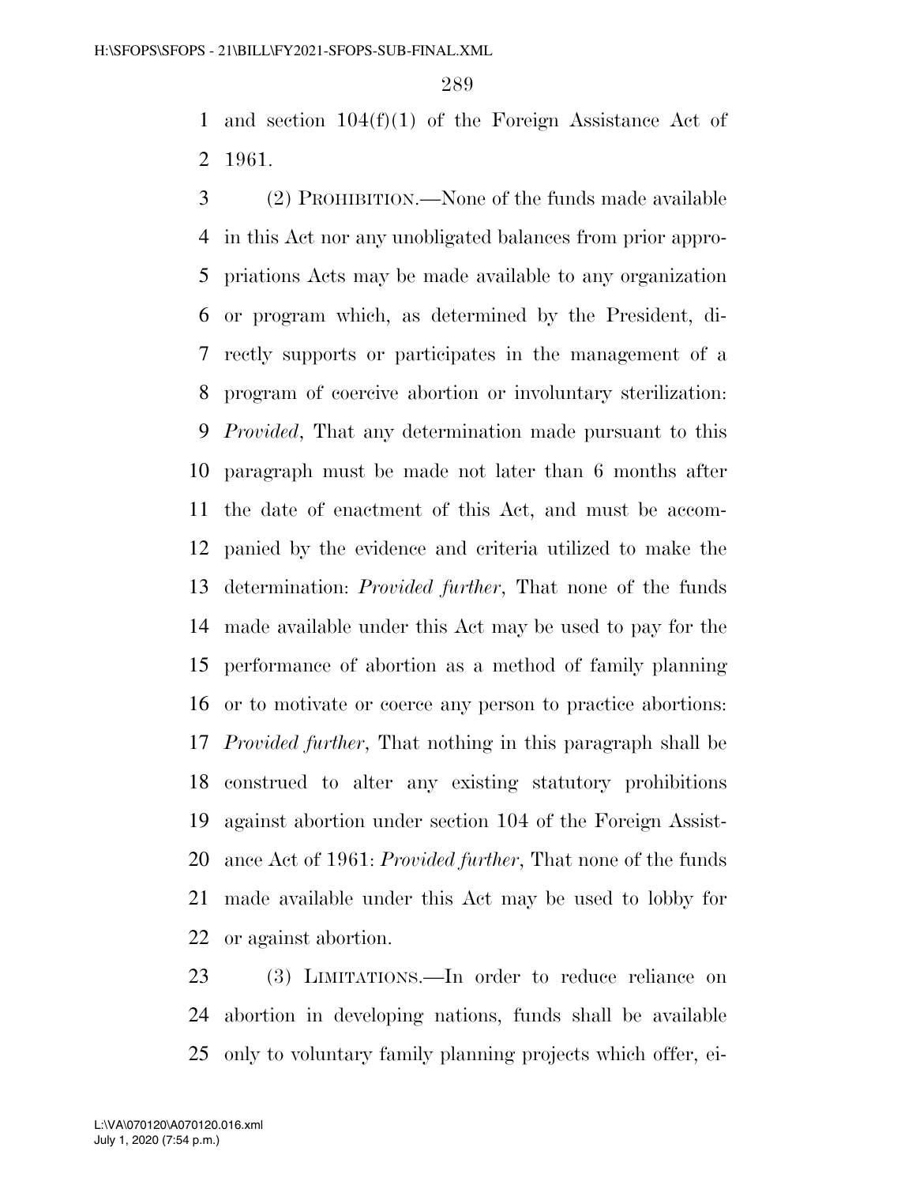and section 104(f)(1) of the Foreign Assistance Act of 1961.

(2) PROHIBITION.—None of the funds made available in this Act nor any unobligated balances from prior appropriations Acts may be made available to any organization or program which, as determined by the President, directly supports or participates in the management of a program of coercive abortion or involuntary sterilization: *Provided*, That any determination made pursuant to this paragraph must be made not later than 6 months after the date of enactment of this Act, and must be accompanied by the evidence and criteria utilized to make the determination: *Provided further*, That none of the funds made available under this Act may be used to pay for the performance of abortion as a method of family planning or to motivate or coerce any person to practice abortions: *Provided further*, That nothing in this paragraph shall be construed to alter any existing statutory prohibitions against abortion under section 104 of the Foreign Assistance Act of 1961: *Provided further*, That none of the funds made available under this Act may be used to lobby for or against abortion.

(3) LIMITATIONS.—In order to reduce reliance on abortion in developing nations, funds shall be available only to voluntary family planning projects which offer, ei-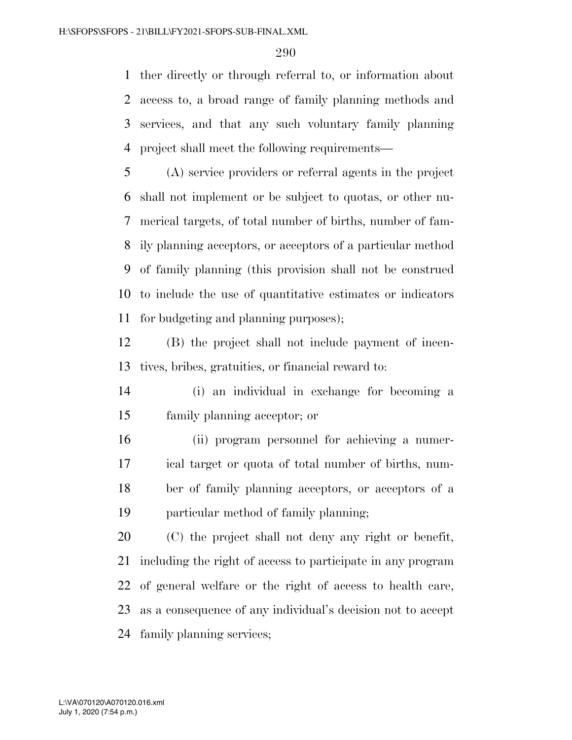ther directly or through referral to, or information about access to, a broad range of family planning methods and services, and that any such voluntary family planning project shall meet the following requirements—

(A) service providers or referral agents in the project shall not implement or be subject to quotas, or other numerical targets, of total number of births, number of family planning acceptors, or acceptors of a particular method of family planning (this provision shall not be construed to include the use of quantitative estimates or indicators for budgeting and planning purposes);

(B) the project shall not include payment of incentives, bribes, gratuities, or financial reward to:

(i) an individual in exchange for becoming a family planning acceptor; or

(ii) program personnel for achieving a numerical target or quota of total number of births, number of family planning acceptors, or acceptors of a particular method of family planning;

(C) the project shall not deny any right or benefit, including the right of access to participate in any program of general welfare or the right of access to health care, as a consequence of any individual's decision not to accept family planning services;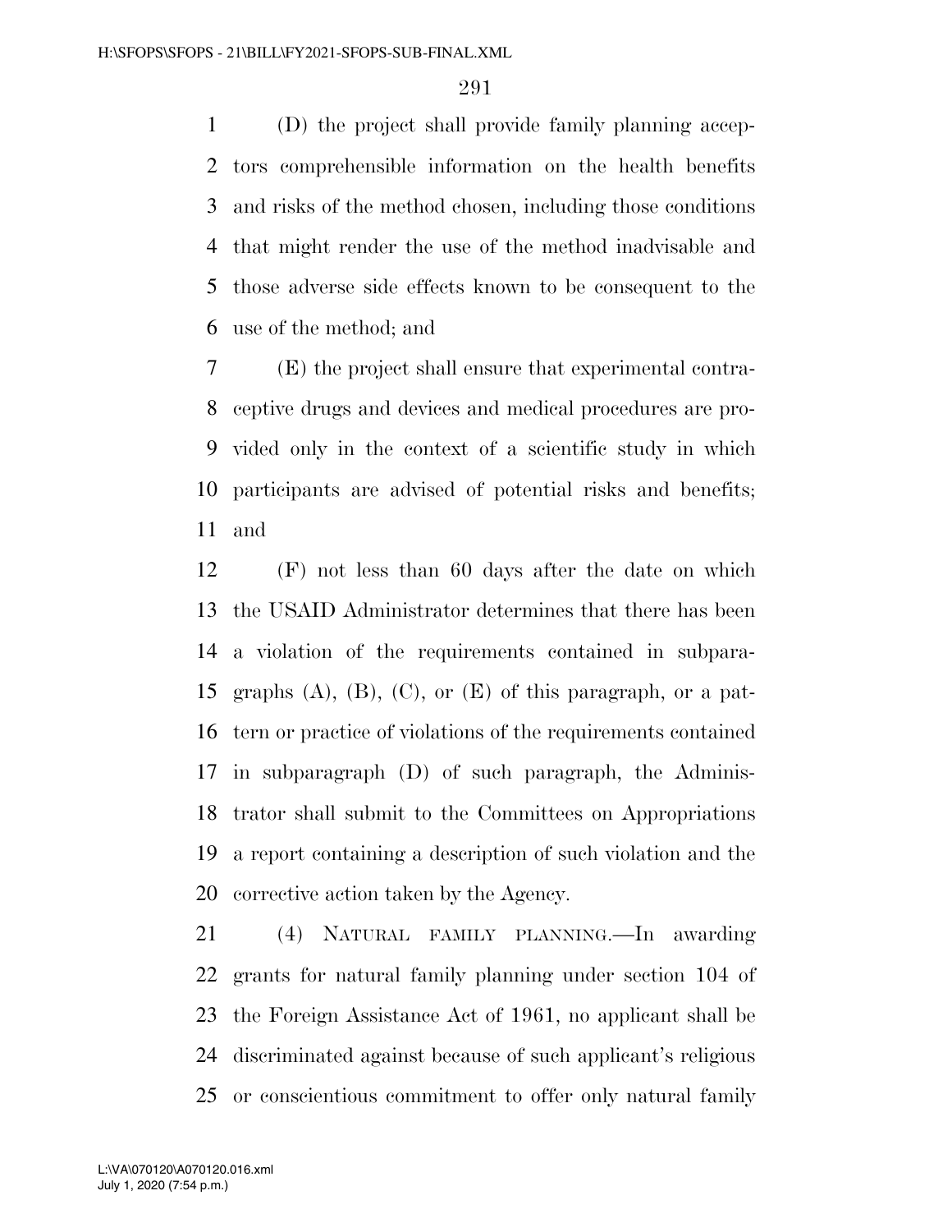(D) the project shall provide family planning acceptors comprehensible information on the health benefits and risks of the method chosen, including those conditions that might render the use of the method inadvisable and those adverse side effects known to be consequent to the use of the method; and

(E) the project shall ensure that experimental contraceptive drugs and devices and medical procedures are provided only in the context of a scientific study in which participants are advised of potential risks and benefits; and

(F) not less than 60 days after the date on which the USAID Administrator determines that there has been a violation of the requirements contained in subparagraphs (A), (B), (C), or (E) of this paragraph, or a pattern or practice of violations of the requirements contained in subparagraph (D) of such paragraph, the Administrator shall submit to the Committees on Appropriations a report containing a description of such violation and the corrective action taken by the Agency.

(4) NATURAL FAMILY PLANNING.—In awarding grants for natural family planning under section 104 of the Foreign Assistance Act of 1961, no applicant shall be discriminated against because of such applicant's religious or conscientious commitment to offer only natural family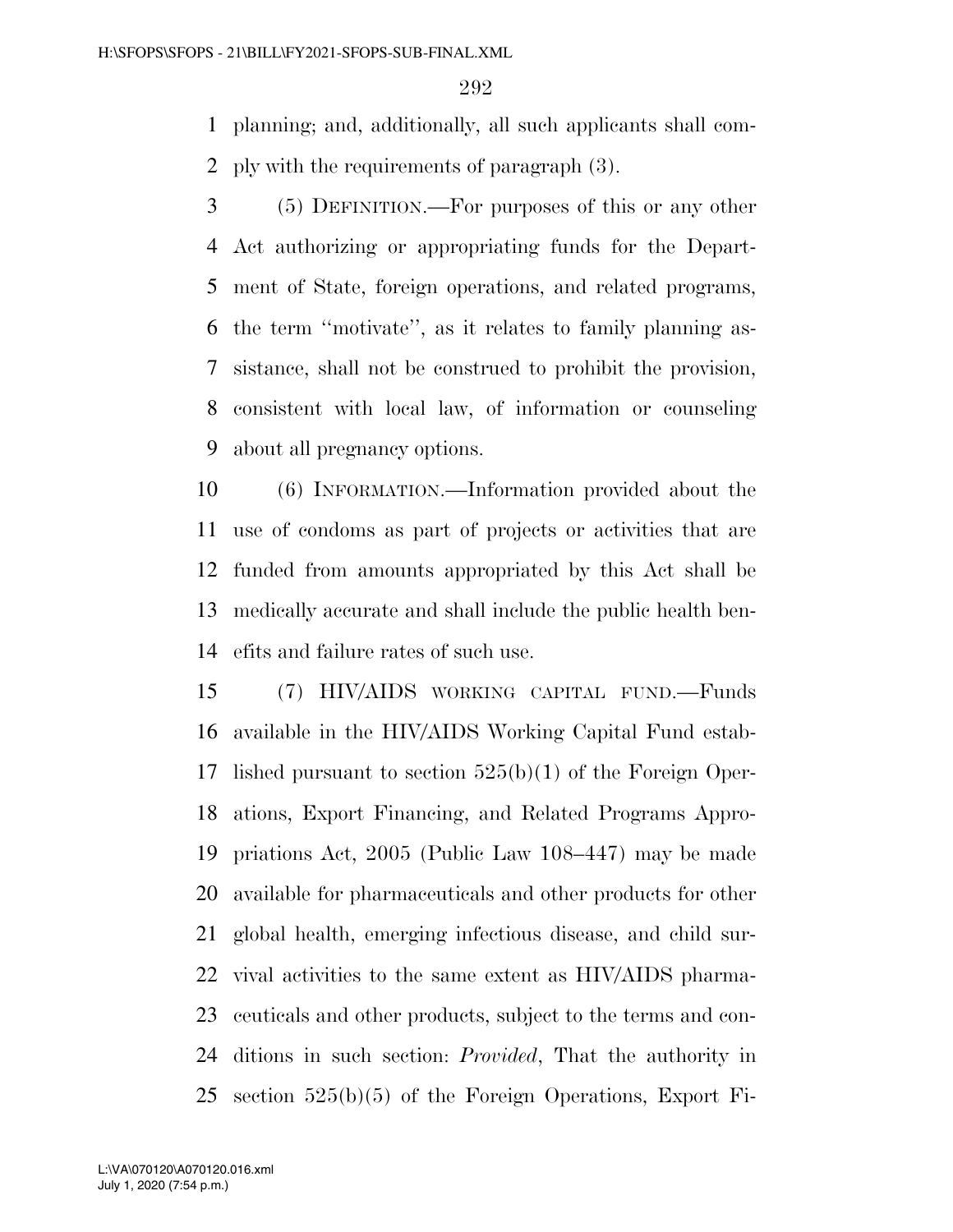planning; and, additionally, all such applicants shall comply with the requirements of paragraph (3).

(5) DEFINITION.—For purposes of this or any other Act authorizing or appropriating funds for the Department of State, foreign operations, and related programs, the term ''motivate'', as it relates to family planning assistance, shall not be construed to prohibit the provision, consistent with local law, of information or counseling about all pregnancy options.

(6) INFORMATION.—Information provided about the use of condoms as part of projects or activities that are funded from amounts appropriated by this Act shall be medically accurate and shall include the public health benefits and failure rates of such use.

(7) HIV/AIDS WORKING CAPITAL FUND.—Funds available in the HIV/AIDS Working Capital Fund established pursuant to section 525(b)(1) of the Foreign Operations, Export Financing, and Related Programs Appropriations Act, 2005 (Public Law 108–447) may be made available for pharmaceuticals and other products for other global health, emerging infectious disease, and child survival activities to the same extent as HIV/AIDS pharmaceuticals and other products, subject to the terms and conditions in such section: *Provided*, That the authority in section 525(b)(5) of the Foreign Operations, Export Fi-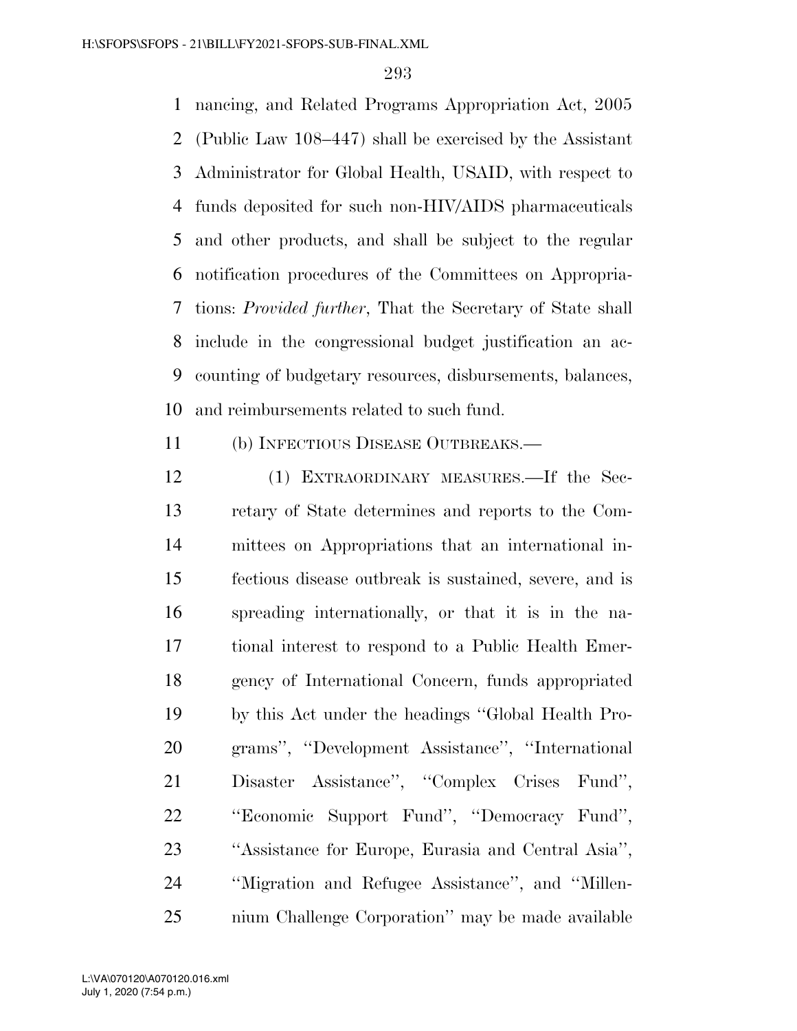nancing, and Related Programs Appropriation Act, 2005 (Public Law 108–447) shall be exercised by the Assistant Administrator for Global Health, USAID, with respect to funds deposited for such non-HIV/AIDS pharmaceuticals and other products, and shall be subject to the regular notification procedures of the Committees on Appropriations: *Provided further*, That the Secretary of State shall include in the congressional budget justification an accounting of budgetary resources, disbursements, balances, and reimbursements related to such fund.

(b) INFECTIOUS DISEASE OUTBREAKS.—

(1) EXTRAORDINARY MEASURES.—If the Secretary of State determines and reports to the Committees on Appropriations that an international infectious disease outbreak is sustained, severe, and is spreading internationally, or that it is in the national interest to respond to a Public Health Emergency of International Concern, funds appropriated by this Act under the headings ''Global Health Programs'', ''Development Assistance'', ''International Disaster Assistance'', ''Complex Crises Fund'', ''Economic Support Fund'', ''Democracy Fund'', ''Assistance for Europe, Eurasia and Central Asia'', ''Migration and Refugee Assistance'', and ''Millennium Challenge Corporation'' may be made available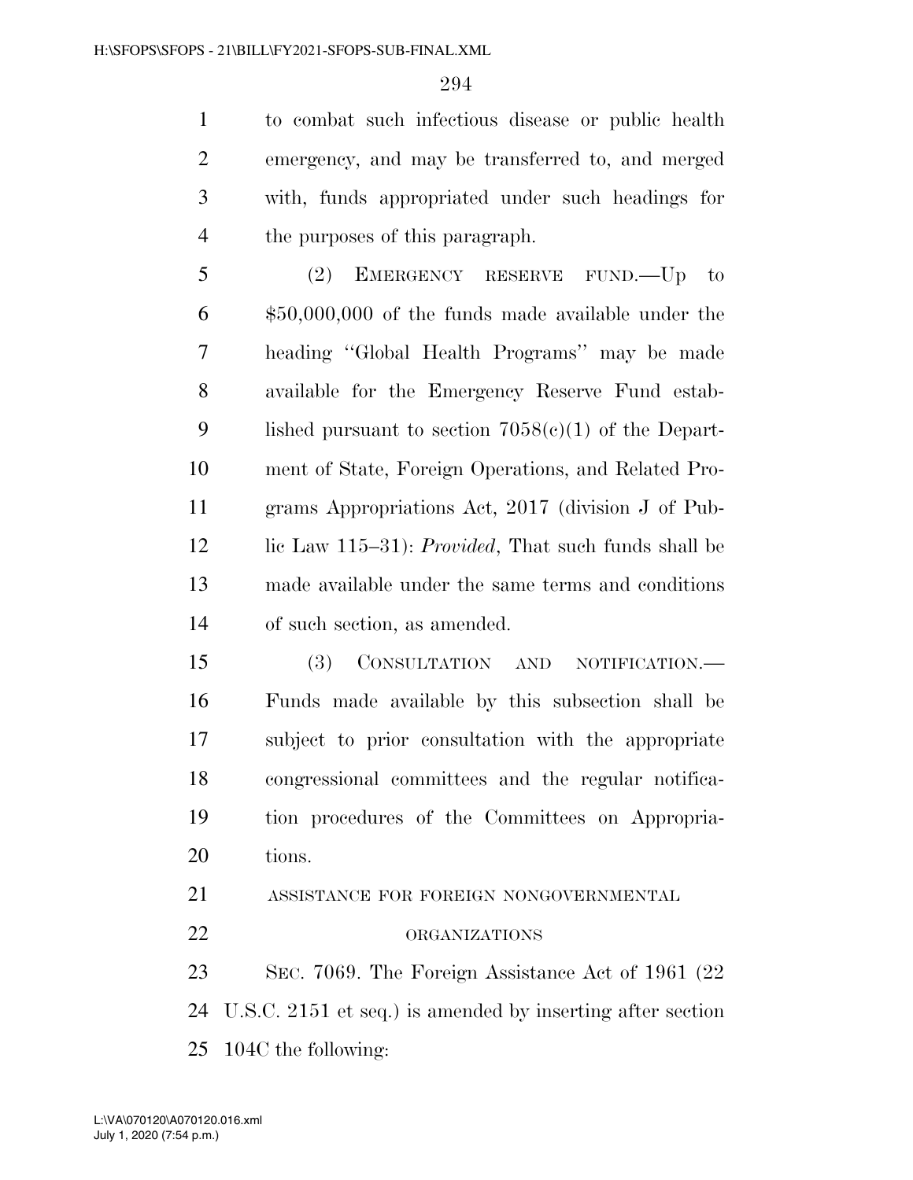to combat such infectious disease or public health emergency, and may be transferred to, and merged with, funds appropriated under such headings for the purposes of this paragraph.

(2) EMERGENCY RESERVE FUND.—Up to $50,000,000 of the funds made available under the heading ''Global Health Programs'' may be made available for the Emergency Reserve Fund established pursuant to section 7058(c)(1) of the Department of State, Foreign Operations, and Related Programs Appropriations Act, 2017 (division J of Public Law 115–31): *Provided*, That such funds shall be made available under the same terms and conditions of such section, as amended.

(3) CONSULTATION AND NOTIFICATION.—Funds made available by this subsection shall be subject to prior consultation with the appropriate congressional committees and the regular notification procedures of the Committees on Appropriations.

ASSISTANCE FOR FOREIGN NONGOVERNMENTAL ORGANIZATIONS

SEC. 7069. The Foreign Assistance Act of 1961 (22 U.S.C. 2151 et seq.) is amended by inserting after section 104C the following: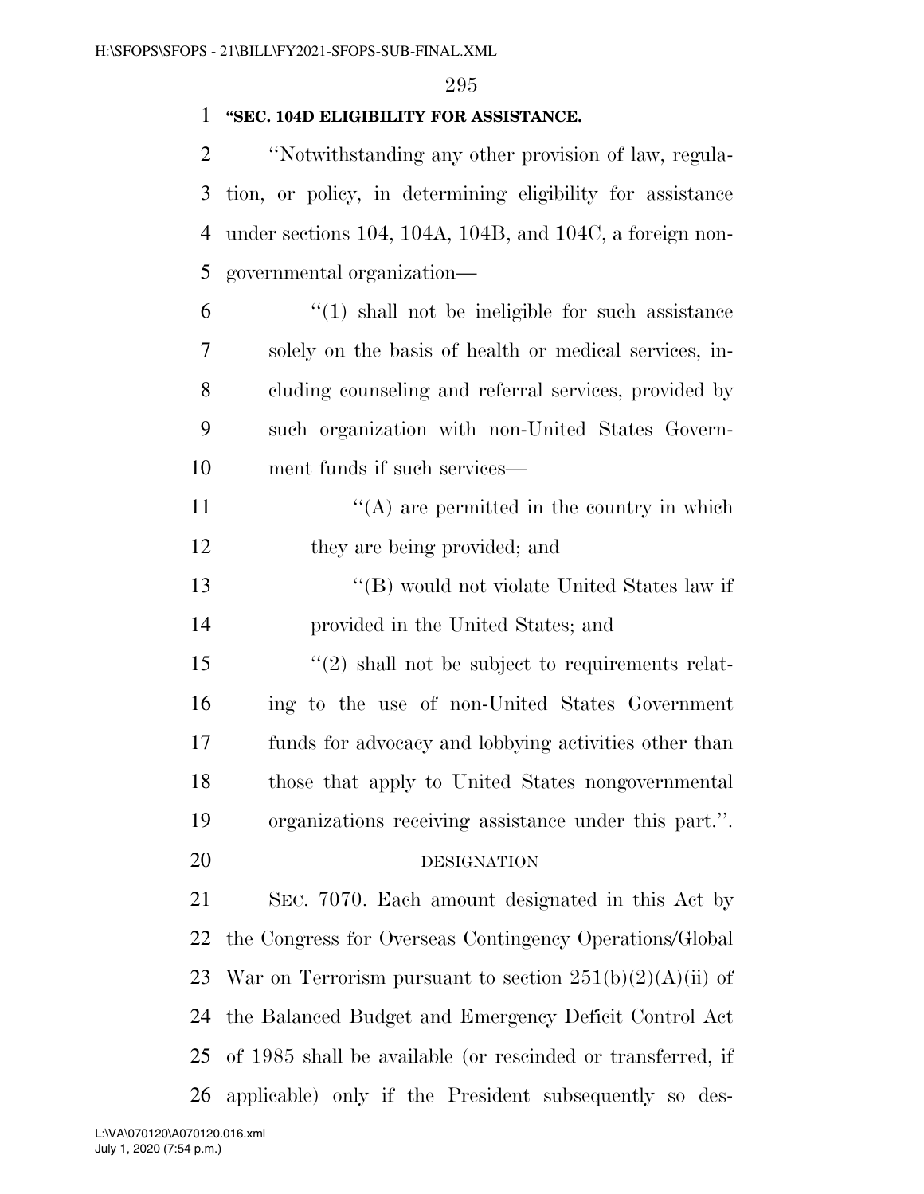**"SEC. 104D ELIGIBILITY FOR ASSISTANCE.**

"Notwithstanding any other provision of law, regulation, or policy, in determining eligibility for assistance under sections 104, 104A, 104B, and 104C, a foreign nongovernmental organization—

"(1) shall not be ineligible for such assistance solely on the basis of health or medical services, including counseling and referral services, provided by such organization with non-United States Government funds if such services—

"(A) are permitted in the country in which they are being provided; and

"(B) would not violate United States law if provided in the United States; and

"(2) shall not be subject to requirements relating to the use of non-United States Government funds for advocacy and lobbying activities other than those that apply to United States nongovernmental organizations receiving assistance under this part.".

DESIGNATION

SEC. 7070. Each amount designated in this Act by the Congress for Overseas Contingency Operations/Global War on Terrorism pursuant to section 251(b)(2)(A)(ii) of the Balanced Budget and Emergency Deficit Control Act of 1985 shall be available (or rescinded or transferred, if applicable) only if the President subsequently so des-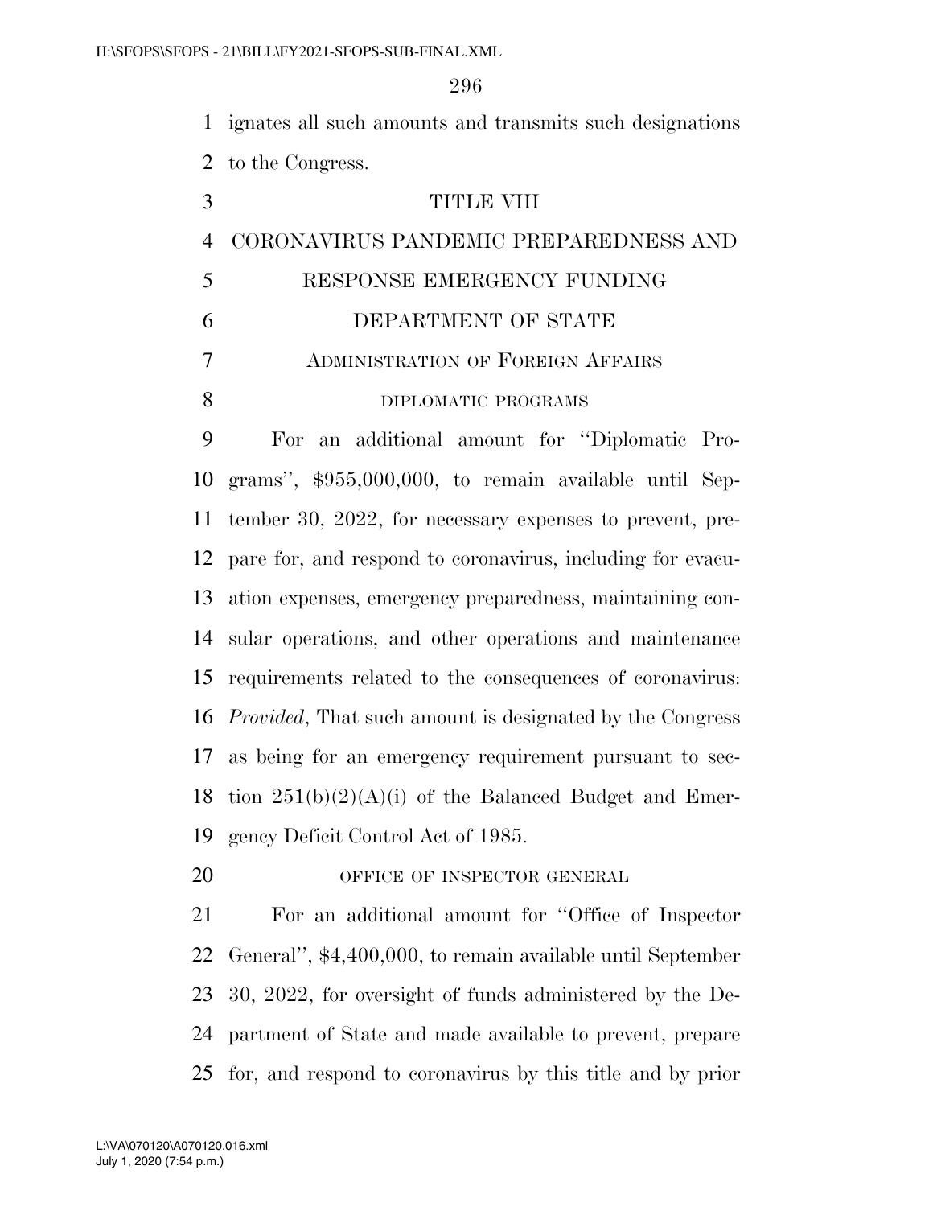ignates all such amounts and transmits such designations to the Congress.

# TITLE VIII

# CORONAVIRUS PANDEMIC PREPAREDNESS AND RESPONSE EMERGENCY FUNDING

## DEPARTMENT OF STATE

### Administration of Foreign Affairs

#### diplomatic programs

For an additional amount for ''Diplomatic Programs'', $955,000,000, to remain available until September 30, 2022, for necessary expenses to prevent, prepare for, and respond to coronavirus, including for evacuation expenses, emergency preparedness, maintaining consular operations, and other operations and maintenance requirements related to the consequences of coronavirus: *Provided*, That such amount is designated by the Congress as being for an emergency requirement pursuant to section 251(b)(2)(A)(i) of the Balanced Budget and Emergency Deficit Control Act of 1985.

#### office of inspector general

For an additional amount for ''Office of Inspector General'', $4,400,000, to remain available until September 30, 2022, for oversight of funds administered by the Department of State and made available to prevent, prepare for, and respond to coronavirus by this title and by prior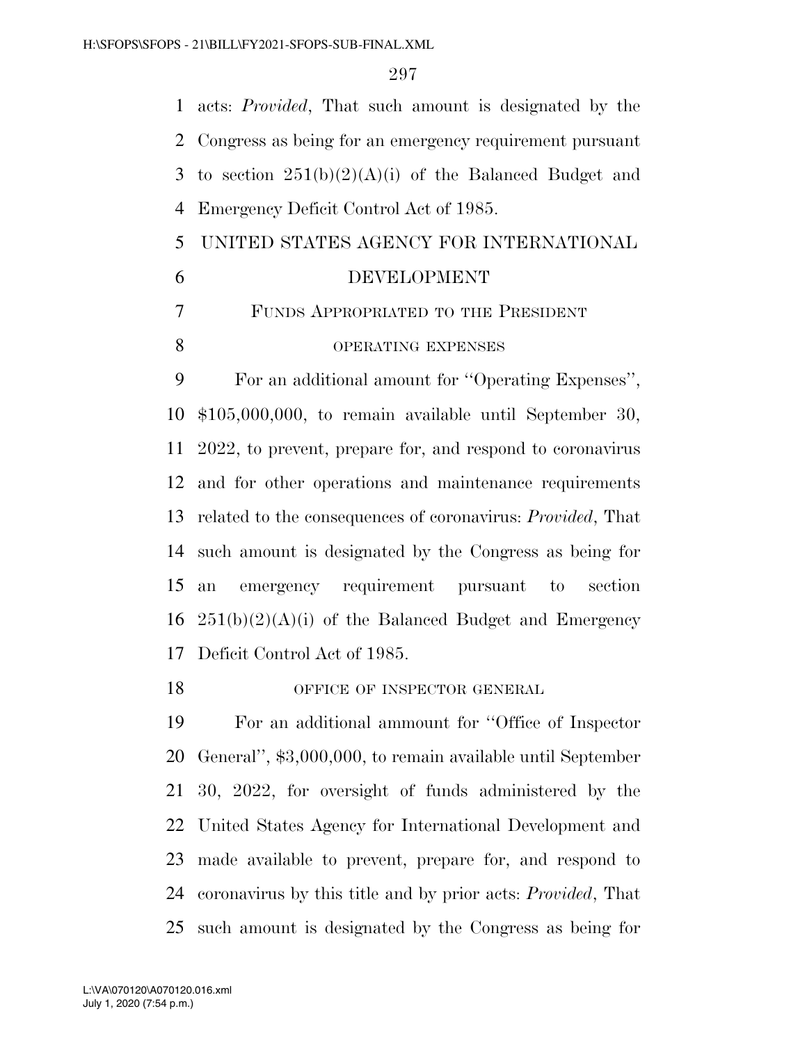acts: *Provided*, That such amount is designated by the Congress as being for an emergency requirement pursuant to section 251(b)(2)(A)(i) of the Balanced Budget and Emergency Deficit Control Act of 1985.

## UNITED STATES AGENCY FOR INTERNATIONAL DEVELOPMENT

### FUNDS APPROPRIATED TO THE PRESIDENT

#### OPERATING EXPENSES

For an additional amount for ''Operating Expenses'', $105,000,000, to remain available until September 30, 2022, to prevent, prepare for, and respond to coronavirus and for other operations and maintenance requirements related to the consequences of coronavirus: *Provided*, That such amount is designated by the Congress as being for an emergency requirement pursuant to section 251(b)(2)(A)(i) of the Balanced Budget and Emergency Deficit Control Act of 1985.

#### OFFICE OF INSPECTOR GENERAL

For an additional ammount for ''Office of Inspector General'', $3,000,000, to remain available until September 30, 2022, for oversight of funds administered by the United States Agency for International Development and made available to prevent, prepare for, and respond to coronavirus by this title and by prior acts: *Provided*, That such amount is designated by the Congress as being for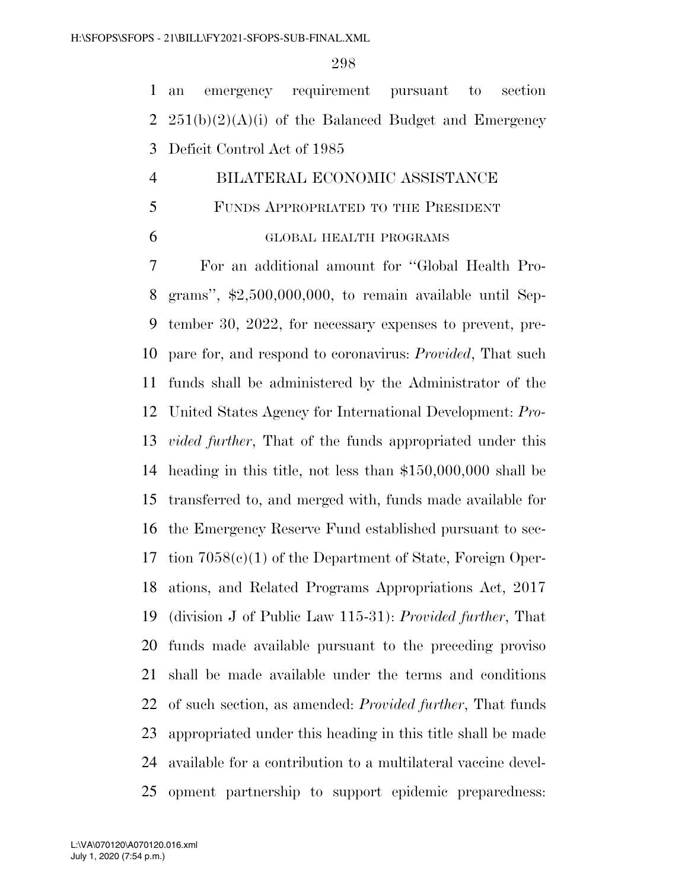an emergency requirement pursuant to section 251(b)(2)(A)(i) of the Balanced Budget and Emergency Deficit Control Act of 1985

BILATERAL ECONOMIC ASSISTANCE

FUNDS APPROPRIATED TO THE PRESIDENT

GLOBAL HEALTH PROGRAMS

For an additional amount for ''Global Health Programs'', $2,500,000,000, to remain available until September 30, 2022, for necessary expenses to prevent, prepare for, and respond to coronavirus: *Provided*, That such funds shall be administered by the Administrator of the United States Agency for International Development: *Provided further*, That of the funds appropriated under this heading in this title, not less than $150,000,000 shall be transferred to, and merged with, funds made available for the Emergency Reserve Fund established pursuant to section 7058(c)(1) of the Department of State, Foreign Operations, and Related Programs Appropriations Act, 2017 (division J of Public Law 115-31): *Provided further*, That funds made available pursuant to the preceding proviso shall be made available under the terms and conditions of such section, as amended: *Provided further*, That funds appropriated under this heading in this title shall be made available for a contribution to a multilateral vaccine development partnership to support epidemic preparedness: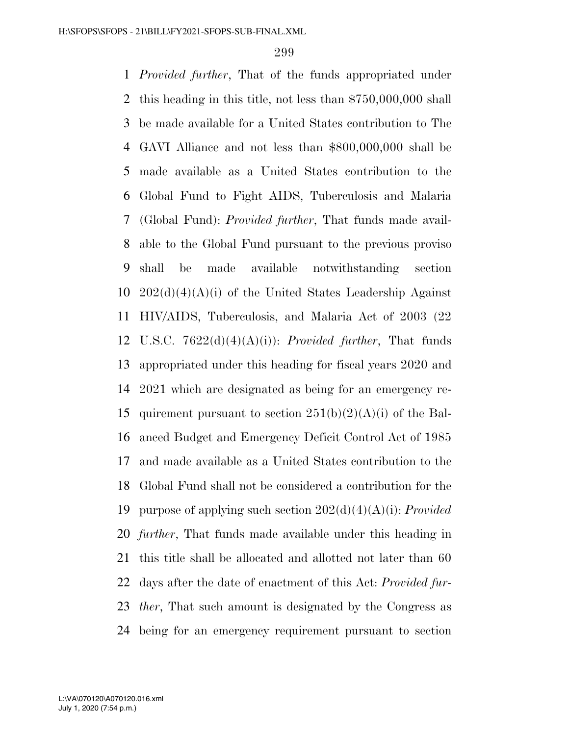*Provided further*, That of the funds appropriated under this heading in this title, not less than $750,000,000 shall be made available for a United States contribution to The GAVI Alliance and not less than $800,000,000 shall be made available as a United States contribution to the Global Fund to Fight AIDS, Tuberculosis and Malaria (Global Fund): *Provided further*, That funds made available to the Global Fund pursuant to the previous proviso shall be made available notwithstanding section 202(d)(4)(A)(i) of the United States Leadership Against HIV/AIDS, Tuberculosis, and Malaria Act of 2003 (22 U.S.C. 7622(d)(4)(A)(i)): *Provided further*, That funds appropriated under this heading for fiscal years 2020 and 2021 which are designated as being for an emergency requirement pursuant to section 251(b)(2)(A)(i) of the Balanced Budget and Emergency Deficit Control Act of 1985 and made available as a United States contribution to the Global Fund shall not be considered a contribution for the purpose of applying such section 202(d)(4)(A)(i): *Provided further*, That funds made available under this heading in this title shall be allocated and allotted not later than 60 days after the date of enactment of this Act: *Provided further*, That such amount is designated by the Congress as being for an emergency requirement pursuant to section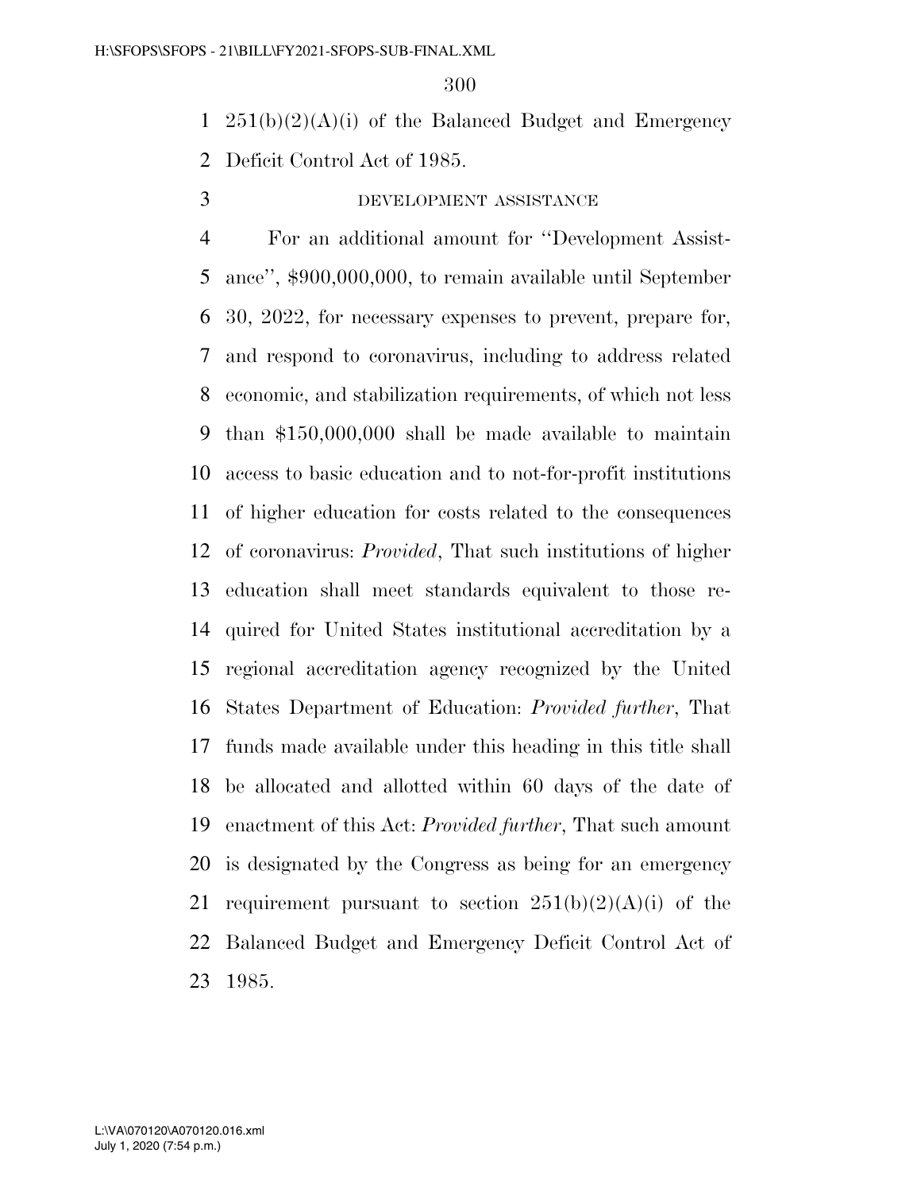251(b)(2)(A)(i) of the Balanced Budget and Emergency Deficit Control Act of 1985.

DEVELOPMENT ASSISTANCE

For an additional amount for ''Development Assistance'', $900,000,000, to remain available until September 30, 2022, for necessary expenses to prevent, prepare for, and respond to coronavirus, including to address related economic, and stabilization requirements, of which not less than $150,000,000 shall be made available to maintain access to basic education and to not-for-profit institutions of higher education for costs related to the consequences of coronavirus: *Provided*, That such institutions of higher education shall meet standards equivalent to those required for United States institutional accreditation by a regional accreditation agency recognized by the United States Department of Education: *Provided further*, That funds made available under this heading in this title shall be allocated and allotted within 60 days of the date of enactment of this Act: *Provided further*, That such amount is designated by the Congress as being for an emergency requirement pursuant to section 251(b)(2)(A)(i) of the Balanced Budget and Emergency Deficit Control Act of 1985.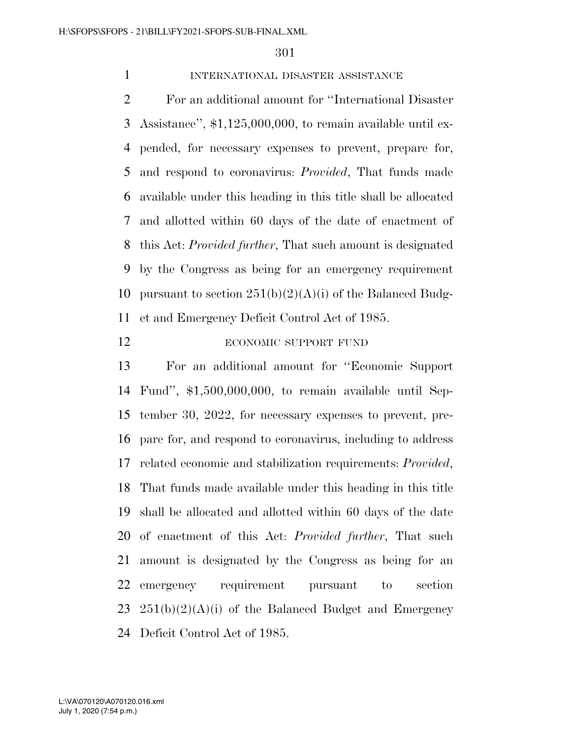INTERNATIONAL DISASTER ASSISTANCE

For an additional amount for ''International Disaster Assistance'', $1,125,000,000, to remain available until expended, for necessary expenses to prevent, prepare for, and respond to coronavirus: *Provided*, That funds made available under this heading in this title shall be allocated and allotted within 60 days of the date of enactment of this Act: *Provided further*, That such amount is designated by the Congress as being for an emergency requirement pursuant to section 251(b)(2)(A)(i) of the Balanced Budget and Emergency Deficit Control Act of 1985.

ECONOMIC SUPPORT FUND

For an additional amount for ''Economic Support Fund'', $1,500,000,000, to remain available until September 30, 2022, for necessary expenses to prevent, prepare for, and respond to coronavirus, including to address related economic and stabilization requirements: *Provided*, That funds made available under this heading in this title shall be allocated and allotted within 60 days of the date of enactment of this Act: *Provided further*, That such amount is designated by the Congress as being for an emergency requirement pursuant to section 251(b)(2)(A)(i) of the Balanced Budget and Emergency Deficit Control Act of 1985.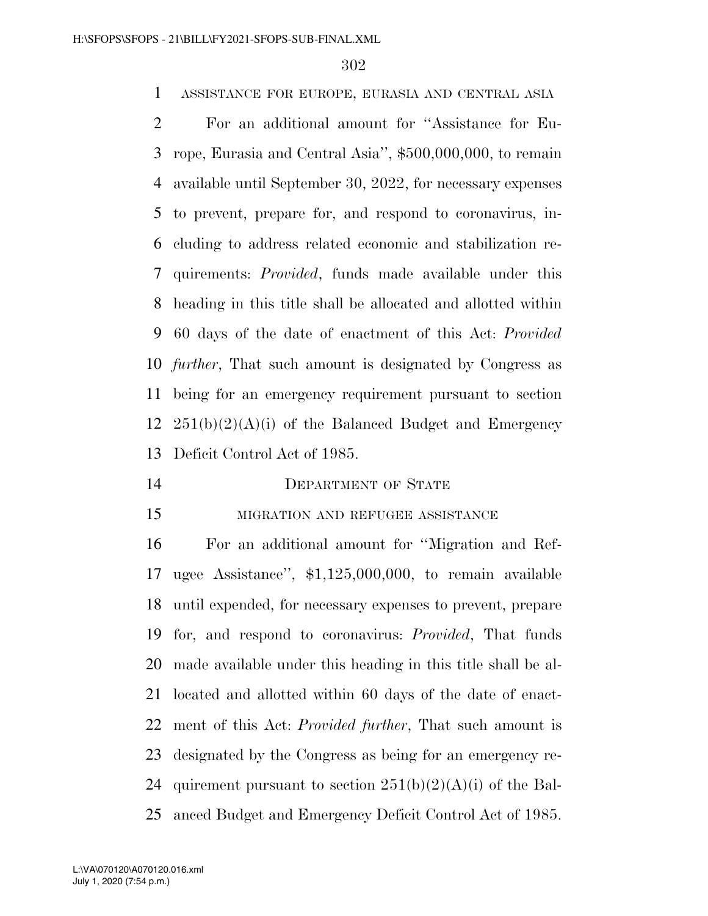ASSISTANCE FOR EUROPE, EURASIA AND CENTRAL ASIA

For an additional amount for ''Assistance for Europe, Eurasia and Central Asia'', $500,000,000, to remain available until September 30, 2022, for necessary expenses to prevent, prepare for, and respond to coronavirus, including to address related economic and stabilization requirements: *Provided*, funds made available under this heading in this title shall be allocated and allotted within 60 days of the date of enactment of this Act: *Provided further*, That such amount is designated by Congress as being for an emergency requirement pursuant to section 251(b)(2)(A)(i) of the Balanced Budget and Emergency Deficit Control Act of 1985.

## DEPARTMENT OF STATE

MIGRATION AND REFUGEE ASSISTANCE

For an additional amount for ''Migration and Refugee Assistance'', $1,125,000,000, to remain available until expended, for necessary expenses to prevent, prepare for, and respond to coronavirus: *Provided*, That funds made available under this heading in this title shall be allocated and allotted within 60 days of the date of enactment of this Act: *Provided further*, That such amount is designated by the Congress as being for an emergency requirement pursuant to section 251(b)(2)(A)(i) of the Balanced Budget and Emergency Deficit Control Act of 1985.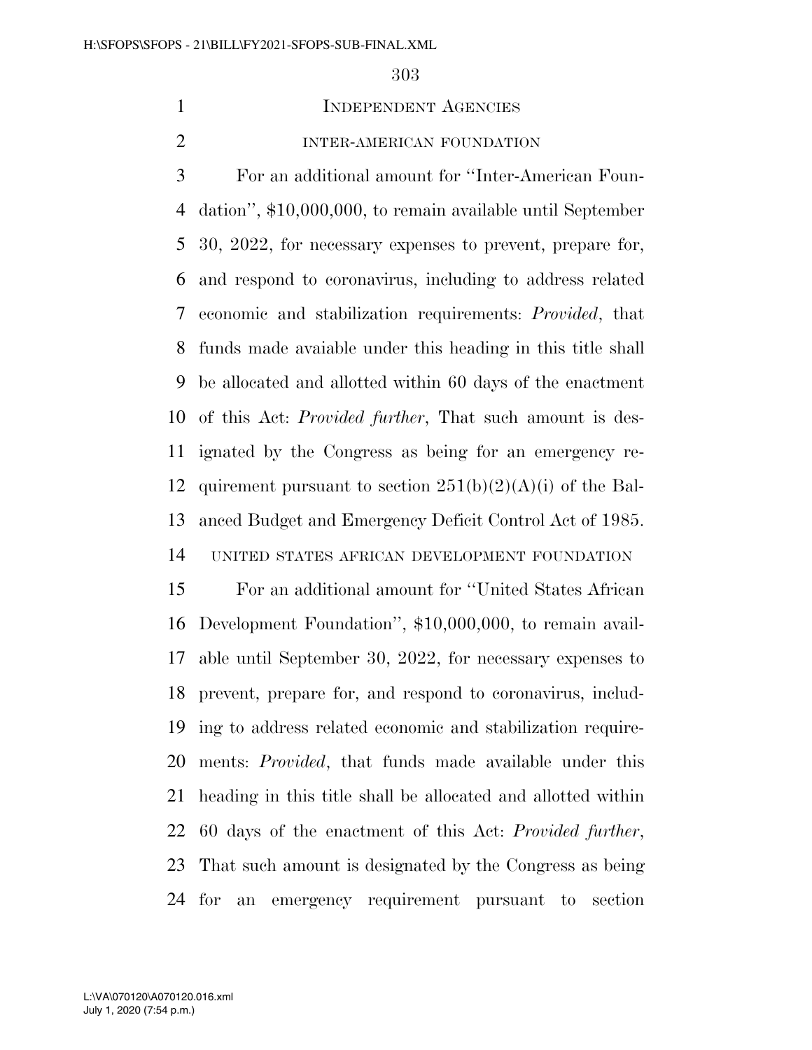## Independent Agencies

### inter-american foundation

For an additional amount for ''Inter-American Foundation'', $10,000,000, to remain available until September 30, 2022, for necessary expenses to prevent, prepare for, and respond to coronavirus, including to address related economic and stabilization requirements: *Provided*, that funds made avaiable under this heading in this title shall be allocated and allotted within 60 days of the enactment of this Act: *Provided further*, That such amount is designated by the Congress as being for an emergency requirement pursuant to section 251(b)(2)(A)(i) of the Balanced Budget and Emergency Deficit Control Act of 1985.

### united states african development foundation

For an additional amount for ''United States African Development Foundation'', $10,000,000, to remain available until September 30, 2022, for necessary expenses to prevent, prepare for, and respond to coronavirus, including to address related economic and stabilization requirements: *Provided*, that funds made available under this heading in this title shall be allocated and allotted within 60 days of the enactment of this Act: *Provided further*, That such amount is designated by the Congress as being for an emergency requirement pursuant to section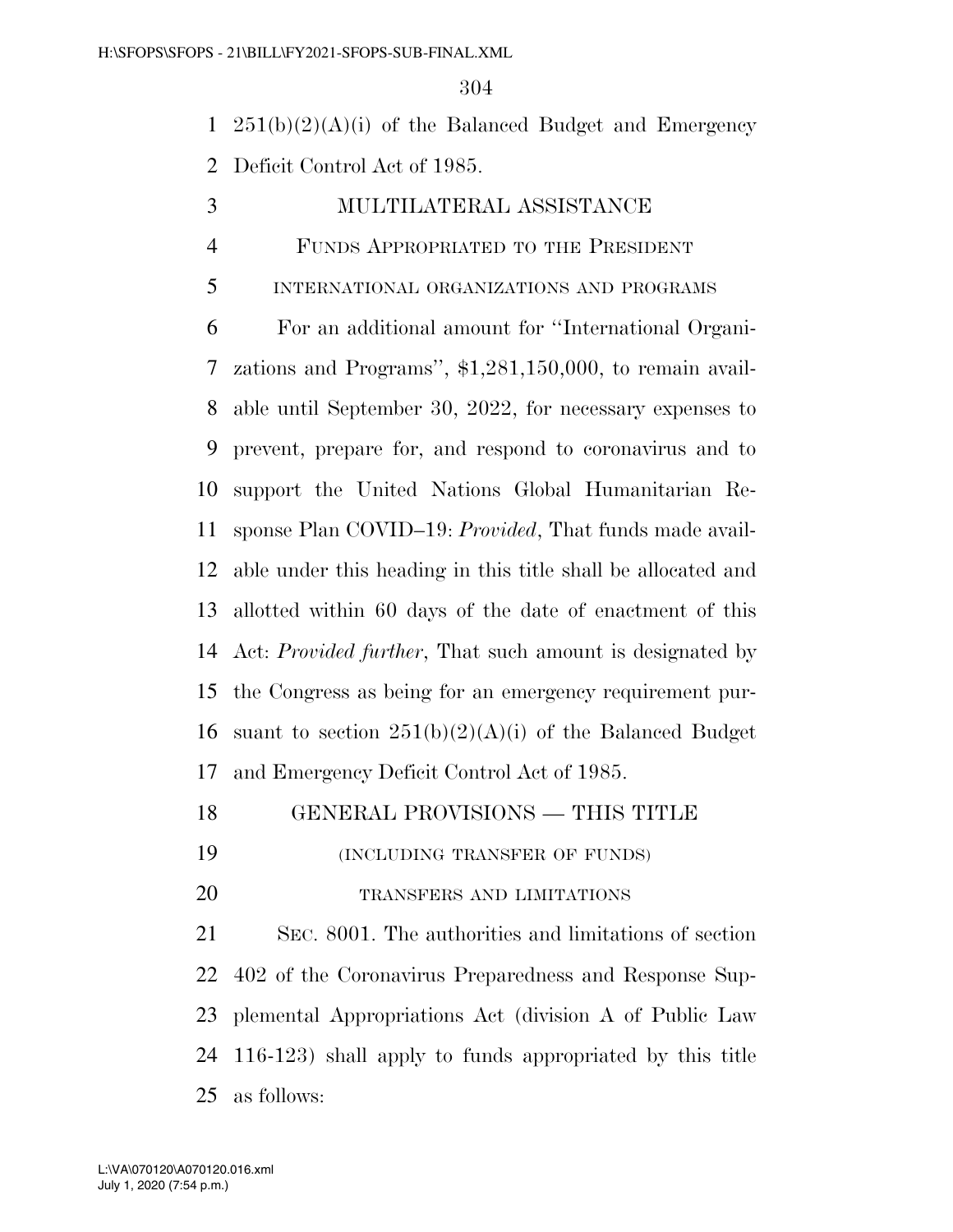251(b)(2)(A)(i) of the Balanced Budget and Emergency Deficit Control Act of 1985.

## MULTILATERAL ASSISTANCE

### FUNDS APPROPRIATED TO THE PRESIDENT

#### INTERNATIONAL ORGANIZATIONS AND PROGRAMS

For an additional amount for ''International Organizations and Programs'', $1,281,150,000, to remain available until September 30, 2022, for necessary expenses to prevent, prepare for, and respond to coronavirus and to support the United Nations Global Humanitarian Response Plan COVID–19: *Provided*, That funds made available under this heading in this title shall be allocated and allotted within 60 days of the date of enactment of this Act: *Provided further*, That such amount is designated by the Congress as being for an emergency requirement pursuant to section 251(b)(2)(A)(i) of the Balanced Budget and Emergency Deficit Control Act of 1985.

## GENERAL PROVISIONS — THIS TITLE

(INCLUDING TRANSFER OF FUNDS)

TRANSFERS AND LIMITATIONS

SEC. 8001. The authorities and limitations of section 402 of the Coronavirus Preparedness and Response Supplemental Appropriations Act (division A of Public Law 116-123) shall apply to funds appropriated by this title as follows: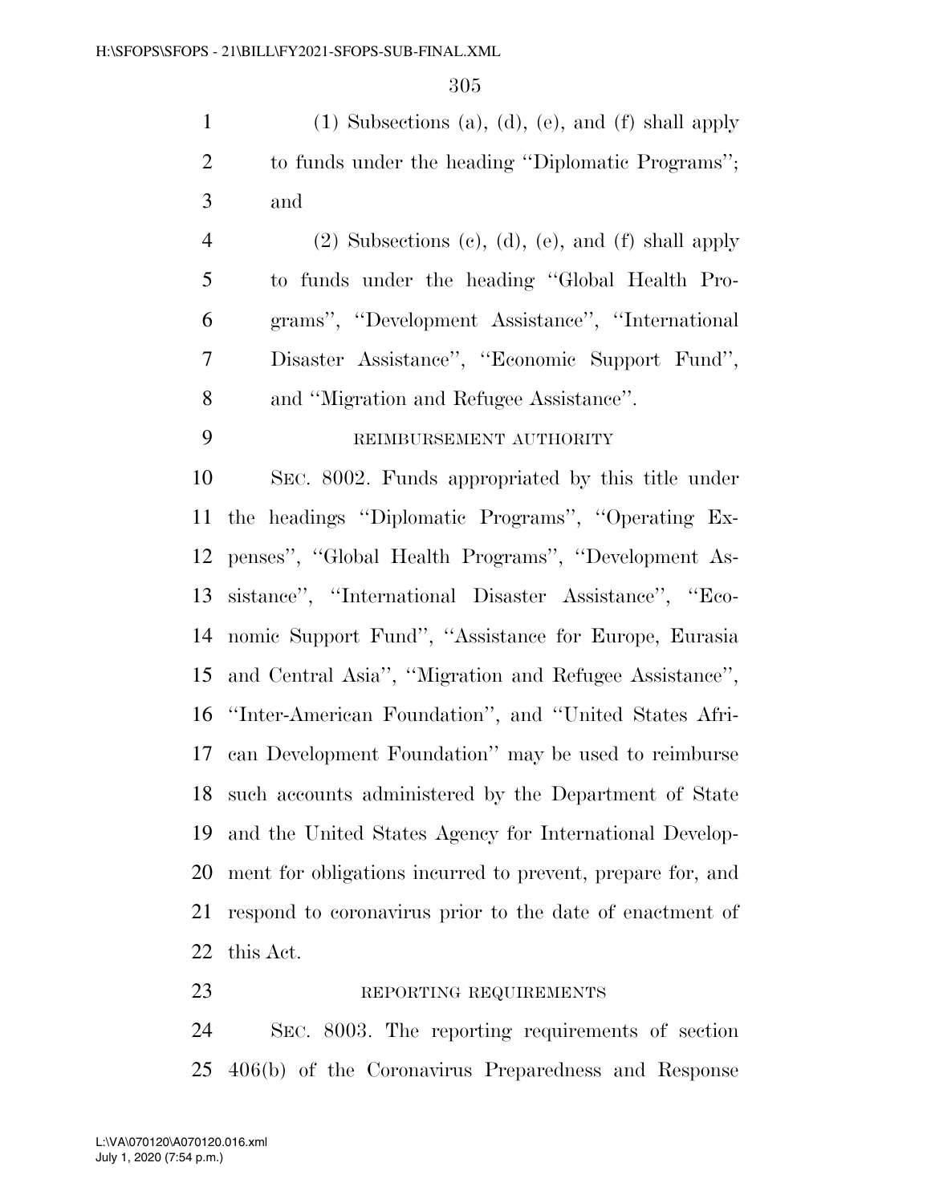(1) Subsections (a), (d), (e), and (f) shall apply to funds under the heading ''Diplomatic Programs''; and

(2) Subsections (c), (d), (e), and (f) shall apply to funds under the heading ''Global Health Programs'', ''Development Assistance'', ''International Disaster Assistance'', ''Economic Support Fund'', and ''Migration and Refugee Assistance''.

REIMBURSEMENT AUTHORITY

SEC. 8002. Funds appropriated by this title under the headings ''Diplomatic Programs'', ''Operating Expenses'', ''Global Health Programs'', ''Development Assistance'', ''International Disaster Assistance'', ''Economic Support Fund'', ''Assistance for Europe, Eurasia and Central Asia'', ''Migration and Refugee Assistance'', ''Inter-American Foundation'', and ''United States African Development Foundation'' may be used to reimburse such accounts administered by the Department of State and the United States Agency for International Development for obligations incurred to prevent, prepare for, and respond to coronavirus prior to the date of enactment of this Act.

REPORTING REQUIREMENTS

SEC. 8003. The reporting requirements of section 406(b) of the Coronavirus Preparedness and Response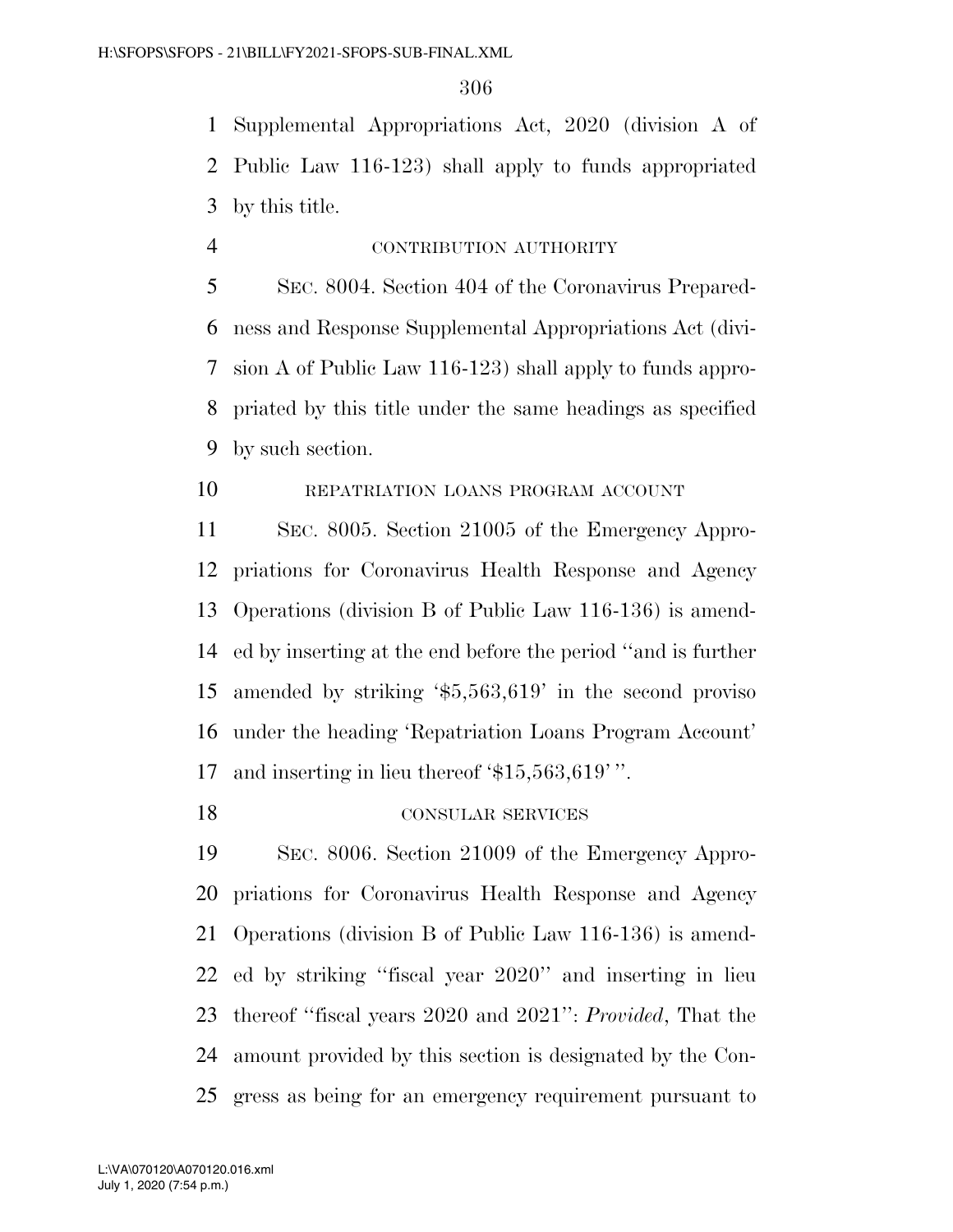Supplemental Appropriations Act, 2020 (division A of Public Law 116-123) shall apply to funds appropriated by this title.

CONTRIBUTION AUTHORITY

SEC. 8004. Section 404 of the Coronavirus Preparedness and Response Supplemental Appropriations Act (division A of Public Law 116-123) shall apply to funds appropriated by this title under the same headings as specified by such section.

REPATRIATION LOANS PROGRAM ACCOUNT

SEC. 8005. Section 21005 of the Emergency Appropriations for Coronavirus Health Response and Agency Operations (division B of Public Law 116-136) is amended by inserting at the end before the period ''and is further amended by striking '$5,563,619' in the second proviso under the heading 'Repatriation Loans Program Account' and inserting in lieu thereof '$15,563,619' ''.

CONSULAR SERVICES

SEC. 8006. Section 21009 of the Emergency Appropriations for Coronavirus Health Response and Agency Operations (division B of Public Law 116-136) is amended by striking ''fiscal year 2020'' and inserting in lieu thereof ''fiscal years 2020 and 2021'': *Provided*, That the amount provided by this section is designated by the Congress as being for an emergency requirement pursuant to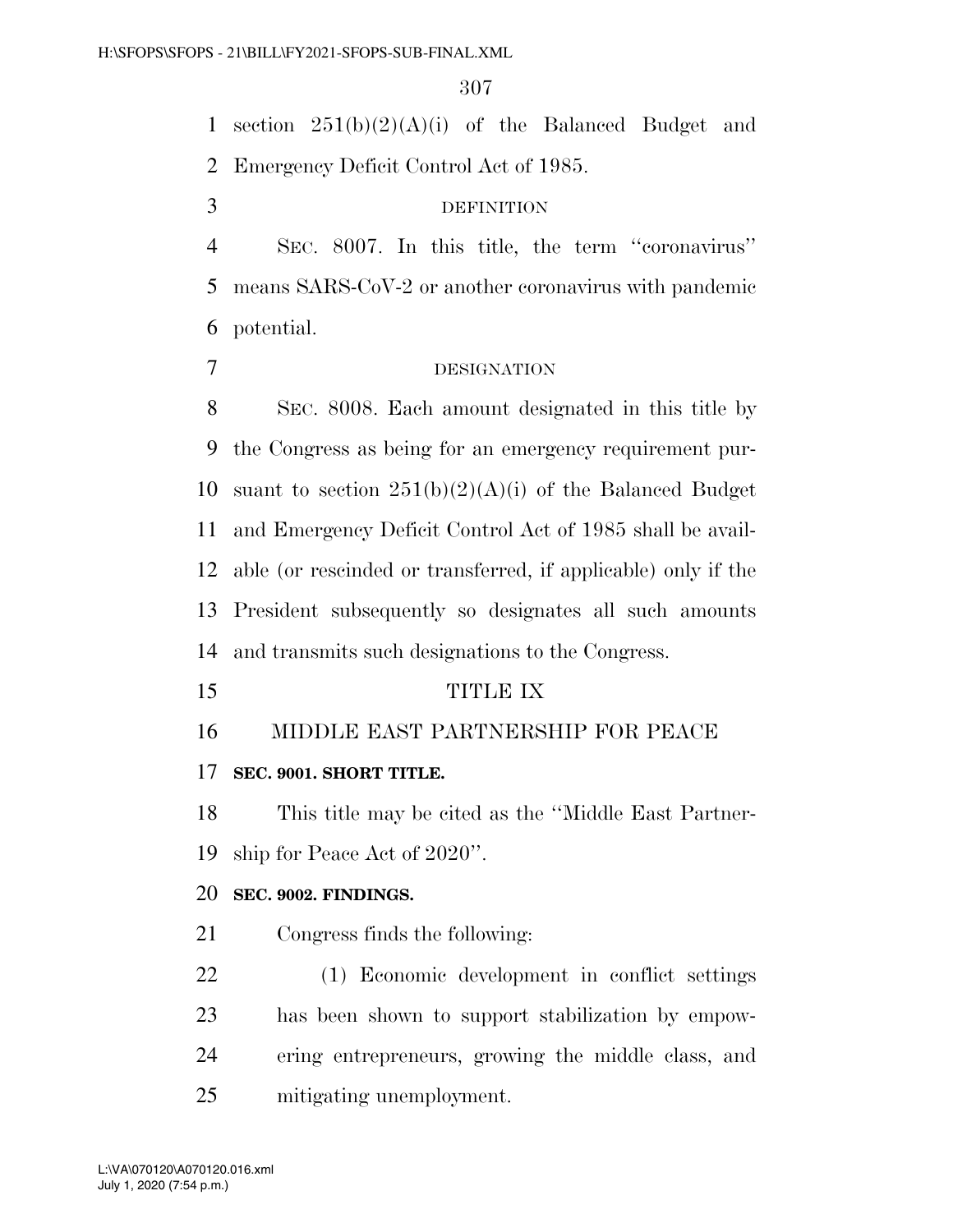section 251(b)(2)(A)(i) of the Balanced Budget and Emergency Deficit Control Act of 1985.

DEFINITION

SEC. 8007. In this title, the term ''coronavirus'' means SARS-CoV-2 or another coronavirus with pandemic potential.

DESIGNATION

SEC. 8008. Each amount designated in this title by the Congress as being for an emergency requirement pursuant to section 251(b)(2)(A)(i) of the Balanced Budget and Emergency Deficit Control Act of 1985 shall be available (or rescinded or transferred, if applicable) only if the President subsequently so designates all such amounts and transmits such designations to the Congress.

# TITLE IX

# MIDDLE EAST PARTNERSHIP FOR PEACE

**SEC. 9001. SHORT TITLE.**

This title may be cited as the ''Middle East Partnership for Peace Act of 2020''.

**SEC. 9002. FINDINGS.**

Congress finds the following:

(1) Economic development in conflict settings has been shown to support stabilization by empowering entrepreneurs, growing the middle class, and mitigating unemployment.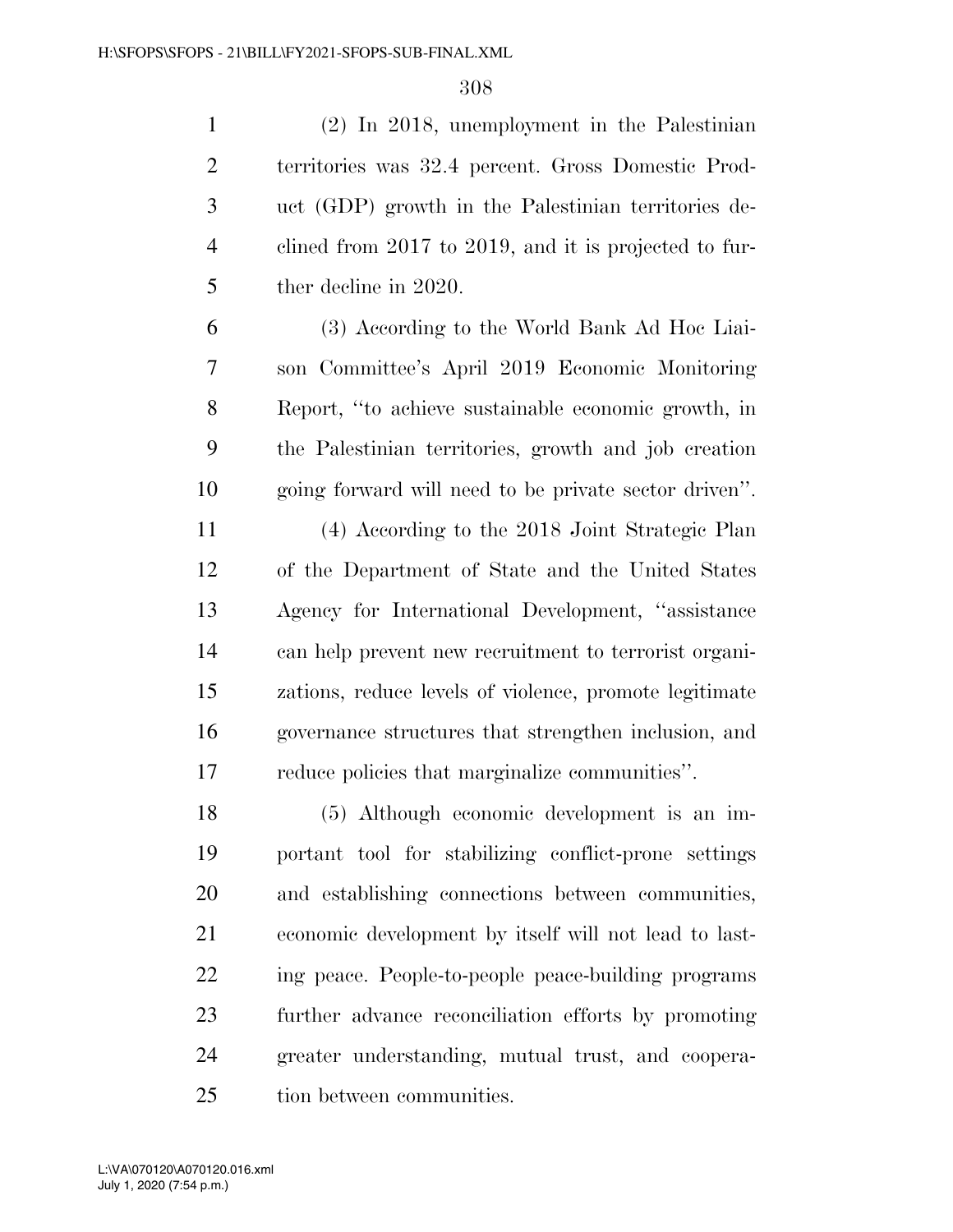(2) In 2018, unemployment in the Palestinian territories was 32.4 percent. Gross Domestic Product (GDP) growth in the Palestinian territories declined from 2017 to 2019, and it is projected to further decline in 2020.

(3) According to the World Bank Ad Hoc Liaison Committee's April 2019 Economic Monitoring Report, "to achieve sustainable economic growth, in the Palestinian territories, growth and job creation going forward will need to be private sector driven".

(4) According to the 2018 Joint Strategic Plan of the Department of State and the United States Agency for International Development, "assistance can help prevent new recruitment to terrorist organizations, reduce levels of violence, promote legitimate governance structures that strengthen inclusion, and reduce policies that marginalize communities".

(5) Although economic development is an important tool for stabilizing conflict-prone settings and establishing connections between communities, economic development by itself will not lead to lasting peace. People-to-people peace-building programs further advance reconciliation efforts by promoting greater understanding, mutual trust, and cooperation between communities.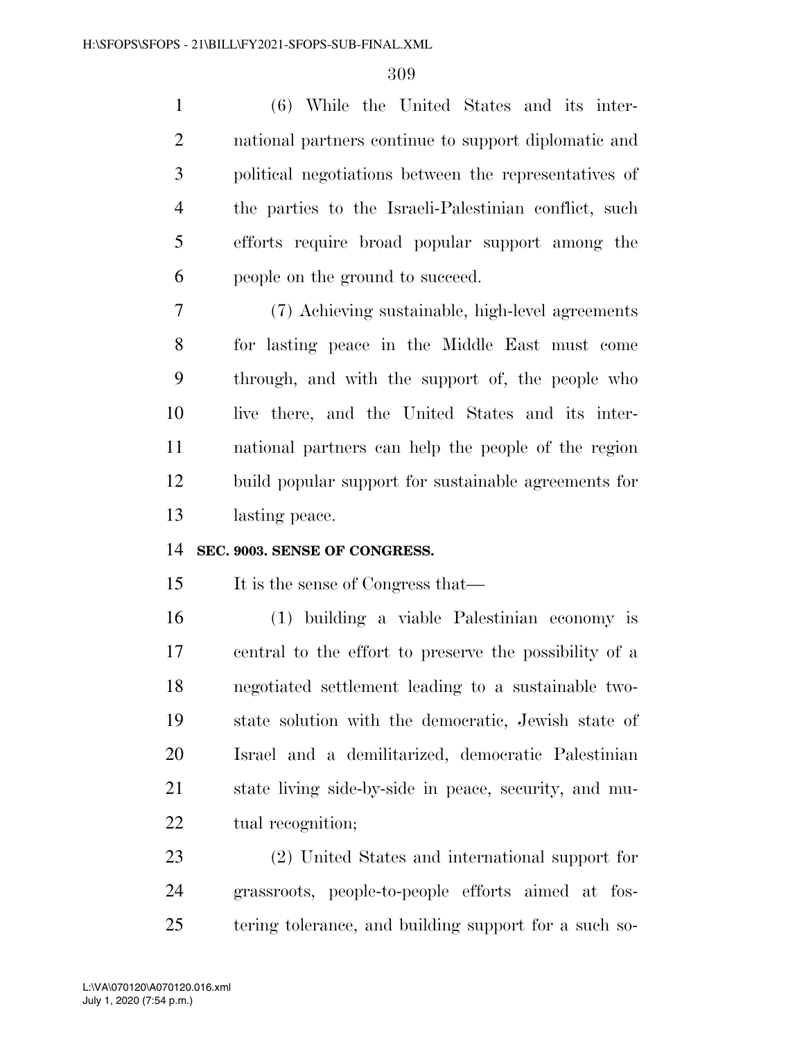(6) While the United States and its international partners continue to support diplomatic and political negotiations between the representatives of the parties to the Israeli-Palestinian conflict, such efforts require broad popular support among the people on the ground to succeed.

(7) Achieving sustainable, high-level agreements for lasting peace in the Middle East must come through, and with the support of, the people who live there, and the United States and its international partners can help the people of the region build popular support for sustainable agreements for lasting peace.

**SEC. 9003. SENSE OF CONGRESS.**

It is the sense of Congress that—

(1) building a viable Palestinian economy is central to the effort to preserve the possibility of a negotiated settlement leading to a sustainable two-state solution with the democratic, Jewish state of Israel and a demilitarized, democratic Palestinian state living side-by-side in peace, security, and mutual recognition;

(2) United States and international support for grassroots, people-to-people efforts aimed at fostering tolerance, and building support for a such so-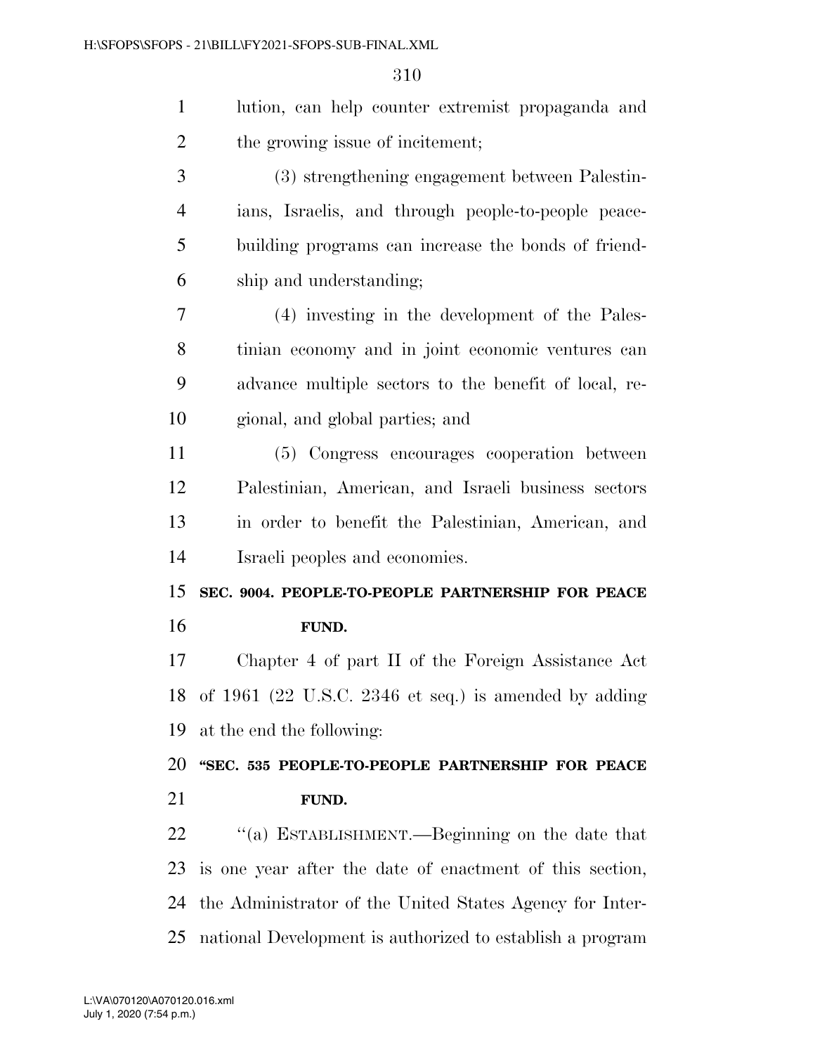lution, can help counter extremist propaganda and the growing issue of incitement;

(3) strengthening engagement between Palestinians, Israelis, and through people-to-people peacebuilding programs can increase the bonds of friendship and understanding;

(4) investing in the development of the Palestinian economy and in joint economic ventures can advance multiple sectors to the benefit of local, regional, and global parties; and

(5) Congress encourages cooperation between Palestinian, American, and Israeli business sectors in order to benefit the Palestinian, American, and Israeli peoples and economies.

**SEC. 9004. PEOPLE-TO-PEOPLE PARTNERSHIP FOR PEACE FUND.**

Chapter 4 of part II of the Foreign Assistance Act of 1961 (22 U.S.C. 2346 et seq.) is amended by adding at the end the following:

**"SEC. 535 PEOPLE-TO-PEOPLE PARTNERSHIP FOR PEACE FUND.**

"(a) ESTABLISHMENT.—Beginning on the date that is one year after the date of enactment of this section, the Administrator of the United States Agency for International Development is authorized to establish a program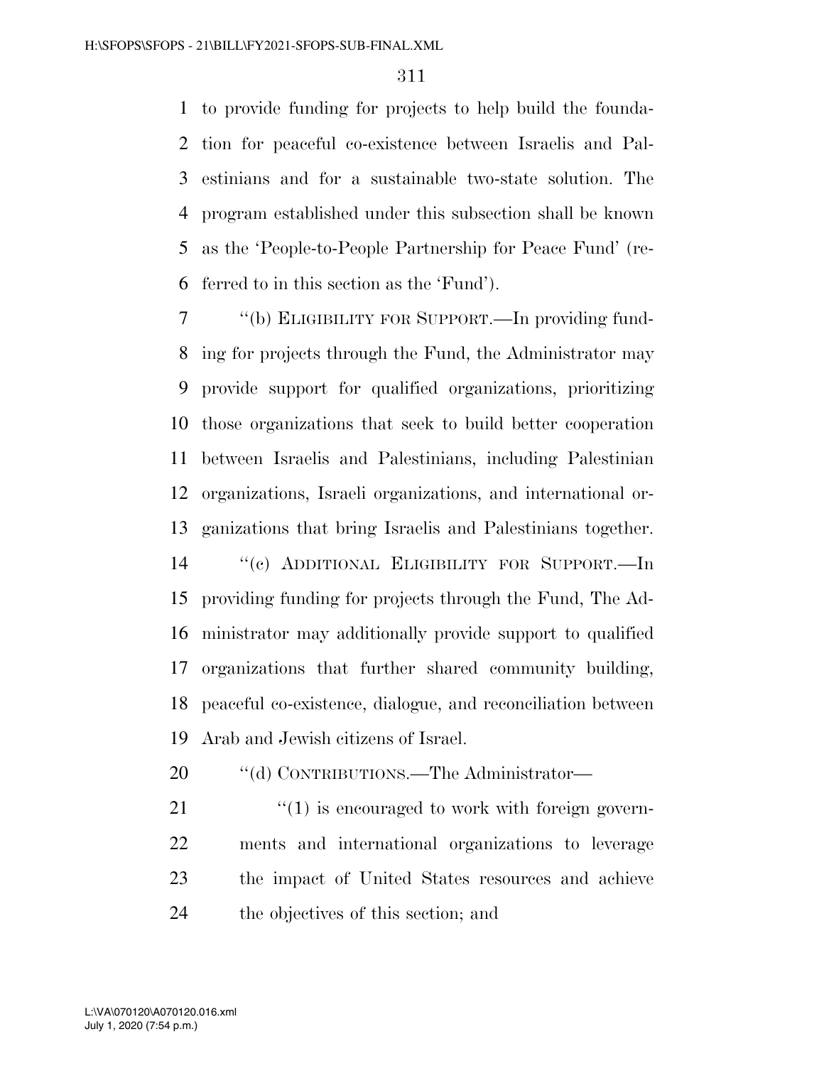to provide funding for projects to help build the foundation for peaceful co-existence between Israelis and Palestinians and for a sustainable two-state solution. The program established under this subsection shall be known as the 'People-to-People Partnership for Peace Fund' (referred to in this section as the 'Fund').

"(b) ELIGIBILITY FOR SUPPORT.—In providing funding for projects through the Fund, the Administrator may provide support for qualified organizations, prioritizing those organizations that seek to build better cooperation between Israelis and Palestinians, including Palestinian organizations, Israeli organizations, and international organizations that bring Israelis and Palestinians together.

"(c) ADDITIONAL ELIGIBILITY FOR SUPPORT.—In providing funding for projects through the Fund, The Administrator may additionally provide support to qualified organizations that further shared community building, peaceful co-existence, dialogue, and reconciliation between Arab and Jewish citizens of Israel.

"(d) CONTRIBUTIONS.—The Administrator—

"(1) is encouraged to work with foreign governments and international organizations to leverage the impact of United States resources and achieve the objectives of this section; and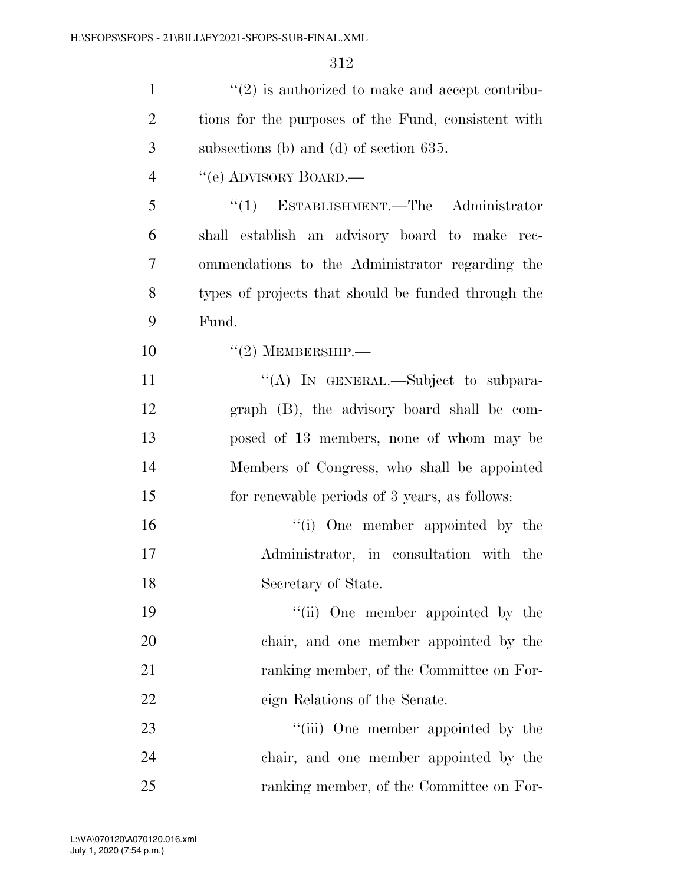''(2) is authorized to make and accept contributions for the purposes of the Fund, consistent with subsections (b) and (d) of section 635.

''(e) ADVISORY BOARD.—

''(1) ESTABLISHMENT.—The Administrator shall establish an advisory board to make recommendations to the Administrator regarding the types of projects that should be funded through the Fund.

''(2) MEMBERSHIP.—

''(A) IN GENERAL.—Subject to subparagraph (B), the advisory board shall be composed of 13 members, none of whom may be Members of Congress, who shall be appointed for renewable periods of 3 years, as follows:

''(i) One member appointed by the Administrator, in consultation with the Secretary of State.

''(ii) One member appointed by the chair, and one member appointed by the ranking member, of the Committee on Foreign Relations of the Senate.

''(iii) One member appointed by the chair, and one member appointed by the ranking member, of the Committee on For-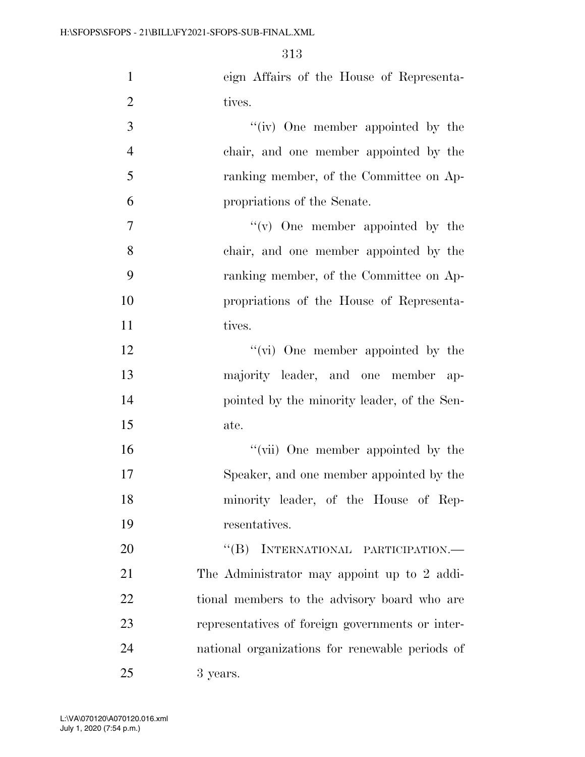eign Affairs of the House of Representatives.

"(iv) One member appointed by the chair, and one member appointed by the ranking member, of the Committee on Appropriations of the Senate.

"(v) One member appointed by the chair, and one member appointed by the ranking member, of the Committee on Appropriations of the House of Representatives.

"(vi) One member appointed by the majority leader, and one member appointed by the minority leader, of the Senate.

"(vii) One member appointed by the Speaker, and one member appointed by the minority leader, of the House of Representatives.

"(B) INTERNATIONAL PARTICIPATION.—The Administrator may appoint up to 2 additional members to the advisory board who are representatives of foreign governments or international organizations for renewable periods of 3 years.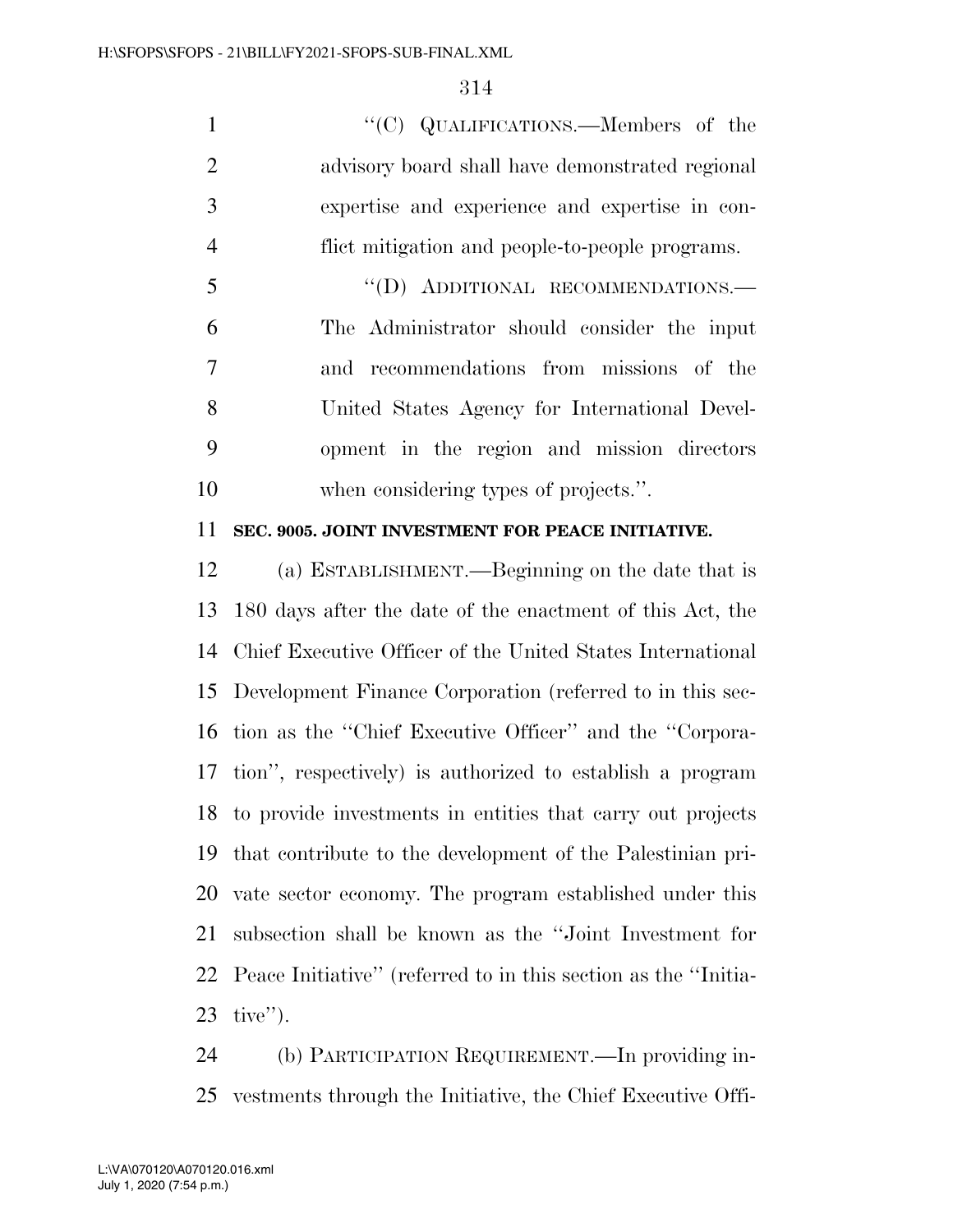"(C) QUALIFICATIONS.—Members of the advisory board shall have demonstrated regional expertise and experience and expertise in conflict mitigation and people-to-people programs.

"(D) ADDITIONAL RECOMMENDATIONS.—The Administrator should consider the input and recommendations from missions of the United States Agency for International Development in the region and mission directors when considering types of projects.".

**SEC. 9005. JOINT INVESTMENT FOR PEACE INITIATIVE.**

(a) ESTABLISHMENT.—Beginning on the date that is 180 days after the date of the enactment of this Act, the Chief Executive Officer of the United States International Development Finance Corporation (referred to in this section as the "Chief Executive Officer" and the "Corporation", respectively) is authorized to establish a program to provide investments in entities that carry out projects that contribute to the development of the Palestinian private sector economy. The program established under this subsection shall be known as the "Joint Investment for Peace Initiative" (referred to in this section as the "Initiative").

(b) PARTICIPATION REQUIREMENT.—In providing investments through the Initiative, the Chief Executive Offi-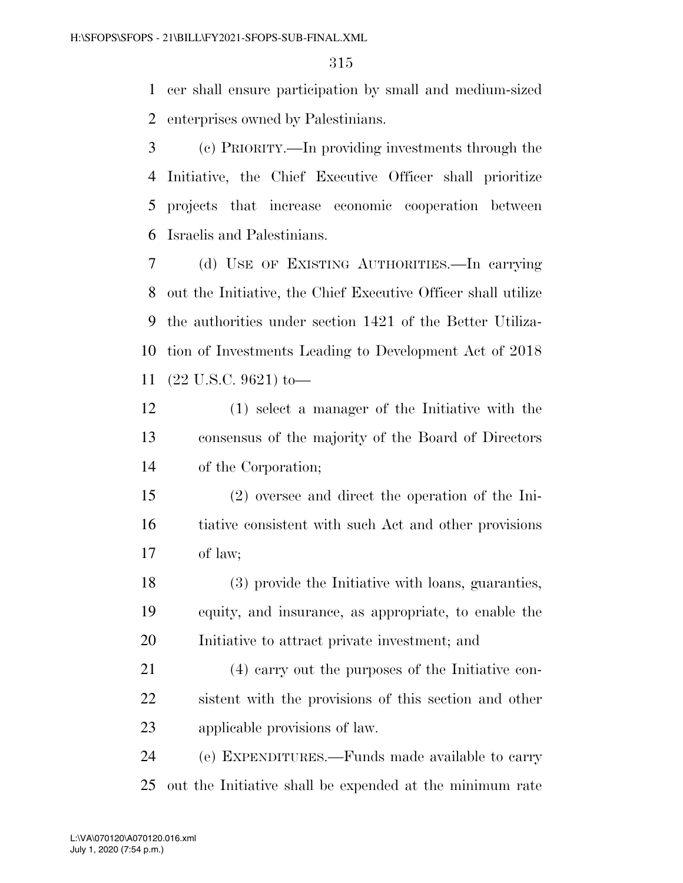cer shall ensure participation by small and medium-sized enterprises owned by Palestinians.

(c) PRIORITY.—In providing investments through the Initiative, the Chief Executive Officer shall prioritize projects that increase economic cooperation between Israelis and Palestinians.

(d) USE OF EXISTING AUTHORITIES.—In carrying out the Initiative, the Chief Executive Officer shall utilize the authorities under section 1421 of the Better Utilization of Investments Leading to Development Act of 2018 (22 U.S.C. 9621) to—

(1) select a manager of the Initiative with the consensus of the majority of the Board of Directors of the Corporation;

(2) oversee and direct the operation of the Initiative consistent with such Act and other provisions of law;

(3) provide the Initiative with loans, guaranties, equity, and insurance, as appropriate, to enable the Initiative to attract private investment; and

(4) carry out the purposes of the Initiative consistent with the provisions of this section and other applicable provisions of law.

(e) EXPENDITURES.—Funds made available to carry out the Initiative shall be expended at the minimum rate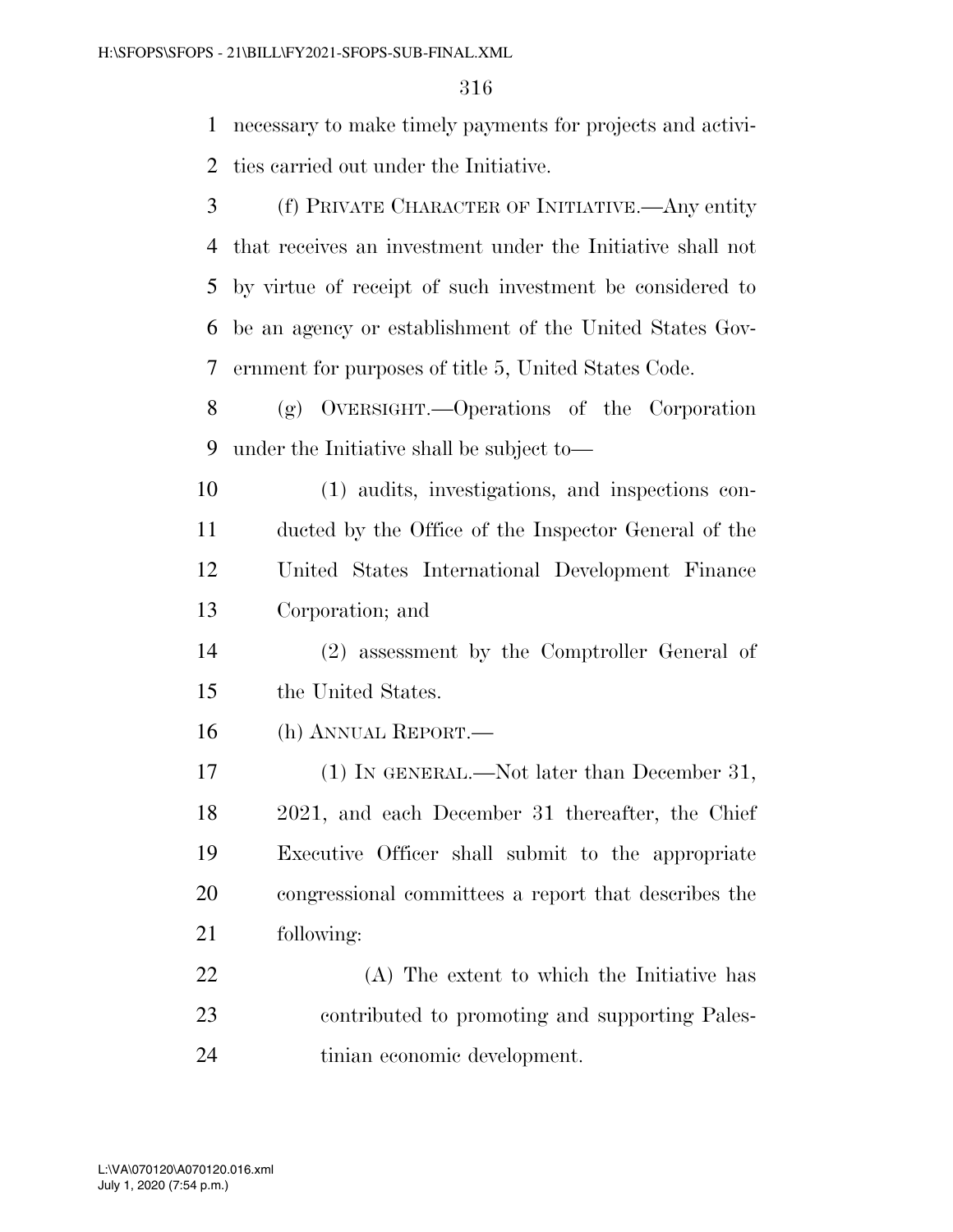necessary to make timely payments for projects and activities carried out under the Initiative.

(f) PRIVATE CHARACTER OF INITIATIVE.—Any entity that receives an investment under the Initiative shall not by virtue of receipt of such investment be considered to be an agency or establishment of the United States Government for purposes of title 5, United States Code.

(g) OVERSIGHT.—Operations of the Corporation under the Initiative shall be subject to—

(1) audits, investigations, and inspections conducted by the Office of the Inspector General of the United States International Development Finance Corporation; and

(2) assessment by the Comptroller General of the United States.

(h) ANNUAL REPORT.—

(1) IN GENERAL.—Not later than December 31, 2021, and each December 31 thereafter, the Chief Executive Officer shall submit to the appropriate congressional committees a report that describes the following:

(A) The extent to which the Initiative has contributed to promoting and supporting Palestinian economic development.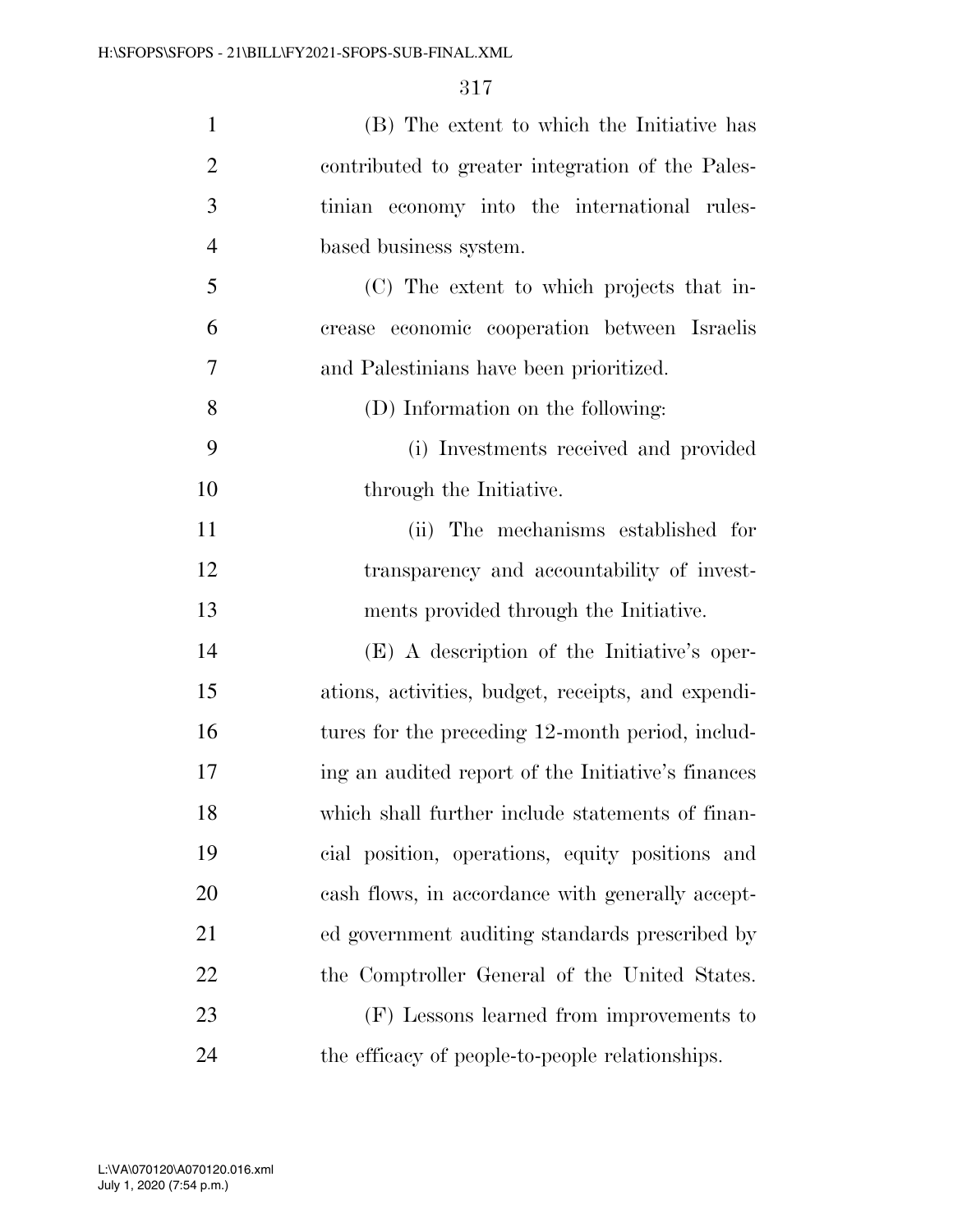(B) The extent to which the Initiative has contributed to greater integration of the Palestinian economy into the international rules-based business system.

(C) The extent to which projects that increase economic cooperation between Israelis and Palestinians have been prioritized.

(D) Information on the following:

(i) Investments received and provided through the Initiative.

(ii) The mechanisms established for transparency and accountability of investments provided through the Initiative.

(E) A description of the Initiative's operations, activities, budget, receipts, and expenditures for the preceding 12-month period, including an audited report of the Initiative's finances which shall further include statements of financial position, operations, equity positions and cash flows, in accordance with generally accepted government auditing standards prescribed by the Comptroller General of the United States.

(F) Lessons learned from improvements to the efficacy of people-to-people relationships.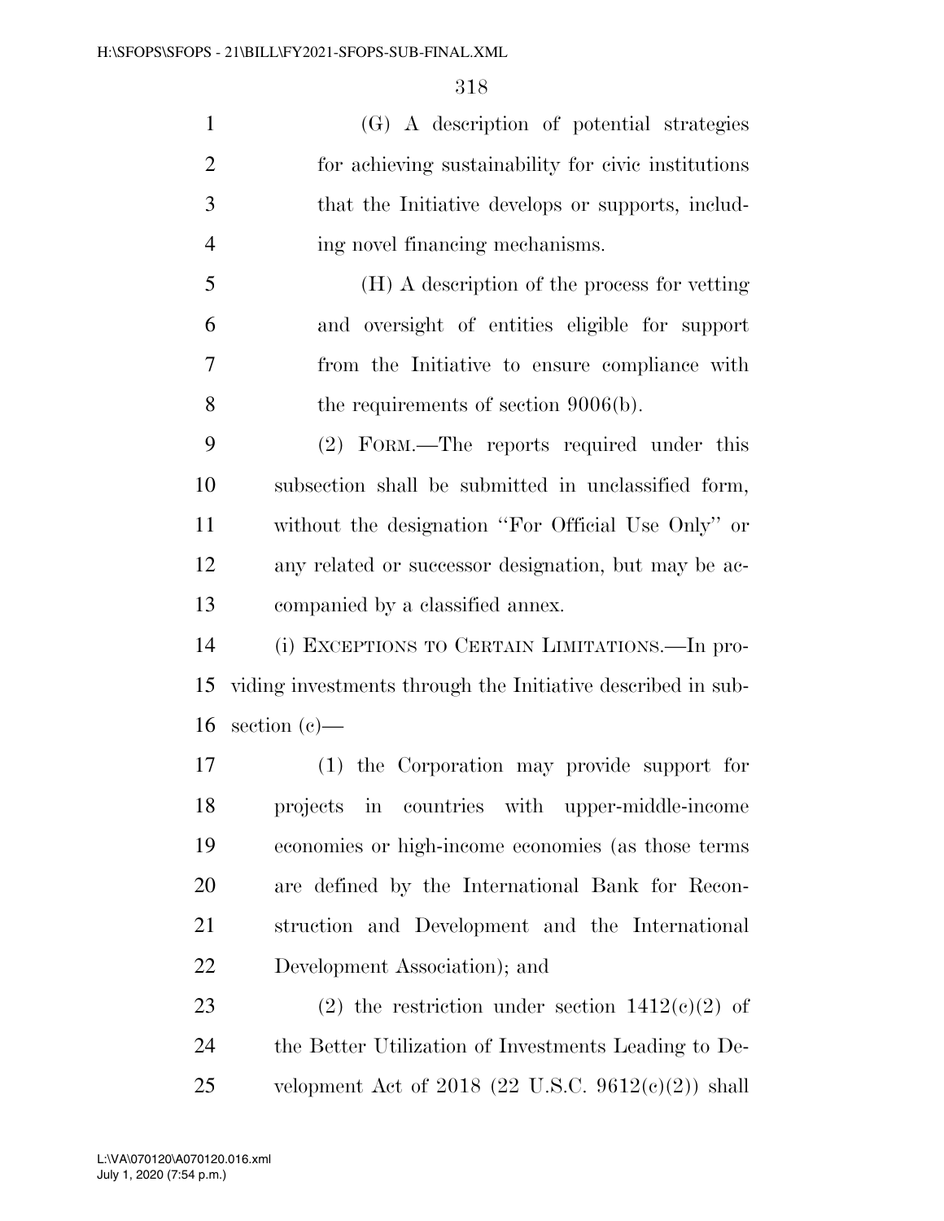(G) A description of potential strategies for achieving sustainability for civic institutions that the Initiative develops or supports, including novel financing mechanisms.

(H) A description of the process for vetting and oversight of entities eligible for support from the Initiative to ensure compliance with the requirements of section 9006(b).

(2) FORM.—The reports required under this subsection shall be submitted in unclassified form, without the designation ''For Official Use Only'' or any related or successor designation, but may be accompanied by a classified annex.

(i) EXCEPTIONS TO CERTAIN LIMITATIONS.—In providing investments through the Initiative described in subsection (c)—

(1) the Corporation may provide support for projects in countries with upper-middle-income economies or high-income economies (as those terms are defined by the International Bank for Reconstruction and Development and the International Development Association); and

(2) the restriction under section 1412(c)(2) of the Better Utilization of Investments Leading to Development Act of 2018 (22 U.S.C. 9612(c)(2)) shall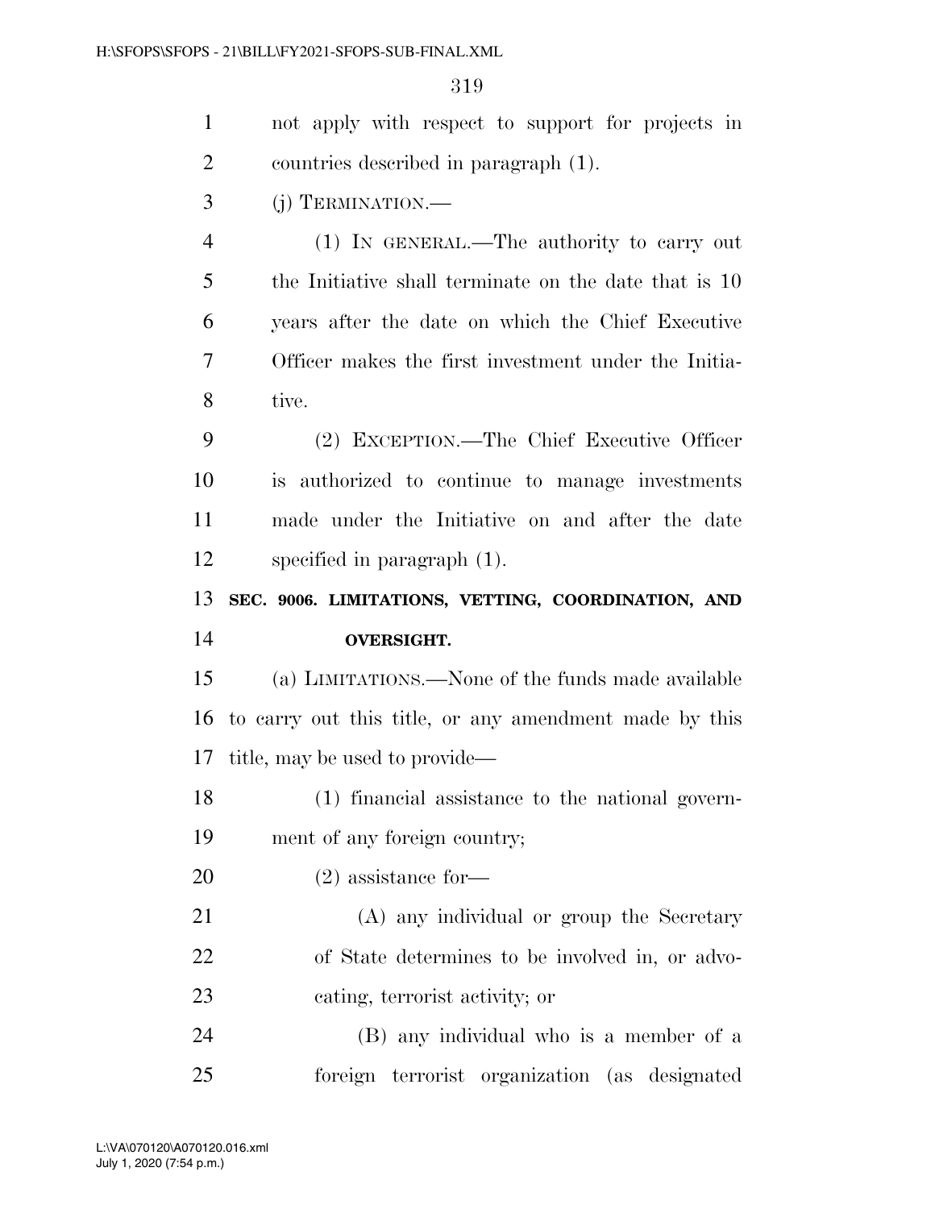not apply with respect to support for projects in countries described in paragraph (1).

(j) TERMINATION.—

(1) IN GENERAL.—The authority to carry out the Initiative shall terminate on the date that is 10 years after the date on which the Chief Executive Officer makes the first investment under the Initiative.

(2) EXCEPTION.—The Chief Executive Officer is authorized to continue to manage investments made under the Initiative on and after the date specified in paragraph (1).

## SEC. 9006. LIMITATIONS, VETTING, COORDINATION, AND OVERSIGHT.

(a) LIMITATIONS.—None of the funds made available to carry out this title, or any amendment made by this title, may be used to provide—

(1) financial assistance to the national government of any foreign country;

(2) assistance for—

(A) any individual or group the Secretary of State determines to be involved in, or advocating, terrorist activity; or

(B) any individual who is a member of a foreign terrorist organization (as designated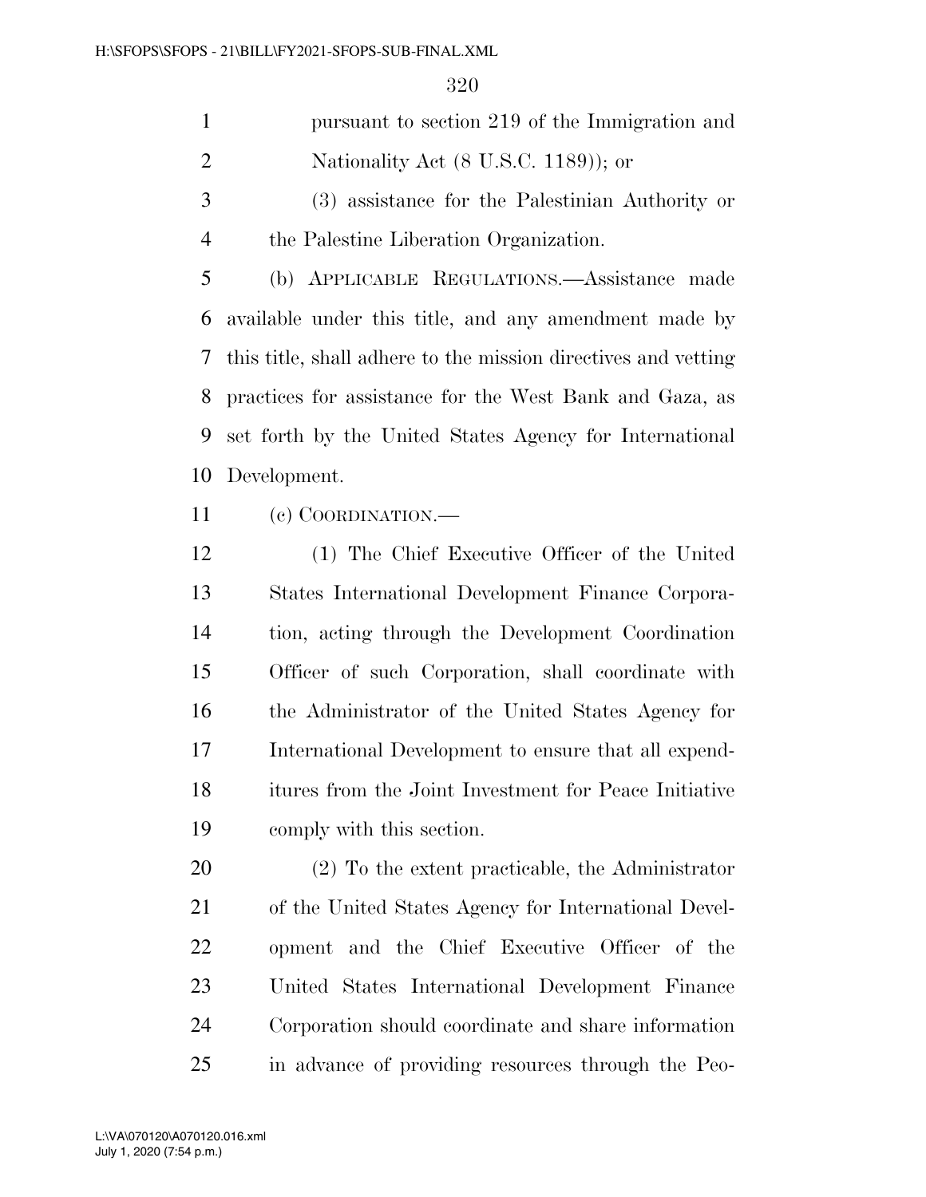pursuant to section 219 of the Immigration and Nationality Act (8 U.S.C. 1189)); or

(3) assistance for the Palestinian Authority or the Palestine Liberation Organization.

(b) APPLICABLE REGULATIONS.—Assistance made available under this title, and any amendment made by this title, shall adhere to the mission directives and vetting practices for assistance for the West Bank and Gaza, as set forth by the United States Agency for International Development.

(c) COORDINATION.—

(1) The Chief Executive Officer of the United States International Development Finance Corporation, acting through the Development Coordination Officer of such Corporation, shall coordinate with the Administrator of the United States Agency for International Development to ensure that all expenditures from the Joint Investment for Peace Initiative comply with this section.

(2) To the extent practicable, the Administrator of the United States Agency for International Development and the Chief Executive Officer of the United States International Development Finance Corporation should coordinate and share information in advance of providing resources through the Peo-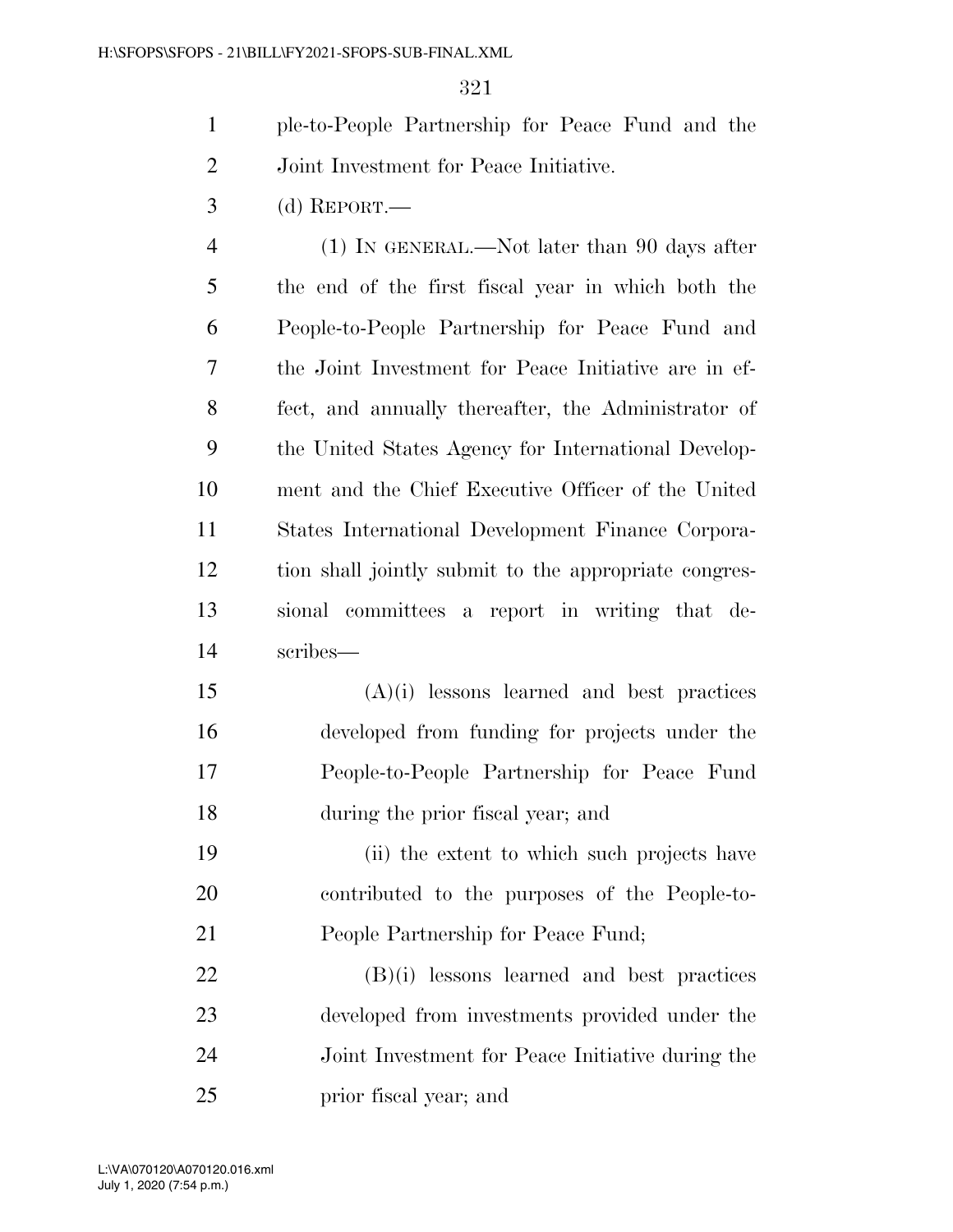ple-to-People Partnership for Peace Fund and the Joint Investment for Peace Initiative.

(d) REPORT.—

(1) IN GENERAL.—Not later than 90 days after the end of the first fiscal year in which both the People-to-People Partnership for Peace Fund and the Joint Investment for Peace Initiative are in effect, and annually thereafter, the Administrator of the United States Agency for International Development and the Chief Executive Officer of the United States International Development Finance Corporation shall jointly submit to the appropriate congressional committees a report in writing that describes—

(A)(i) lessons learned and best practices developed from funding for projects under the People-to-People Partnership for Peace Fund during the prior fiscal year; and

(ii) the extent to which such projects have contributed to the purposes of the People-to-People Partnership for Peace Fund;

(B)(i) lessons learned and best practices developed from investments provided under the Joint Investment for Peace Initiative during the prior fiscal year; and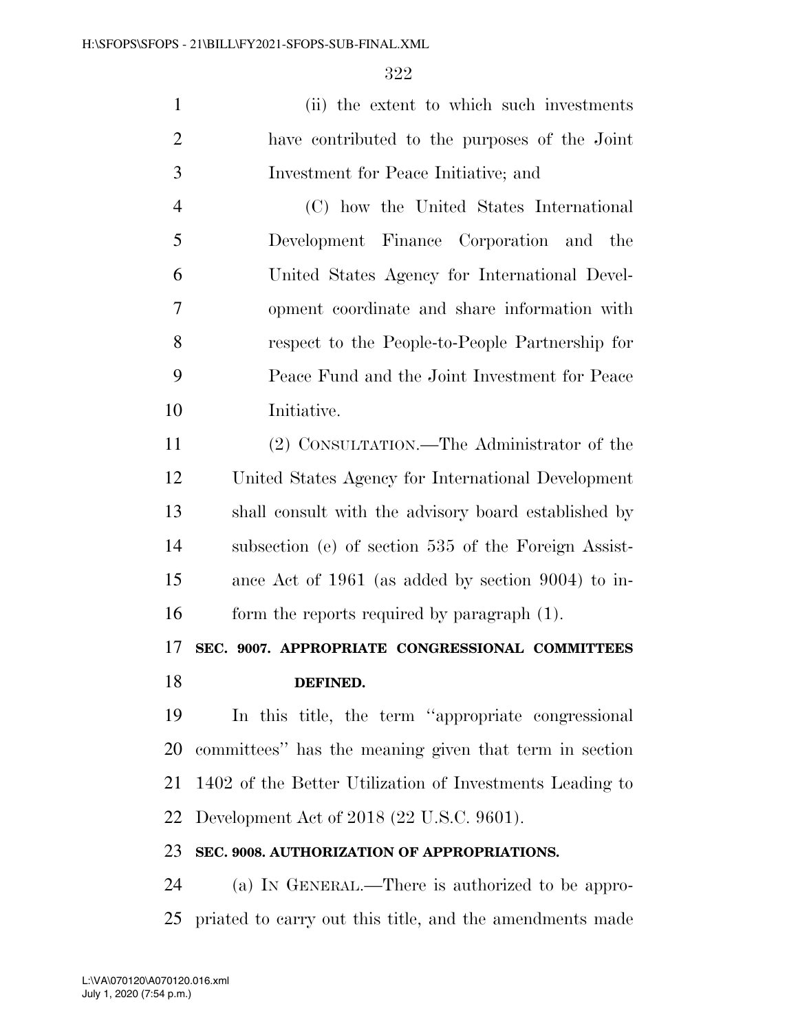(ii) the extent to which such investments have contributed to the purposes of the Joint Investment for Peace Initiative; and

(C) how the United States International Development Finance Corporation and the United States Agency for International Development coordinate and share information with respect to the People-to-People Partnership for Peace Fund and the Joint Investment for Peace Initiative.

(2) CONSULTATION.—The Administrator of the United States Agency for International Development shall consult with the advisory board established by subsection (e) of section 535 of the Foreign Assistance Act of 1961 (as added by section 9004) to inform the reports required by paragraph (1).

**SEC. 9007. APPROPRIATE CONGRESSIONAL COMMITTEES DEFINED.**

In this title, the term ''appropriate congressional committees'' has the meaning given that term in section 1402 of the Better Utilization of Investments Leading to Development Act of 2018 (22 U.S.C. 9601).

**SEC. 9008. AUTHORIZATION OF APPROPRIATIONS.**

(a) IN GENERAL.—There is authorized to be appropriated to carry out this title, and the amendments made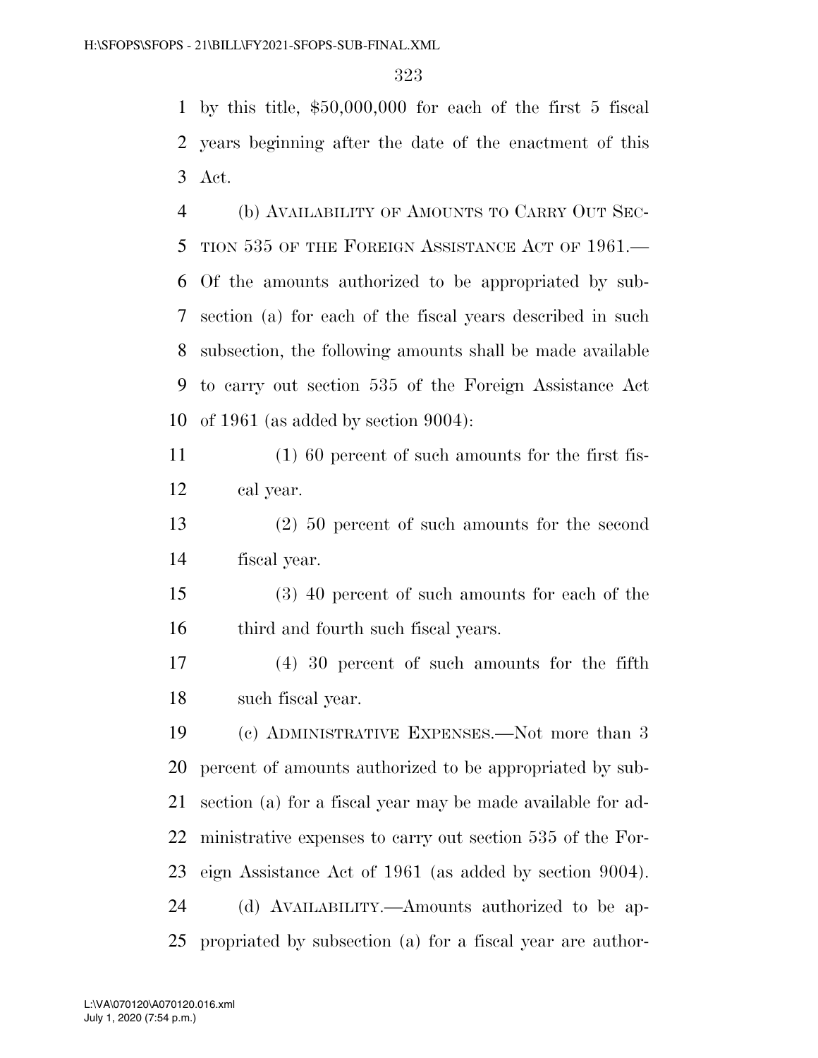by this title, $50,000,000 for each of the first 5 fiscal years beginning after the date of the enactment of this Act.

(b) AVAILABILITY OF AMOUNTS TO CARRY OUT SECTION 535 OF THE FOREIGN ASSISTANCE ACT OF 1961.—Of the amounts authorized to be appropriated by subsection (a) for each of the fiscal years described in such subsection, the following amounts shall be made available to carry out section 535 of the Foreign Assistance Act of 1961 (as added by section 9004):

(1) 60 percent of such amounts for the first fiscal year.

(2) 50 percent of such amounts for the second fiscal year.

(3) 40 percent of such amounts for each of the third and fourth such fiscal years.

(4) 30 percent of such amounts for the fifth such fiscal year.

(c) ADMINISTRATIVE EXPENSES.—Not more than 3 percent of amounts authorized to be appropriated by subsection (a) for a fiscal year may be made available for administrative expenses to carry out section 535 of the Foreign Assistance Act of 1961 (as added by section 9004).

(d) AVAILABILITY.—Amounts authorized to be appropriated by subsection (a) for a fiscal year are author-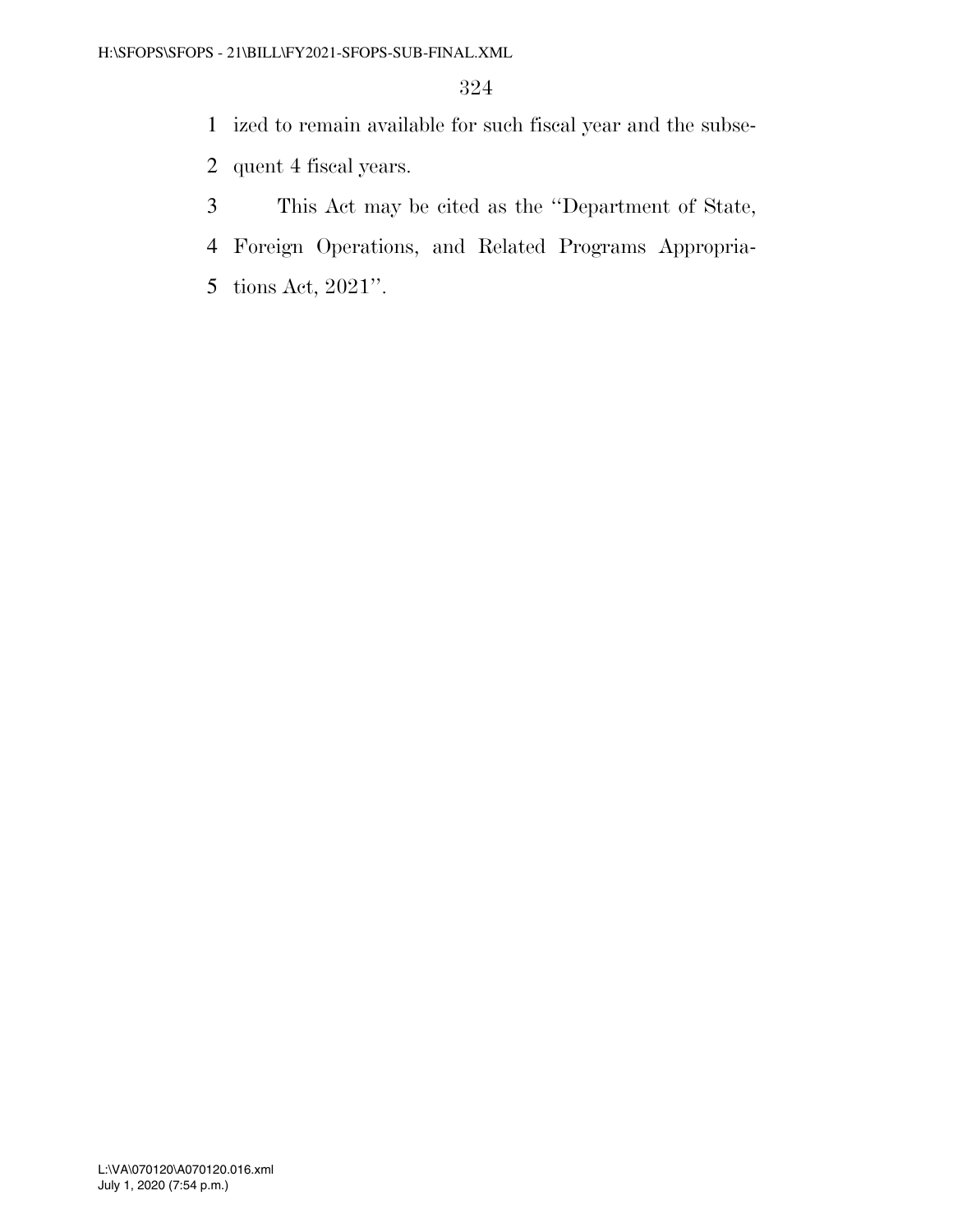ized to remain available for such fiscal year and the subsequent 4 fiscal years.

This Act may be cited as the "Department of State, Foreign Operations, and Related Programs Appropriations Act, 2021".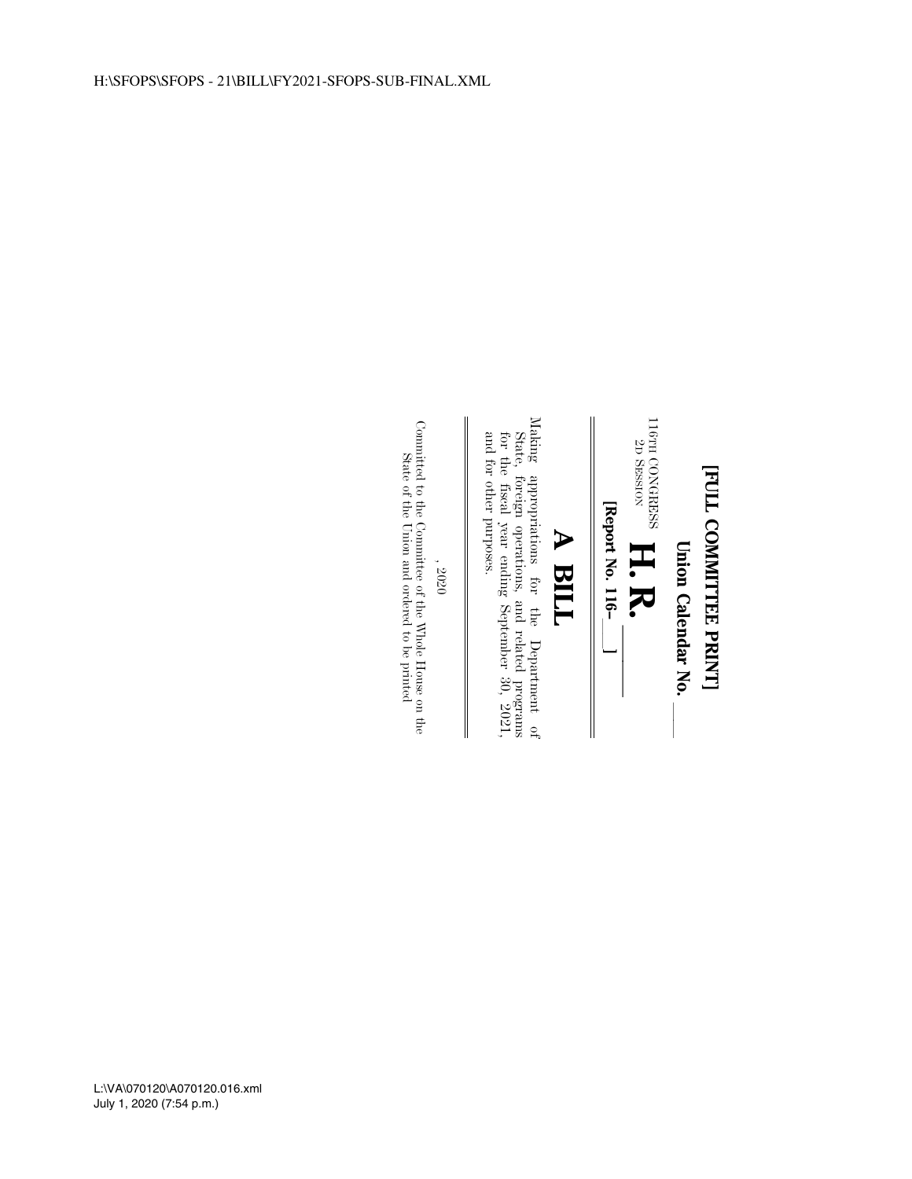Union Calendar No. ____

116TH CONGRESS
2D SESSION

# H. R. ______

[Report No. 116– __ ]

[FULL COMMITTEE PRINT]

# A BILL

Making appropriations for the Department of State, foreign operations, and related programs for the fiscal year ending September 30, 2021, and for other purposes.

, 2020

Committed to the Committee of the Whole House on the State of the Union and ordered to be printed